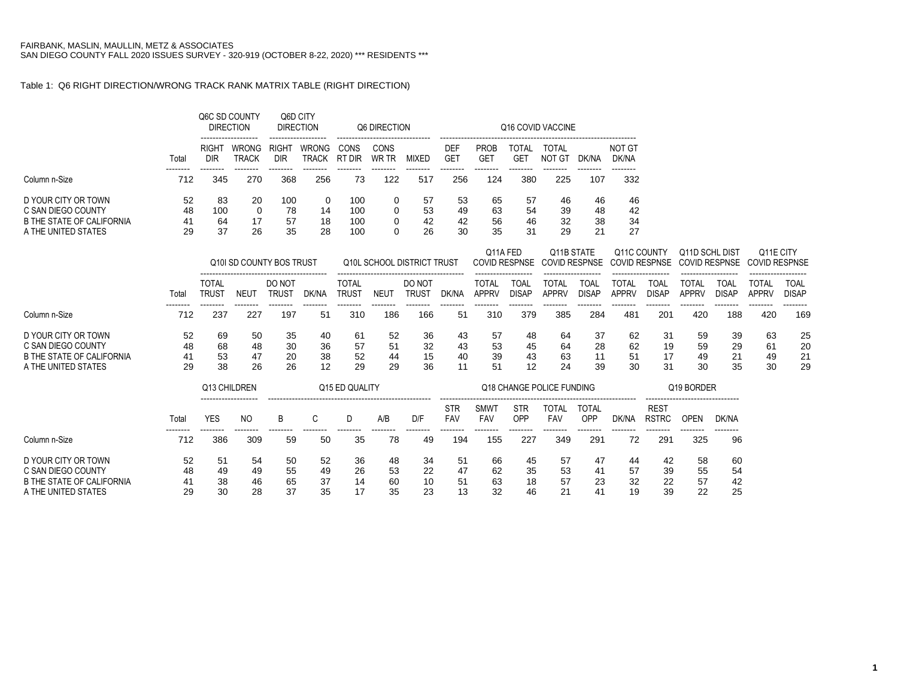FAIRBANK, MASLIN, MAULLIN, METZ & ASSOCIATES
SAN DIEGO COUNTY FALL 2020 ISSUES SURVEY - 320-919 (OCTOBER 8-22, 2020) *** RESIDENTS ***

Table 1: Q6 RIGHT DIRECTION/WRONG TRACK RANK MATRIX TABLE (RIGHT DIRECTION)

| | | Q6C SD COUNTY DIRECTION | | Q6D CITY DIRECTION | | Q6 DIRECTION | | | Q16 COVID VACCINE | | | | | |
|---|---|---|---|---|---|---|---|---|---|---|---|---|---|---|
| | Total | RIGHT DIR | WRONG TRACK | RIGHT DIR | WRONG TRACK | CONS RT DIR | CONS WR TR | MIXED | DEF GET | PROB GET | TOTAL GET | TOTAL NOT GT | DK/NA | NOT GT DK/NA |
| Column n-Size | 712 | 345 | 270 | 368 | 256 | 73 | 122 | 517 | 256 | 124 | 380 | 225 | 107 | 332 |
| D YOUR CITY OR TOWN | 52 | 83 | 20 | 100 | 0 | 100 | 0 | 57 | 53 | 65 | 57 | 46 | 46 | 46 |
| C SAN DIEGO COUNTY | 48 | 100 | 0 | 78 | 14 | 100 | 0 | 53 | 49 | 63 | 54 | 39 | 48 | 42 |
| B THE STATE OF CALIFORNIA | 41 | 64 | 17 | 57 | 18 | 100 | 0 | 42 | 42 | 56 | 46 | 32 | 38 | 34 |
| A THE UNITED STATES | 29 | 37 | 26 | 35 | 28 | 100 | 0 | 26 | 30 | 35 | 31 | 29 | 21 | 27 |

| | | Q10I SD COUNTY BOS TRUST | | | | Q10L SCHOOL DISTRICT TRUST | | | | Q11A FED COVID RESPNSE | | Q11B STATE COVID RESPNSE | | Q11C COUNTY COVID RESPNSE | | Q11D SCHL DIST COVID RESPNSE | | Q11E CITY COVID RESPNSE | |
|---|---|---|---|---|---|---|---|---|---|---|---|---|---|---|---|---|---|---|---|
| | Total | TOTAL TRUST | NEUT | DO NOT TRUST | DK/NA | TOTAL TRUST | NEUT | DO NOT TRUST | DK/NA | TOTAL APPRV | TOAL DISAP | TOTAL APPRV | TOAL DISAP | TOTAL APPRV | TOAL DISAP | TOTAL APPRV | TOAL DISAP | TOTAL APPRV | TOAL DISAP |
| Column n-Size | 712 | 237 | 227 | 197 | 51 | 310 | 186 | 166 | 51 | 310 | 379 | 385 | 284 | 481 | 201 | 420 | 188 | 420 | 169 |
| D YOUR CITY OR TOWN | 52 | 69 | 50 | 35 | 40 | 61 | 52 | 36 | 43 | 57 | 48 | 64 | 37 | 62 | 31 | 59 | 39 | 63 | 25 |
| C SAN DIEGO COUNTY | 48 | 68 | 48 | 30 | 36 | 57 | 51 | 32 | 43 | 53 | 45 | 64 | 28 | 62 | 19 | 59 | 29 | 61 | 20 |
| B THE STATE OF CALIFORNIA | 41 | 53 | 47 | 20 | 38 | 52 | 44 | 15 | 40 | 39 | 43 | 63 | 11 | 51 | 17 | 49 | 21 | 49 | 21 |
| A THE UNITED STATES | 29 | 38 | 26 | 26 | 12 | 29 | 29 | 36 | 11 | 51 | 12 | 24 | 39 | 30 | 31 | 30 | 35 | 30 | 29 |

| | | Q13 CHILDREN | | Q15 ED QUALITY | | | | | Q18 CHANGE POLICE FUNDING | | | | | | Q19 BORDER | | |
|---|---|---|---|---|---|---|---|---|---|---|---|---|---|---|---|---|---|
| | Total | YES | NO | B | C | D | A/B | D/F | STR FAV | SMWT FAV | STR OPP | TOTAL FAV | TOTAL OPP | DK/NA | REST RSTRC | OPEN | DK/NA |
| Column n-Size | 712 | 386 | 309 | 59 | 50 | 35 | 78 | 49 | 194 | 155 | 227 | 349 | 291 | 72 | 291 | 325 | 96 |
| D YOUR CITY OR TOWN | 52 | 51 | 54 | 50 | 52 | 36 | 48 | 34 | 51 | 66 | 45 | 57 | 47 | 44 | 42 | 58 | 60 |
| C SAN DIEGO COUNTY | 48 | 49 | 49 | 55 | 49 | 26 | 53 | 22 | 47 | 62 | 35 | 53 | 41 | 57 | 39 | 55 | 54 |
| B THE STATE OF CALIFORNIA | 41 | 38 | 46 | 65 | 37 | 14 | 60 | 10 | 51 | 63 | 18 | 57 | 23 | 32 | 22 | 57 | 42 |
| A THE UNITED STATES | 29 | 30 | 28 | 37 | 35 | 17 | 35 | 23 | 13 | 32 | 46 | 21 | 41 | 19 | 39 | 22 | 25 |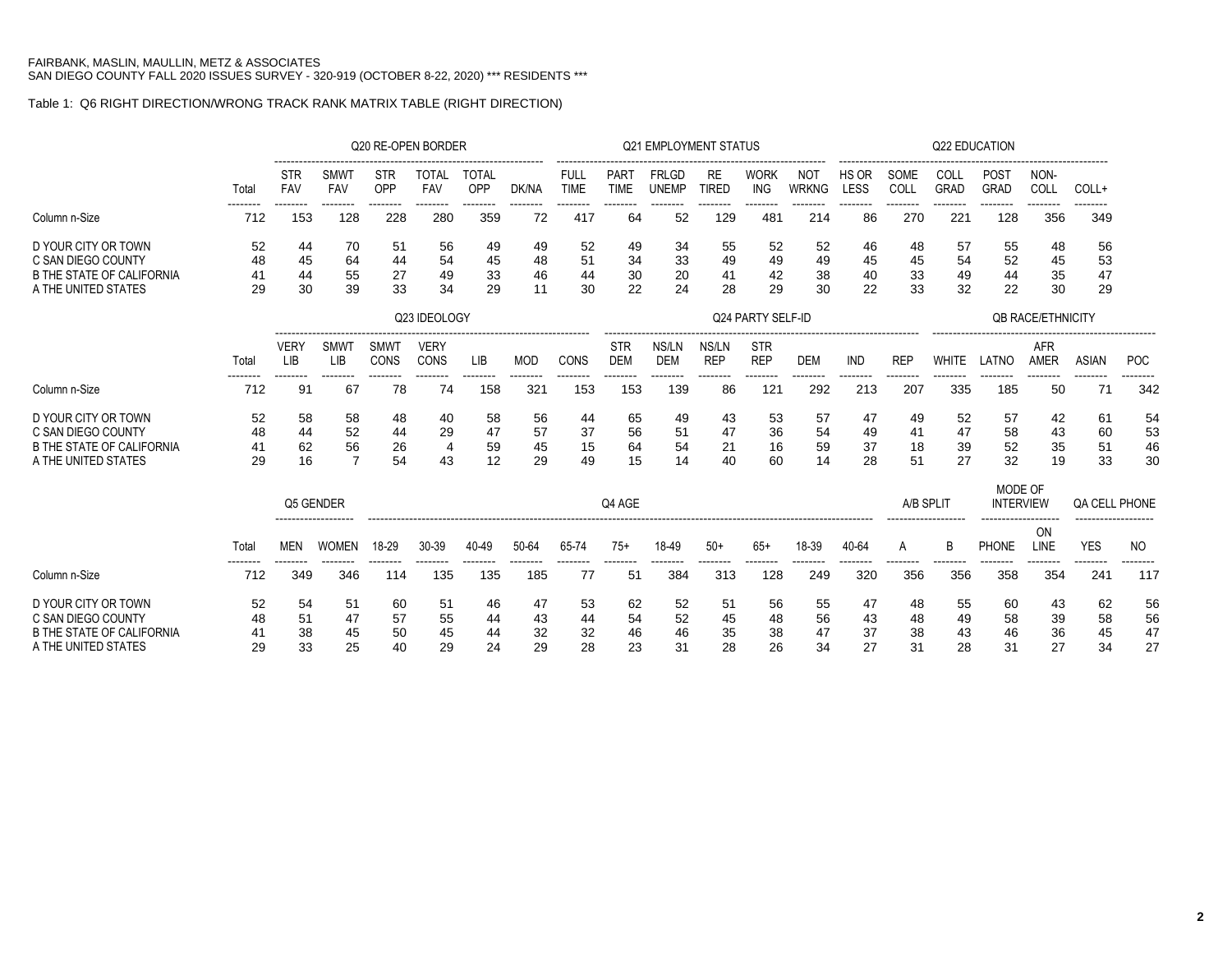FAIRBANK, MASLIN, MAULLIN, METZ & ASSOCIATES
SAN DIEGO COUNTY FALL 2020 ISSUES SURVEY - 320-919 (OCTOBER 8-22, 2020) *** RESIDENTS ***

Table 1: Q6 RIGHT DIRECTION/WRONG TRACK RANK MATRIX TABLE (RIGHT DIRECTION)

| | | Q20 RE-OPEN BORDER | | | | | | Q21 EMPLOYMENT STATUS | | | | | | Q22 EDUCATION | | | | | |
|---|---|---|---|---|---|---|---|---|---|---|---|---|---|---|---|---|---|---|---|
| | Total | STR FAV | SMWT FAV | STR OPP | TOTAL FAV | TOTAL OPP | DK/NA | FULL TIME | PART TIME | FRLGD UNEMP | RE TIRED | WORK ING | NOT WRKNG | HS OR LESS | SOME COLL | COLL GRAD | POST GRAD | NON-COLL | COLL+ |
| Column n-Size | 712 | 153 | 128 | 228 | 280 | 359 | 72 | 417 | 64 | 52 | 129 | 481 | 214 | 86 | 270 | 221 | 128 | 356 | 349 |
| D YOUR CITY OR TOWN | 52 | 44 | 70 | 51 | 56 | 49 | 49 | 52 | 49 | 34 | 55 | 52 | 52 | 46 | 48 | 57 | 55 | 48 | 56 |
| C SAN DIEGO COUNTY | 48 | 45 | 64 | 44 | 54 | 45 | 48 | 51 | 34 | 33 | 49 | 49 | 49 | 45 | 45 | 54 | 52 | 45 | 53 |
| B THE STATE OF CALIFORNIA | 41 | 44 | 55 | 27 | 49 | 33 | 46 | 44 | 30 | 20 | 41 | 42 | 38 | 40 | 33 | 49 | 44 | 35 | 47 |
| A THE UNITED STATES | 29 | 30 | 39 | 33 | 34 | 29 | 11 | 30 | 22 | 24 | 28 | 29 | 30 | 22 | 33 | 32 | 22 | 30 | 29 |

| | | Q23 IDEOLOGY | | | | | | | Q24 PARTY SELF-ID | | | | | | | QB RACE/ETHNICITY | | | | |
|---|---|---|---|---|---|---|---|---|---|---|---|---|---|---|---|---|---|---|---|---|
| | Total | VERY LIB | SMWT LIB | SMWT CONS | VERY CONS | LIB | MOD | CONS | STR DEM | NS/LN DEM | NS/LN REP | STR REP | DEM | IND | REP | WHITE | LATNO | AFR AMER | ASIAN | POC |
| Column n-Size | 712 | 91 | 67 | 78 | 74 | 158 | 321 | 153 | 153 | 139 | 86 | 121 | 292 | 213 | 207 | 335 | 185 | 50 | 71 | 342 |
| D YOUR CITY OR TOWN | 52 | 58 | 58 | 48 | 40 | 58 | 56 | 44 | 65 | 49 | 43 | 53 | 57 | 47 | 49 | 52 | 57 | 42 | 61 | 54 |
| C SAN DIEGO COUNTY | 48 | 44 | 52 | 44 | 29 | 47 | 57 | 37 | 56 | 51 | 47 | 36 | 54 | 49 | 41 | 47 | 58 | 43 | 60 | 53 |
| B THE STATE OF CALIFORNIA | 41 | 62 | 56 | 26 | 4 | 59 | 45 | 15 | 64 | 54 | 21 | 16 | 59 | 37 | 18 | 39 | 52 | 35 | 51 | 46 |
| A THE UNITED STATES | 29 | 16 | 7 | 54 | 43 | 12 | 29 | 49 | 15 | 14 | 40 | 60 | 14 | 28 | 51 | 27 | 32 | 19 | 33 | 30 |

| | | Q5 GENDER | | Q4 AGE | | | | | | | | | | | A/B SPLIT | | MODE OF INTERVIEW | | QA CELL PHONE | |
|---|---|---|---|---|---|---|---|---|---|---|---|---|---|---|---|---|---|---|---|---|
| | Total | MEN | WOMEN | 18-29 | 30-39 | 40-49 | 50-64 | 65-74 | 75+ | 18-49 | 50+ | 65+ | 18-39 | 40-64 | A | B | PHONE | ON LINE | YES | NO |
| Column n-Size | 712 | 349 | 346 | 114 | 135 | 135 | 185 | 77 | 51 | 384 | 313 | 128 | 249 | 320 | 356 | 356 | 358 | 354 | 241 | 117 |
| D YOUR CITY OR TOWN | 52 | 54 | 51 | 60 | 51 | 46 | 47 | 53 | 62 | 52 | 51 | 56 | 55 | 47 | 48 | 55 | 60 | 43 | 62 | 56 |
| C SAN DIEGO COUNTY | 48 | 51 | 47 | 57 | 55 | 44 | 43 | 44 | 54 | 52 | 45 | 48 | 56 | 43 | 48 | 49 | 58 | 39 | 58 | 56 |
| B THE STATE OF CALIFORNIA | 41 | 38 | 45 | 50 | 45 | 44 | 32 | 32 | 46 | 46 | 35 | 38 | 47 | 37 | 38 | 43 | 46 | 36 | 45 | 47 |
| A THE UNITED STATES | 29 | 33 | 25 | 40 | 29 | 24 | 29 | 28 | 23 | 31 | 28 | 26 | 34 | 27 | 31 | 28 | 31 | 27 | 34 | 27 |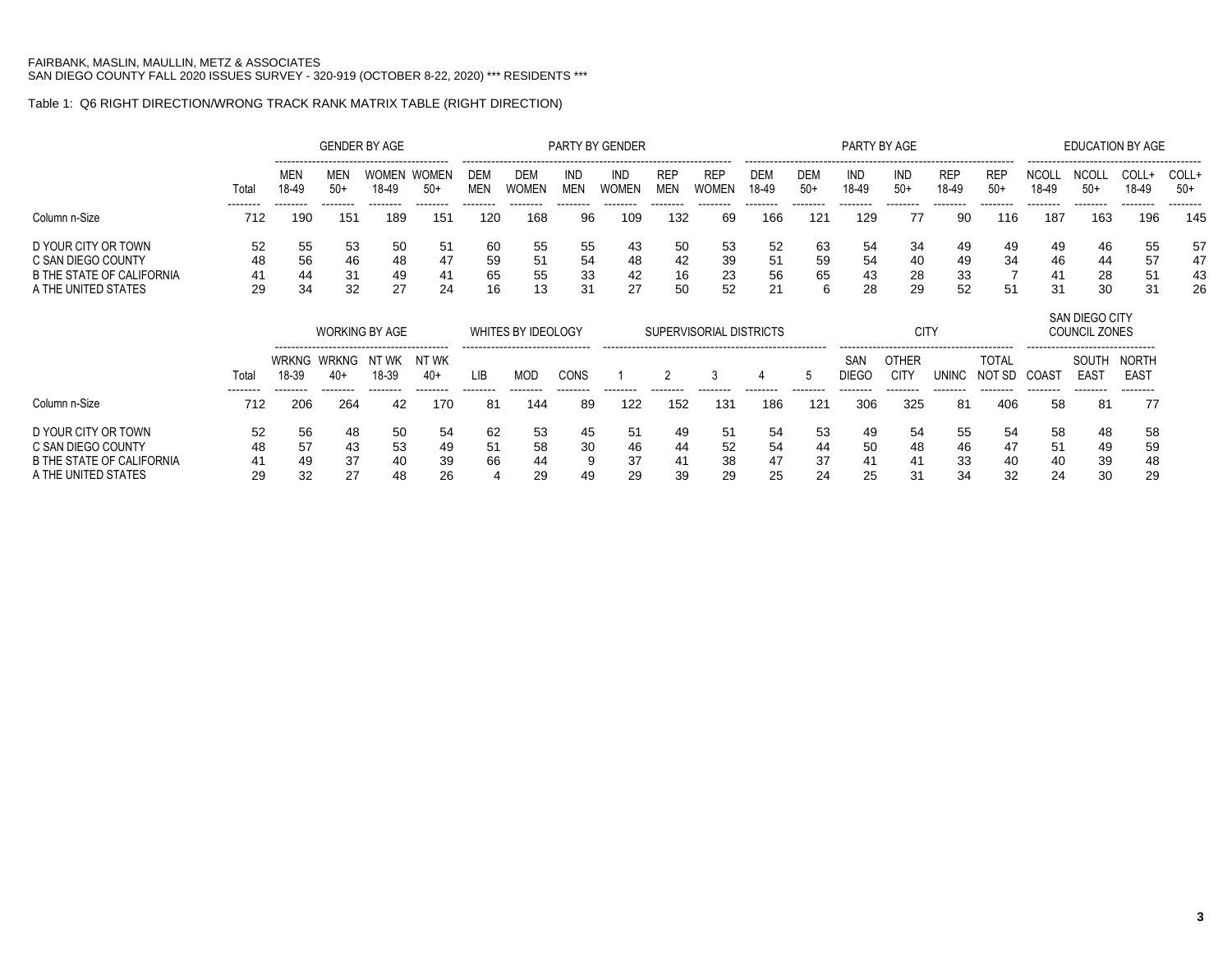FAIRBANK, MASLIN, MAULLIN, METZ & ASSOCIATES
SAN DIEGO COUNTY FALL 2020 ISSUES SURVEY - 320-919 (OCTOBER 8-22, 2020) *** RESIDENTS ***

Table 1: Q6 RIGHT DIRECTION/WRONG TRACK RANK MATRIX TABLE (RIGHT DIRECTION)

| | | GENDER BY AGE | | | | PARTY BY GENDER | | | | | | PARTY BY AGE | | | | | | EDUCATION BY AGE | | | |
|---|---|---|---|---|---|---|---|---|---|---|---|---|---|---|---|---|---|---|---|---|---|
| | Total | MEN 18-49 | MEN 50+ | WOMEN 18-49 | WOMEN 50+ | DEM MEN | DEM WOMEN | IND MEN | IND WOMEN | REP MEN | REP WOMEN | DEM 18-49 | DEM 50+ | IND 18-49 | IND 50+ | REP 18-49 | REP 50+ | NCOLL 18-49 | NCOLL 50+ | COLL+ 18-49 | COLL+ 50+ |
| Column n-Size | 712 | 190 | 151 | 189 | 151 | 120 | 168 | 96 | 109 | 132 | 69 | 166 | 121 | 129 | 77 | 90 | 116 | 187 | 163 | 196 | 145 |
| D YOUR CITY OR TOWN | 52 | 55 | 53 | 50 | 51 | 60 | 55 | 55 | 43 | 50 | 53 | 52 | 63 | 54 | 34 | 49 | 49 | 49 | 46 | 55 | 57 |
| C SAN DIEGO COUNTY | 48 | 56 | 46 | 48 | 47 | 59 | 51 | 54 | 48 | 42 | 39 | 51 | 59 | 54 | 40 | 49 | 34 | 46 | 44 | 57 | 47 |
| B THE STATE OF CALIFORNIA | 41 | 44 | 31 | 49 | 41 | 65 | 55 | 33 | 42 | 16 | 23 | 56 | 65 | 43 | 28 | 33 | 7 | 41 | 28 | 51 | 43 |
| A THE UNITED STATES | 29 | 34 | 32 | 27 | 24 | 16 | 13 | 31 | 27 | 50 | 52 | 21 | 6 | 28 | 29 | 52 | 51 | 31 | 30 | 31 | 26 |

| | | WORKING BY AGE | | | | WHITES BY IDEOLOGY | | | SUPERVISORIAL DISTRICTS | | | | | CITY | | | | SAN DIEGO CITY COUNCIL ZONES | | |
|---|---|---|---|---|---|---|---|---|---|---|---|---|---|---|---|---|---|---|---|---|
| | Total | WRKNG 18-39 | WRKNG 40+ | NT WK 18-39 | NT WK 40+ | LIB | MOD | CONS | 1 | 2 | 3 | 4 | 5 | SAN DIEGO | OTHER CITY | UNINC | TOTAL NOT SD | COAST | SOUTH EAST | NORTH EAST |
| Column n-Size | 712 | 206 | 264 | 42 | 170 | 81 | 144 | 89 | 122 | 152 | 131 | 186 | 121 | 306 | 325 | 81 | 406 | 58 | 81 | 77 |
| D YOUR CITY OR TOWN | 52 | 56 | 48 | 50 | 54 | 62 | 53 | 45 | 51 | 49 | 51 | 54 | 53 | 49 | 54 | 55 | 54 | 58 | 48 | 58 |
| C SAN DIEGO COUNTY | 48 | 57 | 43 | 53 | 49 | 51 | 58 | 30 | 46 | 44 | 52 | 54 | 44 | 50 | 48 | 46 | 47 | 51 | 49 | 59 |
| B THE STATE OF CALIFORNIA | 41 | 49 | 37 | 40 | 39 | 66 | 44 | 9 | 37 | 41 | 38 | 47 | 37 | 41 | 41 | 33 | 40 | 40 | 39 | 48 |
| A THE UNITED STATES | 29 | 32 | 27 | 48 | 26 | 4 | 29 | 49 | 29 | 39 | 29 | 25 | 24 | 25 | 31 | 34 | 32 | 24 | 30 | 29 |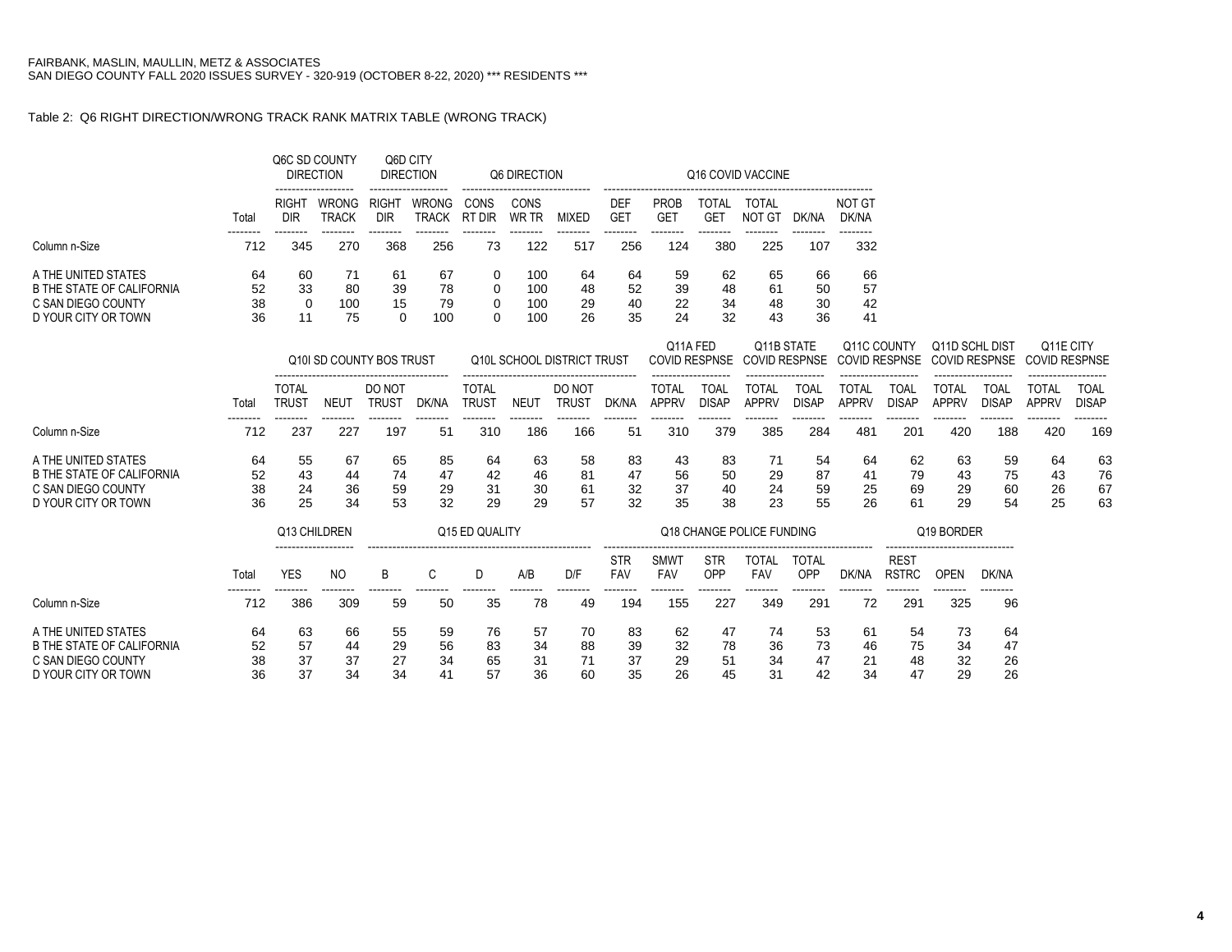FAIRBANK, MASLIN, MAULLIN, METZ & ASSOCIATES
SAN DIEGO COUNTY FALL 2020 ISSUES SURVEY - 320-919 (OCTOBER 8-22, 2020) *** RESIDENTS ***

Table 2: Q6 RIGHT DIRECTION/WRONG TRACK RANK MATRIX TABLE (WRONG TRACK)

| | Total | Q6C SD COUNTY DIRECTION | | Q6D CITY DIRECTION | | Q6 DIRECTION | | | Q16 COVID VACCINE | | | | | |
|---|---|---|---|---|---|---|---|---|---|---|---|---|---|---|
| | | RIGHT DIR | WRONG TRACK | RIGHT DIR | WRONG TRACK | CONS RT DIR | CONS WR TR | MIXED | DEF GET | PROB GET | TOTAL GET | TOTAL NOT GT | DK/NA | NOT GT DK/NA |
| Column n-Size | 712 | 345 | 270 | 368 | 256 | 73 | 122 | 517 | 256 | 124 | 380 | 225 | 107 | 332 |
| A THE UNITED STATES | 64 | 60 | 71 | 61 | 67 | 0 | 100 | 64 | 64 | 59 | 62 | 65 | 66 | 66 |
| B THE STATE OF CALIFORNIA | 52 | 33 | 80 | 39 | 78 | 0 | 100 | 48 | 52 | 39 | 48 | 61 | 50 | 57 |
| C SAN DIEGO COUNTY | 38 | 0 | 100 | 15 | 79 | 0 | 100 | 29 | 40 | 22 | 34 | 48 | 30 | 42 |
| D YOUR CITY OR TOWN | 36 | 11 | 75 | 0 | 100 | 0 | 100 | 26 | 35 | 24 | 32 | 43 | 36 | 41 |

| | Total | Q10I SD COUNTY BOS TRUST | | | | Q10L SCHOOL DISTRICT TRUST | | | | Q11A FED COVID RESPNSE | | Q11B STATE COVID RESPNSE | | Q11C COUNTY COVID RESPNSE | | Q11D SCHL DIST COVID RESPNSE | | Q11E CITY COVID RESPNSE | |
|---|---|---|---|---|---|---|---|---|---|---|---|---|---|---|---|---|---|---|---|
| | | TOTAL TRUST | NEUT | DO NOT TRUST | DK/NA | TOTAL TRUST | NEUT | DO NOT TRUST | DK/NA | TOTAL APPRV | TOAL DISAP | TOTAL APPRV | TOAL DISAP | TOTAL APPRV | TOAL DISAP | TOTAL APPRV | TOAL DISAP | TOTAL APPRV | TOAL DISAP |
| Column n-Size | 712 | 237 | 227 | 197 | 51 | 310 | 186 | 166 | 51 | 310 | 379 | 385 | 284 | 481 | 201 | 420 | 188 | 420 | 169 |
| A THE UNITED STATES | 64 | 55 | 67 | 65 | 85 | 64 | 63 | 58 | 83 | 43 | 83 | 71 | 54 | 64 | 62 | 63 | 59 | 64 | 63 |
| B THE STATE OF CALIFORNIA | 52 | 43 | 44 | 74 | 47 | 42 | 46 | 81 | 47 | 56 | 50 | 29 | 87 | 41 | 79 | 43 | 75 | 43 | 76 |
| C SAN DIEGO COUNTY | 38 | 24 | 36 | 59 | 29 | 31 | 30 | 61 | 32 | 37 | 40 | 24 | 59 | 25 | 69 | 29 | 60 | 26 | 67 |
| D YOUR CITY OR TOWN | 36 | 25 | 34 | 53 | 32 | 29 | 29 | 57 | 32 | 35 | 38 | 23 | 55 | 26 | 61 | 29 | 54 | 25 | 63 |

| | Total | Q13 CHILDREN | | Q15 ED QUALITY | | | | | Q18 CHANGE POLICE FUNDING | | | | | | Q19 BORDER | | |
|---|---|---|---|---|---|---|---|---|---|---|---|---|---|---|---|---|---|
| | | YES | NO | B | C | D | A/B | D/F | STR FAV | SMWT FAV | STR OPP | TOTAL FAV | TOTAL OPP | DK/NA | REST RSTRC | OPEN | DK/NA |
| Column n-Size | 712 | 386 | 309 | 59 | 50 | 35 | 78 | 49 | 194 | 155 | 227 | 349 | 291 | 72 | 291 | 325 | 96 |
| A THE UNITED STATES | 64 | 63 | 66 | 55 | 59 | 76 | 57 | 70 | 83 | 62 | 47 | 74 | 53 | 61 | 54 | 73 | 64 |
| B THE STATE OF CALIFORNIA | 52 | 57 | 44 | 29 | 56 | 83 | 34 | 88 | 39 | 32 | 78 | 36 | 73 | 46 | 75 | 34 | 47 |
| C SAN DIEGO COUNTY | 38 | 37 | 37 | 27 | 34 | 65 | 31 | 71 | 37 | 29 | 51 | 34 | 47 | 21 | 48 | 32 | 26 |
| D YOUR CITY OR TOWN | 36 | 37 | 34 | 34 | 41 | 57 | 36 | 60 | 35 | 26 | 45 | 31 | 42 | 34 | 47 | 29 | 26 |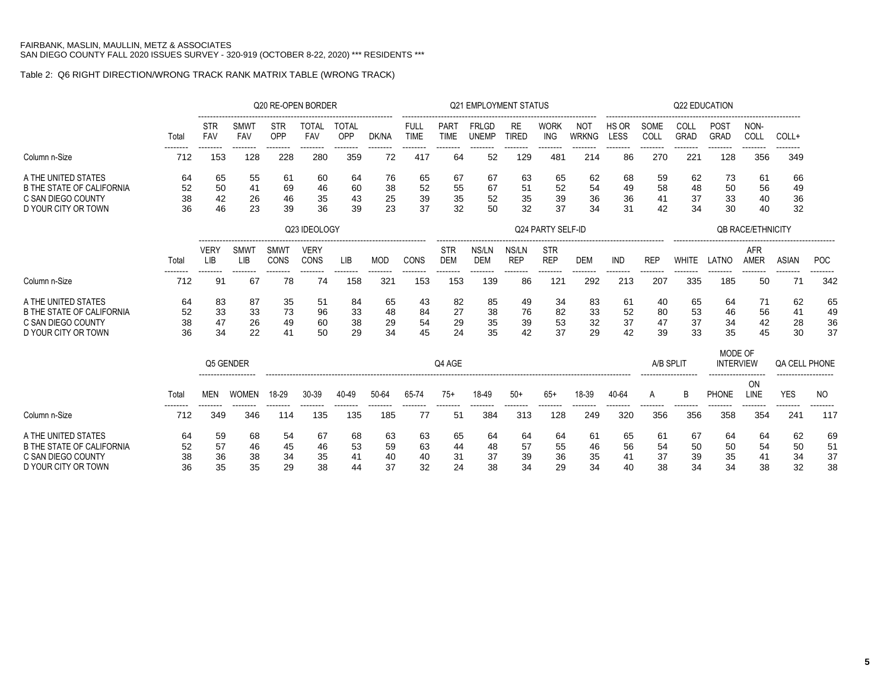FAIRBANK, MASLIN, MAULLIN, METZ & ASSOCIATES
SAN DIEGO COUNTY FALL 2020 ISSUES SURVEY - 320-919 (OCTOBER 8-22, 2020) *** RESIDENTS ***

Table 2: Q6 RIGHT DIRECTION/WRONG TRACK RANK MATRIX TABLE (WRONG TRACK)

| | Total | Q20 RE-OPEN BORDER STR FAV | SMWT FAV | STR OPP | TOTAL FAV | TOTAL OPP | DK/NA | Q21 EMPLOYMENT STATUS FULL TIME | PART TIME | FRLGD UNEMP | RE TIRED | WORK ING | NOT WRKNG | Q22 EDUCATION HS OR LESS | SOME COLL | COLL GRAD | POST GRAD | NON-COLL | COLL+ |
|---|---|---|---|---|---|---|---|---|---|---|---|---|---|---|---|---|---|---|---|
| Column n-Size | 712 | 153 | 128 | 228 | 280 | 359 | 72 | 417 | 64 | 52 | 129 | 481 | 214 | 86 | 270 | 221 | 128 | 356 | 349 |
| A THE UNITED STATES | 64 | 65 | 55 | 61 | 60 | 64 | 76 | 65 | 67 | 67 | 63 | 65 | 62 | 68 | 59 | 62 | 73 | 61 | 66 |
| B THE STATE OF CALIFORNIA | 52 | 50 | 41 | 69 | 46 | 60 | 38 | 52 | 55 | 67 | 51 | 52 | 54 | 49 | 58 | 48 | 50 | 56 | 49 |
| C SAN DIEGO COUNTY | 38 | 42 | 26 | 46 | 35 | 43 | 25 | 39 | 35 | 52 | 35 | 39 | 36 | 36 | 41 | 37 | 33 | 40 | 36 |
| D YOUR CITY OR TOWN | 36 | 46 | 23 | 39 | 36 | 39 | 23 | 37 | 32 | 50 | 32 | 37 | 34 | 31 | 42 | 34 | 30 | 40 | 32 |

| | Total | Q23 IDEOLOGY VERY LIB | SMWT LIB | SMWT CONS | VERY CONS | LIB | MOD | CONS | Q24 PARTY SELF-ID STR DEM | NS/LN DEM | NS/LN REP | STR REP | DEM | IND | REP | QB RACE/ETHNICITY WHITE | LATNO | AFR AMER | ASIAN | POC |
|---|---|---|---|---|---|---|---|---|---|---|---|---|---|---|---|---|---|---|---|---|
| Column n-Size | 712 | 91 | 67 | 78 | 74 | 158 | 321 | 153 | 153 | 139 | 86 | 121 | 292 | 213 | 207 | 335 | 185 | 50 | 71 | 342 |
| A THE UNITED STATES | 64 | 83 | 87 | 35 | 51 | 84 | 65 | 43 | 82 | 85 | 49 | 34 | 83 | 61 | 40 | 65 | 64 | 71 | 62 | 65 |
| B THE STATE OF CALIFORNIA | 52 | 33 | 33 | 73 | 96 | 33 | 48 | 84 | 27 | 38 | 76 | 82 | 33 | 52 | 80 | 53 | 46 | 56 | 41 | 49 |
| C SAN DIEGO COUNTY | 38 | 47 | 26 | 49 | 60 | 38 | 29 | 54 | 29 | 35 | 39 | 53 | 32 | 37 | 47 | 37 | 34 | 42 | 28 | 36 |
| D YOUR CITY OR TOWN | 36 | 34 | 22 | 41 | 50 | 29 | 34 | 45 | 24 | 35 | 42 | 37 | 29 | 42 | 39 | 33 | 35 | 45 | 30 | 37 |

| | Total | Q5 GENDER MEN | WOMEN | Q4 AGE 18-29 | 30-39 | 40-49 | 50-64 | 65-74 | 75+ | 18-49 | 50+ | 65+ | 18-39 | 40-64 | A/B SPLIT A | B | MODE OF INTERVIEW PHONE | ON LINE | QA CELL PHONE YES | NO |
|---|---|---|---|---|---|---|---|---|---|---|---|---|---|---|---|---|---|---|---|---|
| Column n-Size | 712 | 349 | 346 | 114 | 135 | 135 | 185 | 77 | 51 | 384 | 313 | 128 | 249 | 320 | 356 | 356 | 358 | 354 | 241 | 117 |
| A THE UNITED STATES | 64 | 59 | 68 | 54 | 67 | 68 | 63 | 63 | 65 | 64 | 64 | 64 | 61 | 65 | 61 | 67 | 64 | 64 | 62 | 69 |
| B THE STATE OF CALIFORNIA | 52 | 57 | 46 | 45 | 46 | 53 | 59 | 63 | 44 | 48 | 57 | 55 | 46 | 56 | 54 | 50 | 50 | 54 | 50 | 51 |
| C SAN DIEGO COUNTY | 38 | 36 | 38 | 34 | 35 | 41 | 40 | 40 | 31 | 37 | 39 | 36 | 35 | 41 | 37 | 39 | 35 | 41 | 34 | 37 |
| D YOUR CITY OR TOWN | 36 | 35 | 35 | 29 | 38 | 44 | 37 | 32 | 24 | 38 | 34 | 29 | 34 | 40 | 38 | 34 | 34 | 38 | 32 | 38 |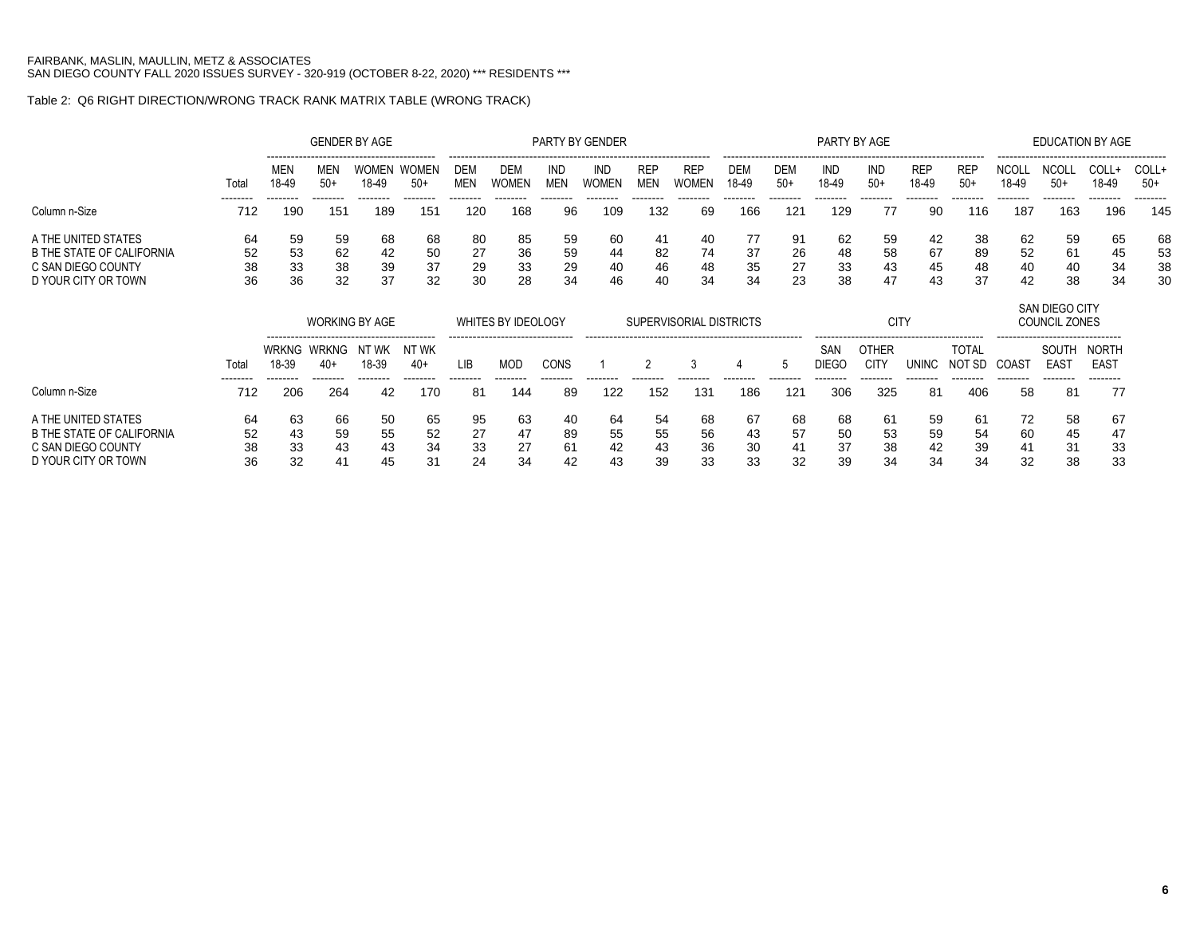FAIRBANK, MASLIN, MAULLIN, METZ & ASSOCIATES
SAN DIEGO COUNTY FALL 2020 ISSUES SURVEY - 320-919 (OCTOBER 8-22, 2020) *** RESIDENTS ***

Table 2: Q6 RIGHT DIRECTION/WRONG TRACK RANK MATRIX TABLE (WRONG TRACK)

| | Total | GENDER BY AGE | | | | PARTY BY GENDER | | | | | | PARTY BY AGE | | | | | | EDUCATION BY AGE | | | |
|---|---|---|---|---|---|---|---|---|---|---|---|---|---|---|---|---|---|---|---|---|---|
| | | MEN 18-49 | MEN 50+ | WOMEN 18-49 | WOMEN 50+ | DEM MEN | DEM WOMEN | IND MEN | IND WOMEN | REP MEN | REP WOMEN | DEM 18-49 | DEM 50+ | IND 18-49 | IND 50+ | REP 18-49 | REP 50+ | NCOLL 18-49 | NCOLL 50+ | COLL+ 18-49 | COLL+ 50+ |
| Column n-Size | 712 | 190 | 151 | 189 | 151 | 120 | 168 | 96 | 109 | 132 | 69 | 166 | 121 | 129 | 77 | 90 | 116 | 187 | 163 | 196 | 145 |
| A THE UNITED STATES | 64 | 59 | 59 | 68 | 68 | 80 | 85 | 59 | 60 | 41 | 40 | 77 | 91 | 62 | 59 | 42 | 38 | 62 | 59 | 65 | 68 |
| B THE STATE OF CALIFORNIA | 52 | 53 | 62 | 42 | 50 | 27 | 36 | 59 | 44 | 82 | 74 | 37 | 26 | 48 | 58 | 67 | 89 | 52 | 61 | 45 | 53 |
| C SAN DIEGO COUNTY | 38 | 33 | 38 | 39 | 37 | 29 | 33 | 29 | 40 | 46 | 48 | 35 | 27 | 33 | 43 | 45 | 48 | 40 | 40 | 34 | 38 |
| D YOUR CITY OR TOWN | 36 | 36 | 32 | 37 | 32 | 30 | 28 | 34 | 46 | 40 | 34 | 34 | 23 | 38 | 47 | 43 | 37 | 42 | 38 | 34 | 30 |

| | Total | WORKING BY AGE | | | | WHITES BY IDEOLOGY | | | SUPERVISORIAL DISTRICTS | | | | | CITY | | | | SAN DIEGO CITY COUNCIL ZONES | | |
|---|---|---|---|---|---|---|---|---|---|---|---|---|---|---|---|---|---|---|---|---|
| | | WRKNG 18-39 | WRKNG 40+ | NT WK 18-39 | NT WK 40+ | LIB | MOD | CONS | 1 | 2 | 3 | 4 | 5 | SAN DIEGO | OTHER CITY | UNINC | TOTAL NOT SD | COAST | SOUTH EAST | NORTH EAST |
| Column n-Size | 712 | 206 | 264 | 42 | 170 | 81 | 144 | 89 | 122 | 152 | 131 | 186 | 121 | 306 | 325 | 81 | 406 | 58 | 81 | 77 |
| A THE UNITED STATES | 64 | 63 | 66 | 50 | 65 | 95 | 63 | 40 | 64 | 54 | 68 | 67 | 68 | 68 | 61 | 59 | 61 | 72 | 58 | 67 |
| B THE STATE OF CALIFORNIA | 52 | 43 | 59 | 55 | 52 | 27 | 47 | 89 | 55 | 55 | 56 | 43 | 57 | 50 | 53 | 59 | 54 | 60 | 45 | 47 |
| C SAN DIEGO COUNTY | 38 | 33 | 43 | 43 | 34 | 33 | 27 | 61 | 42 | 43 | 36 | 30 | 41 | 37 | 38 | 42 | 39 | 41 | 31 | 33 |
| D YOUR CITY OR TOWN | 36 | 32 | 41 | 45 | 31 | 24 | 34 | 42 | 43 | 39 | 33 | 33 | 32 | 39 | 34 | 34 | 34 | 32 | 38 | 33 |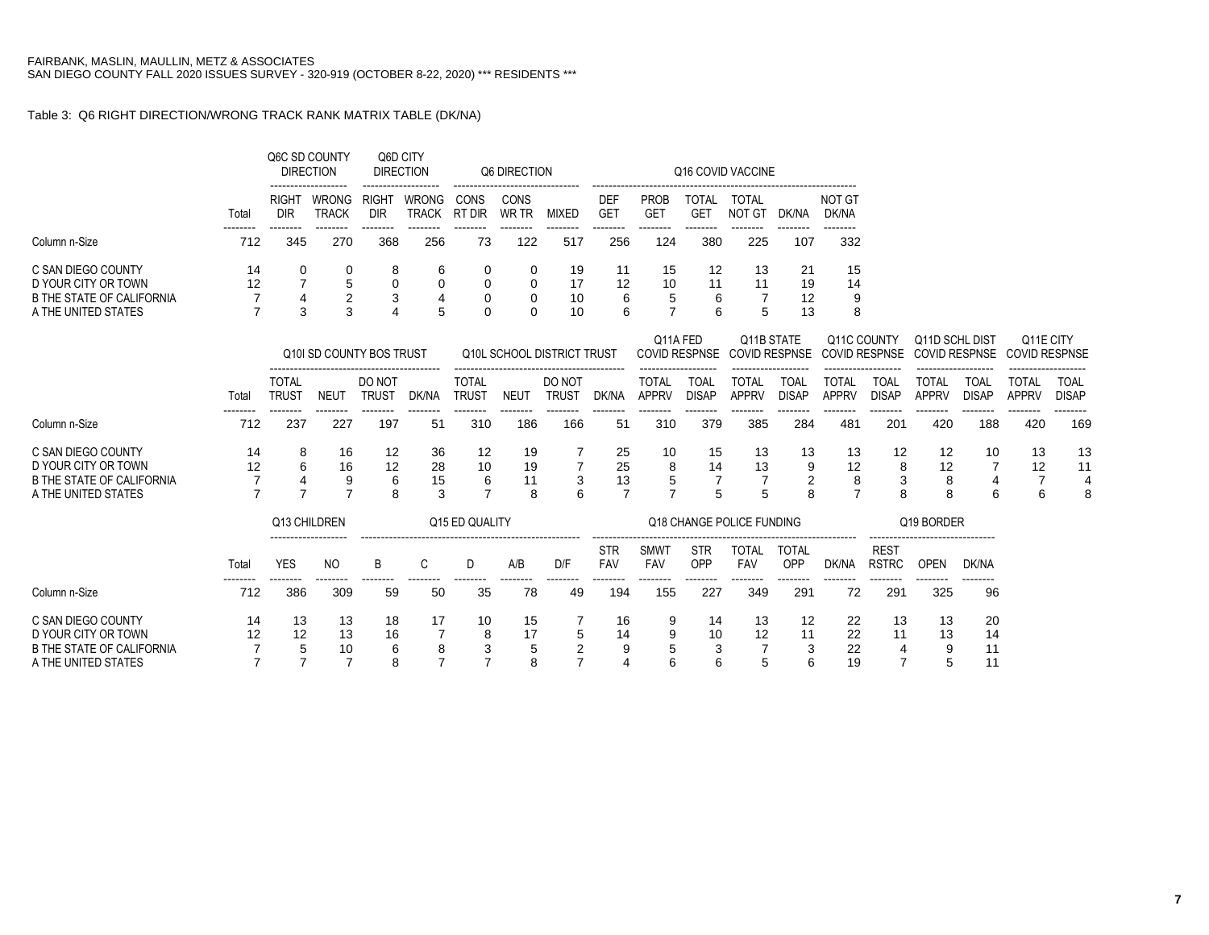FAIRBANK, MASLIN, MAULLIN, METZ & ASSOCIATES
SAN DIEGO COUNTY FALL 2020 ISSUES SURVEY - 320-919 (OCTOBER 8-22, 2020) *** RESIDENTS ***

Table 3: Q6 RIGHT DIRECTION/WRONG TRACK RANK MATRIX TABLE (DK/NA)

| | | Q6C SD COUNTY DIRECTION | | Q6D CITY DIRECTION | | Q6 DIRECTION | | | Q16 COVID VACCINE | | | | | |
|---|---|---|---|---|---|---|---|---|---|---|---|---|---|---|
| | Total | RIGHT DIR | WRONG TRACK | RIGHT DIR | WRONG TRACK | CONS RT DIR | CONS WR TR | MIXED | DEF GET | PROB GET | TOTAL GET | TOTAL NOT GT | DK/NA | NOT GT DK/NA |
| Column n-Size | 712 | 345 | 270 | 368 | 256 | 73 | 122 | 517 | 256 | 124 | 380 | 225 | 107 | 332 |
| C SAN DIEGO COUNTY | 14 | 0 | 0 | 8 | 6 | 0 | 0 | 19 | 11 | 15 | 12 | 13 | 21 | 15 |
| D YOUR CITY OR TOWN | 12 | 7 | 5 | 0 | 0 | 0 | 0 | 17 | 12 | 10 | 11 | 11 | 19 | 14 |
| B THE STATE OF CALIFORNIA | 7 | 4 | 2 | 3 | 4 | 0 | 0 | 10 | 6 | 5 | 6 | 7 | 12 | 9 |
| A THE UNITED STATES | 7 | 3 | 3 | 4 | 5 | 0 | 0 | 10 | 6 | 7 | 6 | 5 | 13 | 8 |

| | | Q10I SD COUNTY BOS TRUST | | | | Q10L SCHOOL DISTRICT TRUST | | | | Q11A FED COVID RESPNSE | | Q11B STATE COVID RESPNSE | | Q11C COUNTY COVID RESPNSE | | Q11D SCHL DIST COVID RESPNSE | | Q11E CITY COVID RESPNSE | |
|---|---|---|---|---|---|---|---|---|---|---|---|---|---|---|---|---|---|---|---|
| | Total | TOTAL TRUST | NEUT | DO NOT TRUST | DK/NA | TOTAL TRUST | NEUT | DO NOT TRUST | DK/NA | TOTAL APPRV | TOAL DISAP | TOTAL APPRV | TOAL DISAP | TOTAL APPRV | TOAL DISAP | TOTAL APPRV | TOAL DISAP | TOTAL APPRV | TOAL DISAP |
| Column n-Size | 712 | 237 | 227 | 197 | 51 | 310 | 186 | 166 | 51 | 310 | 379 | 385 | 284 | 481 | 201 | 420 | 188 | 420 | 169 |
| C SAN DIEGO COUNTY | 14 | 8 | 16 | 12 | 36 | 12 | 19 | 7 | 25 | 10 | 15 | 13 | 13 | 13 | 12 | 12 | 10 | 13 | 13 |
| D YOUR CITY OR TOWN | 12 | 6 | 16 | 12 | 28 | 10 | 19 | 7 | 25 | 8 | 14 | 13 | 9 | 12 | 8 | 12 | 7 | 12 | 11 |
| B THE STATE OF CALIFORNIA | 7 | 4 | 9 | 6 | 15 | 6 | 11 | 3 | 13 | 5 | 7 | 7 | 2 | 8 | 3 | 8 | 4 | 7 | 4 |
| A THE UNITED STATES | 7 | 7 | 7 | 8 | 3 | 7 | 8 | 6 | 7 | 7 | 5 | 5 | 8 | 7 | 8 | 8 | 6 | 6 | 8 |

| | | Q13 CHILDREN | | Q15 ED QUALITY | | | | | Q18 CHANGE POLICE FUNDING | | | | | | Q19 BORDER | | |
|---|---|---|---|---|---|---|---|---|---|---|---|---|---|---|---|---|---|
| | Total | YES | NO | B | C | D | A/B | D/F | STR FAV | SMWT FAV | STR OPP | TOTAL FAV | TOTAL OPP | DK/NA | REST RSTRC | OPEN | DK/NA |
| Column n-Size | 712 | 386 | 309 | 59 | 50 | 35 | 78 | 49 | 194 | 155 | 227 | 349 | 291 | 72 | 291 | 325 | 96 |
| C SAN DIEGO COUNTY | 14 | 13 | 13 | 18 | 17 | 10 | 15 | 7 | 16 | 9 | 14 | 13 | 12 | 22 | 13 | 13 | 20 |
| D YOUR CITY OR TOWN | 12 | 12 | 13 | 16 | 7 | 8 | 17 | 5 | 14 | 9 | 10 | 12 | 11 | 22 | 11 | 13 | 14 |
| B THE STATE OF CALIFORNIA | 7 | 5 | 10 | 6 | 8 | 3 | 5 | 2 | 9 | 5 | 3 | 7 | 3 | 22 | 4 | 9 | 11 |
| A THE UNITED STATES | 7 | 7 | 7 | 8 | 7 | 7 | 8 | 7 | 4 | 6 | 6 | 5 | 6 | 19 | 7 | 5 | 11 |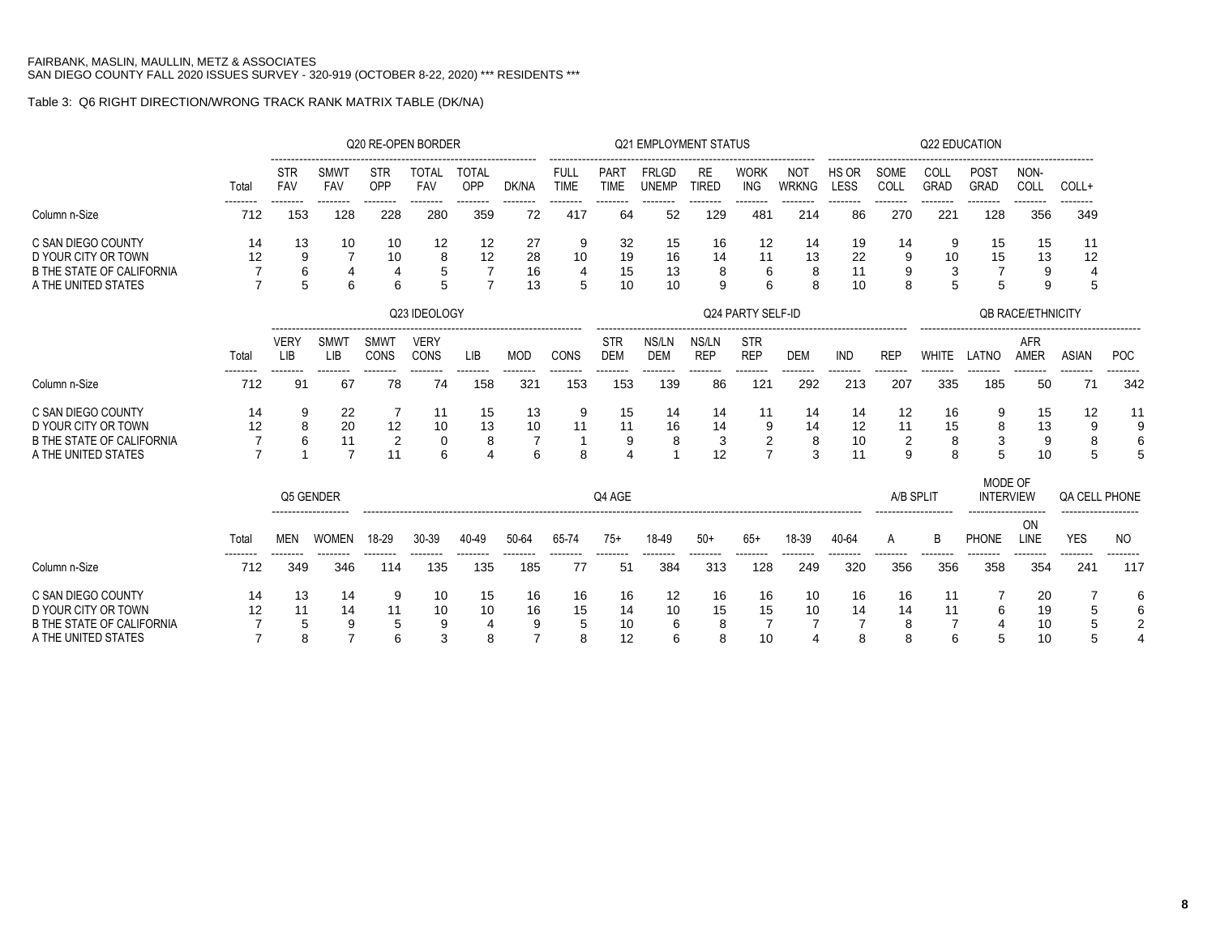FAIRBANK, MASLIN, MAULLIN, METZ & ASSOCIATES
SAN DIEGO COUNTY FALL 2020 ISSUES SURVEY - 320-919 (OCTOBER 8-22, 2020) *** RESIDENTS ***

Table 3: Q6 RIGHT DIRECTION/WRONG TRACK RANK MATRIX TABLE (DK/NA)

| | Total | Q20 RE-OPEN BORDER | | | | | | Q21 EMPLOYMENT STATUS | | | | | | Q22 EDUCATION | | | | | |
|---|---|---|---|---|---|---|---|---|---|---|---|---|---|---|---|---|---|---|---|
| | | STR FAV | SMWT FAV | STR OPP | TOTAL FAV | TOTAL OPP | DK/NA | FULL TIME | PART TIME | FRLGD UNEMP | RE TIRED | WORK ING | NOT WRKNG | HS OR LESS | SOME COLL | COLL GRAD | POST GRAD | NON-COLL | COLL+ |
| Column n-Size | 712 | 153 | 128 | 228 | 280 | 359 | 72 | 417 | 64 | 52 | 129 | 481 | 214 | 86 | 270 | 221 | 128 | 356 | 349 |
| C SAN DIEGO COUNTY | 14 | 13 | 10 | 10 | 12 | 12 | 27 | 9 | 32 | 15 | 16 | 12 | 14 | 19 | 14 | 9 | 15 | 15 | 11 |
| D YOUR CITY OR TOWN | 12 | 9 | 7 | 10 | 8 | 12 | 28 | 10 | 19 | 16 | 14 | 11 | 13 | 22 | 9 | 10 | 15 | 13 | 12 |
| B THE STATE OF CALIFORNIA | 7 | 6 | 4 | 4 | 5 | 7 | 16 | 4 | 15 | 13 | 8 | 6 | 8 | 11 | 9 | 3 | 7 | 9 | 4 |
| A THE UNITED STATES | 7 | 5 | 6 | 6 | 5 | 7 | 13 | 5 | 10 | 10 | 9 | 6 | 8 | 10 | 8 | 5 | 5 | 9 | 5 |

| | Total | Q23 IDEOLOGY | | | | | | | Q24 PARTY SELF-ID | | | | | | | QB RACE/ETHNICITY | | | | |
|---|---|---|---|---|---|---|---|---|---|---|---|---|---|---|---|---|---|---|---|---|
| | | VERY LIB | SMWT LIB | SMWT CONS | VERY CONS | LIB | MOD | CONS | STR DEM | NS/LN DEM | NS/LN REP | STR REP | DEM | IND | REP | WHITE | LATNO | AFR AMER | ASIAN | POC |
| Column n-Size | 712 | 91 | 67 | 78 | 74 | 158 | 321 | 153 | 153 | 139 | 86 | 121 | 292 | 213 | 207 | 335 | 185 | 50 | 71 | 342 |
| C SAN DIEGO COUNTY | 14 | 9 | 22 | 7 | 11 | 15 | 13 | 9 | 15 | 14 | 14 | 11 | 14 | 14 | 12 | 16 | 9 | 15 | 12 | 11 |
| D YOUR CITY OR TOWN | 12 | 8 | 20 | 12 | 10 | 13 | 10 | 11 | 11 | 16 | 14 | 9 | 14 | 12 | 11 | 15 | 8 | 13 | 9 | 9 |
| B THE STATE OF CALIFORNIA | 7 | 6 | 11 | 2 | 0 | 8 | 7 | 1 | 9 | 8 | 3 | 2 | 8 | 10 | 2 | 8 | 3 | 9 | 8 | 6 |
| A THE UNITED STATES | 7 | 1 | 7 | 11 | 6 | 4 | 6 | 8 | 4 | 1 | 12 | 7 | 3 | 11 | 9 | 8 | 5 | 10 | 5 | 5 |

| | Total | Q5 GENDER | | Q4 AGE | | | | | | | | | | | A/B SPLIT | | MODE OF INTERVIEW | | QA CELL PHONE | |
|---|---|---|---|---|---|---|---|---|---|---|---|---|---|---|---|---|---|---|---|---|
| | | MEN | WOMEN | 18-29 | 30-39 | 40-49 | 50-64 | 65-74 | 75+ | 18-49 | 50+ | 65+ | 18-39 | 40-64 | A | B | PHONE | ON LINE | YES | NO |
| Column n-Size | 712 | 349 | 346 | 114 | 135 | 135 | 185 | 77 | 51 | 384 | 313 | 128 | 249 | 320 | 356 | 356 | 358 | 354 | 241 | 117 |
| C SAN DIEGO COUNTY | 14 | 13 | 14 | 9 | 10 | 15 | 16 | 16 | 16 | 12 | 16 | 16 | 10 | 16 | 16 | 11 | 7 | 20 | 7 | 6 |
| D YOUR CITY OR TOWN | 12 | 11 | 14 | 11 | 10 | 10 | 16 | 15 | 14 | 10 | 15 | 15 | 10 | 14 | 14 | 11 | 6 | 19 | 5 | 6 |
| B THE STATE OF CALIFORNIA | 7 | 5 | 9 | 5 | 9 | 4 | 9 | 5 | 10 | 6 | 8 | 7 | 7 | 7 | 8 | 7 | 4 | 10 | 5 | 2 |
| A THE UNITED STATES | 7 | 8 | 7 | 6 | 3 | 8 | 7 | 8 | 12 | 6 | 8 | 10 | 4 | 8 | 8 | 6 | 5 | 10 | 5 | 4 |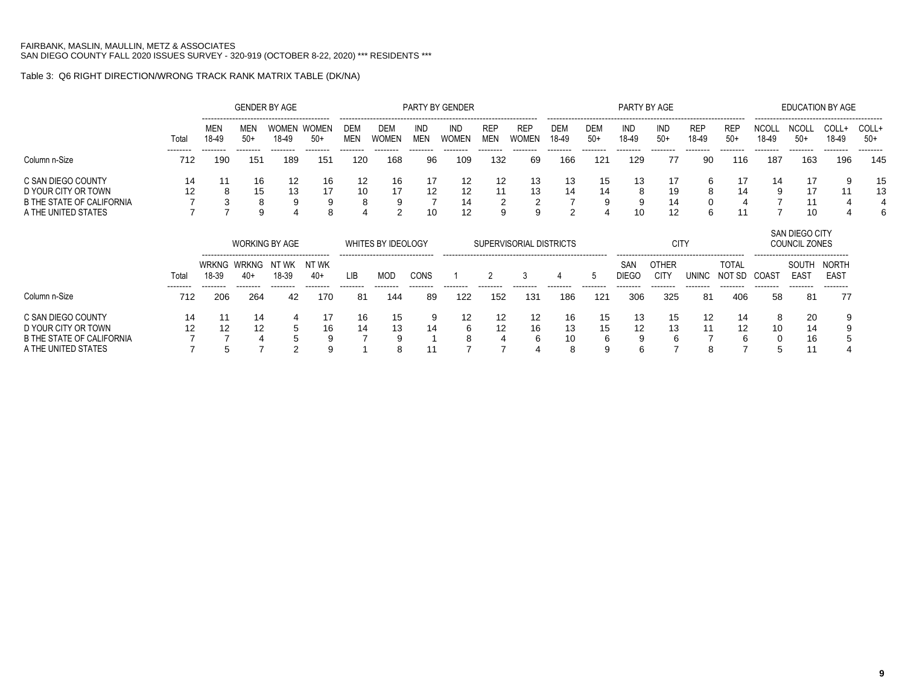FAIRBANK, MASLIN, MAULLIN, METZ & ASSOCIATES
SAN DIEGO COUNTY FALL 2020 ISSUES SURVEY - 320-919 (OCTOBER 8-22, 2020) *** RESIDENTS ***

Table 3: Q6 RIGHT DIRECTION/WRONG TRACK RANK MATRIX TABLE (DK/NA)

| | | GENDER BY AGE | | | | PARTY BY GENDER | | | | | | PARTY BY AGE | | | | | | EDUCATION BY AGE | | | |
|---|---|---|---|---|---|---|---|---|---|---|---|---|---|---|---|---|---|---|---|---|---|
| | Total | MEN 18-49 | MEN 50+ | WOMEN 18-49 | WOMEN 50+ | DEM MEN | DEM WOMEN | IND MEN | IND WOMEN | REP MEN | REP WOMEN | DEM 18-49 | DEM 50+ | IND 18-49 | IND 50+ | REP 18-49 | REP 50+ | NCOLL 18-49 | NCOLL 50+ | COLL+ 18-49 | COLL+ 50+ |
| Column n-Size | 712 | 190 | 151 | 189 | 151 | 120 | 168 | 96 | 109 | 132 | 69 | 166 | 121 | 129 | 77 | 90 | 116 | 187 | 163 | 196 | 145 |
| C SAN DIEGO COUNTY | 14 | 11 | 16 | 12 | 16 | 12 | 16 | 17 | 12 | 12 | 13 | 13 | 15 | 13 | 17 | 6 | 17 | 14 | 17 | 9 | 15 |
| D YOUR CITY OR TOWN | 12 | 8 | 15 | 13 | 17 | 10 | 17 | 12 | 12 | 11 | 13 | 14 | 14 | 8 | 19 | 8 | 14 | 9 | 17 | 11 | 13 |
| B THE STATE OF CALIFORNIA | 7 | 3 | 8 | 9 | 9 | 8 | 9 | 7 | 14 | 2 | 2 | 7 | 9 | 9 | 14 | 0 | 4 | 7 | 11 | 4 | 4 |
| A THE UNITED STATES | 7 | 7 | 9 | 4 | 8 | 4 | 2 | 10 | 12 | 9 | 9 | 2 | 4 | 10 | 12 | 6 | 11 | 7 | 10 | 4 | 6 |

| | | WORKING BY AGE | | | | WHITES BY IDEOLOGY | | | SUPERVISORIAL DISTRICTS | | | | | CITY | | | | SAN DIEGO CITY COUNCIL ZONES | | |
|---|---|---|---|---|---|---|---|---|---|---|---|---|---|---|---|---|---|---|---|---|
| | Total | WRKNG 18-39 | WRKNG 40+ | NT WK 18-39 | NT WK 40+ | LIB | MOD | CONS | 1 | 2 | 3 | 4 | 5 | SAN DIEGO | OTHER CITY | UNINC | TOTAL NOT SD | COAST | SOUTH EAST | NORTH EAST |
| Column n-Size | 712 | 206 | 264 | 42 | 170 | 81 | 144 | 89 | 122 | 152 | 131 | 186 | 121 | 306 | 325 | 81 | 406 | 58 | 81 | 77 |
| C SAN DIEGO COUNTY | 14 | 11 | 14 | 4 | 17 | 16 | 15 | 9 | 12 | 12 | 12 | 16 | 15 | 13 | 15 | 12 | 14 | 8 | 20 | 9 |
| D YOUR CITY OR TOWN | 12 | 12 | 12 | 5 | 16 | 14 | 13 | 14 | 6 | 12 | 16 | 13 | 15 | 12 | 13 | 11 | 12 | 10 | 14 | 9 |
| B THE STATE OF CALIFORNIA | 7 | 7 | 4 | 5 | 9 | 7 | 9 | 1 | 8 | 4 | 6 | 10 | 6 | 9 | 6 | 7 | 6 | 0 | 16 | 5 |
| A THE UNITED STATES | 7 | 5 | 7 | 2 | 9 | 1 | 8 | 11 | 7 | 7 | 4 | 8 | 9 | 6 | 7 | 8 | 7 | 5 | 11 | 4 |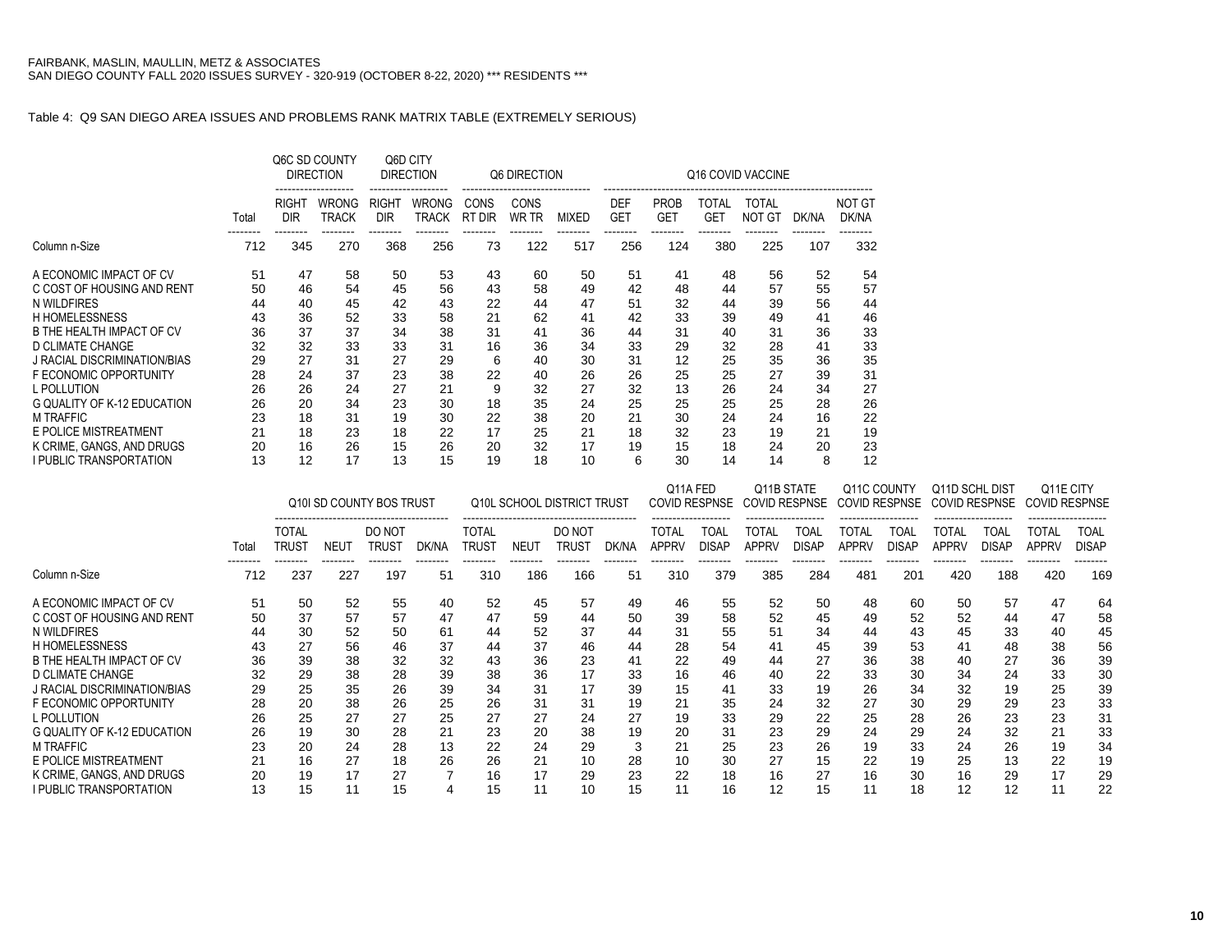FAIRBANK, MASLIN, MAULLIN, METZ & ASSOCIATES
SAN DIEGO COUNTY FALL 2020 ISSUES SURVEY - 320-919 (OCTOBER 8-22, 2020) *** RESIDENTS ***

Table 4: Q9 SAN DIEGO AREA ISSUES AND PROBLEMS RANK MATRIX TABLE (EXTREMELY SERIOUS)

| | | Q6C SD COUNTY DIRECTION | | Q6D CITY DIRECTION | | Q6 DIRECTION | | | Q16 COVID VACCINE | | | | | |
|---|---|---|---|---|---|---|---|---|---|---|---|---|---|---|
| | Total | RIGHT DIR | WRONG TRACK | RIGHT DIR | WRONG TRACK | CONS RT DIR | CONS WR TR | MIXED | DEF GET | PROB GET | TOTAL GET | TOTAL NOT GT | DK/NA | NOT GT DK/NA |
| Column n-Size | 712 | 345 | 270 | 368 | 256 | 73 | 122 | 517 | 256 | 124 | 380 | 225 | 107 | 332 |
| A ECONOMIC IMPACT OF CV | 51 | 47 | 58 | 50 | 53 | 43 | 60 | 50 | 51 | 41 | 48 | 56 | 52 | 54 |
| C COST OF HOUSING AND RENT | 50 | 46 | 54 | 45 | 56 | 43 | 58 | 49 | 42 | 48 | 44 | 57 | 55 | 57 |
| N WILDFIRES | 44 | 40 | 45 | 42 | 43 | 22 | 44 | 47 | 51 | 32 | 44 | 39 | 56 | 44 |
| H HOMELESSNESS | 43 | 36 | 52 | 33 | 58 | 21 | 62 | 41 | 42 | 33 | 39 | 49 | 41 | 46 |
| B THE HEALTH IMPACT OF CV | 36 | 37 | 37 | 34 | 38 | 31 | 41 | 36 | 44 | 31 | 40 | 31 | 36 | 33 |
| D CLIMATE CHANGE | 32 | 32 | 33 | 33 | 31 | 16 | 36 | 34 | 33 | 29 | 32 | 28 | 41 | 33 |
| J RACIAL DISCRIMINATION/BIAS | 29 | 27 | 31 | 27 | 29 | 6 | 40 | 30 | 31 | 12 | 25 | 35 | 36 | 35 |
| F ECONOMIC OPPORTUNITY | 28 | 24 | 37 | 23 | 38 | 22 | 40 | 26 | 26 | 25 | 25 | 27 | 39 | 31 |
| L POLLUTION | 26 | 26 | 24 | 27 | 21 | 9 | 32 | 27 | 32 | 13 | 26 | 24 | 34 | 27 |
| G QUALITY OF K-12 EDUCATION | 26 | 20 | 34 | 23 | 30 | 18 | 35 | 24 | 25 | 25 | 25 | 25 | 28 | 26 |
| M TRAFFIC | 23 | 18 | 31 | 19 | 30 | 22 | 38 | 20 | 21 | 30 | 24 | 24 | 16 | 22 |
| E POLICE MISTREATMENT | 21 | 18 | 23 | 18 | 22 | 17 | 25 | 21 | 18 | 32 | 23 | 19 | 21 | 19 |
| K CRIME, GANGS, AND DRUGS | 20 | 16 | 26 | 15 | 26 | 20 | 32 | 17 | 19 | 15 | 18 | 24 | 20 | 23 |
| I PUBLIC TRANSPORTATION | 13 | 12 | 17 | 13 | 15 | 19 | 18 | 10 | 6 | 30 | 14 | 14 | 8 | 12 |

| | | Q10I SD COUNTY BOS TRUST | | | | Q10L SCHOOL DISTRICT TRUST | | | | Q11A FED COVID RESPNSE | | Q11B STATE COVID RESPNSE | | Q11C COUNTY COVID RESPNSE | | Q11D SCHL DIST COVID RESPNSE | | Q11E CITY COVID RESPNSE | |
|---|---|---|---|---|---|---|---|---|---|---|---|---|---|---|---|---|---|---|---|
| | Total | TOTAL TRUST | NEUT | DO NOT TRUST | DK/NA | TOTAL TRUST | NEUT | DO NOT TRUST | DK/NA | TOTAL APPRV | TOAL DISAP | TOTAL APPRV | TOAL DISAP | TOTAL APPRV | TOAL DISAP | TOTAL APPRV | TOAL DISAP | TOTAL APPRV | TOAL DISAP |
| Column n-Size | 712 | 237 | 227 | 197 | 51 | 310 | 186 | 166 | 51 | 310 | 379 | 385 | 284 | 481 | 201 | 420 | 188 | 420 | 169 |
| A ECONOMIC IMPACT OF CV | 51 | 50 | 52 | 55 | 40 | 52 | 45 | 57 | 49 | 46 | 55 | 52 | 50 | 48 | 60 | 50 | 57 | 47 | 64 |
| C COST OF HOUSING AND RENT | 50 | 37 | 57 | 57 | 47 | 47 | 59 | 44 | 50 | 39 | 58 | 52 | 45 | 49 | 52 | 52 | 44 | 47 | 58 |
| N WILDFIRES | 44 | 30 | 52 | 50 | 61 | 44 | 52 | 37 | 44 | 31 | 55 | 51 | 34 | 44 | 43 | 45 | 33 | 40 | 45 |
| H HOMELESSNESS | 43 | 27 | 56 | 46 | 37 | 44 | 37 | 46 | 44 | 28 | 54 | 41 | 45 | 39 | 53 | 41 | 48 | 38 | 56 |
| B THE HEALTH IMPACT OF CV | 36 | 39 | 38 | 32 | 32 | 43 | 36 | 23 | 41 | 22 | 49 | 44 | 27 | 36 | 38 | 40 | 27 | 36 | 39 |
| D CLIMATE CHANGE | 32 | 29 | 38 | 28 | 39 | 38 | 36 | 17 | 33 | 16 | 46 | 40 | 22 | 33 | 30 | 34 | 24 | 33 | 30 |
| J RACIAL DISCRIMINATION/BIAS | 29 | 25 | 35 | 26 | 39 | 34 | 31 | 17 | 39 | 15 | 41 | 33 | 19 | 26 | 34 | 32 | 19 | 25 | 39 |
| F ECONOMIC OPPORTUNITY | 28 | 20 | 38 | 26 | 25 | 26 | 31 | 31 | 19 | 21 | 35 | 24 | 32 | 27 | 30 | 29 | 29 | 23 | 33 |
| L POLLUTION | 26 | 25 | 27 | 27 | 25 | 27 | 27 | 24 | 27 | 19 | 33 | 29 | 22 | 25 | 28 | 26 | 23 | 23 | 31 |
| G QUALITY OF K-12 EDUCATION | 26 | 19 | 30 | 28 | 21 | 23 | 20 | 38 | 19 | 20 | 31 | 23 | 29 | 24 | 29 | 24 | 32 | 21 | 33 |
| M TRAFFIC | 23 | 20 | 24 | 28 | 13 | 22 | 24 | 29 | 3 | 21 | 25 | 23 | 26 | 19 | 33 | 24 | 26 | 19 | 34 |
| E POLICE MISTREATMENT | 21 | 16 | 27 | 18 | 26 | 26 | 21 | 10 | 28 | 10 | 30 | 27 | 15 | 22 | 19 | 25 | 13 | 22 | 19 |
| K CRIME, GANGS, AND DRUGS | 20 | 19 | 17 | 27 | 7 | 16 | 17 | 29 | 23 | 22 | 18 | 16 | 27 | 16 | 30 | 16 | 29 | 17 | 29 |
| I PUBLIC TRANSPORTATION | 13 | 15 | 11 | 15 | 4 | 15 | 11 | 10 | 15 | 11 | 16 | 12 | 15 | 11 | 18 | 12 | 12 | 11 | 22 |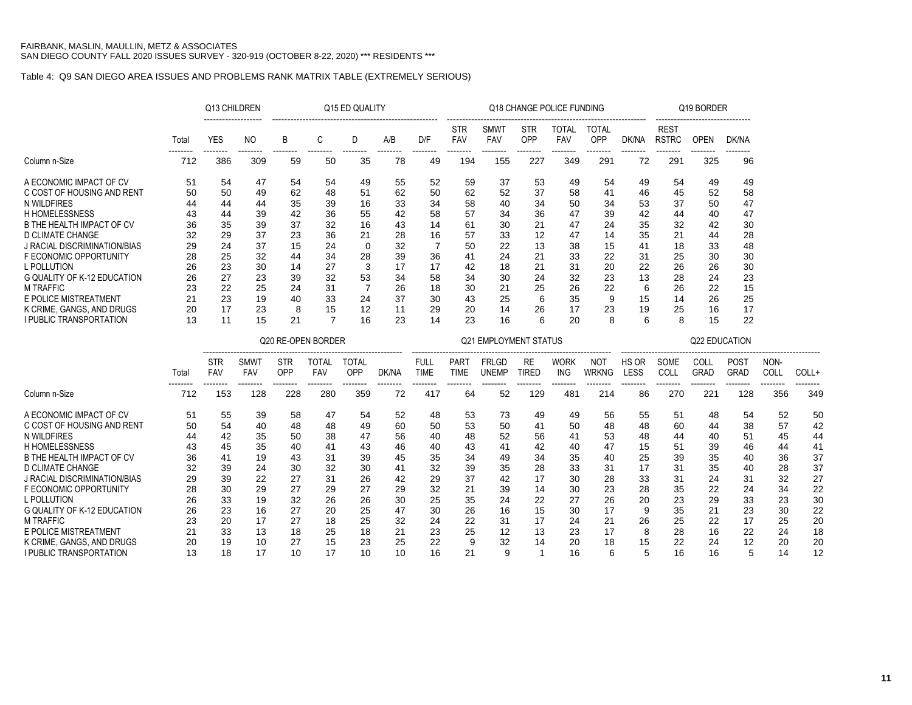FAIRBANK, MASLIN, MAULLIN, METZ & ASSOCIATES
SAN DIEGO COUNTY FALL 2020 ISSUES SURVEY - 320-919 (OCTOBER 8-22, 2020) *** RESIDENTS ***

Table 4: Q9 SAN DIEGO AREA ISSUES AND PROBLEMS RANK MATRIX TABLE (EXTREMELY SERIOUS)

| | | Q13 CHILDREN | | Q15 ED QUALITY | | | | | Q18 CHANGE POLICE FUNDING | | | | | | Q19 BORDER | | |
|---|---|---|---|---|---|---|---|---|---|---|---|---|---|---|---|---|---|
| | Total | YES | NO | B | C | D | A/B | D/F | STR FAV | SMWT FAV | STR OPP | TOTAL FAV | TOTAL OPP | DK/NA | REST RSTRC | OPEN | DK/NA |
| Column n-Size | 712 | 386 | 309 | 59 | 50 | 35 | 78 | 49 | 194 | 155 | 227 | 349 | 291 | 72 | 291 | 325 | 96 |
| A ECONOMIC IMPACT OF CV | 51 | 54 | 47 | 54 | 54 | 49 | 55 | 52 | 59 | 37 | 53 | 49 | 54 | 49 | 54 | 49 | 49 |
| C COST OF HOUSING AND RENT | 50 | 50 | 49 | 62 | 48 | 51 | 62 | 50 | 62 | 52 | 37 | 58 | 41 | 46 | 45 | 52 | 58 |
| N WILDFIRES | 44 | 44 | 44 | 35 | 39 | 16 | 33 | 34 | 58 | 40 | 34 | 50 | 34 | 53 | 37 | 50 | 47 |
| H HOMELESSNESS | 43 | 44 | 39 | 42 | 36 | 55 | 42 | 58 | 57 | 34 | 36 | 47 | 39 | 42 | 44 | 40 | 47 |
| B THE HEALTH IMPACT OF CV | 36 | 35 | 39 | 37 | 32 | 16 | 43 | 14 | 61 | 30 | 21 | 47 | 24 | 35 | 32 | 42 | 30 |
| D CLIMATE CHANGE | 32 | 29 | 37 | 23 | 36 | 21 | 28 | 16 | 57 | 33 | 12 | 47 | 14 | 35 | 21 | 44 | 28 |
| J RACIAL DISCRIMINATION/BIAS | 29 | 24 | 37 | 15 | 24 | 0 | 32 | 7 | 50 | 22 | 13 | 38 | 15 | 41 | 18 | 33 | 48 |
| F ECONOMIC OPPORTUNITY | 28 | 25 | 32 | 44 | 34 | 28 | 39 | 36 | 41 | 24 | 21 | 33 | 22 | 31 | 25 | 30 | 30 |
| L POLLUTION | 26 | 23 | 30 | 14 | 27 | 3 | 17 | 17 | 42 | 18 | 21 | 31 | 20 | 22 | 26 | 26 | 30 |
| G QUALITY OF K-12 EDUCATION | 26 | 27 | 23 | 39 | 32 | 53 | 34 | 58 | 34 | 30 | 24 | 32 | 23 | 13 | 28 | 24 | 23 |
| M TRAFFIC | 23 | 22 | 25 | 24 | 31 | 7 | 26 | 18 | 30 | 21 | 25 | 26 | 22 | 6 | 26 | 22 | 15 |
| E POLICE MISTREATMENT | 21 | 23 | 19 | 40 | 33 | 24 | 37 | 30 | 43 | 25 | 6 | 35 | 9 | 15 | 14 | 26 | 25 |
| K CRIME, GANGS, AND DRUGS | 20 | 17 | 23 | 8 | 15 | 12 | 11 | 29 | 20 | 14 | 26 | 17 | 23 | 19 | 25 | 16 | 17 |
| I PUBLIC TRANSPORTATION | 13 | 11 | 15 | 21 | 7 | 16 | 23 | 14 | 23 | 16 | 6 | 20 | 8 | 6 | 8 | 15 | 22 |

| | | Q20 RE-OPEN BORDER | | | | | | Q21 EMPLOYMENT STATUS | | | | | | | Q22 EDUCATION | | | | | |
|---|---|---|---|---|---|---|---|---|---|---|---|---|---|---|---|---|---|---|---|---|
| | Total | STR FAV | SMWT FAV | STR OPP | TOTAL FAV | TOTAL OPP | DK/NA | FULL TIME | PART TIME | FRLGD UNEMP | RE TIRED | WORK ING | NOT WRKNG | HS OR LESS | SOME COLL | COLL GRAD | POST GRAD | NON-COLL | COLL+ |
| Column n-Size | 712 | 153 | 128 | 228 | 280 | 359 | 72 | 417 | 64 | 52 | 129 | 481 | 214 | 86 | 270 | 221 | 128 | 356 | 349 |
| A ECONOMIC IMPACT OF CV | 51 | 55 | 39 | 58 | 47 | 54 | 52 | 48 | 53 | 73 | 49 | 49 | 56 | 55 | 51 | 48 | 54 | 52 | 50 |
| C COST OF HOUSING AND RENT | 50 | 54 | 40 | 48 | 48 | 49 | 60 | 50 | 53 | 50 | 41 | 50 | 48 | 48 | 60 | 44 | 38 | 57 | 42 |
| N WILDFIRES | 44 | 42 | 35 | 50 | 38 | 47 | 56 | 40 | 48 | 52 | 56 | 41 | 53 | 48 | 44 | 40 | 51 | 45 | 44 |
| H HOMELESSNESS | 43 | 45 | 35 | 40 | 41 | 43 | 46 | 40 | 43 | 41 | 42 | 40 | 47 | 15 | 51 | 39 | 46 | 44 | 41 |
| B THE HEALTH IMPACT OF CV | 36 | 41 | 19 | 43 | 31 | 39 | 45 | 35 | 34 | 49 | 34 | 35 | 40 | 25 | 39 | 35 | 40 | 36 | 37 |
| D CLIMATE CHANGE | 32 | 39 | 24 | 30 | 32 | 30 | 41 | 32 | 39 | 35 | 28 | 33 | 31 | 17 | 31 | 35 | 40 | 28 | 37 |
| J RACIAL DISCRIMINATION/BIAS | 29 | 39 | 22 | 27 | 31 | 26 | 42 | 29 | 37 | 42 | 17 | 30 | 28 | 33 | 31 | 24 | 31 | 32 | 27 |
| F ECONOMIC OPPORTUNITY | 28 | 30 | 29 | 27 | 29 | 27 | 29 | 32 | 21 | 39 | 14 | 30 | 23 | 28 | 35 | 22 | 24 | 34 | 22 |
| L POLLUTION | 26 | 33 | 19 | 32 | 26 | 26 | 30 | 25 | 35 | 24 | 22 | 27 | 26 | 20 | 23 | 29 | 33 | 23 | 30 |
| G QUALITY OF K-12 EDUCATION | 26 | 23 | 16 | 27 | 20 | 25 | 47 | 30 | 26 | 16 | 15 | 30 | 17 | 9 | 35 | 21 | 23 | 30 | 22 |
| M TRAFFIC | 23 | 20 | 17 | 27 | 18 | 25 | 32 | 24 | 22 | 31 | 17 | 24 | 21 | 26 | 25 | 22 | 17 | 25 | 20 |
| E POLICE MISTREATMENT | 21 | 33 | 13 | 18 | 25 | 18 | 21 | 23 | 25 | 12 | 13 | 23 | 17 | 8 | 28 | 16 | 22 | 24 | 18 |
| K CRIME, GANGS, AND DRUGS | 20 | 19 | 10 | 27 | 15 | 23 | 25 | 22 | 9 | 32 | 14 | 20 | 18 | 15 | 22 | 24 | 12 | 20 | 20 |
| I PUBLIC TRANSPORTATION | 13 | 18 | 17 | 10 | 17 | 10 | 10 | 16 | 21 | 9 | 1 | 16 | 6 | 5 | 16 | 16 | 5 | 14 | 12 |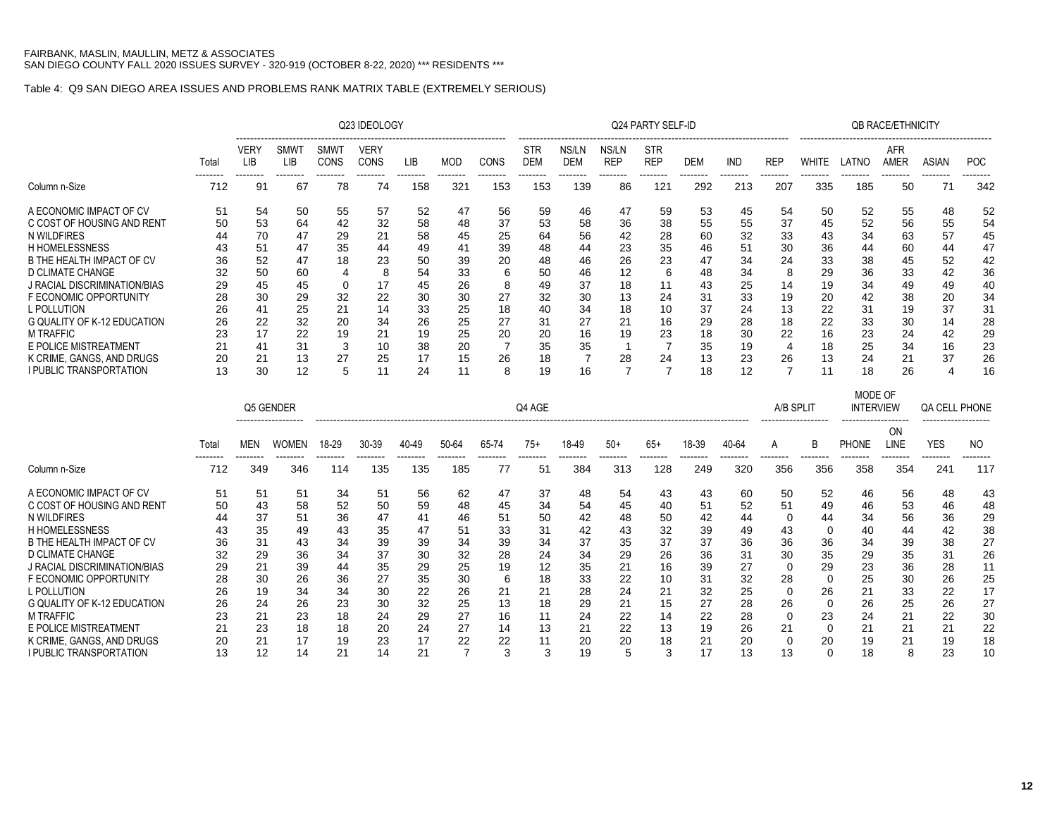FAIRBANK, MASLIN, MAULLIN, METZ & ASSOCIATES
SAN DIEGO COUNTY FALL 2020 ISSUES SURVEY - 320-919 (OCTOBER 8-22, 2020) *** RESIDENTS ***

Table 4: Q9 SAN DIEGO AREA ISSUES AND PROBLEMS RANK MATRIX TABLE (EXTREMELY SERIOUS)

| | | Q23 IDEOLOGY | | | | | | | Q24 PARTY SELF-ID | | | | | | | QB RACE/ETHNICITY | | | | |
|---|---|---|---|---|---|---|---|---|---|---|---|---|---|---|---|---|---|---|---|---|
| | Total | VERY LIB | SMWT LIB | SMWT CONS | VERY CONS | LIB | MOD | CONS | STR DEM | NS/LN DEM | NS/LN REP | STR REP | DEM | IND | REP | WHITE | LATNO | AFR AMER | ASIAN | POC |
| Column n-Size | 712 | 91 | 67 | 78 | 74 | 158 | 321 | 153 | 153 | 139 | 86 | 121 | 292 | 213 | 207 | 335 | 185 | 50 | 71 | 342 |
| A ECONOMIC IMPACT OF CV | 51 | 54 | 50 | 55 | 57 | 52 | 47 | 56 | 59 | 46 | 47 | 59 | 53 | 45 | 54 | 50 | 52 | 55 | 48 | 52 |
| C COST OF HOUSING AND RENT | 50 | 53 | 64 | 42 | 32 | 58 | 48 | 37 | 53 | 58 | 36 | 38 | 55 | 55 | 37 | 45 | 52 | 56 | 55 | 54 |
| N WILDFIRES | 44 | 70 | 47 | 29 | 21 | 58 | 45 | 25 | 64 | 56 | 42 | 28 | 60 | 32 | 33 | 43 | 34 | 63 | 57 | 45 |
| H HOMELESSNESS | 43 | 51 | 47 | 35 | 44 | 49 | 41 | 39 | 48 | 44 | 23 | 35 | 46 | 51 | 30 | 36 | 44 | 60 | 44 | 47 |
| B THE HEALTH IMPACT OF CV | 36 | 52 | 47 | 18 | 23 | 50 | 39 | 20 | 48 | 46 | 26 | 23 | 47 | 34 | 24 | 33 | 38 | 45 | 52 | 42 |
| D CLIMATE CHANGE | 32 | 50 | 60 | 4 | 8 | 54 | 33 | 6 | 50 | 46 | 12 | 6 | 48 | 34 | 8 | 29 | 36 | 33 | 42 | 36 |
| J RACIAL DISCRIMINATION/BIAS | 29 | 45 | 45 | 0 | 17 | 45 | 26 | 8 | 49 | 37 | 18 | 11 | 43 | 25 | 14 | 19 | 34 | 49 | 49 | 40 |
| F ECONOMIC OPPORTUNITY | 28 | 30 | 29 | 32 | 22 | 30 | 30 | 27 | 32 | 30 | 13 | 24 | 31 | 33 | 19 | 20 | 42 | 38 | 20 | 34 |
| L POLLUTION | 26 | 41 | 25 | 21 | 14 | 33 | 25 | 18 | 40 | 34 | 18 | 10 | 37 | 24 | 13 | 22 | 31 | 19 | 37 | 31 |
| G QUALITY OF K-12 EDUCATION | 26 | 22 | 32 | 20 | 34 | 26 | 25 | 27 | 31 | 27 | 21 | 16 | 29 | 28 | 18 | 22 | 33 | 30 | 14 | 28 |
| M TRAFFIC | 23 | 17 | 22 | 19 | 21 | 19 | 25 | 20 | 20 | 16 | 19 | 23 | 18 | 30 | 22 | 16 | 23 | 24 | 42 | 29 |
| E POLICE MISTREATMENT | 21 | 41 | 31 | 3 | 10 | 38 | 20 | 7 | 35 | 35 | 1 | 7 | 35 | 19 | 4 | 18 | 25 | 34 | 16 | 23 |
| K CRIME, GANGS, AND DRUGS | 20 | 21 | 13 | 27 | 25 | 17 | 15 | 26 | 18 | 7 | 28 | 24 | 13 | 23 | 26 | 13 | 24 | 21 | 37 | 26 |
| I PUBLIC TRANSPORTATION | 13 | 30 | 12 | 5 | 11 | 24 | 11 | 8 | 19 | 16 | 7 | 7 | 18 | 12 | 7 | 11 | 18 | 26 | 4 | 16 |

| | | Q5 GENDER | | Q4 AGE | | | | | | | | | | | | A/B SPLIT | | MODE OF INTERVIEW | | QA CELL PHONE | |
|---|---|---|---|---|---|---|---|---|---|---|---|---|---|---|---|---|---|---|---|---|---|
| | Total | MEN | WOMEN | 18-29 | 30-39 | 40-49 | 50-64 | 65-74 | 75+ | 18-49 | 50+ | 65+ | 18-39 | 40-64 | A | B | PHONE | ON LINE | YES | NO |
| Column n-Size | 712 | 349 | 346 | 114 | 135 | 135 | 185 | 77 | 51 | 384 | 313 | 128 | 249 | 320 | 356 | 356 | 358 | 354 | 241 | 117 |
| A ECONOMIC IMPACT OF CV | 51 | 51 | 51 | 34 | 51 | 56 | 62 | 47 | 37 | 48 | 54 | 43 | 43 | 60 | 50 | 52 | 46 | 56 | 48 | 43 |
| C COST OF HOUSING AND RENT | 50 | 43 | 58 | 52 | 50 | 59 | 48 | 45 | 34 | 54 | 45 | 40 | 51 | 52 | 51 | 49 | 46 | 53 | 46 | 48 |
| N WILDFIRES | 44 | 37 | 51 | 36 | 47 | 41 | 46 | 51 | 50 | 42 | 48 | 50 | 42 | 44 | 0 | 44 | 34 | 56 | 36 | 29 |
| H HOMELESSNESS | 43 | 35 | 49 | 43 | 35 | 47 | 51 | 33 | 31 | 42 | 43 | 32 | 39 | 49 | 43 | 0 | 40 | 44 | 42 | 38 |
| B THE HEALTH IMPACT OF CV | 36 | 31 | 43 | 34 | 39 | 39 | 34 | 39 | 34 | 37 | 35 | 37 | 37 | 36 | 36 | 36 | 34 | 39 | 38 | 27 |
| D CLIMATE CHANGE | 32 | 29 | 36 | 34 | 37 | 30 | 32 | 28 | 24 | 34 | 29 | 26 | 36 | 31 | 30 | 35 | 29 | 35 | 31 | 26 |
| J RACIAL DISCRIMINATION/BIAS | 29 | 21 | 39 | 44 | 35 | 29 | 25 | 19 | 12 | 35 | 21 | 16 | 39 | 27 | 0 | 29 | 23 | 36 | 28 | 11 |
| F ECONOMIC OPPORTUNITY | 28 | 30 | 26 | 36 | 27 | 35 | 30 | 6 | 18 | 33 | 22 | 10 | 31 | 32 | 28 | 0 | 25 | 30 | 26 | 25 |
| L POLLUTION | 26 | 19 | 34 | 34 | 30 | 22 | 26 | 21 | 21 | 28 | 24 | 21 | 32 | 25 | 0 | 26 | 21 | 33 | 22 | 17 |
| G QUALITY OF K-12 EDUCATION | 26 | 24 | 26 | 23 | 30 | 32 | 25 | 13 | 18 | 29 | 21 | 15 | 27 | 28 | 26 | 0 | 26 | 25 | 26 | 27 |
| M TRAFFIC | 23 | 21 | 23 | 18 | 24 | 29 | 27 | 16 | 11 | 24 | 22 | 14 | 22 | 28 | 0 | 23 | 24 | 21 | 22 | 30 |
| E POLICE MISTREATMENT | 21 | 23 | 18 | 18 | 20 | 24 | 27 | 14 | 13 | 21 | 22 | 13 | 19 | 26 | 21 | 0 | 21 | 21 | 21 | 22 |
| K CRIME, GANGS, AND DRUGS | 20 | 21 | 17 | 19 | 23 | 17 | 22 | 22 | 11 | 20 | 20 | 18 | 21 | 20 | 0 | 20 | 19 | 21 | 19 | 18 |
| I PUBLIC TRANSPORTATION | 13 | 12 | 14 | 21 | 14 | 21 | 7 | 3 | 3 | 19 | 5 | 3 | 17 | 13 | 13 | 0 | 18 | 8 | 23 | 10 |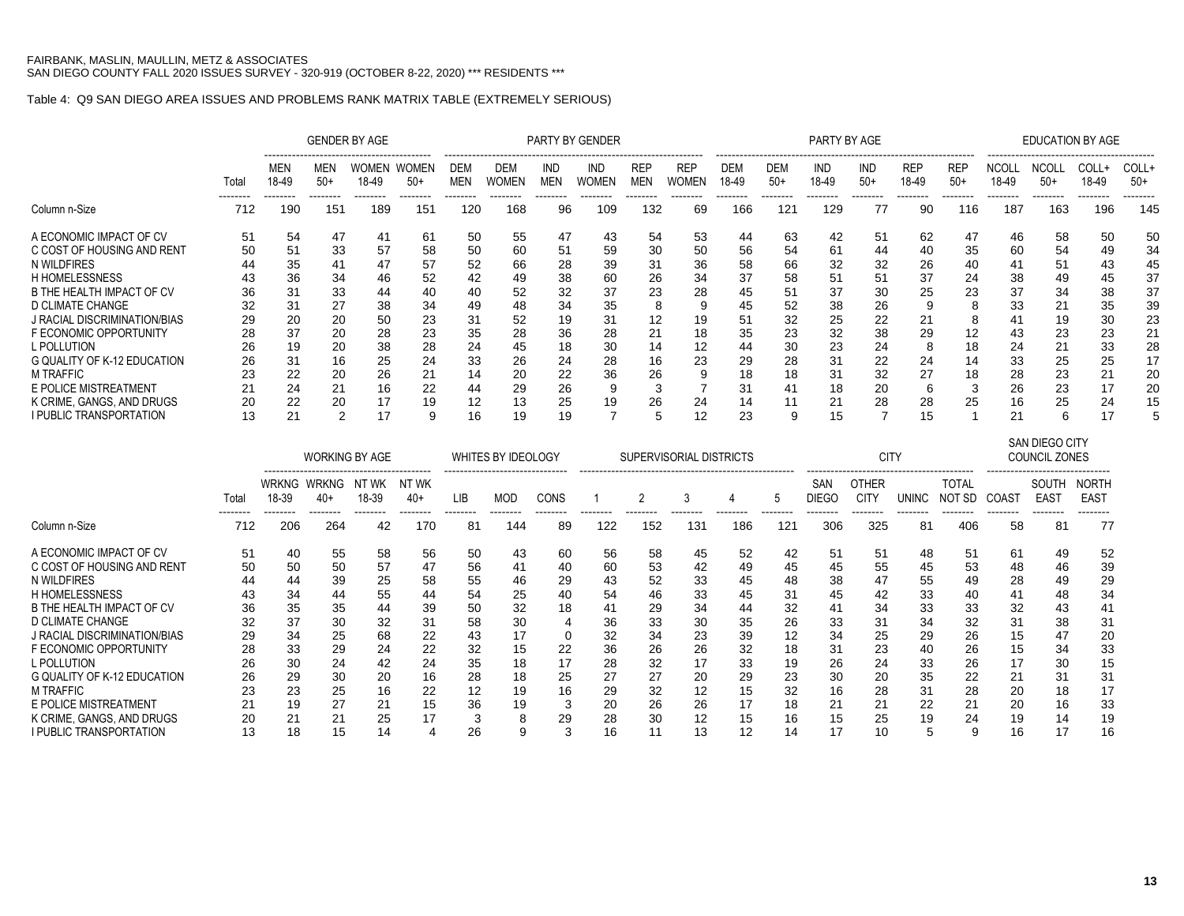FAIRBANK, MASLIN, MAULLIN, METZ & ASSOCIATES
SAN DIEGO COUNTY FALL 2020 ISSUES SURVEY - 320-919 (OCTOBER 8-22, 2020) *** RESIDENTS ***

Table 4: Q9 SAN DIEGO AREA ISSUES AND PROBLEMS RANK MATRIX TABLE (EXTREMELY SERIOUS)

| | | GENDER BY AGE | | | | PARTY BY GENDER | | | | | | PARTY BY AGE | | | | | | EDUCATION BY AGE | | | |
|---|---|---|---|---|---|---|---|---|---|---|---|---|---|---|---|---|---|---|---|---|---|
| | Total | MEN 18-49 | MEN 50+ | WOMEN 18-49 | WOMEN 50+ | DEM MEN | DEM WOMEN | IND MEN | IND WOMEN | REP MEN | REP WOMEN | DEM 18-49 | DEM 50+ | IND 18-49 | IND 50+ | REP 18-49 | REP 50+ | NCOLL 18-49 | NCOLL 50+ | COLL+ 18-49 | COLL+ 50+ |
| Column n-Size | 712 | 190 | 151 | 189 | 151 | 120 | 168 | 96 | 109 | 132 | 69 | 166 | 121 | 129 | 77 | 90 | 116 | 187 | 163 | 196 | 145 |
| A ECONOMIC IMPACT OF CV | 51 | 54 | 47 | 41 | 61 | 50 | 55 | 47 | 43 | 54 | 53 | 44 | 63 | 42 | 51 | 62 | 47 | 46 | 58 | 50 | 50 |
| C COST OF HOUSING AND RENT | 50 | 51 | 33 | 57 | 58 | 50 | 60 | 51 | 59 | 30 | 50 | 56 | 54 | 61 | 44 | 40 | 35 | 60 | 54 | 49 | 34 |
| N WILDFIRES | 44 | 35 | 41 | 47 | 57 | 52 | 66 | 28 | 39 | 31 | 36 | 58 | 66 | 32 | 32 | 26 | 40 | 41 | 51 | 43 | 45 |
| H HOMELESSNESS | 43 | 36 | 34 | 46 | 52 | 42 | 49 | 38 | 60 | 26 | 34 | 37 | 58 | 51 | 51 | 37 | 24 | 38 | 49 | 45 | 37 |
| B THE HEALTH IMPACT OF CV | 36 | 31 | 33 | 44 | 40 | 40 | 52 | 32 | 37 | 23 | 28 | 45 | 51 | 37 | 30 | 25 | 23 | 37 | 34 | 38 | 37 |
| D CLIMATE CHANGE | 32 | 31 | 27 | 38 | 34 | 49 | 48 | 34 | 35 | 8 | 9 | 45 | 52 | 38 | 26 | 9 | 8 | 33 | 21 | 35 | 39 |
| J RACIAL DISCRIMINATION/BIAS | 29 | 20 | 20 | 50 | 23 | 31 | 52 | 19 | 31 | 12 | 19 | 51 | 32 | 25 | 22 | 21 | 8 | 41 | 19 | 30 | 23 |
| F ECONOMIC OPPORTUNITY | 28 | 37 | 20 | 28 | 23 | 35 | 28 | 36 | 28 | 21 | 18 | 35 | 23 | 32 | 38 | 29 | 12 | 43 | 23 | 23 | 21 |
| L POLLUTION | 26 | 19 | 20 | 38 | 28 | 24 | 45 | 18 | 30 | 14 | 12 | 44 | 30 | 23 | 24 | 8 | 18 | 24 | 21 | 33 | 28 |
| G QUALITY OF K-12 EDUCATION | 26 | 31 | 16 | 25 | 24 | 33 | 26 | 24 | 28 | 16 | 23 | 29 | 28 | 31 | 22 | 24 | 14 | 33 | 25 | 25 | 17 |
| M TRAFFIC | 23 | 22 | 20 | 26 | 21 | 14 | 20 | 22 | 36 | 26 | 9 | 18 | 18 | 31 | 32 | 27 | 18 | 28 | 23 | 21 | 20 |
| E POLICE MISTREATMENT | 21 | 24 | 21 | 16 | 22 | 44 | 29 | 26 | 9 | 3 | 7 | 31 | 41 | 18 | 20 | 6 | 3 | 26 | 23 | 17 | 20 |
| K CRIME, GANGS, AND DRUGS | 20 | 22 | 20 | 17 | 19 | 12 | 13 | 25 | 19 | 26 | 24 | 14 | 11 | 21 | 28 | 28 | 25 | 16 | 25 | 24 | 15 |
| I PUBLIC TRANSPORTATION | 13 | 21 | 2 | 17 | 9 | 16 | 19 | 19 | 7 | 5 | 12 | 23 | 9 | 15 | 7 | 15 | 1 | 21 | 6 | 17 | 5 |

| | | WORKING BY AGE | | | | WHITES BY IDEOLOGY | | | SUPERVISORIAL DISTRICTS | | | | | CITY | | | | SAN DIEGO CITY COUNCIL ZONES | | |
|---|---|---|---|---|---|---|---|---|---|---|---|---|---|---|---|---|---|---|---|---|
| | Total | WRKNG 18-39 | WRKNG 40+ | NT WK 18-39 | NT WK 40+ | LIB | MOD | CONS | 1 | 2 | 3 | 4 | 5 | SAN DIEGO | OTHER CITY | UNINC | TOTAL NOT SD | COAST | SOUTH EAST | NORTH EAST |
| Column n-Size | 712 | 206 | 264 | 42 | 170 | 81 | 144 | 89 | 122 | 152 | 131 | 186 | 121 | 306 | 325 | 81 | 406 | 58 | 81 | 77 |
| A ECONOMIC IMPACT OF CV | 51 | 40 | 55 | 58 | 56 | 50 | 43 | 60 | 56 | 58 | 45 | 52 | 42 | 51 | 51 | 48 | 51 | 61 | 49 | 52 |
| C COST OF HOUSING AND RENT | 50 | 50 | 50 | 57 | 47 | 56 | 41 | 40 | 60 | 53 | 42 | 49 | 45 | 45 | 55 | 45 | 53 | 48 | 46 | 39 |
| N WILDFIRES | 44 | 44 | 39 | 25 | 58 | 55 | 46 | 29 | 43 | 52 | 33 | 45 | 48 | 38 | 47 | 55 | 49 | 28 | 49 | 29 |
| H HOMELESSNESS | 43 | 34 | 44 | 55 | 44 | 54 | 25 | 40 | 54 | 46 | 33 | 45 | 31 | 45 | 42 | 33 | 40 | 41 | 48 | 34 |
| B THE HEALTH IMPACT OF CV | 36 | 35 | 35 | 44 | 39 | 50 | 32 | 18 | 41 | 29 | 34 | 44 | 32 | 41 | 34 | 33 | 33 | 32 | 43 | 41 |
| D CLIMATE CHANGE | 32 | 37 | 30 | 32 | 31 | 58 | 30 | 4 | 36 | 33 | 30 | 35 | 26 | 33 | 31 | 34 | 32 | 31 | 38 | 31 |
| J RACIAL DISCRIMINATION/BIAS | 29 | 34 | 25 | 68 | 22 | 43 | 17 | 0 | 32 | 34 | 23 | 39 | 12 | 34 | 25 | 29 | 26 | 15 | 47 | 20 |
| F ECONOMIC OPPORTUNITY | 28 | 33 | 29 | 24 | 22 | 32 | 15 | 22 | 36 | 26 | 26 | 32 | 18 | 31 | 23 | 40 | 26 | 15 | 34 | 33 |
| L POLLUTION | 26 | 30 | 24 | 42 | 24 | 35 | 18 | 17 | 28 | 32 | 17 | 33 | 19 | 26 | 24 | 33 | 26 | 17 | 30 | 15 |
| G QUALITY OF K-12 EDUCATION | 26 | 29 | 30 | 20 | 16 | 28 | 18 | 25 | 27 | 27 | 20 | 29 | 23 | 30 | 20 | 35 | 22 | 21 | 31 | 31 |
| M TRAFFIC | 23 | 23 | 25 | 16 | 22 | 12 | 19 | 16 | 29 | 32 | 12 | 15 | 32 | 16 | 28 | 31 | 28 | 20 | 18 | 17 |
| E POLICE MISTREATMENT | 21 | 19 | 27 | 21 | 15 | 36 | 19 | 3 | 20 | 26 | 26 | 17 | 18 | 21 | 21 | 22 | 21 | 20 | 16 | 33 |
| K CRIME, GANGS, AND DRUGS | 20 | 21 | 21 | 25 | 17 | 3 | 8 | 29 | 28 | 30 | 12 | 15 | 16 | 15 | 25 | 19 | 24 | 19 | 14 | 19 |
| I PUBLIC TRANSPORTATION | 13 | 18 | 15 | 14 | 4 | 26 | 9 | 3 | 16 | 11 | 13 | 12 | 14 | 17 | 10 | 5 | 9 | 16 | 17 | 16 |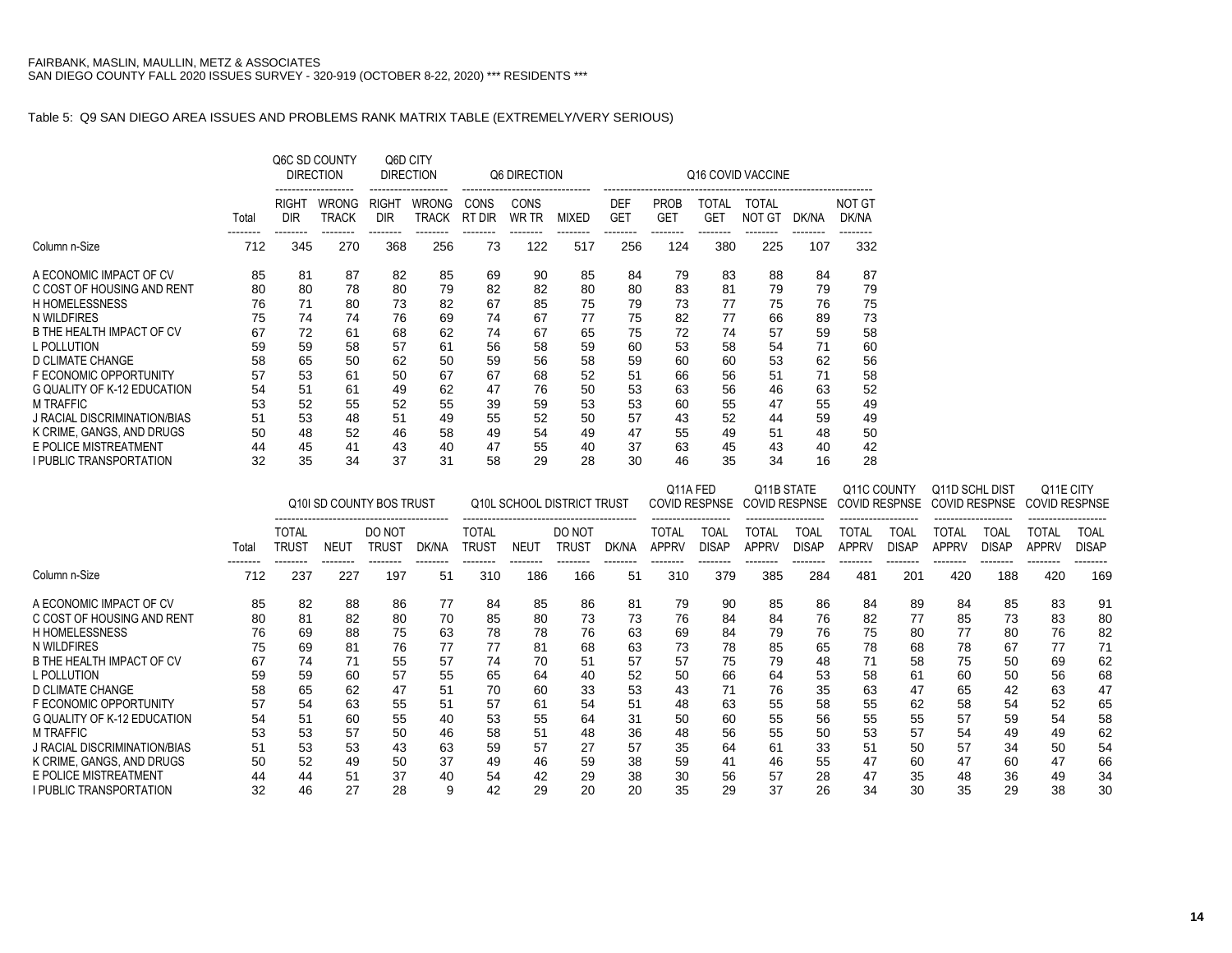FAIRBANK, MASLIN, MAULLIN, METZ & ASSOCIATES
SAN DIEGO COUNTY FALL 2020 ISSUES SURVEY - 320-919 (OCTOBER 8-22, 2020) *** RESIDENTS ***

Table 5: Q9 SAN DIEGO AREA ISSUES AND PROBLEMS RANK MATRIX TABLE (EXTREMELY/VERY SERIOUS)

| | | Q6C SD COUNTY DIRECTION | | Q6D CITY DIRECTION | | Q6 DIRECTION | | | Q16 COVID VACCINE | | | | | |
|---|---|---|---|---|---|---|---|---|---|---|---|---|---|---|
| | Total | RIGHT DIR | WRONG TRACK | RIGHT DIR | WRONG TRACK | CONS RT DIR | CONS WR TR | MIXED | DEF GET | PROB GET | TOTAL GET | TOTAL NOT GT | DK/NA | NOT GT DK/NA |
| Column n-Size | 712 | 345 | 270 | 368 | 256 | 73 | 122 | 517 | 256 | 124 | 380 | 225 | 107 | 332 |
| A ECONOMIC IMPACT OF CV | 85 | 81 | 87 | 82 | 85 | 69 | 90 | 85 | 84 | 79 | 83 | 88 | 84 | 87 |
| C COST OF HOUSING AND RENT | 80 | 80 | 78 | 80 | 79 | 82 | 82 | 80 | 80 | 83 | 81 | 79 | 79 | 79 |
| H HOMELESSNESS | 76 | 71 | 80 | 73 | 82 | 67 | 85 | 75 | 79 | 73 | 77 | 75 | 76 | 75 |
| N WILDFIRES | 75 | 74 | 74 | 76 | 69 | 74 | 67 | 77 | 75 | 82 | 77 | 66 | 89 | 73 |
| B THE HEALTH IMPACT OF CV | 67 | 72 | 61 | 68 | 62 | 74 | 67 | 65 | 75 | 72 | 74 | 57 | 59 | 58 |
| L POLLUTION | 59 | 59 | 58 | 57 | 61 | 56 | 58 | 59 | 60 | 53 | 58 | 54 | 71 | 60 |
| D CLIMATE CHANGE | 58 | 65 | 50 | 62 | 50 | 59 | 56 | 58 | 59 | 60 | 60 | 53 | 62 | 56 |
| F ECONOMIC OPPORTUNITY | 57 | 53 | 61 | 50 | 67 | 67 | 68 | 52 | 51 | 66 | 56 | 51 | 71 | 58 |
| G QUALITY OF K-12 EDUCATION | 54 | 51 | 61 | 49 | 62 | 47 | 76 | 50 | 53 | 63 | 56 | 46 | 63 | 52 |
| M TRAFFIC | 53 | 52 | 55 | 52 | 55 | 39 | 59 | 53 | 53 | 60 | 55 | 47 | 55 | 49 |
| J RACIAL DISCRIMINATION/BIAS | 51 | 53 | 48 | 51 | 49 | 55 | 52 | 50 | 57 | 43 | 52 | 44 | 59 | 49 |
| K CRIME, GANGS, AND DRUGS | 50 | 48 | 52 | 46 | 58 | 49 | 54 | 49 | 47 | 55 | 49 | 51 | 48 | 50 |
| E POLICE MISTREATMENT | 44 | 45 | 41 | 43 | 40 | 47 | 55 | 40 | 37 | 63 | 45 | 43 | 40 | 42 |
| I PUBLIC TRANSPORTATION | 32 | 35 | 34 | 37 | 31 | 58 | 29 | 28 | 30 | 46 | 35 | 34 | 16 | 28 |

| | | Q10I SD COUNTY BOS TRUST | | | | Q10L SCHOOL DISTRICT TRUST | | | | Q11A FED COVID RESPNSE | | Q11B STATE COVID RESPNSE | | Q11C COUNTY COVID RESPNSE | | Q11D SCHL DIST COVID RESPNSE | | Q11E CITY COVID RESPNSE | |
|---|---|---|---|---|---|---|---|---|---|---|---|---|---|---|---|---|---|---|---|
| | Total | TOTAL TRUST | NEUT | DO NOT TRUST | DK/NA | TOTAL TRUST | NEUT | DO NOT TRUST | DK/NA | TOTAL APPRV | TOAL DISAP | TOTAL APPRV | TOAL DISAP | TOTAL APPRV | TOAL DISAP | TOTAL APPRV | TOAL DISAP | TOTAL APPRV | TOAL DISAP |
| Column n-Size | 712 | 237 | 227 | 197 | 51 | 310 | 186 | 166 | 51 | 310 | 379 | 385 | 284 | 481 | 201 | 420 | 188 | 420 | 169 |
| A ECONOMIC IMPACT OF CV | 85 | 82 | 88 | 86 | 77 | 84 | 85 | 86 | 81 | 79 | 90 | 85 | 86 | 84 | 89 | 84 | 85 | 83 | 91 |
| C COST OF HOUSING AND RENT | 80 | 81 | 82 | 80 | 70 | 85 | 80 | 73 | 73 | 76 | 84 | 84 | 76 | 82 | 77 | 85 | 73 | 83 | 80 |
| H HOMELESSNESS | 76 | 69 | 88 | 75 | 63 | 78 | 78 | 76 | 63 | 69 | 84 | 79 | 76 | 75 | 80 | 77 | 80 | 76 | 82 |
| N WILDFIRES | 75 | 69 | 81 | 76 | 77 | 77 | 81 | 68 | 63 | 73 | 78 | 85 | 65 | 78 | 68 | 78 | 67 | 77 | 71 |
| B THE HEALTH IMPACT OF CV | 67 | 74 | 71 | 55 | 57 | 74 | 70 | 51 | 57 | 57 | 75 | 79 | 48 | 71 | 58 | 75 | 50 | 69 | 62 |
| L POLLUTION | 59 | 59 | 60 | 57 | 55 | 65 | 64 | 40 | 52 | 50 | 66 | 64 | 53 | 58 | 61 | 60 | 50 | 56 | 68 |
| D CLIMATE CHANGE | 58 | 65 | 62 | 47 | 51 | 70 | 60 | 33 | 53 | 43 | 71 | 76 | 35 | 63 | 47 | 65 | 42 | 63 | 47 |
| F ECONOMIC OPPORTUNITY | 57 | 54 | 63 | 55 | 51 | 57 | 61 | 54 | 51 | 48 | 63 | 55 | 58 | 55 | 62 | 58 | 54 | 52 | 65 |
| G QUALITY OF K-12 EDUCATION | 54 | 51 | 60 | 55 | 40 | 53 | 55 | 64 | 31 | 50 | 60 | 55 | 56 | 55 | 55 | 57 | 59 | 54 | 58 |
| M TRAFFIC | 53 | 53 | 57 | 50 | 46 | 58 | 51 | 48 | 36 | 48 | 56 | 55 | 50 | 53 | 57 | 54 | 49 | 49 | 62 |
| J RACIAL DISCRIMINATION/BIAS | 51 | 53 | 53 | 43 | 63 | 59 | 57 | 27 | 57 | 35 | 64 | 61 | 33 | 51 | 50 | 57 | 34 | 50 | 54 |
| K CRIME, GANGS, AND DRUGS | 50 | 52 | 49 | 50 | 37 | 49 | 46 | 59 | 38 | 59 | 41 | 46 | 55 | 47 | 60 | 47 | 60 | 47 | 66 |
| E POLICE MISTREATMENT | 44 | 44 | 51 | 37 | 40 | 54 | 42 | 29 | 38 | 30 | 56 | 57 | 28 | 47 | 35 | 48 | 36 | 49 | 34 |
| I PUBLIC TRANSPORTATION | 32 | 46 | 27 | 28 | 9 | 42 | 29 | 20 | 20 | 35 | 29 | 37 | 26 | 34 | 30 | 35 | 29 | 38 | 30 |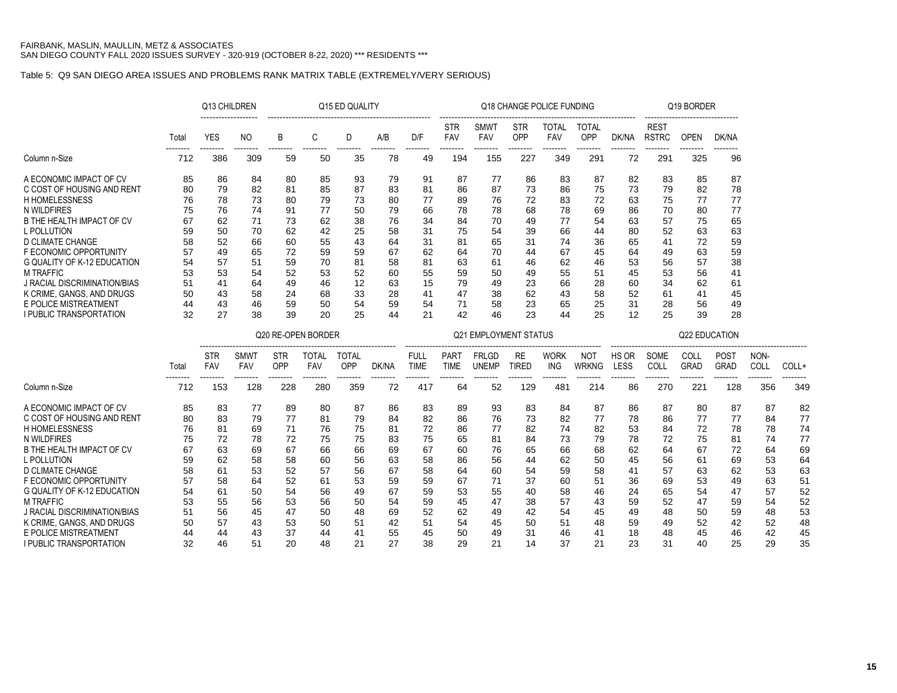FAIRBANK, MASLIN, MAULLIN, METZ & ASSOCIATES
SAN DIEGO COUNTY FALL 2020 ISSUES SURVEY - 320-919 (OCTOBER 8-22, 2020) *** RESIDENTS ***

Table 5: Q9 SAN DIEGO AREA ISSUES AND PROBLEMS RANK MATRIX TABLE (EXTREMELY/VERY SERIOUS)

| | | Q13 CHILDREN | | Q15 ED QUALITY | | | | | Q18 CHANGE POLICE FUNDING | | | | | | Q19 BORDER | | |
|---|---|---|---|---|---|---|---|---|---|---|---|---|---|---|---|---|---|
| | Total | YES | NO | B | C | D | A/B | D/F | STR FAV | SMWT FAV | STR OPP | TOTAL FAV | TOTAL OPP | DK/NA | REST RSTRC | OPEN | DK/NA |
| Column n-Size | 712 | 386 | 309 | 59 | 50 | 35 | 78 | 49 | 194 | 155 | 227 | 349 | 291 | 72 | 291 | 325 | 96 |
| A ECONOMIC IMPACT OF CV | 85 | 86 | 84 | 80 | 85 | 93 | 79 | 91 | 87 | 77 | 86 | 83 | 87 | 82 | 83 | 85 | 87 |
| C COST OF HOUSING AND RENT | 80 | 79 | 82 | 81 | 85 | 87 | 83 | 81 | 86 | 87 | 73 | 86 | 75 | 73 | 79 | 82 | 78 |
| H HOMELESSNESS | 76 | 78 | 73 | 80 | 79 | 73 | 80 | 77 | 89 | 76 | 72 | 83 | 72 | 63 | 75 | 77 | 77 |
| N WILDFIRES | 75 | 76 | 74 | 91 | 77 | 50 | 79 | 66 | 78 | 78 | 68 | 78 | 69 | 86 | 70 | 80 | 77 |
| B THE HEALTH IMPACT OF CV | 67 | 62 | 71 | 73 | 62 | 38 | 76 | 34 | 84 | 70 | 49 | 77 | 54 | 63 | 57 | 75 | 65 |
| L POLLUTION | 59 | 50 | 70 | 62 | 42 | 25 | 58 | 31 | 75 | 54 | 39 | 66 | 44 | 80 | 52 | 63 | 63 |
| D CLIMATE CHANGE | 58 | 52 | 66 | 60 | 55 | 43 | 64 | 31 | 81 | 65 | 31 | 74 | 36 | 65 | 41 | 72 | 59 |
| F ECONOMIC OPPORTUNITY | 57 | 49 | 65 | 72 | 59 | 59 | 67 | 62 | 64 | 70 | 44 | 67 | 45 | 64 | 49 | 63 | 59 |
| G QUALITY OF K-12 EDUCATION | 54 | 57 | 51 | 59 | 70 | 81 | 58 | 81 | 63 | 61 | 46 | 62 | 46 | 53 | 56 | 57 | 38 |
| M TRAFFIC | 53 | 53 | 54 | 52 | 53 | 52 | 60 | 55 | 59 | 50 | 49 | 55 | 51 | 45 | 53 | 56 | 41 |
| J RACIAL DISCRIMINATION/BIAS | 51 | 41 | 64 | 49 | 46 | 12 | 63 | 15 | 79 | 49 | 23 | 66 | 28 | 60 | 34 | 62 | 61 |
| K CRIME, GANGS, AND DRUGS | 50 | 43 | 58 | 24 | 68 | 33 | 28 | 41 | 47 | 38 | 62 | 43 | 58 | 52 | 61 | 41 | 45 |
| E POLICE MISTREATMENT | 44 | 43 | 46 | 59 | 50 | 54 | 59 | 54 | 71 | 58 | 23 | 65 | 25 | 31 | 28 | 56 | 49 |
| I PUBLIC TRANSPORTATION | 32 | 27 | 38 | 39 | 20 | 25 | 44 | 21 | 42 | 46 | 23 | 44 | 25 | 12 | 25 | 39 | 28 |

| | | Q20 RE-OPEN BORDER | | | | | | Q21 EMPLOYMENT STATUS | | | | | | Q22 EDUCATION | | | | | |
|---|---|---|---|---|---|---|---|---|---|---|---|---|---|---|---|---|---|---|---|
| | Total | STR FAV | SMWT FAV | STR OPP | TOTAL FAV | TOTAL OPP | DK/NA | FULL TIME | PART TIME | FRLGD UNEMP | RE TIRED | WORK ING | NOT WRKNG | HS OR LESS | SOME COLL | COLL GRAD | POST GRAD | NON-COLL | COLL+ |
| Column n-Size | 712 | 153 | 128 | 228 | 280 | 359 | 72 | 417 | 64 | 52 | 129 | 481 | 214 | 86 | 270 | 221 | 128 | 356 | 349 |
| A ECONOMIC IMPACT OF CV | 85 | 83 | 77 | 89 | 80 | 87 | 86 | 83 | 89 | 93 | 83 | 84 | 87 | 86 | 87 | 80 | 87 | 87 | 82 |
| C COST OF HOUSING AND RENT | 80 | 83 | 79 | 77 | 81 | 79 | 84 | 82 | 86 | 76 | 73 | 82 | 77 | 78 | 86 | 77 | 77 | 84 | 77 |
| H HOMELESSNESS | 76 | 81 | 69 | 71 | 76 | 75 | 81 | 72 | 86 | 77 | 82 | 74 | 82 | 53 | 84 | 72 | 78 | 78 | 74 |
| N WILDFIRES | 75 | 72 | 78 | 72 | 75 | 75 | 83 | 75 | 65 | 81 | 84 | 73 | 79 | 78 | 72 | 75 | 81 | 74 | 77 |
| B THE HEALTH IMPACT OF CV | 67 | 63 | 69 | 67 | 66 | 66 | 69 | 67 | 60 | 76 | 65 | 66 | 68 | 62 | 64 | 67 | 72 | 64 | 69 |
| L POLLUTION | 59 | 62 | 58 | 58 | 60 | 56 | 63 | 58 | 86 | 56 | 44 | 62 | 50 | 45 | 56 | 61 | 69 | 53 | 64 |
| D CLIMATE CHANGE | 58 | 61 | 53 | 52 | 57 | 56 | 67 | 58 | 64 | 60 | 54 | 59 | 58 | 41 | 57 | 63 | 62 | 53 | 63 |
| F ECONOMIC OPPORTUNITY | 57 | 58 | 64 | 52 | 61 | 53 | 59 | 59 | 67 | 71 | 37 | 60 | 51 | 36 | 69 | 53 | 49 | 63 | 51 |
| G QUALITY OF K-12 EDUCATION | 54 | 61 | 50 | 54 | 56 | 49 | 67 | 59 | 53 | 55 | 40 | 58 | 46 | 24 | 65 | 54 | 47 | 57 | 52 |
| M TRAFFIC | 53 | 55 | 56 | 53 | 56 | 50 | 54 | 59 | 45 | 47 | 38 | 57 | 43 | 59 | 52 | 47 | 59 | 54 | 52 |
| J RACIAL DISCRIMINATION/BIAS | 51 | 56 | 45 | 47 | 50 | 48 | 69 | 52 | 62 | 49 | 42 | 54 | 45 | 49 | 48 | 50 | 59 | 48 | 53 |
| K CRIME, GANGS, AND DRUGS | 50 | 57 | 43 | 53 | 50 | 51 | 42 | 51 | 54 | 45 | 50 | 51 | 48 | 59 | 49 | 52 | 42 | 52 | 48 |
| E POLICE MISTREATMENT | 44 | 44 | 43 | 37 | 44 | 41 | 55 | 45 | 50 | 49 | 31 | 46 | 41 | 18 | 48 | 45 | 46 | 42 | 45 |
| I PUBLIC TRANSPORTATION | 32 | 46 | 51 | 20 | 48 | 21 | 27 | 38 | 29 | 21 | 14 | 37 | 21 | 23 | 31 | 40 | 25 | 29 | 35 |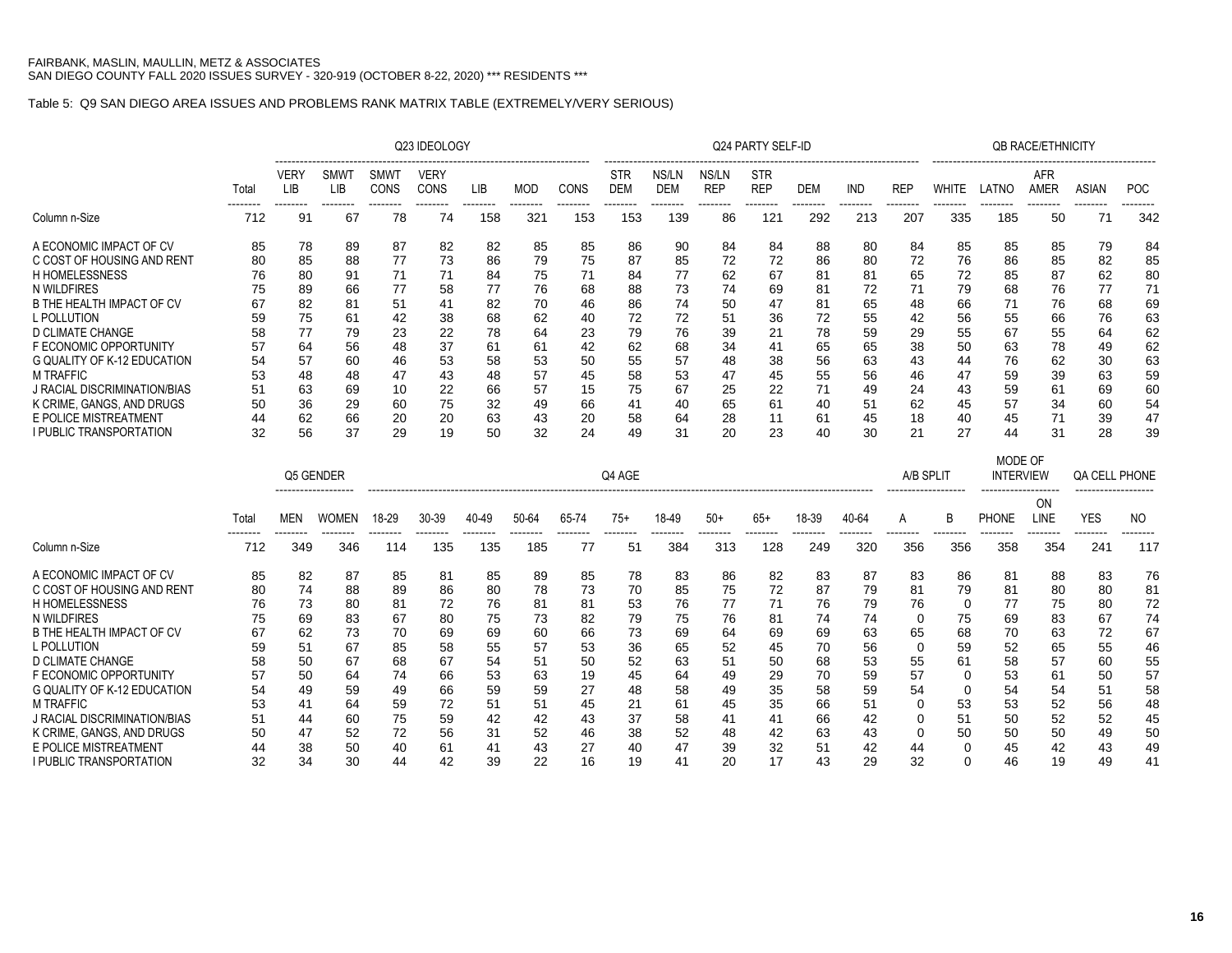FAIRBANK, MASLIN, MAULLIN, METZ & ASSOCIATES
SAN DIEGO COUNTY FALL 2020 ISSUES SURVEY - 320-919 (OCTOBER 8-22, 2020) *** RESIDENTS ***

Table 5: Q9 SAN DIEGO AREA ISSUES AND PROBLEMS RANK MATRIX TABLE (EXTREMELY/VERY SERIOUS)

| | | Q23 IDEOLOGY | | | | | | | Q24 PARTY SELF-ID | | | | | | | QB RACE/ETHNICITY | | | | |
|---|---|---|---|---|---|---|---|---|---|---|---|---|---|---|---|---|---|---|---|---|
| | Total | VERY LIB | SMWT LIB | SMWT CONS | VERY CONS | LIB | MOD | CONS | STR DEM | NS/LN DEM | NS/LN REP | STR REP | DEM | IND | REP | WHITE | LATNO | AFR AMER | ASIAN | POC |
| Column n-Size | 712 | 91 | 67 | 78 | 74 | 158 | 321 | 153 | 153 | 139 | 86 | 121 | 292 | 213 | 207 | 335 | 185 | 50 | 71 | 342 |
| A ECONOMIC IMPACT OF CV | 85 | 78 | 89 | 87 | 82 | 82 | 85 | 85 | 86 | 90 | 84 | 84 | 88 | 80 | 84 | 85 | 85 | 85 | 79 | 84 |
| C COST OF HOUSING AND RENT | 80 | 85 | 88 | 77 | 73 | 86 | 79 | 75 | 87 | 85 | 72 | 72 | 86 | 80 | 72 | 76 | 86 | 85 | 82 | 85 |
| H HOMELESSNESS | 76 | 80 | 91 | 71 | 71 | 84 | 75 | 71 | 84 | 77 | 62 | 67 | 81 | 81 | 65 | 72 | 85 | 87 | 62 | 80 |
| N WILDFIRES | 75 | 89 | 66 | 77 | 58 | 77 | 76 | 68 | 88 | 73 | 74 | 69 | 81 | 72 | 71 | 79 | 68 | 76 | 77 | 71 |
| B THE HEALTH IMPACT OF CV | 67 | 82 | 81 | 51 | 41 | 82 | 70 | 46 | 86 | 74 | 50 | 47 | 81 | 65 | 48 | 66 | 71 | 76 | 68 | 69 |
| L POLLUTION | 59 | 75 | 61 | 42 | 38 | 68 | 62 | 40 | 72 | 72 | 51 | 36 | 72 | 55 | 42 | 56 | 55 | 66 | 76 | 63 |
| D CLIMATE CHANGE | 58 | 77 | 79 | 23 | 22 | 78 | 64 | 23 | 79 | 76 | 39 | 21 | 78 | 59 | 29 | 55 | 67 | 55 | 64 | 62 |
| F ECONOMIC OPPORTUNITY | 57 | 64 | 56 | 48 | 37 | 61 | 61 | 42 | 62 | 68 | 34 | 41 | 65 | 65 | 38 | 50 | 63 | 78 | 49 | 62 |
| G QUALITY OF K-12 EDUCATION | 54 | 57 | 60 | 46 | 53 | 58 | 53 | 50 | 55 | 57 | 48 | 38 | 56 | 63 | 43 | 44 | 76 | 62 | 30 | 63 |
| M TRAFFIC | 53 | 48 | 48 | 47 | 43 | 48 | 57 | 45 | 58 | 53 | 47 | 45 | 55 | 56 | 46 | 47 | 59 | 39 | 63 | 59 |
| J RACIAL DISCRIMINATION/BIAS | 51 | 63 | 69 | 10 | 22 | 66 | 57 | 15 | 75 | 67 | 25 | 22 | 71 | 49 | 24 | 43 | 59 | 61 | 69 | 60 |
| K CRIME, GANGS, AND DRUGS | 50 | 36 | 29 | 60 | 75 | 32 | 49 | 66 | 41 | 40 | 65 | 61 | 40 | 51 | 62 | 45 | 57 | 34 | 60 | 54 |
| E POLICE MISTREATMENT | 44 | 62 | 66 | 20 | 20 | 63 | 43 | 20 | 58 | 64 | 28 | 11 | 61 | 45 | 18 | 40 | 45 | 71 | 39 | 47 |
| I PUBLIC TRANSPORTATION | 32 | 56 | 37 | 29 | 19 | 50 | 32 | 24 | 49 | 31 | 20 | 23 | 40 | 30 | 21 | 27 | 44 | 31 | 28 | 39 |

| | | Q5 GENDER | | Q4 AGE | | | | | | | | | | | A/B SPLIT | | MODE OF INTERVIEW | | QA CELL PHONE | |
|---|---|---|---|---|---|---|---|---|---|---|---|---|---|---|---|---|---|---|---|---|
| | Total | MEN | WOMEN | 18-29 | 30-39 | 40-49 | 50-64 | 65-74 | 75+ | 18-49 | 50+ | 65+ | 18-39 | 40-64 | A | B | PHONE | ON LINE | YES | NO |
| Column n-Size | 712 | 349 | 346 | 114 | 135 | 135 | 185 | 77 | 51 | 384 | 313 | 128 | 249 | 320 | 356 | 356 | 358 | 354 | 241 | 117 |
| A ECONOMIC IMPACT OF CV | 85 | 82 | 87 | 85 | 81 | 85 | 89 | 85 | 78 | 83 | 86 | 82 | 83 | 87 | 83 | 86 | 81 | 88 | 83 | 76 |
| C COST OF HOUSING AND RENT | 80 | 74 | 88 | 89 | 86 | 80 | 78 | 73 | 70 | 85 | 75 | 72 | 87 | 79 | 81 | 79 | 81 | 80 | 80 | 81 |
| H HOMELESSNESS | 76 | 73 | 80 | 81 | 72 | 76 | 81 | 81 | 53 | 76 | 77 | 71 | 76 | 79 | 76 | 0 | 77 | 75 | 80 | 72 |
| N WILDFIRES | 75 | 69 | 83 | 67 | 80 | 75 | 73 | 82 | 79 | 75 | 76 | 81 | 74 | 74 | 0 | 75 | 69 | 83 | 67 | 74 |
| B THE HEALTH IMPACT OF CV | 67 | 62 | 73 | 70 | 69 | 69 | 60 | 66 | 73 | 69 | 64 | 69 | 69 | 63 | 65 | 68 | 70 | 63 | 72 | 67 |
| L POLLUTION | 59 | 51 | 67 | 85 | 58 | 55 | 57 | 53 | 36 | 65 | 52 | 45 | 70 | 56 | 0 | 59 | 52 | 65 | 55 | 46 |
| D CLIMATE CHANGE | 58 | 50 | 67 | 68 | 67 | 54 | 51 | 50 | 52 | 63 | 51 | 50 | 68 | 53 | 55 | 61 | 58 | 57 | 60 | 55 |
| F ECONOMIC OPPORTUNITY | 57 | 50 | 64 | 74 | 66 | 53 | 63 | 19 | 45 | 64 | 49 | 29 | 70 | 59 | 57 | 0 | 53 | 61 | 50 | 57 |
| G QUALITY OF K-12 EDUCATION | 54 | 49 | 59 | 49 | 66 | 59 | 59 | 27 | 48 | 58 | 49 | 35 | 58 | 59 | 54 | 0 | 54 | 54 | 51 | 58 |
| M TRAFFIC | 53 | 41 | 64 | 59 | 72 | 51 | 51 | 45 | 21 | 61 | 45 | 35 | 66 | 51 | 0 | 53 | 53 | 52 | 56 | 48 |
| J RACIAL DISCRIMINATION/BIAS | 51 | 44 | 60 | 75 | 59 | 42 | 42 | 43 | 37 | 58 | 41 | 41 | 66 | 42 | 0 | 51 | 50 | 52 | 52 | 45 |
| K CRIME, GANGS, AND DRUGS | 50 | 47 | 52 | 72 | 56 | 31 | 52 | 46 | 38 | 52 | 48 | 42 | 63 | 43 | 0 | 50 | 50 | 50 | 49 | 50 |
| E POLICE MISTREATMENT | 44 | 38 | 50 | 40 | 61 | 41 | 43 | 27 | 40 | 47 | 39 | 32 | 51 | 42 | 44 | 0 | 45 | 42 | 43 | 49 |
| I PUBLIC TRANSPORTATION | 32 | 34 | 30 | 44 | 42 | 39 | 22 | 16 | 19 | 41 | 20 | 17 | 43 | 29 | 32 | 0 | 46 | 19 | 49 | 41 |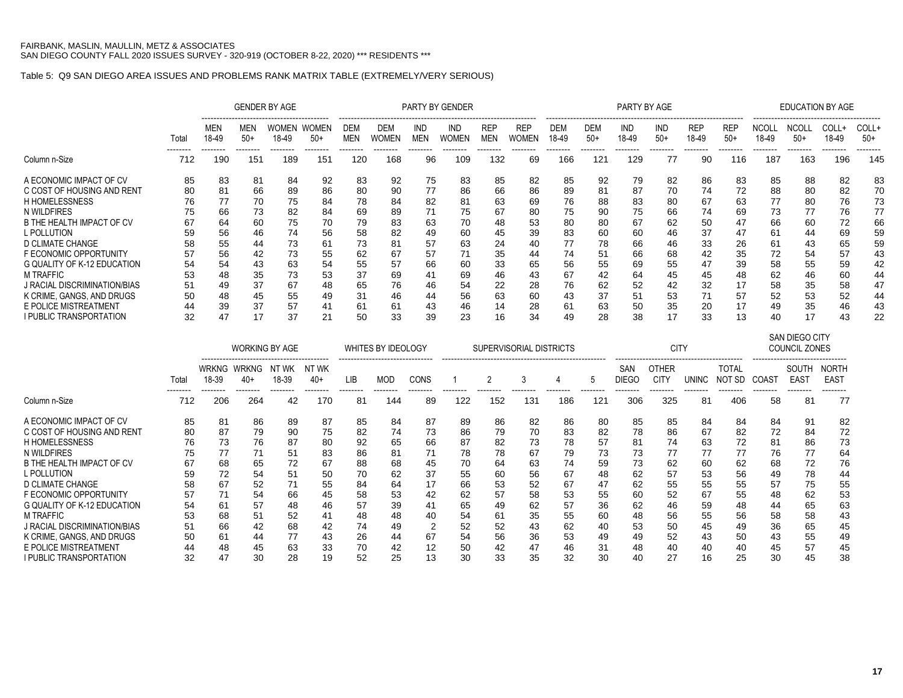FAIRBANK, MASLIN, MAULLIN, METZ & ASSOCIATES
SAN DIEGO COUNTY FALL 2020 ISSUES SURVEY - 320-919 (OCTOBER 8-22, 2020) *** RESIDENTS ***

Table 5: Q9 SAN DIEGO AREA ISSUES AND PROBLEMS RANK MATRIX TABLE (EXTREMELY/VERY SERIOUS)

| | | GENDER BY AGE | | | | PARTY BY GENDER | | | | | | PARTY BY AGE | | | | | | EDUCATION BY AGE | | | |
|---|---|---|---|---|---|---|---|---|---|---|---|---|---|---|---|---|---|---|---|---|---|
| | Total | MEN 18-49 | MEN 50+ | WOMEN 18-49 | WOMEN 50+ | DEM MEN | DEM WOMEN | IND MEN | IND WOMEN | REP MEN | REP WOMEN | DEM 18-49 | DEM 50+ | IND 18-49 | IND 50+ | REP 18-49 | REP 50+ | NCOLL 18-49 | NCOLL 50+ | COLL+ 18-49 | COLL+ 50+ |
| Column n-Size | 712 | 190 | 151 | 189 | 151 | 120 | 168 | 96 | 109 | 132 | 69 | 166 | 121 | 129 | 77 | 90 | 116 | 187 | 163 | 196 | 145 |
| A ECONOMIC IMPACT OF CV | 85 | 83 | 81 | 84 | 92 | 83 | 92 | 75 | 83 | 85 | 82 | 85 | 92 | 79 | 82 | 86 | 83 | 85 | 88 | 82 | 83 |
| C COST OF HOUSING AND RENT | 80 | 81 | 66 | 89 | 86 | 80 | 90 | 77 | 86 | 66 | 86 | 89 | 81 | 87 | 70 | 74 | 72 | 88 | 80 | 82 | 70 |
| H HOMELESSNESS | 76 | 77 | 70 | 75 | 84 | 78 | 84 | 82 | 81 | 63 | 69 | 76 | 88 | 83 | 80 | 67 | 63 | 77 | 80 | 76 | 73 |
| N WILDFIRES | 75 | 66 | 73 | 82 | 84 | 69 | 89 | 71 | 75 | 67 | 80 | 75 | 90 | 75 | 66 | 74 | 69 | 73 | 77 | 76 | 77 |
| B THE HEALTH IMPACT OF CV | 67 | 64 | 60 | 75 | 70 | 79 | 83 | 63 | 70 | 48 | 53 | 80 | 80 | 67 | 62 | 50 | 47 | 66 | 60 | 72 | 66 |
| L POLLUTION | 59 | 56 | 46 | 74 | 56 | 58 | 82 | 49 | 60 | 45 | 39 | 83 | 60 | 60 | 46 | 37 | 47 | 61 | 44 | 69 | 59 |
| D CLIMATE CHANGE | 58 | 55 | 44 | 73 | 61 | 73 | 81 | 57 | 63 | 24 | 40 | 77 | 78 | 66 | 46 | 33 | 26 | 61 | 43 | 65 | 59 |
| F ECONOMIC OPPORTUNITY | 57 | 56 | 42 | 73 | 55 | 62 | 67 | 57 | 71 | 35 | 44 | 74 | 51 | 66 | 68 | 42 | 35 | 72 | 54 | 57 | 43 |
| G QUALITY OF K-12 EDUCATION | 54 | 54 | 43 | 63 | 54 | 55 | 57 | 66 | 60 | 33 | 65 | 56 | 55 | 69 | 55 | 47 | 39 | 58 | 55 | 59 | 42 |
| M TRAFFIC | 53 | 48 | 35 | 73 | 53 | 37 | 69 | 41 | 69 | 46 | 43 | 67 | 42 | 64 | 45 | 45 | 48 | 62 | 46 | 60 | 44 |
| J RACIAL DISCRIMINATION/BIAS | 51 | 49 | 37 | 67 | 48 | 65 | 76 | 46 | 54 | 22 | 28 | 76 | 62 | 52 | 42 | 32 | 17 | 58 | 35 | 58 | 47 |
| K CRIME, GANGS, AND DRUGS | 50 | 48 | 45 | 55 | 49 | 31 | 46 | 44 | 56 | 63 | 60 | 43 | 37 | 51 | 53 | 71 | 57 | 52 | 53 | 52 | 44 |
| E POLICE MISTREATMENT | 44 | 39 | 37 | 57 | 41 | 61 | 61 | 43 | 46 | 14 | 28 | 61 | 63 | 50 | 35 | 20 | 17 | 49 | 35 | 46 | 43 |
| I PUBLIC TRANSPORTATION | 32 | 47 | 17 | 37 | 21 | 50 | 33 | 39 | 23 | 16 | 34 | 49 | 28 | 38 | 17 | 33 | 13 | 40 | 17 | 43 | 22 |

| | | WORKING BY AGE | | | | WHITES BY IDEOLOGY | | | SUPERVISORIAL DISTRICTS | | | | | CITY | | | | SAN DIEGO CITY COUNCIL ZONES | | |
|---|---|---|---|---|---|---|---|---|---|---|---|---|---|---|---|---|---|---|---|---|
| | Total | WRKNG 18-39 | WRKNG 40+ | NT WK 18-39 | NT WK 40+ | LIB | MOD | CONS | 1 | 2 | 3 | 4 | 5 | SAN DIEGO | OTHER CITY | UNINC | TOTAL NOT SD | COAST | SOUTH EAST | NORTH EAST |
| Column n-Size | 712 | 206 | 264 | 42 | 170 | 81 | 144 | 89 | 122 | 152 | 131 | 186 | 121 | 306 | 325 | 81 | 406 | 58 | 81 | 77 |
| A ECONOMIC IMPACT OF CV | 85 | 81 | 86 | 89 | 87 | 85 | 84 | 87 | 89 | 86 | 82 | 86 | 80 | 85 | 85 | 84 | 84 | 84 | 91 | 82 |
| C COST OF HOUSING AND RENT | 80 | 87 | 79 | 90 | 75 | 82 | 74 | 73 | 86 | 79 | 70 | 83 | 82 | 78 | 86 | 67 | 82 | 72 | 84 | 72 |
| H HOMELESSNESS | 76 | 73 | 76 | 87 | 80 | 92 | 65 | 66 | 87 | 82 | 73 | 78 | 57 | 81 | 74 | 63 | 72 | 81 | 86 | 73 |
| N WILDFIRES | 75 | 77 | 71 | 51 | 83 | 86 | 81 | 71 | 78 | 78 | 67 | 79 | 73 | 73 | 77 | 77 | 77 | 76 | 77 | 64 |
| B THE HEALTH IMPACT OF CV | 67 | 68 | 65 | 72 | 67 | 88 | 68 | 45 | 70 | 64 | 63 | 74 | 59 | 73 | 62 | 60 | 62 | 68 | 72 | 76 |
| L POLLUTION | 59 | 72 | 54 | 51 | 50 | 70 | 62 | 37 | 55 | 60 | 56 | 67 | 48 | 62 | 57 | 53 | 56 | 49 | 78 | 44 |
| D CLIMATE CHANGE | 58 | 67 | 52 | 71 | 55 | 84 | 64 | 17 | 66 | 53 | 52 | 67 | 47 | 62 | 55 | 55 | 55 | 57 | 75 | 55 |
| F ECONOMIC OPPORTUNITY | 57 | 71 | 54 | 66 | 45 | 58 | 53 | 42 | 62 | 57 | 58 | 53 | 55 | 60 | 52 | 67 | 55 | 48 | 62 | 53 |
| G QUALITY OF K-12 EDUCATION | 54 | 61 | 57 | 48 | 46 | 57 | 39 | 41 | 65 | 49 | 62 | 57 | 36 | 62 | 46 | 59 | 48 | 44 | 65 | 63 |
| M TRAFFIC | 53 | 68 | 51 | 52 | 41 | 48 | 48 | 40 | 54 | 61 | 35 | 55 | 60 | 48 | 56 | 55 | 56 | 58 | 58 | 43 |
| J RACIAL DISCRIMINATION/BIAS | 51 | 66 | 42 | 68 | 42 | 74 | 49 | 2 | 52 | 52 | 43 | 62 | 40 | 53 | 50 | 45 | 49 | 36 | 65 | 45 |
| K CRIME, GANGS, AND DRUGS | 50 | 61 | 44 | 77 | 43 | 26 | 44 | 67 | 54 | 56 | 36 | 53 | 49 | 49 | 52 | 43 | 50 | 43 | 55 | 49 |
| E POLICE MISTREATMENT | 44 | 48 | 45 | 63 | 33 | 70 | 42 | 12 | 50 | 42 | 47 | 46 | 31 | 48 | 40 | 40 | 40 | 45 | 57 | 45 |
| I PUBLIC TRANSPORTATION | 32 | 47 | 30 | 28 | 19 | 52 | 25 | 13 | 30 | 33 | 35 | 32 | 30 | 40 | 27 | 16 | 25 | 30 | 45 | 38 |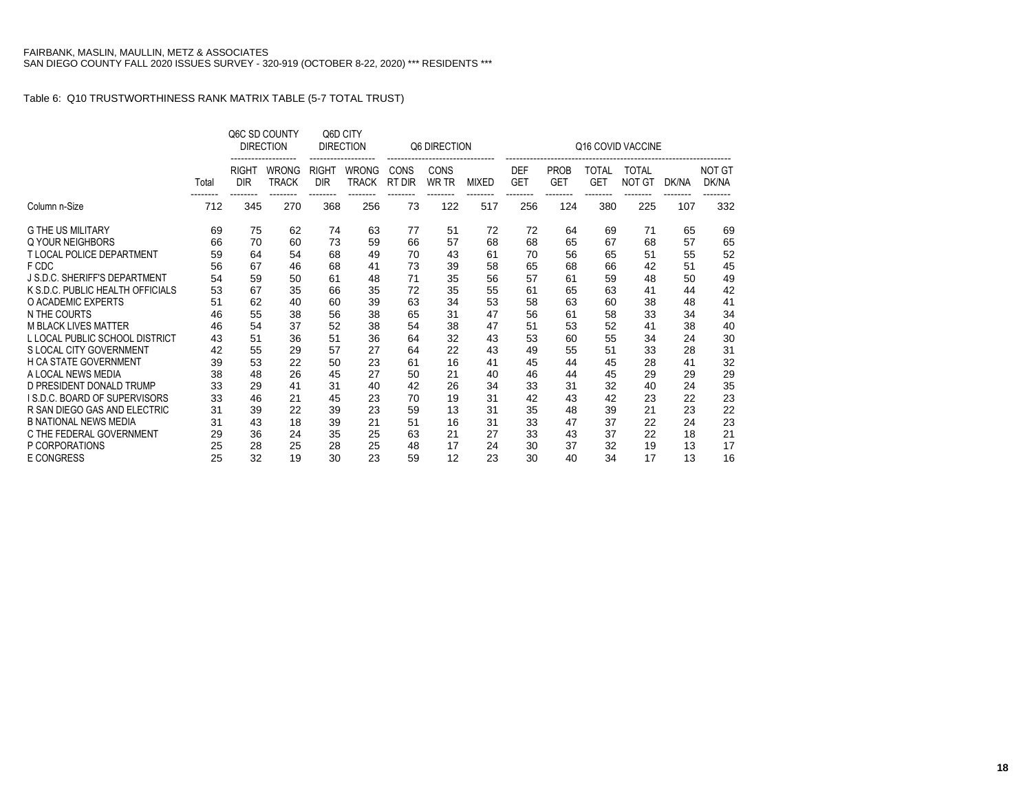FAIRBANK, MASLIN, MAULLIN, METZ & ASSOCIATES
SAN DIEGO COUNTY FALL 2020 ISSUES SURVEY - 320-919 (OCTOBER 8-22, 2020) *** RESIDENTS ***

Table 6: Q10 TRUSTWORTHINESS RANK MATRIX TABLE (5-7 TOTAL TRUST)

| | | Q6C SD COUNTY DIRECTION | | Q6D CITY DIRECTION | | Q6 DIRECTION | | | Q16 COVID VACCINE | | | | | |
|---|---|---|---|---|---|---|---|---|---|---|---|---|---|---|
| | Total | RIGHT DIR | WRONG TRACK | RIGHT DIR | WRONG TRACK | CONS RT DIR | CONS WR TR | MIXED | DEF GET | PROB GET | TOTAL GET | TOTAL NOT GT | DK/NA | NOT GT DK/NA |
| Column n-Size | 712 | 345 | 270 | 368 | 256 | 73 | 122 | 517 | 256 | 124 | 380 | 225 | 107 | 332 |
| G THE US MILITARY | 69 | 75 | 62 | 74 | 63 | 77 | 51 | 72 | 72 | 64 | 69 | 71 | 65 | 69 |
| Q YOUR NEIGHBORS | 66 | 70 | 60 | 73 | 59 | 66 | 57 | 68 | 68 | 65 | 67 | 68 | 57 | 65 |
| T LOCAL POLICE DEPARTMENT | 59 | 64 | 54 | 68 | 49 | 70 | 43 | 61 | 70 | 56 | 65 | 51 | 55 | 52 |
| F CDC | 56 | 67 | 46 | 68 | 41 | 73 | 39 | 58 | 65 | 68 | 66 | 42 | 51 | 45 |
| J S.D.C. SHERIFF'S DEPARTMENT | 54 | 59 | 50 | 61 | 48 | 71 | 35 | 56 | 57 | 61 | 59 | 48 | 50 | 49 |
| K S.D.C. PUBLIC HEALTH OFFICIALS | 53 | 67 | 35 | 66 | 35 | 72 | 35 | 55 | 61 | 65 | 63 | 41 | 44 | 42 |
| O ACADEMIC EXPERTS | 51 | 62 | 40 | 60 | 39 | 63 | 34 | 53 | 58 | 63 | 60 | 38 | 48 | 41 |
| N THE COURTS | 46 | 55 | 38 | 56 | 38 | 65 | 31 | 47 | 56 | 61 | 58 | 33 | 34 | 34 |
| M BLACK LIVES MATTER | 46 | 54 | 37 | 52 | 38 | 54 | 38 | 47 | 51 | 53 | 52 | 41 | 38 | 40 |
| L LOCAL PUBLIC SCHOOL DISTRICT | 43 | 51 | 36 | 51 | 36 | 64 | 32 | 43 | 53 | 60 | 55 | 34 | 24 | 30 |
| S LOCAL CITY GOVERNMENT | 42 | 55 | 29 | 57 | 27 | 64 | 22 | 43 | 49 | 55 | 51 | 33 | 28 | 31 |
| H CA STATE GOVERNMENT | 39 | 53 | 22 | 50 | 23 | 61 | 16 | 41 | 45 | 44 | 45 | 28 | 41 | 32 |
| A LOCAL NEWS MEDIA | 38 | 48 | 26 | 45 | 27 | 50 | 21 | 40 | 46 | 44 | 45 | 29 | 29 | 29 |
| D PRESIDENT DONALD TRUMP | 33 | 29 | 41 | 31 | 40 | 42 | 26 | 34 | 33 | 31 | 32 | 40 | 24 | 35 |
| I S.D.C. BOARD OF SUPERVISORS | 33 | 46 | 21 | 45 | 23 | 70 | 19 | 31 | 42 | 43 | 42 | 23 | 22 | 23 |
| R SAN DIEGO GAS AND ELECTRIC | 31 | 39 | 22 | 39 | 23 | 59 | 13 | 31 | 35 | 48 | 39 | 21 | 23 | 22 |
| B NATIONAL NEWS MEDIA | 31 | 43 | 18 | 39 | 21 | 51 | 16 | 31 | 33 | 47 | 37 | 22 | 24 | 23 |
| C THE FEDERAL GOVERNMENT | 29 | 36 | 24 | 35 | 25 | 63 | 21 | 27 | 33 | 43 | 37 | 22 | 18 | 21 |
| P CORPORATIONS | 25 | 28 | 25 | 28 | 25 | 48 | 17 | 24 | 30 | 37 | 32 | 19 | 13 | 17 |
| E CONGRESS | 25 | 32 | 19 | 30 | 23 | 59 | 12 | 23 | 30 | 40 | 34 | 17 | 13 | 16 |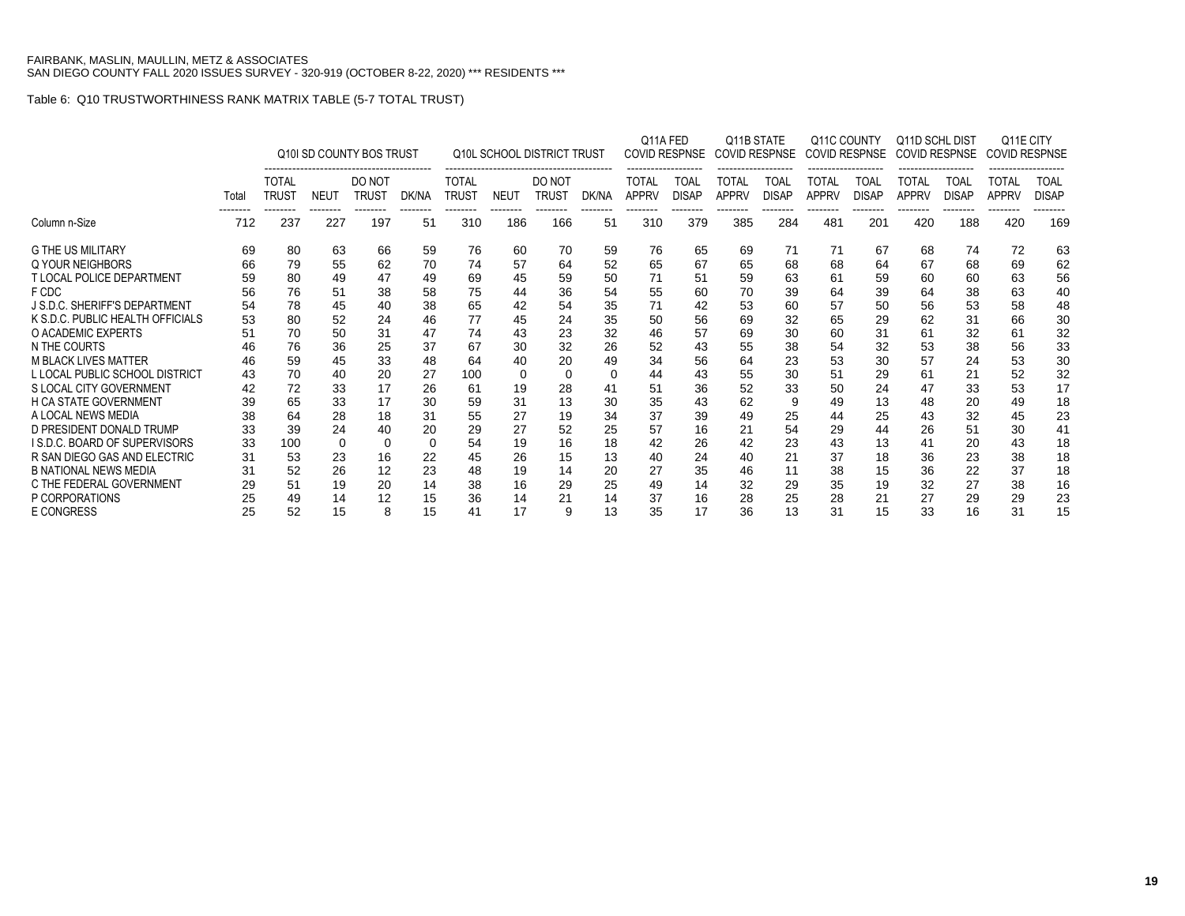FAIRBANK, MASLIN, MAULLIN, METZ & ASSOCIATES
SAN DIEGO COUNTY FALL 2020 ISSUES SURVEY - 320-919 (OCTOBER 8-22, 2020) *** RESIDENTS ***

Table 6: Q10 TRUSTWORTHINESS RANK MATRIX TABLE (5-7 TOTAL TRUST)

| | | Q10I SD COUNTY BOS TRUST | | | | Q10L SCHOOL DISTRICT TRUST | | | | Q11A FED COVID RESPNSE | | Q11B STATE COVID RESPNSE | | Q11C COUNTY COVID RESPNSE | | Q11D SCHL DIST COVID RESPNSE | | Q11E CITY COVID RESPNSE | |
|---|---|---|---|---|---|---|---|---|---|---|---|---|---|---|---|---|---|---|---|
| | Total | TOTAL TRUST | NEUT | DO NOT TRUST | DK/NA | TOTAL TRUST | NEUT | DO NOT TRUST | DK/NA | TOTAL APPRV | TOAL DISAP | TOTAL APPRV | TOAL DISAP | TOTAL APPRV | TOAL DISAP | TOTAL APPRV | TOAL DISAP | TOTAL APPRV | TOAL DISAP |
| Column n-Size | 712 | 237 | 227 | 197 | 51 | 310 | 186 | 166 | 51 | 310 | 379 | 385 | 284 | 481 | 201 | 420 | 188 | 420 | 169 |
| G THE US MILITARY | 69 | 80 | 63 | 66 | 59 | 76 | 60 | 70 | 59 | 76 | 65 | 69 | 71 | 71 | 67 | 68 | 74 | 72 | 63 |
| Q YOUR NEIGHBORS | 66 | 79 | 55 | 62 | 70 | 74 | 57 | 64 | 52 | 65 | 67 | 65 | 68 | 68 | 64 | 67 | 68 | 69 | 62 |
| T LOCAL POLICE DEPARTMENT | 59 | 80 | 49 | 47 | 49 | 69 | 45 | 59 | 50 | 71 | 51 | 59 | 63 | 61 | 59 | 60 | 60 | 63 | 56 |
| F CDC | 56 | 76 | 51 | 38 | 58 | 75 | 44 | 36 | 54 | 55 | 60 | 70 | 39 | 64 | 39 | 64 | 38 | 63 | 40 |
| J S.D.C. SHERIFF'S DEPARTMENT | 54 | 78 | 45 | 40 | 38 | 65 | 42 | 54 | 35 | 71 | 42 | 53 | 60 | 57 | 50 | 56 | 53 | 58 | 48 |
| K S.D.C. PUBLIC HEALTH OFFICIALS | 53 | 80 | 52 | 24 | 46 | 77 | 45 | 24 | 35 | 50 | 56 | 69 | 32 | 65 | 29 | 62 | 31 | 66 | 30 |
| O ACADEMIC EXPERTS | 51 | 70 | 50 | 31 | 47 | 74 | 43 | 23 | 32 | 46 | 57 | 69 | 30 | 60 | 31 | 61 | 32 | 61 | 32 |
| N THE COURTS | 46 | 76 | 36 | 25 | 37 | 67 | 30 | 32 | 26 | 52 | 43 | 55 | 38 | 54 | 32 | 53 | 38 | 56 | 33 |
| M BLACK LIVES MATTER | 46 | 59 | 45 | 33 | 48 | 64 | 40 | 20 | 49 | 34 | 56 | 64 | 23 | 53 | 30 | 57 | 24 | 53 | 30 |
| L LOCAL PUBLIC SCHOOL DISTRICT | 43 | 70 | 40 | 20 | 27 | 100 | 0 | 0 | 0 | 44 | 43 | 55 | 30 | 51 | 29 | 61 | 21 | 52 | 32 |
| S LOCAL CITY GOVERNMENT | 42 | 72 | 33 | 17 | 26 | 61 | 19 | 28 | 41 | 51 | 36 | 52 | 33 | 50 | 24 | 47 | 33 | 53 | 17 |
| H CA STATE GOVERNMENT | 39 | 65 | 33 | 17 | 30 | 59 | 31 | 13 | 30 | 35 | 43 | 62 | 9 | 49 | 13 | 48 | 20 | 49 | 18 |
| A LOCAL NEWS MEDIA | 38 | 64 | 28 | 18 | 31 | 55 | 27 | 19 | 34 | 37 | 39 | 49 | 25 | 44 | 25 | 43 | 32 | 45 | 23 |
| D PRESIDENT DONALD TRUMP | 33 | 39 | 24 | 40 | 20 | 29 | 27 | 52 | 25 | 57 | 16 | 21 | 54 | 29 | 44 | 26 | 51 | 30 | 41 |
| I S.D.C. BOARD OF SUPERVISORS | 33 | 100 | 0 | 0 | 0 | 54 | 19 | 16 | 18 | 42 | 26 | 42 | 23 | 43 | 13 | 41 | 20 | 43 | 18 |
| R SAN DIEGO GAS AND ELECTRIC | 31 | 53 | 23 | 16 | 22 | 45 | 26 | 15 | 13 | 40 | 24 | 40 | 21 | 37 | 18 | 36 | 23 | 38 | 18 |
| B NATIONAL NEWS MEDIA | 31 | 52 | 26 | 12 | 23 | 48 | 19 | 14 | 20 | 27 | 35 | 46 | 11 | 38 | 15 | 36 | 22 | 37 | 18 |
| C THE FEDERAL GOVERNMENT | 29 | 51 | 19 | 20 | 14 | 38 | 16 | 29 | 25 | 49 | 14 | 32 | 29 | 35 | 19 | 32 | 27 | 38 | 16 |
| P CORPORATIONS | 25 | 49 | 14 | 12 | 15 | 36 | 14 | 21 | 14 | 37 | 16 | 28 | 25 | 28 | 21 | 27 | 29 | 29 | 23 |
| E CONGRESS | 25 | 52 | 15 | 8 | 15 | 41 | 17 | 9 | 13 | 35 | 17 | 36 | 13 | 31 | 15 | 33 | 16 | 31 | 15 |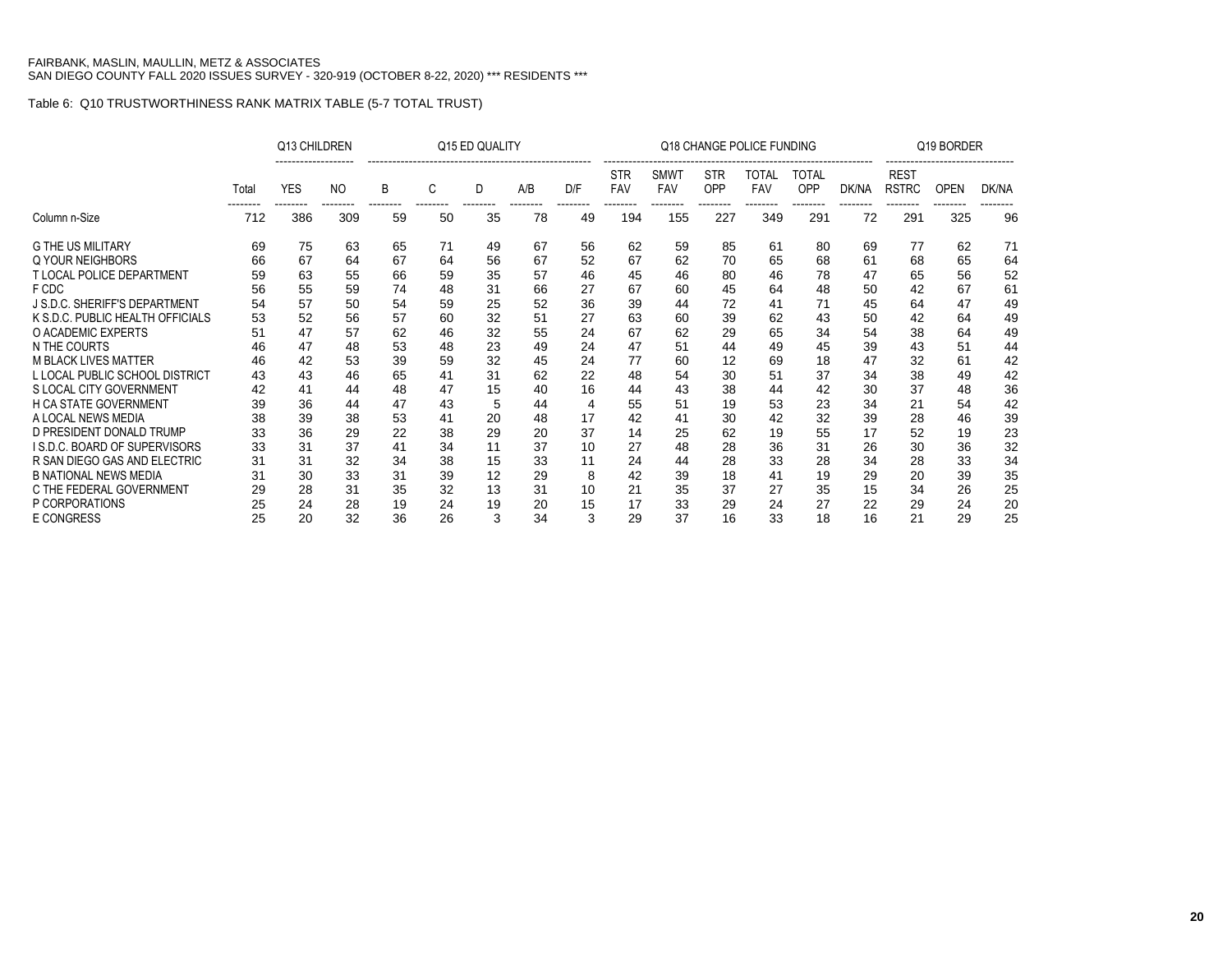FAIRBANK, MASLIN, MAULLIN, METZ & ASSOCIATES
SAN DIEGO COUNTY FALL 2020 ISSUES SURVEY - 320-919 (OCTOBER 8-22, 2020) *** RESIDENTS ***

Table 6: Q10 TRUSTWORTHINESS RANK MATRIX TABLE (5-7 TOTAL TRUST)

| | | Q13 CHILDREN | | Q15 ED QUALITY | | | | | Q18 CHANGE POLICE FUNDING | | | | | | Q19 BORDER | | |
|---|---|---|---|---|---|---|---|---|---|---|---|---|---|---|---|---|---|
| | Total | YES | NO | B | C | D | A/B | D/F | STR FAV | SMWT FAV | STR OPP | TOTAL FAV | TOTAL OPP | DK/NA | REST RSTRC | OPEN | DK/NA |
| Column n-Size | 712 | 386 | 309 | 59 | 50 | 35 | 78 | 49 | 194 | 155 | 227 | 349 | 291 | 72 | 291 | 325 | 96 |
| G THE US MILITARY | 69 | 75 | 63 | 65 | 71 | 49 | 67 | 56 | 62 | 59 | 85 | 61 | 80 | 69 | 77 | 62 | 71 |
| Q YOUR NEIGHBORS | 66 | 67 | 64 | 67 | 64 | 56 | 67 | 52 | 67 | 62 | 70 | 65 | 68 | 61 | 68 | 65 | 64 |
| T LOCAL POLICE DEPARTMENT | 59 | 63 | 55 | 66 | 59 | 35 | 57 | 46 | 45 | 46 | 80 | 46 | 78 | 47 | 65 | 56 | 52 |
| F CDC | 56 | 55 | 59 | 74 | 48 | 31 | 66 | 27 | 67 | 60 | 45 | 64 | 48 | 50 | 42 | 67 | 61 |
| J S.D.C. SHERIFF'S DEPARTMENT | 54 | 57 | 50 | 54 | 59 | 25 | 52 | 36 | 39 | 44 | 72 | 41 | 71 | 45 | 64 | 47 | 49 |
| K S.D.C. PUBLIC HEALTH OFFICIALS | 53 | 52 | 56 | 57 | 60 | 32 | 51 | 27 | 63 | 60 | 39 | 62 | 43 | 50 | 42 | 64 | 49 |
| O ACADEMIC EXPERTS | 51 | 47 | 57 | 62 | 46 | 32 | 55 | 24 | 67 | 62 | 29 | 65 | 34 | 54 | 38 | 64 | 49 |
| N THE COURTS | 46 | 47 | 48 | 53 | 48 | 23 | 49 | 24 | 47 | 51 | 44 | 49 | 45 | 39 | 43 | 51 | 44 |
| M BLACK LIVES MATTER | 46 | 42 | 53 | 39 | 59 | 32 | 45 | 24 | 77 | 60 | 12 | 69 | 18 | 47 | 32 | 61 | 42 |
| L LOCAL PUBLIC SCHOOL DISTRICT | 43 | 43 | 46 | 65 | 41 | 31 | 62 | 22 | 48 | 54 | 30 | 51 | 37 | 34 | 38 | 49 | 42 |
| S LOCAL CITY GOVERNMENT | 42 | 41 | 44 | 48 | 47 | 15 | 40 | 16 | 44 | 43 | 38 | 44 | 42 | 30 | 37 | 48 | 36 |
| H CA STATE GOVERNMENT | 39 | 36 | 44 | 47 | 43 | 5 | 44 | 4 | 55 | 51 | 19 | 53 | 23 | 34 | 21 | 54 | 42 |
| A LOCAL NEWS MEDIA | 38 | 39 | 38 | 53 | 41 | 20 | 48 | 17 | 42 | 41 | 30 | 42 | 32 | 39 | 28 | 46 | 39 |
| D PRESIDENT DONALD TRUMP | 33 | 36 | 29 | 22 | 38 | 29 | 20 | 37 | 14 | 25 | 62 | 19 | 55 | 17 | 52 | 19 | 23 |
| I S.D.C. BOARD OF SUPERVISORS | 33 | 31 | 37 | 41 | 34 | 11 | 37 | 10 | 27 | 48 | 28 | 36 | 31 | 26 | 30 | 36 | 32 |
| R SAN DIEGO GAS AND ELECTRIC | 31 | 31 | 32 | 34 | 38 | 15 | 33 | 11 | 24 | 44 | 28 | 33 | 28 | 34 | 28 | 33 | 34 |
| B NATIONAL NEWS MEDIA | 31 | 30 | 33 | 31 | 39 | 12 | 29 | 8 | 42 | 39 | 18 | 41 | 19 | 29 | 20 | 39 | 35 |
| C THE FEDERAL GOVERNMENT | 29 | 28 | 31 | 35 | 32 | 13 | 31 | 10 | 21 | 35 | 37 | 27 | 35 | 15 | 34 | 26 | 25 |
| P CORPORATIONS | 25 | 24 | 28 | 19 | 24 | 19 | 20 | 15 | 17 | 33 | 29 | 24 | 27 | 22 | 29 | 24 | 20 |
| E CONGRESS | 25 | 20 | 32 | 36 | 26 | 3 | 34 | 3 | 29 | 37 | 16 | 33 | 18 | 16 | 21 | 29 | 25 |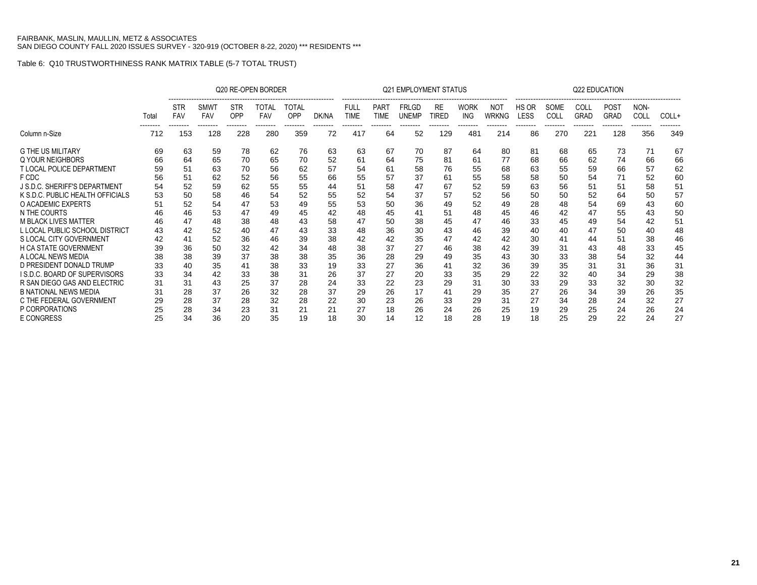FAIRBANK, MASLIN, MAULLIN, METZ & ASSOCIATES
SAN DIEGO COUNTY FALL 2020 ISSUES SURVEY - 320-919 (OCTOBER 8-22, 2020) *** RESIDENTS ***

Table 6: Q10 TRUSTWORTHINESS RANK MATRIX TABLE (5-7 TOTAL TRUST)

| | | Q20 RE-OPEN BORDER | | | | | | Q21 EMPLOYMENT STATUS | | | | | | Q22 EDUCATION | | | | | |
|---|---|---|---|---|---|---|---|---|---|---|---|---|---|---|---|---|---|---|---|
| | Total | STR FAV | SMWT FAV | STR OPP | TOTAL FAV | TOTAL OPP | DK/NA | FULL TIME | PART TIME | FRLGD UNEMP | RE TIRED | WORK ING | NOT WRKNG | HS OR LESS | SOME COLL | COLL GRAD | POST GRAD | NON-COLL | COLL+ |
| Column n-Size | 712 | 153 | 128 | 228 | 280 | 359 | 72 | 417 | 64 | 52 | 129 | 481 | 214 | 86 | 270 | 221 | 128 | 356 | 349 |
| G THE US MILITARY | 69 | 63 | 59 | 78 | 62 | 76 | 63 | 63 | 67 | 70 | 87 | 64 | 80 | 81 | 68 | 65 | 73 | 71 | 67 |
| Q YOUR NEIGHBORS | 66 | 64 | 65 | 70 | 65 | 70 | 52 | 61 | 64 | 75 | 81 | 61 | 77 | 68 | 66 | 62 | 74 | 66 | 66 |
| T LOCAL POLICE DEPARTMENT | 59 | 51 | 63 | 70 | 56 | 62 | 57 | 54 | 61 | 58 | 76 | 55 | 68 | 63 | 55 | 59 | 66 | 57 | 62 |
| F CDC | 56 | 51 | 62 | 52 | 56 | 55 | 66 | 55 | 57 | 37 | 61 | 55 | 58 | 58 | 50 | 54 | 71 | 52 | 60 |
| J S.D.C. SHERIFF'S DEPARTMENT | 54 | 52 | 59 | 62 | 55 | 55 | 44 | 51 | 58 | 47 | 67 | 52 | 59 | 63 | 56 | 51 | 51 | 58 | 51 |
| K S.D.C. PUBLIC HEALTH OFFICIALS | 53 | 50 | 58 | 46 | 54 | 52 | 55 | 52 | 54 | 37 | 57 | 52 | 56 | 50 | 50 | 52 | 64 | 50 | 57 |
| O ACADEMIC EXPERTS | 51 | 52 | 54 | 47 | 53 | 49 | 55 | 53 | 50 | 36 | 49 | 52 | 49 | 28 | 48 | 54 | 69 | 43 | 60 |
| N THE COURTS | 46 | 46 | 53 | 47 | 49 | 45 | 42 | 48 | 45 | 41 | 51 | 48 | 45 | 46 | 42 | 47 | 55 | 43 | 50 |
| M BLACK LIVES MATTER | 46 | 47 | 48 | 38 | 48 | 43 | 58 | 47 | 50 | 38 | 45 | 47 | 46 | 33 | 45 | 49 | 54 | 42 | 51 |
| L LOCAL PUBLIC SCHOOL DISTRICT | 43 | 42 | 52 | 40 | 47 | 43 | 33 | 48 | 36 | 30 | 43 | 46 | 39 | 40 | 40 | 47 | 50 | 40 | 48 |
| S LOCAL CITY GOVERNMENT | 42 | 41 | 52 | 36 | 46 | 39 | 38 | 42 | 42 | 35 | 47 | 42 | 42 | 30 | 41 | 44 | 51 | 38 | 46 |
| H CA STATE GOVERNMENT | 39 | 36 | 50 | 32 | 42 | 34 | 48 | 38 | 37 | 27 | 46 | 38 | 42 | 39 | 31 | 43 | 48 | 33 | 45 |
| A LOCAL NEWS MEDIA | 38 | 38 | 39 | 37 | 38 | 38 | 35 | 36 | 28 | 29 | 49 | 35 | 43 | 30 | 33 | 38 | 54 | 32 | 44 |
| D PRESIDENT DONALD TRUMP | 33 | 40 | 35 | 41 | 38 | 33 | 19 | 33 | 27 | 36 | 41 | 32 | 36 | 39 | 35 | 31 | 31 | 36 | 31 |
| I S.D.C. BOARD OF SUPERVISORS | 33 | 34 | 42 | 33 | 38 | 31 | 26 | 37 | 27 | 20 | 33 | 35 | 29 | 22 | 32 | 40 | 34 | 29 | 38 |
| R SAN DIEGO GAS AND ELECTRIC | 31 | 31 | 43 | 25 | 37 | 28 | 24 | 33 | 22 | 23 | 29 | 31 | 30 | 33 | 29 | 33 | 32 | 30 | 32 |
| B NATIONAL NEWS MEDIA | 31 | 28 | 37 | 26 | 32 | 28 | 37 | 29 | 26 | 17 | 41 | 29 | 35 | 27 | 26 | 34 | 39 | 26 | 35 |
| C THE FEDERAL GOVERNMENT | 29 | 28 | 37 | 28 | 32 | 28 | 22 | 30 | 23 | 26 | 33 | 29 | 31 | 27 | 34 | 28 | 24 | 32 | 27 |
| P CORPORATIONS | 25 | 28 | 34 | 23 | 31 | 21 | 21 | 27 | 18 | 26 | 24 | 26 | 25 | 19 | 29 | 25 | 24 | 26 | 24 |
| E CONGRESS | 25 | 34 | 36 | 20 | 35 | 19 | 18 | 30 | 14 | 12 | 18 | 28 | 19 | 18 | 25 | 29 | 22 | 24 | 27 |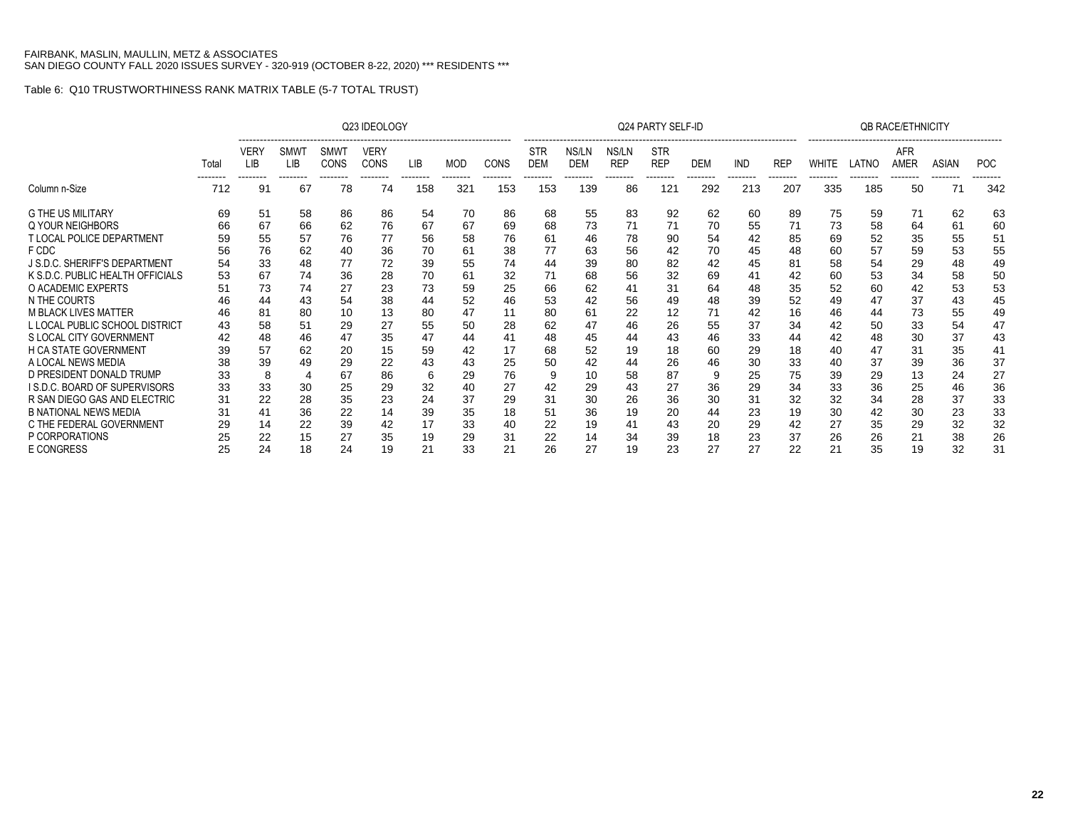FAIRBANK, MASLIN, MAULLIN, METZ & ASSOCIATES
SAN DIEGO COUNTY FALL 2020 ISSUES SURVEY - 320-919 (OCTOBER 8-22, 2020) *** RESIDENTS ***

Table 6: Q10 TRUSTWORTHINESS RANK MATRIX TABLE (5-7 TOTAL TRUST)

| | | Q23 IDEOLOGY | | | | | | | Q24 PARTY SELF-ID | | | | | | | QB RACE/ETHNICITY | | | | |
|---|---|---|---|---|---|---|---|---|---|---|---|---|---|---|---|---|---|---|---|---|
| | Total | VERY LIB | SMWT LIB | SMWT CONS | VERY CONS | LIB | MOD | CONS | STR DEM | NS/LN DEM | NS/LN REP | STR REP | DEM | IND | REP | WHITE | LATNO | AFR AMER | ASIAN | POC |
| Column n-Size | 712 | 91 | 67 | 78 | 74 | 158 | 321 | 153 | 153 | 139 | 86 | 121 | 292 | 213 | 207 | 335 | 185 | 50 | 71 | 342 |
| G THE US MILITARY | 69 | 51 | 58 | 86 | 86 | 54 | 70 | 86 | 68 | 55 | 83 | 92 | 62 | 60 | 89 | 75 | 59 | 71 | 62 | 63 |
| Q YOUR NEIGHBORS | 66 | 67 | 66 | 62 | 76 | 67 | 67 | 69 | 68 | 73 | 71 | 71 | 70 | 55 | 71 | 73 | 58 | 64 | 61 | 60 |
| T LOCAL POLICE DEPARTMENT | 59 | 55 | 57 | 76 | 77 | 56 | 58 | 76 | 61 | 46 | 78 | 90 | 54 | 42 | 85 | 69 | 52 | 35 | 55 | 51 |
| F CDC | 56 | 76 | 62 | 40 | 36 | 70 | 61 | 38 | 77 | 63 | 56 | 42 | 70 | 45 | 48 | 60 | 57 | 59 | 53 | 55 |
| J S.D.C. SHERIFF'S DEPARTMENT | 54 | 33 | 48 | 77 | 72 | 39 | 55 | 74 | 44 | 39 | 80 | 82 | 42 | 45 | 81 | 58 | 54 | 29 | 48 | 49 |
| K S.D.C. PUBLIC HEALTH OFFICIALS | 53 | 67 | 74 | 36 | 28 | 70 | 61 | 32 | 71 | 68 | 56 | 32 | 69 | 41 | 42 | 60 | 53 | 34 | 58 | 50 |
| O ACADEMIC EXPERTS | 51 | 73 | 74 | 27 | 23 | 73 | 59 | 25 | 66 | 62 | 41 | 31 | 64 | 48 | 35 | 52 | 60 | 42 | 53 | 53 |
| N THE COURTS | 46 | 44 | 43 | 54 | 38 | 44 | 52 | 46 | 53 | 42 | 56 | 49 | 48 | 39 | 52 | 49 | 47 | 37 | 43 | 45 |
| M BLACK LIVES MATTER | 46 | 81 | 80 | 10 | 13 | 80 | 47 | 11 | 80 | 61 | 22 | 12 | 71 | 42 | 16 | 46 | 44 | 73 | 55 | 49 |
| L LOCAL PUBLIC SCHOOL DISTRICT | 43 | 58 | 51 | 29 | 27 | 55 | 50 | 28 | 62 | 47 | 46 | 26 | 55 | 37 | 34 | 42 | 50 | 33 | 54 | 47 |
| S LOCAL CITY GOVERNMENT | 42 | 48 | 46 | 47 | 35 | 47 | 44 | 41 | 48 | 45 | 44 | 43 | 46 | 33 | 44 | 42 | 48 | 30 | 37 | 43 |
| H CA STATE GOVERNMENT | 39 | 57 | 62 | 20 | 15 | 59 | 42 | 17 | 68 | 52 | 19 | 18 | 60 | 29 | 18 | 40 | 47 | 31 | 35 | 41 |
| A LOCAL NEWS MEDIA | 38 | 39 | 49 | 29 | 22 | 43 | 43 | 25 | 50 | 42 | 44 | 26 | 46 | 30 | 33 | 40 | 37 | 39 | 36 | 37 |
| D PRESIDENT DONALD TRUMP | 33 | 8 | 4 | 67 | 86 | 6 | 29 | 76 | 9 | 10 | 58 | 87 | 9 | 25 | 75 | 39 | 29 | 13 | 24 | 27 |
| I S.D.C. BOARD OF SUPERVISORS | 33 | 33 | 30 | 25 | 29 | 32 | 40 | 27 | 42 | 29 | 43 | 27 | 36 | 29 | 34 | 33 | 36 | 25 | 46 | 36 |
| R SAN DIEGO GAS AND ELECTRIC | 31 | 22 | 28 | 35 | 23 | 24 | 37 | 29 | 31 | 30 | 26 | 36 | 30 | 31 | 32 | 32 | 34 | 28 | 37 | 33 |
| B NATIONAL NEWS MEDIA | 31 | 41 | 36 | 22 | 14 | 39 | 35 | 18 | 51 | 36 | 19 | 20 | 44 | 23 | 19 | 30 | 42 | 30 | 23 | 33 |
| C THE FEDERAL GOVERNMENT | 29 | 14 | 22 | 39 | 42 | 17 | 33 | 40 | 22 | 19 | 41 | 43 | 20 | 29 | 42 | 27 | 35 | 29 | 32 | 32 |
| P CORPORATIONS | 25 | 22 | 15 | 27 | 35 | 19 | 29 | 31 | 22 | 14 | 34 | 39 | 18 | 23 | 37 | 26 | 26 | 21 | 38 | 26 |
| E CONGRESS | 25 | 24 | 18 | 24 | 19 | 21 | 33 | 21 | 26 | 27 | 19 | 23 | 27 | 27 | 22 | 21 | 35 | 19 | 32 | 31 |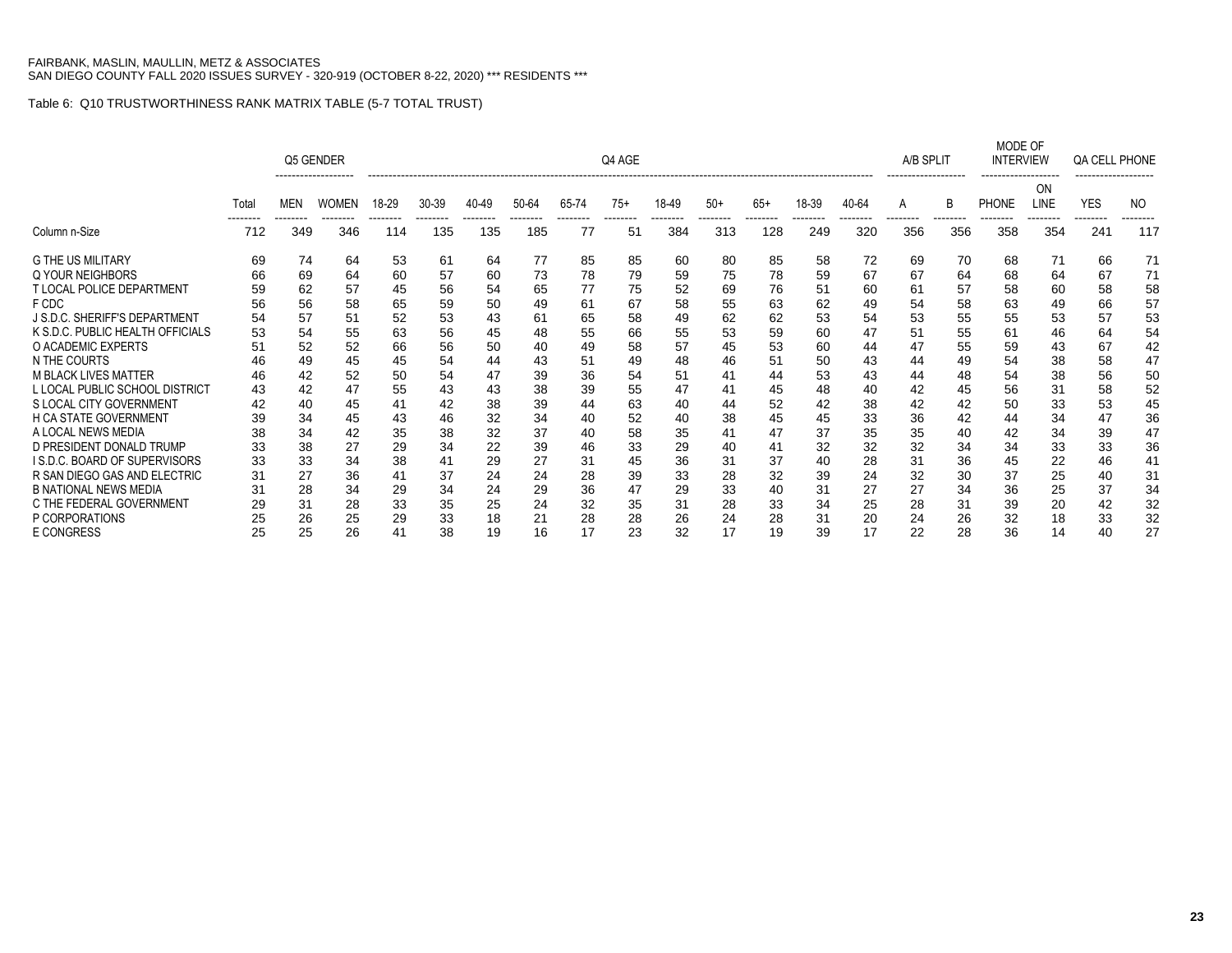FAIRBANK, MASLIN, MAULLIN, METZ & ASSOCIATES
SAN DIEGO COUNTY FALL 2020 ISSUES SURVEY - 320-919 (OCTOBER 8-22, 2020) *** RESIDENTS ***

Table 6: Q10 TRUSTWORTHINESS RANK MATRIX TABLE (5-7 TOTAL TRUST)

| | | Q5 GENDER | | Q4 AGE | | | | | | | | | | | A/B SPLIT | | MODE OF INTERVIEW | | QA CELL PHONE | |
|---|---|---|---|---|---|---|---|---|---|---|---|---|---|---|---|---|---|---|---|---|
| | Total | MEN | WOMEN | 18-29 | 30-39 | 40-49 | 50-64 | 65-74 | 75+ | 18-49 | 50+ | 65+ | 18-39 | 40-64 | A | B | PHONE | ON LINE | YES | NO |
| Column n-Size | 712 | 349 | 346 | 114 | 135 | 135 | 185 | 77 | 51 | 384 | 313 | 128 | 249 | 320 | 356 | 356 | 358 | 354 | 241 | 117 |
| G THE US MILITARY | 69 | 74 | 64 | 53 | 61 | 64 | 77 | 85 | 85 | 60 | 80 | 85 | 58 | 72 | 69 | 70 | 68 | 71 | 66 | 71 |
| Q YOUR NEIGHBORS | 66 | 69 | 64 | 60 | 57 | 60 | 73 | 78 | 79 | 59 | 75 | 78 | 59 | 67 | 67 | 64 | 68 | 64 | 67 | 71 |
| T LOCAL POLICE DEPARTMENT | 59 | 62 | 57 | 45 | 56 | 54 | 65 | 77 | 75 | 52 | 69 | 76 | 51 | 60 | 61 | 57 | 58 | 60 | 58 | 58 |
| F CDC | 56 | 56 | 58 | 65 | 59 | 50 | 49 | 61 | 67 | 58 | 55 | 63 | 62 | 49 | 54 | 58 | 63 | 49 | 66 | 57 |
| J S.D.C. SHERIFF'S DEPARTMENT | 54 | 57 | 51 | 52 | 53 | 43 | 61 | 65 | 58 | 49 | 62 | 62 | 53 | 54 | 53 | 55 | 55 | 53 | 57 | 53 |
| K S.D.C. PUBLIC HEALTH OFFICIALS | 53 | 54 | 55 | 63 | 56 | 45 | 48 | 55 | 66 | 55 | 53 | 59 | 60 | 47 | 51 | 55 | 61 | 46 | 64 | 54 |
| O ACADEMIC EXPERTS | 51 | 52 | 52 | 66 | 56 | 50 | 40 | 49 | 58 | 57 | 45 | 53 | 60 | 44 | 47 | 55 | 59 | 43 | 67 | 42 |
| N THE COURTS | 46 | 49 | 45 | 45 | 54 | 44 | 43 | 51 | 49 | 48 | 46 | 51 | 50 | 43 | 44 | 49 | 54 | 38 | 58 | 47 |
| M BLACK LIVES MATTER | 46 | 42 | 52 | 50 | 54 | 47 | 39 | 36 | 54 | 51 | 41 | 44 | 53 | 43 | 44 | 48 | 54 | 38 | 56 | 50 |
| L LOCAL PUBLIC SCHOOL DISTRICT | 43 | 42 | 47 | 55 | 43 | 43 | 38 | 39 | 55 | 47 | 41 | 45 | 48 | 40 | 42 | 45 | 56 | 31 | 58 | 52 |
| S LOCAL CITY GOVERNMENT | 42 | 40 | 45 | 41 | 42 | 38 | 39 | 44 | 63 | 40 | 44 | 52 | 42 | 38 | 42 | 42 | 50 | 33 | 53 | 45 |
| H CA STATE GOVERNMENT | 39 | 34 | 45 | 43 | 46 | 32 | 34 | 40 | 52 | 40 | 38 | 45 | 45 | 33 | 36 | 42 | 44 | 34 | 47 | 36 |
| A LOCAL NEWS MEDIA | 38 | 34 | 42 | 35 | 38 | 32 | 37 | 40 | 58 | 35 | 41 | 47 | 37 | 35 | 35 | 40 | 42 | 34 | 39 | 47 |
| D PRESIDENT DONALD TRUMP | 33 | 38 | 27 | 29 | 34 | 22 | 39 | 46 | 33 | 29 | 40 | 41 | 32 | 32 | 32 | 34 | 34 | 33 | 33 | 36 |
| I S.D.C. BOARD OF SUPERVISORS | 33 | 33 | 34 | 38 | 41 | 29 | 27 | 31 | 45 | 36 | 31 | 37 | 40 | 28 | 31 | 36 | 45 | 22 | 46 | 41 |
| R SAN DIEGO GAS AND ELECTRIC | 31 | 27 | 36 | 41 | 37 | 24 | 24 | 28 | 39 | 33 | 28 | 32 | 39 | 24 | 32 | 30 | 37 | 25 | 40 | 31 |
| B NATIONAL NEWS MEDIA | 31 | 28 | 34 | 29 | 34 | 24 | 29 | 36 | 47 | 29 | 33 | 40 | 31 | 27 | 27 | 34 | 36 | 25 | 37 | 34 |
| C THE FEDERAL GOVERNMENT | 29 | 31 | 28 | 33 | 35 | 25 | 24 | 32 | 35 | 31 | 28 | 33 | 34 | 25 | 28 | 31 | 39 | 20 | 42 | 32 |
| P CORPORATIONS | 25 | 26 | 25 | 29 | 33 | 18 | 21 | 28 | 28 | 26 | 24 | 28 | 31 | 20 | 24 | 26 | 32 | 18 | 33 | 32 |
| E CONGRESS | 25 | 25 | 26 | 41 | 38 | 19 | 16 | 17 | 23 | 32 | 17 | 19 | 39 | 17 | 22 | 28 | 36 | 14 | 40 | 27 |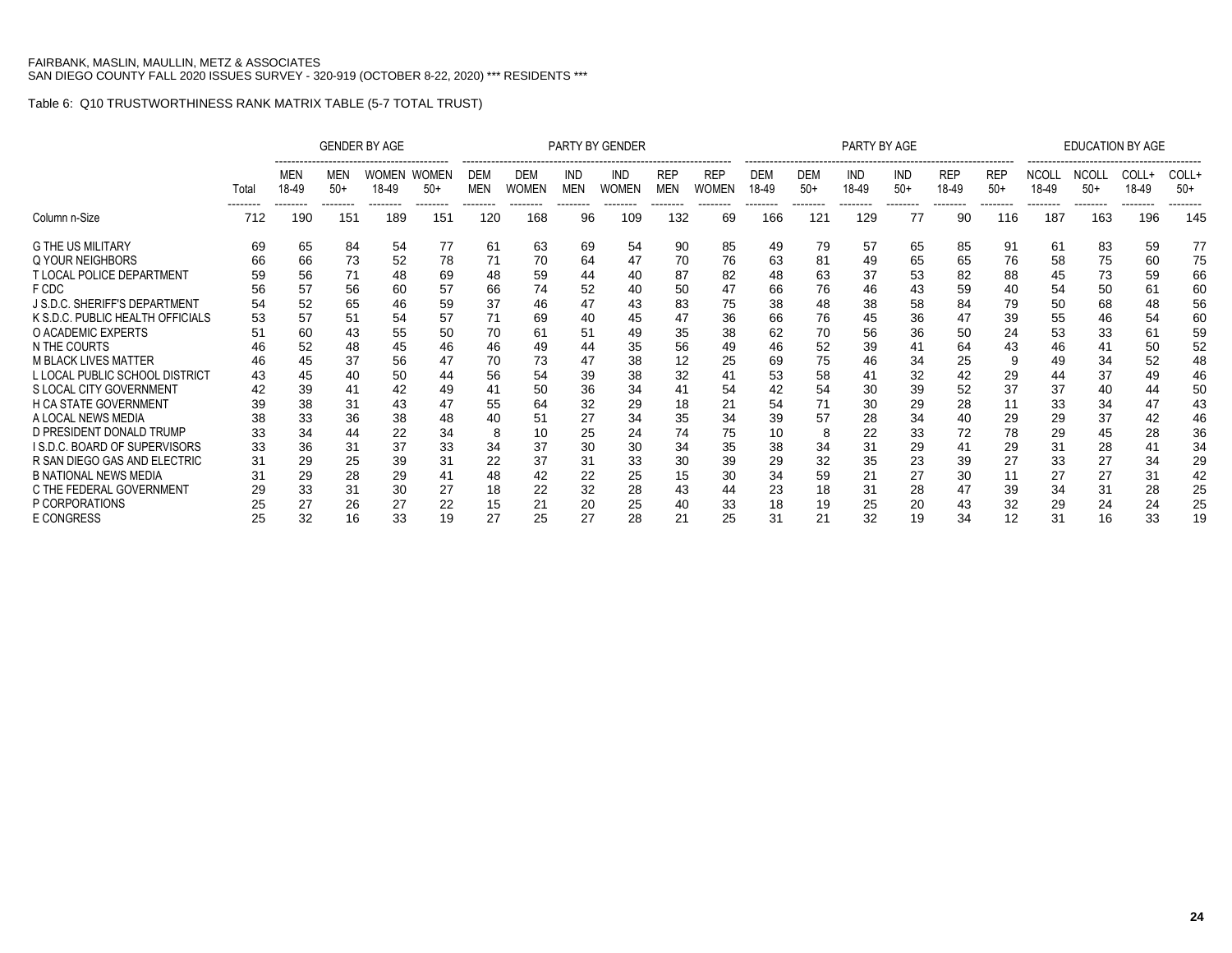FAIRBANK, MASLIN, MAULLIN, METZ & ASSOCIATES
SAN DIEGO COUNTY FALL 2020 ISSUES SURVEY - 320-919 (OCTOBER 8-22, 2020) *** RESIDENTS ***

Table 6: Q10 TRUSTWORTHINESS RANK MATRIX TABLE (5-7 TOTAL TRUST)

| | | GENDER BY AGE | | | | PARTY BY GENDER | | | | | | PARTY BY AGE | | | | | | EDUCATION BY AGE | | | |
|---|---|---|---|---|---|---|---|---|---|---|---|---|---|---|---|---|---|---|---|---|---|
| | Total | MEN 18-49 | MEN 50+ | WOMEN 18-49 | WOMEN 50+ | DEM MEN | DEM WOMEN | IND MEN | IND WOMEN | REP MEN | REP WOMEN | DEM 18-49 | DEM 50+ | IND 18-49 | IND 50+ | REP 18-49 | REP 50+ | NCOLL 18-49 | NCOLL 50+ | COLL+ 18-49 | COLL+ 50+ |
| Column n-Size | 712 | 190 | 151 | 189 | 151 | 120 | 168 | 96 | 109 | 132 | 69 | 166 | 121 | 129 | 77 | 90 | 116 | 187 | 163 | 196 | 145 |
| G THE US MILITARY | 69 | 65 | 84 | 54 | 77 | 61 | 63 | 69 | 54 | 90 | 85 | 49 | 79 | 57 | 65 | 85 | 91 | 61 | 83 | 59 | 77 |
| Q YOUR NEIGHBORS | 66 | 66 | 73 | 52 | 78 | 71 | 70 | 64 | 47 | 70 | 76 | 63 | 81 | 49 | 65 | 65 | 76 | 58 | 75 | 60 | 75 |
| T LOCAL POLICE DEPARTMENT | 59 | 56 | 71 | 48 | 69 | 48 | 59 | 44 | 40 | 87 | 82 | 48 | 63 | 37 | 53 | 82 | 88 | 45 | 73 | 59 | 66 |
| F CDC | 56 | 57 | 56 | 60 | 57 | 66 | 74 | 52 | 40 | 50 | 47 | 66 | 76 | 46 | 43 | 59 | 40 | 54 | 50 | 61 | 60 |
| J S.D.C. SHERIFF'S DEPARTMENT | 54 | 52 | 65 | 46 | 59 | 37 | 46 | 47 | 43 | 83 | 75 | 38 | 48 | 38 | 58 | 84 | 79 | 50 | 68 | 48 | 56 |
| K S.D.C. PUBLIC HEALTH OFFICIALS | 53 | 57 | 51 | 54 | 57 | 71 | 69 | 40 | 45 | 47 | 36 | 66 | 76 | 45 | 36 | 47 | 39 | 55 | 46 | 54 | 60 |
| O ACADEMIC EXPERTS | 51 | 60 | 43 | 55 | 50 | 70 | 61 | 51 | 49 | 35 | 38 | 62 | 70 | 56 | 36 | 50 | 24 | 53 | 33 | 61 | 59 |
| N THE COURTS | 46 | 52 | 48 | 45 | 46 | 46 | 49 | 44 | 35 | 56 | 49 | 46 | 52 | 39 | 41 | 64 | 43 | 46 | 41 | 50 | 52 |
| M BLACK LIVES MATTER | 46 | 45 | 37 | 56 | 47 | 70 | 73 | 47 | 38 | 12 | 25 | 69 | 75 | 46 | 34 | 25 | 9 | 49 | 34 | 52 | 48 |
| L LOCAL PUBLIC SCHOOL DISTRICT | 43 | 45 | 40 | 50 | 44 | 56 | 54 | 39 | 38 | 32 | 41 | 53 | 58 | 41 | 32 | 42 | 29 | 44 | 37 | 49 | 46 |
| S LOCAL CITY GOVERNMENT | 42 | 39 | 41 | 42 | 49 | 41 | 50 | 36 | 34 | 41 | 54 | 42 | 54 | 30 | 39 | 52 | 37 | 37 | 40 | 44 | 50 |
| H CA STATE GOVERNMENT | 39 | 38 | 31 | 43 | 47 | 55 | 64 | 32 | 29 | 18 | 21 | 54 | 71 | 30 | 29 | 28 | 11 | 33 | 34 | 47 | 43 |
| A LOCAL NEWS MEDIA | 38 | 33 | 36 | 38 | 48 | 40 | 51 | 27 | 34 | 35 | 34 | 39 | 57 | 28 | 34 | 40 | 29 | 29 | 37 | 42 | 46 |
| D PRESIDENT DONALD TRUMP | 33 | 34 | 44 | 22 | 34 | 8 | 10 | 25 | 24 | 74 | 75 | 10 | 8 | 22 | 33 | 72 | 78 | 29 | 45 | 28 | 36 |
| I S.D.C. BOARD OF SUPERVISORS | 33 | 36 | 31 | 37 | 33 | 34 | 37 | 30 | 30 | 34 | 35 | 38 | 34 | 31 | 29 | 41 | 29 | 31 | 28 | 41 | 34 |
| R SAN DIEGO GAS AND ELECTRIC | 31 | 29 | 25 | 39 | 31 | 22 | 37 | 31 | 33 | 30 | 39 | 29 | 32 | 35 | 23 | 39 | 27 | 33 | 27 | 34 | 29 |
| B NATIONAL NEWS MEDIA | 31 | 29 | 28 | 29 | 41 | 48 | 42 | 22 | 25 | 15 | 30 | 34 | 59 | 21 | 27 | 30 | 11 | 27 | 27 | 31 | 42 |
| C THE FEDERAL GOVERNMENT | 29 | 33 | 31 | 30 | 27 | 18 | 22 | 32 | 28 | 43 | 44 | 23 | 18 | 31 | 28 | 47 | 39 | 34 | 31 | 28 | 25 |
| P CORPORATIONS | 25 | 27 | 26 | 27 | 22 | 15 | 21 | 20 | 25 | 40 | 33 | 18 | 19 | 25 | 20 | 43 | 32 | 29 | 24 | 24 | 25 |
| E CONGRESS | 25 | 32 | 16 | 33 | 19 | 27 | 25 | 27 | 28 | 21 | 25 | 31 | 21 | 32 | 19 | 34 | 12 | 31 | 16 | 33 | 19 |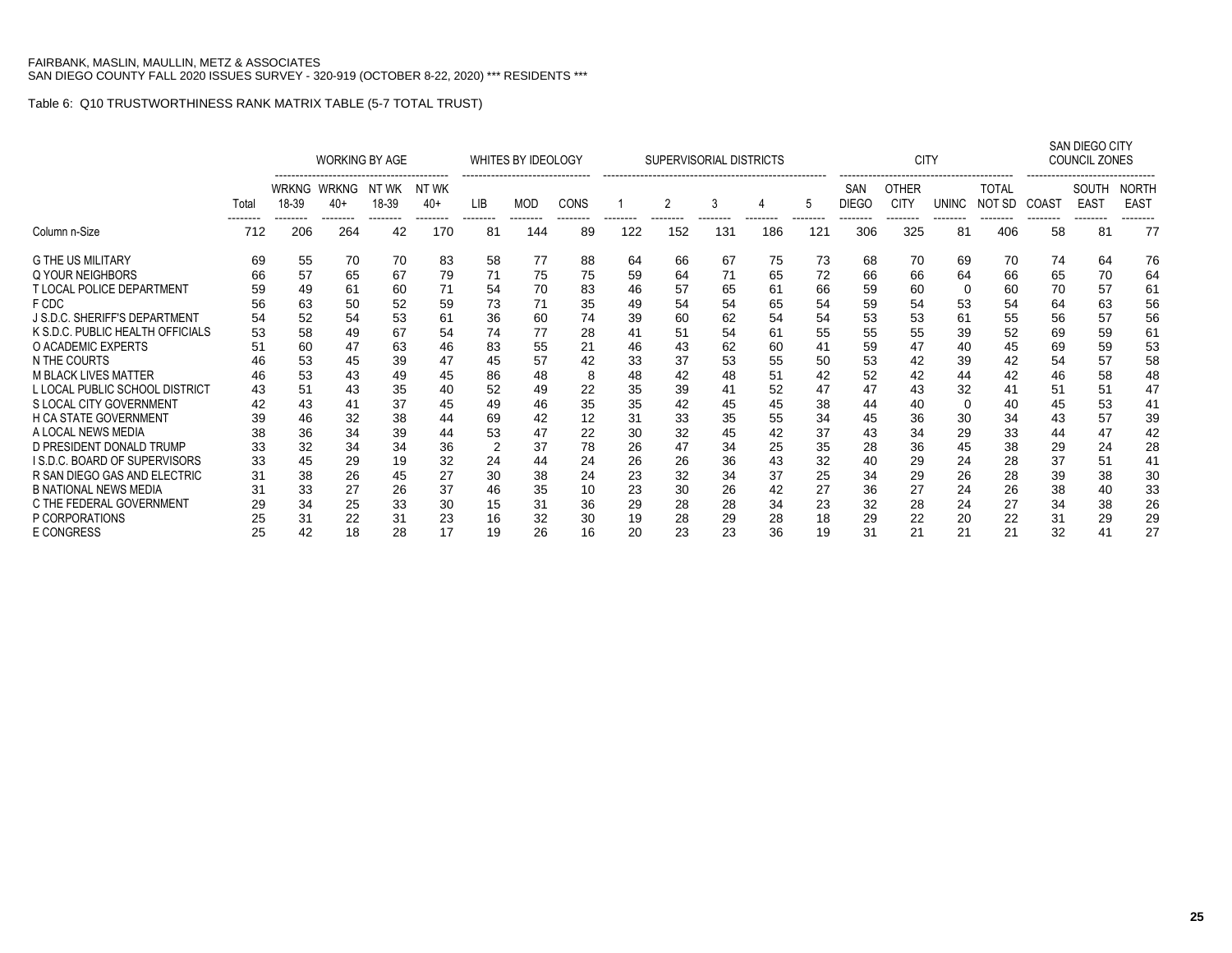FAIRBANK, MASLIN, MAULLIN, METZ & ASSOCIATES
SAN DIEGO COUNTY FALL 2020 ISSUES SURVEY - 320-919 (OCTOBER 8-22, 2020) *** RESIDENTS ***

Table 6: Q10 TRUSTWORTHINESS RANK MATRIX TABLE (5-7 TOTAL TRUST)

| | | WORKING BY AGE | | | | WHITES BY IDEOLOGY | | | SUPERVISORIAL DISTRICTS | | | | | CITY | | | | SAN DIEGO CITY COUNCIL ZONES | | |
|---|---|---|---|---|---|---|---|---|---|---|---|---|---|---|---|---|---|---|---|---|
| | Total | WRKNG 18-39 | WRKNG 40+ | NT WK 18-39 | NT WK 40+ | LIB | MOD | CONS | 1 | 2 | 3 | 4 | 5 | SAN DIEGO | OTHER CITY | UNINC | TOTAL NOT SD | COAST | SOUTH EAST | NORTH EAST |
| Column n-Size | 712 | 206 | 264 | 42 | 170 | 81 | 144 | 89 | 122 | 152 | 131 | 186 | 121 | 306 | 325 | 81 | 406 | 58 | 81 | 77 |
| G THE US MILITARY | 69 | 55 | 70 | 70 | 83 | 58 | 77 | 88 | 64 | 66 | 67 | 75 | 73 | 68 | 70 | 69 | 70 | 74 | 64 | 76 |
| Q YOUR NEIGHBORS | 66 | 57 | 65 | 67 | 79 | 71 | 75 | 75 | 59 | 64 | 71 | 65 | 72 | 66 | 66 | 64 | 66 | 65 | 70 | 64 |
| T LOCAL POLICE DEPARTMENT | 59 | 49 | 61 | 60 | 71 | 54 | 70 | 83 | 46 | 57 | 65 | 61 | 66 | 59 | 60 | 0 | 60 | 70 | 57 | 61 |
| F CDC | 56 | 63 | 50 | 52 | 59 | 73 | 71 | 35 | 49 | 54 | 54 | 65 | 54 | 59 | 54 | 53 | 54 | 64 | 63 | 56 |
| J S.D.C. SHERIFF'S DEPARTMENT | 54 | 52 | 54 | 53 | 61 | 36 | 60 | 74 | 39 | 60 | 62 | 54 | 54 | 53 | 53 | 61 | 55 | 56 | 57 | 56 |
| K S.D.C. PUBLIC HEALTH OFFICIALS | 53 | 58 | 49 | 67 | 54 | 74 | 77 | 28 | 41 | 51 | 54 | 61 | 55 | 55 | 55 | 39 | 52 | 69 | 59 | 61 |
| O ACADEMIC EXPERTS | 51 | 60 | 47 | 63 | 46 | 83 | 55 | 21 | 46 | 43 | 62 | 60 | 41 | 59 | 47 | 40 | 45 | 69 | 59 | 53 |
| N THE COURTS | 46 | 53 | 45 | 39 | 47 | 45 | 57 | 42 | 33 | 37 | 53 | 55 | 50 | 53 | 42 | 39 | 42 | 54 | 57 | 58 |
| M BLACK LIVES MATTER | 46 | 53 | 43 | 49 | 45 | 86 | 48 | 8 | 48 | 42 | 48 | 51 | 42 | 52 | 42 | 44 | 42 | 46 | 58 | 48 |
| L LOCAL PUBLIC SCHOOL DISTRICT | 43 | 51 | 43 | 35 | 40 | 52 | 49 | 22 | 35 | 39 | 41 | 52 | 47 | 47 | 43 | 32 | 41 | 51 | 51 | 47 |
| S LOCAL CITY GOVERNMENT | 42 | 43 | 41 | 37 | 45 | 49 | 46 | 35 | 35 | 42 | 45 | 45 | 38 | 44 | 40 | 0 | 40 | 45 | 53 | 41 |
| H CA STATE GOVERNMENT | 39 | 46 | 32 | 38 | 44 | 69 | 42 | 12 | 31 | 33 | 35 | 55 | 34 | 45 | 36 | 30 | 34 | 43 | 57 | 39 |
| A LOCAL NEWS MEDIA | 38 | 36 | 34 | 39 | 44 | 53 | 47 | 22 | 30 | 32 | 45 | 42 | 37 | 43 | 34 | 29 | 33 | 44 | 47 | 42 |
| D PRESIDENT DONALD TRUMP | 33 | 32 | 34 | 34 | 36 | 2 | 37 | 78 | 26 | 47 | 34 | 25 | 35 | 28 | 36 | 45 | 38 | 29 | 24 | 28 |
| I S.D.C. BOARD OF SUPERVISORS | 33 | 45 | 29 | 19 | 32 | 24 | 44 | 24 | 26 | 26 | 36 | 43 | 32 | 40 | 29 | 24 | 28 | 37 | 51 | 41 |
| R SAN DIEGO GAS AND ELECTRIC | 31 | 38 | 26 | 45 | 27 | 30 | 38 | 24 | 23 | 32 | 34 | 37 | 25 | 34 | 29 | 26 | 28 | 39 | 38 | 30 |
| B NATIONAL NEWS MEDIA | 31 | 33 | 27 | 26 | 37 | 46 | 35 | 10 | 23 | 30 | 26 | 42 | 27 | 36 | 27 | 24 | 26 | 38 | 40 | 33 |
| C THE FEDERAL GOVERNMENT | 29 | 34 | 25 | 33 | 30 | 15 | 31 | 36 | 29 | 28 | 28 | 34 | 23 | 32 | 28 | 24 | 27 | 34 | 38 | 26 |
| P CORPORATIONS | 25 | 31 | 22 | 31 | 23 | 16 | 32 | 30 | 19 | 28 | 29 | 28 | 18 | 29 | 22 | 20 | 22 | 31 | 29 | 29 |
| E CONGRESS | 25 | 42 | 18 | 28 | 17 | 19 | 26 | 16 | 20 | 23 | 23 | 36 | 19 | 31 | 21 | 21 | 21 | 32 | 41 | 27 |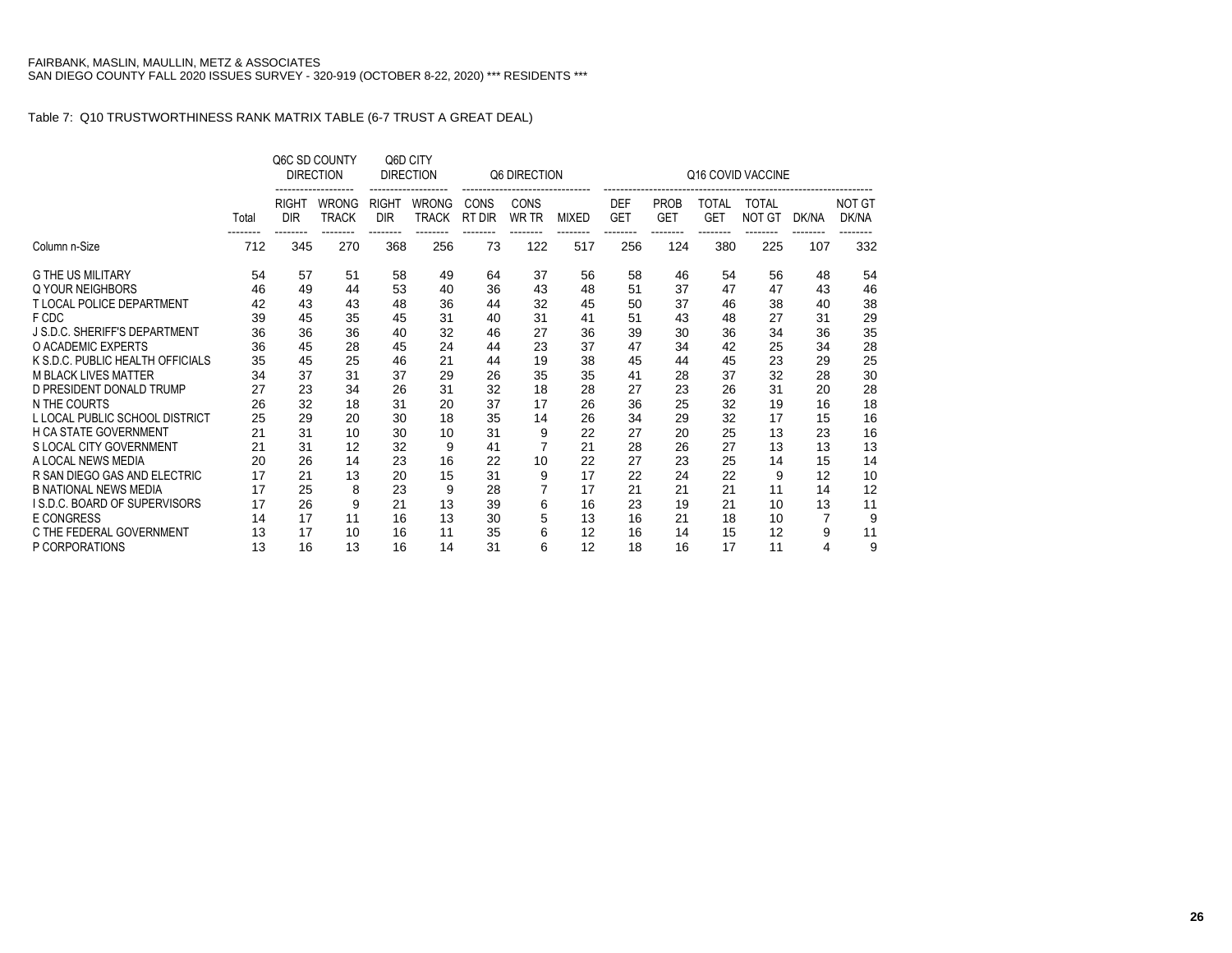FAIRBANK, MASLIN, MAULLIN, METZ & ASSOCIATES
SAN DIEGO COUNTY FALL 2020 ISSUES SURVEY - 320-919 (OCTOBER 8-22, 2020) *** RESIDENTS ***

Table 7: Q10 TRUSTWORTHINESS RANK MATRIX TABLE (6-7 TRUST A GREAT DEAL)

| | | Q6C SD COUNTY DIRECTION | | Q6D CITY DIRECTION | | Q6 DIRECTION | | | Q16 COVID VACCINE | | | | | |
|---|---|---|---|---|---|---|---|---|---|---|---|---|---|---|
| | Total | RIGHT DIR | WRONG TRACK | RIGHT DIR | WRONG TRACK | CONS RT DIR | CONS WR TR | MIXED | DEF GET | PROB GET | TOTAL GET | TOTAL NOT GT | DK/NA | NOT GT DK/NA |
| Column n-Size | 712 | 345 | 270 | 368 | 256 | 73 | 122 | 517 | 256 | 124 | 380 | 225 | 107 | 332 |
| G THE US MILITARY | 54 | 57 | 51 | 58 | 49 | 64 | 37 | 56 | 58 | 46 | 54 | 56 | 48 | 54 |
| Q YOUR NEIGHBORS | 46 | 49 | 44 | 53 | 40 | 36 | 43 | 48 | 51 | 37 | 47 | 47 | 43 | 46 |
| T LOCAL POLICE DEPARTMENT | 42 | 43 | 43 | 48 | 36 | 44 | 32 | 45 | 50 | 37 | 46 | 38 | 40 | 38 |
| F CDC | 39 | 45 | 35 | 45 | 31 | 40 | 31 | 41 | 51 | 43 | 48 | 27 | 31 | 29 |
| J S.D.C. SHERIFF'S DEPARTMENT | 36 | 36 | 36 | 40 | 32 | 46 | 27 | 36 | 39 | 30 | 36 | 34 | 36 | 35 |
| O ACADEMIC EXPERTS | 36 | 45 | 28 | 45 | 24 | 44 | 23 | 37 | 47 | 34 | 42 | 25 | 34 | 28 |
| K S.D.C. PUBLIC HEALTH OFFICIALS | 35 | 45 | 25 | 46 | 21 | 44 | 19 | 38 | 45 | 44 | 45 | 23 | 29 | 25 |
| M BLACK LIVES MATTER | 34 | 37 | 31 | 37 | 29 | 26 | 35 | 35 | 41 | 28 | 37 | 32 | 28 | 30 |
| D PRESIDENT DONALD TRUMP | 27 | 23 | 34 | 26 | 31 | 32 | 18 | 28 | 27 | 23 | 26 | 31 | 20 | 28 |
| N THE COURTS | 26 | 32 | 18 | 31 | 20 | 37 | 17 | 26 | 36 | 25 | 32 | 19 | 16 | 18 |
| L LOCAL PUBLIC SCHOOL DISTRICT | 25 | 29 | 20 | 30 | 18 | 35 | 14 | 26 | 34 | 29 | 32 | 17 | 15 | 16 |
| H CA STATE GOVERNMENT | 21 | 31 | 10 | 30 | 10 | 31 | 9 | 22 | 27 | 20 | 25 | 13 | 23 | 16 |
| S LOCAL CITY GOVERNMENT | 21 | 31 | 12 | 32 | 9 | 41 | 7 | 21 | 28 | 26 | 27 | 13 | 13 | 13 |
| A LOCAL NEWS MEDIA | 20 | 26 | 14 | 23 | 16 | 22 | 10 | 22 | 27 | 23 | 25 | 14 | 15 | 14 |
| R SAN DIEGO GAS AND ELECTRIC | 17 | 21 | 13 | 20 | 15 | 31 | 9 | 17 | 22 | 24 | 22 | 9 | 12 | 10 |
| B NATIONAL NEWS MEDIA | 17 | 25 | 8 | 23 | 9 | 28 | 7 | 17 | 21 | 21 | 21 | 11 | 14 | 12 |
| I S.D.C. BOARD OF SUPERVISORS | 17 | 26 | 9 | 21 | 13 | 39 | 6 | 16 | 23 | 19 | 21 | 10 | 13 | 11 |
| E CONGRESS | 14 | 17 | 11 | 16 | 13 | 30 | 5 | 13 | 16 | 21 | 18 | 10 | 7 | 9 |
| C THE FEDERAL GOVERNMENT | 13 | 17 | 10 | 16 | 11 | 35 | 6 | 12 | 16 | 14 | 15 | 12 | 9 | 11 |
| P CORPORATIONS | 13 | 16 | 13 | 16 | 14 | 31 | 6 | 12 | 18 | 16 | 17 | 11 | 4 | 9 |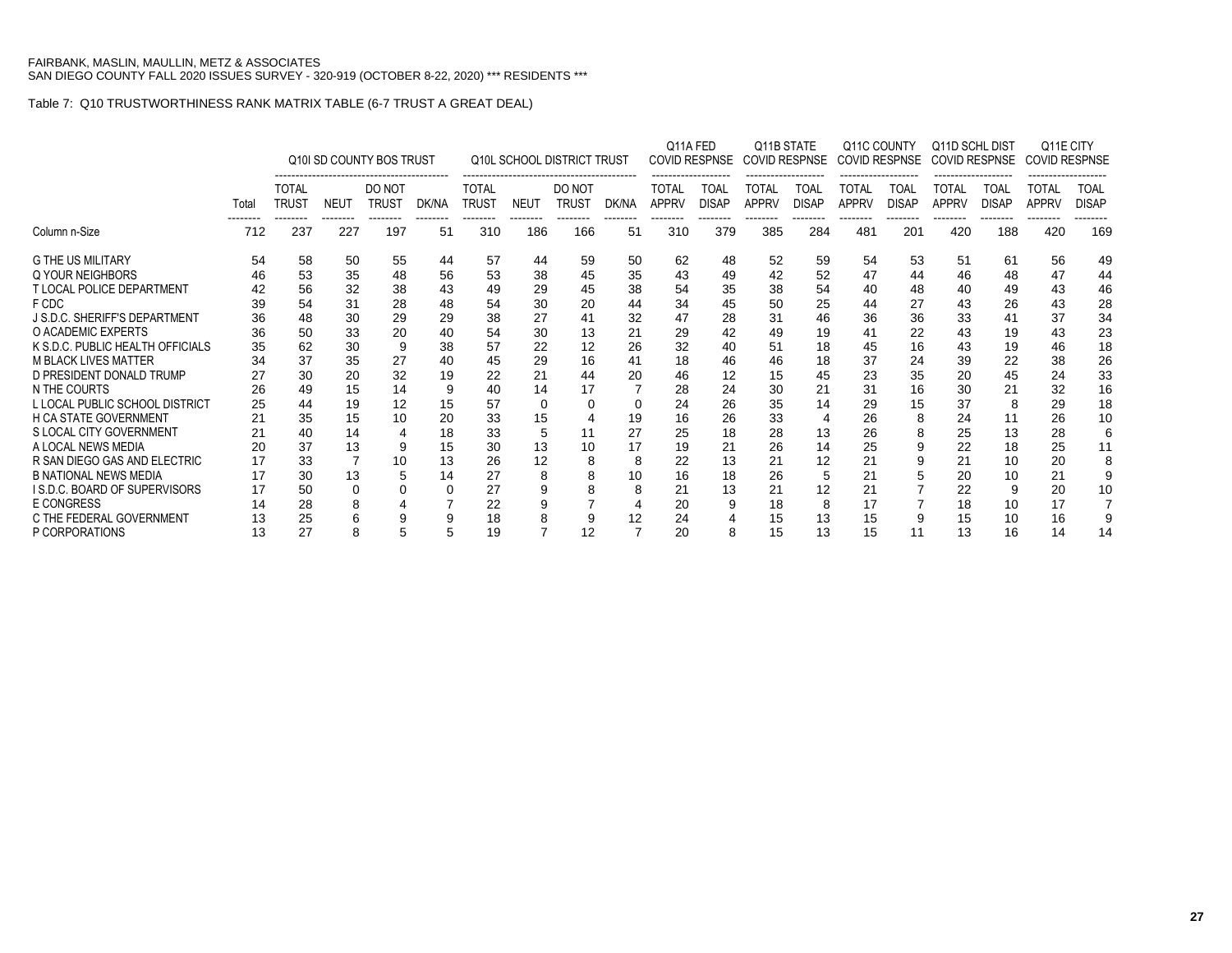FAIRBANK, MASLIN, MAULLIN, METZ & ASSOCIATES
SAN DIEGO COUNTY FALL 2020 ISSUES SURVEY - 320-919 (OCTOBER 8-22, 2020) *** RESIDENTS ***

Table 7: Q10 TRUSTWORTHINESS RANK MATRIX TABLE (6-7 TRUST A GREAT DEAL)

| | | Q10I SD COUNTY BOS TRUST | | | | Q10L SCHOOL DISTRICT TRUST | | | | Q11A FED COVID RESPNSE | | Q11B STATE COVID RESPNSE | | Q11C COUNTY COVID RESPNSE | | Q11D SCHL DIST COVID RESPNSE | | Q11E CITY COVID RESPNSE | |
|---|---|---|---|---|---|---|---|---|---|---|---|---|---|---|---|---|---|---|---|
| | Total | TOTAL TRUST | NEUT | DO NOT TRUST | DK/NA | TOTAL TRUST | NEUT | DO NOT TRUST | DK/NA | TOTAL APPRV | TOAL DISAP | TOTAL APPRV | TOAL DISAP | TOTAL APPRV | TOAL DISAP | TOTAL APPRV | TOAL DISAP | TOTAL APPRV | TOAL DISAP |
| Column n-Size | 712 | 237 | 227 | 197 | 51 | 310 | 186 | 166 | 51 | 310 | 379 | 385 | 284 | 481 | 201 | 420 | 188 | 420 | 169 |
| G THE US MILITARY | 54 | 58 | 50 | 55 | 44 | 57 | 44 | 59 | 50 | 62 | 48 | 52 | 59 | 54 | 53 | 51 | 61 | 56 | 49 |
| Q YOUR NEIGHBORS | 46 | 53 | 35 | 48 | 56 | 53 | 38 | 45 | 35 | 43 | 49 | 42 | 52 | 47 | 44 | 46 | 48 | 47 | 44 |
| T LOCAL POLICE DEPARTMENT | 42 | 56 | 32 | 38 | 43 | 49 | 29 | 45 | 38 | 54 | 35 | 38 | 54 | 40 | 48 | 40 | 49 | 43 | 46 |
| F CDC | 39 | 54 | 31 | 28 | 48 | 54 | 30 | 20 | 44 | 34 | 45 | 50 | 25 | 44 | 27 | 43 | 26 | 43 | 28 |
| J S.D.C. SHERIFF'S DEPARTMENT | 36 | 48 | 30 | 29 | 29 | 38 | 27 | 41 | 32 | 47 | 28 | 31 | 46 | 36 | 36 | 33 | 41 | 37 | 34 |
| O ACADEMIC EXPERTS | 36 | 50 | 33 | 20 | 40 | 54 | 30 | 13 | 21 | 29 | 42 | 49 | 19 | 41 | 22 | 43 | 19 | 43 | 23 |
| K S.D.C. PUBLIC HEALTH OFFICIALS | 35 | 62 | 30 | 9 | 38 | 57 | 22 | 12 | 26 | 32 | 40 | 51 | 18 | 45 | 16 | 43 | 19 | 46 | 18 |
| M BLACK LIVES MATTER | 34 | 37 | 35 | 27 | 40 | 45 | 29 | 16 | 41 | 18 | 46 | 46 | 18 | 37 | 24 | 39 | 22 | 38 | 26 |
| D PRESIDENT DONALD TRUMP | 27 | 30 | 20 | 32 | 19 | 22 | 21 | 44 | 20 | 46 | 12 | 15 | 45 | 23 | 35 | 20 | 45 | 24 | 33 |
| N THE COURTS | 26 | 49 | 15 | 14 | 9 | 40 | 14 | 17 | 7 | 28 | 24 | 30 | 21 | 31 | 16 | 30 | 21 | 32 | 16 |
| L LOCAL PUBLIC SCHOOL DISTRICT | 25 | 44 | 19 | 12 | 15 | 57 | 0 | 0 | 0 | 24 | 26 | 35 | 14 | 29 | 15 | 37 | 8 | 29 | 18 |
| H CA STATE GOVERNMENT | 21 | 35 | 15 | 10 | 20 | 33 | 15 | 4 | 19 | 16 | 26 | 33 | 4 | 26 | 8 | 24 | 11 | 26 | 10 |
| S LOCAL CITY GOVERNMENT | 21 | 40 | 14 | 4 | 18 | 33 | 5 | 11 | 27 | 25 | 18 | 28 | 13 | 26 | 8 | 25 | 13 | 28 | 6 |
| A LOCAL NEWS MEDIA | 20 | 37 | 13 | 9 | 15 | 30 | 13 | 10 | 17 | 19 | 21 | 26 | 14 | 25 | 9 | 22 | 18 | 25 | 11 |
| R SAN DIEGO GAS AND ELECTRIC | 17 | 33 | 7 | 10 | 13 | 26 | 12 | 8 | 8 | 22 | 13 | 21 | 12 | 21 | 9 | 21 | 10 | 20 | 8 |
| B NATIONAL NEWS MEDIA | 17 | 30 | 13 | 5 | 14 | 27 | 8 | 8 | 10 | 16 | 18 | 26 | 5 | 21 | 5 | 20 | 10 | 21 | 9 |
| I S.D.C. BOARD OF SUPERVISORS | 17 | 50 | 0 | 0 | 0 | 27 | 9 | 8 | 8 | 21 | 13 | 21 | 12 | 21 | 7 | 22 | 9 | 20 | 10 |
| E CONGRESS | 14 | 28 | 8 | 4 | 7 | 22 | 9 | 7 | 4 | 20 | 9 | 18 | 8 | 17 | 7 | 18 | 10 | 17 | 7 |
| C THE FEDERAL GOVERNMENT | 13 | 25 | 6 | 9 | 9 | 18 | 8 | 9 | 12 | 24 | 4 | 15 | 13 | 15 | 9 | 15 | 10 | 16 | 9 |
| P CORPORATIONS | 13 | 27 | 8 | 5 | 5 | 19 | 7 | 12 | 7 | 20 | 8 | 15 | 13 | 15 | 11 | 13 | 16 | 14 | 14 |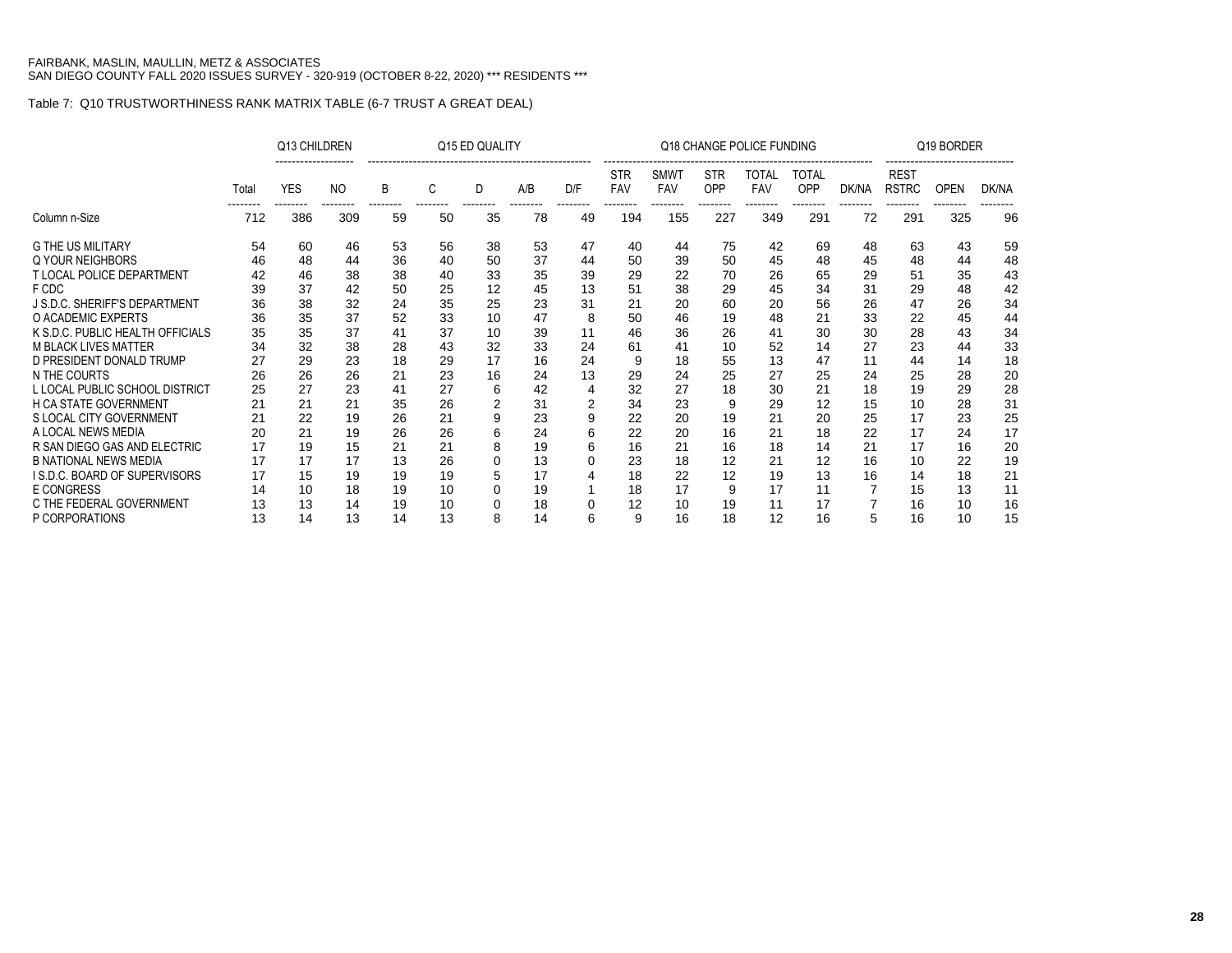FAIRBANK, MASLIN, MAULLIN, METZ & ASSOCIATES
SAN DIEGO COUNTY FALL 2020 ISSUES SURVEY - 320-919 (OCTOBER 8-22, 2020) *** RESIDENTS ***

Table 7: Q10 TRUSTWORTHINESS RANK MATRIX TABLE (6-7 TRUST A GREAT DEAL)

| | | Q13 CHILDREN | | Q15 ED QUALITY | | | | | Q18 CHANGE POLICE FUNDING | | | | | | Q19 BORDER | | |
|---|---|---|---|---|---|---|---|---|---|---|---|---|---|---|---|---|---|
| | Total | YES | NO | B | C | D | A/B | D/F | STR FAV | SMWT FAV | STR OPP | TOTAL FAV | TOTAL OPP | DK/NA | REST RSTRC | OPEN | DK/NA |
| Column n-Size | 712 | 386 | 309 | 59 | 50 | 35 | 78 | 49 | 194 | 155 | 227 | 349 | 291 | 72 | 291 | 325 | 96 |
| G THE US MILITARY | 54 | 60 | 46 | 53 | 56 | 38 | 53 | 47 | 40 | 44 | 75 | 42 | 69 | 48 | 63 | 43 | 59 |
| Q YOUR NEIGHBORS | 46 | 48 | 44 | 36 | 40 | 50 | 37 | 44 | 50 | 39 | 50 | 45 | 48 | 45 | 48 | 44 | 48 |
| T LOCAL POLICE DEPARTMENT | 42 | 46 | 38 | 38 | 40 | 33 | 35 | 39 | 29 | 22 | 70 | 26 | 65 | 29 | 51 | 35 | 43 |
| F CDC | 39 | 37 | 42 | 50 | 25 | 12 | 45 | 13 | 51 | 38 | 29 | 45 | 34 | 31 | 29 | 48 | 42 |
| J S.D.C. SHERIFF'S DEPARTMENT | 36 | 38 | 32 | 24 | 35 | 25 | 23 | 31 | 21 | 20 | 60 | 20 | 56 | 26 | 47 | 26 | 34 |
| O ACADEMIC EXPERTS | 36 | 35 | 37 | 52 | 33 | 10 | 47 | 8 | 50 | 46 | 19 | 48 | 21 | 33 | 22 | 45 | 44 |
| K S.D.C. PUBLIC HEALTH OFFICIALS | 35 | 35 | 37 | 41 | 37 | 10 | 39 | 11 | 46 | 36 | 26 | 41 | 30 | 30 | 28 | 43 | 34 |
| M BLACK LIVES MATTER | 34 | 32 | 38 | 28 | 43 | 32 | 33 | 24 | 61 | 41 | 10 | 52 | 14 | 27 | 23 | 44 | 33 |
| D PRESIDENT DONALD TRUMP | 27 | 29 | 23 | 18 | 29 | 17 | 16 | 24 | 9 | 18 | 55 | 13 | 47 | 11 | 44 | 14 | 18 |
| N THE COURTS | 26 | 26 | 26 | 21 | 23 | 16 | 24 | 13 | 29 | 24 | 25 | 27 | 25 | 24 | 25 | 28 | 20 |
| L LOCAL PUBLIC SCHOOL DISTRICT | 25 | 27 | 23 | 41 | 27 | 6 | 42 | 4 | 32 | 27 | 18 | 30 | 21 | 18 | 19 | 29 | 28 |
| H CA STATE GOVERNMENT | 21 | 21 | 21 | 35 | 26 | 2 | 31 | 2 | 34 | 23 | 9 | 29 | 12 | 15 | 10 | 28 | 31 |
| S LOCAL CITY GOVERNMENT | 21 | 22 | 19 | 26 | 21 | 9 | 23 | 9 | 22 | 20 | 19 | 21 | 20 | 25 | 17 | 23 | 25 |
| A LOCAL NEWS MEDIA | 20 | 21 | 19 | 26 | 26 | 6 | 24 | 6 | 22 | 20 | 16 | 21 | 18 | 22 | 17 | 24 | 17 |
| R SAN DIEGO GAS AND ELECTRIC | 17 | 19 | 15 | 21 | 21 | 8 | 19 | 6 | 16 | 21 | 16 | 18 | 14 | 21 | 17 | 16 | 20 |
| B NATIONAL NEWS MEDIA | 17 | 17 | 17 | 13 | 26 | 0 | 13 | 0 | 23 | 18 | 12 | 21 | 12 | 16 | 10 | 22 | 19 |
| I S.D.C. BOARD OF SUPERVISORS | 17 | 15 | 19 | 19 | 19 | 5 | 17 | 4 | 18 | 22 | 12 | 19 | 13 | 16 | 14 | 18 | 21 |
| E CONGRESS | 14 | 10 | 18 | 19 | 10 | 0 | 19 | 1 | 18 | 17 | 9 | 17 | 11 | 7 | 15 | 13 | 11 |
| C THE FEDERAL GOVERNMENT | 13 | 13 | 14 | 19 | 10 | 0 | 18 | 0 | 12 | 10 | 19 | 11 | 17 | 7 | 16 | 10 | 16 |
| P CORPORATIONS | 13 | 14 | 13 | 14 | 13 | 8 | 14 | 6 | 9 | 16 | 18 | 12 | 16 | 5 | 16 | 10 | 15 |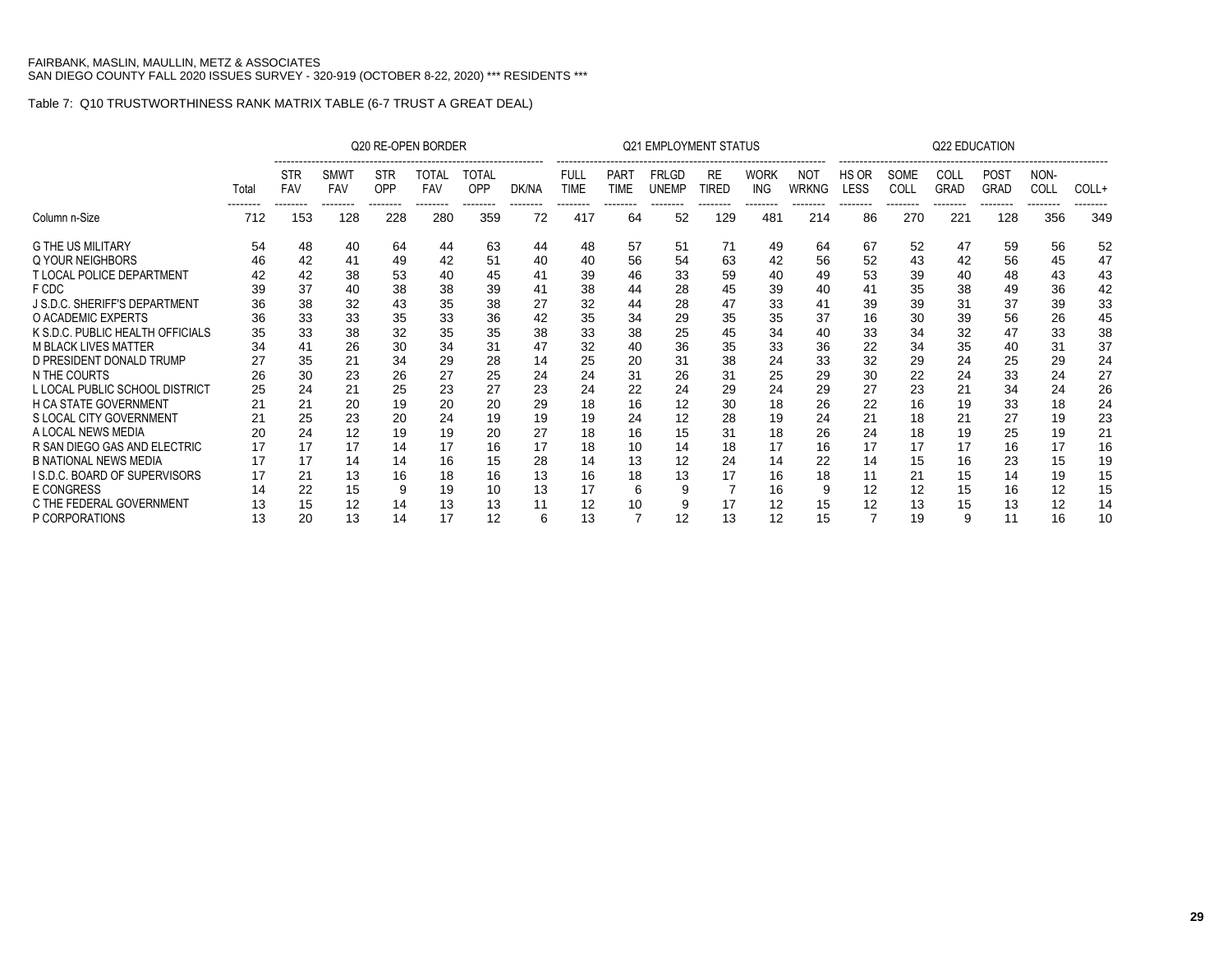FAIRBANK, MASLIN, MAULLIN, METZ & ASSOCIATES
SAN DIEGO COUNTY FALL 2020 ISSUES SURVEY - 320-919 (OCTOBER 8-22, 2020) *** RESIDENTS ***

Table 7: Q10 TRUSTWORTHINESS RANK MATRIX TABLE (6-7 TRUST A GREAT DEAL)

| | | Q20 RE-OPEN BORDER | | | | | | Q21 EMPLOYMENT STATUS | | | | | | Q22 EDUCATION | | | | | |
|---|---|---|---|---|---|---|---|---|---|---|---|---|---|---|---|---|---|---|---|
| | Total | STR FAV | SMWT FAV | STR OPP | TOTAL FAV | TOTAL OPP | DK/NA | FULL TIME | PART TIME | FRLGD UNEMP | RE TIRED | WORK ING | NOT WRKNG | HS OR LESS | SOME COLL | COLL GRAD | POST GRAD | NON-COLL | COLL+ |
| Column n-Size | 712 | 153 | 128 | 228 | 280 | 359 | 72 | 417 | 64 | 52 | 129 | 481 | 214 | 86 | 270 | 221 | 128 | 356 | 349 |
| G THE US MILITARY | 54 | 48 | 40 | 64 | 44 | 63 | 44 | 48 | 57 | 51 | 71 | 49 | 64 | 67 | 52 | 47 | 59 | 56 | 52 |
| Q YOUR NEIGHBORS | 46 | 42 | 41 | 49 | 42 | 51 | 40 | 40 | 56 | 54 | 63 | 42 | 56 | 52 | 43 | 42 | 56 | 45 | 47 |
| T LOCAL POLICE DEPARTMENT | 42 | 42 | 38 | 53 | 40 | 45 | 41 | 39 | 46 | 33 | 59 | 40 | 49 | 53 | 39 | 40 | 48 | 43 | 43 |
| F CDC | 39 | 37 | 40 | 38 | 38 | 39 | 41 | 38 | 44 | 28 | 45 | 39 | 40 | 41 | 35 | 38 | 49 | 36 | 42 |
| J S.D.C. SHERIFF'S DEPARTMENT | 36 | 38 | 32 | 43 | 35 | 38 | 27 | 32 | 44 | 28 | 47 | 33 | 41 | 39 | 39 | 31 | 37 | 39 | 33 |
| O ACADEMIC EXPERTS | 36 | 33 | 33 | 35 | 33 | 36 | 42 | 35 | 34 | 29 | 35 | 35 | 37 | 16 | 30 | 39 | 56 | 26 | 45 |
| K S.D.C. PUBLIC HEALTH OFFICIALS | 35 | 33 | 38 | 32 | 35 | 35 | 38 | 33 | 38 | 25 | 45 | 34 | 40 | 33 | 34 | 32 | 47 | 33 | 38 |
| M BLACK LIVES MATTER | 34 | 41 | 26 | 30 | 34 | 31 | 47 | 32 | 40 | 36 | 35 | 33 | 36 | 22 | 34 | 35 | 40 | 31 | 37 |
| D PRESIDENT DONALD TRUMP | 27 | 35 | 21 | 34 | 29 | 28 | 14 | 25 | 20 | 31 | 38 | 24 | 33 | 32 | 29 | 24 | 25 | 29 | 24 |
| N THE COURTS | 26 | 30 | 23 | 26 | 27 | 25 | 24 | 24 | 31 | 26 | 31 | 25 | 29 | 30 | 22 | 24 | 33 | 24 | 27 |
| L LOCAL PUBLIC SCHOOL DISTRICT | 25 | 24 | 21 | 25 | 23 | 27 | 23 | 24 | 22 | 24 | 29 | 24 | 29 | 27 | 23 | 21 | 34 | 24 | 26 |
| H CA STATE GOVERNMENT | 21 | 21 | 20 | 19 | 20 | 20 | 29 | 18 | 16 | 12 | 30 | 18 | 26 | 22 | 16 | 19 | 33 | 18 | 24 |
| S LOCAL CITY GOVERNMENT | 21 | 25 | 23 | 20 | 24 | 19 | 19 | 19 | 24 | 12 | 28 | 19 | 24 | 21 | 18 | 21 | 27 | 19 | 23 |
| A LOCAL NEWS MEDIA | 20 | 24 | 12 | 19 | 19 | 20 | 27 | 18 | 16 | 15 | 31 | 18 | 26 | 24 | 18 | 19 | 25 | 19 | 21 |
| R SAN DIEGO GAS AND ELECTRIC | 17 | 17 | 17 | 14 | 17 | 16 | 17 | 18 | 10 | 14 | 18 | 17 | 16 | 17 | 17 | 17 | 16 | 17 | 16 |
| B NATIONAL NEWS MEDIA | 17 | 17 | 14 | 14 | 16 | 15 | 28 | 14 | 13 | 12 | 24 | 14 | 22 | 14 | 15 | 16 | 23 | 15 | 19 |
| I S.D.C. BOARD OF SUPERVISORS | 17 | 21 | 13 | 16 | 18 | 16 | 13 | 16 | 18 | 13 | 17 | 16 | 18 | 11 | 21 | 15 | 14 | 19 | 15 |
| E CONGRESS | 14 | 22 | 15 | 9 | 19 | 10 | 13 | 17 | 6 | 9 | 7 | 16 | 9 | 12 | 12 | 15 | 16 | 12 | 15 |
| C THE FEDERAL GOVERNMENT | 13 | 15 | 12 | 14 | 13 | 13 | 11 | 12 | 10 | 9 | 17 | 12 | 15 | 12 | 13 | 15 | 13 | 12 | 14 |
| P CORPORATIONS | 13 | 20 | 13 | 14 | 17 | 12 | 6 | 13 | 7 | 12 | 13 | 12 | 15 | 7 | 19 | 9 | 11 | 16 | 10 |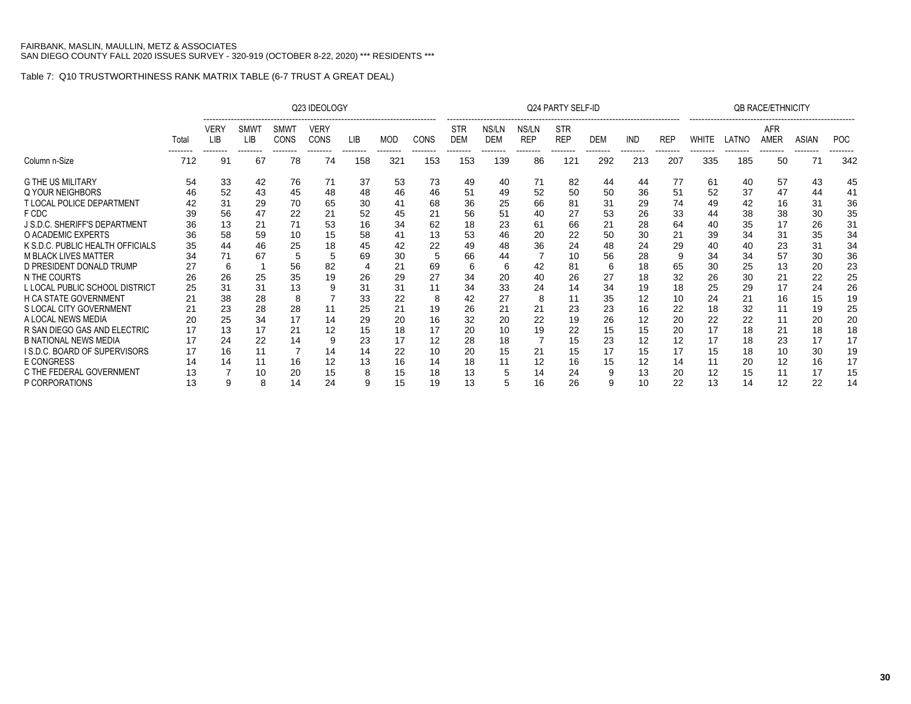FAIRBANK, MASLIN, MAULLIN, METZ & ASSOCIATES
SAN DIEGO COUNTY FALL 2020 ISSUES SURVEY - 320-919 (OCTOBER 8-22, 2020) *** RESIDENTS ***

Table 7: Q10 TRUSTWORTHINESS RANK MATRIX TABLE (6-7 TRUST A GREAT DEAL)

| | | Q23 IDEOLOGY | | | | | | | Q24 PARTY SELF-ID | | | | | | | QB RACE/ETHNICITY | | | | |
|---|---|---|---|---|---|---|---|---|---|---|---|---|---|---|---|---|---|---|---|---|
| | Total | VERY LIB | SMWT LIB | SMWT CONS | VERY CONS | LIB | MOD | CONS | STR DEM | NS/LN DEM | NS/LN REP | STR REP | DEM | IND | REP | WHITE | LATNO | AFR AMER | ASIAN | POC |
| Column n-Size | 712 | 91 | 67 | 78 | 74 | 158 | 321 | 153 | 153 | 139 | 86 | 121 | 292 | 213 | 207 | 335 | 185 | 50 | 71 | 342 |
| G THE US MILITARY | 54 | 33 | 42 | 76 | 71 | 37 | 53 | 73 | 49 | 40 | 71 | 82 | 44 | 44 | 77 | 61 | 40 | 57 | 43 | 45 |
| Q YOUR NEIGHBORS | 46 | 52 | 43 | 45 | 48 | 48 | 46 | 46 | 51 | 49 | 52 | 50 | 50 | 36 | 51 | 52 | 37 | 47 | 44 | 41 |
| T LOCAL POLICE DEPARTMENT | 42 | 31 | 29 | 70 | 65 | 30 | 41 | 68 | 36 | 25 | 66 | 81 | 31 | 29 | 74 | 49 | 42 | 16 | 31 | 36 |
| F CDC | 39 | 56 | 47 | 22 | 21 | 52 | 45 | 21 | 56 | 51 | 40 | 27 | 53 | 26 | 33 | 44 | 38 | 38 | 30 | 35 |
| J S.D.C. SHERIFF'S DEPARTMENT | 36 | 13 | 21 | 71 | 53 | 16 | 34 | 62 | 18 | 23 | 61 | 66 | 21 | 28 | 64 | 40 | 35 | 17 | 26 | 31 |
| O ACADEMIC EXPERTS | 36 | 58 | 59 | 10 | 15 | 58 | 41 | 13 | 53 | 46 | 20 | 22 | 50 | 30 | 21 | 39 | 34 | 31 | 35 | 34 |
| K S.D.C. PUBLIC HEALTH OFFICIALS | 35 | 44 | 46 | 25 | 18 | 45 | 42 | 22 | 49 | 48 | 36 | 24 | 48 | 24 | 29 | 40 | 40 | 23 | 31 | 34 |
| M BLACK LIVES MATTER | 34 | 71 | 67 | 5 | 5 | 69 | 30 | 5 | 66 | 44 | 7 | 10 | 56 | 28 | 9 | 34 | 34 | 57 | 30 | 36 |
| D PRESIDENT DONALD TRUMP | 27 | 6 | 1 | 56 | 82 | 4 | 21 | 69 | 6 | 6 | 42 | 81 | 6 | 18 | 65 | 30 | 25 | 13 | 20 | 23 |
| N THE COURTS | 26 | 26 | 25 | 35 | 19 | 26 | 29 | 27 | 34 | 20 | 40 | 26 | 27 | 18 | 32 | 26 | 30 | 21 | 22 | 25 |
| L LOCAL PUBLIC SCHOOL DISTRICT | 25 | 31 | 31 | 13 | 9 | 31 | 31 | 11 | 34 | 33 | 24 | 14 | 34 | 19 | 18 | 25 | 29 | 17 | 24 | 26 |
| H CA STATE GOVERNMENT | 21 | 38 | 28 | 8 | 7 | 33 | 22 | 8 | 42 | 27 | 8 | 11 | 35 | 12 | 10 | 24 | 21 | 16 | 15 | 19 |
| S LOCAL CITY GOVERNMENT | 21 | 23 | 28 | 28 | 11 | 25 | 21 | 19 | 26 | 21 | 21 | 23 | 23 | 16 | 22 | 18 | 32 | 11 | 19 | 25 |
| A LOCAL NEWS MEDIA | 20 | 25 | 34 | 17 | 14 | 29 | 20 | 16 | 32 | 20 | 22 | 19 | 26 | 12 | 20 | 22 | 22 | 11 | 20 | 20 |
| R SAN DIEGO GAS AND ELECTRIC | 17 | 13 | 17 | 21 | 12 | 15 | 18 | 17 | 20 | 10 | 19 | 22 | 15 | 15 | 20 | 17 | 18 | 21 | 18 | 18 |
| B NATIONAL NEWS MEDIA | 17 | 24 | 22 | 14 | 9 | 23 | 17 | 12 | 28 | 18 | 7 | 15 | 23 | 12 | 12 | 17 | 18 | 23 | 17 | 17 |
| I S.D.C. BOARD OF SUPERVISORS | 17 | 16 | 11 | 7 | 14 | 14 | 22 | 10 | 20 | 15 | 21 | 15 | 17 | 15 | 17 | 15 | 18 | 10 | 30 | 19 |
| E CONGRESS | 14 | 14 | 11 | 16 | 12 | 13 | 16 | 14 | 18 | 11 | 12 | 16 | 15 | 12 | 14 | 11 | 20 | 12 | 16 | 17 |
| C THE FEDERAL GOVERNMENT | 13 | 7 | 10 | 20 | 15 | 8 | 15 | 18 | 13 | 5 | 14 | 24 | 9 | 13 | 20 | 12 | 15 | 11 | 17 | 15 |
| P CORPORATIONS | 13 | 9 | 8 | 14 | 24 | 9 | 15 | 19 | 13 | 5 | 16 | 26 | 9 | 10 | 22 | 13 | 14 | 12 | 22 | 14 |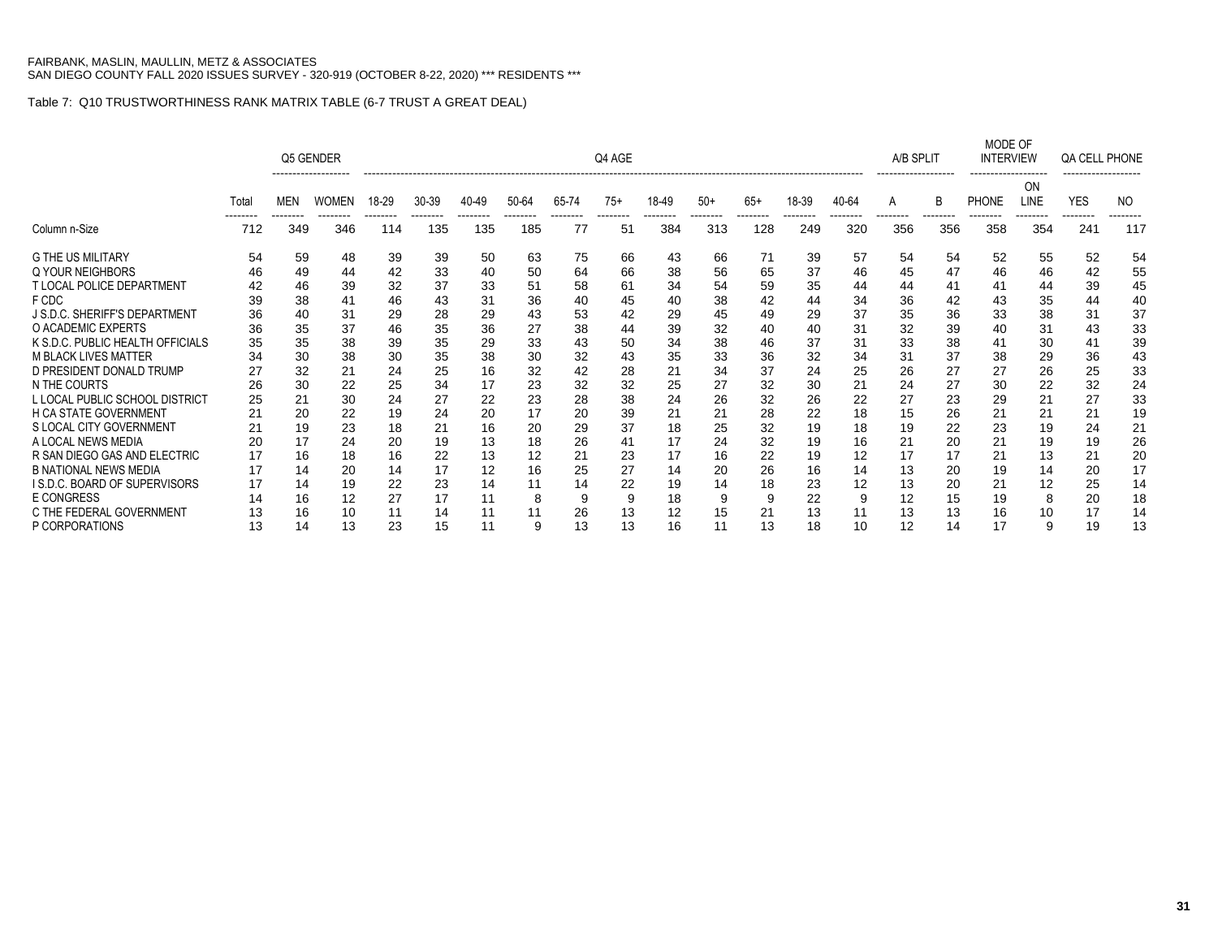FAIRBANK, MASLIN, MAULLIN, METZ & ASSOCIATES
SAN DIEGO COUNTY FALL 2020 ISSUES SURVEY - 320-919 (OCTOBER 8-22, 2020) *** RESIDENTS ***

Table 7: Q10 TRUSTWORTHINESS RANK MATRIX TABLE (6-7 TRUST A GREAT DEAL)

| | | Q5 GENDER | | Q4 AGE | | | | | | | | | | | | A/B SPLIT | | MODE OF INTERVIEW | | QA CELL PHONE | |
|---|---|---|---|---|---|---|---|---|---|---|---|---|---|---|---|---|---|---|---|---|---|
| | Total | MEN | WOMEN | 18-29 | 30-39 | 40-49 | 50-64 | 65-74 | 75+ | 18-49 | 50+ | 65+ | 18-39 | 40-64 | | A | B | PHONE | ON LINE | YES | NO |
| Column n-Size | 712 | 349 | 346 | 114 | 135 | 135 | 185 | 77 | 51 | 384 | 313 | 128 | 249 | 320 | | 356 | 356 | 358 | 354 | 241 | 117 |
| G THE US MILITARY | 54 | 59 | 48 | 39 | 39 | 50 | 63 | 75 | 66 | 43 | 66 | 71 | 39 | 57 | | 54 | 54 | 52 | 55 | 52 | 54 |
| Q YOUR NEIGHBORS | 46 | 49 | 44 | 42 | 33 | 40 | 50 | 64 | 66 | 38 | 56 | 65 | 37 | 46 | | 45 | 47 | 46 | 46 | 42 | 55 |
| T LOCAL POLICE DEPARTMENT | 42 | 46 | 39 | 32 | 37 | 33 | 51 | 58 | 61 | 34 | 54 | 59 | 35 | 44 | | 44 | 41 | 41 | 44 | 39 | 45 |
| F CDC | 39 | 38 | 41 | 46 | 43 | 31 | 36 | 40 | 45 | 40 | 38 | 42 | 44 | 34 | | 36 | 42 | 43 | 35 | 44 | 40 |
| J S.D.C. SHERIFF'S DEPARTMENT | 36 | 40 | 31 | 29 | 28 | 29 | 43 | 53 | 42 | 29 | 45 | 49 | 29 | 37 | | 35 | 36 | 33 | 38 | 31 | 37 |
| O ACADEMIC EXPERTS | 36 | 35 | 37 | 46 | 35 | 36 | 27 | 38 | 44 | 39 | 32 | 40 | 40 | 31 | | 32 | 39 | 40 | 31 | 43 | 33 |
| K S.D.C. PUBLIC HEALTH OFFICIALS | 35 | 35 | 38 | 39 | 35 | 29 | 33 | 43 | 50 | 34 | 38 | 46 | 37 | 31 | | 33 | 38 | 41 | 30 | 41 | 39 |
| M BLACK LIVES MATTER | 34 | 30 | 38 | 30 | 35 | 38 | 30 | 32 | 43 | 35 | 33 | 36 | 32 | 34 | | 31 | 37 | 38 | 29 | 36 | 43 |
| D PRESIDENT DONALD TRUMP | 27 | 32 | 21 | 24 | 25 | 16 | 32 | 42 | 28 | 21 | 34 | 37 | 24 | 25 | | 26 | 27 | 27 | 26 | 25 | 33 |
| N THE COURTS | 26 | 30 | 22 | 25 | 34 | 17 | 23 | 32 | 32 | 25 | 27 | 32 | 30 | 21 | | 24 | 27 | 30 | 22 | 32 | 24 |
| L LOCAL PUBLIC SCHOOL DISTRICT | 25 | 21 | 30 | 24 | 27 | 22 | 23 | 28 | 38 | 24 | 26 | 32 | 26 | 22 | | 27 | 23 | 29 | 21 | 27 | 33 |
| H CA STATE GOVERNMENT | 21 | 20 | 22 | 19 | 24 | 20 | 17 | 20 | 39 | 21 | 21 | 28 | 22 | 18 | | 15 | 26 | 21 | 21 | 21 | 19 |
| S LOCAL CITY GOVERNMENT | 21 | 19 | 23 | 18 | 21 | 16 | 20 | 29 | 37 | 18 | 25 | 32 | 19 | 18 | | 19 | 22 | 23 | 19 | 24 | 21 |
| A LOCAL NEWS MEDIA | 20 | 17 | 24 | 20 | 19 | 13 | 18 | 26 | 41 | 17 | 24 | 32 | 19 | 16 | | 21 | 20 | 21 | 19 | 19 | 26 |
| R SAN DIEGO GAS AND ELECTRIC | 17 | 16 | 18 | 16 | 22 | 13 | 12 | 21 | 23 | 17 | 16 | 22 | 19 | 12 | | 17 | 17 | 21 | 13 | 21 | 20 |
| B NATIONAL NEWS MEDIA | 17 | 14 | 20 | 14 | 17 | 12 | 16 | 25 | 27 | 14 | 20 | 26 | 16 | 14 | | 13 | 20 | 19 | 14 | 20 | 17 |
| I S.D.C. BOARD OF SUPERVISORS | 17 | 14 | 19 | 22 | 23 | 14 | 11 | 14 | 22 | 19 | 14 | 18 | 23 | 12 | | 13 | 20 | 21 | 12 | 25 | 14 |
| E CONGRESS | 14 | 16 | 12 | 27 | 17 | 11 | 8 | 9 | 9 | 18 | 9 | 9 | 22 | 9 | | 12 | 15 | 19 | 8 | 20 | 18 |
| C THE FEDERAL GOVERNMENT | 13 | 16 | 10 | 11 | 14 | 11 | 11 | 26 | 13 | 12 | 15 | 21 | 13 | 11 | | 13 | 13 | 16 | 10 | 17 | 14 |
| P CORPORATIONS | 13 | 14 | 13 | 23 | 15 | 11 | 9 | 13 | 13 | 16 | 11 | 13 | 18 | 10 | | 12 | 14 | 17 | 9 | 19 | 13 |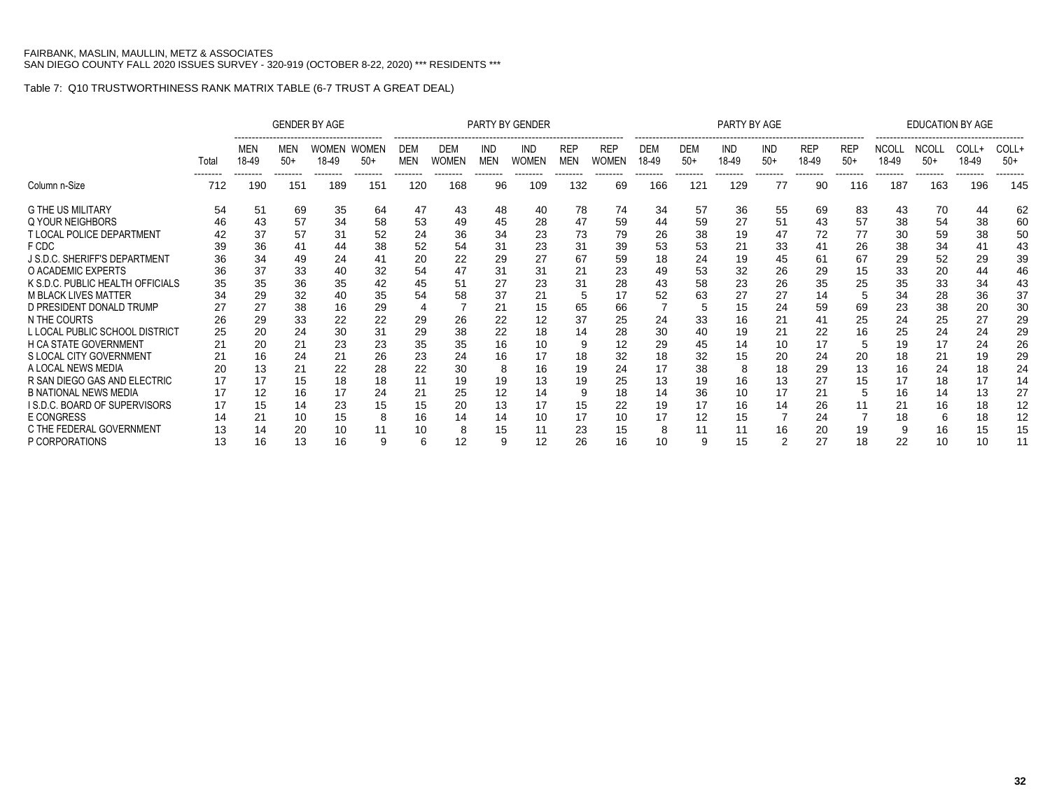FAIRBANK, MASLIN, MAULLIN, METZ & ASSOCIATES
SAN DIEGO COUNTY FALL 2020 ISSUES SURVEY - 320-919 (OCTOBER 8-22, 2020) *** RESIDENTS ***

Table 7: Q10 TRUSTWORTHINESS RANK MATRIX TABLE (6-7 TRUST A GREAT DEAL)

| | | GENDER BY AGE | | | | PARTY BY GENDER | | | | | | PARTY BY AGE | | | | | | EDUCATION BY AGE | | | |
|---|---|---|---|---|---|---|---|---|---|---|---|---|---|---|---|---|---|---|---|---|---|
| | Total | MEN 18-49 | MEN 50+ | WOMEN 18-49 | WOMEN 50+ | DEM MEN | DEM WOMEN | IND MEN | IND WOMEN | REP MEN | REP WOMEN | DEM 18-49 | DEM 50+ | IND 18-49 | IND 50+ | REP 18-49 | REP 50+ | NCOLL 18-49 | NCOLL 50+ | COLL+ 18-49 | COLL+ 50+ |
| Column n-Size | 712 | 190 | 151 | 189 | 151 | 120 | 168 | 96 | 109 | 132 | 69 | 166 | 121 | 129 | 77 | 90 | 116 | 187 | 163 | 196 | 145 |
| G THE US MILITARY | 54 | 51 | 69 | 35 | 64 | 47 | 43 | 48 | 40 | 78 | 74 | 34 | 57 | 36 | 55 | 69 | 83 | 43 | 70 | 44 | 62 |
| Q YOUR NEIGHBORS | 46 | 43 | 57 | 34 | 58 | 53 | 49 | 45 | 28 | 47 | 59 | 44 | 59 | 27 | 51 | 43 | 57 | 38 | 54 | 38 | 60 |
| T LOCAL POLICE DEPARTMENT | 42 | 37 | 57 | 31 | 52 | 24 | 36 | 34 | 23 | 73 | 79 | 26 | 38 | 19 | 47 | 72 | 77 | 30 | 59 | 38 | 50 |
| F CDC | 39 | 36 | 41 | 44 | 38 | 52 | 54 | 31 | 23 | 31 | 39 | 53 | 53 | 21 | 33 | 41 | 26 | 38 | 34 | 41 | 43 |
| J S.D.C. SHERIFF'S DEPARTMENT | 36 | 34 | 49 | 24 | 41 | 20 | 22 | 29 | 27 | 67 | 59 | 18 | 24 | 19 | 45 | 61 | 67 | 29 | 52 | 29 | 39 |
| O ACADEMIC EXPERTS | 36 | 37 | 33 | 40 | 32 | 54 | 47 | 31 | 31 | 21 | 23 | 49 | 53 | 32 | 26 | 29 | 15 | 33 | 20 | 44 | 46 |
| K S.D.C. PUBLIC HEALTH OFFICIALS | 35 | 35 | 36 | 35 | 42 | 45 | 51 | 27 | 23 | 31 | 28 | 43 | 58 | 23 | 26 | 35 | 25 | 35 | 33 | 34 | 43 |
| M BLACK LIVES MATTER | 34 | 29 | 32 | 40 | 35 | 54 | 58 | 37 | 21 | 5 | 17 | 52 | 63 | 27 | 27 | 14 | 5 | 34 | 28 | 36 | 37 |
| D PRESIDENT DONALD TRUMP | 27 | 27 | 38 | 16 | 29 | 4 | 7 | 21 | 15 | 65 | 66 | 7 | 5 | 15 | 24 | 59 | 69 | 23 | 38 | 20 | 30 |
| N THE COURTS | 26 | 29 | 33 | 22 | 22 | 29 | 26 | 22 | 12 | 37 | 25 | 24 | 33 | 16 | 21 | 41 | 25 | 24 | 25 | 27 | 29 |
| L LOCAL PUBLIC SCHOOL DISTRICT | 25 | 20 | 24 | 30 | 31 | 29 | 38 | 22 | 18 | 14 | 28 | 30 | 40 | 19 | 21 | 22 | 16 | 25 | 24 | 24 | 29 |
| H CA STATE GOVERNMENT | 21 | 20 | 21 | 23 | 23 | 35 | 35 | 16 | 10 | 9 | 12 | 29 | 45 | 14 | 10 | 17 | 5 | 19 | 17 | 24 | 26 |
| S LOCAL CITY GOVERNMENT | 21 | 16 | 24 | 21 | 26 | 23 | 24 | 16 | 17 | 18 | 32 | 18 | 32 | 15 | 20 | 24 | 20 | 18 | 21 | 19 | 29 |
| A LOCAL NEWS MEDIA | 20 | 13 | 21 | 22 | 28 | 22 | 30 | 8 | 16 | 19 | 24 | 17 | 38 | 8 | 18 | 29 | 13 | 16 | 24 | 18 | 24 |
| R SAN DIEGO GAS AND ELECTRIC | 17 | 17 | 15 | 18 | 18 | 11 | 19 | 19 | 13 | 19 | 25 | 13 | 19 | 16 | 13 | 27 | 15 | 17 | 18 | 17 | 14 |
| B NATIONAL NEWS MEDIA | 17 | 12 | 16 | 17 | 24 | 21 | 25 | 12 | 14 | 9 | 18 | 14 | 36 | 10 | 17 | 21 | 5 | 16 | 14 | 13 | 27 |
| I S.D.C. BOARD OF SUPERVISORS | 17 | 15 | 14 | 23 | 15 | 15 | 20 | 13 | 17 | 15 | 22 | 19 | 17 | 16 | 14 | 26 | 11 | 21 | 16 | 18 | 12 |
| E CONGRESS | 14 | 21 | 10 | 15 | 8 | 16 | 14 | 14 | 10 | 17 | 10 | 17 | 12 | 15 | 7 | 24 | 7 | 18 | 6 | 18 | 12 |
| C THE FEDERAL GOVERNMENT | 13 | 14 | 20 | 10 | 11 | 10 | 8 | 15 | 11 | 23 | 15 | 8 | 11 | 11 | 16 | 20 | 19 | 9 | 16 | 15 | 15 |
| P CORPORATIONS | 13 | 16 | 13 | 16 | 9 | 6 | 12 | 9 | 12 | 26 | 16 | 10 | 9 | 15 | 2 | 27 | 18 | 22 | 10 | 10 | 11 |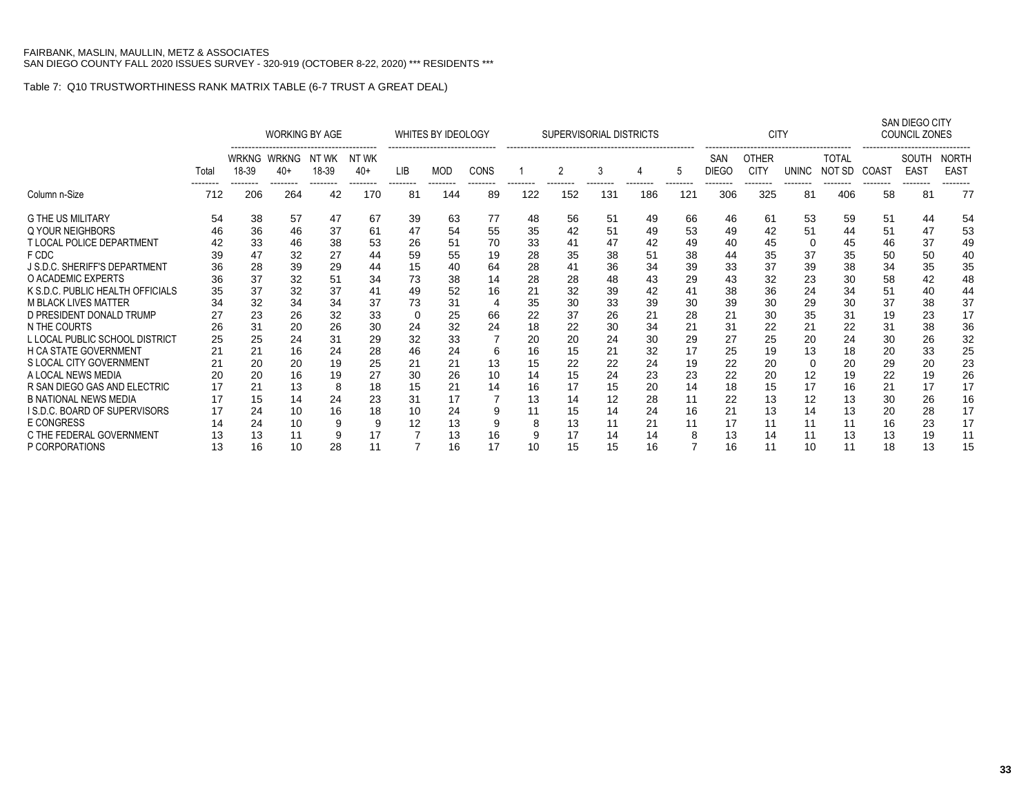FAIRBANK, MASLIN, MAULLIN, METZ & ASSOCIATES
SAN DIEGO COUNTY FALL 2020 ISSUES SURVEY - 320-919 (OCTOBER 8-22, 2020) *** RESIDENTS ***

Table 7: Q10 TRUSTWORTHINESS RANK MATRIX TABLE (6-7 TRUST A GREAT DEAL)

| | | WORKING BY AGE | | | | WHITES BY IDEOLOGY | | | SUPERVISORIAL DISTRICTS | | | | | CITY | | | | SAN DIEGO CITY COUNCIL ZONES | | |
|---|---|---|---|---|---|---|---|---|---|---|---|---|---|---|---|---|---|---|---|---|
| | Total | WRKNG 18-39 | WRKNG 40+ | NT WK 18-39 | NT WK 40+ | LIB | MOD | CONS | 1 | 2 | 3 | 4 | 5 | SAN DIEGO | OTHER CITY | UNINC | TOTAL NOT SD | COAST | SOUTH EAST | NORTH EAST |
| Column n-Size | 712 | 206 | 264 | 42 | 170 | 81 | 144 | 89 | 122 | 152 | 131 | 186 | 121 | 306 | 325 | 81 | 406 | 58 | 81 | 77 |
| G THE US MILITARY | 54 | 38 | 57 | 47 | 67 | 39 | 63 | 77 | 48 | 56 | 51 | 49 | 66 | 46 | 61 | 53 | 59 | 51 | 44 | 54 |
| Q YOUR NEIGHBORS | 46 | 36 | 46 | 37 | 61 | 47 | 54 | 55 | 35 | 42 | 51 | 49 | 53 | 49 | 42 | 51 | 44 | 51 | 47 | 53 |
| T LOCAL POLICE DEPARTMENT | 42 | 33 | 46 | 38 | 53 | 26 | 51 | 70 | 33 | 41 | 47 | 42 | 49 | 40 | 45 | 0 | 45 | 46 | 37 | 49 |
| F CDC | 39 | 47 | 32 | 27 | 44 | 59 | 55 | 19 | 28 | 35 | 38 | 51 | 38 | 44 | 35 | 37 | 35 | 50 | 50 | 40 |
| J S.D.C. SHERIFF'S DEPARTMENT | 36 | 28 | 39 | 29 | 44 | 15 | 40 | 64 | 28 | 41 | 36 | 34 | 39 | 33 | 37 | 39 | 38 | 34 | 35 | 35 |
| O ACADEMIC EXPERTS | 36 | 37 | 32 | 51 | 34 | 73 | 38 | 14 | 28 | 28 | 48 | 43 | 29 | 43 | 32 | 23 | 30 | 58 | 42 | 48 |
| K S.D.C. PUBLIC HEALTH OFFICIALS | 35 | 37 | 32 | 37 | 41 | 49 | 52 | 16 | 21 | 32 | 39 | 42 | 41 | 38 | 36 | 24 | 34 | 51 | 40 | 44 |
| M BLACK LIVES MATTER | 34 | 32 | 34 | 34 | 37 | 73 | 31 | 4 | 35 | 30 | 33 | 39 | 30 | 39 | 30 | 29 | 30 | 37 | 38 | 37 |
| D PRESIDENT DONALD TRUMP | 27 | 23 | 26 | 32 | 33 | 0 | 25 | 66 | 22 | 37 | 26 | 21 | 28 | 21 | 30 | 35 | 31 | 19 | 23 | 17 |
| N THE COURTS | 26 | 31 | 20 | 26 | 30 | 24 | 32 | 24 | 18 | 22 | 30 | 34 | 21 | 31 | 22 | 21 | 22 | 31 | 38 | 36 |
| L LOCAL PUBLIC SCHOOL DISTRICT | 25 | 25 | 24 | 31 | 29 | 32 | 33 | 7 | 20 | 20 | 24 | 30 | 29 | 27 | 25 | 20 | 24 | 30 | 26 | 32 |
| H CA STATE GOVERNMENT | 21 | 21 | 16 | 24 | 28 | 46 | 24 | 6 | 16 | 15 | 21 | 32 | 17 | 25 | 19 | 13 | 18 | 20 | 33 | 25 |
| S LOCAL CITY GOVERNMENT | 21 | 20 | 20 | 19 | 25 | 21 | 21 | 13 | 15 | 22 | 22 | 24 | 19 | 22 | 20 | 0 | 20 | 29 | 20 | 23 |
| A LOCAL NEWS MEDIA | 20 | 20 | 16 | 19 | 27 | 30 | 26 | 10 | 14 | 15 | 24 | 23 | 23 | 22 | 20 | 12 | 19 | 22 | 19 | 26 |
| R SAN DIEGO GAS AND ELECTRIC | 17 | 21 | 13 | 8 | 18 | 15 | 21 | 14 | 16 | 17 | 15 | 20 | 14 | 18 | 15 | 17 | 16 | 21 | 17 | 17 |
| B NATIONAL NEWS MEDIA | 17 | 15 | 14 | 24 | 23 | 31 | 17 | 7 | 13 | 14 | 12 | 28 | 11 | 22 | 13 | 12 | 13 | 30 | 26 | 16 |
| I S.D.C. BOARD OF SUPERVISORS | 17 | 24 | 10 | 16 | 18 | 10 | 24 | 9 | 11 | 15 | 14 | 24 | 16 | 21 | 13 | 14 | 13 | 20 | 28 | 17 |
| E CONGRESS | 14 | 24 | 10 | 9 | 9 | 12 | 13 | 9 | 8 | 13 | 11 | 21 | 11 | 17 | 11 | 11 | 11 | 16 | 23 | 17 |
| C THE FEDERAL GOVERNMENT | 13 | 13 | 11 | 9 | 17 | 7 | 13 | 16 | 9 | 17 | 14 | 14 | 8 | 13 | 14 | 11 | 13 | 13 | 19 | 11 |
| P CORPORATIONS | 13 | 16 | 10 | 28 | 11 | 7 | 16 | 17 | 10 | 15 | 15 | 16 | 7 | 16 | 11 | 10 | 11 | 18 | 13 | 15 |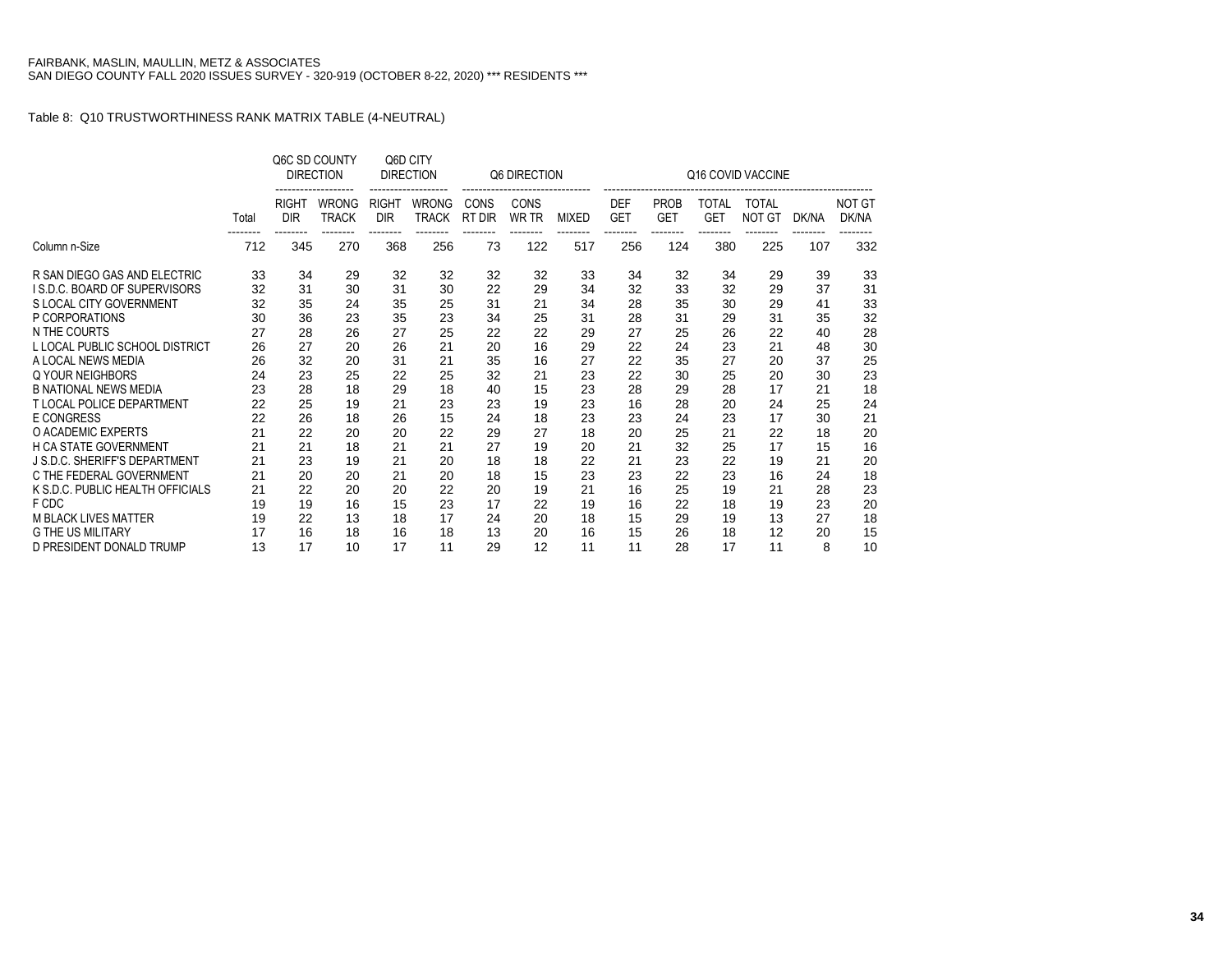FAIRBANK, MASLIN, MAULLIN, METZ & ASSOCIATES
SAN DIEGO COUNTY FALL 2020 ISSUES SURVEY - 320-919 (OCTOBER 8-22, 2020) *** RESIDENTS ***

Table 8: Q10 TRUSTWORTHINESS RANK MATRIX TABLE (4-NEUTRAL)

| | | Q6C SD COUNTY DIRECTION | | Q6D CITY DIRECTION | | Q6 DIRECTION | | | Q16 COVID VACCINE | | | | | |
|---|---|---|---|---|---|---|---|---|---|---|---|---|---|---|
| | Total | RIGHT DIR | WRONG TRACK | RIGHT DIR | WRONG TRACK | CONS RT DIR | CONS WR TR | MIXED | DEF GET | PROB GET | TOTAL GET | TOTAL NOT GT | DK/NA | NOT GT DK/NA |
| Column n-Size | 712 | 345 | 270 | 368 | 256 | 73 | 122 | 517 | 256 | 124 | 380 | 225 | 107 | 332 |
| R SAN DIEGO GAS AND ELECTRIC | 33 | 34 | 29 | 32 | 32 | 32 | 32 | 33 | 34 | 32 | 34 | 29 | 39 | 33 |
| I S.D.C. BOARD OF SUPERVISORS | 32 | 31 | 30 | 31 | 30 | 22 | 29 | 34 | 32 | 33 | 32 | 29 | 37 | 31 |
| S LOCAL CITY GOVERNMENT | 32 | 35 | 24 | 35 | 25 | 31 | 21 | 34 | 28 | 35 | 30 | 29 | 41 | 33 |
| P CORPORATIONS | 30 | 36 | 23 | 35 | 23 | 34 | 25 | 31 | 28 | 31 | 29 | 31 | 35 | 32 |
| N THE COURTS | 27 | 28 | 26 | 27 | 25 | 22 | 22 | 29 | 27 | 25 | 26 | 22 | 40 | 28 |
| L LOCAL PUBLIC SCHOOL DISTRICT | 26 | 27 | 20 | 26 | 21 | 20 | 16 | 29 | 22 | 24 | 23 | 21 | 48 | 30 |
| A LOCAL NEWS MEDIA | 26 | 32 | 20 | 31 | 21 | 35 | 16 | 27 | 22 | 35 | 27 | 20 | 37 | 25 |
| Q YOUR NEIGHBORS | 24 | 23 | 25 | 22 | 25 | 32 | 21 | 23 | 22 | 30 | 25 | 20 | 30 | 23 |
| B NATIONAL NEWS MEDIA | 23 | 28 | 18 | 29 | 18 | 40 | 15 | 23 | 28 | 29 | 28 | 17 | 21 | 18 |
| T LOCAL POLICE DEPARTMENT | 22 | 25 | 19 | 21 | 23 | 23 | 19 | 23 | 16 | 28 | 20 | 24 | 25 | 24 |
| E CONGRESS | 22 | 26 | 18 | 26 | 15 | 24 | 18 | 23 | 23 | 24 | 23 | 17 | 30 | 21 |
| O ACADEMIC EXPERTS | 21 | 22 | 20 | 20 | 22 | 29 | 27 | 18 | 20 | 25 | 21 | 22 | 18 | 20 |
| H CA STATE GOVERNMENT | 21 | 21 | 18 | 21 | 21 | 27 | 19 | 20 | 21 | 32 | 25 | 17 | 15 | 16 |
| J S.D.C. SHERIFF'S DEPARTMENT | 21 | 23 | 19 | 21 | 20 | 18 | 18 | 22 | 21 | 23 | 22 | 19 | 21 | 20 |
| C THE FEDERAL GOVERNMENT | 21 | 20 | 20 | 21 | 20 | 18 | 15 | 23 | 23 | 22 | 23 | 16 | 24 | 18 |
| K S.D.C. PUBLIC HEALTH OFFICIALS | 21 | 22 | 20 | 20 | 22 | 20 | 19 | 21 | 16 | 25 | 19 | 21 | 28 | 23 |
| F CDC | 19 | 19 | 16 | 15 | 23 | 17 | 22 | 19 | 16 | 22 | 18 | 19 | 23 | 20 |
| M BLACK LIVES MATTER | 19 | 22 | 13 | 18 | 17 | 24 | 20 | 18 | 15 | 29 | 19 | 13 | 27 | 18 |
| G THE US MILITARY | 17 | 16 | 18 | 16 | 18 | 13 | 20 | 16 | 15 | 26 | 18 | 12 | 20 | 15 |
| D PRESIDENT DONALD TRUMP | 13 | 17 | 10 | 17 | 11 | 29 | 12 | 11 | 11 | 28 | 17 | 11 | 8 | 10 |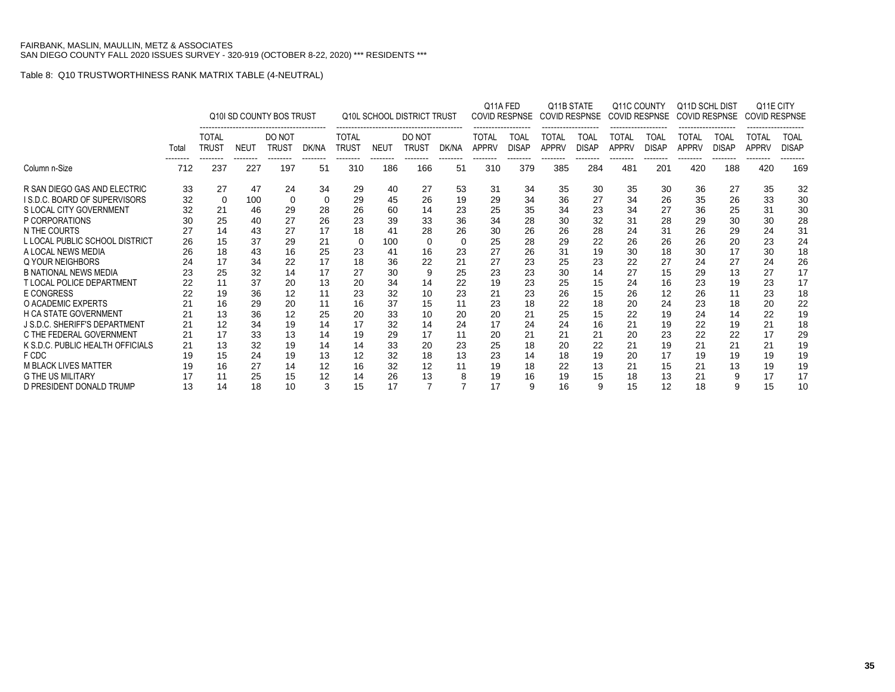FAIRBANK, MASLIN, MAULLIN, METZ & ASSOCIATES
SAN DIEGO COUNTY FALL 2020 ISSUES SURVEY - 320-919 (OCTOBER 8-22, 2020) *** RESIDENTS ***

Table 8: Q10 TRUSTWORTHINESS RANK MATRIX TABLE (4-NEUTRAL)

| | | Q10I SD COUNTY BOS TRUST | | | | Q10L SCHOOL DISTRICT TRUST | | | | Q11A FED COVID RESPNSE | | Q11B STATE COVID RESPNSE | | Q11C COUNTY COVID RESPNSE | | Q11D SCHL DIST COVID RESPNSE | | Q11E CITY COVID RESPNSE | |
|---|---|---|---|---|---|---|---|---|---|---|---|---|---|---|---|---|---|---|---|
| | Total | TOTAL TRUST | NEUT | DO NOT TRUST | DK/NA | TOTAL TRUST | NEUT | DO NOT TRUST | DK/NA | TOTAL APPRV | TOAL DISAP | TOTAL APPRV | TOAL DISAP | TOTAL APPRV | TOAL DISAP | TOTAL APPRV | TOAL DISAP | TOTAL APPRV | TOAL DISAP |
| Column n-Size | 712 | 237 | 227 | 197 | 51 | 310 | 186 | 166 | 51 | 310 | 379 | 385 | 284 | 481 | 201 | 420 | 188 | 420 | 169 |
| R SAN DIEGO GAS AND ELECTRIC | 33 | 27 | 47 | 24 | 34 | 29 | 40 | 27 | 53 | 31 | 34 | 35 | 30 | 35 | 30 | 36 | 27 | 35 | 32 |
| I S.D.C. BOARD OF SUPERVISORS | 32 | 0 | 100 | 0 | 0 | 29 | 45 | 26 | 19 | 29 | 34 | 36 | 27 | 34 | 26 | 35 | 26 | 33 | 30 |
| S LOCAL CITY GOVERNMENT | 32 | 21 | 46 | 29 | 28 | 26 | 60 | 14 | 23 | 25 | 35 | 34 | 23 | 34 | 27 | 36 | 25 | 31 | 30 |
| P CORPORATIONS | 30 | 25 | 40 | 27 | 26 | 23 | 39 | 33 | 36 | 34 | 28 | 30 | 32 | 31 | 28 | 29 | 30 | 30 | 28 |
| N THE COURTS | 27 | 14 | 43 | 27 | 17 | 18 | 41 | 28 | 26 | 30 | 26 | 26 | 28 | 24 | 31 | 26 | 29 | 24 | 31 |
| L LOCAL PUBLIC SCHOOL DISTRICT | 26 | 15 | 37 | 29 | 21 | 0 | 100 | 0 | 0 | 25 | 28 | 29 | 22 | 26 | 26 | 26 | 20 | 23 | 24 |
| A LOCAL NEWS MEDIA | 26 | 18 | 43 | 16 | 25 | 23 | 41 | 16 | 23 | 27 | 26 | 31 | 19 | 30 | 18 | 30 | 17 | 30 | 18 |
| Q YOUR NEIGHBORS | 24 | 17 | 34 | 22 | 17 | 18 | 36 | 22 | 21 | 27 | 23 | 25 | 23 | 22 | 27 | 24 | 27 | 24 | 26 |
| B NATIONAL NEWS MEDIA | 23 | 25 | 32 | 14 | 17 | 27 | 30 | 9 | 25 | 23 | 23 | 30 | 14 | 27 | 15 | 29 | 13 | 27 | 17 |
| T LOCAL POLICE DEPARTMENT | 22 | 11 | 37 | 20 | 13 | 20 | 34 | 14 | 22 | 19 | 23 | 25 | 15 | 24 | 16 | 23 | 19 | 23 | 17 |
| E CONGRESS | 22 | 19 | 36 | 12 | 11 | 23 | 32 | 10 | 23 | 21 | 23 | 26 | 15 | 26 | 12 | 26 | 11 | 23 | 18 |
| O ACADEMIC EXPERTS | 21 | 16 | 29 | 20 | 11 | 16 | 37 | 15 | 11 | 23 | 18 | 22 | 18 | 20 | 24 | 23 | 18 | 20 | 22 |
| H CA STATE GOVERNMENT | 21 | 13 | 36 | 12 | 25 | 20 | 33 | 10 | 20 | 20 | 21 | 25 | 15 | 22 | 19 | 24 | 14 | 22 | 19 |
| J S.D.C. SHERIFF'S DEPARTMENT | 21 | 12 | 34 | 19 | 14 | 17 | 32 | 14 | 24 | 17 | 24 | 24 | 16 | 21 | 19 | 22 | 19 | 21 | 18 |
| C THE FEDERAL GOVERNMENT | 21 | 17 | 33 | 13 | 14 | 19 | 29 | 17 | 11 | 20 | 21 | 21 | 21 | 20 | 23 | 22 | 22 | 17 | 29 |
| K S.D.C. PUBLIC HEALTH OFFICIALS | 21 | 13 | 32 | 19 | 14 | 14 | 33 | 20 | 23 | 25 | 18 | 20 | 22 | 21 | 19 | 21 | 21 | 21 | 19 |
| F CDC | 19 | 15 | 24 | 19 | 13 | 12 | 32 | 18 | 13 | 23 | 14 | 18 | 19 | 20 | 17 | 19 | 19 | 19 | 19 |
| M BLACK LIVES MATTER | 19 | 16 | 27 | 14 | 12 | 16 | 32 | 12 | 11 | 19 | 18 | 22 | 13 | 21 | 15 | 21 | 13 | 19 | 19 |
| G THE US MILITARY | 17 | 11 | 25 | 15 | 12 | 14 | 26 | 13 | 8 | 19 | 16 | 19 | 15 | 18 | 13 | 21 | 9 | 17 | 17 |
| D PRESIDENT DONALD TRUMP | 13 | 14 | 18 | 10 | 3 | 15 | 17 | 7 | 7 | 17 | 9 | 16 | 9 | 15 | 12 | 18 | 9 | 15 | 10 |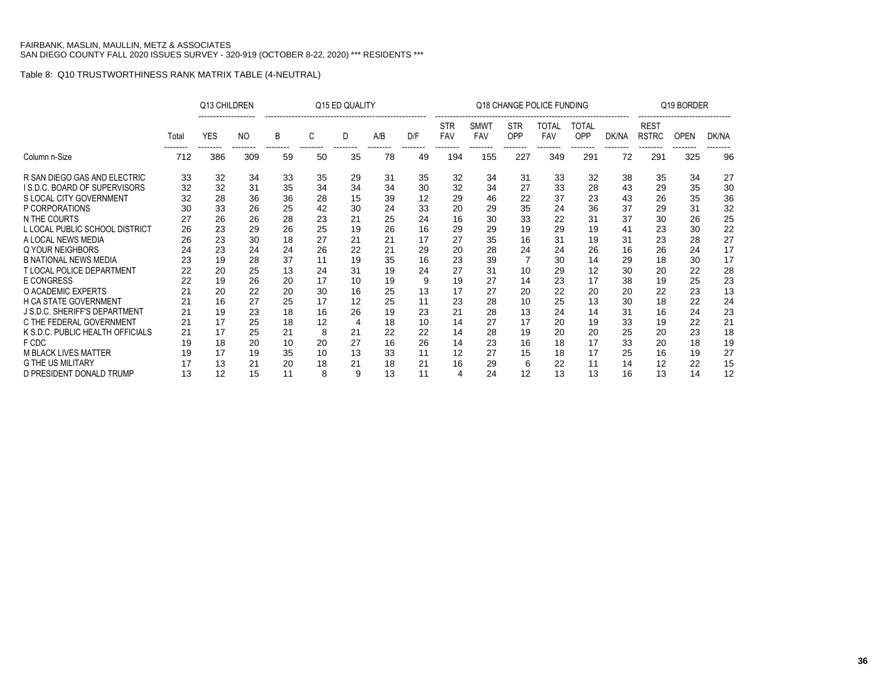FAIRBANK, MASLIN, MAULLIN, METZ & ASSOCIATES
SAN DIEGO COUNTY FALL 2020 ISSUES SURVEY - 320-919 (OCTOBER 8-22, 2020) *** RESIDENTS ***

Table 8: Q10 TRUSTWORTHINESS RANK MATRIX TABLE (4-NEUTRAL)

| | | Q13 CHILDREN | | Q15 ED QUALITY | | | | | Q18 CHANGE POLICE FUNDING | | | | | | Q19 BORDER | | |
|---|---|---|---|---|---|---|---|---|---|---|---|---|---|---|---|---|---|
| | Total | YES | NO | B | C | D | A/B | D/F | STR FAV | SMWT FAV | STR OPP | TOTAL FAV | TOTAL OPP | DK/NA | REST RSTRC | OPEN | DK/NA |
| Column n-Size | 712 | 386 | 309 | 59 | 50 | 35 | 78 | 49 | 194 | 155 | 227 | 349 | 291 | 72 | 291 | 325 | 96 |
| R SAN DIEGO GAS AND ELECTRIC | 33 | 32 | 34 | 33 | 35 | 29 | 31 | 35 | 32 | 34 | 31 | 33 | 32 | 38 | 35 | 34 | 27 |
| I S.D.C. BOARD OF SUPERVISORS | 32 | 32 | 31 | 35 | 34 | 34 | 34 | 30 | 32 | 34 | 27 | 33 | 28 | 43 | 29 | 35 | 30 |
| S LOCAL CITY GOVERNMENT | 32 | 28 | 36 | 36 | 28 | 15 | 39 | 12 | 29 | 46 | 22 | 37 | 23 | 43 | 26 | 35 | 36 |
| P CORPORATIONS | 30 | 33 | 26 | 25 | 42 | 30 | 24 | 33 | 20 | 29 | 35 | 24 | 36 | 37 | 29 | 31 | 32 |
| N THE COURTS | 27 | 26 | 26 | 28 | 23 | 21 | 25 | 24 | 16 | 30 | 33 | 22 | 31 | 37 | 30 | 26 | 25 |
| L LOCAL PUBLIC SCHOOL DISTRICT | 26 | 23 | 29 | 26 | 25 | 19 | 26 | 16 | 29 | 29 | 19 | 29 | 19 | 41 | 23 | 30 | 22 |
| A LOCAL NEWS MEDIA | 26 | 23 | 30 | 18 | 27 | 21 | 21 | 17 | 27 | 35 | 16 | 31 | 19 | 31 | 23 | 28 | 27 |
| Q YOUR NEIGHBORS | 24 | 23 | 24 | 24 | 26 | 22 | 21 | 29 | 20 | 28 | 24 | 24 | 26 | 16 | 26 | 24 | 17 |
| B NATIONAL NEWS MEDIA | 23 | 19 | 28 | 37 | 11 | 19 | 35 | 16 | 23 | 39 | 7 | 30 | 14 | 29 | 18 | 30 | 17 |
| T LOCAL POLICE DEPARTMENT | 22 | 20 | 25 | 13 | 24 | 31 | 19 | 24 | 27 | 31 | 10 | 29 | 12 | 30 | 20 | 22 | 28 |
| E CONGRESS | 22 | 19 | 26 | 20 | 17 | 10 | 19 | 9 | 19 | 27 | 14 | 23 | 17 | 38 | 19 | 25 | 23 |
| O ACADEMIC EXPERTS | 21 | 20 | 22 | 20 | 30 | 16 | 25 | 13 | 17 | 27 | 20 | 22 | 20 | 20 | 22 | 23 | 13 |
| H CA STATE GOVERNMENT | 21 | 16 | 27 | 25 | 17 | 12 | 25 | 11 | 23 | 28 | 10 | 25 | 13 | 30 | 18 | 22 | 24 |
| J S.D.C. SHERIFF'S DEPARTMENT | 21 | 19 | 23 | 18 | 16 | 26 | 19 | 23 | 21 | 28 | 13 | 24 | 14 | 31 | 16 | 24 | 23 |
| C THE FEDERAL GOVERNMENT | 21 | 17 | 25 | 18 | 12 | 4 | 18 | 10 | 14 | 27 | 17 | 20 | 19 | 33 | 19 | 22 | 21 |
| K S.D.C. PUBLIC HEALTH OFFICIALS | 21 | 17 | 25 | 21 | 8 | 21 | 22 | 22 | 14 | 28 | 19 | 20 | 20 | 25 | 20 | 23 | 18 |
| F CDC | 19 | 18 | 20 | 10 | 20 | 27 | 16 | 26 | 14 | 23 | 16 | 18 | 17 | 33 | 20 | 18 | 19 |
| M BLACK LIVES MATTER | 19 | 17 | 19 | 35 | 10 | 13 | 33 | 11 | 12 | 27 | 15 | 18 | 17 | 25 | 16 | 19 | 27 |
| G THE US MILITARY | 17 | 13 | 21 | 20 | 18 | 21 | 18 | 21 | 16 | 29 | 6 | 22 | 11 | 14 | 12 | 22 | 15 |
| D PRESIDENT DONALD TRUMP | 13 | 12 | 15 | 11 | 8 | 9 | 13 | 11 | 4 | 24 | 12 | 13 | 13 | 16 | 13 | 14 | 12 |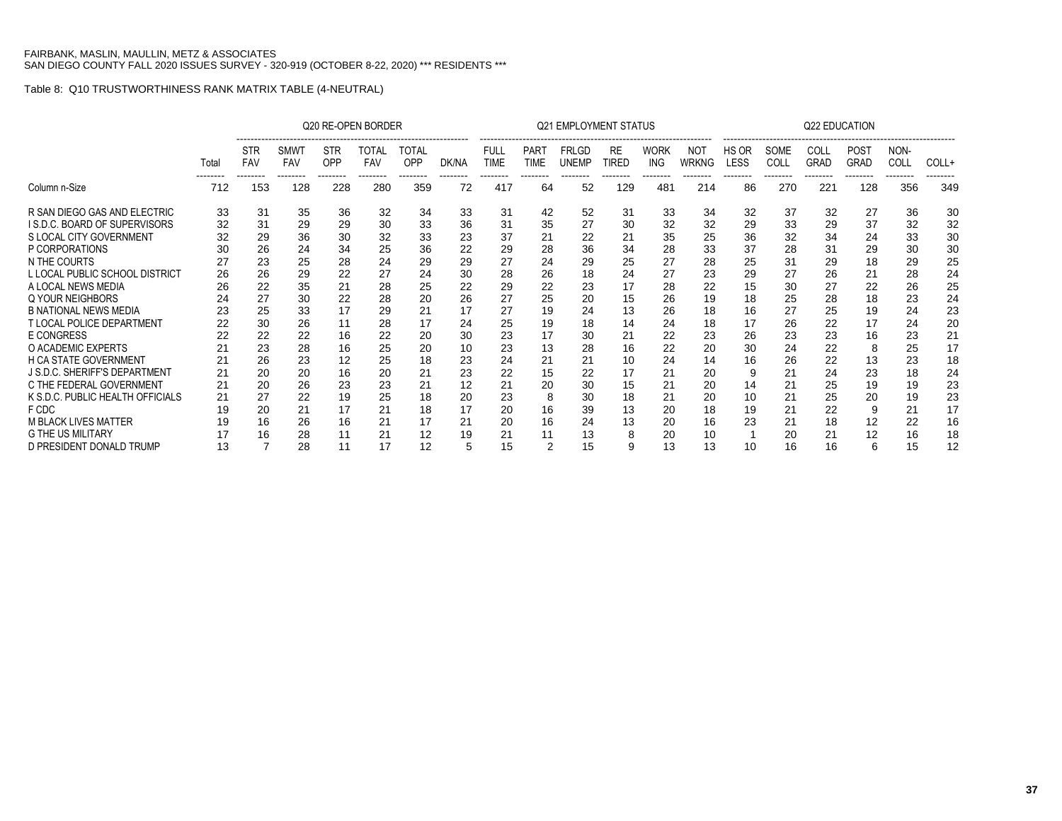FAIRBANK, MASLIN, MAULLIN, METZ & ASSOCIATES
SAN DIEGO COUNTY FALL 2020 ISSUES SURVEY - 320-919 (OCTOBER 8-22, 2020) *** RESIDENTS ***

Table 8: Q10 TRUSTWORTHINESS RANK MATRIX TABLE (4-NEUTRAL)

| | | Q20 RE-OPEN BORDER | | | | | | Q21 EMPLOYMENT STATUS | | | | | | Q22 EDUCATION | | | | | |
|---|---|---|---|---|---|---|---|---|---|---|---|---|---|---|---|---|---|---|---|
| | Total | STR FAV | SMWT FAV | STR OPP | TOTAL FAV | TOTAL OPP | DK/NA | FULL TIME | PART TIME | FRLGD UNEMP | RE TIRED | WORK ING | NOT WRKNG | HS OR LESS | SOME COLL | COLL GRAD | POST GRAD | NON-COLL | COLL+ |
| Column n-Size | 712 | 153 | 128 | 228 | 280 | 359 | 72 | 417 | 64 | 52 | 129 | 481 | 214 | 86 | 270 | 221 | 128 | 356 | 349 |
| R SAN DIEGO GAS AND ELECTRIC | 33 | 31 | 35 | 36 | 32 | 34 | 33 | 31 | 42 | 52 | 31 | 33 | 34 | 32 | 37 | 32 | 27 | 36 | 30 |
| I S.D.C. BOARD OF SUPERVISORS | 32 | 31 | 29 | 29 | 30 | 33 | 36 | 31 | 35 | 27 | 30 | 32 | 32 | 29 | 33 | 29 | 37 | 32 | 32 |
| S LOCAL CITY GOVERNMENT | 32 | 29 | 36 | 30 | 32 | 33 | 23 | 37 | 21 | 22 | 21 | 35 | 25 | 36 | 32 | 34 | 24 | 33 | 30 |
| P CORPORATIONS | 30 | 26 | 24 | 34 | 25 | 36 | 22 | 29 | 28 | 36 | 34 | 28 | 33 | 37 | 28 | 31 | 29 | 30 | 30 |
| N THE COURTS | 27 | 23 | 25 | 28 | 24 | 29 | 29 | 27 | 24 | 29 | 25 | 27 | 28 | 25 | 31 | 29 | 18 | 29 | 25 |
| L LOCAL PUBLIC SCHOOL DISTRICT | 26 | 26 | 29 | 22 | 27 | 24 | 30 | 28 | 26 | 18 | 24 | 27 | 23 | 29 | 27 | 26 | 21 | 28 | 24 |
| A LOCAL NEWS MEDIA | 26 | 22 | 35 | 21 | 28 | 25 | 22 | 29 | 22 | 23 | 17 | 28 | 22 | 15 | 30 | 27 | 22 | 26 | 25 |
| Q YOUR NEIGHBORS | 24 | 27 | 30 | 22 | 28 | 20 | 26 | 27 | 25 | 20 | 15 | 26 | 19 | 18 | 25 | 28 | 18 | 23 | 24 |
| B NATIONAL NEWS MEDIA | 23 | 25 | 33 | 17 | 29 | 21 | 17 | 27 | 19 | 24 | 13 | 26 | 18 | 16 | 27 | 25 | 19 | 24 | 23 |
| T LOCAL POLICE DEPARTMENT | 22 | 30 | 26 | 11 | 28 | 17 | 24 | 25 | 19 | 18 | 14 | 24 | 18 | 17 | 26 | 22 | 17 | 24 | 20 |
| E CONGRESS | 22 | 22 | 22 | 16 | 22 | 20 | 30 | 23 | 17 | 30 | 21 | 22 | 23 | 26 | 23 | 23 | 16 | 23 | 21 |
| O ACADEMIC EXPERTS | 21 | 23 | 28 | 16 | 25 | 20 | 10 | 23 | 13 | 28 | 16 | 22 | 20 | 30 | 24 | 22 | 8 | 25 | 17 |
| H CA STATE GOVERNMENT | 21 | 26 | 23 | 12 | 25 | 18 | 23 | 24 | 21 | 21 | 10 | 24 | 14 | 16 | 26 | 22 | 13 | 23 | 18 |
| J S.D.C. SHERIFF'S DEPARTMENT | 21 | 20 | 20 | 16 | 20 | 21 | 23 | 22 | 15 | 22 | 17 | 21 | 20 | 9 | 21 | 24 | 23 | 18 | 24 |
| C THE FEDERAL GOVERNMENT | 21 | 20 | 26 | 23 | 23 | 21 | 12 | 21 | 20 | 30 | 15 | 21 | 20 | 14 | 21 | 25 | 19 | 19 | 23 |
| K S.D.C. PUBLIC HEALTH OFFICIALS | 21 | 27 | 22 | 19 | 25 | 18 | 20 | 23 | 8 | 30 | 18 | 21 | 20 | 10 | 21 | 25 | 20 | 19 | 23 |
| F CDC | 19 | 20 | 21 | 17 | 21 | 18 | 17 | 20 | 16 | 39 | 13 | 20 | 18 | 19 | 21 | 22 | 9 | 21 | 17 |
| M BLACK LIVES MATTER | 19 | 16 | 26 | 16 | 21 | 17 | 21 | 20 | 16 | 24 | 13 | 20 | 16 | 23 | 21 | 18 | 12 | 22 | 16 |
| G THE US MILITARY | 17 | 16 | 28 | 11 | 21 | 12 | 19 | 21 | 11 | 13 | 8 | 20 | 10 | 1 | 20 | 21 | 12 | 16 | 18 |
| D PRESIDENT DONALD TRUMP | 13 | 7 | 28 | 11 | 17 | 12 | 5 | 15 | 2 | 15 | 9 | 13 | 13 | 10 | 16 | 16 | 6 | 15 | 12 |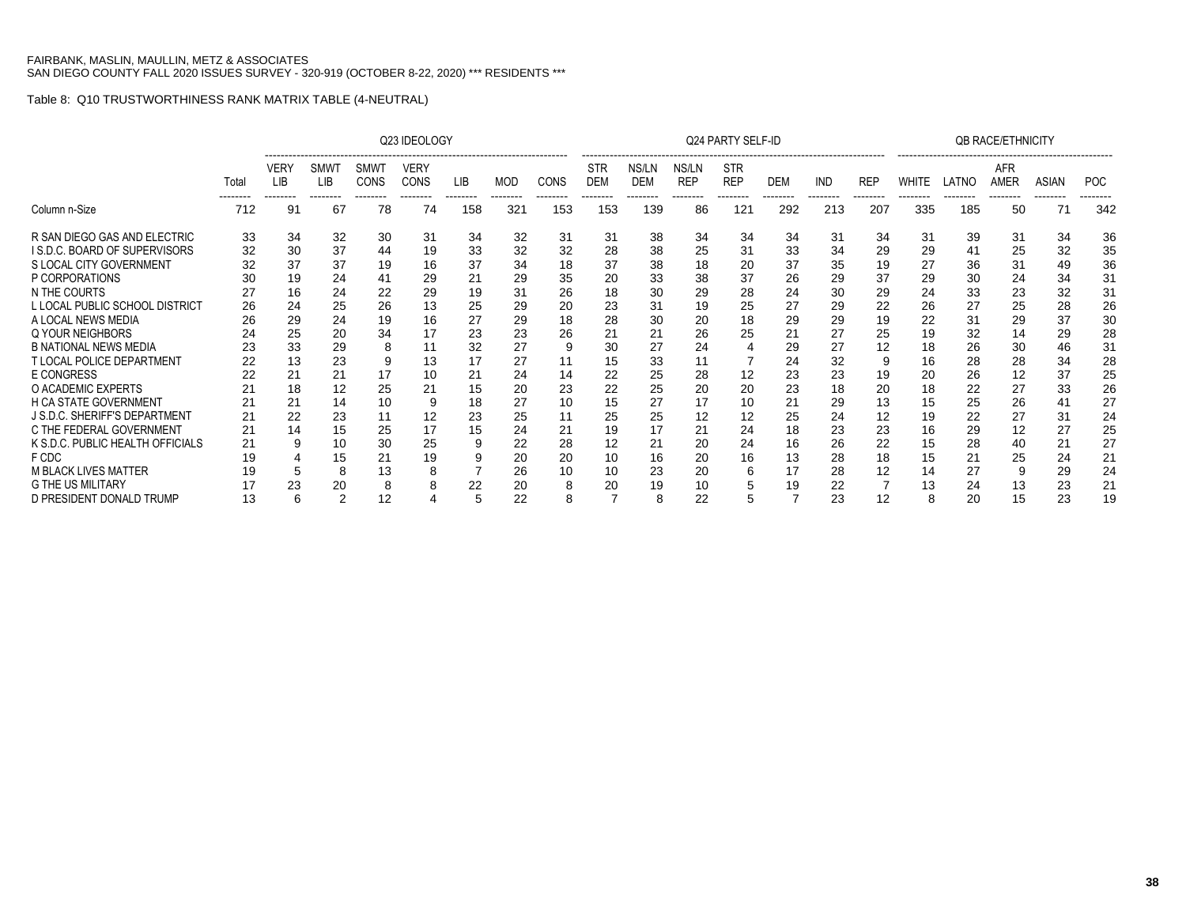FAIRBANK, MASLIN, MAULLIN, METZ & ASSOCIATES
SAN DIEGO COUNTY FALL 2020 ISSUES SURVEY - 320-919 (OCTOBER 8-22, 2020) *** RESIDENTS ***

Table 8: Q10 TRUSTWORTHINESS RANK MATRIX TABLE (4-NEUTRAL)

| | | Q23 IDEOLOGY | | | | | | | Q24 PARTY SELF-ID | | | | | | | QB RACE/ETHNICITY | | | | |
|---|---|---|---|---|---|---|---|---|---|---|---|---|---|---|---|---|---|---|---|---|
| | Total | VERY LIB | SMWT LIB | SMWT CONS | VERY CONS | LIB | MOD | CONS | STR DEM | NS/LN DEM | NS/LN REP | STR REP | DEM | IND | REP | WHITE | LATNO | AFR AMER | ASIAN | POC |
| Column n-Size | 712 | 91 | 67 | 78 | 74 | 158 | 321 | 153 | 153 | 139 | 86 | 121 | 292 | 213 | 207 | 335 | 185 | 50 | 71 | 342 |
| R SAN DIEGO GAS AND ELECTRIC | 33 | 34 | 32 | 30 | 31 | 34 | 32 | 31 | 31 | 38 | 34 | 34 | 34 | 31 | 34 | 31 | 39 | 31 | 34 | 36 |
| I S.D.C. BOARD OF SUPERVISORS | 32 | 30 | 37 | 44 | 19 | 33 | 32 | 32 | 28 | 38 | 25 | 31 | 33 | 34 | 29 | 29 | 41 | 25 | 32 | 35 |
| S LOCAL CITY GOVERNMENT | 32 | 37 | 37 | 19 | 16 | 37 | 34 | 18 | 37 | 38 | 18 | 20 | 37 | 35 | 19 | 27 | 36 | 31 | 49 | 36 |
| P CORPORATIONS | 30 | 19 | 24 | 41 | 29 | 21 | 29 | 35 | 20 | 33 | 38 | 37 | 26 | 29 | 37 | 29 | 30 | 24 | 34 | 31 |
| N THE COURTS | 27 | 16 | 24 | 22 | 29 | 19 | 31 | 26 | 18 | 30 | 29 | 28 | 24 | 30 | 29 | 24 | 33 | 23 | 32 | 31 |
| L LOCAL PUBLIC SCHOOL DISTRICT | 26 | 24 | 25 | 26 | 13 | 25 | 29 | 20 | 23 | 31 | 19 | 25 | 27 | 29 | 22 | 26 | 27 | 25 | 28 | 26 |
| A LOCAL NEWS MEDIA | 26 | 29 | 24 | 19 | 16 | 27 | 29 | 18 | 28 | 30 | 20 | 18 | 29 | 29 | 19 | 22 | 31 | 29 | 37 | 30 |
| Q YOUR NEIGHBORS | 24 | 25 | 20 | 34 | 17 | 23 | 23 | 26 | 21 | 21 | 26 | 25 | 21 | 27 | 25 | 19 | 32 | 14 | 29 | 28 |
| B NATIONAL NEWS MEDIA | 23 | 33 | 29 | 8 | 11 | 32 | 27 | 9 | 30 | 27 | 24 | 4 | 29 | 27 | 12 | 18 | 26 | 30 | 46 | 31 |
| T LOCAL POLICE DEPARTMENT | 22 | 13 | 23 | 9 | 13 | 17 | 27 | 11 | 15 | 33 | 11 | 7 | 24 | 32 | 9 | 16 | 28 | 28 | 34 | 28 |
| E CONGRESS | 22 | 21 | 21 | 17 | 10 | 21 | 24 | 14 | 22 | 25 | 28 | 12 | 23 | 23 | 19 | 20 | 26 | 12 | 37 | 25 |
| O ACADEMIC EXPERTS | 21 | 18 | 12 | 25 | 21 | 15 | 20 | 23 | 22 | 25 | 20 | 20 | 23 | 18 | 20 | 18 | 22 | 27 | 33 | 26 |
| H CA STATE GOVERNMENT | 21 | 21 | 14 | 10 | 9 | 18 | 27 | 10 | 15 | 27 | 17 | 10 | 21 | 29 | 13 | 15 | 25 | 26 | 41 | 27 |
| J S.D.C. SHERIFF'S DEPARTMENT | 21 | 22 | 23 | 11 | 12 | 23 | 25 | 11 | 25 | 25 | 12 | 12 | 25 | 24 | 12 | 19 | 22 | 27 | 31 | 24 |
| C THE FEDERAL GOVERNMENT | 21 | 14 | 15 | 25 | 17 | 15 | 24 | 21 | 19 | 17 | 21 | 24 | 18 | 23 | 23 | 16 | 29 | 12 | 27 | 25 |
| K S.D.C. PUBLIC HEALTH OFFICIALS | 21 | 9 | 10 | 30 | 25 | 9 | 22 | 28 | 12 | 21 | 20 | 24 | 16 | 26 | 22 | 15 | 28 | 40 | 21 | 27 |
| F CDC | 19 | 4 | 15 | 21 | 19 | 9 | 20 | 20 | 10 | 16 | 20 | 16 | 13 | 28 | 18 | 15 | 21 | 25 | 24 | 21 |
| M BLACK LIVES MATTER | 19 | 5 | 8 | 13 | 8 | 7 | 26 | 10 | 10 | 23 | 20 | 6 | 17 | 28 | 12 | 14 | 27 | 9 | 29 | 24 |
| G THE US MILITARY | 17 | 23 | 20 | 8 | 8 | 22 | 20 | 8 | 20 | 19 | 10 | 5 | 19 | 22 | 7 | 13 | 24 | 13 | 23 | 21 |
| D PRESIDENT DONALD TRUMP | 13 | 6 | 2 | 12 | 4 | 5 | 22 | 8 | 7 | 8 | 22 | 5 | 7 | 23 | 12 | 8 | 20 | 15 | 23 | 19 |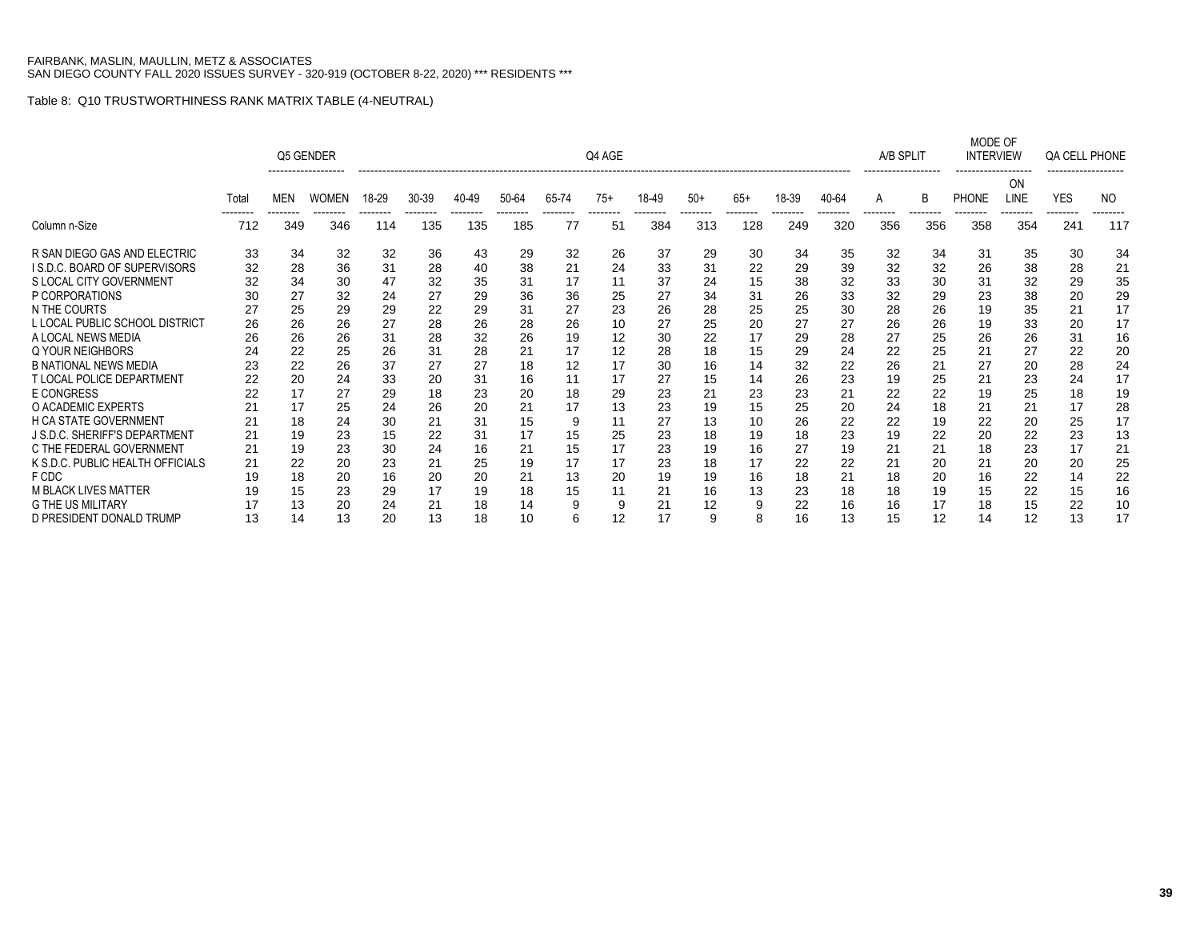FAIRBANK, MASLIN, MAULLIN, METZ & ASSOCIATES
SAN DIEGO COUNTY FALL 2020 ISSUES SURVEY - 320-919 (OCTOBER 8-22, 2020) *** RESIDENTS ***

Table 8: Q10 TRUSTWORTHINESS RANK MATRIX TABLE (4-NEUTRAL)

| | | Q5 GENDER | | Q4 AGE | | | | | | | | | | | | A/B SPLIT | | MODE OF INTERVIEW | | QA CELL PHONE | |
|---|---|---|---|---|---|---|---|---|---|---|---|---|---|---|---|---|---|---|---|---|---|
| | Total | MEN | WOMEN | 18-29 | 30-39 | 40-49 | 50-64 | 65-74 | 75+ | 18-49 | 50+ | 65+ | 18-39 | 40-64 | | A | B | PHONE | ON LINE | YES | NO |
| Column n-Size | 712 | 349 | 346 | 114 | 135 | 135 | 185 | 77 | 51 | 384 | 313 | 128 | 249 | 320 | | 356 | 356 | 358 | 354 | 241 | 117 |
| R SAN DIEGO GAS AND ELECTRIC | 33 | 34 | 32 | 32 | 36 | 43 | 29 | 32 | 26 | 37 | 29 | 30 | 34 | 35 | | 32 | 34 | 31 | 35 | 30 | 34 |
| I S.D.C. BOARD OF SUPERVISORS | 32 | 28 | 36 | 31 | 28 | 40 | 38 | 21 | 24 | 33 | 31 | 22 | 29 | 39 | | 32 | 32 | 26 | 38 | 28 | 21 |
| S LOCAL CITY GOVERNMENT | 32 | 34 | 30 | 47 | 32 | 35 | 31 | 17 | 11 | 37 | 24 | 15 | 38 | 32 | | 33 | 30 | 31 | 32 | 29 | 35 |
| P CORPORATIONS | 30 | 27 | 32 | 24 | 27 | 29 | 36 | 36 | 25 | 27 | 34 | 31 | 26 | 33 | | 32 | 29 | 23 | 38 | 20 | 29 |
| N THE COURTS | 27 | 25 | 29 | 29 | 22 | 29 | 31 | 27 | 23 | 26 | 28 | 25 | 25 | 30 | | 28 | 26 | 19 | 35 | 21 | 17 |
| L LOCAL PUBLIC SCHOOL DISTRICT | 26 | 26 | 26 | 27 | 28 | 26 | 28 | 26 | 10 | 27 | 25 | 20 | 27 | 27 | | 26 | 26 | 19 | 33 | 20 | 17 |
| A LOCAL NEWS MEDIA | 26 | 26 | 26 | 31 | 28 | 32 | 26 | 19 | 12 | 30 | 22 | 17 | 29 | 28 | | 27 | 25 | 26 | 26 | 31 | 16 |
| Q YOUR NEIGHBORS | 24 | 22 | 25 | 26 | 31 | 28 | 21 | 17 | 12 | 28 | 18 | 15 | 29 | 24 | | 22 | 25 | 21 | 27 | 22 | 20 |
| B NATIONAL NEWS MEDIA | 23 | 22 | 26 | 37 | 27 | 27 | 18 | 12 | 17 | 30 | 16 | 14 | 32 | 22 | | 26 | 21 | 27 | 20 | 28 | 24 |
| T LOCAL POLICE DEPARTMENT | 22 | 20 | 24 | 33 | 20 | 31 | 16 | 11 | 17 | 27 | 15 | 14 | 26 | 23 | | 19 | 25 | 21 | 23 | 24 | 17 |
| E CONGRESS | 22 | 17 | 27 | 29 | 18 | 23 | 20 | 18 | 29 | 23 | 21 | 23 | 23 | 21 | | 22 | 22 | 19 | 25 | 18 | 19 |
| O ACADEMIC EXPERTS | 21 | 17 | 25 | 24 | 26 | 20 | 21 | 17 | 13 | 23 | 19 | 15 | 25 | 20 | | 24 | 18 | 21 | 21 | 17 | 28 |
| H CA STATE GOVERNMENT | 21 | 18 | 24 | 30 | 21 | 31 | 15 | 9 | 11 | 27 | 13 | 10 | 26 | 22 | | 22 | 19 | 22 | 20 | 25 | 17 |
| J S.D.C. SHERIFF'S DEPARTMENT | 21 | 19 | 23 | 15 | 22 | 31 | 17 | 15 | 25 | 23 | 18 | 19 | 18 | 23 | | 19 | 22 | 20 | 22 | 23 | 13 |
| C THE FEDERAL GOVERNMENT | 21 | 19 | 23 | 30 | 24 | 16 | 21 | 15 | 17 | 23 | 19 | 16 | 27 | 19 | | 21 | 21 | 18 | 23 | 17 | 21 |
| K S.D.C. PUBLIC HEALTH OFFICIALS | 21 | 22 | 20 | 23 | 21 | 25 | 19 | 17 | 17 | 23 | 18 | 17 | 22 | 22 | | 21 | 20 | 21 | 20 | 20 | 25 |
| F CDC | 19 | 18 | 20 | 16 | 20 | 20 | 21 | 13 | 20 | 19 | 19 | 16 | 18 | 21 | | 18 | 20 | 16 | 22 | 14 | 22 |
| M BLACK LIVES MATTER | 19 | 15 | 23 | 29 | 17 | 19 | 18 | 15 | 11 | 21 | 16 | 13 | 23 | 18 | | 18 | 19 | 15 | 22 | 15 | 16 |
| G THE US MILITARY | 17 | 13 | 20 | 24 | 21 | 18 | 14 | 9 | 9 | 21 | 12 | 9 | 22 | 16 | | 16 | 17 | 18 | 15 | 22 | 10 |
| D PRESIDENT DONALD TRUMP | 13 | 14 | 13 | 20 | 13 | 18 | 10 | 6 | 12 | 17 | 9 | 8 | 16 | 13 | | 15 | 12 | 14 | 12 | 13 | 17 |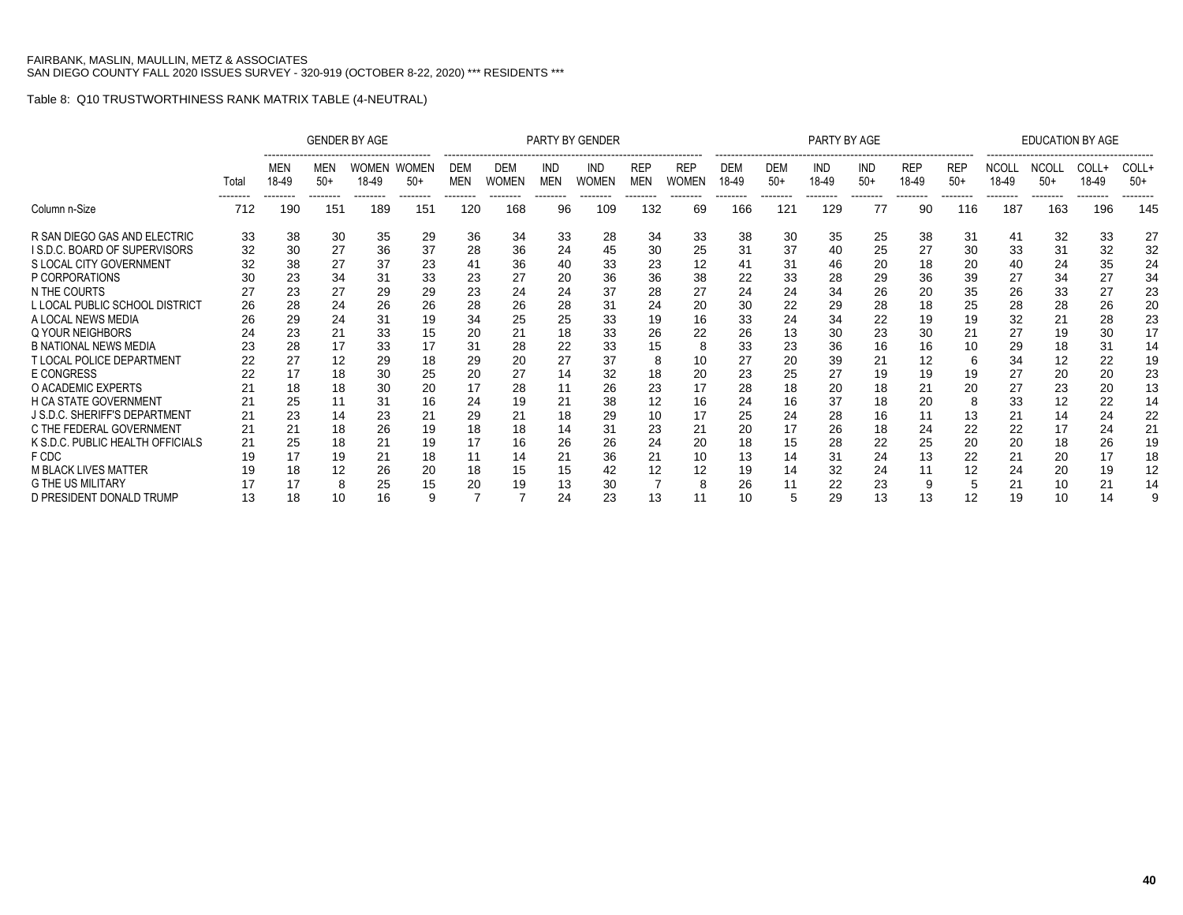FAIRBANK, MASLIN, MAULLIN, METZ & ASSOCIATES
SAN DIEGO COUNTY FALL 2020 ISSUES SURVEY - 320-919 (OCTOBER 8-22, 2020) *** RESIDENTS ***

Table 8: Q10 TRUSTWORTHINESS RANK MATRIX TABLE (4-NEUTRAL)

| | Total | GENDER BY AGE | | | | PARTY BY GENDER | | | | | | PARTY BY AGE | | | | | | EDUCATION BY AGE | | | |
|---|---|---|---|---|---|---|---|---|---|---|---|---|---|---|---|---|---|---|---|---|---|
| | | MEN 18-49 | MEN 50+ | WOMEN 18-49 | WOMEN 50+ | DEM MEN | DEM WOMEN | IND MEN | IND WOMEN | REP MEN | REP WOMEN | DEM 18-49 | DEM 50+ | IND 18-49 | IND 50+ | REP 18-49 | REP 50+ | NCOLL 18-49 | NCOLL 50+ | COLL+ 18-49 | COLL+ 50+ |
| Column n-Size | 712 | 190 | 151 | 189 | 151 | 120 | 168 | 96 | 109 | 132 | 69 | 166 | 121 | 129 | 77 | 90 | 116 | 187 | 163 | 196 | 145 |
| R SAN DIEGO GAS AND ELECTRIC | 33 | 38 | 30 | 35 | 29 | 36 | 34 | 33 | 28 | 34 | 33 | 38 | 30 | 35 | 25 | 38 | 31 | 41 | 32 | 33 | 27 |
| I S.D.C. BOARD OF SUPERVISORS | 32 | 30 | 27 | 36 | 37 | 28 | 36 | 24 | 45 | 30 | 25 | 31 | 37 | 40 | 25 | 27 | 30 | 33 | 31 | 32 | 32 |
| S LOCAL CITY GOVERNMENT | 32 | 38 | 27 | 37 | 23 | 41 | 36 | 40 | 33 | 23 | 12 | 41 | 31 | 46 | 20 | 18 | 20 | 40 | 24 | 35 | 24 |
| P CORPORATIONS | 30 | 23 | 34 | 31 | 33 | 23 | 27 | 20 | 36 | 36 | 38 | 22 | 33 | 28 | 29 | 36 | 39 | 27 | 34 | 27 | 34 |
| N THE COURTS | 27 | 23 | 27 | 29 | 29 | 23 | 24 | 24 | 37 | 28 | 27 | 24 | 24 | 34 | 26 | 20 | 35 | 26 | 33 | 27 | 23 |
| L LOCAL PUBLIC SCHOOL DISTRICT | 26 | 28 | 24 | 26 | 26 | 28 | 26 | 28 | 31 | 24 | 20 | 30 | 22 | 29 | 28 | 18 | 25 | 28 | 28 | 26 | 20 |
| A LOCAL NEWS MEDIA | 26 | 29 | 24 | 31 | 19 | 34 | 25 | 25 | 33 | 19 | 16 | 33 | 24 | 34 | 22 | 19 | 19 | 32 | 21 | 28 | 23 |
| Q YOUR NEIGHBORS | 24 | 23 | 21 | 33 | 15 | 20 | 21 | 18 | 33 | 26 | 22 | 26 | 13 | 30 | 23 | 30 | 21 | 27 | 19 | 30 | 17 |
| B NATIONAL NEWS MEDIA | 23 | 28 | 17 | 33 | 17 | 31 | 28 | 22 | 33 | 15 | 8 | 33 | 23 | 36 | 16 | 16 | 10 | 29 | 18 | 31 | 14 |
| T LOCAL POLICE DEPARTMENT | 22 | 27 | 12 | 29 | 18 | 29 | 20 | 27 | 37 | 8 | 10 | 27 | 20 | 39 | 21 | 12 | 6 | 34 | 12 | 22 | 19 |
| E CONGRESS | 22 | 17 | 18 | 30 | 25 | 20 | 27 | 14 | 32 | 18 | 20 | 23 | 25 | 27 | 19 | 19 | 19 | 27 | 20 | 20 | 23 |
| O ACADEMIC EXPERTS | 21 | 18 | 18 | 30 | 20 | 17 | 28 | 11 | 26 | 23 | 17 | 28 | 18 | 20 | 18 | 21 | 20 | 27 | 23 | 20 | 13 |
| H CA STATE GOVERNMENT | 21 | 25 | 11 | 31 | 16 | 24 | 19 | 21 | 38 | 12 | 16 | 24 | 16 | 37 | 18 | 20 | 8 | 33 | 12 | 22 | 14 |
| J S.D.C. SHERIFF'S DEPARTMENT | 21 | 23 | 14 | 23 | 21 | 29 | 21 | 18 | 29 | 10 | 17 | 25 | 24 | 28 | 16 | 11 | 13 | 21 | 14 | 24 | 22 |
| C THE FEDERAL GOVERNMENT | 21 | 21 | 18 | 26 | 19 | 18 | 18 | 14 | 31 | 23 | 21 | 20 | 17 | 26 | 18 | 24 | 22 | 22 | 17 | 24 | 21 |
| K S.D.C. PUBLIC HEALTH OFFICIALS | 21 | 25 | 18 | 21 | 19 | 17 | 16 | 26 | 26 | 24 | 20 | 18 | 15 | 28 | 22 | 25 | 20 | 20 | 18 | 26 | 19 |
| F CDC | 19 | 17 | 19 | 21 | 18 | 11 | 14 | 21 | 36 | 21 | 10 | 13 | 14 | 31 | 24 | 13 | 22 | 21 | 20 | 17 | 18 |
| M BLACK LIVES MATTER | 19 | 18 | 12 | 26 | 20 | 18 | 15 | 15 | 42 | 12 | 12 | 19 | 14 | 32 | 24 | 11 | 12 | 24 | 20 | 19 | 12 |
| G THE US MILITARY | 17 | 17 | 8 | 25 | 15 | 20 | 19 | 13 | 30 | 7 | 8 | 26 | 11 | 22 | 23 | 9 | 5 | 21 | 10 | 21 | 14 |
| D PRESIDENT DONALD TRUMP | 13 | 18 | 10 | 16 | 9 | 7 | 7 | 24 | 23 | 13 | 11 | 10 | 5 | 29 | 13 | 13 | 12 | 19 | 10 | 14 | 9 |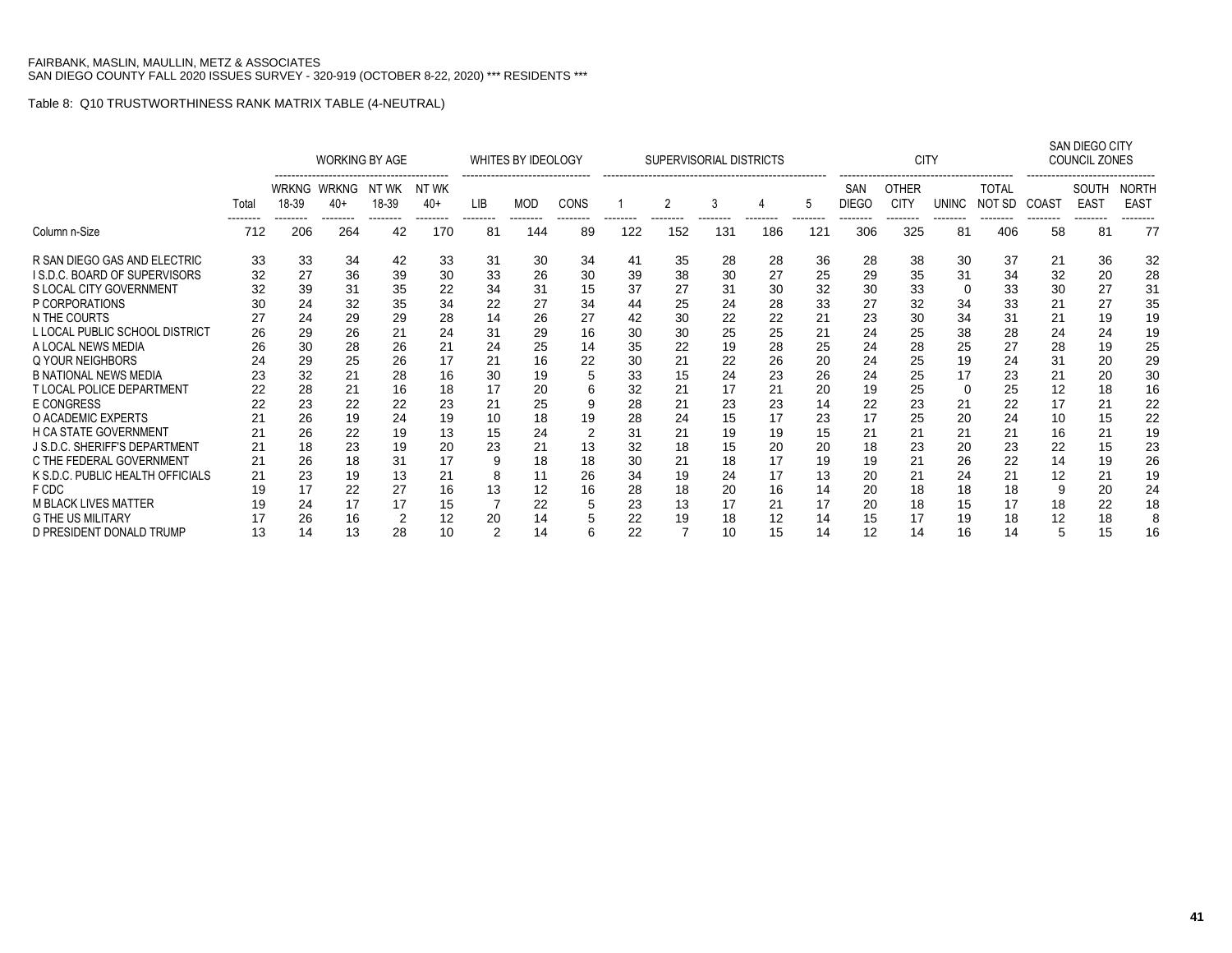FAIRBANK, MASLIN, MAULLIN, METZ & ASSOCIATES
SAN DIEGO COUNTY FALL 2020 ISSUES SURVEY - 320-919 (OCTOBER 8-22, 2020) *** RESIDENTS ***

Table 8: Q10 TRUSTWORTHINESS RANK MATRIX TABLE (4-NEUTRAL)

| | | WORKING BY AGE | | | | WHITES BY IDEOLOGY | | | SUPERVISORIAL DISTRICTS | | | | | CITY | | | | SAN DIEGO CITY COUNCIL ZONES | | |
|---|---|---|---|---|---|---|---|---|---|---|---|---|---|---|---|---|---|---|---|---|
| | Total | WRKNG 18-39 | WRKNG 40+ | NT WK 18-39 | NT WK 40+ | LIB | MOD | CONS | 1 | 2 | 3 | 4 | 5 | SAN DIEGO | OTHER CITY | UNINC | TOTAL NOT SD | COAST | SOUTH EAST | NORTH EAST |
| Column n-Size | 712 | 206 | 264 | 42 | 170 | 81 | 144 | 89 | 122 | 152 | 131 | 186 | 121 | 306 | 325 | 81 | 406 | 58 | 81 | 77 |
| R SAN DIEGO GAS AND ELECTRIC | 33 | 33 | 34 | 42 | 33 | 31 | 30 | 34 | 41 | 35 | 28 | 28 | 36 | 28 | 38 | 30 | 37 | 21 | 36 | 32 |
| I S.D.C. BOARD OF SUPERVISORS | 32 | 27 | 36 | 39 | 30 | 33 | 26 | 30 | 39 | 38 | 30 | 27 | 25 | 29 | 35 | 31 | 34 | 32 | 20 | 28 |
| S LOCAL CITY GOVERNMENT | 32 | 39 | 31 | 35 | 22 | 34 | 31 | 15 | 37 | 27 | 31 | 30 | 32 | 30 | 33 | 0 | 33 | 30 | 27 | 31 |
| P CORPORATIONS | 30 | 24 | 32 | 35 | 34 | 22 | 27 | 34 | 44 | 25 | 24 | 28 | 33 | 27 | 32 | 34 | 33 | 21 | 27 | 35 |
| N THE COURTS | 27 | 24 | 29 | 29 | 28 | 14 | 26 | 27 | 42 | 30 | 22 | 22 | 21 | 23 | 30 | 34 | 31 | 21 | 19 | 19 |
| L LOCAL PUBLIC SCHOOL DISTRICT | 26 | 29 | 26 | 21 | 24 | 31 | 29 | 16 | 30 | 30 | 25 | 25 | 21 | 24 | 25 | 38 | 28 | 24 | 24 | 19 |
| A LOCAL NEWS MEDIA | 26 | 30 | 28 | 26 | 21 | 24 | 25 | 14 | 35 | 22 | 19 | 28 | 25 | 24 | 28 | 25 | 27 | 28 | 19 | 25 |
| Q YOUR NEIGHBORS | 24 | 29 | 25 | 26 | 17 | 21 | 16 | 22 | 30 | 21 | 22 | 26 | 20 | 24 | 25 | 19 | 24 | 31 | 20 | 29 |
| B NATIONAL NEWS MEDIA | 23 | 32 | 21 | 28 | 16 | 30 | 19 | 5 | 33 | 15 | 24 | 23 | 26 | 24 | 25 | 17 | 23 | 21 | 20 | 30 |
| T LOCAL POLICE DEPARTMENT | 22 | 28 | 21 | 16 | 18 | 17 | 20 | 6 | 32 | 21 | 17 | 21 | 20 | 19 | 25 | 0 | 25 | 12 | 18 | 16 |
| E CONGRESS | 22 | 23 | 22 | 22 | 23 | 21 | 25 | 9 | 28 | 21 | 23 | 23 | 14 | 22 | 23 | 21 | 22 | 17 | 21 | 22 |
| O ACADEMIC EXPERTS | 21 | 26 | 19 | 24 | 19 | 10 | 18 | 19 | 28 | 24 | 15 | 17 | 23 | 17 | 25 | 20 | 24 | 10 | 15 | 22 |
| H CA STATE GOVERNMENT | 21 | 26 | 22 | 19 | 13 | 15 | 24 | 2 | 31 | 21 | 19 | 19 | 15 | 21 | 21 | 21 | 21 | 16 | 21 | 19 |
| J S.D.C. SHERIFF'S DEPARTMENT | 21 | 18 | 23 | 19 | 20 | 23 | 21 | 13 | 32 | 18 | 15 | 20 | 20 | 18 | 23 | 20 | 23 | 22 | 15 | 23 |
| C THE FEDERAL GOVERNMENT | 21 | 26 | 18 | 31 | 17 | 9 | 18 | 18 | 30 | 21 | 18 | 17 | 19 | 19 | 21 | 26 | 22 | 14 | 19 | 26 |
| K S.D.C. PUBLIC HEALTH OFFICIALS | 21 | 23 | 19 | 13 | 21 | 8 | 11 | 26 | 34 | 19 | 24 | 17 | 13 | 20 | 21 | 24 | 21 | 12 | 21 | 19 |
| F CDC | 19 | 17 | 22 | 27 | 16 | 13 | 12 | 16 | 28 | 18 | 20 | 16 | 14 | 20 | 18 | 18 | 18 | 9 | 20 | 24 |
| M BLACK LIVES MATTER | 19 | 24 | 17 | 17 | 15 | 7 | 22 | 5 | 23 | 13 | 17 | 21 | 17 | 20 | 18 | 15 | 17 | 18 | 22 | 18 |
| G THE US MILITARY | 17 | 26 | 16 | 2 | 12 | 20 | 14 | 5 | 22 | 19 | 18 | 12 | 14 | 15 | 17 | 19 | 18 | 12 | 18 | 8 |
| D PRESIDENT DONALD TRUMP | 13 | 14 | 13 | 28 | 10 | 2 | 14 | 6 | 22 | 7 | 10 | 15 | 14 | 12 | 14 | 16 | 14 | 5 | 15 | 16 |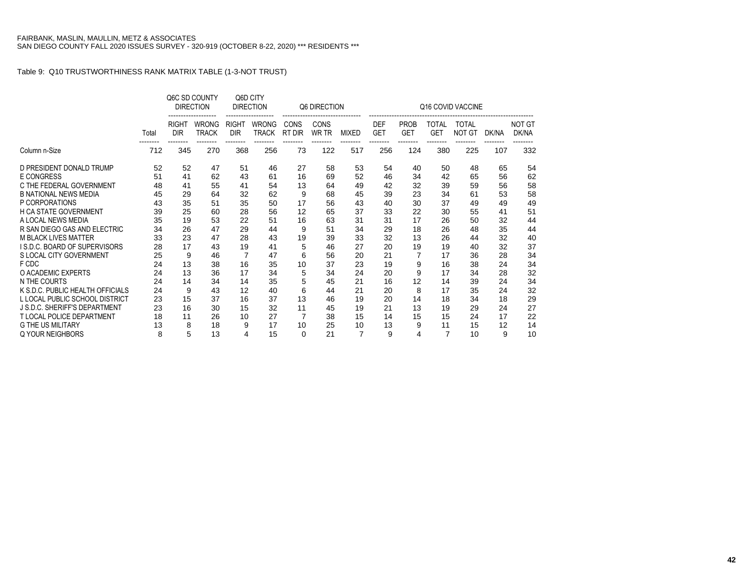FAIRBANK, MASLIN, MAULLIN, METZ & ASSOCIATES
SAN DIEGO COUNTY FALL 2020 ISSUES SURVEY - 320-919 (OCTOBER 8-22, 2020) *** RESIDENTS ***

Table 9: Q10 TRUSTWORTHINESS RANK MATRIX TABLE (1-3-NOT TRUST)

| | | Q6C SD COUNTY DIRECTION | | Q6D CITY DIRECTION | | Q6 DIRECTION | | | Q16 COVID VACCINE | | | | | |
|---|---|---|---|---|---|---|---|---|---|---|---|---|---|---|
| | Total | RIGHT DIR | WRONG TRACK | RIGHT DIR | WRONG TRACK | CONS RT DIR | CONS WR TR | MIXED | DEF GET | PROB GET | TOTAL GET | TOTAL NOT GT | DK/NA | NOT GT DK/NA |
| Column n-Size | 712 | 345 | 270 | 368 | 256 | 73 | 122 | 517 | 256 | 124 | 380 | 225 | 107 | 332 |
| D PRESIDENT DONALD TRUMP | 52 | 52 | 47 | 51 | 46 | 27 | 58 | 53 | 54 | 40 | 50 | 48 | 65 | 54 |
| E CONGRESS | 51 | 41 | 62 | 43 | 61 | 16 | 69 | 52 | 46 | 34 | 42 | 65 | 56 | 62 |
| C THE FEDERAL GOVERNMENT | 48 | 41 | 55 | 41 | 54 | 13 | 64 | 49 | 42 | 32 | 39 | 59 | 56 | 58 |
| B NATIONAL NEWS MEDIA | 45 | 29 | 64 | 32 | 62 | 9 | 68 | 45 | 39 | 23 | 34 | 61 | 53 | 58 |
| P CORPORATIONS | 43 | 35 | 51 | 35 | 50 | 17 | 56 | 43 | 40 | 30 | 37 | 49 | 49 | 49 |
| H CA STATE GOVERNMENT | 39 | 25 | 60 | 28 | 56 | 12 | 65 | 37 | 33 | 22 | 30 | 55 | 41 | 51 |
| A LOCAL NEWS MEDIA | 35 | 19 | 53 | 22 | 51 | 16 | 63 | 31 | 31 | 17 | 26 | 50 | 32 | 44 |
| R SAN DIEGO GAS AND ELECTRIC | 34 | 26 | 47 | 29 | 44 | 9 | 51 | 34 | 29 | 18 | 26 | 48 | 35 | 44 |
| M BLACK LIVES MATTER | 33 | 23 | 47 | 28 | 43 | 19 | 39 | 33 | 32 | 13 | 26 | 44 | 32 | 40 |
| I S.D.C. BOARD OF SUPERVISORS | 28 | 17 | 43 | 19 | 41 | 5 | 46 | 27 | 20 | 19 | 19 | 40 | 32 | 37 |
| S LOCAL CITY GOVERNMENT | 25 | 9 | 46 | 7 | 47 | 6 | 56 | 20 | 21 | 7 | 17 | 36 | 28 | 34 |
| F CDC | 24 | 13 | 38 | 16 | 35 | 10 | 37 | 23 | 19 | 9 | 16 | 38 | 24 | 34 |
| O ACADEMIC EXPERTS | 24 | 13 | 36 | 17 | 34 | 5 | 34 | 24 | 20 | 9 | 17 | 34 | 28 | 32 |
| N THE COURTS | 24 | 14 | 34 | 14 | 35 | 5 | 45 | 21 | 16 | 12 | 14 | 39 | 24 | 34 |
| K S.D.C. PUBLIC HEALTH OFFICIALS | 24 | 9 | 43 | 12 | 40 | 6 | 44 | 21 | 20 | 8 | 17 | 35 | 24 | 32 |
| L LOCAL PUBLIC SCHOOL DISTRICT | 23 | 15 | 37 | 16 | 37 | 13 | 46 | 19 | 20 | 14 | 18 | 34 | 18 | 29 |
| J S.D.C. SHERIFF'S DEPARTMENT | 23 | 16 | 30 | 15 | 32 | 11 | 45 | 19 | 21 | 13 | 19 | 29 | 24 | 27 |
| T LOCAL POLICE DEPARTMENT | 18 | 11 | 26 | 10 | 27 | 7 | 38 | 15 | 14 | 15 | 15 | 24 | 17 | 22 |
| G THE US MILITARY | 13 | 8 | 18 | 9 | 17 | 10 | 25 | 10 | 13 | 9 | 11 | 15 | 12 | 14 |
| Q YOUR NEIGHBORS | 8 | 5 | 13 | 4 | 15 | 0 | 21 | 7 | 9 | 4 | 7 | 10 | 9 | 10 |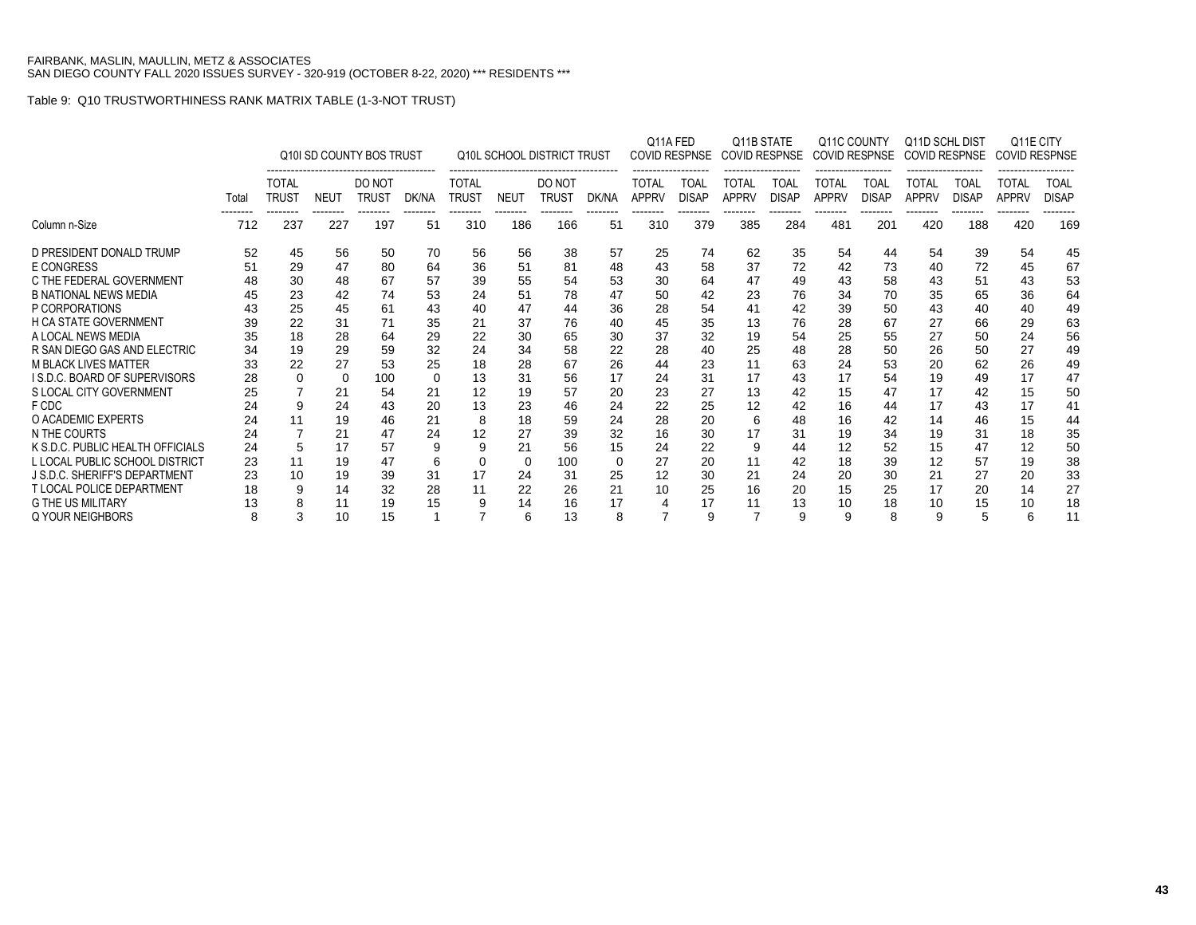FAIRBANK, MASLIN, MAULLIN, METZ & ASSOCIATES
SAN DIEGO COUNTY FALL 2020 ISSUES SURVEY - 320-919 (OCTOBER 8-22, 2020) *** RESIDENTS ***

Table 9: Q10 TRUSTWORTHINESS RANK MATRIX TABLE (1-3-NOT TRUST)

| | | Q10I SD COUNTY BOS TRUST | | | | Q10L SCHOOL DISTRICT TRUST | | | | Q11A FED COVID RESPNSE | | Q11B STATE COVID RESPNSE | | Q11C COUNTY COVID RESPNSE | | Q11D SCHL DIST COVID RESPNSE | | Q11E CITY COVID RESPNSE | |
|---|---|---|---|---|---|---|---|---|---|---|---|---|---|---|---|---|---|---|---|
| | Total | TOTAL TRUST | NEUT | DO NOT TRUST | DK/NA | TOTAL TRUST | NEUT | DO NOT TRUST | DK/NA | TOTAL APPRV | TOAL DISAP | TOTAL APPRV | TOAL DISAP | TOTAL APPRV | TOAL DISAP | TOTAL APPRV | TOAL DISAP | TOTAL APPRV | TOAL DISAP |
| Column n-Size | 712 | 237 | 227 | 197 | 51 | 310 | 186 | 166 | 51 | 310 | 379 | 385 | 284 | 481 | 201 | 420 | 188 | 420 | 169 |
| D PRESIDENT DONALD TRUMP | 52 | 45 | 56 | 50 | 70 | 56 | 56 | 38 | 57 | 25 | 74 | 62 | 35 | 54 | 44 | 54 | 39 | 54 | 45 |
| E CONGRESS | 51 | 29 | 47 | 80 | 64 | 36 | 51 | 81 | 48 | 43 | 58 | 37 | 72 | 42 | 73 | 40 | 72 | 45 | 67 |
| C THE FEDERAL GOVERNMENT | 48 | 30 | 48 | 67 | 57 | 39 | 55 | 54 | 53 | 30 | 64 | 47 | 49 | 43 | 58 | 43 | 51 | 43 | 53 |
| B NATIONAL NEWS MEDIA | 45 | 23 | 42 | 74 | 53 | 24 | 51 | 78 | 47 | 50 | 42 | 23 | 76 | 34 | 70 | 35 | 65 | 36 | 64 |
| P CORPORATIONS | 43 | 25 | 45 | 61 | 43 | 40 | 47 | 44 | 36 | 28 | 54 | 41 | 42 | 39 | 50 | 43 | 40 | 40 | 49 |
| H CA STATE GOVERNMENT | 39 | 22 | 31 | 71 | 35 | 21 | 37 | 76 | 40 | 45 | 35 | 13 | 76 | 28 | 67 | 27 | 66 | 29 | 63 |
| A LOCAL NEWS MEDIA | 35 | 18 | 28 | 64 | 29 | 22 | 30 | 65 | 30 | 37 | 32 | 19 | 54 | 25 | 55 | 27 | 50 | 24 | 56 |
| R SAN DIEGO GAS AND ELECTRIC | 34 | 19 | 29 | 59 | 32 | 24 | 34 | 58 | 22 | 28 | 40 | 25 | 48 | 28 | 50 | 26 | 50 | 27 | 49 |
| M BLACK LIVES MATTER | 33 | 22 | 27 | 53 | 25 | 18 | 28 | 67 | 26 | 44 | 23 | 11 | 63 | 24 | 53 | 20 | 62 | 26 | 49 |
| I S.D.C. BOARD OF SUPERVISORS | 28 | 0 | 0 | 100 | 0 | 13 | 31 | 56 | 17 | 24 | 31 | 17 | 43 | 17 | 54 | 19 | 49 | 17 | 47 |
| S LOCAL CITY GOVERNMENT | 25 | 7 | 21 | 54 | 21 | 12 | 19 | 57 | 20 | 23 | 27 | 13 | 42 | 15 | 47 | 17 | 42 | 15 | 50 |
| F CDC | 24 | 9 | 24 | 43 | 20 | 13 | 23 | 46 | 24 | 22 | 25 | 12 | 42 | 16 | 44 | 17 | 43 | 17 | 41 |
| O ACADEMIC EXPERTS | 24 | 11 | 19 | 46 | 21 | 8 | 18 | 59 | 24 | 28 | 20 | 6 | 48 | 16 | 42 | 14 | 46 | 15 | 44 |
| N THE COURTS | 24 | 7 | 21 | 47 | 24 | 12 | 27 | 39 | 32 | 16 | 30 | 17 | 31 | 19 | 34 | 19 | 31 | 18 | 35 |
| K S.D.C. PUBLIC HEALTH OFFICIALS | 24 | 5 | 17 | 57 | 9 | 9 | 21 | 56 | 15 | 24 | 22 | 9 | 44 | 12 | 52 | 15 | 47 | 12 | 50 |
| L LOCAL PUBLIC SCHOOL DISTRICT | 23 | 11 | 19 | 47 | 6 | 0 | 0 | 100 | 0 | 27 | 20 | 11 | 42 | 18 | 39 | 12 | 57 | 19 | 38 |
| J S.D.C. SHERIFF'S DEPARTMENT | 23 | 10 | 19 | 39 | 31 | 17 | 24 | 31 | 25 | 12 | 30 | 21 | 24 | 20 | 30 | 21 | 27 | 20 | 33 |
| T LOCAL POLICE DEPARTMENT | 18 | 9 | 14 | 32 | 28 | 11 | 22 | 26 | 21 | 10 | 25 | 16 | 20 | 15 | 25 | 17 | 20 | 14 | 27 |
| G THE US MILITARY | 13 | 8 | 11 | 19 | 15 | 9 | 14 | 16 | 17 | 4 | 17 | 11 | 13 | 10 | 18 | 10 | 15 | 10 | 18 |
| Q YOUR NEIGHBORS | 8 | 3 | 10 | 15 | 1 | 7 | 6 | 13 | 8 | 7 | 9 | 7 | 9 | 9 | 8 | 9 | 5 | 6 | 11 |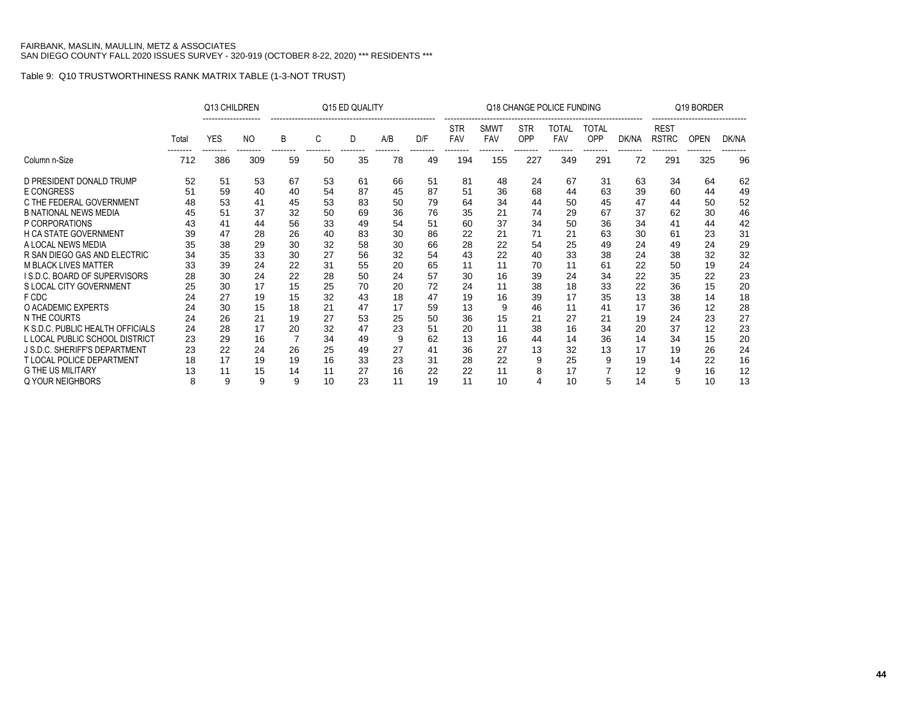FAIRBANK, MASLIN, MAULLIN, METZ & ASSOCIATES
SAN DIEGO COUNTY FALL 2020 ISSUES SURVEY - 320-919 (OCTOBER 8-22, 2020) *** RESIDENTS ***

Table 9: Q10 TRUSTWORTHINESS RANK MATRIX TABLE (1-3-NOT TRUST)

| | | Q13 CHILDREN | | Q15 ED QUALITY | | | | | Q18 CHANGE POLICE FUNDING | | | | | | Q19 BORDER | | |
|---|---|---|---|---|---|---|---|---|---|---|---|---|---|---|---|---|---|
| | Total | YES | NO | B | C | D | A/B | D/F | STR FAV | SMWT FAV | STR OPP | TOTAL FAV | TOTAL OPP | DK/NA | REST RSTRC | OPEN | DK/NA |
| Column n-Size | 712 | 386 | 309 | 59 | 50 | 35 | 78 | 49 | 194 | 155 | 227 | 349 | 291 | 72 | 291 | 325 | 96 |
| D PRESIDENT DONALD TRUMP | 52 | 51 | 53 | 67 | 53 | 61 | 66 | 51 | 81 | 48 | 24 | 67 | 31 | 63 | 34 | 64 | 62 |
| E CONGRESS | 51 | 59 | 40 | 40 | 54 | 87 | 45 | 87 | 51 | 36 | 68 | 44 | 63 | 39 | 60 | 44 | 49 |
| C THE FEDERAL GOVERNMENT | 48 | 53 | 41 | 45 | 53 | 83 | 50 | 79 | 64 | 34 | 44 | 50 | 45 | 47 | 44 | 50 | 52 |
| B NATIONAL NEWS MEDIA | 45 | 51 | 37 | 32 | 50 | 69 | 36 | 76 | 35 | 21 | 74 | 29 | 67 | 37 | 62 | 30 | 46 |
| P CORPORATIONS | 43 | 41 | 44 | 56 | 33 | 49 | 54 | 51 | 60 | 37 | 34 | 50 | 36 | 34 | 41 | 44 | 42 |
| H CA STATE GOVERNMENT | 39 | 47 | 28 | 26 | 40 | 83 | 30 | 86 | 22 | 21 | 71 | 21 | 63 | 30 | 61 | 23 | 31 |
| A LOCAL NEWS MEDIA | 35 | 38 | 29 | 30 | 32 | 58 | 30 | 66 | 28 | 22 | 54 | 25 | 49 | 24 | 49 | 24 | 29 |
| R SAN DIEGO GAS AND ELECTRIC | 34 | 35 | 33 | 30 | 27 | 56 | 32 | 54 | 43 | 22 | 40 | 33 | 38 | 24 | 38 | 32 | 32 |
| M BLACK LIVES MATTER | 33 | 39 | 24 | 22 | 31 | 55 | 20 | 65 | 11 | 11 | 70 | 11 | 61 | 22 | 50 | 19 | 24 |
| I S.D.C. BOARD OF SUPERVISORS | 28 | 30 | 24 | 22 | 28 | 50 | 24 | 57 | 30 | 16 | 39 | 24 | 34 | 22 | 35 | 22 | 23 |
| S LOCAL CITY GOVERNMENT | 25 | 30 | 17 | 15 | 25 | 70 | 20 | 72 | 24 | 11 | 38 | 18 | 33 | 22 | 36 | 15 | 20 |
| F CDC | 24 | 27 | 19 | 15 | 32 | 43 | 18 | 47 | 19 | 16 | 39 | 17 | 35 | 13 | 38 | 14 | 18 |
| O ACADEMIC EXPERTS | 24 | 30 | 15 | 18 | 21 | 47 | 17 | 59 | 13 | 9 | 46 | 11 | 41 | 17 | 36 | 12 | 28 |
| N THE COURTS | 24 | 26 | 21 | 19 | 27 | 53 | 25 | 50 | 36 | 15 | 21 | 27 | 21 | 19 | 24 | 23 | 27 |
| K S.D.C. PUBLIC HEALTH OFFICIALS | 24 | 28 | 17 | 20 | 32 | 47 | 23 | 51 | 20 | 11 | 38 | 16 | 34 | 20 | 37 | 12 | 23 |
| L LOCAL PUBLIC SCHOOL DISTRICT | 23 | 29 | 16 | 7 | 34 | 49 | 9 | 62 | 13 | 16 | 44 | 14 | 36 | 14 | 34 | 15 | 20 |
| J S.D.C. SHERIFF'S DEPARTMENT | 23 | 22 | 24 | 26 | 25 | 49 | 27 | 41 | 36 | 27 | 13 | 32 | 13 | 17 | 19 | 26 | 24 |
| T LOCAL POLICE DEPARTMENT | 18 | 17 | 19 | 19 | 16 | 33 | 23 | 31 | 28 | 22 | 9 | 25 | 9 | 19 | 14 | 22 | 16 |
| G THE US MILITARY | 13 | 11 | 15 | 14 | 11 | 27 | 16 | 22 | 22 | 11 | 8 | 17 | 7 | 12 | 9 | 16 | 12 |
| Q YOUR NEIGHBORS | 8 | 9 | 9 | 9 | 10 | 23 | 11 | 19 | 11 | 10 | 4 | 10 | 5 | 14 | 5 | 10 | 13 |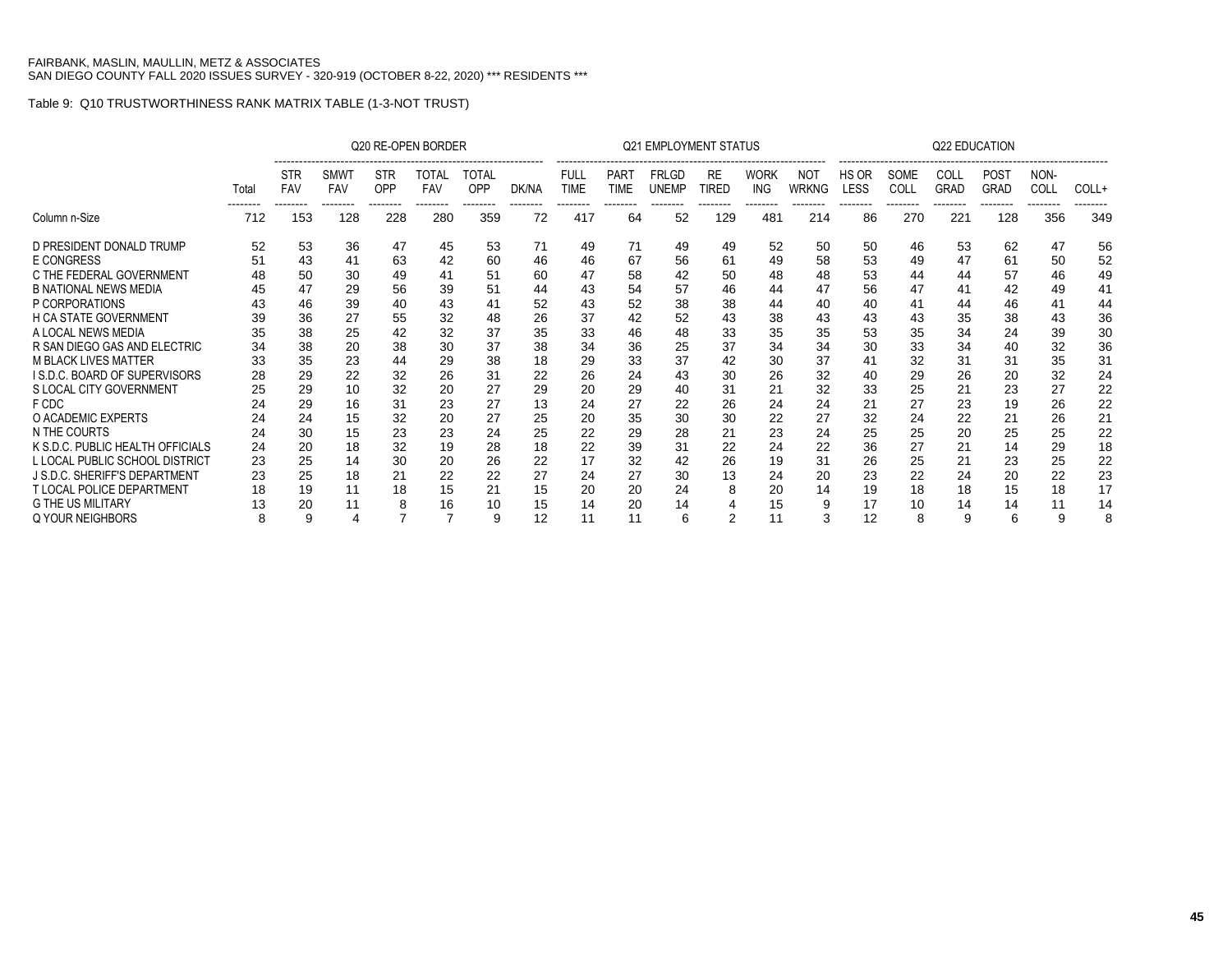FAIRBANK, MASLIN, MAULLIN, METZ & ASSOCIATES
SAN DIEGO COUNTY FALL 2020 ISSUES SURVEY - 320-919 (OCTOBER 8-22, 2020) *** RESIDENTS ***

Table 9: Q10 TRUSTWORTHINESS RANK MATRIX TABLE (1-3-NOT TRUST)

| | | Q20 RE-OPEN BORDER | | | | | | Q21 EMPLOYMENT STATUS | | | | | | Q22 EDUCATION | | | | | |
|---|---|---|---|---|---|---|---|---|---|---|---|---|---|---|---|---|---|---|---|
| | Total | STR FAV | SMWT FAV | STR OPP | TOTAL FAV | TOTAL OPP | DK/NA | FULL TIME | PART TIME | FRLGD UNEMP | RE TIRED | WORK ING | NOT WRKNG | HS OR LESS | SOME COLL | COLL GRAD | POST GRAD | NON-COLL | COLL+ |
| Column n-Size | 712 | 153 | 128 | 228 | 280 | 359 | 72 | 417 | 64 | 52 | 129 | 481 | 214 | 86 | 270 | 221 | 128 | 356 | 349 |
| D PRESIDENT DONALD TRUMP | 52 | 53 | 36 | 47 | 45 | 53 | 71 | 49 | 71 | 49 | 49 | 52 | 50 | 50 | 46 | 53 | 62 | 47 | 56 |
| E CONGRESS | 51 | 43 | 41 | 63 | 42 | 60 | 46 | 46 | 67 | 56 | 61 | 49 | 58 | 53 | 49 | 47 | 61 | 50 | 52 |
| C THE FEDERAL GOVERNMENT | 48 | 50 | 30 | 49 | 41 | 51 | 60 | 47 | 58 | 42 | 50 | 48 | 48 | 53 | 44 | 44 | 57 | 46 | 49 |
| B NATIONAL NEWS MEDIA | 45 | 47 | 29 | 56 | 39 | 51 | 44 | 43 | 54 | 57 | 46 | 44 | 47 | 56 | 47 | 41 | 42 | 49 | 41 |
| P CORPORATIONS | 43 | 46 | 39 | 40 | 43 | 41 | 52 | 43 | 52 | 38 | 38 | 44 | 40 | 40 | 41 | 44 | 46 | 41 | 44 |
| H CA STATE GOVERNMENT | 39 | 36 | 27 | 55 | 32 | 48 | 26 | 37 | 42 | 52 | 43 | 38 | 43 | 43 | 43 | 35 | 38 | 43 | 36 |
| A LOCAL NEWS MEDIA | 35 | 38 | 25 | 42 | 32 | 37 | 35 | 33 | 46 | 48 | 33 | 35 | 35 | 53 | 35 | 34 | 24 | 39 | 30 |
| R SAN DIEGO GAS AND ELECTRIC | 34 | 38 | 20 | 38 | 30 | 37 | 38 | 34 | 36 | 25 | 37 | 34 | 34 | 30 | 33 | 34 | 40 | 32 | 36 |
| M BLACK LIVES MATTER | 33 | 35 | 23 | 44 | 29 | 38 | 18 | 29 | 33 | 37 | 42 | 30 | 37 | 41 | 32 | 31 | 31 | 35 | 31 |
| I S.D.C. BOARD OF SUPERVISORS | 28 | 29 | 22 | 32 | 26 | 31 | 22 | 26 | 24 | 43 | 30 | 26 | 32 | 40 | 29 | 26 | 20 | 32 | 24 |
| S LOCAL CITY GOVERNMENT | 25 | 29 | 10 | 32 | 20 | 27 | 29 | 20 | 29 | 40 | 31 | 21 | 32 | 33 | 25 | 21 | 23 | 27 | 22 |
| F CDC | 24 | 29 | 16 | 31 | 23 | 27 | 13 | 24 | 27 | 22 | 26 | 24 | 24 | 21 | 27 | 23 | 19 | 26 | 22 |
| O ACADEMIC EXPERTS | 24 | 24 | 15 | 32 | 20 | 27 | 25 | 20 | 35 | 30 | 30 | 22 | 27 | 32 | 24 | 22 | 21 | 26 | 21 |
| N THE COURTS | 24 | 30 | 15 | 23 | 23 | 24 | 25 | 22 | 29 | 28 | 21 | 23 | 24 | 25 | 25 | 20 | 25 | 25 | 22 |
| K S.D.C. PUBLIC HEALTH OFFICIALS | 24 | 20 | 18 | 32 | 19 | 28 | 18 | 22 | 39 | 31 | 22 | 24 | 22 | 36 | 27 | 21 | 14 | 29 | 18 |
| L LOCAL PUBLIC SCHOOL DISTRICT | 23 | 25 | 14 | 30 | 20 | 26 | 22 | 17 | 32 | 42 | 26 | 19 | 31 | 26 | 25 | 21 | 23 | 25 | 22 |
| J S.D.C. SHERIFF'S DEPARTMENT | 23 | 25 | 18 | 21 | 22 | 22 | 27 | 24 | 27 | 30 | 13 | 24 | 20 | 23 | 22 | 24 | 20 | 22 | 23 |
| T LOCAL POLICE DEPARTMENT | 18 | 19 | 11 | 18 | 15 | 21 | 15 | 20 | 20 | 24 | 8 | 20 | 14 | 19 | 18 | 18 | 15 | 18 | 17 |
| G THE US MILITARY | 13 | 20 | 11 | 8 | 16 | 10 | 15 | 14 | 20 | 14 | 4 | 15 | 9 | 17 | 10 | 14 | 14 | 11 | 14 |
| Q YOUR NEIGHBORS | 8 | 9 | 4 | 7 | 7 | 9 | 12 | 11 | 11 | 6 | 2 | 11 | 3 | 12 | 8 | 9 | 6 | 9 | 8 |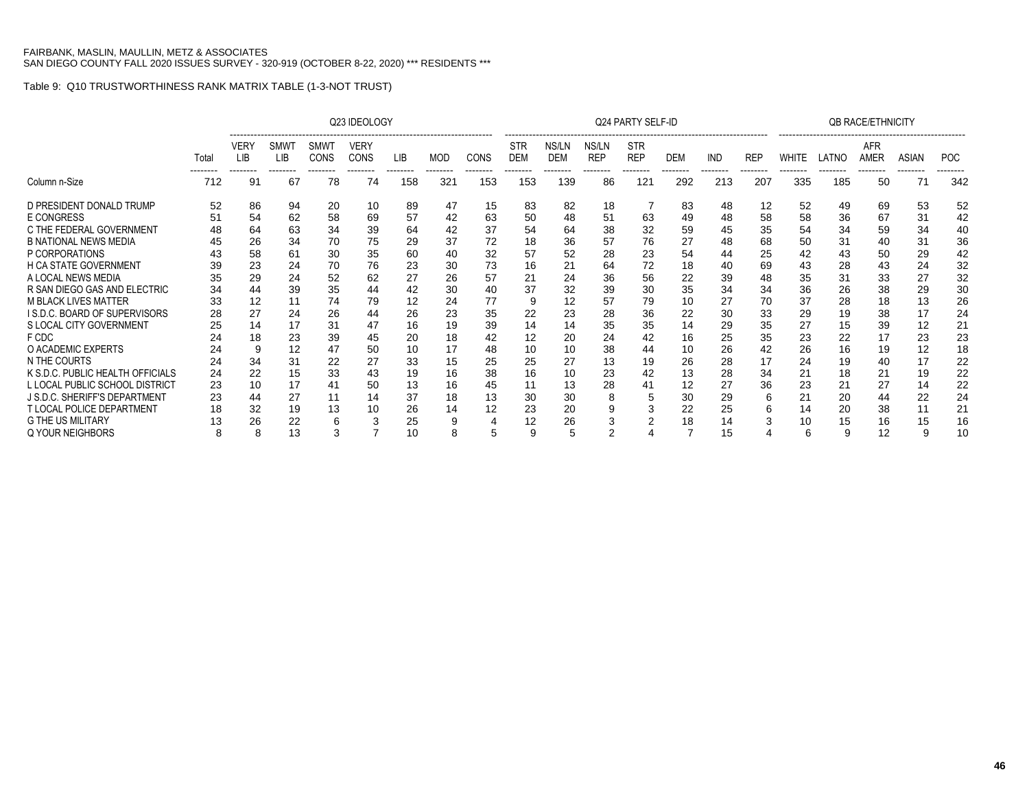FAIRBANK, MASLIN, MAULLIN, METZ & ASSOCIATES
SAN DIEGO COUNTY FALL 2020 ISSUES SURVEY - 320-919 (OCTOBER 8-22, 2020) *** RESIDENTS ***

Table 9: Q10 TRUSTWORTHINESS RANK MATRIX TABLE (1-3-NOT TRUST)

| | | Q23 IDEOLOGY | | | | | | | Q24 PARTY SELF-ID | | | | | | | QB RACE/ETHNICITY | | | | |
|---|---|---|---|---|---|---|---|---|---|---|---|---|---|---|---|---|---|---|---|---|
| | Total | VERY LIB | SMWT LIB | SMWT CONS | VERY CONS | LIB | MOD | CONS | STR DEM | NS/LN DEM | NS/LN REP | STR REP | DEM | IND | REP | WHITE | LATNO | AFR AMER | ASIAN | POC |
| Column n-Size | 712 | 91 | 67 | 78 | 74 | 158 | 321 | 153 | 153 | 139 | 86 | 121 | 292 | 213 | 207 | 335 | 185 | 50 | 71 | 342 |
| D PRESIDENT DONALD TRUMP | 52 | 86 | 94 | 20 | 10 | 89 | 47 | 15 | 83 | 82 | 18 | 7 | 83 | 48 | 12 | 52 | 49 | 69 | 53 | 52 |
| E CONGRESS | 51 | 54 | 62 | 58 | 69 | 57 | 42 | 63 | 50 | 48 | 51 | 63 | 49 | 48 | 58 | 58 | 36 | 67 | 31 | 42 |
| C THE FEDERAL GOVERNMENT | 48 | 64 | 63 | 34 | 39 | 64 | 42 | 37 | 54 | 64 | 38 | 32 | 59 | 45 | 35 | 54 | 34 | 59 | 34 | 40 |
| B NATIONAL NEWS MEDIA | 45 | 26 | 34 | 70 | 75 | 29 | 37 | 72 | 18 | 36 | 57 | 76 | 27 | 48 | 68 | 50 | 31 | 40 | 31 | 36 |
| P CORPORATIONS | 43 | 58 | 61 | 30 | 35 | 60 | 40 | 32 | 57 | 52 | 28 | 23 | 54 | 44 | 25 | 42 | 43 | 50 | 29 | 42 |
| H CA STATE GOVERNMENT | 39 | 23 | 24 | 70 | 76 | 23 | 30 | 73 | 16 | 21 | 64 | 72 | 18 | 40 | 69 | 43 | 28 | 43 | 24 | 32 |
| A LOCAL NEWS MEDIA | 35 | 29 | 24 | 52 | 62 | 27 | 26 | 57 | 21 | 24 | 36 | 56 | 22 | 39 | 48 | 35 | 31 | 33 | 27 | 32 |
| R SAN DIEGO GAS AND ELECTRIC | 34 | 44 | 39 | 35 | 44 | 42 | 30 | 40 | 37 | 32 | 39 | 30 | 35 | 34 | 34 | 36 | 26 | 38 | 29 | 30 |
| M BLACK LIVES MATTER | 33 | 12 | 11 | 74 | 79 | 12 | 24 | 77 | 9 | 12 | 57 | 79 | 10 | 27 | 70 | 37 | 28 | 18 | 13 | 26 |
| I S.D.C. BOARD OF SUPERVISORS | 28 | 27 | 24 | 26 | 44 | 26 | 23 | 35 | 22 | 23 | 28 | 36 | 22 | 30 | 33 | 29 | 19 | 38 | 17 | 24 |
| S LOCAL CITY GOVERNMENT | 25 | 14 | 17 | 31 | 47 | 16 | 19 | 39 | 14 | 14 | 35 | 35 | 14 | 29 | 35 | 27 | 15 | 39 | 12 | 21 |
| F CDC | 24 | 18 | 23 | 39 | 45 | 20 | 18 | 42 | 12 | 20 | 24 | 42 | 16 | 25 | 35 | 23 | 22 | 17 | 23 | 23 |
| O ACADEMIC EXPERTS | 24 | 9 | 12 | 47 | 50 | 10 | 17 | 48 | 10 | 10 | 38 | 44 | 10 | 26 | 42 | 26 | 16 | 19 | 12 | 18 |
| N THE COURTS | 24 | 34 | 31 | 22 | 27 | 33 | 15 | 25 | 25 | 27 | 13 | 19 | 26 | 28 | 17 | 24 | 19 | 40 | 17 | 22 |
| K S.D.C. PUBLIC HEALTH OFFICIALS | 24 | 22 | 15 | 33 | 43 | 19 | 16 | 38 | 16 | 10 | 23 | 42 | 13 | 28 | 34 | 21 | 18 | 21 | 19 | 22 |
| L LOCAL PUBLIC SCHOOL DISTRICT | 23 | 10 | 17 | 41 | 50 | 13 | 16 | 45 | 11 | 13 | 28 | 41 | 12 | 27 | 36 | 23 | 21 | 27 | 14 | 22 |
| J S.D.C. SHERIFF'S DEPARTMENT | 23 | 44 | 27 | 11 | 14 | 37 | 18 | 13 | 30 | 30 | 8 | 5 | 30 | 29 | 6 | 21 | 20 | 44 | 22 | 24 |
| T LOCAL POLICE DEPARTMENT | 18 | 32 | 19 | 13 | 10 | 26 | 14 | 12 | 23 | 20 | 9 | 3 | 22 | 25 | 6 | 14 | 20 | 38 | 11 | 21 |
| G THE US MILITARY | 13 | 26 | 22 | 6 | 3 | 25 | 9 | 4 | 12 | 26 | 3 | 2 | 18 | 14 | 3 | 10 | 15 | 16 | 15 | 16 |
| Q YOUR NEIGHBORS | 8 | 8 | 13 | 3 | 7 | 10 | 8 | 5 | 9 | 5 | 2 | 4 | 7 | 15 | 4 | 6 | 9 | 12 | 9 | 10 |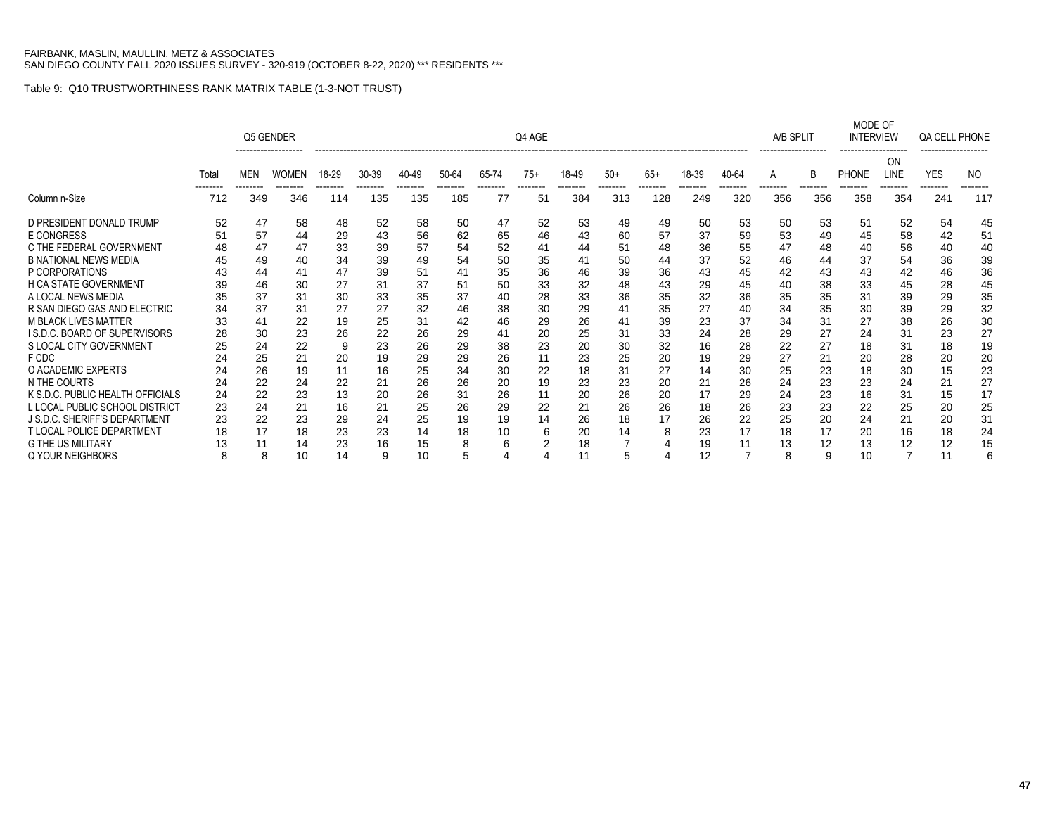FAIRBANK, MASLIN, MAULLIN, METZ & ASSOCIATES
SAN DIEGO COUNTY FALL 2020 ISSUES SURVEY - 320-919 (OCTOBER 8-22, 2020) *** RESIDENTS ***

Table 9: Q10 TRUSTWORTHINESS RANK MATRIX TABLE (1-3-NOT TRUST)

| | | Q5 GENDER | | Q4 AGE | | | | | | | | | | | | A/B SPLIT | | MODE OF INTERVIEW | | QA CELL PHONE | |
|---|---|---|---|---|---|---|---|---|---|---|---|---|---|---|---|---|---|---|---|---|---|
| | Total | MEN | WOMEN | 18-29 | 30-39 | 40-49 | 50-64 | 65-74 | 75+ | 18-49 | 50+ | 65+ | 18-39 | 40-64 | A | B | PHONE | ON LINE | YES | NO |
| Column n-Size | 712 | 349 | 346 | 114 | 135 | 135 | 185 | 77 | 51 | 384 | 313 | 128 | 249 | 320 | 356 | 356 | 358 | 354 | 241 | 117 |
| D PRESIDENT DONALD TRUMP | 52 | 47 | 58 | 48 | 52 | 58 | 50 | 47 | 52 | 53 | 49 | 49 | 50 | 53 | 50 | 53 | 51 | 52 | 54 | 45 |
| E CONGRESS | 51 | 57 | 44 | 29 | 43 | 56 | 62 | 65 | 46 | 43 | 60 | 57 | 37 | 59 | 53 | 49 | 45 | 58 | 42 | 51 |
| C THE FEDERAL GOVERNMENT | 48 | 47 | 47 | 33 | 39 | 57 | 54 | 52 | 41 | 44 | 51 | 48 | 36 | 55 | 47 | 48 | 40 | 56 | 40 | 40 |
| B NATIONAL NEWS MEDIA | 45 | 49 | 40 | 34 | 39 | 49 | 54 | 50 | 35 | 41 | 50 | 44 | 37 | 52 | 46 | 44 | 37 | 54 | 36 | 39 |
| P CORPORATIONS | 43 | 44 | 41 | 47 | 39 | 51 | 41 | 35 | 36 | 46 | 39 | 36 | 43 | 45 | 42 | 43 | 43 | 42 | 46 | 36 |
| H CA STATE GOVERNMENT | 39 | 46 | 30 | 27 | 31 | 37 | 51 | 50 | 33 | 32 | 48 | 43 | 29 | 45 | 40 | 38 | 33 | 45 | 28 | 45 |
| A LOCAL NEWS MEDIA | 35 | 37 | 31 | 30 | 33 | 35 | 37 | 40 | 28 | 33 | 36 | 35 | 32 | 36 | 35 | 35 | 31 | 39 | 29 | 35 |
| R SAN DIEGO GAS AND ELECTRIC | 34 | 37 | 31 | 27 | 27 | 32 | 46 | 38 | 30 | 29 | 41 | 35 | 27 | 40 | 34 | 35 | 30 | 39 | 29 | 32 |
| M BLACK LIVES MATTER | 33 | 41 | 22 | 19 | 25 | 31 | 42 | 46 | 29 | 26 | 41 | 39 | 23 | 37 | 34 | 31 | 27 | 38 | 26 | 30 |
| I S.D.C. BOARD OF SUPERVISORS | 28 | 30 | 23 | 26 | 22 | 26 | 29 | 41 | 20 | 25 | 31 | 33 | 24 | 28 | 29 | 27 | 24 | 31 | 23 | 27 |
| S LOCAL CITY GOVERNMENT | 25 | 24 | 22 | 9 | 23 | 26 | 29 | 38 | 23 | 20 | 30 | 32 | 16 | 28 | 22 | 27 | 18 | 31 | 18 | 19 |
| F CDC | 24 | 25 | 21 | 20 | 19 | 29 | 29 | 26 | 11 | 23 | 25 | 20 | 19 | 29 | 27 | 21 | 20 | 28 | 20 | 20 |
| O ACADEMIC EXPERTS | 24 | 26 | 19 | 11 | 16 | 25 | 34 | 30 | 22 | 18 | 31 | 27 | 14 | 30 | 25 | 23 | 18 | 30 | 15 | 23 |
| N THE COURTS | 24 | 22 | 24 | 22 | 21 | 26 | 26 | 20 | 19 | 23 | 23 | 20 | 21 | 26 | 24 | 23 | 23 | 24 | 21 | 27 |
| K S.D.C. PUBLIC HEALTH OFFICIALS | 24 | 22 | 23 | 13 | 20 | 26 | 31 | 26 | 11 | 20 | 26 | 20 | 17 | 29 | 24 | 23 | 16 | 31 | 15 | 17 |
| L LOCAL PUBLIC SCHOOL DISTRICT | 23 | 24 | 21 | 16 | 21 | 25 | 26 | 29 | 22 | 21 | 26 | 26 | 18 | 26 | 23 | 23 | 22 | 25 | 20 | 25 |
| J S.D.C. SHERIFF'S DEPARTMENT | 23 | 22 | 23 | 29 | 24 | 25 | 19 | 19 | 14 | 26 | 18 | 17 | 26 | 22 | 25 | 20 | 24 | 21 | 20 | 31 |
| T LOCAL POLICE DEPARTMENT | 18 | 17 | 18 | 23 | 23 | 14 | 18 | 10 | 6 | 20 | 14 | 8 | 23 | 17 | 18 | 17 | 20 | 16 | 18 | 24 |
| G THE US MILITARY | 13 | 11 | 14 | 23 | 16 | 15 | 8 | 6 | 2 | 18 | 7 | 4 | 19 | 11 | 13 | 12 | 13 | 12 | 12 | 15 |
| Q YOUR NEIGHBORS | 8 | 8 | 10 | 14 | 9 | 10 | 5 | 4 | 4 | 11 | 5 | 4 | 12 | 7 | 8 | 9 | 10 | 7 | 11 | 6 |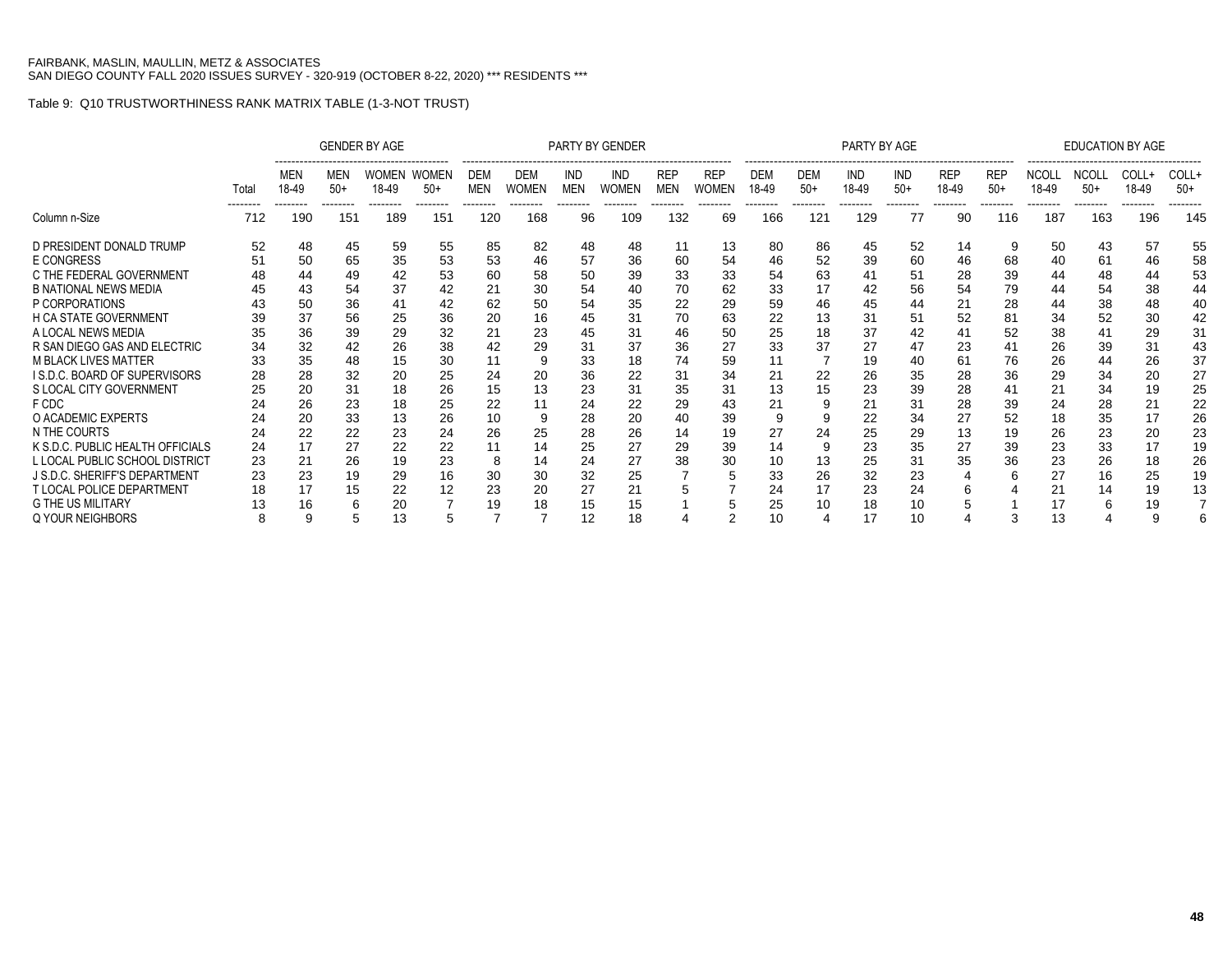FAIRBANK, MASLIN, MAULLIN, METZ & ASSOCIATES
SAN DIEGO COUNTY FALL 2020 ISSUES SURVEY - 320-919 (OCTOBER 8-22, 2020) *** RESIDENTS ***

Table 9: Q10 TRUSTWORTHINESS RANK MATRIX TABLE (1-3-NOT TRUST)

| | | GENDER BY AGE | | | | PARTY BY GENDER | | | | | | PARTY BY AGE | | | | | | EDUCATION BY AGE | | | |
|---|---|---|---|---|---|---|---|---|---|---|---|---|---|---|---|---|---|---|---|---|---|
| | Total | MEN 18-49 | MEN 50+ | WOMEN 18-49 | WOMEN 50+ | DEM MEN | DEM WOMEN | IND MEN | IND WOMEN | REP MEN | REP WOMEN | DEM 18-49 | DEM 50+ | IND 18-49 | IND 50+ | REP 18-49 | REP 50+ | NCOLL 18-49 | NCOLL 50+ | COLL+ 18-49 | COLL+ 50+ |
| Column n-Size | 712 | 190 | 151 | 189 | 151 | 120 | 168 | 96 | 109 | 132 | 69 | 166 | 121 | 129 | 77 | 90 | 116 | 187 | 163 | 196 | 145 |
| D PRESIDENT DONALD TRUMP | 52 | 48 | 45 | 59 | 55 | 85 | 82 | 48 | 48 | 11 | 13 | 80 | 86 | 45 | 52 | 14 | 9 | 50 | 43 | 57 | 55 |
| E CONGRESS | 51 | 50 | 65 | 35 | 53 | 53 | 46 | 57 | 36 | 60 | 54 | 46 | 52 | 39 | 60 | 46 | 68 | 40 | 61 | 46 | 58 |
| C THE FEDERAL GOVERNMENT | 48 | 44 | 49 | 42 | 53 | 60 | 58 | 50 | 39 | 33 | 33 | 54 | 63 | 41 | 51 | 28 | 39 | 44 | 48 | 44 | 53 |
| B NATIONAL NEWS MEDIA | 45 | 43 | 54 | 37 | 42 | 21 | 30 | 54 | 40 | 70 | 62 | 33 | 17 | 42 | 56 | 54 | 79 | 44 | 54 | 38 | 44 |
| P CORPORATIONS | 43 | 50 | 36 | 41 | 42 | 62 | 50 | 54 | 35 | 22 | 29 | 59 | 46 | 45 | 44 | 21 | 28 | 44 | 38 | 48 | 40 |
| H CA STATE GOVERNMENT | 39 | 37 | 56 | 25 | 36 | 20 | 16 | 45 | 31 | 70 | 63 | 22 | 13 | 31 | 51 | 52 | 81 | 34 | 52 | 30 | 42 |
| A LOCAL NEWS MEDIA | 35 | 36 | 39 | 29 | 32 | 21 | 23 | 45 | 31 | 46 | 50 | 25 | 18 | 37 | 42 | 41 | 52 | 38 | 41 | 29 | 31 |
| R SAN DIEGO GAS AND ELECTRIC | 34 | 32 | 42 | 26 | 38 | 42 | 29 | 31 | 37 | 36 | 27 | 33 | 37 | 27 | 47 | 23 | 41 | 26 | 39 | 31 | 43 |
| M BLACK LIVES MATTER | 33 | 35 | 48 | 15 | 30 | 11 | 9 | 33 | 18 | 74 | 59 | 11 | 7 | 19 | 40 | 61 | 76 | 26 | 44 | 26 | 37 |
| I S.D.C. BOARD OF SUPERVISORS | 28 | 28 | 32 | 20 | 25 | 24 | 20 | 36 | 22 | 31 | 34 | 21 | 22 | 26 | 35 | 28 | 36 | 29 | 34 | 20 | 27 |
| S LOCAL CITY GOVERNMENT | 25 | 20 | 31 | 18 | 26 | 15 | 13 | 23 | 31 | 35 | 31 | 13 | 15 | 23 | 39 | 28 | 41 | 21 | 34 | 19 | 25 |
| F CDC | 24 | 26 | 23 | 18 | 25 | 22 | 11 | 24 | 22 | 29 | 43 | 21 | 9 | 21 | 31 | 28 | 39 | 24 | 28 | 21 | 22 |
| O ACADEMIC EXPERTS | 24 | 20 | 33 | 13 | 26 | 10 | 9 | 28 | 20 | 40 | 39 | 9 | 9 | 22 | 34 | 27 | 52 | 18 | 35 | 17 | 26 |
| N THE COURTS | 24 | 22 | 22 | 23 | 24 | 26 | 25 | 28 | 26 | 14 | 19 | 27 | 24 | 25 | 29 | 13 | 19 | 26 | 23 | 20 | 23 |
| K S.D.C. PUBLIC HEALTH OFFICIALS | 24 | 17 | 27 | 22 | 22 | 11 | 14 | 25 | 27 | 29 | 39 | 14 | 9 | 23 | 35 | 27 | 39 | 23 | 33 | 17 | 19 |
| L LOCAL PUBLIC SCHOOL DISTRICT | 23 | 21 | 26 | 19 | 23 | 8 | 14 | 24 | 27 | 38 | 30 | 10 | 13 | 25 | 31 | 35 | 36 | 23 | 26 | 18 | 26 |
| J S.D.C. SHERIFF'S DEPARTMENT | 23 | 23 | 19 | 29 | 16 | 30 | 30 | 32 | 25 | 7 | 5 | 33 | 26 | 32 | 23 | 4 | 6 | 27 | 16 | 25 | 19 |
| T LOCAL POLICE DEPARTMENT | 18 | 17 | 15 | 22 | 12 | 23 | 20 | 27 | 21 | 5 | 7 | 24 | 17 | 23 | 24 | 6 | 4 | 21 | 14 | 19 | 13 |
| G THE US MILITARY | 13 | 16 | 6 | 20 | 7 | 19 | 18 | 15 | 15 | 1 | 5 | 25 | 10 | 18 | 10 | 5 | 1 | 17 | 6 | 19 | 7 |
| Q YOUR NEIGHBORS | 8 | 9 | 5 | 13 | 5 | 7 | 7 | 12 | 18 | 4 | 2 | 10 | 4 | 17 | 10 | 4 | 3 | 13 | 4 | 9 | 6 |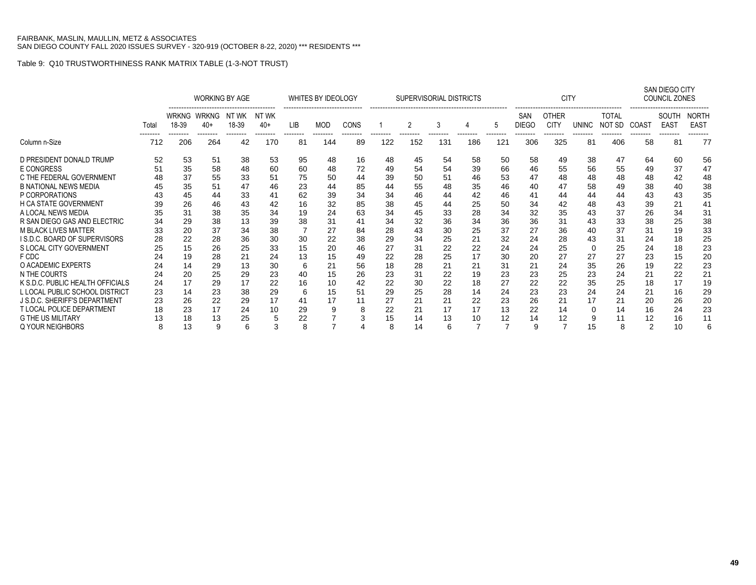FAIRBANK, MASLIN, MAULLIN, METZ & ASSOCIATES
SAN DIEGO COUNTY FALL 2020 ISSUES SURVEY - 320-919 (OCTOBER 8-22, 2020) *** RESIDENTS ***

Table 9: Q10 TRUSTWORTHINESS RANK MATRIX TABLE (1-3-NOT TRUST)

| | | WORKING BY AGE | | | | WHITES BY IDEOLOGY | | | SUPERVISORIAL DISTRICTS | | | | | CITY | | | | SAN DIEGO CITY COUNCIL ZONES | | |
|---|---|---|---|---|---|---|---|---|---|---|---|---|---|---|---|---|---|---|---|---|
| | Total | WRKNG 18-39 | WRKNG 40+ | NT WK 18-39 | NT WK 40+ | LIB | MOD | CONS | 1 | 2 | 3 | 4 | 5 | SAN DIEGO | OTHER CITY | UNINC | TOTAL NOT SD | COAST | SOUTH EAST | NORTH EAST |
| Column n-Size | 712 | 206 | 264 | 42 | 170 | 81 | 144 | 89 | 122 | 152 | 131 | 186 | 121 | 306 | 325 | 81 | 406 | 58 | 81 | 77 |
| D PRESIDENT DONALD TRUMP | 52 | 53 | 51 | 38 | 53 | 95 | 48 | 16 | 48 | 45 | 54 | 58 | 50 | 58 | 49 | 38 | 47 | 64 | 60 | 56 |
| E CONGRESS | 51 | 35 | 58 | 48 | 60 | 60 | 48 | 72 | 49 | 54 | 54 | 39 | 66 | 46 | 55 | 56 | 55 | 49 | 37 | 47 |
| C THE FEDERAL GOVERNMENT | 48 | 37 | 55 | 33 | 51 | 75 | 50 | 44 | 39 | 50 | 51 | 46 | 53 | 47 | 48 | 48 | 48 | 48 | 42 | 48 |
| B NATIONAL NEWS MEDIA | 45 | 35 | 51 | 47 | 46 | 23 | 44 | 85 | 44 | 55 | 48 | 35 | 46 | 40 | 47 | 58 | 49 | 38 | 40 | 38 |
| P CORPORATIONS | 43 | 45 | 44 | 33 | 41 | 62 | 39 | 34 | 34 | 46 | 44 | 42 | 46 | 41 | 44 | 44 | 44 | 43 | 43 | 35 |
| H CA STATE GOVERNMENT | 39 | 26 | 46 | 43 | 42 | 16 | 32 | 85 | 38 | 45 | 44 | 25 | 50 | 34 | 42 | 48 | 43 | 39 | 21 | 41 |
| A LOCAL NEWS MEDIA | 35 | 31 | 38 | 35 | 34 | 19 | 24 | 63 | 34 | 45 | 33 | 28 | 34 | 32 | 35 | 43 | 37 | 26 | 34 | 31 |
| R SAN DIEGO GAS AND ELECTRIC | 34 | 29 | 38 | 13 | 39 | 38 | 31 | 41 | 34 | 32 | 36 | 34 | 36 | 36 | 31 | 43 | 33 | 38 | 25 | 38 |
| M BLACK LIVES MATTER | 33 | 20 | 37 | 34 | 38 | 7 | 27 | 84 | 28 | 43 | 30 | 25 | 37 | 27 | 36 | 40 | 37 | 31 | 19 | 33 |
| I S.D.C. BOARD OF SUPERVISORS | 28 | 22 | 28 | 36 | 30 | 30 | 22 | 38 | 29 | 34 | 25 | 21 | 32 | 24 | 28 | 43 | 31 | 24 | 18 | 25 |
| S LOCAL CITY GOVERNMENT | 25 | 15 | 26 | 25 | 33 | 15 | 20 | 46 | 27 | 31 | 22 | 22 | 24 | 24 | 25 | 0 | 25 | 24 | 18 | 23 |
| F CDC | 24 | 19 | 28 | 21 | 24 | 13 | 15 | 49 | 22 | 28 | 25 | 17 | 30 | 20 | 27 | 27 | 27 | 23 | 15 | 20 |
| O ACADEMIC EXPERTS | 24 | 14 | 29 | 13 | 30 | 6 | 21 | 56 | 18 | 28 | 21 | 21 | 31 | 21 | 24 | 35 | 26 | 19 | 22 | 23 |
| N THE COURTS | 24 | 20 | 25 | 29 | 23 | 40 | 15 | 26 | 23 | 31 | 22 | 19 | 23 | 23 | 25 | 23 | 24 | 21 | 22 | 21 |
| K S.D.C. PUBLIC HEALTH OFFICIALS | 24 | 17 | 29 | 17 | 22 | 16 | 10 | 42 | 22 | 30 | 22 | 18 | 27 | 22 | 22 | 35 | 25 | 18 | 17 | 19 |
| L LOCAL PUBLIC SCHOOL DISTRICT | 23 | 14 | 23 | 38 | 29 | 6 | 15 | 51 | 29 | 25 | 28 | 14 | 24 | 23 | 23 | 24 | 24 | 21 | 16 | 29 |
| J S.D.C. SHERIFF'S DEPARTMENT | 23 | 26 | 22 | 29 | 17 | 41 | 17 | 11 | 27 | 21 | 21 | 22 | 23 | 26 | 21 | 17 | 21 | 20 | 26 | 20 |
| T LOCAL POLICE DEPARTMENT | 18 | 23 | 17 | 24 | 10 | 29 | 9 | 8 | 22 | 21 | 17 | 17 | 13 | 22 | 14 | 0 | 14 | 16 | 24 | 23 |
| G THE US MILITARY | 13 | 18 | 13 | 25 | 5 | 22 | 7 | 3 | 15 | 14 | 13 | 10 | 12 | 14 | 12 | 9 | 11 | 12 | 16 | 11 |
| Q YOUR NEIGHBORS | 8 | 13 | 9 | 6 | 3 | 8 | 7 | 4 | 8 | 14 | 6 | 7 | 7 | 9 | 7 | 15 | 8 | 2 | 10 | 6 |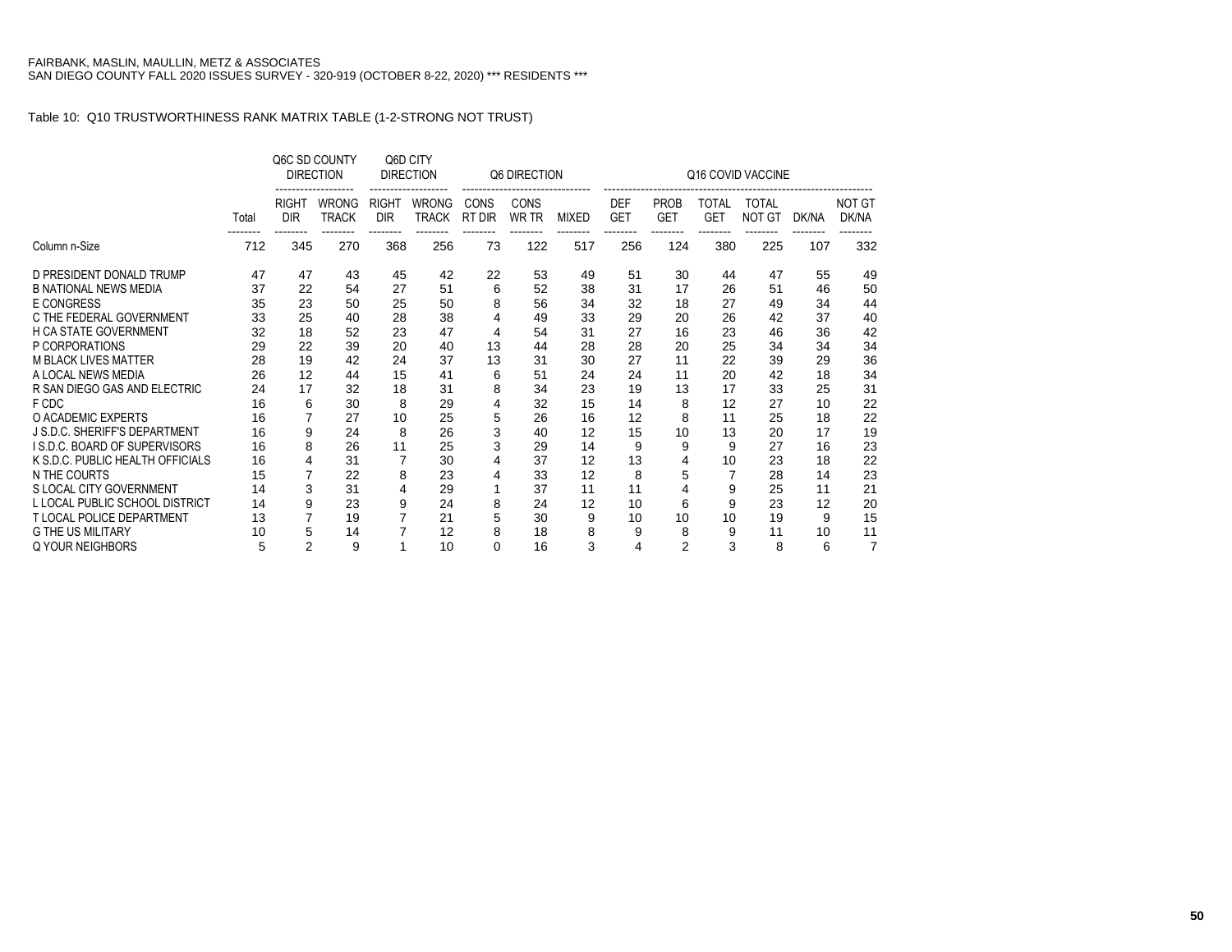FAIRBANK, MASLIN, MAULLIN, METZ & ASSOCIATES
SAN DIEGO COUNTY FALL 2020 ISSUES SURVEY - 320-919 (OCTOBER 8-22, 2020) *** RESIDENTS ***

Table 10: Q10 TRUSTWORTHINESS RANK MATRIX TABLE (1-2-STRONG NOT TRUST)

| | | Q6C SD COUNTY DIRECTION | | Q6D CITY DIRECTION | | Q6 DIRECTION | | | Q16 COVID VACCINE | | | | | |
|---|---|---|---|---|---|---|---|---|---|---|---|---|---|---|
| | Total | RIGHT DIR | WRONG TRACK | RIGHT DIR | WRONG TRACK | CONS RT DIR | CONS WR TR | MIXED | DEF GET | PROB GET | TOTAL GET | TOTAL NOT GT | DK/NA | NOT GT DK/NA |
| Column n-Size | 712 | 345 | 270 | 368 | 256 | 73 | 122 | 517 | 256 | 124 | 380 | 225 | 107 | 332 |
| D PRESIDENT DONALD TRUMP | 47 | 47 | 43 | 45 | 42 | 22 | 53 | 49 | 51 | 30 | 44 | 47 | 55 | 49 |
| B NATIONAL NEWS MEDIA | 37 | 22 | 54 | 27 | 51 | 6 | 52 | 38 | 31 | 17 | 26 | 51 | 46 | 50 |
| E CONGRESS | 35 | 23 | 50 | 25 | 50 | 8 | 56 | 34 | 32 | 18 | 27 | 49 | 34 | 44 |
| C THE FEDERAL GOVERNMENT | 33 | 25 | 40 | 28 | 38 | 4 | 49 | 33 | 29 | 20 | 26 | 42 | 37 | 40 |
| H CA STATE GOVERNMENT | 32 | 18 | 52 | 23 | 47 | 4 | 54 | 31 | 27 | 16 | 23 | 46 | 36 | 42 |
| P CORPORATIONS | 29 | 22 | 39 | 20 | 40 | 13 | 44 | 28 | 28 | 20 | 25 | 34 | 34 | 34 |
| M BLACK LIVES MATTER | 28 | 19 | 42 | 24 | 37 | 13 | 31 | 30 | 27 | 11 | 22 | 39 | 29 | 36 |
| A LOCAL NEWS MEDIA | 26 | 12 | 44 | 15 | 41 | 6 | 51 | 24 | 24 | 11 | 20 | 42 | 18 | 34 |
| R SAN DIEGO GAS AND ELECTRIC | 24 | 17 | 32 | 18 | 31 | 8 | 34 | 23 | 19 | 13 | 17 | 33 | 25 | 31 |
| F CDC | 16 | 6 | 30 | 8 | 29 | 4 | 32 | 15 | 14 | 8 | 12 | 27 | 10 | 22 |
| O ACADEMIC EXPERTS | 16 | 7 | 27 | 10 | 25 | 5 | 26 | 16 | 12 | 8 | 11 | 25 | 18 | 22 |
| J S.D.C. SHERIFF'S DEPARTMENT | 16 | 9 | 24 | 8 | 26 | 3 | 40 | 12 | 15 | 10 | 13 | 20 | 17 | 19 |
| I S.D.C. BOARD OF SUPERVISORS | 16 | 8 | 26 | 11 | 25 | 3 | 29 | 14 | 9 | 9 | 9 | 27 | 16 | 23 |
| K S.D.C. PUBLIC HEALTH OFFICIALS | 16 | 4 | 31 | 7 | 30 | 4 | 37 | 12 | 13 | 4 | 10 | 23 | 18 | 22 |
| N THE COURTS | 15 | 7 | 22 | 8 | 23 | 4 | 33 | 12 | 8 | 5 | 7 | 28 | 14 | 23 |
| S LOCAL CITY GOVERNMENT | 14 | 3 | 31 | 4 | 29 | 1 | 37 | 11 | 11 | 4 | 9 | 25 | 11 | 21 |
| L LOCAL PUBLIC SCHOOL DISTRICT | 14 | 9 | 23 | 9 | 24 | 8 | 24 | 12 | 10 | 6 | 9 | 23 | 12 | 20 |
| T LOCAL POLICE DEPARTMENT | 13 | 7 | 19 | 7 | 21 | 5 | 30 | 9 | 10 | 10 | 10 | 19 | 9 | 15 |
| G THE US MILITARY | 10 | 5 | 14 | 7 | 12 | 8 | 18 | 8 | 9 | 8 | 9 | 11 | 10 | 11 |
| Q YOUR NEIGHBORS | 5 | 2 | 9 | 1 | 10 | 0 | 16 | 3 | 4 | 2 | 3 | 8 | 6 | 7 |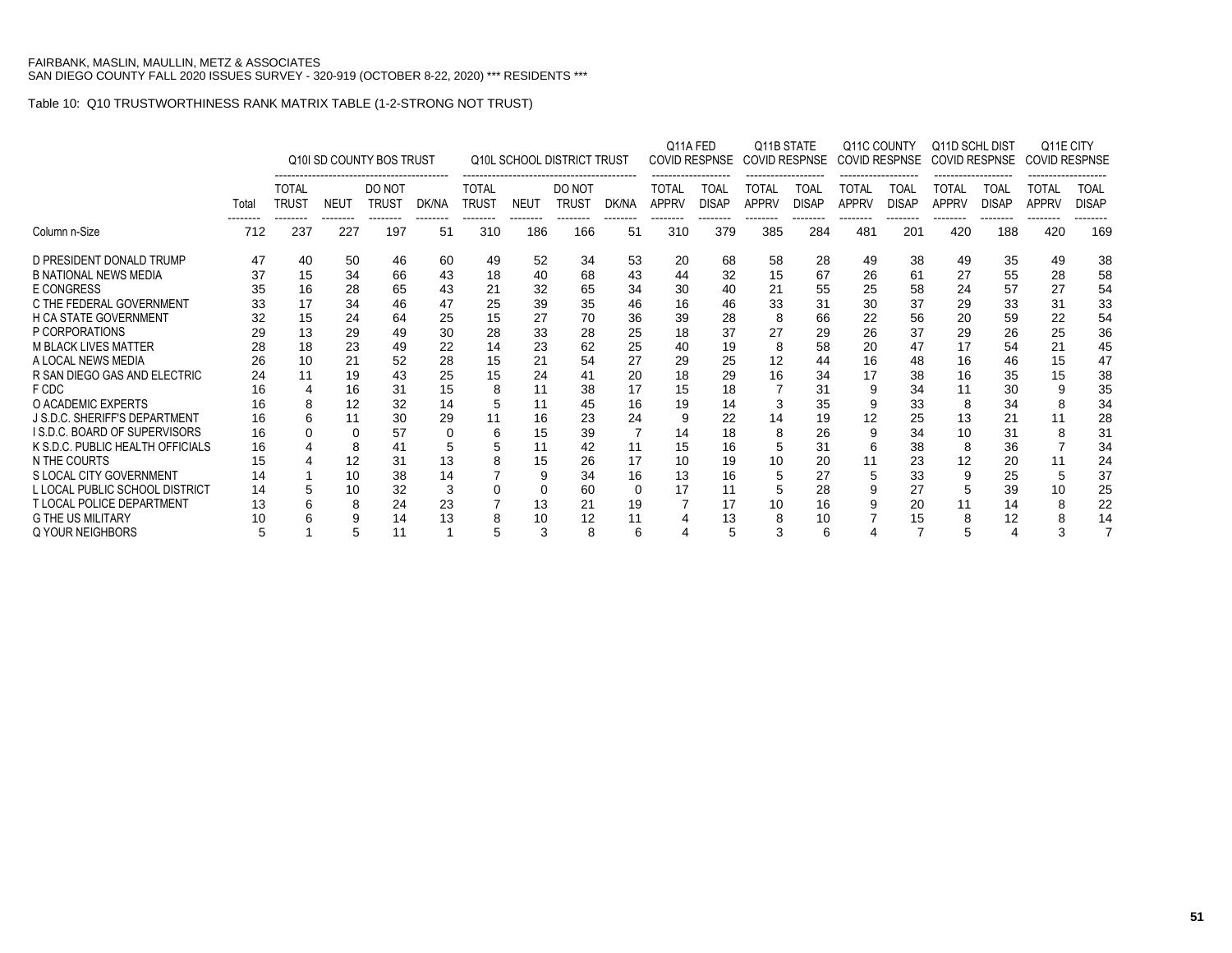FAIRBANK, MASLIN, MAULLIN, METZ & ASSOCIATES
SAN DIEGO COUNTY FALL 2020 ISSUES SURVEY - 320-919 (OCTOBER 8-22, 2020) *** RESIDENTS ***

Table 10: Q10 TRUSTWORTHINESS RANK MATRIX TABLE (1-2-STRONG NOT TRUST)

| | | Q10I SD COUNTY BOS TRUST | | | | Q10L SCHOOL DISTRICT TRUST | | | | Q11A FED COVID RESPNSE | | Q11B STATE COVID RESPNSE | | Q11C COUNTY COVID RESPNSE | | Q11D SCHL DIST COVID RESPNSE | | Q11E CITY COVID RESPNSE | |
|---|---|---|---|---|---|---|---|---|---|---|---|---|---|---|---|---|---|---|---|
| | Total | TOTAL TRUST | NEUT | DO NOT TRUST | DK/NA | TOTAL TRUST | NEUT | DO NOT TRUST | DK/NA | TOTAL APPRV | TOAL DISAP | TOTAL APPRV | TOAL DISAP | TOTAL APPRV | TOAL DISAP | TOTAL APPRV | TOAL DISAP | TOTAL APPRV | TOAL DISAP |
| Column n-Size | 712 | 237 | 227 | 197 | 51 | 310 | 186 | 166 | 51 | 310 | 379 | 385 | 284 | 481 | 201 | 420 | 188 | 420 | 169 |
| D PRESIDENT DONALD TRUMP | 47 | 40 | 50 | 46 | 60 | 49 | 52 | 34 | 53 | 20 | 68 | 58 | 28 | 49 | 38 | 49 | 35 | 49 | 38 |
| B NATIONAL NEWS MEDIA | 37 | 15 | 34 | 66 | 43 | 18 | 40 | 68 | 43 | 44 | 32 | 15 | 67 | 26 | 61 | 27 | 55 | 28 | 58 |
| E CONGRESS | 35 | 16 | 28 | 65 | 43 | 21 | 32 | 65 | 34 | 30 | 40 | 21 | 55 | 25 | 58 | 24 | 57 | 27 | 54 |
| C THE FEDERAL GOVERNMENT | 33 | 17 | 34 | 46 | 47 | 25 | 39 | 35 | 46 | 16 | 46 | 33 | 31 | 30 | 37 | 29 | 33 | 31 | 33 |
| H CA STATE GOVERNMENT | 32 | 15 | 24 | 64 | 25 | 15 | 27 | 70 | 36 | 39 | 28 | 8 | 66 | 22 | 56 | 20 | 59 | 22 | 54 |
| P CORPORATIONS | 29 | 13 | 29 | 49 | 30 | 28 | 33 | 28 | 25 | 18 | 37 | 27 | 29 | 26 | 37 | 29 | 26 | 25 | 36 |
| M BLACK LIVES MATTER | 28 | 18 | 23 | 49 | 22 | 14 | 23 | 62 | 25 | 40 | 19 | 8 | 58 | 20 | 47 | 17 | 54 | 21 | 45 |
| A LOCAL NEWS MEDIA | 26 | 10 | 21 | 52 | 28 | 15 | 21 | 54 | 27 | 29 | 25 | 12 | 44 | 16 | 48 | 16 | 46 | 15 | 47 |
| R SAN DIEGO GAS AND ELECTRIC | 24 | 11 | 19 | 43 | 25 | 15 | 24 | 41 | 20 | 18 | 29 | 16 | 34 | 17 | 38 | 16 | 35 | 15 | 38 |
| F CDC | 16 | 4 | 16 | 31 | 15 | 8 | 11 | 38 | 17 | 15 | 18 | 7 | 31 | 9 | 34 | 11 | 30 | 9 | 35 |
| O ACADEMIC EXPERTS | 16 | 8 | 12 | 32 | 14 | 5 | 11 | 45 | 16 | 19 | 14 | 3 | 35 | 9 | 33 | 8 | 34 | 8 | 34 |
| J S.D.C. SHERIFF'S DEPARTMENT | 16 | 6 | 11 | 30 | 29 | 11 | 16 | 23 | 24 | 9 | 22 | 14 | 19 | 12 | 25 | 13 | 21 | 11 | 28 |
| I S.D.C. BOARD OF SUPERVISORS | 16 | 0 | 0 | 57 | 0 | 6 | 15 | 39 | 7 | 14 | 18 | 8 | 26 | 9 | 34 | 10 | 31 | 8 | 31 |
| K S.D.C. PUBLIC HEALTH OFFICIALS | 16 | 4 | 8 | 41 | 5 | 5 | 11 | 42 | 11 | 15 | 16 | 5 | 31 | 6 | 38 | 8 | 36 | 7 | 34 |
| N THE COURTS | 15 | 4 | 12 | 31 | 13 | 8 | 15 | 26 | 17 | 10 | 19 | 10 | 20 | 11 | 23 | 12 | 20 | 11 | 24 |
| S LOCAL CITY GOVERNMENT | 14 | 1 | 10 | 38 | 14 | 7 | 9 | 34 | 16 | 13 | 16 | 5 | 27 | 5 | 33 | 9 | 25 | 5 | 37 |
| L LOCAL PUBLIC SCHOOL DISTRICT | 14 | 5 | 10 | 32 | 3 | 0 | 0 | 60 | 0 | 17 | 11 | 5 | 28 | 9 | 27 | 5 | 39 | 10 | 25 |
| T LOCAL POLICE DEPARTMENT | 13 | 6 | 8 | 24 | 23 | 7 | 13 | 21 | 19 | 7 | 17 | 10 | 16 | 9 | 20 | 11 | 14 | 8 | 22 |
| G THE US MILITARY | 10 | 6 | 9 | 14 | 13 | 8 | 10 | 12 | 11 | 4 | 13 | 8 | 10 | 7 | 15 | 8 | 12 | 8 | 14 |
| Q YOUR NEIGHBORS | 5 | 1 | 5 | 11 | 1 | 5 | 3 | 8 | 6 | 4 | 5 | 3 | 6 | 4 | 7 | 5 | 4 | 3 | 7 |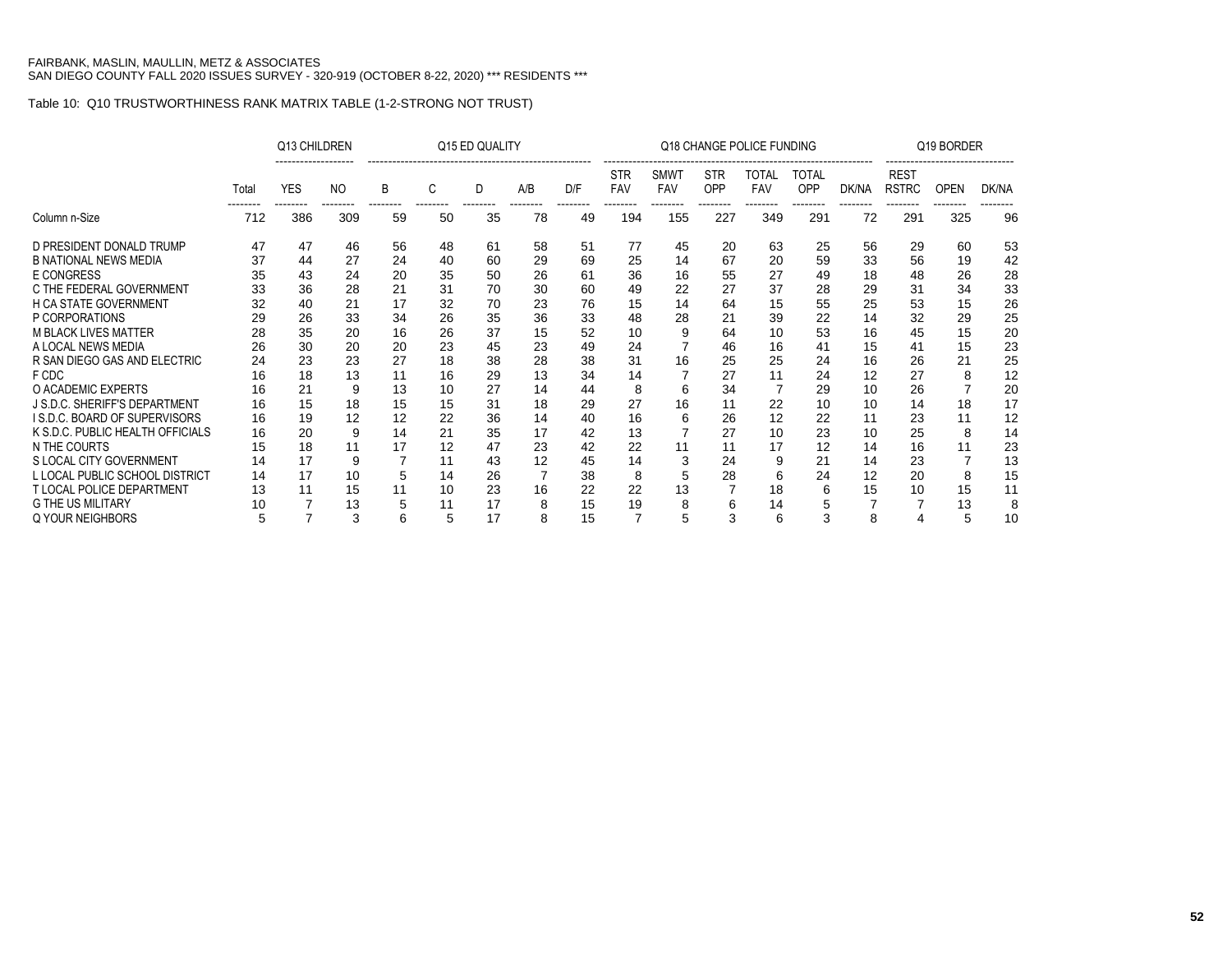FAIRBANK, MASLIN, MAULLIN, METZ & ASSOCIATES
SAN DIEGO COUNTY FALL 2020 ISSUES SURVEY - 320-919 (OCTOBER 8-22, 2020) *** RESIDENTS ***

Table 10: Q10 TRUSTWORTHINESS RANK MATRIX TABLE (1-2-STRONG NOT TRUST)

| | | Q13 CHILDREN | | Q15 ED QUALITY | | | | | Q18 CHANGE POLICE FUNDING | | | | | | Q19 BORDER | | |
|---|---|---|---|---|---|---|---|---|---|---|---|---|---|---|---|---|---|
| | Total | YES | NO | B | C | D | A/B | D/F | STR FAV | SMWT FAV | STR OPP | TOTAL FAV | TOTAL OPP | DK/NA | REST RSTRC | OPEN | DK/NA |
| Column n-Size | 712 | 386 | 309 | 59 | 50 | 35 | 78 | 49 | 194 | 155 | 227 | 349 | 291 | 72 | 291 | 325 | 96 |
| D PRESIDENT DONALD TRUMP | 47 | 47 | 46 | 56 | 48 | 61 | 58 | 51 | 77 | 45 | 20 | 63 | 25 | 56 | 29 | 60 | 53 |
| B NATIONAL NEWS MEDIA | 37 | 44 | 27 | 24 | 40 | 60 | 29 | 69 | 25 | 14 | 67 | 20 | 59 | 33 | 56 | 19 | 42 |
| E CONGRESS | 35 | 43 | 24 | 20 | 35 | 50 | 26 | 61 | 36 | 16 | 55 | 27 | 49 | 18 | 48 | 26 | 28 |
| C THE FEDERAL GOVERNMENT | 33 | 36 | 28 | 21 | 31 | 70 | 30 | 60 | 49 | 22 | 27 | 37 | 28 | 29 | 31 | 34 | 33 |
| H CA STATE GOVERNMENT | 32 | 40 | 21 | 17 | 32 | 70 | 23 | 76 | 15 | 14 | 64 | 15 | 55 | 25 | 53 | 15 | 26 |
| P CORPORATIONS | 29 | 26 | 33 | 34 | 26 | 35 | 36 | 33 | 48 | 28 | 21 | 39 | 22 | 14 | 32 | 29 | 25 |
| M BLACK LIVES MATTER | 28 | 35 | 20 | 16 | 26 | 37 | 15 | 52 | 10 | 9 | 64 | 10 | 53 | 16 | 45 | 15 | 20 |
| A LOCAL NEWS MEDIA | 26 | 30 | 20 | 20 | 23 | 45 | 23 | 49 | 24 | 7 | 46 | 16 | 41 | 15 | 41 | 15 | 23 |
| R SAN DIEGO GAS AND ELECTRIC | 24 | 23 | 23 | 27 | 18 | 38 | 28 | 38 | 31 | 16 | 25 | 25 | 24 | 16 | 26 | 21 | 25 |
| F CDC | 16 | 18 | 13 | 11 | 16 | 29 | 13 | 34 | 14 | 7 | 27 | 11 | 24 | 12 | 27 | 8 | 12 |
| O ACADEMIC EXPERTS | 16 | 21 | 9 | 13 | 10 | 27 | 14 | 44 | 8 | 6 | 34 | 7 | 29 | 10 | 26 | 7 | 20 |
| J S.D.C. SHERIFF'S DEPARTMENT | 16 | 15 | 18 | 15 | 15 | 31 | 18 | 29 | 27 | 16 | 11 | 22 | 10 | 10 | 14 | 18 | 17 |
| I S.D.C. BOARD OF SUPERVISORS | 16 | 19 | 12 | 12 | 22 | 36 | 14 | 40 | 16 | 6 | 26 | 12 | 22 | 11 | 23 | 11 | 12 |
| K S.D.C. PUBLIC HEALTH OFFICIALS | 16 | 20 | 9 | 14 | 21 | 35 | 17 | 42 | 13 | 7 | 27 | 10 | 23 | 10 | 25 | 8 | 14 |
| N THE COURTS | 15 | 18 | 11 | 17 | 12 | 47 | 23 | 42 | 22 | 11 | 11 | 17 | 12 | 14 | 16 | 11 | 23 |
| S LOCAL CITY GOVERNMENT | 14 | 17 | 9 | 7 | 11 | 43 | 12 | 45 | 14 | 3 | 24 | 9 | 21 | 14 | 23 | 7 | 13 |
| L LOCAL PUBLIC SCHOOL DISTRICT | 14 | 17 | 10 | 5 | 14 | 26 | 7 | 38 | 8 | 5 | 28 | 6 | 24 | 12 | 20 | 8 | 15 |
| T LOCAL POLICE DEPARTMENT | 13 | 11 | 15 | 11 | 10 | 23 | 16 | 22 | 22 | 13 | 7 | 18 | 6 | 15 | 10 | 15 | 11 |
| G THE US MILITARY | 10 | 7 | 13 | 5 | 11 | 17 | 8 | 15 | 19 | 8 | 6 | 14 | 5 | 7 | 7 | 13 | 8 |
| Q YOUR NEIGHBORS | 5 | 7 | 3 | 6 | 5 | 17 | 8 | 15 | 7 | 5 | 3 | 6 | 3 | 8 | 4 | 5 | 10 |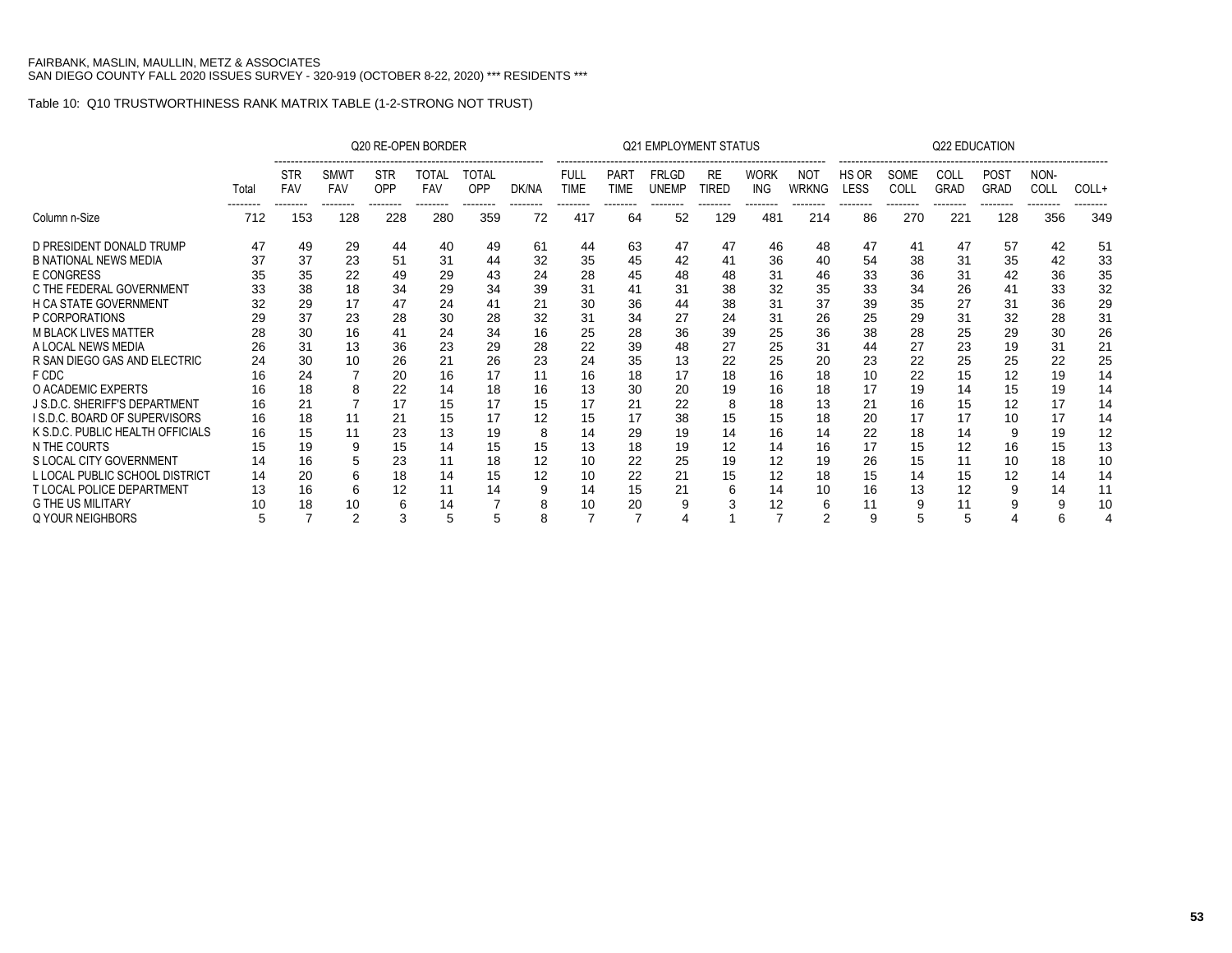FAIRBANK, MASLIN, MAULLIN, METZ & ASSOCIATES
SAN DIEGO COUNTY FALL 2020 ISSUES SURVEY - 320-919 (OCTOBER 8-22, 2020) *** RESIDENTS ***

Table 10: Q10 TRUSTWORTHINESS RANK MATRIX TABLE (1-2-STRONG NOT TRUST)

| | | Q20 RE-OPEN BORDER | | | | | | Q21 EMPLOYMENT STATUS | | | | | | Q22 EDUCATION | | | | | |
|---|---|---|---|---|---|---|---|---|---|---|---|---|---|---|---|---|---|---|---|
| | Total | STR FAV | SMWT FAV | STR OPP | TOTAL FAV | TOTAL OPP | DK/NA | FULL TIME | PART TIME | FRLGD UNEMP | RE TIRED | WORK ING | NOT WRKNG | HS OR LESS | SOME COLL | COLL GRAD | POST GRAD | NON-COLL | COLL+ |
| Column n-Size | 712 | 153 | 128 | 228 | 280 | 359 | 72 | 417 | 64 | 52 | 129 | 481 | 214 | 86 | 270 | 221 | 128 | 356 | 349 |
| D PRESIDENT DONALD TRUMP | 47 | 49 | 29 | 44 | 40 | 49 | 61 | 44 | 63 | 47 | 47 | 46 | 48 | 47 | 41 | 47 | 57 | 42 | 51 |
| B NATIONAL NEWS MEDIA | 37 | 37 | 23 | 51 | 31 | 44 | 32 | 35 | 45 | 42 | 41 | 36 | 40 | 54 | 38 | 31 | 35 | 42 | 33 |
| E CONGRESS | 35 | 35 | 22 | 49 | 29 | 43 | 24 | 28 | 45 | 48 | 48 | 31 | 46 | 33 | 36 | 31 | 42 | 36 | 35 |
| C THE FEDERAL GOVERNMENT | 33 | 38 | 18 | 34 | 29 | 34 | 39 | 31 | 41 | 31 | 38 | 32 | 35 | 33 | 34 | 26 | 41 | 33 | 32 |
| H CA STATE GOVERNMENT | 32 | 29 | 17 | 47 | 24 | 41 | 21 | 30 | 36 | 44 | 38 | 31 | 37 | 39 | 35 | 27 | 31 | 36 | 29 |
| P CORPORATIONS | 29 | 37 | 23 | 28 | 30 | 28 | 32 | 31 | 34 | 27 | 24 | 31 | 26 | 25 | 29 | 31 | 32 | 28 | 31 |
| M BLACK LIVES MATTER | 28 | 30 | 16 | 41 | 24 | 34 | 16 | 25 | 28 | 36 | 39 | 25 | 36 | 38 | 28 | 25 | 29 | 30 | 26 |
| A LOCAL NEWS MEDIA | 26 | 31 | 13 | 36 | 23 | 29 | 28 | 22 | 39 | 48 | 27 | 25 | 31 | 44 | 27 | 23 | 19 | 31 | 21 |
| R SAN DIEGO GAS AND ELECTRIC | 24 | 30 | 10 | 26 | 21 | 26 | 23 | 24 | 35 | 13 | 22 | 25 | 20 | 23 | 22 | 25 | 25 | 22 | 25 |
| F CDC | 16 | 24 | 7 | 20 | 16 | 17 | 11 | 16 | 18 | 17 | 18 | 16 | 18 | 10 | 22 | 15 | 12 | 19 | 14 |
| O ACADEMIC EXPERTS | 16 | 18 | 8 | 22 | 14 | 18 | 16 | 13 | 30 | 20 | 19 | 16 | 18 | 17 | 19 | 14 | 15 | 19 | 14 |
| J S.D.C. SHERIFF'S DEPARTMENT | 16 | 21 | 7 | 17 | 15 | 17 | 15 | 17 | 21 | 22 | 8 | 18 | 13 | 21 | 16 | 15 | 12 | 17 | 14 |
| I S.D.C. BOARD OF SUPERVISORS | 16 | 18 | 11 | 21 | 15 | 17 | 12 | 15 | 17 | 38 | 15 | 15 | 18 | 20 | 17 | 17 | 10 | 17 | 14 |
| K S.D.C. PUBLIC HEALTH OFFICIALS | 16 | 15 | 11 | 23 | 13 | 19 | 8 | 14 | 29 | 19 | 14 | 16 | 14 | 22 | 18 | 14 | 9 | 19 | 12 |
| N THE COURTS | 15 | 19 | 9 | 15 | 14 | 15 | 15 | 13 | 18 | 19 | 12 | 14 | 16 | 17 | 15 | 12 | 16 | 15 | 13 |
| S LOCAL CITY GOVERNMENT | 14 | 16 | 5 | 23 | 11 | 18 | 12 | 10 | 22 | 25 | 19 | 12 | 19 | 26 | 15 | 11 | 10 | 18 | 10 |
| L LOCAL PUBLIC SCHOOL DISTRICT | 14 | 20 | 6 | 18 | 14 | 15 | 12 | 10 | 22 | 21 | 15 | 12 | 18 | 15 | 14 | 15 | 12 | 14 | 14 |
| T LOCAL POLICE DEPARTMENT | 13 | 16 | 6 | 12 | 11 | 14 | 9 | 14 | 15 | 21 | 6 | 14 | 10 | 16 | 13 | 12 | 9 | 14 | 11 |
| G THE US MILITARY | 10 | 18 | 10 | 6 | 14 | 7 | 8 | 10 | 20 | 9 | 3 | 12 | 6 | 11 | 9 | 11 | 9 | 9 | 10 |
| Q YOUR NEIGHBORS | 5 | 7 | 2 | 3 | 5 | 5 | 8 | 7 | 7 | 4 | 1 | 7 | 2 | 9 | 5 | 5 | 4 | 6 | 4 |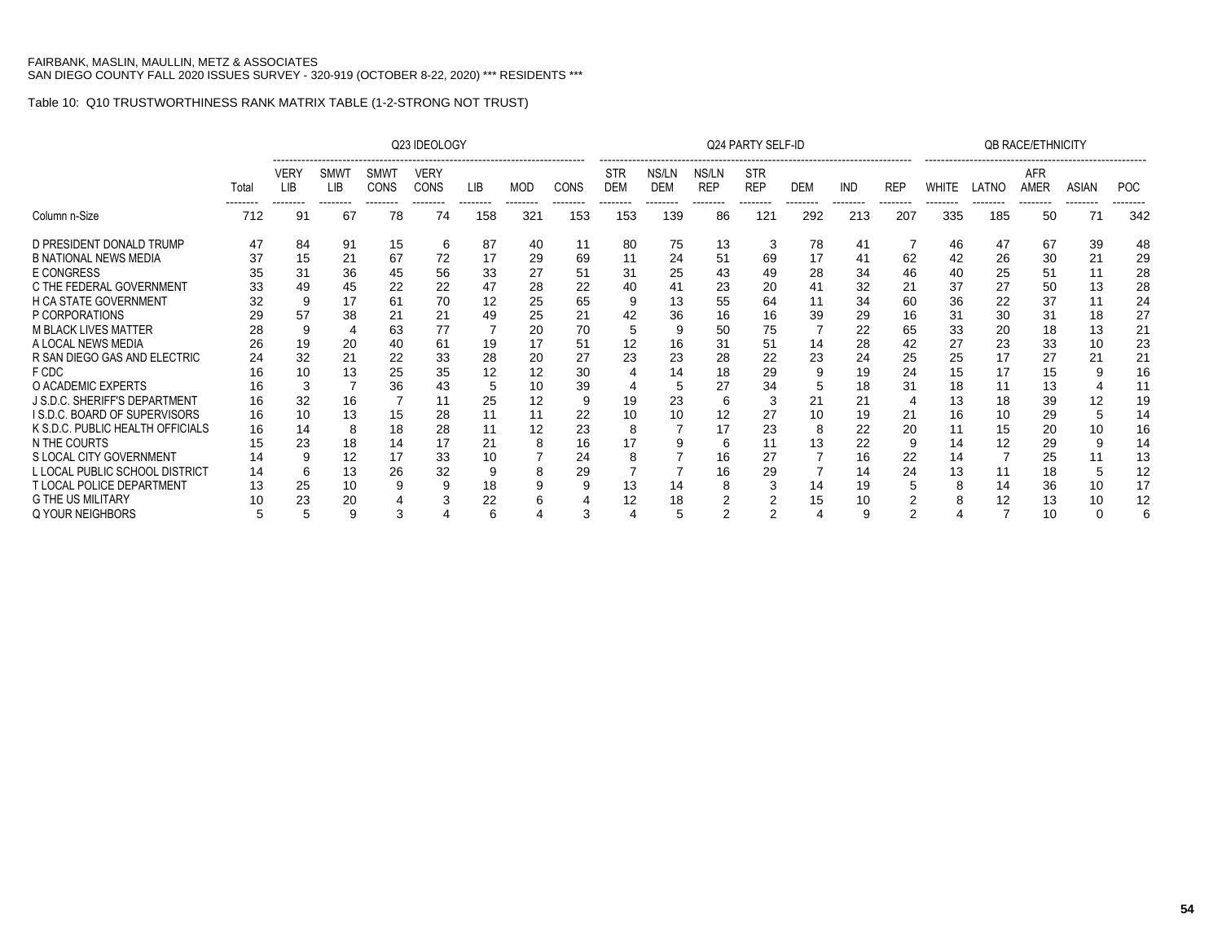FAIRBANK, MASLIN, MAULLIN, METZ & ASSOCIATES
SAN DIEGO COUNTY FALL 2020 ISSUES SURVEY - 320-919 (OCTOBER 8-22, 2020) *** RESIDENTS ***

Table 10: Q10 TRUSTWORTHINESS RANK MATRIX TABLE (1-2-STRONG NOT TRUST)

| | | Q23 IDEOLOGY | | | | | | | Q24 PARTY SELF-ID | | | | | | | QB RACE/ETHNICITY | | | | |
|---|---|---|---|---|---|---|---|---|---|---|---|---|---|---|---|---|---|---|---|---|
| | Total | VERY LIB | SMWT LIB | SMWT CONS | VERY CONS | LIB | MOD | CONS | STR DEM | NS/LN DEM | NS/LN REP | STR REP | DEM | IND | REP | WHITE | LATNO | AFR AMER | ASIAN | POC |
| Column n-Size | 712 | 91 | 67 | 78 | 74 | 158 | 321 | 153 | 153 | 139 | 86 | 121 | 292 | 213 | 207 | 335 | 185 | 50 | 71 | 342 |
| D PRESIDENT DONALD TRUMP | 47 | 84 | 91 | 15 | 6 | 87 | 40 | 11 | 80 | 75 | 13 | 3 | 78 | 41 | 7 | 46 | 47 | 67 | 39 | 48 |
| B NATIONAL NEWS MEDIA | 37 | 15 | 21 | 67 | 72 | 17 | 29 | 69 | 11 | 24 | 51 | 69 | 17 | 41 | 62 | 42 | 26 | 30 | 21 | 29 |
| E CONGRESS | 35 | 31 | 36 | 45 | 56 | 33 | 27 | 51 | 31 | 25 | 43 | 49 | 28 | 34 | 46 | 40 | 25 | 51 | 11 | 28 |
| C THE FEDERAL GOVERNMENT | 33 | 49 | 45 | 22 | 22 | 47 | 28 | 22 | 40 | 41 | 23 | 20 | 41 | 32 | 21 | 37 | 27 | 50 | 13 | 28 |
| H CA STATE GOVERNMENT | 32 | 9 | 17 | 61 | 70 | 12 | 25 | 65 | 9 | 13 | 55 | 64 | 11 | 34 | 60 | 36 | 22 | 37 | 11 | 24 |
| P CORPORATIONS | 29 | 57 | 38 | 21 | 21 | 49 | 25 | 21 | 42 | 36 | 16 | 16 | 39 | 29 | 16 | 31 | 30 | 31 | 18 | 27 |
| M BLACK LIVES MATTER | 28 | 9 | 4 | 63 | 77 | 7 | 20 | 70 | 5 | 9 | 50 | 75 | 7 | 22 | 65 | 33 | 20 | 18 | 13 | 21 |
| A LOCAL NEWS MEDIA | 26 | 19 | 20 | 40 | 61 | 19 | 17 | 51 | 12 | 16 | 31 | 51 | 14 | 28 | 42 | 27 | 23 | 33 | 10 | 23 |
| R SAN DIEGO GAS AND ELECTRIC | 24 | 32 | 21 | 22 | 33 | 28 | 20 | 27 | 23 | 23 | 28 | 22 | 23 | 24 | 25 | 25 | 17 | 27 | 21 | 21 |
| F CDC | 16 | 10 | 13 | 25 | 35 | 12 | 12 | 30 | 4 | 14 | 18 | 29 | 9 | 19 | 24 | 15 | 17 | 15 | 9 | 16 |
| O ACADEMIC EXPERTS | 16 | 3 | 7 | 36 | 43 | 5 | 10 | 39 | 4 | 5 | 27 | 34 | 5 | 18 | 31 | 18 | 11 | 13 | 4 | 11 |
| J S.D.C. SHERIFF'S DEPARTMENT | 16 | 32 | 16 | 7 | 11 | 25 | 12 | 9 | 19 | 23 | 6 | 3 | 21 | 21 | 4 | 13 | 18 | 39 | 12 | 19 |
| I S.D.C. BOARD OF SUPERVISORS | 16 | 10 | 13 | 15 | 28 | 11 | 11 | 22 | 10 | 10 | 12 | 27 | 10 | 19 | 21 | 16 | 10 | 29 | 5 | 14 |
| K S.D.C. PUBLIC HEALTH OFFICIALS | 16 | 14 | 8 | 18 | 28 | 11 | 12 | 23 | 8 | 7 | 17 | 23 | 8 | 22 | 20 | 11 | 15 | 20 | 10 | 16 |
| N THE COURTS | 15 | 23 | 18 | 14 | 17 | 21 | 8 | 16 | 17 | 9 | 6 | 11 | 13 | 22 | 9 | 14 | 12 | 29 | 9 | 14 |
| S LOCAL CITY GOVERNMENT | 14 | 9 | 12 | 17 | 33 | 10 | 7 | 24 | 8 | 7 | 16 | 27 | 7 | 16 | 22 | 14 | 7 | 25 | 11 | 13 |
| L LOCAL PUBLIC SCHOOL DISTRICT | 14 | 6 | 13 | 26 | 32 | 9 | 8 | 29 | 7 | 7 | 16 | 29 | 7 | 14 | 24 | 13 | 11 | 18 | 5 | 12 |
| T LOCAL POLICE DEPARTMENT | 13 | 25 | 10 | 9 | 9 | 18 | 9 | 9 | 13 | 14 | 8 | 3 | 14 | 19 | 5 | 8 | 14 | 36 | 10 | 17 |
| G THE US MILITARY | 10 | 23 | 20 | 4 | 3 | 22 | 6 | 4 | 12 | 18 | 2 | 2 | 15 | 10 | 2 | 8 | 12 | 13 | 10 | 12 |
| Q YOUR NEIGHBORS | 5 | 5 | 9 | 3 | 4 | 6 | 4 | 3 | 4 | 5 | 2 | 2 | 4 | 9 | 2 | 4 | 7 | 10 | 0 | 6 |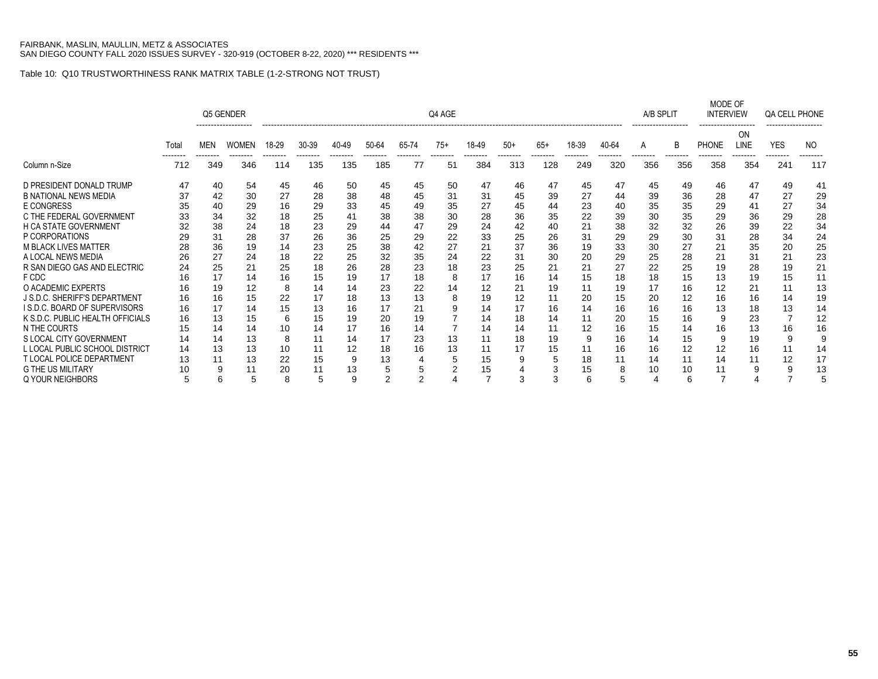FAIRBANK, MASLIN, MAULLIN, METZ & ASSOCIATES
SAN DIEGO COUNTY FALL 2020 ISSUES SURVEY - 320-919 (OCTOBER 8-22, 2020) *** RESIDENTS ***

Table 10: Q10 TRUSTWORTHINESS RANK MATRIX TABLE (1-2-STRONG NOT TRUST)

| | | Q5 GENDER | | Q4 AGE | | | | | | | | | | | | A/B SPLIT | | MODE OF INTERVIEW | | QA CELL PHONE | |
|---|---|---|---|---|---|---|---|---|---|---|---|---|---|---|---|---|---|---|---|---|---|
| | Total | MEN | WOMEN | 18-29 | 30-39 | 40-49 | 50-64 | 65-74 | 75+ | 18-49 | 50+ | 65+ | 18-39 | 40-64 | A | B | PHONE | ON LINE | YES | NO |
| Column n-Size | 712 | 349 | 346 | 114 | 135 | 135 | 185 | 77 | 51 | 384 | 313 | 128 | 249 | 320 | 356 | 356 | 358 | 354 | 241 | 117 |
| D PRESIDENT DONALD TRUMP | 47 | 40 | 54 | 45 | 46 | 50 | 45 | 45 | 50 | 47 | 46 | 47 | 45 | 47 | 45 | 49 | 46 | 47 | 49 | 41 |
| B NATIONAL NEWS MEDIA | 37 | 42 | 30 | 27 | 28 | 38 | 48 | 45 | 31 | 31 | 45 | 39 | 27 | 44 | 39 | 36 | 28 | 47 | 27 | 29 |
| E CONGRESS | 35 | 40 | 29 | 16 | 29 | 33 | 45 | 49 | 35 | 27 | 45 | 44 | 23 | 40 | 35 | 35 | 29 | 41 | 27 | 34 |
| C THE FEDERAL GOVERNMENT | 33 | 34 | 32 | 18 | 25 | 41 | 38 | 38 | 30 | 28 | 36 | 35 | 22 | 39 | 30 | 35 | 29 | 36 | 29 | 28 |
| H CA STATE GOVERNMENT | 32 | 38 | 24 | 18 | 23 | 29 | 44 | 47 | 29 | 24 | 42 | 40 | 21 | 38 | 32 | 32 | 26 | 39 | 22 | 34 |
| P CORPORATIONS | 29 | 31 | 28 | 37 | 26 | 36 | 25 | 29 | 22 | 33 | 25 | 26 | 31 | 29 | 29 | 30 | 31 | 28 | 34 | 24 |
| M BLACK LIVES MATTER | 28 | 36 | 19 | 14 | 23 | 25 | 38 | 42 | 27 | 21 | 37 | 36 | 19 | 33 | 30 | 27 | 21 | 35 | 20 | 25 |
| A LOCAL NEWS MEDIA | 26 | 27 | 24 | 18 | 22 | 25 | 32 | 35 | 24 | 22 | 31 | 30 | 20 | 29 | 25 | 28 | 21 | 31 | 21 | 23 |
| R SAN DIEGO GAS AND ELECTRIC | 24 | 25 | 21 | 25 | 18 | 26 | 28 | 23 | 18 | 23 | 25 | 21 | 21 | 27 | 22 | 25 | 19 | 28 | 19 | 21 |
| F CDC | 16 | 17 | 14 | 16 | 15 | 19 | 17 | 18 | 8 | 17 | 16 | 14 | 15 | 18 | 18 | 15 | 13 | 19 | 15 | 11 |
| O ACADEMIC EXPERTS | 16 | 19 | 12 | 8 | 14 | 14 | 23 | 22 | 14 | 12 | 21 | 19 | 11 | 19 | 17 | 16 | 12 | 21 | 11 | 13 |
| J S.D.C. SHERIFF'S DEPARTMENT | 16 | 16 | 15 | 22 | 17 | 18 | 13 | 13 | 8 | 19 | 12 | 11 | 20 | 15 | 20 | 12 | 16 | 16 | 14 | 19 |
| I S.D.C. BOARD OF SUPERVISORS | 16 | 17 | 14 | 15 | 13 | 16 | 17 | 21 | 9 | 14 | 17 | 16 | 14 | 16 | 16 | 16 | 13 | 18 | 13 | 14 |
| K S.D.C. PUBLIC HEALTH OFFICIALS | 16 | 13 | 15 | 6 | 15 | 19 | 20 | 19 | 7 | 14 | 18 | 14 | 11 | 20 | 15 | 16 | 9 | 23 | 7 | 12 |
| N THE COURTS | 15 | 14 | 14 | 10 | 14 | 17 | 16 | 14 | 7 | 14 | 14 | 11 | 12 | 16 | 15 | 14 | 16 | 13 | 16 | 16 |
| S LOCAL CITY GOVERNMENT | 14 | 14 | 13 | 8 | 11 | 14 | 17 | 23 | 13 | 11 | 18 | 19 | 9 | 16 | 14 | 15 | 9 | 19 | 9 | 9 |
| L LOCAL PUBLIC SCHOOL DISTRICT | 14 | 13 | 13 | 10 | 11 | 12 | 18 | 16 | 13 | 11 | 17 | 15 | 11 | 16 | 16 | 12 | 12 | 16 | 11 | 14 |
| T LOCAL POLICE DEPARTMENT | 13 | 11 | 13 | 22 | 15 | 9 | 13 | 4 | 5 | 15 | 9 | 5 | 18 | 11 | 14 | 11 | 14 | 11 | 12 | 17 |
| G THE US MILITARY | 10 | 9 | 11 | 20 | 11 | 13 | 5 | 5 | 2 | 15 | 4 | 3 | 15 | 8 | 10 | 10 | 11 | 9 | 9 | 13 |
| Q YOUR NEIGHBORS | 5 | 6 | 5 | 8 | 5 | 9 | 2 | 2 | 4 | 7 | 3 | 3 | 6 | 5 | 4 | 6 | 7 | 4 | 7 | 5 |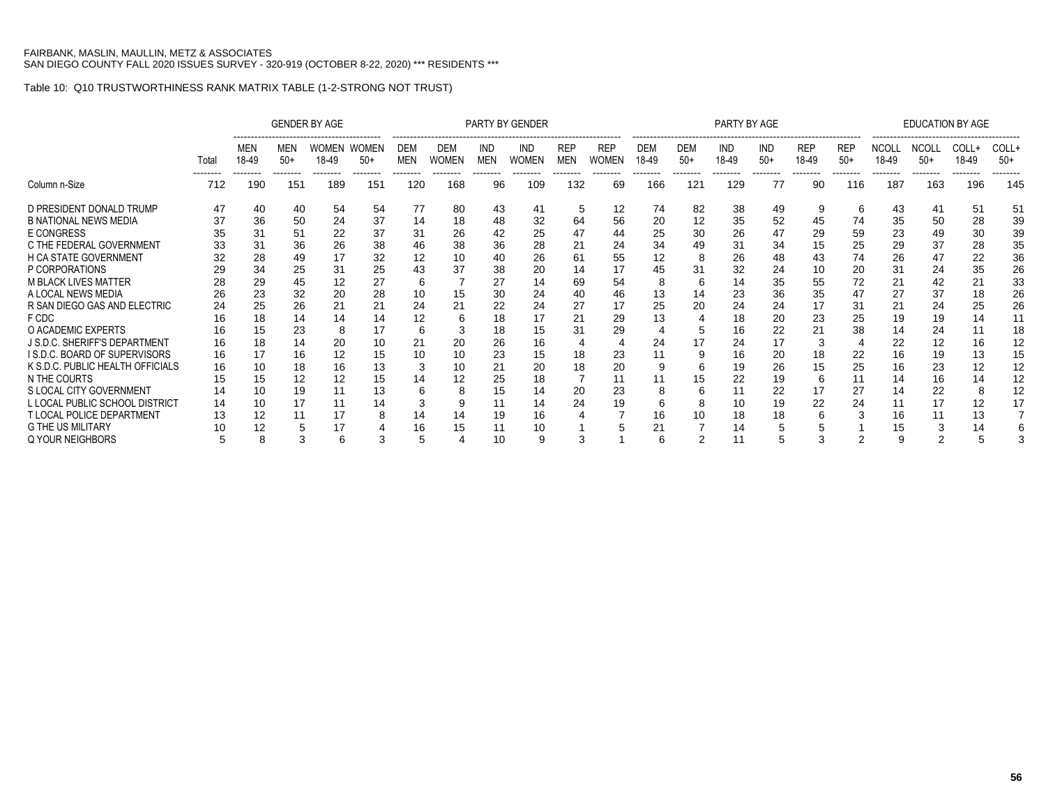FAIRBANK, MASLIN, MAULLIN, METZ & ASSOCIATES
SAN DIEGO COUNTY FALL 2020 ISSUES SURVEY - 320-919 (OCTOBER 8-22, 2020) *** RESIDENTS ***

Table 10: Q10 TRUSTWORTHINESS RANK MATRIX TABLE (1-2-STRONG NOT TRUST)

| | | GENDER BY AGE | | | | PARTY BY GENDER | | | | | | PARTY BY AGE | | | | | | EDUCATION BY AGE | | | |
|---|---|---|---|---|---|---|---|---|---|---|---|---|---|---|---|---|---|---|---|---|---|
| | Total | MEN 18-49 | MEN 50+ | WOMEN 18-49 | WOMEN 50+ | DEM MEN | DEM WOMEN | IND MEN | IND WOMEN | REP MEN | REP WOMEN | DEM 18-49 | DEM 50+ | IND 18-49 | IND 50+ | REP 18-49 | REP 50+ | NCOLL 18-49 | NCOLL 50+ | COLL+ 18-49 | COLL+ 50+ |
| Column n-Size | 712 | 190 | 151 | 189 | 151 | 120 | 168 | 96 | 109 | 132 | 69 | 166 | 121 | 129 | 77 | 90 | 116 | 187 | 163 | 196 | 145 |
| D PRESIDENT DONALD TRUMP | 47 | 40 | 40 | 54 | 54 | 77 | 80 | 43 | 41 | 5 | 12 | 74 | 82 | 38 | 49 | 9 | 6 | 43 | 41 | 51 | 51 |
| B NATIONAL NEWS MEDIA | 37 | 36 | 50 | 24 | 37 | 14 | 18 | 48 | 32 | 64 | 56 | 20 | 12 | 35 | 52 | 45 | 74 | 35 | 50 | 28 | 39 |
| E CONGRESS | 35 | 31 | 51 | 22 | 37 | 31 | 26 | 42 | 25 | 47 | 44 | 25 | 30 | 26 | 47 | 29 | 59 | 23 | 49 | 30 | 39 |
| C THE FEDERAL GOVERNMENT | 33 | 31 | 36 | 26 | 38 | 46 | 38 | 36 | 28 | 21 | 24 | 34 | 49 | 31 | 34 | 15 | 25 | 29 | 37 | 28 | 35 |
| H CA STATE GOVERNMENT | 32 | 28 | 49 | 17 | 32 | 12 | 10 | 40 | 26 | 61 | 55 | 12 | 8 | 26 | 48 | 43 | 74 | 26 | 47 | 22 | 36 |
| P CORPORATIONS | 29 | 34 | 25 | 31 | 25 | 43 | 37 | 38 | 20 | 14 | 17 | 45 | 31 | 32 | 24 | 10 | 20 | 31 | 24 | 35 | 26 |
| M BLACK LIVES MATTER | 28 | 29 | 45 | 12 | 27 | 6 | 7 | 27 | 14 | 69 | 54 | 8 | 6 | 14 | 35 | 55 | 72 | 21 | 42 | 21 | 33 |
| A LOCAL NEWS MEDIA | 26 | 23 | 32 | 20 | 28 | 10 | 15 | 30 | 24 | 40 | 46 | 13 | 14 | 23 | 36 | 35 | 47 | 27 | 37 | 18 | 26 |
| R SAN DIEGO GAS AND ELECTRIC | 24 | 25 | 26 | 21 | 21 | 24 | 21 | 22 | 24 | 27 | 17 | 25 | 20 | 24 | 24 | 17 | 31 | 21 | 24 | 25 | 26 |
| F CDC | 16 | 18 | 14 | 14 | 14 | 12 | 6 | 18 | 17 | 21 | 29 | 13 | 4 | 18 | 20 | 23 | 25 | 19 | 19 | 14 | 11 |
| O ACADEMIC EXPERTS | 16 | 15 | 23 | 8 | 17 | 6 | 3 | 18 | 15 | 31 | 29 | 4 | 5 | 16 | 22 | 21 | 38 | 14 | 24 | 11 | 18 |
| J S.D.C. SHERIFF'S DEPARTMENT | 16 | 18 | 14 | 20 | 10 | 21 | 20 | 26 | 16 | 4 | 4 | 24 | 17 | 24 | 17 | 3 | 4 | 22 | 12 | 16 | 12 |
| I S.D.C. BOARD OF SUPERVISORS | 16 | 17 | 16 | 12 | 15 | 10 | 10 | 23 | 15 | 18 | 23 | 11 | 9 | 16 | 20 | 18 | 22 | 16 | 19 | 13 | 15 |
| K S.D.C. PUBLIC HEALTH OFFICIALS | 16 | 10 | 18 | 16 | 13 | 3 | 10 | 21 | 20 | 18 | 20 | 9 | 6 | 19 | 26 | 15 | 25 | 16 | 23 | 12 | 12 |
| N THE COURTS | 15 | 15 | 12 | 12 | 15 | 14 | 12 | 25 | 18 | 7 | 11 | 11 | 15 | 22 | 19 | 6 | 11 | 14 | 16 | 14 | 12 |
| S LOCAL CITY GOVERNMENT | 14 | 10 | 19 | 11 | 13 | 6 | 8 | 15 | 14 | 20 | 23 | 8 | 6 | 11 | 22 | 17 | 27 | 14 | 22 | 8 | 12 |
| L LOCAL PUBLIC SCHOOL DISTRICT | 14 | 10 | 17 | 11 | 14 | 3 | 9 | 11 | 14 | 24 | 19 | 6 | 8 | 10 | 19 | 22 | 24 | 11 | 17 | 12 | 17 |
| T LOCAL POLICE DEPARTMENT | 13 | 12 | 11 | 17 | 8 | 14 | 14 | 19 | 16 | 4 | 7 | 16 | 10 | 18 | 18 | 6 | 3 | 16 | 11 | 13 | 7 |
| G THE US MILITARY | 10 | 12 | 5 | 17 | 4 | 16 | 15 | 11 | 10 | 1 | 5 | 21 | 7 | 14 | 5 | 5 | 1 | 15 | 3 | 14 | 6 |
| Q YOUR NEIGHBORS | 5 | 8 | 3 | 6 | 3 | 5 | 4 | 10 | 9 | 3 | 1 | 6 | 2 | 11 | 5 | 3 | 2 | 9 | 2 | 5 | 3 |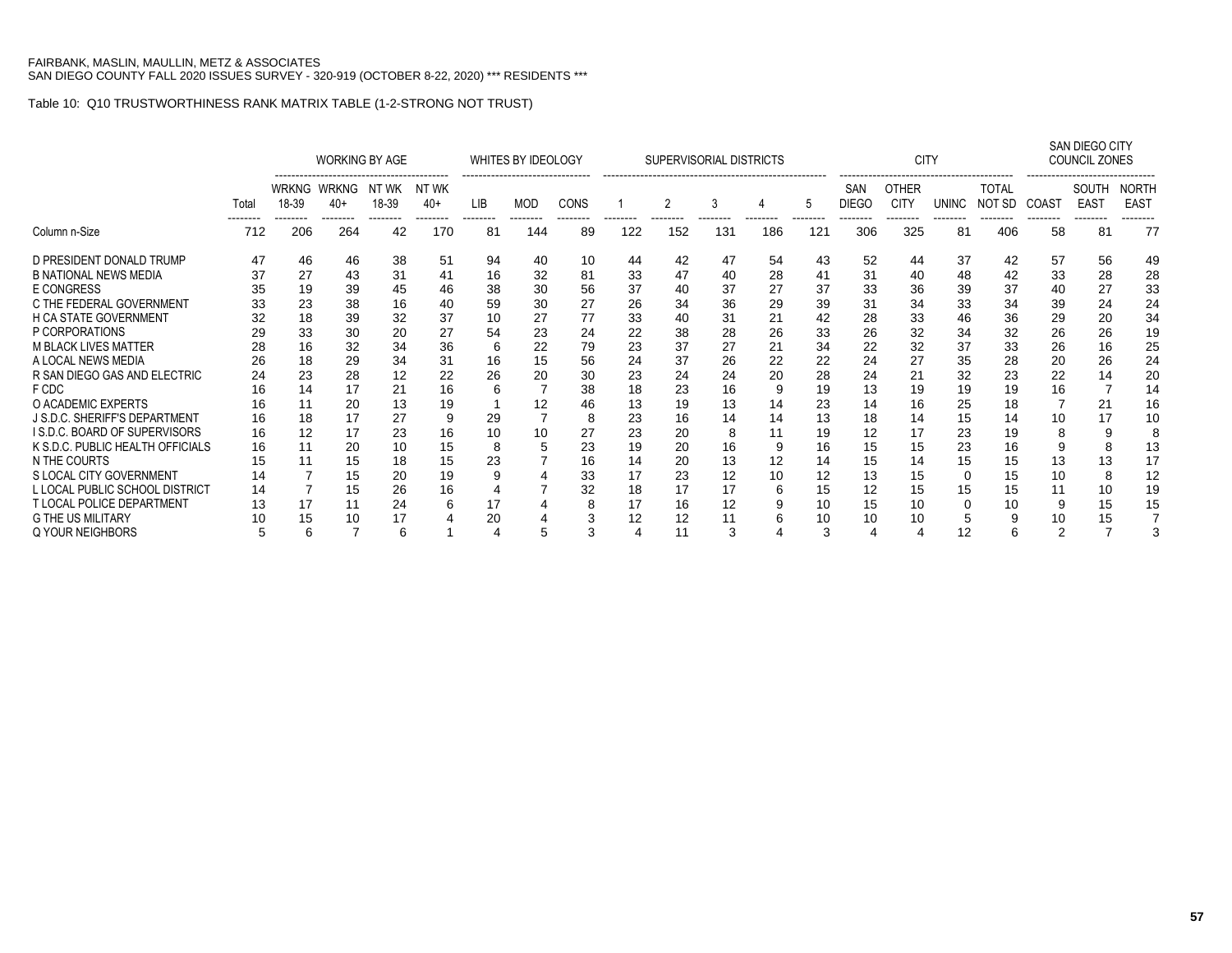FAIRBANK, MASLIN, MAULLIN, METZ & ASSOCIATES
SAN DIEGO COUNTY FALL 2020 ISSUES SURVEY - 320-919 (OCTOBER 8-22, 2020) *** RESIDENTS ***

Table 10: Q10 TRUSTWORTHINESS RANK MATRIX TABLE (1-2-STRONG NOT TRUST)

| | | WORKING BY AGE | | | | WHITES BY IDEOLOGY | | | SUPERVISORIAL DISTRICTS | | | | | CITY | | | | SAN DIEGO CITY COUNCIL ZONES | | |
|---|---|---|---|---|---|---|---|---|---|---|---|---|---|---|---|---|---|---|---|---|
| | Total | WRKNG 18-39 | WRKNG 40+ | NT WK 18-39 | NT WK 40+ | LIB | MOD | CONS | 1 | 2 | 3 | 4 | 5 | SAN DIEGO | OTHER CITY | UNINC | TOTAL NOT SD | COAST | SOUTH EAST | NORTH EAST |
| Column n-Size | 712 | 206 | 264 | 42 | 170 | 81 | 144 | 89 | 122 | 152 | 131 | 186 | 121 | 306 | 325 | 81 | 406 | 58 | 81 | 77 |
| D PRESIDENT DONALD TRUMP | 47 | 46 | 46 | 38 | 51 | 94 | 40 | 10 | 44 | 42 | 47 | 54 | 43 | 52 | 44 | 37 | 42 | 57 | 56 | 49 |
| B NATIONAL NEWS MEDIA | 37 | 27 | 43 | 31 | 41 | 16 | 32 | 81 | 33 | 47 | 40 | 28 | 41 | 31 | 40 | 48 | 42 | 33 | 28 | 28 |
| E CONGRESS | 35 | 19 | 39 | 45 | 46 | 38 | 30 | 56 | 37 | 40 | 37 | 27 | 37 | 33 | 36 | 39 | 37 | 40 | 27 | 33 |
| C THE FEDERAL GOVERNMENT | 33 | 23 | 38 | 16 | 40 | 59 | 30 | 27 | 26 | 34 | 36 | 29 | 39 | 31 | 34 | 33 | 34 | 39 | 24 | 24 |
| H CA STATE GOVERNMENT | 32 | 18 | 39 | 32 | 37 | 10 | 27 | 77 | 33 | 40 | 31 | 21 | 42 | 28 | 33 | 46 | 36 | 29 | 20 | 34 |
| P CORPORATIONS | 29 | 33 | 30 | 20 | 27 | 54 | 23 | 24 | 22 | 38 | 28 | 26 | 33 | 26 | 32 | 34 | 32 | 26 | 26 | 19 |
| M BLACK LIVES MATTER | 28 | 16 | 32 | 34 | 36 | 6 | 22 | 79 | 23 | 37 | 27 | 21 | 34 | 22 | 32 | 37 | 33 | 26 | 16 | 25 |
| A LOCAL NEWS MEDIA | 26 | 18 | 29 | 34 | 31 | 16 | 15 | 56 | 24 | 37 | 26 | 22 | 22 | 24 | 27 | 35 | 28 | 20 | 26 | 24 |
| R SAN DIEGO GAS AND ELECTRIC | 24 | 23 | 28 | 12 | 22 | 26 | 20 | 30 | 23 | 24 | 24 | 20 | 28 | 24 | 21 | 32 | 23 | 22 | 14 | 20 |
| F CDC | 16 | 14 | 17 | 21 | 16 | 6 | 7 | 38 | 18 | 23 | 16 | 9 | 19 | 13 | 19 | 19 | 19 | 16 | 7 | 14 |
| O ACADEMIC EXPERTS | 16 | 11 | 20 | 13 | 19 | 1 | 12 | 46 | 13 | 19 | 13 | 14 | 23 | 14 | 16 | 25 | 18 | 7 | 21 | 16 |
| J S.D.C. SHERIFF'S DEPARTMENT | 16 | 18 | 17 | 27 | 9 | 29 | 7 | 8 | 23 | 16 | 14 | 14 | 13 | 18 | 14 | 15 | 14 | 10 | 17 | 10 |
| I S.D.C. BOARD OF SUPERVISORS | 16 | 12 | 17 | 23 | 16 | 10 | 10 | 27 | 23 | 20 | 8 | 11 | 19 | 12 | 17 | 23 | 19 | 8 | 9 | 8 |
| K S.D.C. PUBLIC HEALTH OFFICIALS | 16 | 11 | 20 | 10 | 15 | 8 | 5 | 23 | 19 | 20 | 16 | 9 | 16 | 15 | 15 | 23 | 16 | 9 | 8 | 13 |
| N THE COURTS | 15 | 11 | 15 | 18 | 15 | 23 | 7 | 16 | 14 | 20 | 13 | 12 | 14 | 15 | 14 | 15 | 15 | 13 | 13 | 17 |
| S LOCAL CITY GOVERNMENT | 14 | 7 | 15 | 20 | 19 | 9 | 4 | 33 | 17 | 23 | 12 | 10 | 12 | 13 | 15 | 0 | 15 | 10 | 8 | 12 |
| L LOCAL PUBLIC SCHOOL DISTRICT | 14 | 7 | 15 | 26 | 16 | 4 | 7 | 32 | 18 | 17 | 17 | 6 | 15 | 12 | 15 | 15 | 15 | 11 | 10 | 19 |
| T LOCAL POLICE DEPARTMENT | 13 | 17 | 11 | 24 | 6 | 17 | 4 | 8 | 17 | 16 | 12 | 9 | 10 | 15 | 10 | 0 | 10 | 9 | 15 | 15 |
| G THE US MILITARY | 10 | 15 | 10 | 17 | 4 | 20 | 4 | 3 | 12 | 12 | 11 | 6 | 10 | 10 | 10 | 5 | 9 | 10 | 15 | 7 |
| Q YOUR NEIGHBORS | 5 | 6 | 7 | 6 | 1 | 4 | 5 | 3 | 4 | 11 | 3 | 4 | 3 | 4 | 4 | 12 | 6 | 2 | 7 | 3 |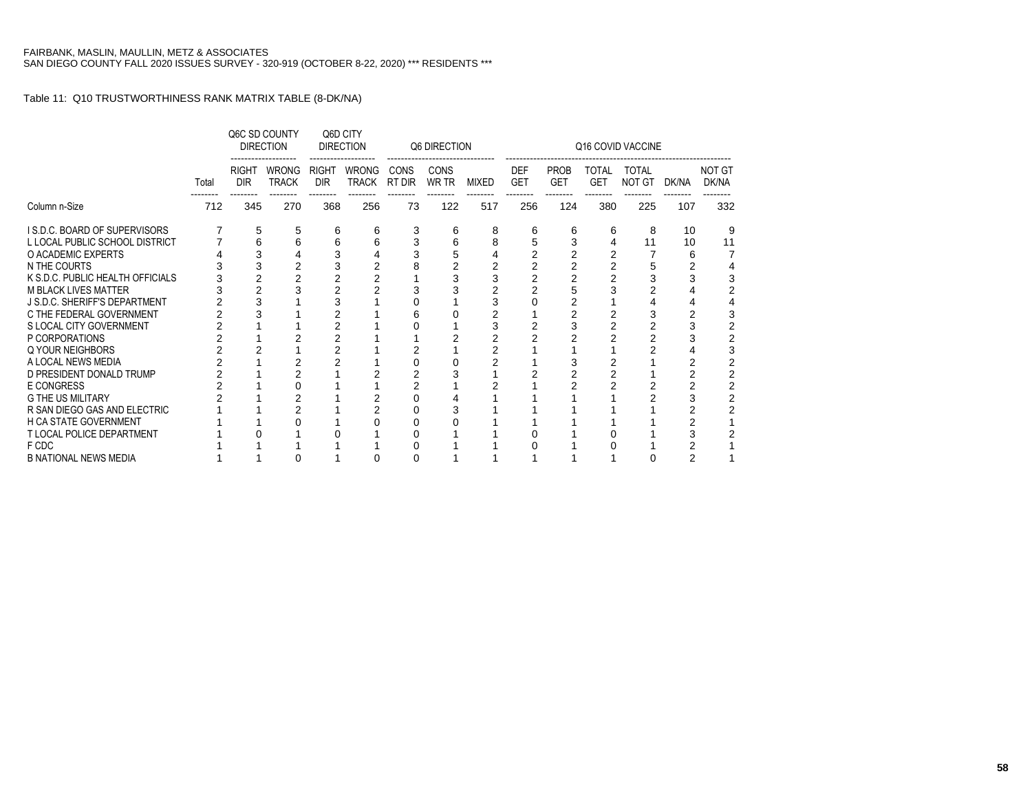FAIRBANK, MASLIN, MAULLIN, METZ & ASSOCIATES
SAN DIEGO COUNTY FALL 2020 ISSUES SURVEY - 320-919 (OCTOBER 8-22, 2020) *** RESIDENTS ***

Table 11: Q10 TRUSTWORTHINESS RANK MATRIX TABLE (8-DK/NA)

| | Total | Q6C SD COUNTY DIRECTION | | Q6D CITY DIRECTION | | Q6 DIRECTION | | | Q16 COVID VACCINE | | | | | |
|---|---|---|---|---|---|---|---|---|---|---|---|---|---|---|
| | | RIGHT DIR | WRONG TRACK | RIGHT DIR | WRONG TRACK | CONS RT DIR | CONS WR TR | MIXED | DEF GET | PROB GET | TOTAL GET | TOTAL NOT GT | DK/NA | NOT GT DK/NA |
| Column n-Size | 712 | 345 | 270 | 368 | 256 | 73 | 122 | 517 | 256 | 124 | 380 | 225 | 107 | 332 |
| I S.D.C. BOARD OF SUPERVISORS | 7 | 5 | 5 | 6 | 6 | 3 | 6 | 8 | 6 | 6 | 6 | 8 | 10 | 9 |
| L LOCAL PUBLIC SCHOOL DISTRICT | 7 | 6 | 6 | 6 | 6 | 3 | 6 | 8 | 5 | 3 | 4 | 11 | 10 | 11 |
| O ACADEMIC EXPERTS | 4 | 3 | 4 | 3 | 4 | 3 | 5 | 4 | 2 | 2 | 2 | 7 | 6 | 7 |
| N THE COURTS | 3 | 3 | 2 | 3 | 2 | 8 | 2 | 2 | 2 | 2 | 2 | 5 | 2 | 4 |
| K S.D.C. PUBLIC HEALTH OFFICIALS | 3 | 2 | 2 | 2 | 2 | 1 | 3 | 3 | 2 | 2 | 2 | 3 | 3 | 3 |
| M BLACK LIVES MATTER | 3 | 2 | 3 | 2 | 2 | 3 | 3 | 2 | 2 | 5 | 3 | 2 | 4 | 2 |
| J S.D.C. SHERIFF'S DEPARTMENT | 2 | 3 | 1 | 3 | 1 | 0 | 1 | 3 | 0 | 2 | 1 | 4 | 4 | 4 |
| C THE FEDERAL GOVERNMENT | 2 | 3 | 1 | 2 | 1 | 6 | 0 | 2 | 1 | 2 | 2 | 3 | 2 | 3 |
| S LOCAL CITY GOVERNMENT | 2 | 1 | 1 | 2 | 1 | 0 | 1 | 3 | 2 | 3 | 2 | 2 | 3 | 2 |
| P CORPORATIONS | 2 | 1 | 2 | 2 | 1 | 1 | 2 | 2 | 2 | 2 | 2 | 2 | 3 | 2 |
| Q YOUR NEIGHBORS | 2 | 2 | 1 | 2 | 1 | 2 | 1 | 2 | 1 | 1 | 1 | 2 | 4 | 3 |
| A LOCAL NEWS MEDIA | 2 | 1 | 2 | 2 | 1 | 0 | 0 | 2 | 1 | 3 | 2 | 1 | 2 | 2 |
| D PRESIDENT DONALD TRUMP | 2 | 1 | 2 | 1 | 2 | 2 | 3 | 1 | 2 | 2 | 2 | 1 | 2 | 2 |
| E CONGRESS | 2 | 1 | 0 | 1 | 1 | 2 | 1 | 2 | 1 | 2 | 2 | 2 | 2 | 2 |
| G THE US MILITARY | 2 | 1 | 2 | 1 | 2 | 0 | 4 | 1 | 1 | 1 | 1 | 2 | 3 | 2 |
| R SAN DIEGO GAS AND ELECTRIC | 1 | 1 | 2 | 1 | 2 | 0 | 3 | 1 | 1 | 1 | 1 | 1 | 2 | 2 |
| H CA STATE GOVERNMENT | 1 | 1 | 0 | 1 | 0 | 0 | 0 | 1 | 1 | 1 | 1 | 1 | 2 | 1 |
| T LOCAL POLICE DEPARTMENT | 1 | 0 | 1 | 0 | 1 | 0 | 1 | 1 | 0 | 1 | 0 | 1 | 3 | 2 |
| F CDC | 1 | 1 | 1 | 1 | 1 | 0 | 1 | 1 | 0 | 1 | 0 | 1 | 2 | 1 |
| B NATIONAL NEWS MEDIA | 1 | 1 | 0 | 1 | 0 | 0 | 1 | 1 | 1 | 1 | 1 | 0 | 2 | 1 |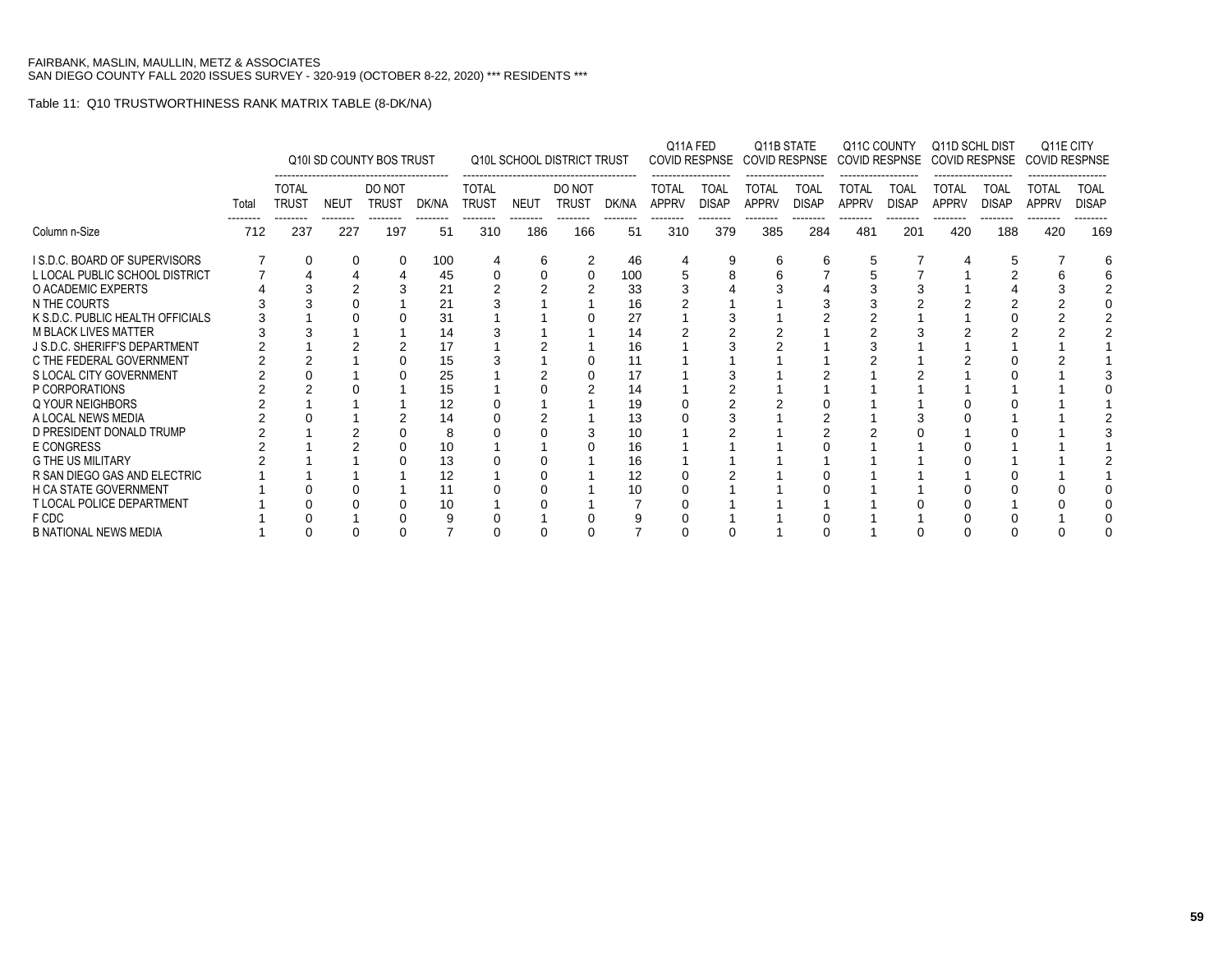FAIRBANK, MASLIN, MAULLIN, METZ & ASSOCIATES
SAN DIEGO COUNTY FALL 2020 ISSUES SURVEY - 320-919 (OCTOBER 8-22, 2020) *** RESIDENTS ***

Table 11: Q10 TRUSTWORTHINESS RANK MATRIX TABLE (8-DK/NA)

| | | Q10I SD COUNTY BOS TRUST | | | | Q10L SCHOOL DISTRICT TRUST | | | | Q11A FED COVID RESPNSE | | Q11B STATE COVID RESPNSE | | Q11C COUNTY COVID RESPNSE | | Q11D SCHL DIST COVID RESPNSE | | Q11E CITY COVID RESPNSE | |
|---|---|---|---|---|---|---|---|---|---|---|---|---|---|---|---|---|---|---|---|
| | Total | TOTAL TRUST | NEUT | DO NOT TRUST | DK/NA | TOTAL TRUST | NEUT | DO NOT TRUST | DK/NA | TOTAL APPRV | TOAL DISAP | TOTAL APPRV | TOAL DISAP | TOTAL APPRV | TOAL DISAP | TOTAL APPRV | TOAL DISAP | TOTAL APPRV | TOAL DISAP |
| Column n-Size | 712 | 237 | 227 | 197 | 51 | 310 | 186 | 166 | 51 | 310 | 379 | 385 | 284 | 481 | 201 | 420 | 188 | 420 | 169 |
| I S.D.C. BOARD OF SUPERVISORS | 7 | 0 | 0 | 0 | 100 | 4 | 6 | 2 | 46 | 4 | 9 | 6 | 6 | 5 | 7 | 4 | 5 | 7 | 6 |
| L LOCAL PUBLIC SCHOOL DISTRICT | 7 | 4 | 4 | 4 | 45 | 0 | 0 | 0 | 100 | 5 | 8 | 6 | 7 | 5 | 7 | 1 | 2 | 6 | 6 |
| O ACADEMIC EXPERTS | 4 | 3 | 2 | 3 | 21 | 2 | 2 | 2 | 33 | 3 | 4 | 3 | 4 | 3 | 3 | 1 | 4 | 3 | 2 |
| N THE COURTS | 3 | 3 | 0 | 1 | 21 | 3 | 1 | 1 | 16 | 2 | 1 | 1 | 3 | 3 | 2 | 2 | 2 | 2 | 0 |
| K S.D.C. PUBLIC HEALTH OFFICIALS | 3 | 1 | 0 | 0 | 31 | 1 | 1 | 0 | 27 | 1 | 3 | 1 | 2 | 2 | 1 | 1 | 0 | 2 | 2 |
| M BLACK LIVES MATTER | 3 | 3 | 1 | 1 | 14 | 3 | 1 | 1 | 14 | 2 | 2 | 2 | 1 | 2 | 3 | 2 | 2 | 2 | 2 |
| J S.D.C. SHERIFF'S DEPARTMENT | 2 | 1 | 2 | 2 | 17 | 1 | 2 | 1 | 16 | 1 | 3 | 2 | 1 | 3 | 1 | 1 | 1 | 1 | 1 |
| C THE FEDERAL GOVERNMENT | 2 | 2 | 1 | 0 | 15 | 3 | 1 | 0 | 11 | 1 | 1 | 1 | 1 | 2 | 1 | 2 | 0 | 2 | 1 |
| S LOCAL CITY GOVERNMENT | 2 | 0 | 1 | 0 | 25 | 1 | 2 | 0 | 17 | 1 | 3 | 1 | 2 | 1 | 2 | 1 | 0 | 1 | 3 |
| P CORPORATIONS | 2 | 2 | 0 | 1 | 15 | 1 | 0 | 2 | 14 | 1 | 2 | 1 | 1 | 1 | 1 | 1 | 1 | 1 | 0 |
| Q YOUR NEIGHBORS | 2 | 1 | 1 | 1 | 12 | 0 | 1 | 1 | 19 | 0 | 2 | 2 | 0 | 1 | 1 | 0 | 0 | 1 | 1 |
| A LOCAL NEWS MEDIA | 2 | 0 | 1 | 2 | 14 | 0 | 2 | 1 | 13 | 0 | 3 | 1 | 2 | 1 | 3 | 0 | 1 | 1 | 2 |
| D PRESIDENT DONALD TRUMP | 2 | 1 | 2 | 0 | 8 | 0 | 0 | 3 | 10 | 1 | 2 | 1 | 2 | 2 | 0 | 1 | 0 | 1 | 3 |
| E CONGRESS | 2 | 1 | 2 | 0 | 10 | 1 | 1 | 0 | 16 | 1 | 1 | 1 | 0 | 1 | 1 | 0 | 1 | 1 | 1 |
| G THE US MILITARY | 2 | 1 | 1 | 0 | 13 | 0 | 0 | 1 | 16 | 1 | 1 | 1 | 1 | 1 | 1 | 0 | 1 | 1 | 2 |
| R SAN DIEGO GAS AND ELECTRIC | 1 | 1 | 1 | 1 | 12 | 1 | 0 | 1 | 12 | 0 | 2 | 1 | 0 | 1 | 1 | 1 | 0 | 1 | 1 |
| H CA STATE GOVERNMENT | 1 | 0 | 0 | 1 | 11 | 0 | 0 | 1 | 10 | 0 | 1 | 1 | 0 | 1 | 1 | 0 | 0 | 0 | 0 |
| T LOCAL POLICE DEPARTMENT | 1 | 0 | 0 | 0 | 10 | 1 | 0 | 1 | 7 | 0 | 1 | 1 | 1 | 1 | 0 | 0 | 1 | 0 | 0 |
| F CDC | 1 | 0 | 1 | 0 | 9 | 0 | 1 | 0 | 9 | 0 | 1 | 1 | 0 | 1 | 1 | 0 | 0 | 1 | 0 |
| B NATIONAL NEWS MEDIA | 1 | 0 | 0 | 0 | 7 | 0 | 0 | 0 | 7 | 0 | 0 | 1 | 0 | 1 | 0 | 0 | 0 | 0 | 0 |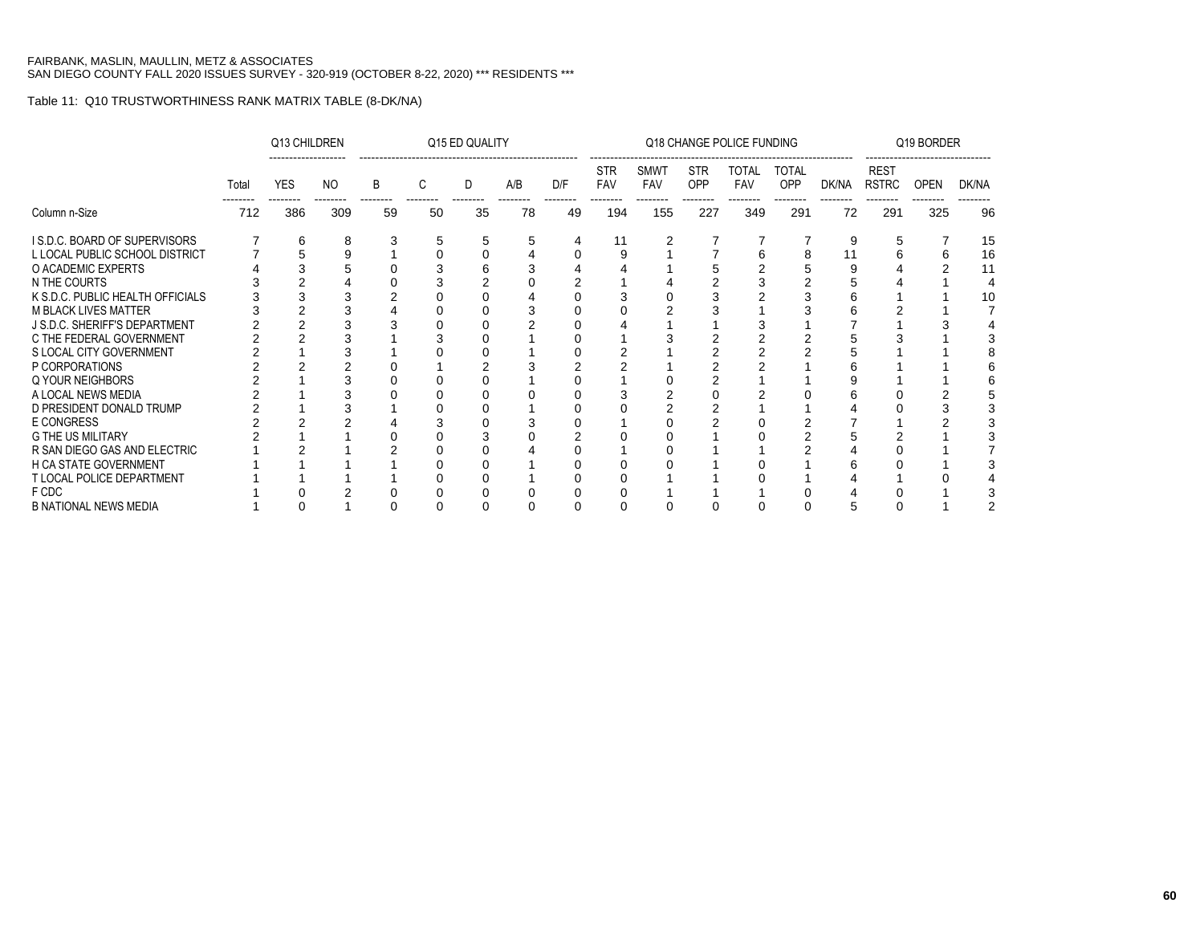FAIRBANK, MASLIN, MAULLIN, METZ & ASSOCIATES
SAN DIEGO COUNTY FALL 2020 ISSUES SURVEY - 320-919 (OCTOBER 8-22, 2020) *** RESIDENTS ***

Table 11: Q10 TRUSTWORTHINESS RANK MATRIX TABLE (8-DK/NA)

| | | Q13 CHILDREN | | Q15 ED QUALITY | | | | | Q18 CHANGE POLICE FUNDING | | | | | | Q19 BORDER | | |
|---|---|---|---|---|---|---|---|---|---|---|---|---|---|---|---|---|---|
| | Total | YES | NO | B | C | D | A/B | D/F | STR FAV | SMWT FAV | STR OPP | TOTAL FAV | TOTAL OPP | DK/NA | REST RSTRC | OPEN | DK/NA |
| Column n-Size | 712 | 386 | 309 | 59 | 50 | 35 | 78 | 49 | 194 | 155 | 227 | 349 | 291 | 72 | 291 | 325 | 96 |
| I S.D.C. BOARD OF SUPERVISORS | 7 | 6 | 8 | 3 | 5 | 5 | 5 | 4 | 11 | 2 | 7 | 7 | 7 | 9 | 5 | 7 | 15 |
| L LOCAL PUBLIC SCHOOL DISTRICT | 7 | 5 | 9 | 1 | 0 | 0 | 4 | 0 | 9 | 1 | 7 | 6 | 8 | 11 | 6 | 6 | 16 |
| O ACADEMIC EXPERTS | 4 | 3 | 5 | 0 | 3 | 6 | 3 | 4 | 4 | 1 | 5 | 2 | 5 | 9 | 4 | 2 | 11 |
| N THE COURTS | 3 | 2 | 4 | 0 | 3 | 2 | 0 | 2 | 1 | 4 | 2 | 3 | 2 | 5 | 4 | 1 | 4 |
| K S.D.C. PUBLIC HEALTH OFFICIALS | 3 | 3 | 3 | 2 | 0 | 0 | 4 | 0 | 3 | 0 | 3 | 2 | 3 | 6 | 1 | 1 | 10 |
| M BLACK LIVES MATTER | 3 | 2 | 3 | 4 | 0 | 0 | 3 | 0 | 0 | 2 | 3 | 1 | 3 | 6 | 2 | 1 | 7 |
| J S.D.C. SHERIFF'S DEPARTMENT | 2 | 2 | 3 | 3 | 0 | 0 | 2 | 0 | 4 | 1 | 1 | 3 | 1 | 7 | 1 | 3 | 4 |
| C THE FEDERAL GOVERNMENT | 2 | 2 | 3 | 1 | 3 | 0 | 1 | 0 | 1 | 3 | 2 | 2 | 2 | 5 | 3 | 1 | 3 |
| S LOCAL CITY GOVERNMENT | 2 | 1 | 3 | 1 | 0 | 0 | 1 | 0 | 2 | 1 | 2 | 2 | 2 | 5 | 1 | 1 | 8 |
| P CORPORATIONS | 2 | 2 | 2 | 0 | 1 | 2 | 3 | 2 | 2 | 1 | 2 | 2 | 1 | 6 | 1 | 1 | 6 |
| Q YOUR NEIGHBORS | 2 | 1 | 3 | 0 | 0 | 0 | 1 | 0 | 1 | 0 | 2 | 1 | 1 | 9 | 1 | 1 | 6 |
| A LOCAL NEWS MEDIA | 2 | 1 | 3 | 0 | 0 | 0 | 0 | 0 | 3 | 2 | 0 | 2 | 0 | 6 | 0 | 2 | 5 |
| D PRESIDENT DONALD TRUMP | 2 | 1 | 3 | 1 | 0 | 0 | 1 | 0 | 0 | 2 | 2 | 1 | 1 | 4 | 0 | 3 | 3 |
| E CONGRESS | 2 | 2 | 2 | 4 | 3 | 0 | 3 | 0 | 1 | 0 | 2 | 0 | 2 | 7 | 1 | 2 | 3 |
| G THE US MILITARY | 2 | 1 | 1 | 0 | 0 | 3 | 0 | 2 | 0 | 0 | 1 | 0 | 2 | 5 | 2 | 1 | 3 |
| R SAN DIEGO GAS AND ELECTRIC | 1 | 2 | 1 | 2 | 0 | 0 | 4 | 0 | 1 | 0 | 1 | 1 | 2 | 4 | 0 | 1 | 7 |
| H CA STATE GOVERNMENT | 1 | 1 | 1 | 1 | 0 | 0 | 1 | 0 | 0 | 0 | 1 | 0 | 1 | 6 | 0 | 1 | 3 |
| T LOCAL POLICE DEPARTMENT | 1 | 1 | 1 | 1 | 0 | 0 | 1 | 0 | 0 | 1 | 1 | 0 | 1 | 4 | 1 | 0 | 4 |
| F CDC | 1 | 0 | 2 | 0 | 0 | 0 | 0 | 0 | 0 | 1 | 1 | 1 | 0 | 4 | 0 | 1 | 3 |
| B NATIONAL NEWS MEDIA | 1 | 0 | 1 | 0 | 0 | 0 | 0 | 0 | 0 | 0 | 0 | 0 | 0 | 5 | 0 | 1 | 2 |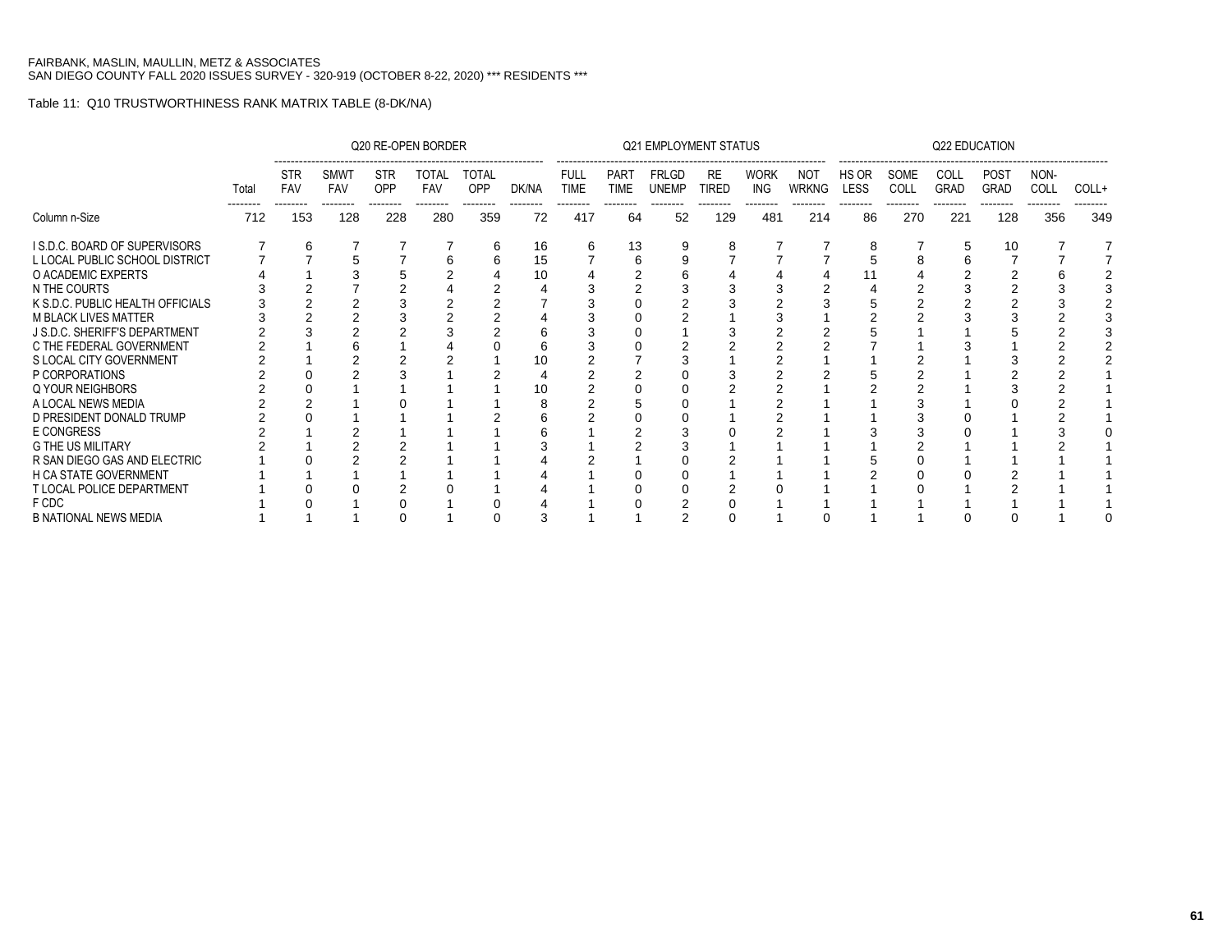FAIRBANK, MASLIN, MAULLIN, METZ & ASSOCIATES
SAN DIEGO COUNTY FALL 2020 ISSUES SURVEY - 320-919 (OCTOBER 8-22, 2020) *** RESIDENTS ***

Table 11: Q10 TRUSTWORTHINESS RANK MATRIX TABLE (8-DK/NA)

| | | Q20 RE-OPEN BORDER | | | | | | Q21 EMPLOYMENT STATUS | | | | | | Q22 EDUCATION | | | | | |
|---|---|---|---|---|---|---|---|---|---|---|---|---|---|---|---|---|---|---|---|
| | Total | STR FAV | SMWT FAV | STR OPP | TOTAL FAV | TOTAL OPP | DK/NA | FULL TIME | PART TIME | FRLGD UNEMP | RE TIRED | WORK ING | NOT WRKNG | HS OR LESS | SOME COLL | COLL GRAD | POST GRAD | NON-COLL | COLL+ |
| Column n-Size | 712 | 153 | 128 | 228 | 280 | 359 | 72 | 417 | 64 | 52 | 129 | 481 | 214 | 86 | 270 | 221 | 128 | 356 | 349 |
| I S.D.C. BOARD OF SUPERVISORS | 7 | 6 | 7 | 7 | 7 | 6 | 16 | 6 | 13 | 9 | 8 | 7 | 7 | 8 | 7 | 5 | 10 | 7 | 7 |
| L LOCAL PUBLIC SCHOOL DISTRICT | 7 | 7 | 5 | 7 | 6 | 6 | 15 | 7 | 6 | 9 | 7 | 7 | 7 | 5 | 8 | 6 | 7 | 7 | 7 |
| O ACADEMIC EXPERTS | 4 | 1 | 3 | 5 | 2 | 4 | 10 | 4 | 2 | 6 | 4 | 4 | 4 | 11 | 4 | 2 | 2 | 6 | 2 |
| N THE COURTS | 3 | 2 | 7 | 2 | 4 | 2 | 4 | 3 | 2 | 3 | 3 | 3 | 2 | 4 | 2 | 3 | 2 | 3 | 3 |
| K S.D.C. PUBLIC HEALTH OFFICIALS | 3 | 2 | 2 | 3 | 2 | 2 | 7 | 3 | 0 | 2 | 3 | 2 | 3 | 5 | 2 | 2 | 2 | 3 | 2 |
| M BLACK LIVES MATTER | 3 | 2 | 2 | 3 | 2 | 2 | 4 | 3 | 0 | 2 | 1 | 3 | 1 | 2 | 2 | 3 | 3 | 2 | 3 |
| J S.D.C. SHERIFF'S DEPARTMENT | 2 | 3 | 2 | 2 | 3 | 2 | 6 | 3 | 0 | 1 | 3 | 2 | 2 | 5 | 1 | 1 | 5 | 2 | 3 |
| C THE FEDERAL GOVERNMENT | 2 | 1 | 6 | 1 | 4 | 0 | 6 | 3 | 0 | 2 | 2 | 2 | 2 | 7 | 1 | 3 | 1 | 2 | 2 |
| S LOCAL CITY GOVERNMENT | 2 | 1 | 2 | 2 | 2 | 1 | 10 | 2 | 7 | 3 | 1 | 2 | 1 | 1 | 2 | 1 | 3 | 2 | 2 |
| P CORPORATIONS | 2 | 0 | 2 | 3 | 1 | 2 | 4 | 2 | 2 | 0 | 3 | 2 | 2 | 5 | 2 | 1 | 2 | 2 | 1 |
| Q YOUR NEIGHBORS | 2 | 0 | 1 | 1 | 1 | 1 | 10 | 2 | 0 | 0 | 2 | 2 | 1 | 2 | 2 | 1 | 3 | 2 | 1 |
| A LOCAL NEWS MEDIA | 2 | 2 | 1 | 0 | 1 | 1 | 8 | 2 | 5 | 0 | 1 | 2 | 1 | 1 | 3 | 1 | 0 | 2 | 1 |
| D PRESIDENT DONALD TRUMP | 2 | 0 | 1 | 1 | 1 | 2 | 6 | 2 | 0 | 0 | 1 | 2 | 1 | 1 | 3 | 0 | 1 | 2 | 1 |
| E CONGRESS | 2 | 1 | 2 | 1 | 1 | 1 | 6 | 1 | 2 | 3 | 0 | 2 | 1 | 3 | 3 | 0 | 1 | 3 | 0 |
| G THE US MILITARY | 2 | 1 | 2 | 2 | 1 | 1 | 3 | 1 | 2 | 3 | 1 | 1 | 1 | 1 | 2 | 1 | 1 | 2 | 1 |
| R SAN DIEGO GAS AND ELECTRIC | 1 | 0 | 2 | 2 | 1 | 1 | 4 | 2 | 1 | 0 | 2 | 1 | 1 | 5 | 0 | 1 | 1 | 1 | 1 |
| H CA STATE GOVERNMENT | 1 | 1 | 1 | 1 | 1 | 1 | 4 | 1 | 0 | 0 | 1 | 1 | 1 | 2 | 0 | 0 | 2 | 1 | 1 |
| T LOCAL POLICE DEPARTMENT | 1 | 0 | 0 | 2 | 0 | 1 | 4 | 1 | 0 | 0 | 2 | 0 | 1 | 1 | 0 | 1 | 2 | 1 | 1 |
| F CDC | 1 | 0 | 1 | 0 | 1 | 0 | 4 | 1 | 0 | 2 | 0 | 1 | 1 | 1 | 1 | 1 | 1 | 1 | 1 |
| B NATIONAL NEWS MEDIA | 1 | 1 | 1 | 0 | 1 | 0 | 3 | 1 | 1 | 2 | 0 | 1 | 0 | 1 | 1 | 0 | 0 | 1 | 0 |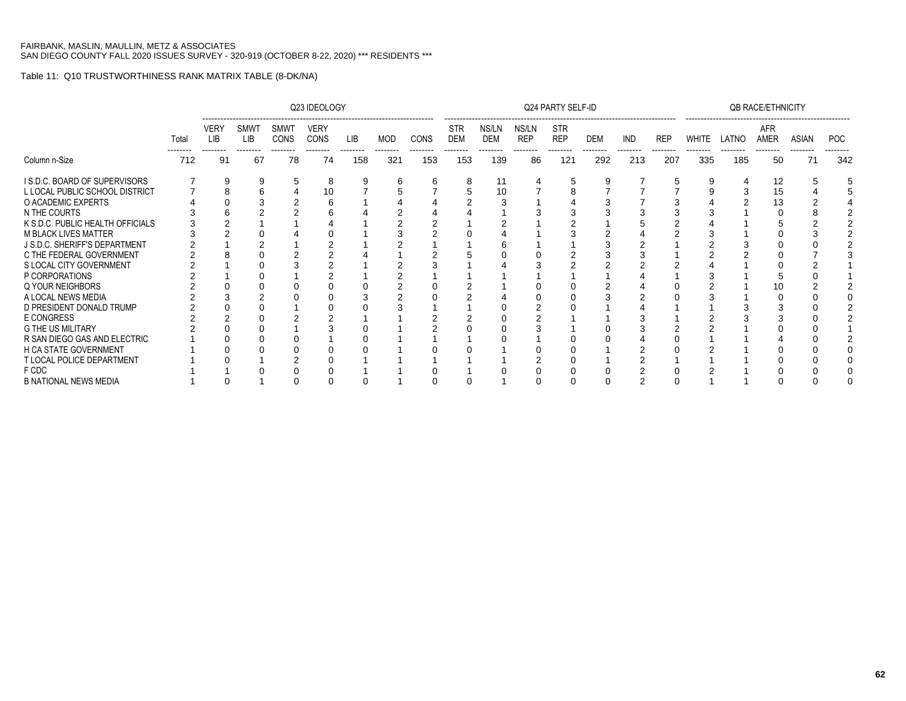FAIRBANK, MASLIN, MAULLIN, METZ & ASSOCIATES
SAN DIEGO COUNTY FALL 2020 ISSUES SURVEY - 320-919 (OCTOBER 8-22, 2020) *** RESIDENTS ***

Table 11: Q10 TRUSTWORTHINESS RANK MATRIX TABLE (8-DK/NA)

| | | Q23 IDEOLOGY | | | | | | | Q24 PARTY SELF-ID | | | | | | | QB RACE/ETHNICITY | | | | |
|---|---|---|---|---|---|---|---|---|---|---|---|---|---|---|---|---|---|---|---|---|
| | Total | VERY LIB | SMWT LIB | SMWT CONS | VERY CONS | LIB | MOD | CONS | STR DEM | NS/LN DEM | NS/LN REP | STR REP | DEM | IND | REP | WHITE | LATNO | AFR AMER | ASIAN | POC |
| Column n-Size | 712 | 91 | 67 | 78 | 74 | 158 | 321 | 153 | 153 | 139 | 86 | 121 | 292 | 213 | 207 | 335 | 185 | 50 | 71 | 342 |
| I S.D.C. BOARD OF SUPERVISORS | 7 | 9 | 9 | 5 | 8 | 9 | 6 | 6 | 8 | 11 | 4 | 5 | 9 | 7 | 5 | 9 | 4 | 12 | 5 | 5 |
| L LOCAL PUBLIC SCHOOL DISTRICT | 7 | 8 | 6 | 4 | 10 | 7 | 5 | 7 | 5 | 10 | 7 | 8 | 7 | 7 | 7 | 9 | 3 | 15 | 4 | 5 |
| O ACADEMIC EXPERTS | 4 | 0 | 3 | 2 | 6 | 1 | 4 | 4 | 2 | 3 | 1 | 4 | 3 | 7 | 3 | 4 | 2 | 13 | 2 | 4 |
| N THE COURTS | 3 | 6 | 2 | 2 | 6 | 4 | 2 | 4 | 4 | 1 | 3 | 3 | 3 | 3 | 3 | 3 | 1 | 0 | 8 | 2 |
| K S.D.C. PUBLIC HEALTH OFFICIALS | 3 | 2 | 1 | 1 | 4 | 1 | 2 | 2 | 1 | 2 | 1 | 2 | 1 | 5 | 2 | 4 | 1 | 5 | 2 | 2 |
| M BLACK LIVES MATTER | 3 | 2 | 0 | 4 | 0 | 1 | 3 | 2 | 0 | 4 | 1 | 3 | 2 | 4 | 2 | 3 | 1 | 0 | 3 | 2 |
| J S.D.C. SHERIFF'S DEPARTMENT | 2 | 1 | 2 | 1 | 2 | 1 | 2 | 1 | 1 | 6 | 1 | 1 | 3 | 2 | 1 | 2 | 3 | 0 | 0 | 2 |
| C THE FEDERAL GOVERNMENT | 2 | 8 | 0 | 2 | 2 | 4 | 1 | 2 | 5 | 0 | 0 | 2 | 3 | 3 | 1 | 2 | 2 | 0 | 7 | 3 |
| S LOCAL CITY GOVERNMENT | 2 | 1 | 0 | 3 | 2 | 1 | 2 | 3 | 1 | 4 | 3 | 2 | 2 | 2 | 2 | 4 | 1 | 0 | 2 | 1 |
| P CORPORATIONS | 2 | 1 | 0 | 1 | 2 | 1 | 2 | 1 | 1 | 1 | 1 | 1 | 1 | 4 | 1 | 3 | 1 | 5 | 0 | 1 |
| Q YOUR NEIGHBORS | 2 | 0 | 0 | 0 | 0 | 0 | 2 | 0 | 2 | 1 | 0 | 0 | 2 | 4 | 0 | 2 | 1 | 10 | 2 | 2 |
| A LOCAL NEWS MEDIA | 2 | 3 | 2 | 0 | 0 | 3 | 2 | 0 | 2 | 4 | 0 | 0 | 3 | 2 | 0 | 3 | 1 | 0 | 0 | 0 |
| D PRESIDENT DONALD TRUMP | 2 | 0 | 0 | 1 | 0 | 0 | 3 | 1 | 1 | 0 | 2 | 0 | 1 | 4 | 1 | 1 | 3 | 3 | 0 | 2 |
| E CONGRESS | 2 | 2 | 0 | 2 | 2 | 1 | 1 | 2 | 2 | 0 | 2 | 1 | 1 | 3 | 1 | 2 | 3 | 3 | 0 | 2 |
| G THE US MILITARY | 2 | 0 | 0 | 1 | 3 | 0 | 1 | 2 | 0 | 0 | 3 | 1 | 0 | 3 | 2 | 2 | 1 | 0 | 0 | 1 |
| R SAN DIEGO GAS AND ELECTRIC | 1 | 0 | 0 | 0 | 1 | 0 | 1 | 1 | 1 | 0 | 1 | 0 | 0 | 4 | 0 | 1 | 1 | 4 | 0 | 2 |
| H CA STATE GOVERNMENT | 1 | 0 | 0 | 0 | 0 | 0 | 1 | 0 | 0 | 1 | 0 | 0 | 1 | 2 | 0 | 2 | 1 | 0 | 0 | 0 |
| T LOCAL POLICE DEPARTMENT | 1 | 0 | 1 | 2 | 0 | 1 | 1 | 1 | 1 | 1 | 2 | 0 | 1 | 2 | 1 | 1 | 1 | 0 | 0 | 0 |
| F CDC | 1 | 1 | 0 | 0 | 0 | 1 | 1 | 0 | 1 | 0 | 0 | 0 | 0 | 2 | 0 | 2 | 1 | 0 | 0 | 0 |
| B NATIONAL NEWS MEDIA | 1 | 0 | 1 | 0 | 0 | 0 | 1 | 0 | 0 | 1 | 0 | 0 | 0 | 2 | 0 | 1 | 1 | 0 | 0 | 0 |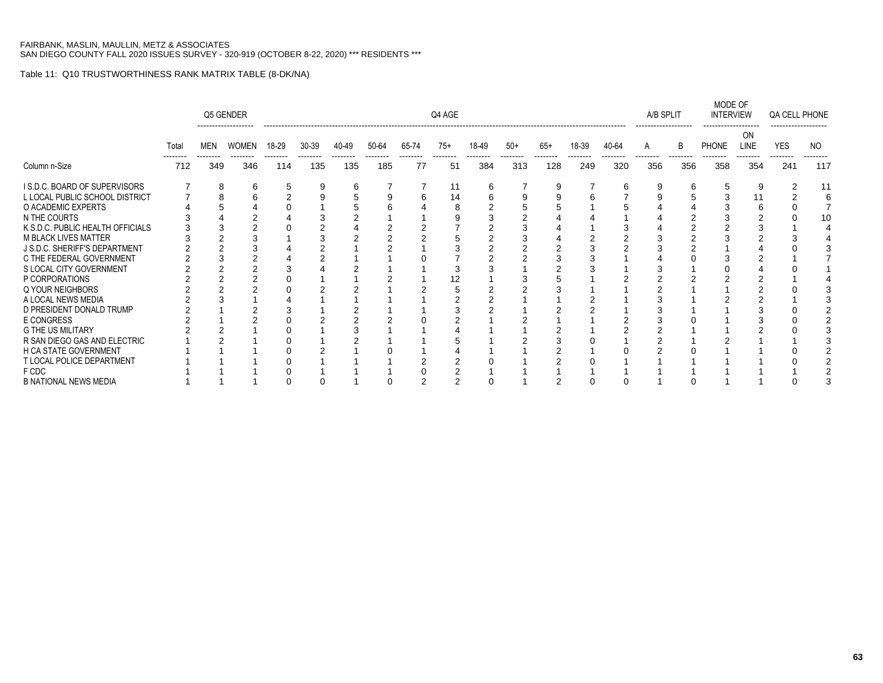FAIRBANK, MASLIN, MAULLIN, METZ & ASSOCIATES
SAN DIEGO COUNTY FALL 2020 ISSUES SURVEY - 320-919 (OCTOBER 8-22, 2020) *** RESIDENTS ***

Table 11: Q10 TRUSTWORTHINESS RANK MATRIX TABLE (8-DK/NA)

| | | Q5 GENDER | | Q4 AGE | | | | | | | | | | | | A/B SPLIT | | MODE OF INTERVIEW | | QA CELL PHONE | |
|---|---|---|---|---|---|---|---|---|---|---|---|---|---|---|---|---|---|---|---|---|---|
| | Total | MEN | WOMEN | 18-29 | 30-39 | 40-49 | 50-64 | 65-74 | 75+ | 18-49 | 50+ | 65+ | 18-39 | 40-64 | A | B | PHONE | ON LINE | YES | NO |
| Column n-Size | 712 | 349 | 346 | 114 | 135 | 135 | 185 | 77 | 51 | 384 | 313 | 128 | 249 | 320 | 356 | 356 | 358 | 354 | 241 | 117 |
| I S.D.C. BOARD OF SUPERVISORS | 7 | 8 | 6 | 5 | 9 | 6 | 7 | 7 | 11 | 6 | 7 | 9 | 7 | 6 | 9 | 6 | 5 | 9 | 2 | 11 |
| L LOCAL PUBLIC SCHOOL DISTRICT | 7 | 8 | 6 | 2 | 9 | 5 | 9 | 6 | 14 | 6 | 9 | 9 | 6 | 7 | 9 | 5 | 3 | 11 | 2 | 6 |
| O ACADEMIC EXPERTS | 4 | 5 | 4 | 0 | 1 | 5 | 6 | 4 | 8 | 2 | 5 | 5 | 1 | 5 | 4 | 4 | 3 | 6 | 0 | 7 |
| N THE COURTS | 3 | 4 | 2 | 4 | 3 | 2 | 1 | 1 | 9 | 3 | 2 | 4 | 4 | 1 | 4 | 2 | 3 | 2 | 0 | 10 |
| K S.D.C. PUBLIC HEALTH OFFICIALS | 3 | 3 | 2 | 0 | 2 | 4 | 2 | 2 | 7 | 2 | 3 | 4 | 1 | 3 | 4 | 2 | 2 | 3 | 1 | 4 |
| M BLACK LIVES MATTER | 3 | 2 | 3 | 1 | 3 | 2 | 2 | 2 | 5 | 2 | 3 | 4 | 2 | 2 | 3 | 2 | 3 | 2 | 3 | 4 |
| J S.D.C. SHERIFF'S DEPARTMENT | 2 | 2 | 3 | 4 | 2 | 1 | 2 | 1 | 3 | 2 | 2 | 2 | 3 | 2 | 3 | 2 | 1 | 4 | 0 | 3 |
| C THE FEDERAL GOVERNMENT | 2 | 3 | 2 | 4 | 2 | 1 | 1 | 0 | 7 | 2 | 2 | 3 | 3 | 1 | 4 | 0 | 3 | 2 | 1 | 7 |
| S LOCAL CITY GOVERNMENT | 2 | 2 | 2 | 3 | 4 | 2 | 1 | 1 | 3 | 3 | 1 | 2 | 3 | 1 | 3 | 1 | 0 | 4 | 0 | 1 |
| P CORPORATIONS | 2 | 2 | 2 | 0 | 1 | 1 | 2 | 1 | 12 | 1 | 3 | 5 | 1 | 2 | 2 | 2 | 2 | 2 | 1 | 4 |
| Q YOUR NEIGHBORS | 2 | 2 | 2 | 0 | 2 | 2 | 1 | 2 | 5 | 2 | 2 | 3 | 1 | 1 | 2 | 1 | 1 | 2 | 0 | 3 |
| A LOCAL NEWS MEDIA | 2 | 3 | 1 | 4 | 1 | 1 | 1 | 1 | 2 | 2 | 1 | 1 | 2 | 1 | 3 | 1 | 2 | 2 | 1 | 3 |
| D PRESIDENT DONALD TRUMP | 2 | 1 | 2 | 3 | 1 | 2 | 1 | 1 | 3 | 2 | 1 | 2 | 2 | 1 | 3 | 1 | 1 | 3 | 0 | 2 |
| E CONGRESS | 2 | 1 | 2 | 0 | 2 | 2 | 2 | 0 | 2 | 1 | 2 | 1 | 1 | 2 | 3 | 0 | 1 | 3 | 0 | 2 |
| G THE US MILITARY | 2 | 2 | 1 | 0 | 1 | 3 | 1 | 1 | 4 | 1 | 1 | 2 | 1 | 2 | 2 | 1 | 1 | 2 | 0 | 3 |
| R SAN DIEGO GAS AND ELECTRIC | 1 | 2 | 1 | 0 | 1 | 2 | 1 | 1 | 5 | 1 | 2 | 3 | 0 | 1 | 2 | 1 | 2 | 1 | 1 | 3 |
| H CA STATE GOVERNMENT | 1 | 1 | 1 | 0 | 2 | 1 | 0 | 1 | 4 | 1 | 1 | 2 | 1 | 0 | 2 | 0 | 1 | 1 | 0 | 2 |
| T LOCAL POLICE DEPARTMENT | 1 | 1 | 1 | 0 | 1 | 1 | 1 | 2 | 2 | 0 | 1 | 2 | 0 | 1 | 1 | 1 | 1 | 1 | 0 | 2 |
| F CDC | 1 | 1 | 1 | 0 | 1 | 1 | 1 | 0 | 2 | 1 | 1 | 1 | 1 | 1 | 1 | 1 | 1 | 1 | 1 | 2 |
| B NATIONAL NEWS MEDIA | 1 | 1 | 1 | 0 | 0 | 1 | 0 | 2 | 2 | 0 | 1 | 2 | 0 | 0 | 1 | 0 | 1 | 1 | 0 | 3 |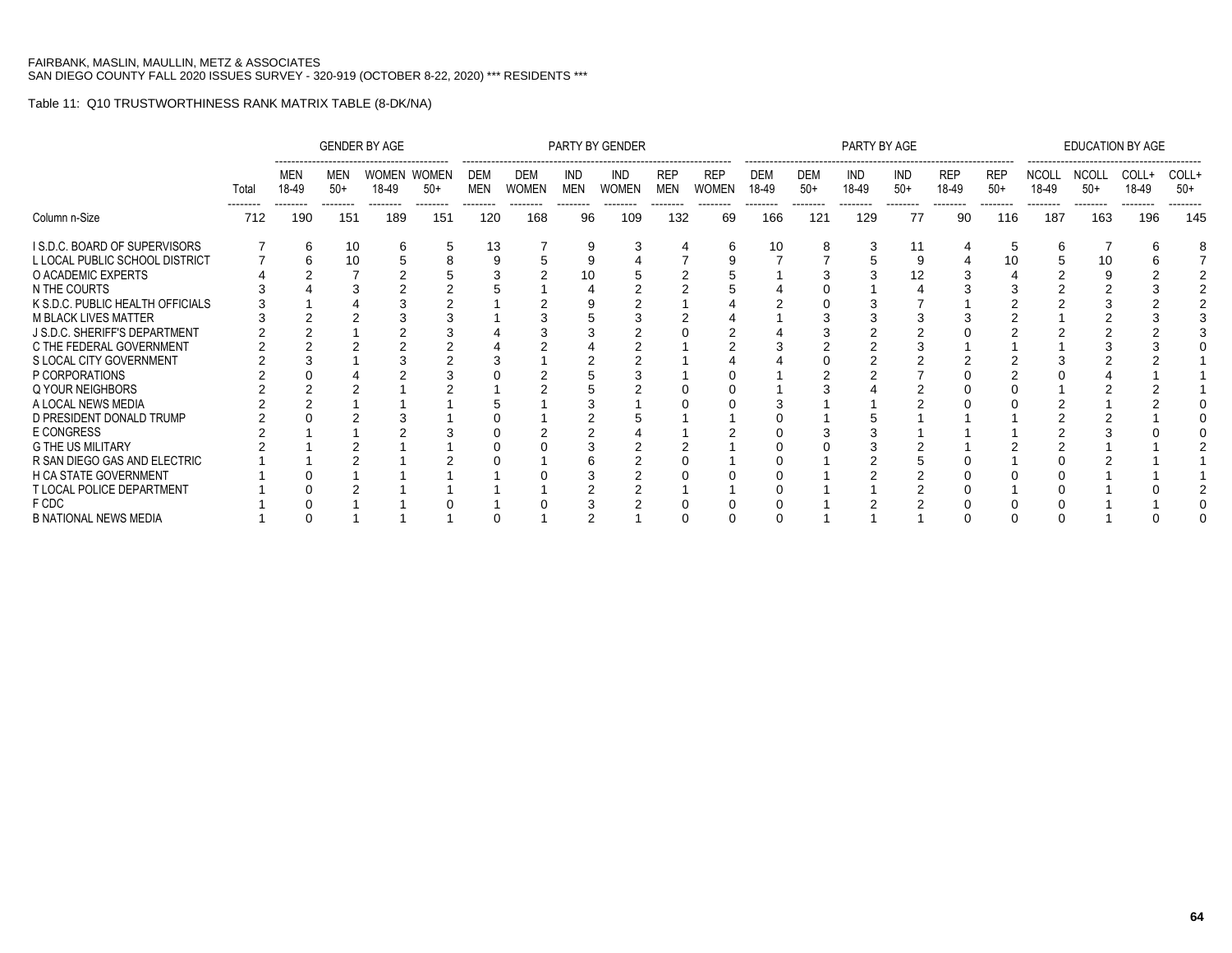FAIRBANK, MASLIN, MAULLIN, METZ & ASSOCIATES
SAN DIEGO COUNTY FALL 2020 ISSUES SURVEY - 320-919 (OCTOBER 8-22, 2020) *** RESIDENTS ***

Table 11: Q10 TRUSTWORTHINESS RANK MATRIX TABLE (8-DK/NA)

| | | GENDER BY AGE | | | | PARTY BY GENDER | | | | | | PARTY BY AGE | | | | | | EDUCATION BY AGE | | | |
|---|---|---|---|---|---|---|---|---|---|---|---|---|---|---|---|---|---|---|---|---|---|
| | Total | MEN 18-49 | MEN 50+ | WOMEN 18-49 | WOMEN 50+ | DEM MEN | DEM WOMEN | IND MEN | IND WOMEN | REP MEN | REP WOMEN | DEM 18-49 | DEM 50+ | IND 18-49 | IND 50+ | REP 18-49 | REP 50+ | NCOLL 18-49 | NCOLL 50+ | COLL+ 18-49 | COLL+ 50+ |
| Column n-Size | 712 | 190 | 151 | 189 | 151 | 120 | 168 | 96 | 109 | 132 | 69 | 166 | 121 | 129 | 77 | 90 | 116 | 187 | 163 | 196 | 145 |
| I S.D.C. BOARD OF SUPERVISORS | 7 | 6 | 10 | 6 | 5 | 13 | 7 | 9 | 3 | 4 | 6 | 10 | 8 | 3 | 11 | 4 | 5 | 6 | 7 | 6 | 8 |
| L LOCAL PUBLIC SCHOOL DISTRICT | 7 | 6 | 10 | 5 | 8 | 9 | 5 | 9 | 4 | 7 | 9 | 7 | 7 | 5 | 9 | 4 | 10 | 5 | 10 | 6 | 7 |
| O ACADEMIC EXPERTS | 4 | 2 | 7 | 2 | 5 | 3 | 2 | 10 | 5 | 2 | 5 | 1 | 3 | 3 | 12 | 3 | 4 | 2 | 9 | 2 | 2 |
| N THE COURTS | 3 | 4 | 3 | 2 | 2 | 5 | 1 | 4 | 2 | 2 | 5 | 4 | 0 | 1 | 4 | 3 | 3 | 2 | 2 | 3 | 2 |
| K S.D.C. PUBLIC HEALTH OFFICIALS | 3 | 1 | 4 | 3 | 2 | 1 | 2 | 9 | 2 | 1 | 4 | 2 | 0 | 3 | 7 | 1 | 2 | 2 | 3 | 2 | 2 |
| M BLACK LIVES MATTER | 3 | 2 | 2 | 3 | 3 | 1 | 3 | 5 | 3 | 2 | 4 | 1 | 3 | 3 | 3 | 3 | 2 | 1 | 2 | 3 | 3 |
| J S.D.C. SHERIFF'S DEPARTMENT | 2 | 2 | 1 | 2 | 3 | 4 | 3 | 3 | 2 | 0 | 2 | 4 | 3 | 2 | 2 | 0 | 2 | 2 | 2 | 2 | 3 |
| C THE FEDERAL GOVERNMENT | 2 | 2 | 2 | 2 | 2 | 4 | 2 | 4 | 2 | 1 | 2 | 3 | 2 | 2 | 3 | 1 | 1 | 1 | 3 | 3 | 0 |
| S LOCAL CITY GOVERNMENT | 2 | 3 | 1 | 3 | 2 | 3 | 1 | 2 | 2 | 1 | 4 | 4 | 0 | 2 | 2 | 2 | 2 | 3 | 2 | 2 | 1 |
| P CORPORATIONS | 2 | 0 | 4 | 2 | 3 | 0 | 2 | 5 | 3 | 1 | 0 | 1 | 2 | 2 | 7 | 0 | 2 | 0 | 4 | 1 | 1 |
| Q YOUR NEIGHBORS | 2 | 2 | 2 | 1 | 2 | 1 | 2 | 5 | 2 | 0 | 0 | 1 | 3 | 4 | 2 | 0 | 0 | 1 | 2 | 2 | 1 |
| A LOCAL NEWS MEDIA | 2 | 2 | 1 | 1 | 1 | 5 | 1 | 3 | 1 | 0 | 0 | 3 | 1 | 1 | 2 | 0 | 0 | 2 | 1 | 2 | 0 |
| D PRESIDENT DONALD TRUMP | 2 | 0 | 2 | 3 | 1 | 0 | 1 | 2 | 5 | 1 | 1 | 0 | 1 | 5 | 1 | 1 | 1 | 2 | 2 | 1 | 0 |
| E CONGRESS | 2 | 1 | 1 | 2 | 3 | 0 | 2 | 2 | 4 | 1 | 2 | 0 | 3 | 3 | 1 | 1 | 1 | 2 | 3 | 0 | 0 |
| G THE US MILITARY | 2 | 1 | 2 | 1 | 1 | 0 | 0 | 3 | 2 | 2 | 1 | 0 | 0 | 3 | 2 | 1 | 2 | 2 | 1 | 1 | 2 |
| R SAN DIEGO GAS AND ELECTRIC | 1 | 1 | 2 | 1 | 2 | 0 | 1 | 6 | 2 | 0 | 1 | 0 | 1 | 2 | 5 | 0 | 1 | 0 | 2 | 1 | 1 |
| H CA STATE GOVERNMENT | 1 | 0 | 1 | 1 | 1 | 1 | 0 | 3 | 2 | 0 | 0 | 0 | 1 | 2 | 2 | 0 | 0 | 0 | 1 | 1 | 1 |
| T LOCAL POLICE DEPARTMENT | 1 | 0 | 2 | 1 | 1 | 1 | 1 | 2 | 2 | 1 | 1 | 0 | 1 | 1 | 2 | 0 | 1 | 0 | 1 | 0 | 2 |
| F CDC | 1 | 0 | 1 | 1 | 0 | 1 | 0 | 3 | 2 | 0 | 0 | 0 | 1 | 2 | 2 | 0 | 0 | 0 | 1 | 1 | 0 |
| B NATIONAL NEWS MEDIA | 1 | 0 | 1 | 1 | 1 | 0 | 1 | 2 | 1 | 0 | 0 | 0 | 1 | 1 | 1 | 0 | 0 | 0 | 1 | 0 | 0 |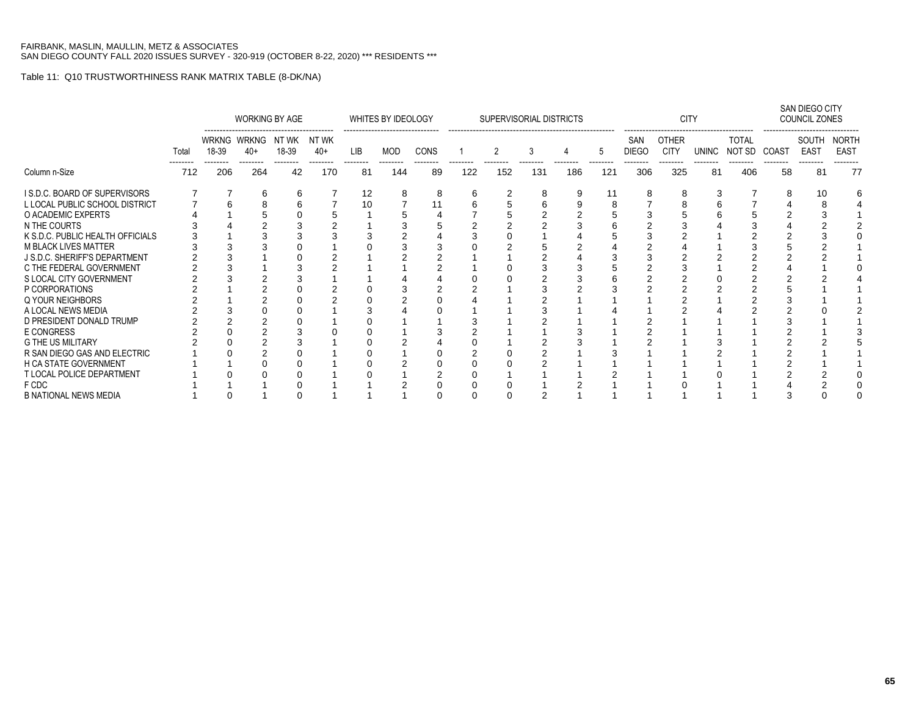FAIRBANK, MASLIN, MAULLIN, METZ & ASSOCIATES
SAN DIEGO COUNTY FALL 2020 ISSUES SURVEY - 320-919 (OCTOBER 8-22, 2020) *** RESIDENTS ***

Table 11: Q10 TRUSTWORTHINESS RANK MATRIX TABLE (8-DK/NA)

| | | WORKING BY AGE | | | | WHITES BY IDEOLOGY | | | SUPERVISORIAL DISTRICTS | | | | | CITY | | | | SAN DIEGO CITY COUNCIL ZONES | | |
|---|---|---|---|---|---|---|---|---|---|---|---|---|---|---|---|---|---|---|---|---|
| | Total | WRKNG 18-39 | WRKNG 40+ | NT WK 18-39 | NT WK 40+ | LIB | MOD | CONS | 1 | 2 | 3 | 4 | 5 | SAN DIEGO | OTHER CITY | UNINC | TOTAL NOT SD | COAST | SOUTH EAST | NORTH EAST |
| Column n-Size | 712 | 206 | 264 | 42 | 170 | 81 | 144 | 89 | 122 | 152 | 131 | 186 | 121 | 306 | 325 | 81 | 406 | 58 | 81 | 77 |
| I S.D.C. BOARD OF SUPERVISORS | 7 | 7 | 6 | 6 | 7 | 12 | 8 | 8 | 6 | 2 | 8 | 9 | 11 | 8 | 8 | 3 | 7 | 8 | 10 | 6 |
| L LOCAL PUBLIC SCHOOL DISTRICT | 7 | 6 | 8 | 6 | 7 | 10 | 7 | 11 | 6 | 5 | 6 | 9 | 8 | 7 | 8 | 6 | 7 | 4 | 8 | 4 |
| O ACADEMIC EXPERTS | 4 | 1 | 5 | 0 | 5 | 1 | 5 | 4 | 7 | 5 | 2 | 2 | 5 | 3 | 5 | 6 | 5 | 2 | 3 | 1 |
| N THE COURTS | 3 | 4 | 2 | 3 | 2 | 1 | 3 | 5 | 2 | 2 | 2 | 3 | 6 | 2 | 3 | 4 | 3 | 4 | 2 | 2 |
| K S.D.C. PUBLIC HEALTH OFFICIALS | 3 | 1 | 3 | 3 | 3 | 3 | 2 | 4 | 3 | 0 | 1 | 4 | 5 | 3 | 2 | 1 | 2 | 2 | 3 | 0 |
| M BLACK LIVES MATTER | 3 | 3 | 3 | 0 | 1 | 0 | 3 | 3 | 0 | 2 | 5 | 2 | 4 | 2 | 4 | 1 | 3 | 5 | 2 | 1 |
| J S.D.C. SHERIFF'S DEPARTMENT | 2 | 3 | 1 | 0 | 2 | 1 | 2 | 2 | 1 | 1 | 2 | 4 | 3 | 3 | 2 | 2 | 2 | 2 | 2 | 1 |
| C THE FEDERAL GOVERNMENT | 2 | 3 | 1 | 3 | 2 | 1 | 1 | 2 | 1 | 0 | 3 | 3 | 5 | 2 | 3 | 1 | 2 | 4 | 1 | 0 |
| S LOCAL CITY GOVERNMENT | 2 | 3 | 2 | 3 | 1 | 1 | 4 | 4 | 0 | 0 | 2 | 3 | 6 | 2 | 2 | 0 | 2 | 2 | 2 | 4 |
| P CORPORATIONS | 2 | 1 | 2 | 0 | 2 | 0 | 3 | 2 | 2 | 1 | 3 | 2 | 3 | 2 | 2 | 2 | 2 | 5 | 1 | 1 |
| Q YOUR NEIGHBORS | 2 | 1 | 2 | 0 | 2 | 0 | 2 | 0 | 4 | 1 | 2 | 1 | 1 | 1 | 2 | 1 | 2 | 3 | 1 | 1 |
| A LOCAL NEWS MEDIA | 2 | 3 | 0 | 0 | 1 | 3 | 4 | 0 | 1 | 1 | 3 | 1 | 4 | 1 | 2 | 4 | 2 | 2 | 0 | 2 |
| D PRESIDENT DONALD TRUMP | 2 | 2 | 2 | 0 | 1 | 0 | 1 | 1 | 3 | 1 | 2 | 1 | 1 | 2 | 1 | 1 | 1 | 3 | 1 | 1 |
| E CONGRESS | 2 | 0 | 2 | 3 | 0 | 0 | 1 | 3 | 2 | 1 | 1 | 3 | 1 | 2 | 1 | 1 | 1 | 2 | 1 | 3 |
| G THE US MILITARY | 2 | 0 | 2 | 3 | 1 | 0 | 2 | 4 | 0 | 1 | 2 | 3 | 1 | 2 | 1 | 3 | 1 | 2 | 2 | 5 |
| R SAN DIEGO GAS AND ELECTRIC | 1 | 0 | 2 | 0 | 1 | 0 | 1 | 0 | 2 | 0 | 2 | 1 | 3 | 1 | 1 | 2 | 1 | 2 | 1 | 1 |
| H CA STATE GOVERNMENT | 1 | 1 | 0 | 0 | 1 | 0 | 2 | 0 | 0 | 0 | 2 | 1 | 1 | 1 | 1 | 1 | 1 | 2 | 1 | 1 |
| T LOCAL POLICE DEPARTMENT | 1 | 0 | 0 | 0 | 1 | 0 | 1 | 2 | 0 | 1 | 1 | 1 | 2 | 1 | 1 | 0 | 1 | 2 | 2 | 0 |
| F CDC | 1 | 1 | 1 | 0 | 1 | 1 | 2 | 0 | 0 | 0 | 1 | 2 | 1 | 1 | 0 | 1 | 1 | 4 | 2 | 0 |
| B NATIONAL NEWS MEDIA | 1 | 0 | 1 | 0 | 1 | 1 | 1 | 0 | 0 | 0 | 2 | 1 | 1 | 1 | 1 | 1 | 1 | 3 | 0 | 0 |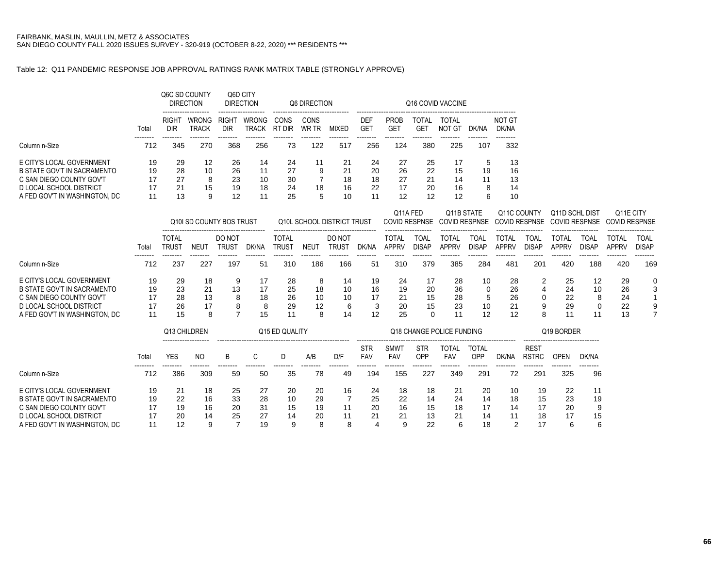FAIRBANK, MASLIN, MAULLIN, METZ & ASSOCIATES
SAN DIEGO COUNTY FALL 2020 ISSUES SURVEY - 320-919 (OCTOBER 8-22, 2020) *** RESIDENTS ***

Table 12: Q11 PANDEMIC RESPONSE JOB APPROVAL RATINGS RANK MATRIX TABLE (STRONGLY APPROVE)

| | | Q6C SD COUNTY DIRECTION | | Q6D CITY DIRECTION | | Q6 DIRECTION | | | Q16 COVID VACCINE | | | | | |
|---|---|---|---|---|---|---|---|---|---|---|---|---|---|---|
| | Total | RIGHT DIR | WRONG TRACK | RIGHT DIR | WRONG TRACK | CONS RT DIR | CONS WR TR | MIXED | DEF GET | PROB GET | TOTAL GET | TOTAL NOT GT | DK/NA | NOT GT DK/NA |
| Column n-Size | 712 | 345 | 270 | 368 | 256 | 73 | 122 | 517 | 256 | 124 | 380 | 225 | 107 | 332 |
| E CITY'S LOCAL GOVERNMENT | 19 | 29 | 12 | 26 | 14 | 24 | 11 | 21 | 24 | 27 | 25 | 17 | 5 | 13 |
| B STATE GOV'T IN SACRAMENTO | 19 | 28 | 10 | 26 | 11 | 27 | 9 | 21 | 20 | 26 | 22 | 15 | 19 | 16 |
| C SAN DIEGO COUNTY GOV'T | 17 | 27 | 8 | 23 | 10 | 30 | 7 | 18 | 18 | 27 | 21 | 14 | 11 | 13 |
| D LOCAL SCHOOL DISTRICT | 17 | 21 | 15 | 19 | 18 | 24 | 18 | 16 | 22 | 17 | 20 | 16 | 8 | 14 |
| A FED GOV'T IN WASHINGTON, DC | 11 | 13 | 9 | 12 | 11 | 25 | 5 | 10 | 11 | 12 | 12 | 12 | 6 | 10 |

| | | Q10I SD COUNTY BOS TRUST | | | | Q10L SCHOOL DISTRICT TRUST | | | | Q11A FED COVID RESPNSE | | Q11B STATE COVID RESPNSE | | Q11C COUNTY COVID RESPNSE | | Q11D SCHL DIST COVID RESPNSE | | Q11E CITY COVID RESPNSE | |
|---|---|---|---|---|---|---|---|---|---|---|---|---|---|---|---|---|---|---|---|
| | Total | TOTAL TRUST | NEUT | DO NOT TRUST | DK/NA | TOTAL TRUST | NEUT | DO NOT TRUST | DK/NA | TOTAL APPRV | TOAL DISAP | TOTAL APPRV | TOAL DISAP | TOTAL APPRV | TOAL DISAP | TOTAL APPRV | TOAL DISAP | TOTAL APPRV | TOAL DISAP |
| Column n-Size | 712 | 237 | 227 | 197 | 51 | 310 | 186 | 166 | 51 | 310 | 379 | 385 | 284 | 481 | 201 | 420 | 188 | 420 | 169 |
| E CITY'S LOCAL GOVERNMENT | 19 | 29 | 18 | 9 | 17 | 28 | 8 | 14 | 19 | 24 | 17 | 28 | 10 | 28 | 2 | 25 | 12 | 29 | 0 |
| B STATE GOV'T IN SACRAMENTO | 19 | 23 | 21 | 13 | 17 | 25 | 18 | 10 | 16 | 19 | 20 | 36 | 0 | 26 | 4 | 24 | 10 | 26 | 3 |
| C SAN DIEGO COUNTY GOV'T | 17 | 28 | 13 | 8 | 18 | 26 | 10 | 10 | 17 | 21 | 15 | 28 | 5 | 26 | 0 | 22 | 8 | 24 | 1 |
| D LOCAL SCHOOL DISTRICT | 17 | 26 | 17 | 8 | 8 | 29 | 12 | 6 | 3 | 20 | 15 | 23 | 10 | 21 | 9 | 29 | 0 | 22 | 9 |
| A FED GOV'T IN WASHINGTON, DC | 11 | 15 | 8 | 7 | 15 | 11 | 8 | 14 | 12 | 25 | 0 | 11 | 12 | 12 | 8 | 11 | 11 | 13 | 7 |

| | | Q13 CHILDREN | | Q15 ED QUALITY | | | | | Q18 CHANGE POLICE FUNDING | | | | | | Q19 BORDER | | |
|---|---|---|---|---|---|---|---|---|---|---|---|---|---|---|---|---|---|
| | Total | YES | NO | B | C | D | A/B | D/F | STR FAV | SMWT FAV | STR OPP | TOTAL FAV | TOTAL OPP | DK/NA | REST RSTRC | OPEN | DK/NA |
| Column n-Size | 712 | 386 | 309 | 59 | 50 | 35 | 78 | 49 | 194 | 155 | 227 | 349 | 291 | 72 | 291 | 325 | 96 |
| E CITY'S LOCAL GOVERNMENT | 19 | 21 | 18 | 25 | 27 | 20 | 20 | 16 | 24 | 18 | 18 | 21 | 20 | 10 | 19 | 22 | 11 |
| B STATE GOV'T IN SACRAMENTO | 19 | 22 | 16 | 33 | 28 | 10 | 29 | 7 | 25 | 22 | 14 | 24 | 14 | 18 | 15 | 23 | 19 |
| C SAN DIEGO COUNTY GOV'T | 17 | 19 | 16 | 20 | 31 | 15 | 19 | 11 | 20 | 16 | 15 | 18 | 17 | 14 | 17 | 20 | 9 |
| D LOCAL SCHOOL DISTRICT | 17 | 20 | 14 | 25 | 27 | 14 | 20 | 11 | 21 | 21 | 13 | 21 | 14 | 11 | 18 | 17 | 15 |
| A FED GOV'T IN WASHINGTON, DC | 11 | 12 | 9 | 7 | 19 | 9 | 8 | 8 | 4 | 9 | 22 | 6 | 18 | 2 | 17 | 6 | 6 |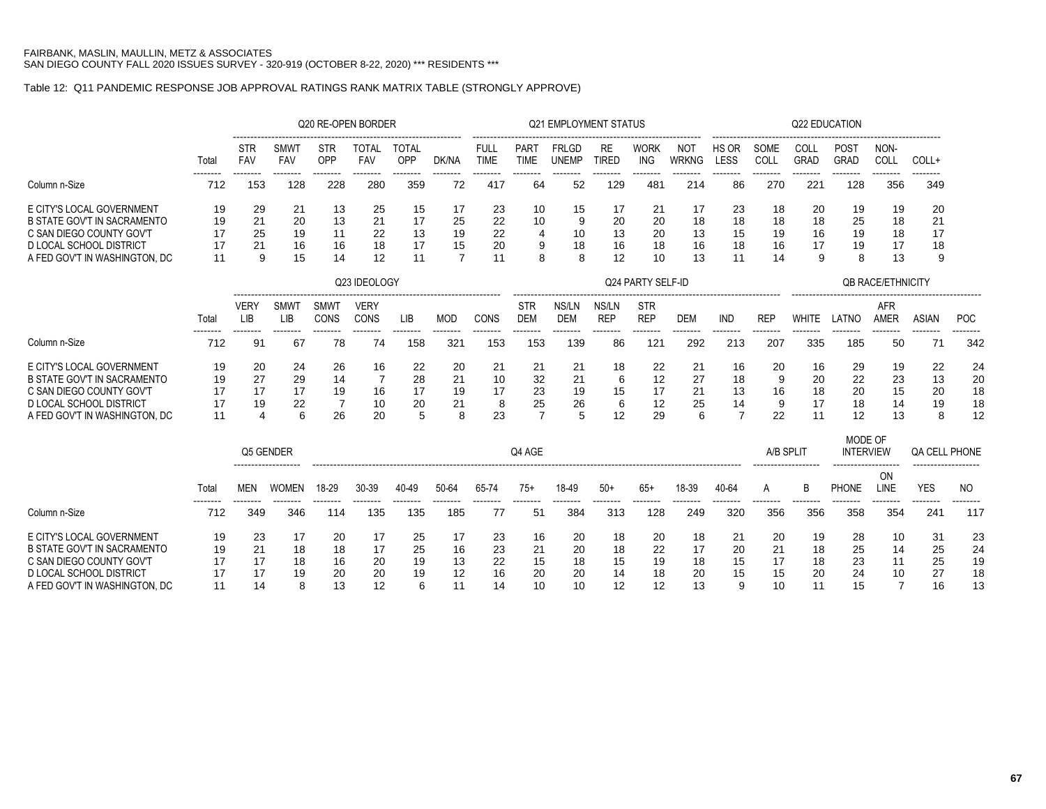FAIRBANK, MASLIN, MAULLIN, METZ & ASSOCIATES
SAN DIEGO COUNTY FALL 2020 ISSUES SURVEY - 320-919 (OCTOBER 8-22, 2020) *** RESIDENTS ***

Table 12: Q11 PANDEMIC RESPONSE JOB APPROVAL RATINGS RANK MATRIX TABLE (STRONGLY APPROVE)

| | | Q20 RE-OPEN BORDER | | | | | | Q21 EMPLOYMENT STATUS | | | | | | Q22 EDUCATION | | | | | |
|---|---|---|---|---|---|---|---|---|---|---|---|---|---|---|---|---|---|---|---|
| | Total | STR FAV | SMWT FAV | STR OPP | TOTAL FAV | TOTAL OPP | DK/NA | FULL TIME | PART TIME | FRLGD UNEMP | RE TIRED | WORK ING | NOT WRKNG | HS OR LESS | SOME COLL | COLL GRAD | POST GRAD | NON-COLL | COLL+ |
| Column n-Size | 712 | 153 | 128 | 228 | 280 | 359 | 72 | 417 | 64 | 52 | 129 | 481 | 214 | 86 | 270 | 221 | 128 | 356 | 349 |
| E CITY'S LOCAL GOVERNMENT | 19 | 29 | 21 | 13 | 25 | 15 | 17 | 23 | 10 | 15 | 17 | 21 | 17 | 23 | 18 | 20 | 19 | 19 | 20 |
| B STATE GOV'T IN SACRAMENTO | 19 | 21 | 20 | 13 | 21 | 17 | 25 | 22 | 10 | 9 | 20 | 20 | 18 | 18 | 18 | 18 | 25 | 18 | 21 |
| C SAN DIEGO COUNTY GOV'T | 17 | 25 | 19 | 11 | 22 | 13 | 19 | 22 | 4 | 10 | 13 | 20 | 13 | 15 | 19 | 16 | 19 | 18 | 17 |
| D LOCAL SCHOOL DISTRICT | 17 | 21 | 16 | 16 | 18 | 17 | 15 | 20 | 9 | 18 | 16 | 18 | 16 | 18 | 16 | 17 | 19 | 17 | 18 |
| A FED GOV'T IN WASHINGTON, DC | 11 | 9 | 15 | 14 | 12 | 11 | 7 | 11 | 8 | 8 | 12 | 10 | 13 | 11 | 14 | 9 | 8 | 13 | 9 |

| | | Q23 IDEOLOGY | | | | | | | Q24 PARTY SELF-ID | | | | | | | QB RACE/ETHNICITY | | | | |
|---|---|---|---|---|---|---|---|---|---|---|---|---|---|---|---|---|---|---|---|---|
| | Total | VERY LIB | SMWT LIB | SMWT CONS | VERY CONS | LIB | MOD | CONS | STR DEM | NS/LN DEM | NS/LN REP | STR REP | DEM | IND | REP | WHITE | LATNO | AFR AMER | ASIAN | POC |
| Column n-Size | 712 | 91 | 67 | 78 | 74 | 158 | 321 | 153 | 153 | 139 | 86 | 121 | 292 | 213 | 207 | 335 | 185 | 50 | 71 | 342 |
| E CITY'S LOCAL GOVERNMENT | 19 | 20 | 24 | 26 | 16 | 22 | 20 | 21 | 21 | 21 | 18 | 22 | 21 | 16 | 20 | 16 | 29 | 19 | 22 | 24 |
| B STATE GOV'T IN SACRAMENTO | 19 | 27 | 29 | 14 | 7 | 28 | 21 | 10 | 32 | 21 | 6 | 12 | 27 | 18 | 9 | 20 | 22 | 23 | 13 | 20 |
| C SAN DIEGO COUNTY GOV'T | 17 | 17 | 17 | 19 | 16 | 17 | 19 | 17 | 23 | 19 | 15 | 17 | 21 | 13 | 16 | 18 | 20 | 15 | 20 | 18 |
| D LOCAL SCHOOL DISTRICT | 17 | 19 | 22 | 7 | 10 | 20 | 21 | 8 | 25 | 26 | 6 | 12 | 25 | 14 | 9 | 17 | 18 | 14 | 19 | 18 |
| A FED GOV'T IN WASHINGTON, DC | 11 | 4 | 6 | 26 | 20 | 5 | 8 | 23 | 7 | 5 | 12 | 29 | 6 | 7 | 22 | 11 | 12 | 13 | 8 | 12 |

| | | Q5 GENDER | | Q4 AGE | | | | | | | | | | | A/B SPLIT | | MODE OF INTERVIEW | | QA CELL PHONE | |
|---|---|---|---|---|---|---|---|---|---|---|---|---|---|---|---|---|---|---|---|---|
| | Total | MEN | WOMEN | 18-29 | 30-39 | 40-49 | 50-64 | 65-74 | 75+ | 18-49 | 50+ | 65+ | 18-39 | 40-64 | A | B | PHONE | ON LINE | YES | NO |
| Column n-Size | 712 | 349 | 346 | 114 | 135 | 135 | 185 | 77 | 51 | 384 | 313 | 128 | 249 | 320 | 356 | 356 | 358 | 354 | 241 | 117 |
| E CITY'S LOCAL GOVERNMENT | 19 | 23 | 17 | 20 | 17 | 25 | 17 | 23 | 16 | 20 | 18 | 20 | 18 | 21 | 20 | 19 | 28 | 10 | 31 | 23 |
| B STATE GOV'T IN SACRAMENTO | 19 | 21 | 18 | 18 | 17 | 25 | 16 | 23 | 21 | 20 | 18 | 22 | 17 | 20 | 21 | 18 | 25 | 14 | 25 | 24 |
| C SAN DIEGO COUNTY GOV'T | 17 | 17 | 18 | 16 | 20 | 19 | 13 | 22 | 15 | 18 | 15 | 19 | 18 | 15 | 17 | 18 | 23 | 11 | 25 | 19 |
| D LOCAL SCHOOL DISTRICT | 17 | 17 | 19 | 20 | 20 | 19 | 12 | 16 | 20 | 20 | 14 | 18 | 20 | 15 | 15 | 20 | 24 | 10 | 27 | 18 |
| A FED GOV'T IN WASHINGTON, DC | 11 | 14 | 8 | 13 | 12 | 6 | 11 | 14 | 10 | 10 | 12 | 12 | 13 | 9 | 10 | 11 | 15 | 7 | 16 | 13 |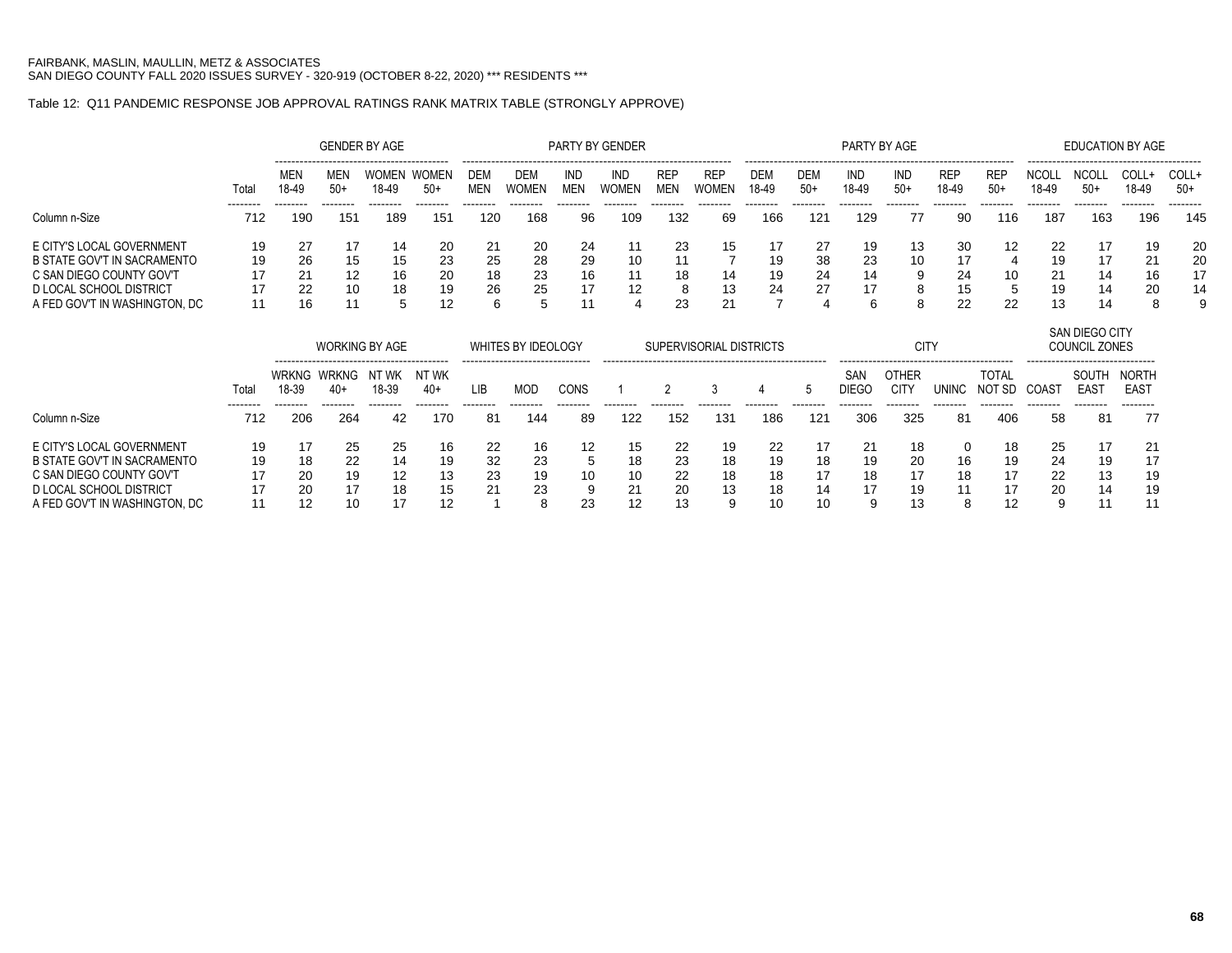FAIRBANK, MASLIN, MAULLIN, METZ & ASSOCIATES
SAN DIEGO COUNTY FALL 2020 ISSUES SURVEY - 320-919 (OCTOBER 8-22, 2020) *** RESIDENTS ***

Table 12: Q11 PANDEMIC RESPONSE JOB APPROVAL RATINGS RANK MATRIX TABLE (STRONGLY APPROVE)

| | | GENDER BY AGE | | | | PARTY BY GENDER | | | | | | PARTY BY AGE | | | | | | EDUCATION BY AGE | | | |
|---|---|---|---|---|---|---|---|---|---|---|---|---|---|---|---|---|---|---|---|---|---|
| | Total | MEN 18-49 | MEN 50+ | WOMEN 18-49 | WOMEN 50+ | DEM MEN | DEM WOMEN | IND MEN | IND WOMEN | REP MEN | REP WOMEN | DEM 18-49 | DEM 50+ | IND 18-49 | IND 50+ | REP 18-49 | REP 50+ | NCOLL 18-49 | NCOLL 50+ | COLL+ 18-49 | COLL+ 50+ |
| Column n-Size | 712 | 190 | 151 | 189 | 151 | 120 | 168 | 96 | 109 | 132 | 69 | 166 | 121 | 129 | 77 | 90 | 116 | 187 | 163 | 196 | 145 |
| E CITY'S LOCAL GOVERNMENT | 19 | 27 | 17 | 14 | 20 | 21 | 20 | 24 | 11 | 23 | 15 | 17 | 27 | 19 | 13 | 30 | 12 | 22 | 17 | 19 | 20 |
| B STATE GOV'T IN SACRAMENTO | 19 | 26 | 15 | 15 | 23 | 25 | 28 | 29 | 10 | 11 | 7 | 19 | 38 | 23 | 10 | 17 | 4 | 19 | 17 | 21 | 20 |
| C SAN DIEGO COUNTY GOV'T | 17 | 21 | 12 | 16 | 20 | 18 | 23 | 16 | 11 | 18 | 14 | 19 | 24 | 14 | 9 | 24 | 10 | 21 | 14 | 16 | 17 |
| D LOCAL SCHOOL DISTRICT | 17 | 22 | 10 | 18 | 19 | 26 | 25 | 17 | 12 | 8 | 13 | 24 | 27 | 17 | 8 | 15 | 5 | 19 | 14 | 20 | 14 |
| A FED GOV'T IN WASHINGTON, DC | 11 | 16 | 11 | 5 | 12 | 6 | 5 | 11 | 4 | 23 | 21 | 7 | 4 | 6 | 8 | 22 | 22 | 13 | 14 | 8 | 9 |

| | | WORKING BY AGE | | | | WHITES BY IDEOLOGY | | | SUPERVISORIAL DISTRICTS | | | | | CITY | | | | SAN DIEGO CITY COUNCIL ZONES | | |
|---|---|---|---|---|---|---|---|---|---|---|---|---|---|---|---|---|---|---|---|---|
| | Total | WRKNG 18-39 | WRKNG 40+ | NT WK 18-39 | NT WK 40+ | LIB | MOD | CONS | 1 | 2 | 3 | 4 | 5 | SAN DIEGO | OTHER CITY | UNINC | TOTAL NOT SD | COAST | SOUTH EAST | NORTH EAST |
| Column n-Size | 712 | 206 | 264 | 42 | 170 | 81 | 144 | 89 | 122 | 152 | 131 | 186 | 121 | 306 | 325 | 81 | 406 | 58 | 81 | 77 |
| E CITY'S LOCAL GOVERNMENT | 19 | 17 | 25 | 25 | 16 | 22 | 16 | 12 | 15 | 22 | 19 | 22 | 17 | 21 | 18 | 0 | 18 | 25 | 17 | 21 |
| B STATE GOV'T IN SACRAMENTO | 19 | 18 | 22 | 14 | 19 | 32 | 23 | 5 | 18 | 23 | 18 | 19 | 18 | 19 | 20 | 16 | 19 | 24 | 19 | 17 |
| C SAN DIEGO COUNTY GOV'T | 17 | 20 | 19 | 12 | 13 | 23 | 19 | 10 | 10 | 22 | 18 | 18 | 17 | 18 | 17 | 18 | 17 | 22 | 13 | 19 |
| D LOCAL SCHOOL DISTRICT | 17 | 20 | 17 | 18 | 15 | 21 | 23 | 9 | 21 | 20 | 13 | 18 | 14 | 17 | 19 | 11 | 17 | 20 | 14 | 19 |
| A FED GOV'T IN WASHINGTON, DC | 11 | 12 | 10 | 17 | 12 | 1 | 8 | 23 | 12 | 13 | 9 | 10 | 10 | 9 | 13 | 8 | 12 | 9 | 11 | 11 |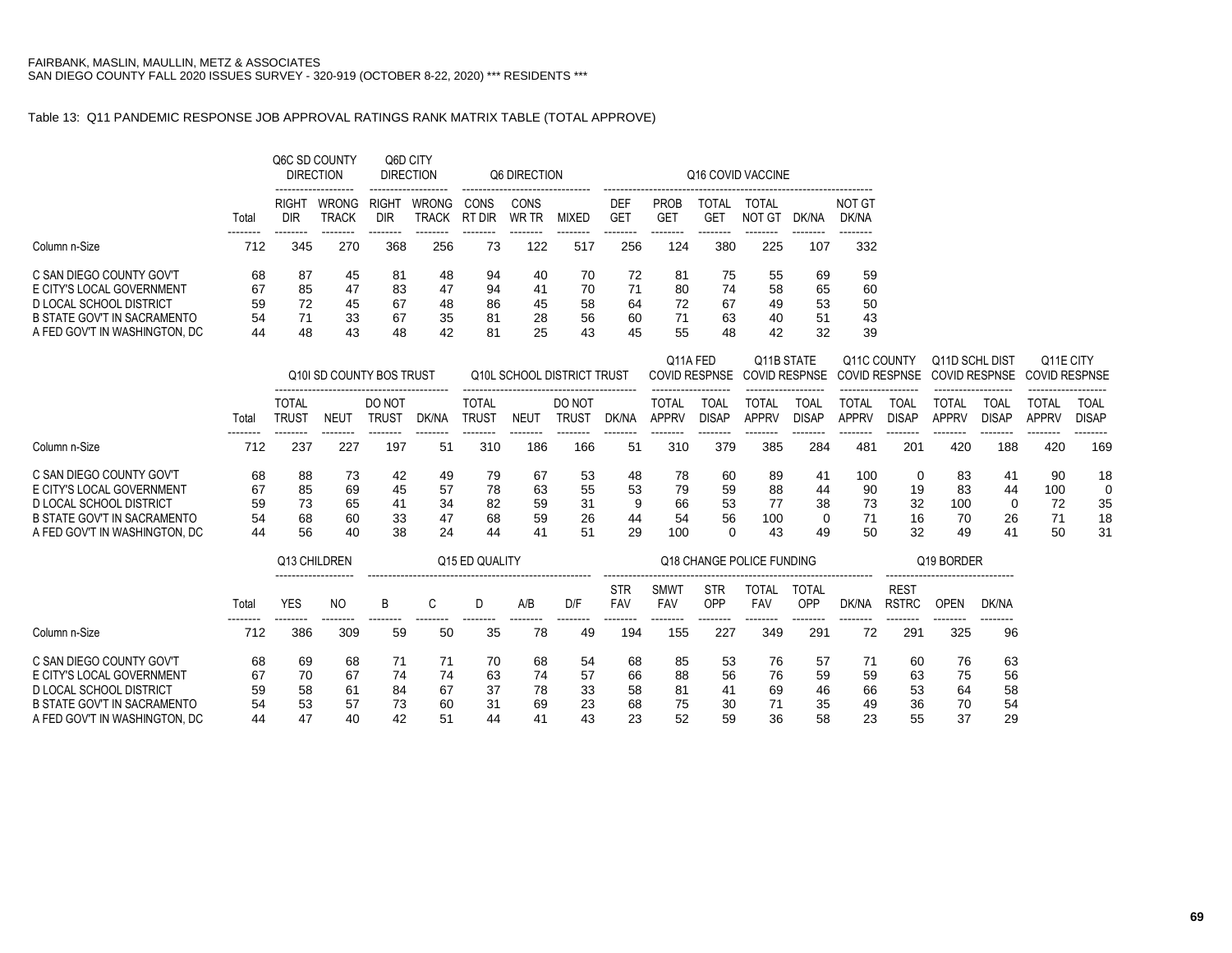FAIRBANK, MASLIN, MAULLIN, METZ & ASSOCIATES
SAN DIEGO COUNTY FALL 2020 ISSUES SURVEY - 320-919 (OCTOBER 8-22, 2020) *** RESIDENTS ***

Table 13: Q11 PANDEMIC RESPONSE JOB APPROVAL RATINGS RANK MATRIX TABLE (TOTAL APPROVE)

| | | Q6C SD COUNTY DIRECTION | | Q6D CITY DIRECTION | | Q6 DIRECTION | | | Q16 COVID VACCINE | | | | | |
|---|---|---|---|---|---|---|---|---|---|---|---|---|---|---|
| | Total | RIGHT DIR | WRONG TRACK | RIGHT DIR | WRONG TRACK | CONS RT DIR | CONS WR TR | MIXED | DEF GET | PROB GET | TOTAL GET | TOTAL NOT GT | DK/NA | NOT GT DK/NA |
| Column n-Size | 712 | 345 | 270 | 368 | 256 | 73 | 122 | 517 | 256 | 124 | 380 | 225 | 107 | 332 |
| C SAN DIEGO COUNTY GOV'T | 68 | 87 | 45 | 81 | 48 | 94 | 40 | 70 | 72 | 81 | 75 | 55 | 69 | 59 |
| E CITY'S LOCAL GOVERNMENT | 67 | 85 | 47 | 83 | 47 | 94 | 41 | 70 | 71 | 80 | 74 | 58 | 65 | 60 |
| D LOCAL SCHOOL DISTRICT | 59 | 72 | 45 | 67 | 48 | 86 | 45 | 58 | 64 | 72 | 67 | 49 | 53 | 50 |
| B STATE GOV'T IN SACRAMENTO | 54 | 71 | 33 | 67 | 35 | 81 | 28 | 56 | 60 | 71 | 63 | 40 | 51 | 43 |
| A FED GOV'T IN WASHINGTON, DC | 44 | 48 | 43 | 48 | 42 | 81 | 25 | 43 | 45 | 55 | 48 | 42 | 32 | 39 |

| | | Q10I SD COUNTY BOS TRUST | | | | Q10L SCHOOL DISTRICT TRUST | | | | Q11A FED COVID RESPNSE | | Q11B STATE COVID RESPNSE | | Q11C COUNTY COVID RESPNSE | | Q11D SCHL DIST COVID RESPNSE | | Q11E CITY COVID RESPNSE | |
|---|---|---|---|---|---|---|---|---|---|---|---|---|---|---|---|---|---|---|---|
| | Total | TOTAL TRUST | NEUT | DO NOT TRUST | DK/NA | TOTAL TRUST | NEUT | DO NOT TRUST | DK/NA | TOTAL APPRV | TOAL DISAP | TOTAL APPRV | TOAL DISAP | TOTAL APPRV | TOAL DISAP | TOTAL APPRV | TOAL DISAP | TOTAL APPRV | TOAL DISAP |
| Column n-Size | 712 | 237 | 227 | 197 | 51 | 310 | 186 | 166 | 51 | 310 | 379 | 385 | 284 | 481 | 201 | 420 | 188 | 420 | 169 |
| C SAN DIEGO COUNTY GOV'T | 68 | 88 | 73 | 42 | 49 | 79 | 67 | 53 | 48 | 78 | 60 | 89 | 41 | 100 | 0 | 83 | 41 | 90 | 18 |
| E CITY'S LOCAL GOVERNMENT | 67 | 85 | 69 | 45 | 57 | 78 | 63 | 55 | 53 | 79 | 59 | 88 | 44 | 90 | 19 | 83 | 44 | 100 | 0 |
| D LOCAL SCHOOL DISTRICT | 59 | 73 | 65 | 41 | 34 | 82 | 59 | 31 | 9 | 66 | 53 | 77 | 38 | 73 | 32 | 100 | 0 | 72 | 35 |
| B STATE GOV'T IN SACRAMENTO | 54 | 68 | 60 | 33 | 47 | 68 | 59 | 26 | 44 | 54 | 56 | 100 | 0 | 71 | 16 | 70 | 26 | 71 | 18 |
| A FED GOV'T IN WASHINGTON, DC | 44 | 56 | 40 | 38 | 24 | 44 | 41 | 51 | 29 | 100 | 0 | 43 | 49 | 50 | 32 | 49 | 41 | 50 | 31 |

| | | Q13 CHILDREN | | Q15 ED QUALITY | | | | | Q18 CHANGE POLICE FUNDING | | | | | | Q19 BORDER | | |
|---|---|---|---|---|---|---|---|---|---|---|---|---|---|---|---|---|---|
| | Total | YES | NO | B | C | D | A/B | D/F | STR FAV | SMWT FAV | STR OPP | TOTAL FAV | TOTAL OPP | DK/NA | REST RSTRC | OPEN | DK/NA |
| Column n-Size | 712 | 386 | 309 | 59 | 50 | 35 | 78 | 49 | 194 | 155 | 227 | 349 | 291 | 72 | 291 | 325 | 96 |
| C SAN DIEGO COUNTY GOV'T | 68 | 69 | 68 | 71 | 71 | 70 | 68 | 54 | 68 | 85 | 53 | 76 | 57 | 71 | 60 | 76 | 63 |
| E CITY'S LOCAL GOVERNMENT | 67 | 70 | 67 | 74 | 74 | 63 | 74 | 57 | 66 | 88 | 56 | 76 | 59 | 59 | 63 | 75 | 56 |
| D LOCAL SCHOOL DISTRICT | 59 | 58 | 61 | 84 | 67 | 37 | 78 | 33 | 58 | 81 | 41 | 69 | 46 | 66 | 53 | 64 | 58 |
| B STATE GOV'T IN SACRAMENTO | 54 | 53 | 57 | 73 | 60 | 31 | 69 | 23 | 68 | 75 | 30 | 71 | 35 | 49 | 36 | 70 | 54 |
| A FED GOV'T IN WASHINGTON, DC | 44 | 47 | 40 | 42 | 51 | 44 | 41 | 43 | 23 | 52 | 59 | 36 | 58 | 23 | 55 | 37 | 29 |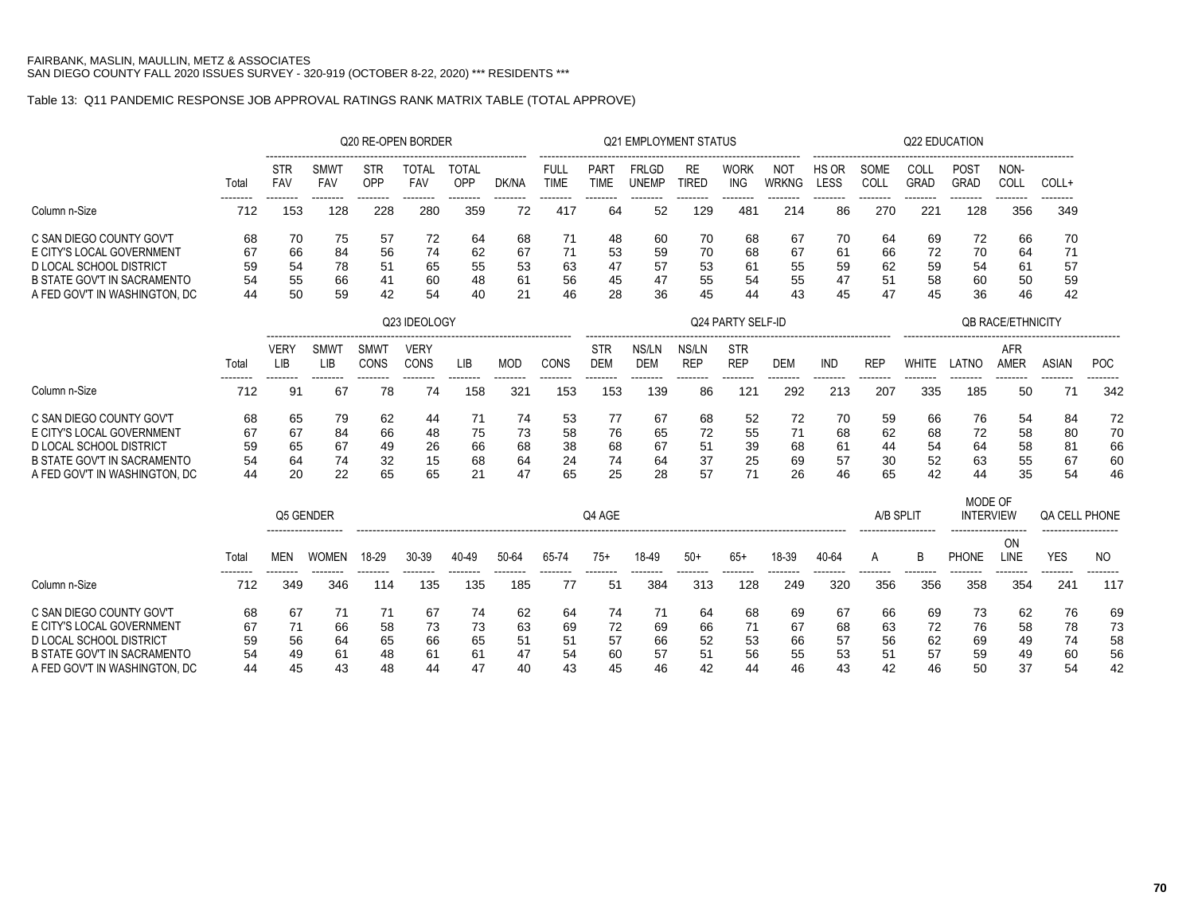FAIRBANK, MASLIN, MAULLIN, METZ & ASSOCIATES
SAN DIEGO COUNTY FALL 2020 ISSUES SURVEY - 320-919 (OCTOBER 8-22, 2020) *** RESIDENTS ***

Table 13: Q11 PANDEMIC RESPONSE JOB APPROVAL RATINGS RANK MATRIX TABLE (TOTAL APPROVE)

| | Total | Q20 RE-OPEN BORDER | | | | | | Q21 EMPLOYMENT STATUS | | | | | | Q22 EDUCATION | | | | | |
|---|---|---|---|---|---|---|---|---|---|---|---|---|---|---|---|---|---|---|---|
| | | STR FAV | SMWT FAV | STR OPP | TOTAL FAV | TOTAL OPP | DK/NA | FULL TIME | PART TIME | FRLGD UNEMP | RE TIRED | WORK ING | NOT WRKNG | HS OR LESS | SOME COLL | COLL GRAD | POST GRAD | NON-COLL | COLL+ |
| Column n-Size | 712 | 153 | 128 | 228 | 280 | 359 | 72 | 417 | 64 | 52 | 129 | 481 | 214 | 86 | 270 | 221 | 128 | 356 | 349 |
| C SAN DIEGO COUNTY GOV'T | 68 | 70 | 75 | 57 | 72 | 64 | 68 | 71 | 48 | 60 | 70 | 68 | 67 | 70 | 64 | 69 | 72 | 66 | 70 |
| E CITY'S LOCAL GOVERNMENT | 67 | 66 | 84 | 56 | 74 | 62 | 67 | 71 | 53 | 59 | 70 | 68 | 67 | 61 | 66 | 72 | 70 | 64 | 71 |
| D LOCAL SCHOOL DISTRICT | 59 | 54 | 78 | 51 | 65 | 55 | 53 | 63 | 47 | 57 | 53 | 61 | 55 | 59 | 62 | 59 | 54 | 61 | 57 |
| B STATE GOV'T IN SACRAMENTO | 54 | 55 | 66 | 41 | 60 | 48 | 61 | 56 | 45 | 47 | 55 | 54 | 55 | 47 | 51 | 58 | 60 | 50 | 59 |
| A FED GOV'T IN WASHINGTON, DC | 44 | 50 | 59 | 42 | 54 | 40 | 21 | 46 | 28 | 36 | 45 | 44 | 43 | 45 | 47 | 45 | 36 | 46 | 42 |

| | Total | Q23 IDEOLOGY | | | | | | | Q24 PARTY SELF-ID | | | | | | | QB RACE/ETHNICITY | | | | |
|---|---|---|---|---|---|---|---|---|---|---|---|---|---|---|---|---|---|---|---|---|
| | | VERY LIB | SMWT LIB | SMWT CONS | VERY CONS | LIB | MOD | CONS | STR DEM | NS/LN DEM | NS/LN REP | STR REP | DEM | IND | REP | WHITE | LATNO | AFR AMER | ASIAN | POC |
| Column n-Size | 712 | 91 | 67 | 78 | 74 | 158 | 321 | 153 | 153 | 139 | 86 | 121 | 292 | 213 | 207 | 335 | 185 | 50 | 71 | 342 |
| C SAN DIEGO COUNTY GOV'T | 68 | 65 | 79 | 62 | 44 | 71 | 74 | 53 | 77 | 67 | 68 | 52 | 72 | 70 | 59 | 66 | 76 | 54 | 84 | 72 |
| E CITY'S LOCAL GOVERNMENT | 67 | 67 | 84 | 66 | 48 | 75 | 73 | 58 | 76 | 65 | 72 | 55 | 71 | 68 | 62 | 68 | 72 | 58 | 80 | 70 |
| D LOCAL SCHOOL DISTRICT | 59 | 65 | 67 | 49 | 26 | 66 | 68 | 38 | 68 | 67 | 51 | 39 | 68 | 61 | 44 | 54 | 64 | 58 | 81 | 66 |
| B STATE GOV'T IN SACRAMENTO | 54 | 64 | 74 | 32 | 15 | 68 | 64 | 24 | 74 | 64 | 37 | 25 | 69 | 57 | 30 | 52 | 63 | 55 | 67 | 60 |
| A FED GOV'T IN WASHINGTON, DC | 44 | 20 | 22 | 65 | 65 | 21 | 47 | 65 | 25 | 28 | 57 | 71 | 26 | 46 | 65 | 42 | 44 | 35 | 54 | 46 |

| | Total | Q5 GENDER | | Q4 AGE | | | | | | | | | | | A/B SPLIT | | MODE OF INTERVIEW | | QA CELL PHONE | |
|---|---|---|---|---|---|---|---|---|---|---|---|---|---|---|---|---|---|---|---|---|
| | | MEN | WOMEN | 18-29 | 30-39 | 40-49 | 50-64 | 65-74 | 75+ | 18-49 | 50+ | 65+ | 18-39 | 40-64 | A | B | PHONE | ON LINE | YES | NO |
| Column n-Size | 712 | 349 | 346 | 114 | 135 | 135 | 185 | 77 | 51 | 384 | 313 | 128 | 249 | 320 | 356 | 356 | 358 | 354 | 241 | 117 |
| C SAN DIEGO COUNTY GOV'T | 68 | 67 | 71 | 71 | 67 | 74 | 62 | 64 | 74 | 71 | 64 | 68 | 69 | 67 | 66 | 69 | 73 | 62 | 76 | 69 |
| E CITY'S LOCAL GOVERNMENT | 67 | 71 | 66 | 58 | 73 | 73 | 63 | 69 | 72 | 69 | 66 | 71 | 67 | 68 | 63 | 72 | 76 | 58 | 78 | 73 |
| D LOCAL SCHOOL DISTRICT | 59 | 56 | 64 | 65 | 66 | 65 | 51 | 51 | 57 | 66 | 52 | 53 | 66 | 57 | 56 | 62 | 69 | 49 | 74 | 58 |
| B STATE GOV'T IN SACRAMENTO | 54 | 49 | 61 | 48 | 61 | 61 | 47 | 54 | 60 | 57 | 51 | 56 | 55 | 53 | 51 | 57 | 59 | 49 | 60 | 56 |
| A FED GOV'T IN WASHINGTON, DC | 44 | 45 | 43 | 48 | 44 | 47 | 40 | 43 | 45 | 46 | 42 | 44 | 46 | 43 | 42 | 46 | 50 | 37 | 54 | 42 |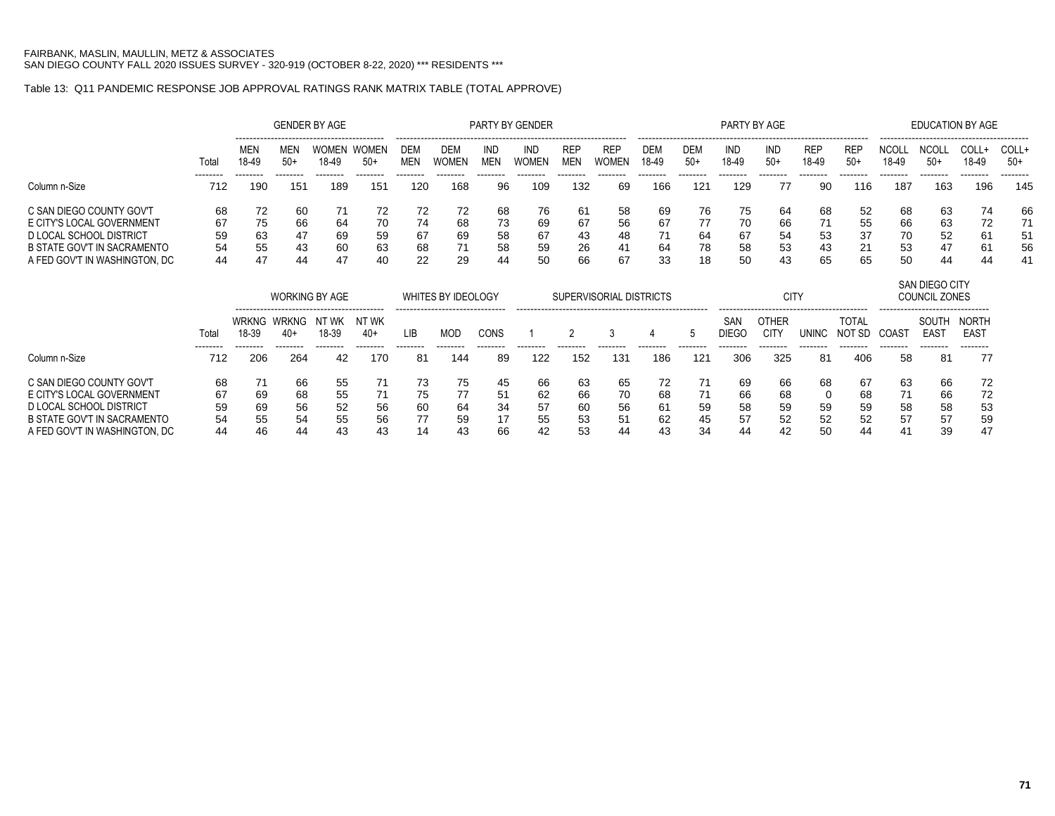FAIRBANK, MASLIN, MAULLIN, METZ & ASSOCIATES
SAN DIEGO COUNTY FALL 2020 ISSUES SURVEY - 320-919 (OCTOBER 8-22, 2020) *** RESIDENTS ***

Table 13: Q11 PANDEMIC RESPONSE JOB APPROVAL RATINGS RANK MATRIX TABLE (TOTAL APPROVE)

| | | GENDER BY AGE | | | | PARTY BY GENDER | | | | | | PARTY BY AGE | | | | | | EDUCATION BY AGE | | | |
|---|---|---|---|---|---|---|---|---|---|---|---|---|---|---|---|---|---|---|---|---|---|
| | Total | MEN 18-49 | MEN 50+ | WOMEN 18-49 | WOMEN 50+ | DEM MEN | DEM WOMEN | IND MEN | IND WOMEN | REP MEN | REP WOMEN | DEM 18-49 | DEM 50+ | IND 18-49 | IND 50+ | REP 18-49 | REP 50+ | NCOLL 18-49 | NCOLL 50+ | COLL+ 18-49 | COLL+ 50+ |
| Column n-Size | 712 | 190 | 151 | 189 | 151 | 120 | 168 | 96 | 109 | 132 | 69 | 166 | 121 | 129 | 77 | 90 | 116 | 187 | 163 | 196 | 145 |
| C SAN DIEGO COUNTY GOV'T | 68 | 72 | 60 | 71 | 72 | 72 | 72 | 68 | 76 | 61 | 58 | 69 | 76 | 75 | 64 | 68 | 52 | 68 | 63 | 74 | 66 |
| E CITY'S LOCAL GOVERNMENT | 67 | 75 | 66 | 64 | 70 | 74 | 68 | 73 | 69 | 67 | 56 | 67 | 77 | 70 | 66 | 71 | 55 | 66 | 63 | 72 | 71 |
| D LOCAL SCHOOL DISTRICT | 59 | 63 | 47 | 69 | 59 | 67 | 69 | 58 | 67 | 43 | 48 | 71 | 64 | 67 | 54 | 53 | 37 | 70 | 52 | 61 | 51 |
| B STATE GOV'T IN SACRAMENTO | 54 | 55 | 43 | 60 | 63 | 68 | 71 | 58 | 59 | 26 | 41 | 64 | 78 | 58 | 53 | 43 | 21 | 53 | 47 | 61 | 56 |
| A FED GOV'T IN WASHINGTON, DC | 44 | 47 | 44 | 47 | 40 | 22 | 29 | 44 | 50 | 66 | 67 | 33 | 18 | 50 | 43 | 65 | 65 | 50 | 44 | 44 | 41 |

| | | WORKING BY AGE | | | | WHITES BY IDEOLOGY | | | SUPERVISORIAL DISTRICTS | | | | | CITY | | | | SAN DIEGO CITY COUNCIL ZONES | | |
|---|---|---|---|---|---|---|---|---|---|---|---|---|---|---|---|---|---|---|---|---|
| | Total | WRKNG 18-39 | WRKNG 40+ | NT WK 18-39 | NT WK 40+ | LIB | MOD | CONS | 1 | 2 | 3 | 4 | 5 | SAN DIEGO | OTHER CITY | UNINC | TOTAL NOT SD | COAST | SOUTH EAST | NORTH EAST |
| Column n-Size | 712 | 206 | 264 | 42 | 170 | 81 | 144 | 89 | 122 | 152 | 131 | 186 | 121 | 306 | 325 | 81 | 406 | 58 | 81 | 77 |
| C SAN DIEGO COUNTY GOV'T | 68 | 71 | 66 | 55 | 71 | 73 | 75 | 45 | 66 | 63 | 65 | 72 | 71 | 69 | 66 | 68 | 67 | 63 | 66 | 72 |
| E CITY'S LOCAL GOVERNMENT | 67 | 69 | 68 | 55 | 71 | 75 | 77 | 51 | 62 | 66 | 70 | 68 | 71 | 66 | 68 | 0 | 68 | 71 | 66 | 72 |
| D LOCAL SCHOOL DISTRICT | 59 | 69 | 56 | 52 | 56 | 60 | 64 | 34 | 57 | 60 | 56 | 61 | 59 | 58 | 59 | 59 | 59 | 58 | 58 | 53 |
| B STATE GOV'T IN SACRAMENTO | 54 | 55 | 54 | 55 | 56 | 77 | 59 | 17 | 55 | 53 | 51 | 62 | 45 | 57 | 52 | 52 | 52 | 57 | 57 | 59 |
| A FED GOV'T IN WASHINGTON, DC | 44 | 46 | 44 | 43 | 43 | 14 | 43 | 66 | 42 | 53 | 44 | 43 | 34 | 44 | 42 | 50 | 44 | 41 | 39 | 47 |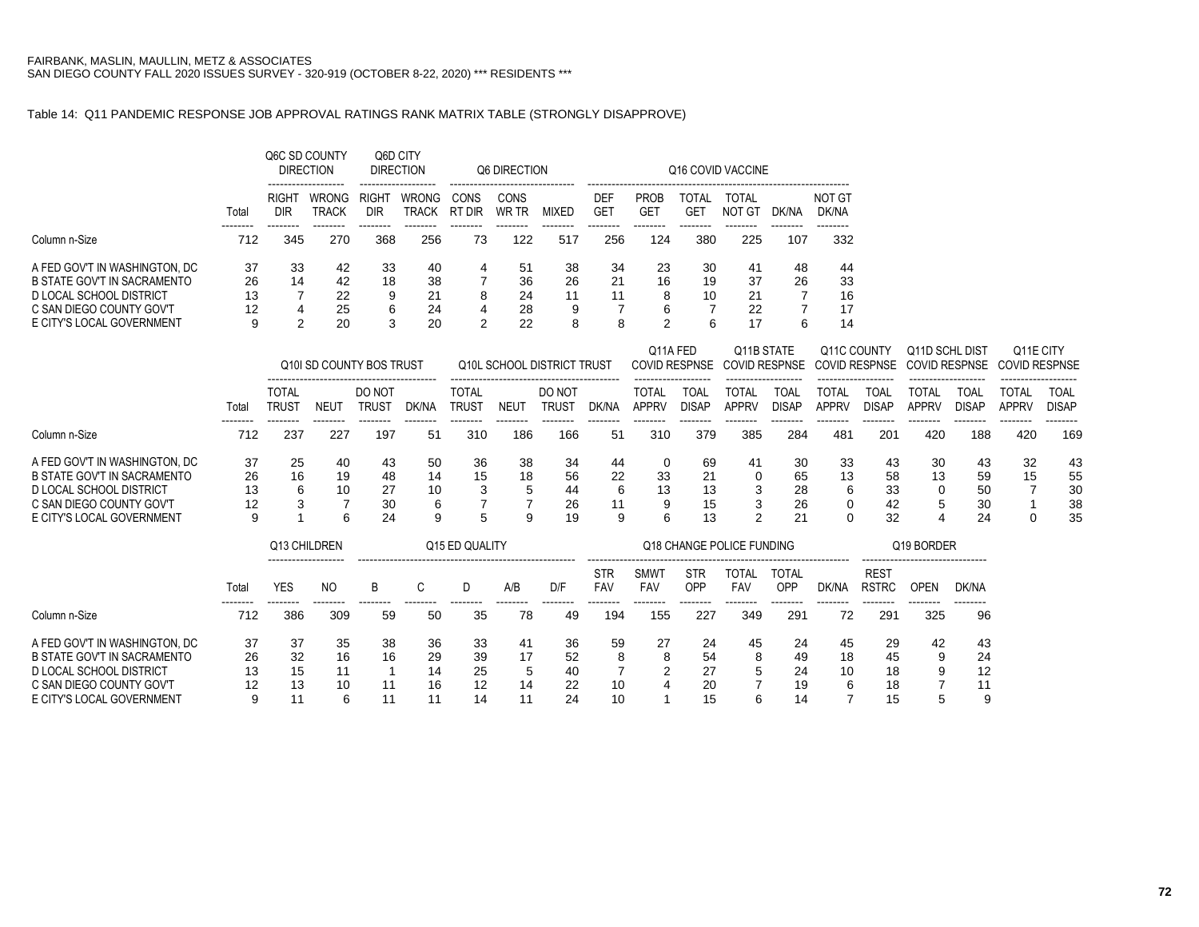FAIRBANK, MASLIN, MAULLIN, METZ & ASSOCIATES
SAN DIEGO COUNTY FALL 2020 ISSUES SURVEY - 320-919 (OCTOBER 8-22, 2020) *** RESIDENTS ***

Table 14: Q11 PANDEMIC RESPONSE JOB APPROVAL RATINGS RANK MATRIX TABLE (STRONGLY DISAPPROVE)

| | | Q6C SD COUNTY DIRECTION | | Q6D CITY DIRECTION | | Q6 DIRECTION | | | Q16 COVID VACCINE | | | | | |
|---|---|---|---|---|---|---|---|---|---|---|---|---|---|---|
| | Total | RIGHT DIR | WRONG TRACK | RIGHT DIR | WRONG TRACK | CONS RT DIR | CONS WR TR | MIXED | DEF GET | PROB GET | TOTAL GET | TOTAL NOT GT | DK/NA | NOT GT DK/NA |
| Column n-Size | 712 | 345 | 270 | 368 | 256 | 73 | 122 | 517 | 256 | 124 | 380 | 225 | 107 | 332 |
| A FED GOV'T IN WASHINGTON, DC | 37 | 33 | 42 | 33 | 40 | 4 | 51 | 38 | 34 | 23 | 30 | 41 | 48 | 44 |
| B STATE GOV'T IN SACRAMENTO | 26 | 14 | 42 | 18 | 38 | 7 | 36 | 26 | 21 | 16 | 19 | 37 | 26 | 33 |
| D LOCAL SCHOOL DISTRICT | 13 | 7 | 22 | 9 | 21 | 8 | 24 | 11 | 11 | 8 | 10 | 21 | 7 | 16 |
| C SAN DIEGO COUNTY GOV'T | 12 | 4 | 25 | 6 | 24 | 4 | 28 | 9 | 7 | 6 | 7 | 22 | 7 | 17 |
| E CITY'S LOCAL GOVERNMENT | 9 | 2 | 20 | 3 | 20 | 2 | 22 | 8 | 8 | 2 | 6 | 17 | 6 | 14 |

| | | Q10I SD COUNTY BOS TRUST | | | | Q10L SCHOOL DISTRICT TRUST | | | | Q11A FED COVID RESPNSE | | Q11B STATE COVID RESPNSE | | Q11C COUNTY COVID RESPNSE | | Q11D SCHL DIST COVID RESPNSE | | Q11E CITY COVID RESPNSE | |
|---|---|---|---|---|---|---|---|---|---|---|---|---|---|---|---|---|---|---|---|
| | Total | TOTAL TRUST | NEUT | DO NOT TRUST | DK/NA | TOTAL TRUST | NEUT | DO NOT TRUST | DK/NA | TOTAL APPRV | TOAL DISAP | TOTAL APPRV | TOAL DISAP | TOTAL APPRV | TOAL DISAP | TOTAL APPRV | TOAL DISAP | TOTAL APPRV | TOAL DISAP |
| Column n-Size | 712 | 237 | 227 | 197 | 51 | 310 | 186 | 166 | 51 | 310 | 379 | 385 | 284 | 481 | 201 | 420 | 188 | 420 | 169 |
| A FED GOV'T IN WASHINGTON, DC | 37 | 25 | 40 | 43 | 50 | 36 | 38 | 34 | 44 | 0 | 69 | 41 | 30 | 33 | 43 | 30 | 43 | 32 | 43 |
| B STATE GOV'T IN SACRAMENTO | 26 | 16 | 19 | 48 | 14 | 15 | 18 | 56 | 22 | 33 | 21 | 0 | 65 | 13 | 58 | 13 | 59 | 15 | 55 |
| D LOCAL SCHOOL DISTRICT | 13 | 6 | 10 | 27 | 10 | 3 | 5 | 44 | 6 | 13 | 13 | 3 | 28 | 6 | 33 | 0 | 50 | 7 | 30 |
| C SAN DIEGO COUNTY GOV'T | 12 | 3 | 7 | 30 | 6 | 7 | 7 | 26 | 11 | 9 | 15 | 3 | 26 | 0 | 42 | 5 | 30 | 1 | 38 |
| E CITY'S LOCAL GOVERNMENT | 9 | 1 | 6 | 24 | 9 | 5 | 9 | 19 | 9 | 6 | 13 | 2 | 21 | 0 | 32 | 4 | 24 | 0 | 35 |

| | | Q13 CHILDREN | | Q15 ED QUALITY | | | | | Q18 CHANGE POLICE FUNDING | | | | | | Q19 BORDER | | |
|---|---|---|---|---|---|---|---|---|---|---|---|---|---|---|---|---|---|
| | Total | YES | NO | B | C | D | A/B | D/F | STR FAV | SMWT FAV | STR OPP | TOTAL FAV | TOTAL OPP | DK/NA | REST RSTRC | OPEN | DK/NA |
| Column n-Size | 712 | 386 | 309 | 59 | 50 | 35 | 78 | 49 | 194 | 155 | 227 | 349 | 291 | 72 | 291 | 325 | 96 |
| A FED GOV'T IN WASHINGTON, DC | 37 | 37 | 35 | 38 | 36 | 33 | 41 | 36 | 59 | 27 | 24 | 45 | 24 | 45 | 29 | 42 | 43 |
| B STATE GOV'T IN SACRAMENTO | 26 | 32 | 16 | 16 | 29 | 39 | 17 | 52 | 8 | 8 | 54 | 8 | 49 | 18 | 45 | 9 | 24 |
| D LOCAL SCHOOL DISTRICT | 13 | 15 | 11 | 1 | 14 | 25 | 5 | 40 | 7 | 2 | 27 | 5 | 24 | 10 | 18 | 9 | 12 |
| C SAN DIEGO COUNTY GOV'T | 12 | 13 | 10 | 11 | 16 | 12 | 14 | 22 | 10 | 4 | 20 | 7 | 19 | 6 | 18 | 7 | 11 |
| E CITY'S LOCAL GOVERNMENT | 9 | 11 | 6 | 11 | 11 | 14 | 11 | 24 | 10 | 1 | 15 | 6 | 14 | 7 | 15 | 5 | 9 |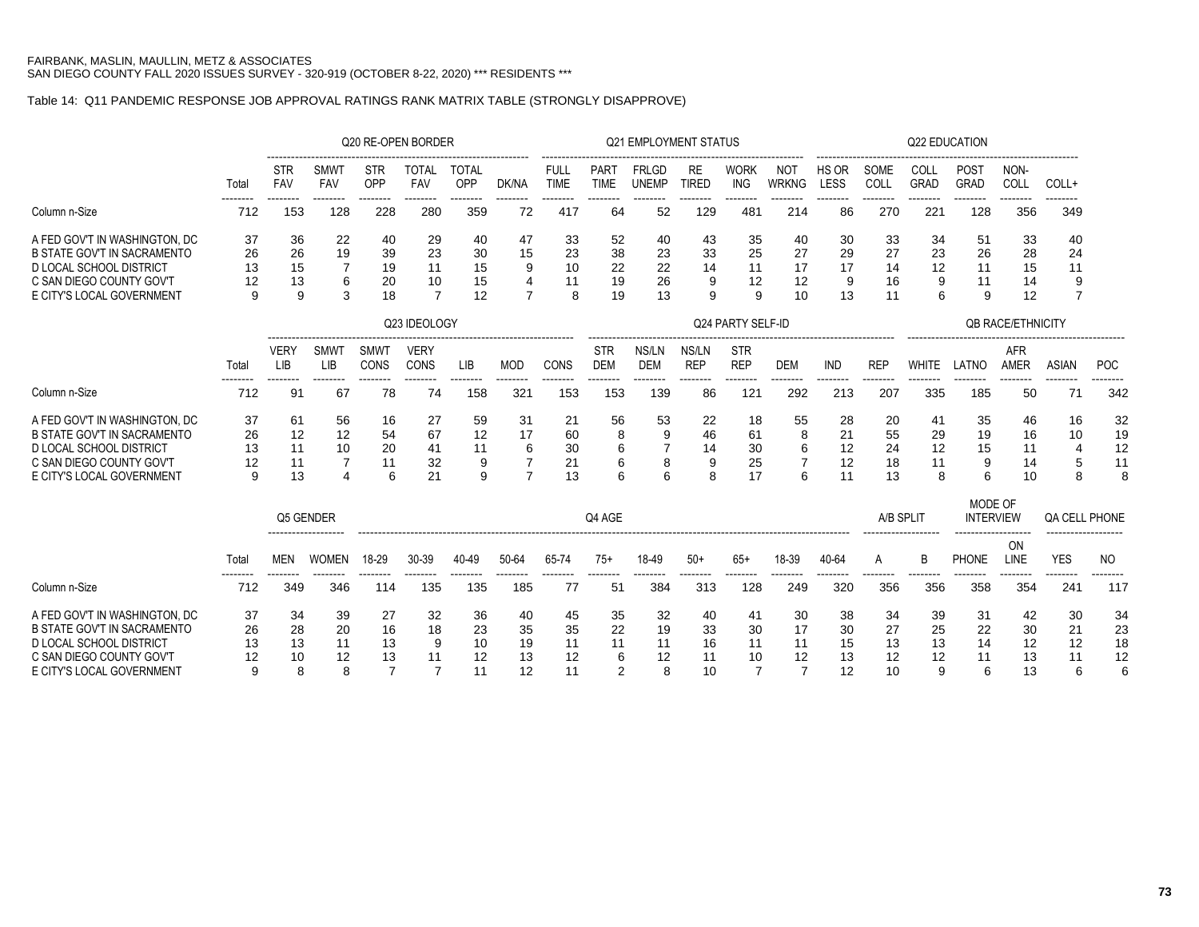FAIRBANK, MASLIN, MAULLIN, METZ & ASSOCIATES
SAN DIEGO COUNTY FALL 2020 ISSUES SURVEY - 320-919 (OCTOBER 8-22, 2020) *** RESIDENTS ***

Table 14: Q11 PANDEMIC RESPONSE JOB APPROVAL RATINGS RANK MATRIX TABLE (STRONGLY DISAPPROVE)

| | | Q20 RE-OPEN BORDER | | | | | | Q21 EMPLOYMENT STATUS | | | | | | Q22 EDUCATION | | | | | |
|---|---|---|---|---|---|---|---|---|---|---|---|---|---|---|---|---|---|---|---|
| | Total | STR FAV | SMWT FAV | STR OPP | TOTAL FAV | TOTAL OPP | DK/NA | FULL TIME | PART TIME | FRLGD UNEMP | RE TIRED | WORK ING | NOT WRKNG | HS OR LESS | SOME COLL | COLL GRAD | POST GRAD | NON-COLL | COLL+ |
| Column n-Size | 712 | 153 | 128 | 228 | 280 | 359 | 72 | 417 | 64 | 52 | 129 | 481 | 214 | 86 | 270 | 221 | 128 | 356 | 349 |
| A FED GOV'T IN WASHINGTON, DC | 37 | 36 | 22 | 40 | 29 | 40 | 47 | 33 | 52 | 40 | 43 | 35 | 40 | 30 | 33 | 34 | 51 | 33 | 40 |
| B STATE GOV'T IN SACRAMENTO | 26 | 26 | 19 | 39 | 23 | 30 | 15 | 23 | 38 | 23 | 33 | 25 | 27 | 29 | 27 | 23 | 26 | 28 | 24 |
| D LOCAL SCHOOL DISTRICT | 13 | 15 | 7 | 19 | 11 | 15 | 9 | 10 | 22 | 22 | 14 | 11 | 17 | 17 | 14 | 12 | 11 | 15 | 11 |
| C SAN DIEGO COUNTY GOV'T | 12 | 13 | 6 | 20 | 10 | 15 | 4 | 11 | 19 | 26 | 9 | 12 | 12 | 9 | 16 | 9 | 11 | 14 | 9 |
| E CITY'S LOCAL GOVERNMENT | 9 | 9 | 3 | 18 | 7 | 12 | 7 | 8 | 19 | 13 | 9 | 9 | 10 | 13 | 11 | 6 | 9 | 12 | 7 |

| | | Q23 IDEOLOGY | | | | | | | Q24 PARTY SELF-ID | | | | | | | QB RACE/ETHNICITY | | | | |
|---|---|---|---|---|---|---|---|---|---|---|---|---|---|---|---|---|---|---|---|---|
| | Total | VERY LIB | SMWT LIB | SMWT CONS | VERY CONS | LIB | MOD | CONS | STR DEM | NS/LN DEM | NS/LN REP | STR REP | DEM | IND | REP | WHITE | LATNO | AFR AMER | ASIAN | POC |
| Column n-Size | 712 | 91 | 67 | 78 | 74 | 158 | 321 | 153 | 153 | 139 | 86 | 121 | 292 | 213 | 207 | 335 | 185 | 50 | 71 | 342 |
| A FED GOV'T IN WASHINGTON, DC | 37 | 61 | 56 | 16 | 27 | 59 | 31 | 21 | 56 | 53 | 22 | 18 | 55 | 28 | 20 | 41 | 35 | 46 | 16 | 32 |
| B STATE GOV'T IN SACRAMENTO | 26 | 12 | 12 | 54 | 67 | 12 | 17 | 60 | 8 | 9 | 46 | 61 | 8 | 21 | 55 | 29 | 19 | 16 | 10 | 19 |
| D LOCAL SCHOOL DISTRICT | 13 | 11 | 10 | 20 | 41 | 11 | 6 | 30 | 6 | 7 | 14 | 30 | 6 | 12 | 24 | 12 | 15 | 11 | 4 | 12 |
| C SAN DIEGO COUNTY GOV'T | 12 | 11 | 7 | 11 | 32 | 9 | 7 | 21 | 6 | 8 | 9 | 25 | 7 | 12 | 18 | 11 | 9 | 14 | 5 | 11 |
| E CITY'S LOCAL GOVERNMENT | 9 | 13 | 4 | 6 | 21 | 9 | 7 | 13 | 6 | 6 | 8 | 17 | 6 | 11 | 13 | 8 | 6 | 10 | 8 | 8 |

| | | Q5 GENDER | | Q4 AGE | | | | | | | | | | | A/B SPLIT | | MODE OF INTERVIEW | | QA CELL PHONE | |
|---|---|---|---|---|---|---|---|---|---|---|---|---|---|---|---|---|---|---|---|---|
| | Total | MEN | WOMEN | 18-29 | 30-39 | 40-49 | 50-64 | 65-74 | 75+ | 18-49 | 50+ | 65+ | 18-39 | 40-64 | A | B | PHONE | ON LINE | YES | NO |
| Column n-Size | 712 | 349 | 346 | 114 | 135 | 135 | 185 | 77 | 51 | 384 | 313 | 128 | 249 | 320 | 356 | 356 | 358 | 354 | 241 | 117 |
| A FED GOV'T IN WASHINGTON, DC | 37 | 34 | 39 | 27 | 32 | 36 | 40 | 45 | 35 | 32 | 40 | 41 | 30 | 38 | 34 | 39 | 31 | 42 | 30 | 34 |
| B STATE GOV'T IN SACRAMENTO | 26 | 28 | 20 | 16 | 18 | 23 | 35 | 35 | 22 | 19 | 33 | 30 | 17 | 30 | 27 | 25 | 22 | 30 | 21 | 23 |
| D LOCAL SCHOOL DISTRICT | 13 | 13 | 11 | 13 | 9 | 10 | 19 | 11 | 11 | 11 | 16 | 11 | 11 | 15 | 13 | 13 | 14 | 12 | 12 | 18 |
| C SAN DIEGO COUNTY GOV'T | 12 | 10 | 12 | 13 | 11 | 12 | 13 | 12 | 6 | 12 | 11 | 10 | 12 | 13 | 12 | 12 | 11 | 13 | 11 | 12 |
| E CITY'S LOCAL GOVERNMENT | 9 | 8 | 8 | 7 | 7 | 11 | 12 | 11 | 2 | 8 | 10 | 7 | 7 | 12 | 10 | 9 | 6 | 13 | 6 | 6 |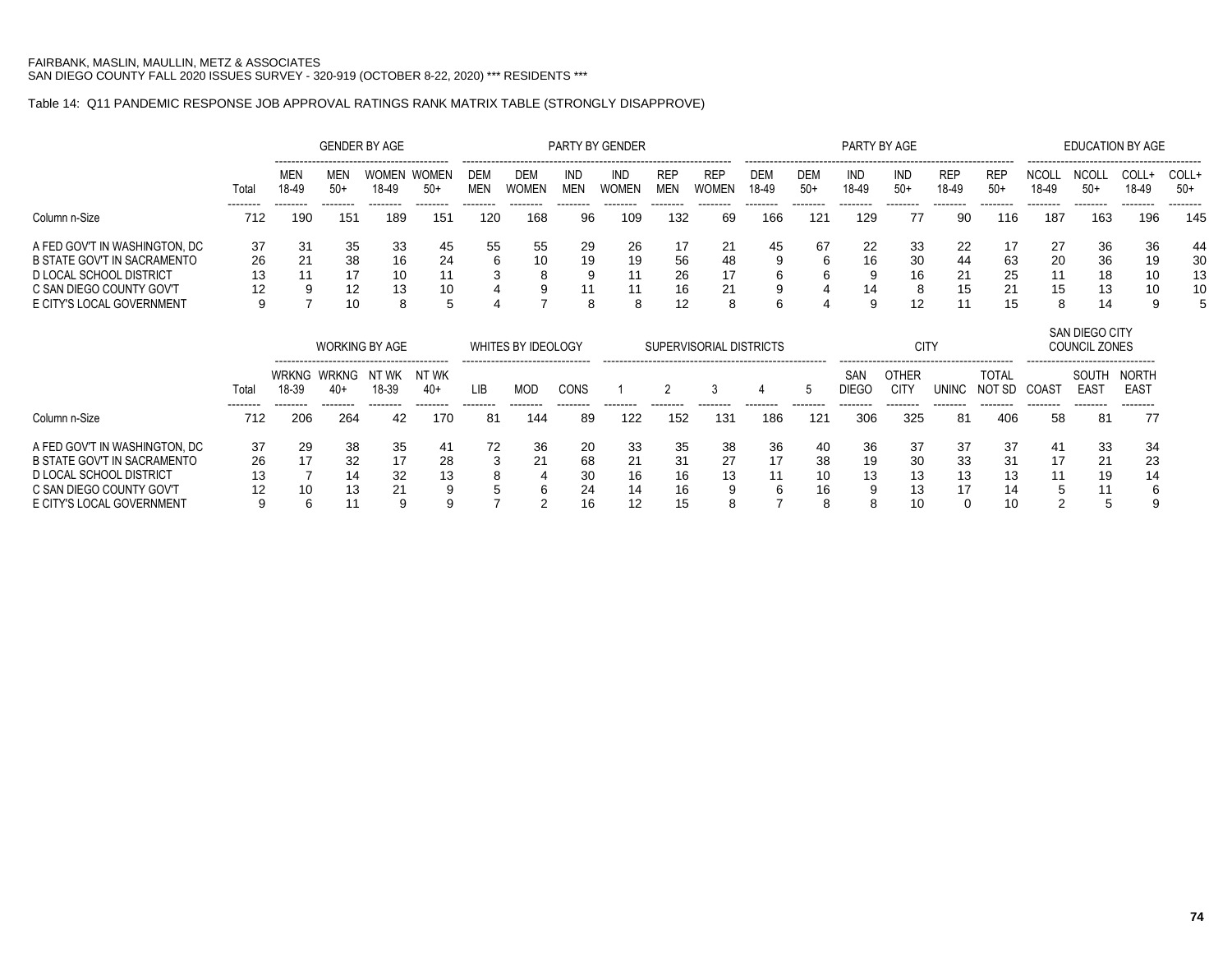FAIRBANK, MASLIN, MAULLIN, METZ & ASSOCIATES
SAN DIEGO COUNTY FALL 2020 ISSUES SURVEY - 320-919 (OCTOBER 8-22, 2020) *** RESIDENTS ***

Table 14: Q11 PANDEMIC RESPONSE JOB APPROVAL RATINGS RANK MATRIX TABLE (STRONGLY DISAPPROVE)

| | | GENDER BY AGE | | | | PARTY BY GENDER | | | | | | PARTY BY AGE | | | | | | EDUCATION BY AGE | | | |
|---|---|---|---|---|---|---|---|---|---|---|---|---|---|---|---|---|---|---|---|---|---|
| | Total | MEN 18-49 | MEN 50+ | WOMEN 18-49 | WOMEN 50+ | DEM MEN | DEM WOMEN | IND MEN | IND WOMEN | REP MEN | REP WOMEN | DEM 18-49 | DEM 50+ | IND 18-49 | IND 50+ | REP 18-49 | REP 50+ | NCOLL 18-49 | NCOLL 50+ | COLL+ 18-49 | COLL+ 50+ |
| Column n-Size | 712 | 190 | 151 | 189 | 151 | 120 | 168 | 96 | 109 | 132 | 69 | 166 | 121 | 129 | 77 | 90 | 116 | 187 | 163 | 196 | 145 |
| A FED GOV'T IN WASHINGTON, DC | 37 | 31 | 35 | 33 | 45 | 55 | 55 | 29 | 26 | 17 | 21 | 45 | 67 | 22 | 33 | 22 | 17 | 27 | 36 | 36 | 44 |
| B STATE GOV'T IN SACRAMENTO | 26 | 21 | 38 | 16 | 24 | 6 | 10 | 19 | 19 | 56 | 48 | 9 | 6 | 16 | 30 | 44 | 63 | 20 | 36 | 19 | 30 |
| D LOCAL SCHOOL DISTRICT | 13 | 11 | 17 | 10 | 11 | 3 | 8 | 9 | 11 | 26 | 17 | 6 | 6 | 9 | 16 | 21 | 25 | 11 | 18 | 10 | 13 |
| C SAN DIEGO COUNTY GOV'T | 12 | 9 | 12 | 13 | 10 | 4 | 9 | 11 | 11 | 16 | 21 | 9 | 4 | 14 | 8 | 15 | 21 | 15 | 13 | 10 | 10 |
| E CITY'S LOCAL GOVERNMENT | 9 | 7 | 10 | 8 | 5 | 4 | 7 | 8 | 8 | 12 | 8 | 6 | 4 | 9 | 12 | 11 | 15 | 8 | 14 | 9 | 5 |

| | | WORKING BY AGE | | | | WHITES BY IDEOLOGY | | | SUPERVISORIAL DISTRICTS | | | | | CITY | | | | SAN DIEGO CITY COUNCIL ZONES | | |
|---|---|---|---|---|---|---|---|---|---|---|---|---|---|---|---|---|---|---|---|---|
| | Total | WRKNG 18-39 | WRKNG 40+ | NT WK 18-39 | NT WK 40+ | LIB | MOD | CONS | 1 | 2 | 3 | 4 | 5 | SAN DIEGO | OTHER CITY | UNINC | TOTAL NOT SD | COAST | SOUTH EAST | NORTH EAST |
| Column n-Size | 712 | 206 | 264 | 42 | 170 | 81 | 144 | 89 | 122 | 152 | 131 | 186 | 121 | 306 | 325 | 81 | 406 | 58 | 81 | 77 |
| A FED GOV'T IN WASHINGTON, DC | 37 | 29 | 38 | 35 | 41 | 72 | 36 | 20 | 33 | 35 | 38 | 36 | 40 | 36 | 37 | 37 | 37 | 41 | 33 | 34 |
| B STATE GOV'T IN SACRAMENTO | 26 | 17 | 32 | 17 | 28 | 3 | 21 | 68 | 21 | 31 | 27 | 17 | 38 | 19 | 30 | 33 | 31 | 17 | 21 | 23 |
| D LOCAL SCHOOL DISTRICT | 13 | 7 | 14 | 32 | 13 | 8 | 4 | 30 | 16 | 16 | 13 | 11 | 10 | 13 | 13 | 13 | 13 | 11 | 19 | 14 |
| C SAN DIEGO COUNTY GOV'T | 12 | 10 | 13 | 21 | 9 | 5 | 6 | 24 | 14 | 16 | 9 | 6 | 16 | 9 | 13 | 17 | 14 | 5 | 11 | 6 |
| E CITY'S LOCAL GOVERNMENT | 9 | 6 | 11 | 9 | 9 | 7 | 2 | 16 | 12 | 15 | 8 | 7 | 8 | 8 | 10 | 0 | 10 | 2 | 5 | 9 |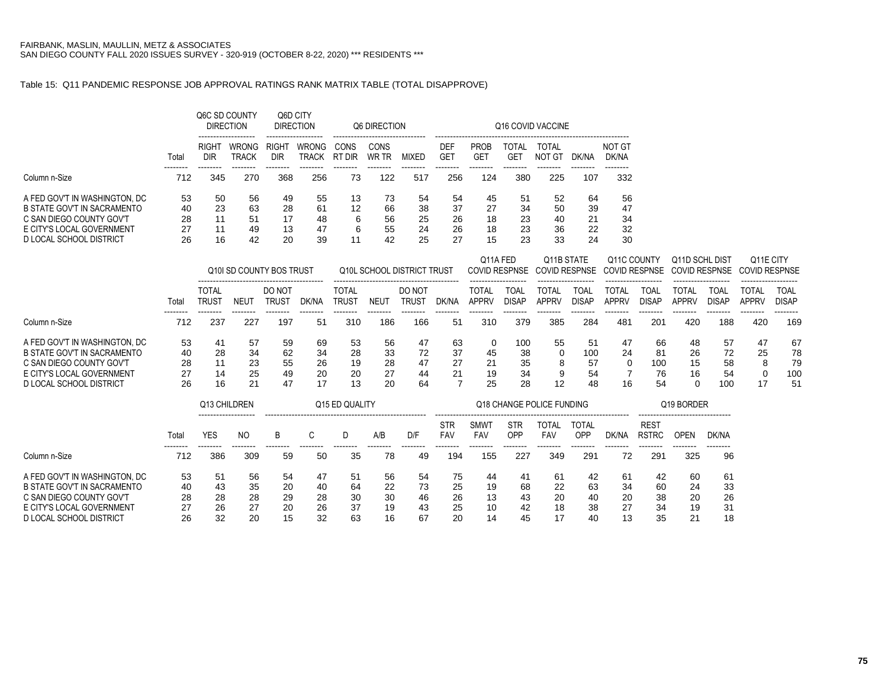FAIRBANK, MASLIN, MAULLIN, METZ & ASSOCIATES
SAN DIEGO COUNTY FALL 2020 ISSUES SURVEY - 320-919 (OCTOBER 8-22, 2020) *** RESIDENTS ***

Table 15: Q11 PANDEMIC RESPONSE JOB APPROVAL RATINGS RANK MATRIX TABLE (TOTAL DISAPPROVE)

| | | Q6C SD COUNTY DIRECTION | | Q6D CITY DIRECTION | | Q6 DIRECTION | | | Q16 COVID VACCINE | | | | | |
|---|---|---|---|---|---|---|---|---|---|---|---|---|---|---|
| | Total | RIGHT DIR | WRONG TRACK | RIGHT DIR | WRONG TRACK | CONS RT DIR | CONS WR TR | MIXED | DEF GET | PROB GET | TOTAL GET | TOTAL NOT GT | DK/NA | NOT GT DK/NA |
| Column n-Size | 712 | 345 | 270 | 368 | 256 | 73 | 122 | 517 | 256 | 124 | 380 | 225 | 107 | 332 |
| A FED GOV'T IN WASHINGTON, DC | 53 | 50 | 56 | 49 | 55 | 13 | 73 | 54 | 54 | 45 | 51 | 52 | 64 | 56 |
| B STATE GOV'T IN SACRAMENTO | 40 | 23 | 63 | 28 | 61 | 12 | 66 | 38 | 37 | 27 | 34 | 50 | 39 | 47 |
| C SAN DIEGO COUNTY GOV'T | 28 | 11 | 51 | 17 | 48 | 6 | 56 | 25 | 26 | 18 | 23 | 40 | 21 | 34 |
| E CITY'S LOCAL GOVERNMENT | 27 | 11 | 49 | 13 | 47 | 6 | 55 | 24 | 26 | 18 | 23 | 36 | 22 | 32 |
| D LOCAL SCHOOL DISTRICT | 26 | 16 | 42 | 20 | 39 | 11 | 42 | 25 | 27 | 15 | 23 | 33 | 24 | 30 |

| | | Q10I SD COUNTY BOS TRUST | | | | Q10L SCHOOL DISTRICT TRUST | | | | Q11A FED COVID RESPNSE | | Q11B STATE COVID RESPNSE | | Q11C COUNTY COVID RESPNSE | | Q11D SCHL DIST COVID RESPNSE | | Q11E CITY COVID RESPNSE | |
|---|---|---|---|---|---|---|---|---|---|---|---|---|---|---|---|---|---|---|---|
| | Total | TOTAL TRUST | NEUT | DO NOT TRUST | DK/NA | TOTAL TRUST | NEUT | DO NOT TRUST | DK/NA | TOTAL APPRV | TOAL DISAP | TOTAL APPRV | TOAL DISAP | TOTAL APPRV | TOAL DISAP | TOTAL APPRV | TOAL DISAP | TOTAL APPRV | TOAL DISAP |
| Column n-Size | 712 | 237 | 227 | 197 | 51 | 310 | 186 | 166 | 51 | 310 | 379 | 385 | 284 | 481 | 201 | 420 | 188 | 420 | 169 |
| A FED GOV'T IN WASHINGTON, DC | 53 | 41 | 57 | 59 | 69 | 53 | 56 | 47 | 63 | 0 | 100 | 55 | 51 | 47 | 66 | 48 | 57 | 47 | 67 |
| B STATE GOV'T IN SACRAMENTO | 40 | 28 | 34 | 62 | 34 | 28 | 33 | 72 | 37 | 45 | 38 | 0 | 100 | 24 | 81 | 26 | 72 | 25 | 78 |
| C SAN DIEGO COUNTY GOV'T | 28 | 11 | 23 | 55 | 26 | 19 | 28 | 47 | 27 | 21 | 35 | 8 | 57 | 0 | 100 | 15 | 58 | 8 | 79 |
| E CITY'S LOCAL GOVERNMENT | 27 | 14 | 25 | 49 | 20 | 20 | 27 | 44 | 21 | 19 | 34 | 9 | 54 | 7 | 76 | 16 | 54 | 0 | 100 |
| D LOCAL SCHOOL DISTRICT | 26 | 16 | 21 | 47 | 17 | 13 | 20 | 64 | 7 | 25 | 28 | 12 | 48 | 16 | 54 | 0 | 100 | 17 | 51 |

| | | Q13 CHILDREN | | Q15 ED QUALITY | | | | | Q18 CHANGE POLICE FUNDING | | | | | | Q19 BORDER | | |
|---|---|---|---|---|---|---|---|---|---|---|---|---|---|---|---|---|---|
| | Total | YES | NO | B | C | D | A/B | D/F | STR FAV | SMWT FAV | STR OPP | TOTAL FAV | TOTAL OPP | DK/NA | REST RSTRC | OPEN | DK/NA |
| Column n-Size | 712 | 386 | 309 | 59 | 50 | 35 | 78 | 49 | 194 | 155 | 227 | 349 | 291 | 72 | 291 | 325 | 96 |
| A FED GOV'T IN WASHINGTON, DC | 53 | 51 | 56 | 54 | 47 | 51 | 56 | 54 | 75 | 44 | 41 | 61 | 42 | 61 | 42 | 60 | 61 |
| B STATE GOV'T IN SACRAMENTO | 40 | 43 | 35 | 20 | 40 | 64 | 22 | 73 | 25 | 19 | 68 | 22 | 63 | 34 | 60 | 24 | 33 |
| C SAN DIEGO COUNTY GOV'T | 28 | 28 | 28 | 29 | 28 | 30 | 30 | 46 | 26 | 13 | 43 | 20 | 40 | 20 | 38 | 20 | 26 |
| E CITY'S LOCAL GOVERNMENT | 27 | 26 | 27 | 20 | 26 | 37 | 19 | 43 | 25 | 10 | 42 | 18 | 38 | 27 | 34 | 19 | 31 |
| D LOCAL SCHOOL DISTRICT | 26 | 32 | 20 | 15 | 32 | 63 | 16 | 67 | 20 | 14 | 45 | 17 | 40 | 13 | 35 | 21 | 18 |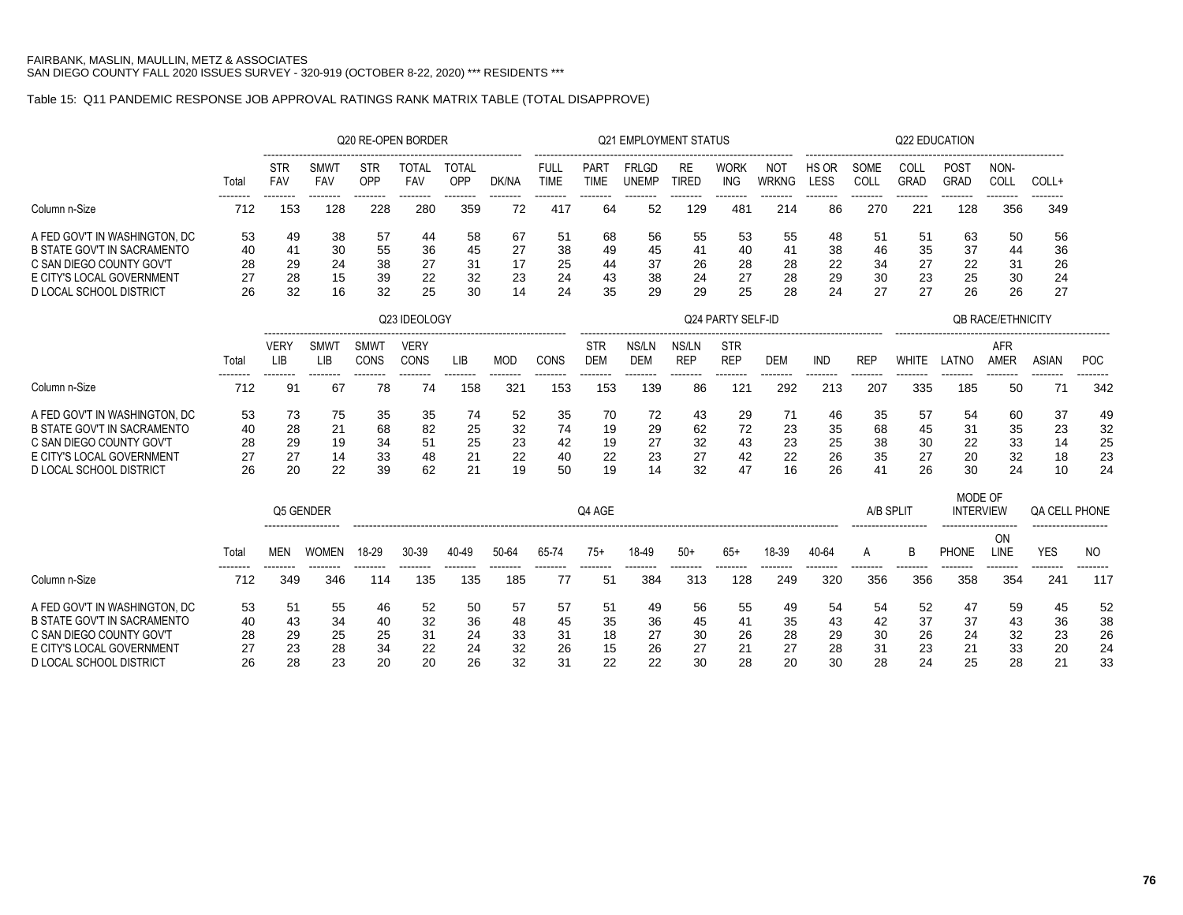FAIRBANK, MASLIN, MAULLIN, METZ & ASSOCIATES
SAN DIEGO COUNTY FALL 2020 ISSUES SURVEY - 320-919 (OCTOBER 8-22, 2020) *** RESIDENTS ***

Table 15: Q11 PANDEMIC RESPONSE JOB APPROVAL RATINGS RANK MATRIX TABLE (TOTAL DISAPPROVE)

| | | Q20 RE-OPEN BORDER | | | | | | Q21 EMPLOYMENT STATUS | | | | | | Q22 EDUCATION | | | | | |
|---|---|---|---|---|---|---|---|---|---|---|---|---|---|---|---|---|---|---|---|
| | Total | STR FAV | SMWT FAV | STR OPP | TOTAL FAV | TOTAL OPP | DK/NA | FULL TIME | PART TIME | FRLGD UNEMP | RE TIRED | WORK ING | NOT WRKNG | HS OR LESS | SOME COLL | COLL GRAD | POST GRAD | NON-COLL | COLL+ |
| Column n-Size | 712 | 153 | 128 | 228 | 280 | 359 | 72 | 417 | 64 | 52 | 129 | 481 | 214 | 86 | 270 | 221 | 128 | 356 | 349 |
| A FED GOV'T IN WASHINGTON, DC | 53 | 49 | 38 | 57 | 44 | 58 | 67 | 51 | 68 | 56 | 55 | 53 | 55 | 48 | 51 | 51 | 63 | 50 | 56 |
| B STATE GOV'T IN SACRAMENTO | 40 | 41 | 30 | 55 | 36 | 45 | 27 | 38 | 49 | 45 | 41 | 40 | 41 | 38 | 46 | 35 | 37 | 44 | 36 |
| C SAN DIEGO COUNTY GOV'T | 28 | 29 | 24 | 38 | 27 | 31 | 17 | 25 | 44 | 37 | 26 | 28 | 28 | 22 | 34 | 27 | 22 | 31 | 26 |
| E CITY'S LOCAL GOVERNMENT | 27 | 28 | 15 | 39 | 22 | 32 | 23 | 24 | 43 | 38 | 24 | 27 | 28 | 29 | 30 | 23 | 25 | 30 | 24 |
| D LOCAL SCHOOL DISTRICT | 26 | 32 | 16 | 32 | 25 | 30 | 14 | 24 | 35 | 29 | 29 | 25 | 28 | 24 | 27 | 27 | 26 | 26 | 27 |

| | | Q23 IDEOLOGY | | | | | | | Q24 PARTY SELF-ID | | | | | | | QB RACE/ETHNICITY | | | | |
|---|---|---|---|---|---|---|---|---|---|---|---|---|---|---|---|---|---|---|---|---|
| | Total | VERY LIB | SMWT LIB | SMWT CONS | VERY CONS | LIB | MOD | CONS | STR DEM | NS/LN DEM | NS/LN REP | STR REP | DEM | IND | REP | WHITE | LATNO | AFR AMER | ASIAN | POC |
| Column n-Size | 712 | 91 | 67 | 78 | 74 | 158 | 321 | 153 | 153 | 139 | 86 | 121 | 292 | 213 | 207 | 335 | 185 | 50 | 71 | 342 |
| A FED GOV'T IN WASHINGTON, DC | 53 | 73 | 75 | 35 | 35 | 74 | 52 | 35 | 70 | 72 | 43 | 29 | 71 | 46 | 35 | 57 | 54 | 60 | 37 | 49 |
| B STATE GOV'T IN SACRAMENTO | 40 | 28 | 21 | 68 | 82 | 25 | 32 | 74 | 19 | 29 | 62 | 72 | 23 | 35 | 68 | 45 | 31 | 35 | 23 | 32 |
| C SAN DIEGO COUNTY GOV'T | 28 | 29 | 19 | 34 | 51 | 25 | 23 | 42 | 19 | 27 | 32 | 43 | 23 | 25 | 38 | 30 | 22 | 33 | 14 | 25 |
| E CITY'S LOCAL GOVERNMENT | 27 | 27 | 14 | 33 | 48 | 21 | 22 | 40 | 22 | 23 | 27 | 42 | 22 | 26 | 35 | 27 | 20 | 32 | 18 | 23 |
| D LOCAL SCHOOL DISTRICT | 26 | 20 | 22 | 39 | 62 | 21 | 19 | 50 | 19 | 14 | 32 | 47 | 16 | 26 | 41 | 26 | 30 | 24 | 10 | 24 |

| | | Q5 GENDER | | Q4 AGE | | | | | | | | | | | A/B SPLIT | | MODE OF INTERVIEW | | QA CELL PHONE | |
|---|---|---|---|---|---|---|---|---|---|---|---|---|---|---|---|---|---|---|---|---|
| | Total | MEN | WOMEN | 18-29 | 30-39 | 40-49 | 50-64 | 65-74 | 75+ | 18-49 | 50+ | 65+ | 18-39 | 40-64 | A | B | PHONE | ON LINE | YES | NO |
| Column n-Size | 712 | 349 | 346 | 114 | 135 | 135 | 185 | 77 | 51 | 384 | 313 | 128 | 249 | 320 | 356 | 356 | 358 | 354 | 241 | 117 |
| A FED GOV'T IN WASHINGTON, DC | 53 | 51 | 55 | 46 | 52 | 50 | 57 | 57 | 51 | 49 | 56 | 55 | 49 | 54 | 54 | 52 | 47 | 59 | 45 | 52 |
| B STATE GOV'T IN SACRAMENTO | 40 | 43 | 34 | 40 | 32 | 36 | 48 | 45 | 35 | 36 | 45 | 41 | 35 | 43 | 42 | 37 | 37 | 43 | 36 | 38 |
| C SAN DIEGO COUNTY GOV'T | 28 | 29 | 25 | 25 | 31 | 24 | 33 | 31 | 18 | 27 | 30 | 26 | 28 | 29 | 30 | 26 | 24 | 32 | 23 | 26 |
| E CITY'S LOCAL GOVERNMENT | 27 | 23 | 28 | 34 | 22 | 24 | 32 | 26 | 15 | 26 | 27 | 21 | 27 | 28 | 31 | 23 | 21 | 33 | 20 | 24 |
| D LOCAL SCHOOL DISTRICT | 26 | 28 | 23 | 20 | 20 | 26 | 32 | 31 | 22 | 22 | 30 | 28 | 20 | 30 | 28 | 24 | 25 | 28 | 21 | 33 |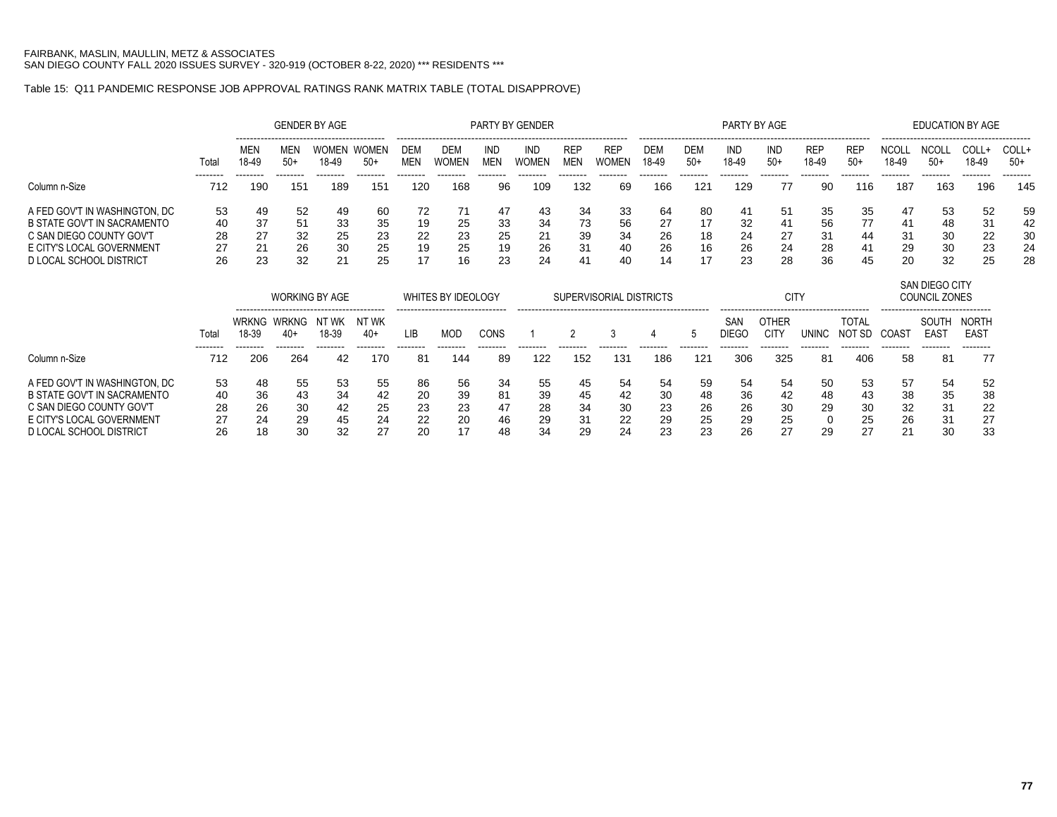FAIRBANK, MASLIN, MAULLIN, METZ & ASSOCIATES
SAN DIEGO COUNTY FALL 2020 ISSUES SURVEY - 320-919 (OCTOBER 8-22, 2020) *** RESIDENTS ***

Table 15: Q11 PANDEMIC RESPONSE JOB APPROVAL RATINGS RANK MATRIX TABLE (TOTAL DISAPPROVE)

| | | GENDER BY AGE | | | | PARTY BY GENDER | | | | | | PARTY BY AGE | | | | | | EDUCATION BY AGE | | | |
|---|---|---|---|---|---|---|---|---|---|---|---|---|---|---|---|---|---|---|---|---|---|
| | Total | MEN 18-49 | MEN 50+ | WOMEN 18-49 | WOMEN 50+ | DEM MEN | DEM WOMEN | IND MEN | IND WOMEN | REP MEN | REP WOMEN | DEM 18-49 | DEM 50+ | IND 18-49 | IND 50+ | REP 18-49 | REP 50+ | NCOLL 18-49 | NCOLL 50+ | COLL+ 18-49 | COLL+ 50+ |
| Column n-Size | 712 | 190 | 151 | 189 | 151 | 120 | 168 | 96 | 109 | 132 | 69 | 166 | 121 | 129 | 77 | 90 | 116 | 187 | 163 | 196 | 145 |
| A FED GOV'T IN WASHINGTON, DC | 53 | 49 | 52 | 49 | 60 | 72 | 71 | 47 | 43 | 34 | 33 | 64 | 80 | 41 | 51 | 35 | 35 | 47 | 53 | 52 | 59 |
| B STATE GOV'T IN SACRAMENTO | 40 | 37 | 51 | 33 | 35 | 19 | 25 | 33 | 34 | 73 | 56 | 27 | 17 | 32 | 41 | 56 | 77 | 41 | 48 | 31 | 42 |
| C SAN DIEGO COUNTY GOV'T | 28 | 27 | 32 | 25 | 23 | 22 | 23 | 25 | 21 | 39 | 34 | 26 | 18 | 24 | 27 | 31 | 44 | 31 | 30 | 22 | 30 |
| E CITY'S LOCAL GOVERNMENT | 27 | 21 | 26 | 30 | 25 | 19 | 25 | 19 | 26 | 31 | 40 | 26 | 16 | 26 | 24 | 28 | 41 | 29 | 30 | 23 | 24 |
| D LOCAL SCHOOL DISTRICT | 26 | 23 | 32 | 21 | 25 | 17 | 16 | 23 | 24 | 41 | 40 | 14 | 17 | 23 | 28 | 36 | 45 | 20 | 32 | 25 | 28 |

| | | WORKING BY AGE | | | | WHITES BY IDEOLOGY | | | SUPERVISORIAL DISTRICTS | | | | | CITY | | | | SAN DIEGO CITY COUNCIL ZONES | | |
|---|---|---|---|---|---|---|---|---|---|---|---|---|---|---|---|---|---|---|---|---|
| | Total | WRKNG 18-39 | WRKNG 40+ | NT WK 18-39 | NT WK 40+ | LIB | MOD | CONS | 1 | 2 | 3 | 4 | 5 | SAN DIEGO | OTHER CITY | UNINC | TOTAL NOT SD | COAST | SOUTH EAST | NORTH EAST |
| Column n-Size | 712 | 206 | 264 | 42 | 170 | 81 | 144 | 89 | 122 | 152 | 131 | 186 | 121 | 306 | 325 | 81 | 406 | 58 | 81 | 77 |
| A FED GOV'T IN WASHINGTON, DC | 53 | 48 | 55 | 53 | 55 | 86 | 56 | 34 | 55 | 45 | 54 | 54 | 59 | 54 | 54 | 50 | 53 | 57 | 54 | 52 |
| B STATE GOV'T IN SACRAMENTO | 40 | 36 | 43 | 34 | 42 | 20 | 39 | 81 | 39 | 45 | 42 | 30 | 48 | 36 | 42 | 48 | 43 | 38 | 35 | 38 |
| C SAN DIEGO COUNTY GOV'T | 28 | 26 | 30 | 42 | 25 | 23 | 23 | 47 | 28 | 34 | 30 | 23 | 26 | 26 | 30 | 29 | 30 | 32 | 31 | 22 |
| E CITY'S LOCAL GOVERNMENT | 27 | 24 | 29 | 45 | 24 | 22 | 20 | 46 | 29 | 31 | 22 | 29 | 25 | 29 | 25 | 0 | 25 | 26 | 31 | 27 |
| D LOCAL SCHOOL DISTRICT | 26 | 18 | 30 | 32 | 27 | 20 | 17 | 48 | 34 | 29 | 24 | 23 | 23 | 26 | 27 | 29 | 27 | 21 | 30 | 33 |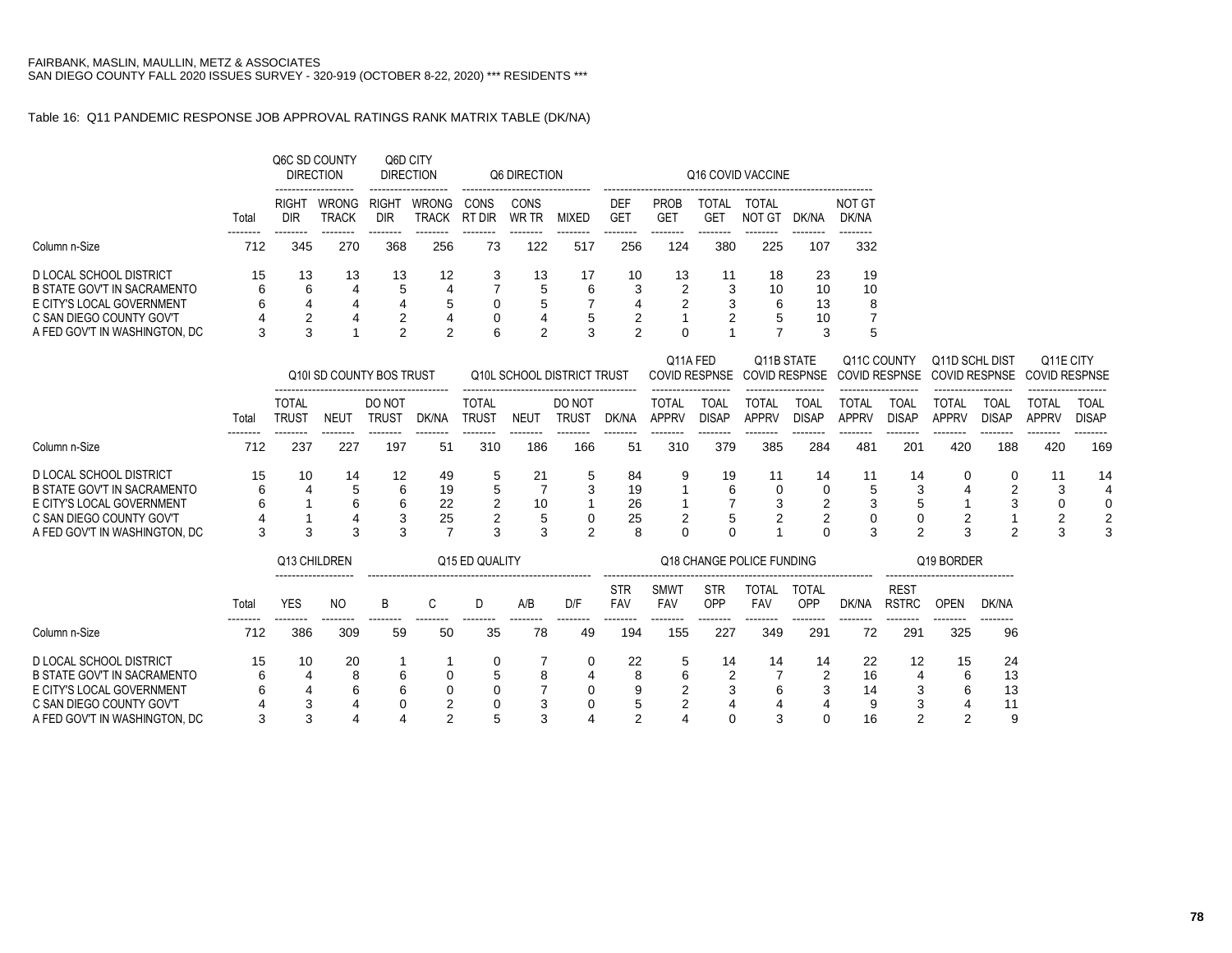FAIRBANK, MASLIN, MAULLIN, METZ & ASSOCIATES
SAN DIEGO COUNTY FALL 2020 ISSUES SURVEY - 320-919 (OCTOBER 8-22, 2020) *** RESIDENTS ***

Table 16: Q11 PANDEMIC RESPONSE JOB APPROVAL RATINGS RANK MATRIX TABLE (DK/NA)

| | | Q6C SD COUNTY DIRECTION | | Q6D CITY DIRECTION | | Q6 DIRECTION | | | Q16 COVID VACCINE | | | | | |
|---|---|---|---|---|---|---|---|---|---|---|---|---|---|---|
| | Total | RIGHT DIR | WRONG TRACK | RIGHT DIR | WRONG TRACK | CONS RT DIR | CONS WR TR | MIXED | DEF GET | PROB GET | TOTAL GET | TOTAL NOT GT | DK/NA | NOT GT DK/NA |
| Column n-Size | 712 | 345 | 270 | 368 | 256 | 73 | 122 | 517 | 256 | 124 | 380 | 225 | 107 | 332 |
| D LOCAL SCHOOL DISTRICT | 15 | 13 | 13 | 13 | 12 | 3 | 13 | 17 | 10 | 13 | 11 | 18 | 23 | 19 |
| B STATE GOV'T IN SACRAMENTO | 6 | 6 | 4 | 5 | 4 | 7 | 5 | 6 | 3 | 2 | 3 | 10 | 10 | 10 |
| E CITY'S LOCAL GOVERNMENT | 6 | 4 | 4 | 4 | 5 | 0 | 5 | 7 | 4 | 2 | 3 | 6 | 13 | 8 |
| C SAN DIEGO COUNTY GOV'T | 4 | 2 | 4 | 2 | 4 | 0 | 4 | 5 | 2 | 1 | 2 | 5 | 10 | 7 |
| A FED GOV'T IN WASHINGTON, DC | 3 | 3 | 1 | 2 | 2 | 6 | 2 | 3 | 2 | 0 | 1 | 7 | 3 | 5 |

| | | Q10I SD COUNTY BOS TRUST | | | | Q10L SCHOOL DISTRICT TRUST | | | | Q11A FED COVID RESPNSE | | Q11B STATE COVID RESPNSE | | Q11C COUNTY COVID RESPNSE | | Q11D SCHL DIST COVID RESPNSE | | Q11E CITY COVID RESPNSE | |
|---|---|---|---|---|---|---|---|---|---|---|---|---|---|---|---|---|---|---|---|
| | Total | TOTAL TRUST | NEUT | DO NOT TRUST | DK/NA | TOTAL TRUST | NEUT | DO NOT TRUST | DK/NA | TOTAL APPRV | TOAL DISAP | TOTAL APPRV | TOAL DISAP | TOTAL APPRV | TOAL DISAP | TOTAL APPRV | TOAL DISAP | TOTAL APPRV | TOAL DISAP |
| Column n-Size | 712 | 237 | 227 | 197 | 51 | 310 | 186 | 166 | 51 | 310 | 379 | 385 | 284 | 481 | 201 | 420 | 188 | 420 | 169 |
| D LOCAL SCHOOL DISTRICT | 15 | 10 | 14 | 12 | 49 | 5 | 21 | 5 | 84 | 9 | 19 | 11 | 14 | 11 | 14 | 0 | 0 | 11 | 14 |
| B STATE GOV'T IN SACRAMENTO | 6 | 4 | 5 | 6 | 19 | 5 | 7 | 3 | 19 | 1 | 6 | 0 | 0 | 5 | 3 | 4 | 2 | 3 | 4 |
| E CITY'S LOCAL GOVERNMENT | 6 | 1 | 6 | 6 | 22 | 2 | 10 | 1 | 26 | 1 | 7 | 3 | 2 | 3 | 5 | 1 | 3 | 0 | 0 |
| C SAN DIEGO COUNTY GOV'T | 4 | 1 | 4 | 3 | 25 | 2 | 5 | 0 | 25 | 2 | 5 | 2 | 2 | 0 | 0 | 2 | 1 | 2 | 2 |
| A FED GOV'T IN WASHINGTON, DC | 3 | 3 | 3 | 3 | 7 | 3 | 3 | 2 | 8 | 0 | 0 | 1 | 0 | 3 | 2 | 3 | 2 | 3 | 3 |

| | | Q13 CHILDREN | | Q15 ED QUALITY | | | | | Q18 CHANGE POLICE FUNDING | | | | | | Q19 BORDER | | |
|---|---|---|---|---|---|---|---|---|---|---|---|---|---|---|---|---|---|
| | Total | YES | NO | B | C | D | A/B | D/F | STR FAV | SMWT FAV | STR OPP | TOTAL FAV | TOTAL OPP | DK/NA | REST RSTRC | OPEN | DK/NA |
| Column n-Size | 712 | 386 | 309 | 59 | 50 | 35 | 78 | 49 | 194 | 155 | 227 | 349 | 291 | 72 | 291 | 325 | 96 |
| D LOCAL SCHOOL DISTRICT | 15 | 10 | 20 | 1 | 1 | 0 | 7 | 0 | 22 | 5 | 14 | 14 | 14 | 22 | 12 | 15 | 24 |
| B STATE GOV'T IN SACRAMENTO | 6 | 4 | 8 | 6 | 0 | 5 | 8 | 4 | 8 | 6 | 2 | 7 | 2 | 16 | 4 | 6 | 13 |
| E CITY'S LOCAL GOVERNMENT | 6 | 4 | 6 | 6 | 0 | 0 | 7 | 0 | 9 | 2 | 3 | 6 | 3 | 14 | 3 | 6 | 13 |
| C SAN DIEGO COUNTY GOV'T | 4 | 3 | 4 | 0 | 2 | 0 | 3 | 0 | 5 | 2 | 4 | 4 | 4 | 9 | 3 | 4 | 11 |
| A FED GOV'T IN WASHINGTON, DC | 3 | 3 | 4 | 4 | 2 | 5 | 3 | 4 | 2 | 4 | 0 | 3 | 0 | 16 | 2 | 2 | 9 |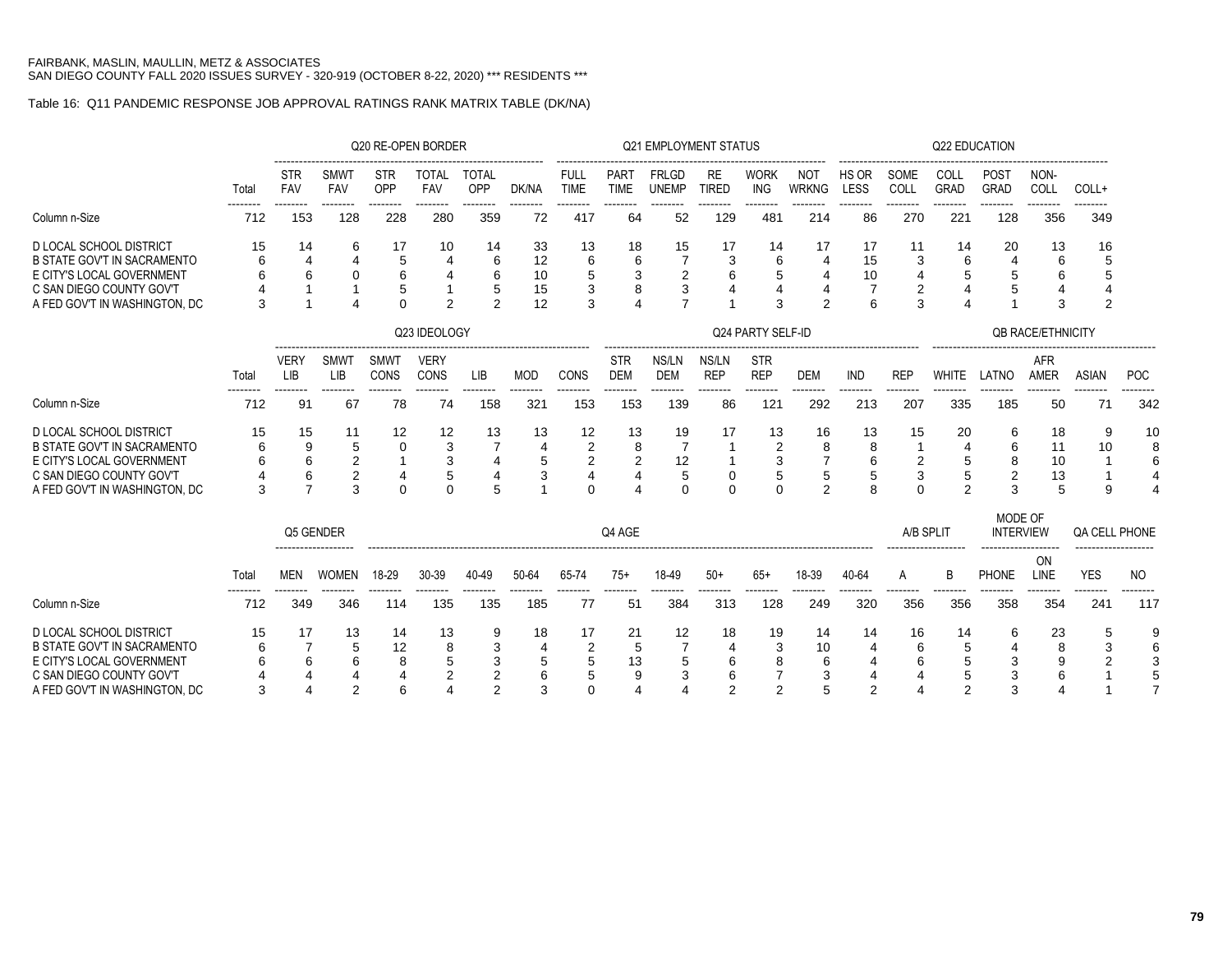FAIRBANK, MASLIN, MAULLIN, METZ & ASSOCIATES
SAN DIEGO COUNTY FALL 2020 ISSUES SURVEY - 320-919 (OCTOBER 8-22, 2020) *** RESIDENTS ***

Table 16: Q11 PANDEMIC RESPONSE JOB APPROVAL RATINGS RANK MATRIX TABLE (DK/NA)

| | | Q20 RE-OPEN BORDER | | | | | | Q21 EMPLOYMENT STATUS | | | | | | Q22 EDUCATION | | | | | |
|---|---|---|---|---|---|---|---|---|---|---|---|---|---|---|---|---|---|---|---|
| | Total | STR FAV | SMWT FAV | STR OPP | TOTAL FAV | TOTAL OPP | DK/NA | FULL TIME | PART TIME | FRLGD UNEMP | RE TIRED | WORK ING | NOT WRKNG | HS OR LESS | SOME COLL | COLL GRAD | POST GRAD | NON-COLL | COLL+ |
| Column n-Size | 712 | 153 | 128 | 228 | 280 | 359 | 72 | 417 | 64 | 52 | 129 | 481 | 214 | 86 | 270 | 221 | 128 | 356 | 349 |
| D LOCAL SCHOOL DISTRICT | 15 | 14 | 6 | 17 | 10 | 14 | 33 | 13 | 18 | 15 | 17 | 14 | 17 | 17 | 11 | 14 | 20 | 13 | 16 |
| B STATE GOV'T IN SACRAMENTO | 6 | 4 | 4 | 5 | 4 | 6 | 12 | 6 | 6 | 7 | 3 | 6 | 4 | 15 | 3 | 6 | 4 | 6 | 5 |
| E CITY'S LOCAL GOVERNMENT | 6 | 6 | 0 | 6 | 4 | 6 | 10 | 5 | 3 | 2 | 6 | 5 | 4 | 10 | 4 | 5 | 5 | 6 | 5 |
| C SAN DIEGO COUNTY GOV'T | 4 | 1 | 1 | 5 | 1 | 5 | 15 | 3 | 8 | 3 | 4 | 4 | 4 | 7 | 2 | 4 | 5 | 4 | 4 |
| A FED GOV'T IN WASHINGTON, DC | 3 | 1 | 4 | 0 | 2 | 2 | 12 | 3 | 4 | 7 | 1 | 3 | 2 | 6 | 3 | 4 | 1 | 3 | 2 |

| | | Q23 IDEOLOGY | | | | | | | Q24 PARTY SELF-ID | | | | | | | QB RACE/ETHNICITY | | | | |
|---|---|---|---|---|---|---|---|---|---|---|---|---|---|---|---|---|---|---|---|---|
| | Total | VERY LIB | SMWT LIB | SMWT CONS | VERY CONS | LIB | MOD | CONS | STR DEM | NS/LN DEM | NS/LN REP | STR REP | DEM | IND | REP | WHITE | LATNO | AFR AMER | ASIAN | POC |
| Column n-Size | 712 | 91 | 67 | 78 | 74 | 158 | 321 | 153 | 153 | 139 | 86 | 121 | 292 | 213 | 207 | 335 | 185 | 50 | 71 | 342 |
| D LOCAL SCHOOL DISTRICT | 15 | 15 | 11 | 12 | 12 | 13 | 13 | 12 | 13 | 19 | 17 | 13 | 16 | 13 | 15 | 20 | 6 | 18 | 9 | 10 |
| B STATE GOV'T IN SACRAMENTO | 6 | 9 | 5 | 0 | 3 | 7 | 4 | 2 | 8 | 7 | 1 | 2 | 8 | 8 | 1 | 4 | 6 | 11 | 10 | 8 |
| E CITY'S LOCAL GOVERNMENT | 6 | 6 | 2 | 1 | 3 | 4 | 5 | 2 | 2 | 12 | 1 | 3 | 7 | 6 | 2 | 5 | 8 | 10 | 1 | 6 |
| C SAN DIEGO COUNTY GOV'T | 4 | 6 | 2 | 4 | 5 | 4 | 3 | 4 | 4 | 5 | 0 | 5 | 5 | 5 | 3 | 5 | 2 | 13 | 1 | 4 |
| A FED GOV'T IN WASHINGTON, DC | 3 | 7 | 3 | 0 | 0 | 5 | 1 | 0 | 4 | 0 | 0 | 0 | 2 | 8 | 0 | 2 | 3 | 5 | 9 | 4 |

| | | Q5 GENDER | | Q4 AGE | | | | | | | | | | | A/B SPLIT | | MODE OF INTERVIEW | | QA CELL PHONE | |
|---|---|---|---|---|---|---|---|---|---|---|---|---|---|---|---|---|---|---|---|---|
| | Total | MEN | WOMEN | 18-29 | 30-39 | 40-49 | 50-64 | 65-74 | 75+ | 18-49 | 50+ | 65+ | 18-39 | 40-64 | A | B | PHONE | ON LINE | YES | NO |
| Column n-Size | 712 | 349 | 346 | 114 | 135 | 135 | 185 | 77 | 51 | 384 | 313 | 128 | 249 | 320 | 356 | 356 | 358 | 354 | 241 | 117 |
| D LOCAL SCHOOL DISTRICT | 15 | 17 | 13 | 14 | 13 | 9 | 18 | 17 | 21 | 12 | 18 | 19 | 14 | 14 | 16 | 14 | 6 | 23 | 5 | 9 |
| B STATE GOV'T IN SACRAMENTO | 6 | 7 | 5 | 12 | 8 | 3 | 4 | 2 | 5 | 7 | 4 | 3 | 10 | 4 | 6 | 5 | 4 | 8 | 3 | 6 |
| E CITY'S LOCAL GOVERNMENT | 6 | 6 | 6 | 8 | 5 | 3 | 5 | 5 | 13 | 5 | 6 | 8 | 6 | 4 | 6 | 5 | 3 | 9 | 2 | 3 |
| C SAN DIEGO COUNTY GOV'T | 4 | 4 | 4 | 4 | 2 | 2 | 6 | 5 | 9 | 3 | 6 | 7 | 3 | 4 | 4 | 5 | 3 | 6 | 1 | 5 |
| A FED GOV'T IN WASHINGTON, DC | 3 | 4 | 2 | 6 | 4 | 2 | 3 | 0 | 4 | 4 | 2 | 2 | 5 | 2 | 4 | 2 | 3 | 4 | 1 | 7 |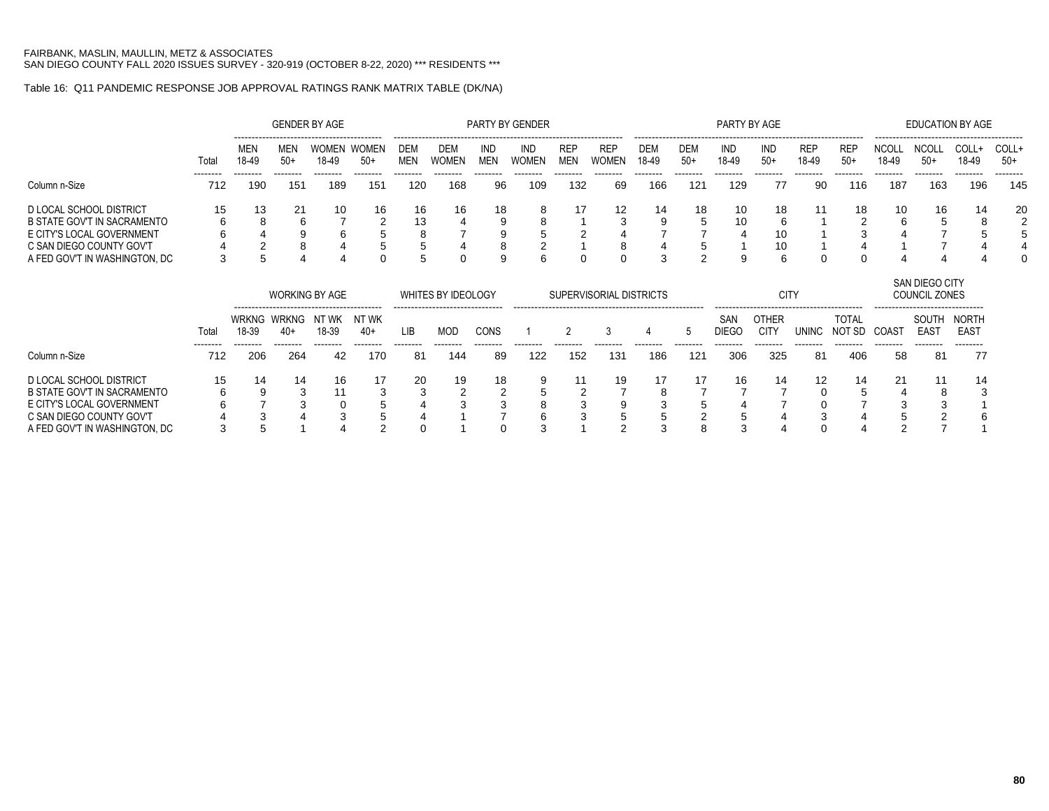FAIRBANK, MASLIN, MAULLIN, METZ & ASSOCIATES
SAN DIEGO COUNTY FALL 2020 ISSUES SURVEY - 320-919 (OCTOBER 8-22, 2020) *** RESIDENTS ***

Table 16: Q11 PANDEMIC RESPONSE JOB APPROVAL RATINGS RANK MATRIX TABLE (DK/NA)

| | | GENDER BY AGE | | | | PARTY BY GENDER | | | | | | PARTY BY AGE | | | | | | EDUCATION BY AGE | | | |
|---|---|---|---|---|---|---|---|---|---|---|---|---|---|---|---|---|---|---|---|---|---|
| | Total | MEN 18-49 | MEN 50+ | WOMEN 18-49 | WOMEN 50+ | DEM MEN | DEM WOMEN | IND MEN | IND WOMEN | REP MEN | REP WOMEN | DEM 18-49 | DEM 50+ | IND 18-49 | IND 50+ | REP 18-49 | REP 50+ | NCOLL 18-49 | NCOLL 50+ | COLL+ 18-49 | COLL+ 50+ |
| Column n-Size | 712 | 190 | 151 | 189 | 151 | 120 | 168 | 96 | 109 | 132 | 69 | 166 | 121 | 129 | 77 | 90 | 116 | 187 | 163 | 196 | 145 |
| D LOCAL SCHOOL DISTRICT | 15 | 13 | 21 | 10 | 16 | 16 | 16 | 18 | 8 | 17 | 12 | 14 | 18 | 10 | 18 | 11 | 18 | 10 | 16 | 14 | 20 |
| B STATE GOV'T IN SACRAMENTO | 6 | 8 | 6 | 7 | 2 | 13 | 4 | 9 | 8 | 1 | 3 | 9 | 5 | 10 | 6 | 1 | 2 | 6 | 5 | 8 | 2 |
| E CITY'S LOCAL GOVERNMENT | 6 | 4 | 9 | 6 | 5 | 8 | 7 | 9 | 5 | 2 | 4 | 7 | 7 | 4 | 10 | 1 | 3 | 4 | 7 | 5 | 5 |
| C SAN DIEGO COUNTY GOV'T | 4 | 2 | 8 | 4 | 5 | 5 | 4 | 8 | 2 | 1 | 8 | 4 | 5 | 1 | 10 | 1 | 4 | 1 | 7 | 4 | 4 |
| A FED GOV'T IN WASHINGTON, DC | 3 | 5 | 4 | 4 | 0 | 5 | 0 | 9 | 6 | 0 | 0 | 3 | 2 | 9 | 6 | 0 | 0 | 4 | 4 | 4 | 0 |

| | | WORKING BY AGE | | | | WHITES BY IDEOLOGY | | | SUPERVISORIAL DISTRICTS | | | | | CITY | | | | SAN DIEGO CITY COUNCIL ZONES | | |
|---|---|---|---|---|---|---|---|---|---|---|---|---|---|---|---|---|---|---|---|---|
| | Total | WRKNG 18-39 | WRKNG 40+ | NT WK 18-39 | NT WK 40+ | LIB | MOD | CONS | 1 | 2 | 3 | 4 | 5 | SAN DIEGO | OTHER CITY | UNINC | TOTAL NOT SD | COAST | SOUTH EAST | NORTH EAST |
| Column n-Size | 712 | 206 | 264 | 42 | 170 | 81 | 144 | 89 | 122 | 152 | 131 | 186 | 121 | 306 | 325 | 81 | 406 | 58 | 81 | 77 |
| D LOCAL SCHOOL DISTRICT | 15 | 14 | 14 | 16 | 17 | 20 | 19 | 18 | 9 | 11 | 19 | 17 | 17 | 16 | 14 | 12 | 14 | 21 | 11 | 14 |
| B STATE GOV'T IN SACRAMENTO | 6 | 9 | 3 | 11 | 3 | 3 | 2 | 2 | 5 | 2 | 7 | 8 | 7 | 7 | 7 | 0 | 5 | 4 | 8 | 3 |
| E CITY'S LOCAL GOVERNMENT | 6 | 7 | 3 | 0 | 5 | 4 | 3 | 3 | 8 | 3 | 9 | 3 | 5 | 4 | 7 | 0 | 7 | 3 | 3 | 1 |
| C SAN DIEGO COUNTY GOV'T | 4 | 3 | 4 | 3 | 5 | 4 | 1 | 7 | 6 | 3 | 5 | 5 | 2 | 5 | 4 | 3 | 4 | 5 | 2 | 6 |
| A FED GOV'T IN WASHINGTON, DC | 3 | 5 | 1 | 4 | 2 | 0 | 1 | 0 | 3 | 1 | 2 | 3 | 8 | 3 | 4 | 0 | 4 | 2 | 7 | 1 |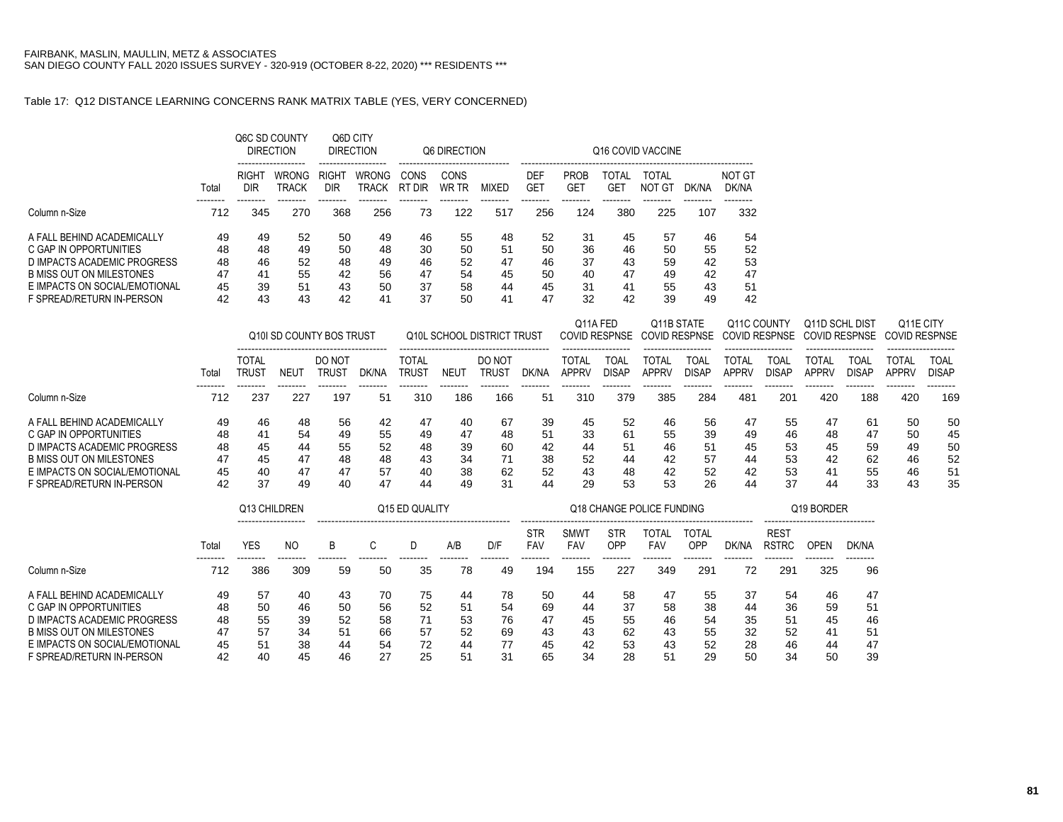FAIRBANK, MASLIN, MAULLIN, METZ & ASSOCIATES
SAN DIEGO COUNTY FALL 2020 ISSUES SURVEY - 320-919 (OCTOBER 8-22, 2020) *** RESIDENTS ***

Table 17: Q12 DISTANCE LEARNING CONCERNS RANK MATRIX TABLE (YES, VERY CONCERNED)

| | Total | Q6C SD COUNTY DIRECTION | | Q6D CITY DIRECTION | | Q6 DIRECTION | | | Q16 COVID VACCINE | | | | | |
|---|---|---|---|---|---|---|---|---|---|---|---|---|---|---|
| | | RIGHT DIR | WRONG TRACK | RIGHT DIR | WRONG TRACK | CONS RT DIR | CONS WR TR | MIXED | DEF GET | PROB GET | TOTAL GET | TOTAL NOT GT | DK/NA | NOT GT DK/NA |
| Column n-Size | 712 | 345 | 270 | 368 | 256 | 73 | 122 | 517 | 256 | 124 | 380 | 225 | 107 | 332 |
| A FALL BEHIND ACADEMICALLY | 49 | 49 | 52 | 50 | 49 | 46 | 55 | 48 | 52 | 31 | 45 | 57 | 46 | 54 |
| C GAP IN OPPORTUNITIES | 48 | 48 | 49 | 50 | 48 | 30 | 50 | 51 | 50 | 36 | 46 | 50 | 55 | 52 |
| D IMPACTS ACADEMIC PROGRESS | 48 | 46 | 52 | 48 | 49 | 46 | 52 | 47 | 46 | 37 | 43 | 59 | 42 | 53 |
| B MISS OUT ON MILESTONES | 47 | 41 | 55 | 42 | 56 | 47 | 54 | 45 | 50 | 40 | 47 | 49 | 42 | 47 |
| E IMPACTS ON SOCIAL/EMOTIONAL | 45 | 39 | 51 | 43 | 50 | 37 | 58 | 44 | 45 | 31 | 41 | 55 | 43 | 51 |
| F SPREAD/RETURN IN-PERSON | 42 | 43 | 43 | 42 | 41 | 37 | 50 | 41 | 47 | 32 | 42 | 39 | 49 | 42 |

| | Total | Q10I SD COUNTY BOS TRUST | | | | Q10L SCHOOL DISTRICT TRUST | | | | Q11A FED COVID RESPNSE | | Q11B STATE COVID RESPNSE | | Q11C COUNTY COVID RESPNSE | | Q11D SCHL DIST COVID RESPNSE | | Q11E CITY COVID RESPNSE | |
|---|---|---|---|---|---|---|---|---|---|---|---|---|---|---|---|---|---|---|---|
| | | TOTAL TRUST | NEUT | DO NOT TRUST | DK/NA | TOTAL TRUST | NEUT | DO NOT TRUST | DK/NA | TOTAL APPRV | TOAL DISAP | TOTAL APPRV | TOAL DISAP | TOTAL APPRV | TOAL DISAP | TOTAL APPRV | TOAL DISAP | TOTAL APPRV | TOAL DISAP |
| Column n-Size | 712 | 237 | 227 | 197 | 51 | 310 | 186 | 166 | 51 | 310 | 379 | 385 | 284 | 481 | 201 | 420 | 188 | 420 | 169 |
| A FALL BEHIND ACADEMICALLY | 49 | 46 | 48 | 56 | 42 | 47 | 40 | 67 | 39 | 45 | 52 | 46 | 56 | 47 | 55 | 47 | 61 | 50 | 50 |
| C GAP IN OPPORTUNITIES | 48 | 41 | 54 | 49 | 55 | 49 | 47 | 48 | 51 | 33 | 61 | 55 | 39 | 49 | 46 | 48 | 47 | 50 | 45 |
| D IMPACTS ACADEMIC PROGRESS | 48 | 45 | 44 | 55 | 52 | 48 | 39 | 60 | 42 | 44 | 51 | 46 | 51 | 45 | 53 | 45 | 59 | 49 | 50 |
| B MISS OUT ON MILESTONES | 47 | 45 | 47 | 48 | 48 | 43 | 34 | 71 | 38 | 52 | 44 | 42 | 57 | 44 | 53 | 42 | 62 | 46 | 52 |
| E IMPACTS ON SOCIAL/EMOTIONAL | 45 | 40 | 47 | 47 | 57 | 40 | 38 | 62 | 52 | 43 | 48 | 42 | 52 | 42 | 53 | 41 | 55 | 46 | 51 |
| F SPREAD/RETURN IN-PERSON | 42 | 37 | 49 | 40 | 47 | 44 | 49 | 31 | 44 | 29 | 53 | 53 | 26 | 44 | 37 | 44 | 33 | 43 | 35 |

| | Total | Q13 CHILDREN | | Q15 ED QUALITY | | | | | Q18 CHANGE POLICE FUNDING | | | | | | Q19 BORDER | | |
|---|---|---|---|---|---|---|---|---|---|---|---|---|---|---|---|---|---|
| | | YES | NO | B | C | D | A/B | D/F | STR FAV | SMWT FAV | STR OPP | TOTAL FAV | TOTAL OPP | DK/NA | REST RSTRC | OPEN | DK/NA |
| Column n-Size | 712 | 386 | 309 | 59 | 50 | 35 | 78 | 49 | 194 | 155 | 227 | 349 | 291 | 72 | 291 | 325 | 96 |
| A FALL BEHIND ACADEMICALLY | 49 | 57 | 40 | 43 | 70 | 75 | 44 | 78 | 50 | 44 | 58 | 47 | 55 | 37 | 54 | 46 | 47 |
| C GAP IN OPPORTUNITIES | 48 | 50 | 46 | 50 | 56 | 52 | 51 | 54 | 69 | 44 | 37 | 58 | 38 | 44 | 36 | 59 | 51 |
| D IMPACTS ACADEMIC PROGRESS | 48 | 55 | 39 | 52 | 58 | 71 | 53 | 76 | 47 | 45 | 55 | 46 | 54 | 35 | 51 | 45 | 46 |
| B MISS OUT ON MILESTONES | 47 | 57 | 34 | 51 | 66 | 57 | 52 | 69 | 43 | 43 | 62 | 43 | 55 | 32 | 52 | 41 | 51 |
| E IMPACTS ON SOCIAL/EMOTIONAL | 45 | 51 | 38 | 44 | 54 | 72 | 44 | 77 | 45 | 42 | 53 | 43 | 52 | 28 | 46 | 44 | 47 |
| F SPREAD/RETURN IN-PERSON | 42 | 40 | 45 | 46 | 27 | 25 | 51 | 31 | 65 | 34 | 28 | 51 | 29 | 50 | 34 | 50 | 39 |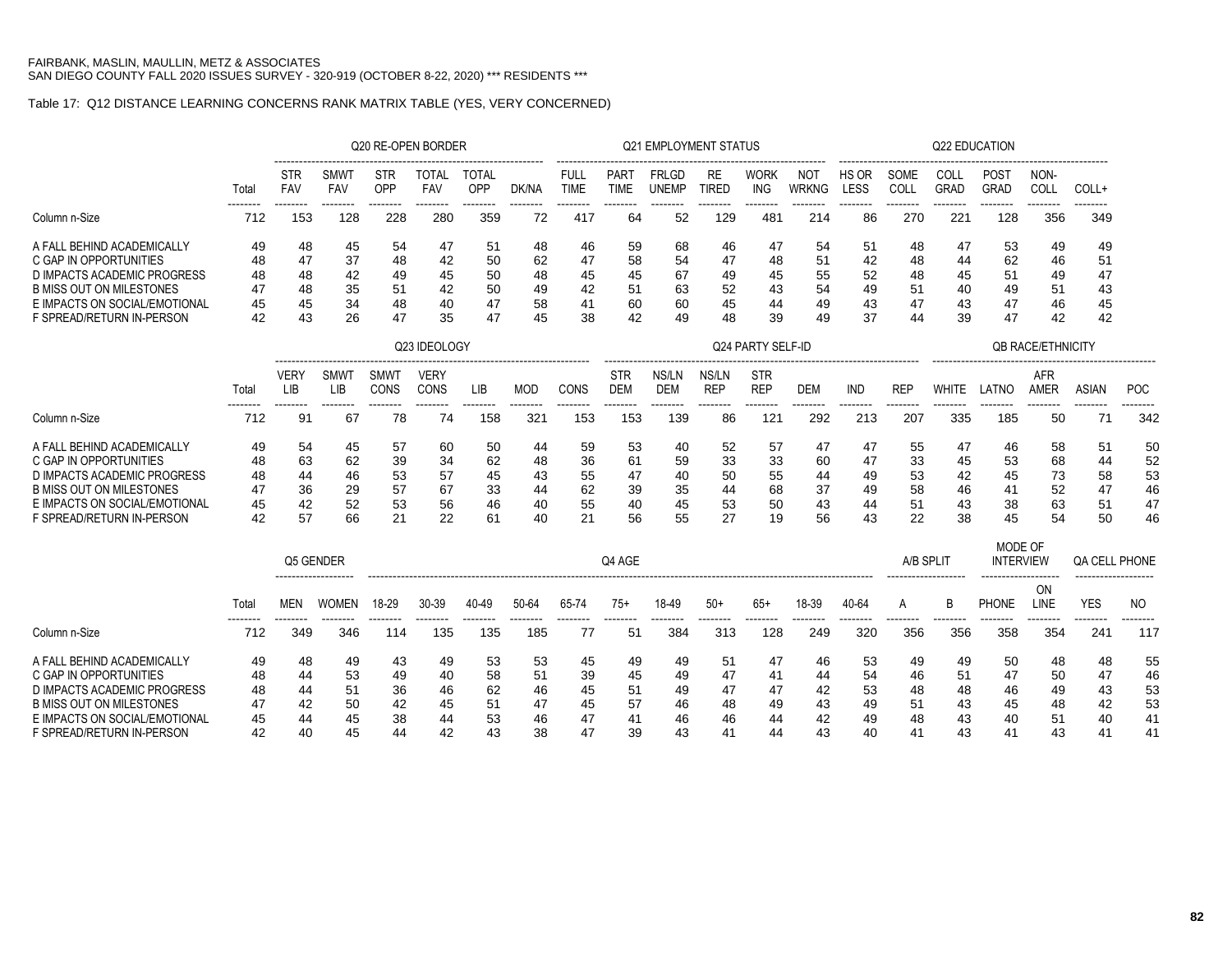FAIRBANK, MASLIN, MAULLIN, METZ & ASSOCIATES
SAN DIEGO COUNTY FALL 2020 ISSUES SURVEY - 320-919 (OCTOBER 8-22, 2020) *** RESIDENTS ***

Table 17: Q12 DISTANCE LEARNING CONCERNS RANK MATRIX TABLE (YES, VERY CONCERNED)

| | | Q20 RE-OPEN BORDER | | | | | | Q21 EMPLOYMENT STATUS | | | | | | Q22 EDUCATION | | | | | |
|---|---|---|---|---|---|---|---|---|---|---|---|---|---|---|---|---|---|---|---|
| | Total | STR FAV | SMWT FAV | STR OPP | TOTAL FAV | TOTAL OPP | DK/NA | FULL TIME | PART TIME | FRLGD UNEMP | RE TIRED | WORK ING | NOT WRKNG | HS OR LESS | SOME COLL | COLL GRAD | POST GRAD | NON-COLL | COLL+ |
| Column n-Size | 712 | 153 | 128 | 228 | 280 | 359 | 72 | 417 | 64 | 52 | 129 | 481 | 214 | 86 | 270 | 221 | 128 | 356 | 349 |
| A FALL BEHIND ACADEMICALLY | 49 | 48 | 45 | 54 | 47 | 51 | 48 | 46 | 59 | 68 | 46 | 47 | 54 | 51 | 48 | 47 | 53 | 49 | 49 |
| C GAP IN OPPORTUNITIES | 48 | 47 | 37 | 48 | 42 | 50 | 62 | 47 | 58 | 54 | 47 | 48 | 51 | 42 | 48 | 44 | 62 | 46 | 51 |
| D IMPACTS ACADEMIC PROGRESS | 48 | 48 | 42 | 49 | 45 | 50 | 48 | 45 | 45 | 67 | 49 | 45 | 55 | 52 | 48 | 45 | 51 | 49 | 47 |
| B MISS OUT ON MILESTONES | 47 | 48 | 35 | 51 | 42 | 50 | 49 | 42 | 51 | 63 | 52 | 43 | 54 | 49 | 51 | 40 | 49 | 51 | 43 |
| E IMPACTS ON SOCIAL/EMOTIONAL | 45 | 45 | 34 | 48 | 40 | 47 | 58 | 41 | 60 | 60 | 45 | 44 | 49 | 43 | 47 | 43 | 47 | 46 | 45 |
| F SPREAD/RETURN IN-PERSON | 42 | 43 | 26 | 47 | 35 | 47 | 45 | 38 | 42 | 49 | 48 | 39 | 49 | 37 | 44 | 39 | 47 | 42 | 42 |

| | | Q23 IDEOLOGY | | | | | | | Q24 PARTY SELF-ID | | | | | | | QB RACE/ETHNICITY | | | | |
|---|---|---|---|---|---|---|---|---|---|---|---|---|---|---|---|---|---|---|---|---|
| | Total | VERY LIB | SMWT LIB | SMWT CONS | VERY CONS | LIB | MOD | CONS | STR DEM | NS/LN DEM | NS/LN REP | STR REP | DEM | IND | REP | WHITE | LATNO | AFR AMER | ASIAN | POC |
| Column n-Size | 712 | 91 | 67 | 78 | 74 | 158 | 321 | 153 | 153 | 139 | 86 | 121 | 292 | 213 | 207 | 335 | 185 | 50 | 71 | 342 |
| A FALL BEHIND ACADEMICALLY | 49 | 54 | 45 | 57 | 60 | 50 | 44 | 59 | 53 | 40 | 52 | 57 | 47 | 47 | 55 | 47 | 46 | 58 | 51 | 50 |
| C GAP IN OPPORTUNITIES | 48 | 63 | 62 | 39 | 34 | 62 | 48 | 36 | 61 | 59 | 33 | 33 | 60 | 47 | 33 | 45 | 53 | 68 | 44 | 52 |
| D IMPACTS ACADEMIC PROGRESS | 48 | 44 | 46 | 53 | 57 | 45 | 43 | 55 | 47 | 40 | 50 | 55 | 44 | 49 | 53 | 42 | 45 | 73 | 58 | 53 |
| B MISS OUT ON MILESTONES | 47 | 36 | 29 | 57 | 67 | 33 | 44 | 62 | 39 | 35 | 44 | 68 | 37 | 49 | 58 | 46 | 41 | 52 | 47 | 46 |
| E IMPACTS ON SOCIAL/EMOTIONAL | 45 | 42 | 52 | 53 | 56 | 46 | 40 | 55 | 40 | 45 | 53 | 50 | 43 | 44 | 51 | 43 | 38 | 63 | 51 | 47 |
| F SPREAD/RETURN IN-PERSON | 42 | 57 | 66 | 21 | 22 | 61 | 40 | 21 | 56 | 55 | 27 | 19 | 56 | 43 | 22 | 38 | 45 | 54 | 50 | 46 |

| | | Q5 GENDER | | Q4 AGE | | | | | | | | | | | A/B SPLIT | | MODE OF INTERVIEW | | QA CELL PHONE | |
|---|---|---|---|---|---|---|---|---|---|---|---|---|---|---|---|---|---|---|---|---|
| | Total | MEN | WOMEN | 18-29 | 30-39 | 40-49 | 50-64 | 65-74 | 75+ | 18-49 | 50+ | 65+ | 18-39 | 40-64 | A | B | PHONE | ON LINE | YES | NO |
| Column n-Size | 712 | 349 | 346 | 114 | 135 | 135 | 185 | 77 | 51 | 384 | 313 | 128 | 249 | 320 | 356 | 356 | 358 | 354 | 241 | 117 |
| A FALL BEHIND ACADEMICALLY | 49 | 48 | 49 | 43 | 49 | 53 | 53 | 45 | 49 | 49 | 51 | 47 | 46 | 53 | 49 | 49 | 50 | 48 | 48 | 55 |
| C GAP IN OPPORTUNITIES | 48 | 44 | 53 | 49 | 40 | 58 | 51 | 39 | 45 | 49 | 47 | 41 | 44 | 54 | 46 | 51 | 47 | 50 | 47 | 46 |
| D IMPACTS ACADEMIC PROGRESS | 48 | 44 | 51 | 36 | 46 | 62 | 46 | 45 | 51 | 49 | 47 | 47 | 42 | 53 | 48 | 48 | 46 | 49 | 43 | 53 |
| B MISS OUT ON MILESTONES | 47 | 42 | 50 | 42 | 45 | 51 | 47 | 45 | 57 | 46 | 48 | 49 | 43 | 49 | 51 | 43 | 45 | 48 | 42 | 53 |
| E IMPACTS ON SOCIAL/EMOTIONAL | 45 | 44 | 45 | 38 | 44 | 53 | 46 | 47 | 41 | 46 | 46 | 44 | 42 | 49 | 48 | 43 | 40 | 51 | 40 | 41 |
| F SPREAD/RETURN IN-PERSON | 42 | 40 | 45 | 44 | 42 | 43 | 38 | 47 | 39 | 43 | 41 | 44 | 43 | 40 | 41 | 43 | 41 | 43 | 41 | 41 |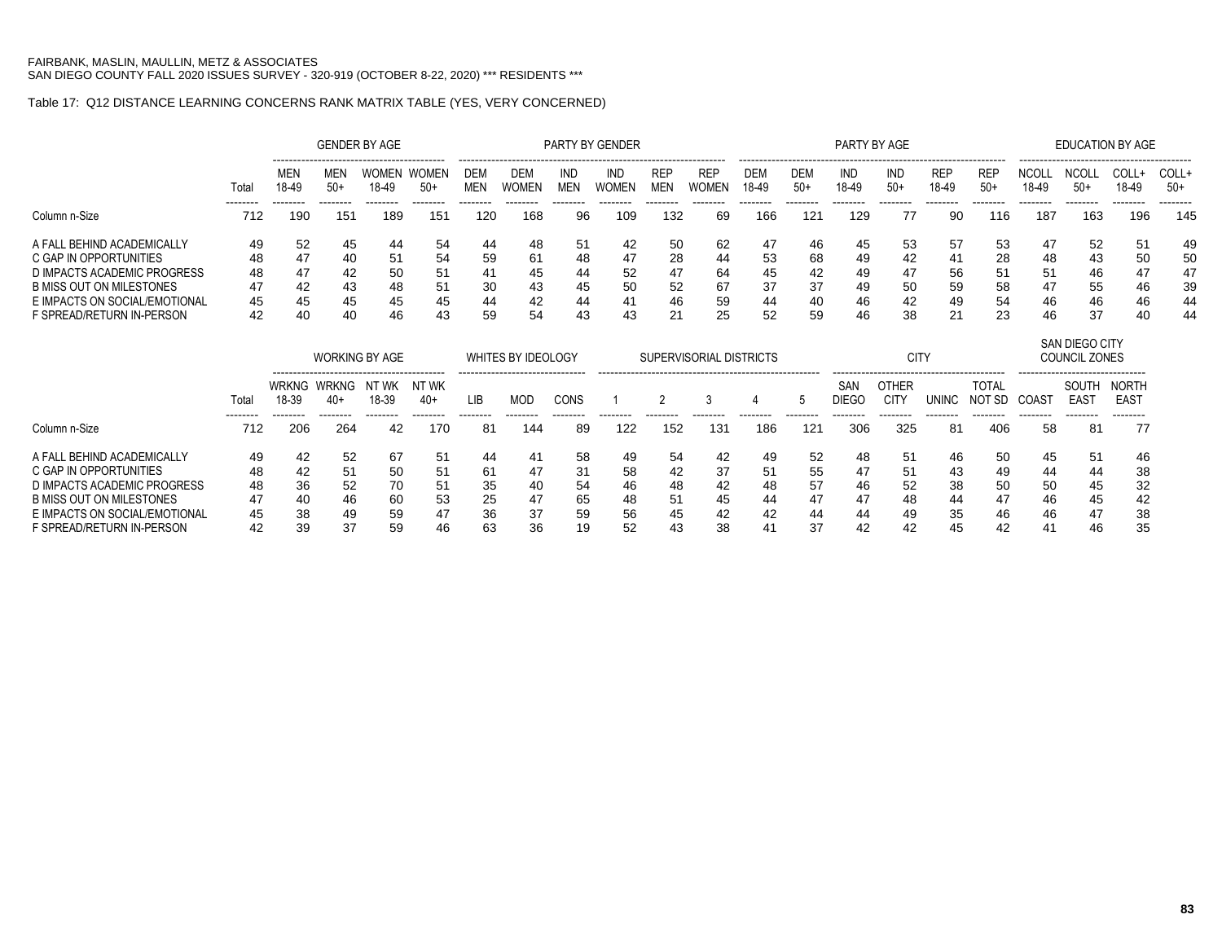FAIRBANK, MASLIN, MAULLIN, METZ & ASSOCIATES
SAN DIEGO COUNTY FALL 2020 ISSUES SURVEY - 320-919 (OCTOBER 8-22, 2020) *** RESIDENTS ***

Table 17: Q12 DISTANCE LEARNING CONCERNS RANK MATRIX TABLE (YES, VERY CONCERNED)

| | | GENDER BY AGE | | | | PARTY BY GENDER | | | | | | PARTY BY AGE | | | | | | EDUCATION BY AGE | | | |
|---|---|---|---|---|---|---|---|---|---|---|---|---|---|---|---|---|---|---|---|---|---|
| | Total | MEN 18-49 | MEN 50+ | WOMEN 18-49 | WOMEN 50+ | DEM MEN | DEM WOMEN | IND MEN | IND WOMEN | REP MEN | REP WOMEN | DEM 18-49 | DEM 50+ | IND 18-49 | IND 50+ | REP 18-49 | REP 50+ | NCOLL 18-49 | NCOLL 50+ | COLL+ 18-49 | COLL+ 50+ |
| Column n-Size | 712 | 190 | 151 | 189 | 151 | 120 | 168 | 96 | 109 | 132 | 69 | 166 | 121 | 129 | 77 | 90 | 116 | 187 | 163 | 196 | 145 |
| A FALL BEHIND ACADEMICALLY | 49 | 52 | 45 | 44 | 54 | 44 | 48 | 51 | 42 | 50 | 62 | 47 | 46 | 45 | 53 | 57 | 53 | 47 | 52 | 51 | 49 |
| C GAP IN OPPORTUNITIES | 48 | 47 | 40 | 51 | 54 | 59 | 61 | 48 | 47 | 28 | 44 | 53 | 68 | 49 | 42 | 41 | 28 | 48 | 43 | 50 | 50 |
| D IMPACTS ACADEMIC PROGRESS | 48 | 47 | 42 | 50 | 51 | 41 | 45 | 44 | 52 | 47 | 64 | 45 | 42 | 49 | 47 | 56 | 51 | 51 | 46 | 47 | 47 |
| B MISS OUT ON MILESTONES | 47 | 42 | 43 | 48 | 51 | 30 | 43 | 45 | 50 | 52 | 67 | 37 | 37 | 49 | 50 | 59 | 58 | 47 | 55 | 46 | 39 |
| E IMPACTS ON SOCIAL/EMOTIONAL | 45 | 45 | 45 | 45 | 45 | 44 | 42 | 44 | 41 | 46 | 59 | 44 | 40 | 46 | 42 | 49 | 54 | 46 | 46 | 46 | 44 |
| F SPREAD/RETURN IN-PERSON | 42 | 40 | 40 | 46 | 43 | 59 | 54 | 43 | 43 | 21 | 25 | 52 | 59 | 46 | 38 | 21 | 23 | 46 | 37 | 40 | 44 |

| | | WORKING BY AGE | | | | WHITES BY IDEOLOGY | | | SUPERVISORIAL DISTRICTS | | | | | CITY | | | | SAN DIEGO CITY COUNCIL ZONES | | |
|---|---|---|---|---|---|---|---|---|---|---|---|---|---|---|---|---|---|---|---|---|
| | Total | WRKNG 18-39 | WRKNG 40+ | NT WK 18-39 | NT WK 40+ | LIB | MOD | CONS | 1 | 2 | 3 | 4 | 5 | SAN DIEGO | OTHER CITY | UNINC | TOTAL NOT SD | COAST | SOUTH EAST | NORTH EAST |
| Column n-Size | 712 | 206 | 264 | 42 | 170 | 81 | 144 | 89 | 122 | 152 | 131 | 186 | 121 | 306 | 325 | 81 | 406 | 58 | 81 | 77 |
| A FALL BEHIND ACADEMICALLY | 49 | 42 | 52 | 67 | 51 | 44 | 41 | 58 | 49 | 54 | 42 | 49 | 52 | 48 | 51 | 46 | 50 | 45 | 51 | 46 |
| C GAP IN OPPORTUNITIES | 48 | 42 | 51 | 50 | 51 | 61 | 47 | 31 | 58 | 42 | 37 | 51 | 55 | 47 | 51 | 43 | 49 | 44 | 44 | 38 |
| D IMPACTS ACADEMIC PROGRESS | 48 | 36 | 52 | 70 | 51 | 35 | 40 | 54 | 46 | 48 | 42 | 48 | 57 | 46 | 52 | 38 | 50 | 50 | 45 | 32 |
| B MISS OUT ON MILESTONES | 47 | 40 | 46 | 60 | 53 | 25 | 47 | 65 | 48 | 51 | 45 | 44 | 47 | 47 | 48 | 44 | 47 | 46 | 45 | 42 |
| E IMPACTS ON SOCIAL/EMOTIONAL | 45 | 38 | 49 | 59 | 47 | 36 | 37 | 59 | 56 | 45 | 42 | 42 | 44 | 44 | 49 | 35 | 46 | 46 | 47 | 38 |
| F SPREAD/RETURN IN-PERSON | 42 | 39 | 37 | 59 | 46 | 63 | 36 | 19 | 52 | 43 | 38 | 41 | 37 | 42 | 42 | 45 | 42 | 41 | 46 | 35 |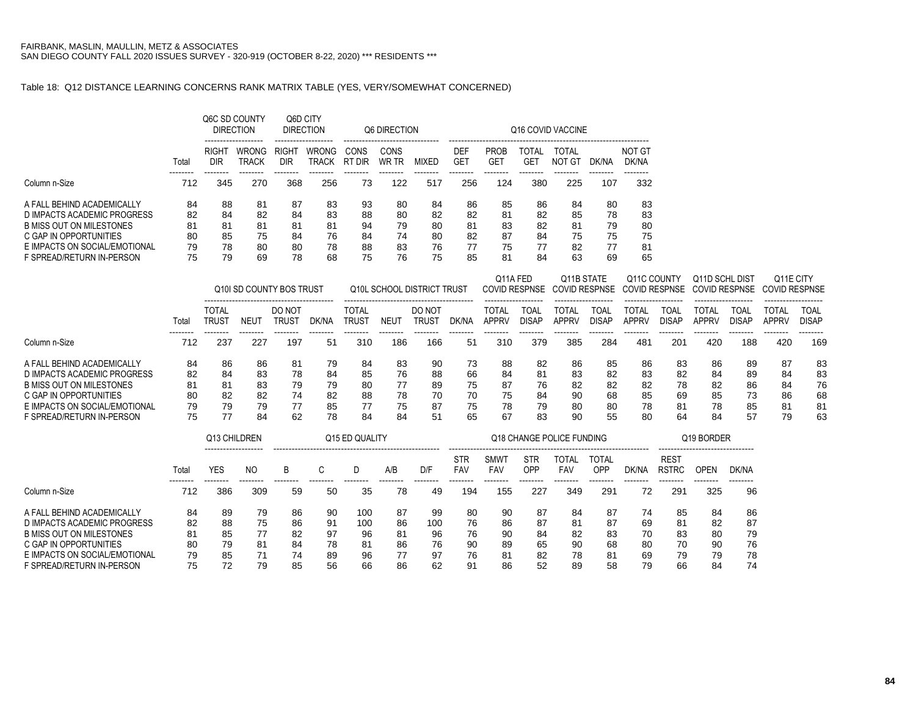FAIRBANK, MASLIN, MAULLIN, METZ & ASSOCIATES
SAN DIEGO COUNTY FALL 2020 ISSUES SURVEY - 320-919 (OCTOBER 8-22, 2020) *** RESIDENTS ***

Table 18: Q12 DISTANCE LEARNING CONCERNS RANK MATRIX TABLE (YES, VERY/SOMEWHAT CONCERNED)

| | | Q6C SD COUNTY DIRECTION | | Q6D CITY DIRECTION | | Q6 DIRECTION | | | Q16 COVID VACCINE | | | | | |
|---|---|---|---|---|---|---|---|---|---|---|---|---|---|---|
| | Total | RIGHT DIR | WRONG TRACK | RIGHT DIR | WRONG TRACK | CONS RT DIR | CONS WR TR | MIXED | DEF GET | PROB GET | TOTAL GET | TOTAL NOT GT | DK/NA | NOT GT DK/NA |
| Column n-Size | 712 | 345 | 270 | 368 | 256 | 73 | 122 | 517 | 256 | 124 | 380 | 225 | 107 | 332 |
| A FALL BEHIND ACADEMICALLY | 84 | 88 | 81 | 87 | 83 | 93 | 80 | 84 | 86 | 85 | 86 | 84 | 80 | 83 |
| D IMPACTS ACADEMIC PROGRESS | 82 | 84 | 82 | 84 | 83 | 88 | 80 | 82 | 82 | 81 | 82 | 85 | 78 | 83 |
| B MISS OUT ON MILESTONES | 81 | 81 | 81 | 81 | 81 | 94 | 79 | 80 | 81 | 83 | 82 | 81 | 79 | 80 |
| C GAP IN OPPORTUNITIES | 80 | 85 | 75 | 84 | 76 | 84 | 74 | 80 | 82 | 87 | 84 | 75 | 75 | 75 |
| E IMPACTS ON SOCIAL/EMOTIONAL | 79 | 78 | 80 | 80 | 78 | 88 | 83 | 76 | 77 | 75 | 77 | 82 | 77 | 81 |
| F SPREAD/RETURN IN-PERSON | 75 | 79 | 69 | 78 | 68 | 75 | 76 | 75 | 85 | 81 | 84 | 63 | 69 | 65 |

| | | Q10I SD COUNTY BOS TRUST | | | | Q10L SCHOOL DISTRICT TRUST | | | | Q11A FED COVID RESPNSE | | Q11B STATE COVID RESPNSE | | Q11C COUNTY COVID RESPNSE | | Q11D SCHL DIST COVID RESPNSE | | Q11E CITY COVID RESPNSE | |
|---|---|---|---|---|---|---|---|---|---|---|---|---|---|---|---|---|---|---|---|
| | Total | TOTAL TRUST | NEUT | DO NOT TRUST | DK/NA | TOTAL TRUST | NEUT | DO NOT TRUST | DK/NA | TOTAL APPRV | TOAL DISAP | TOTAL APPRV | TOAL DISAP | TOTAL APPRV | TOAL DISAP | TOTAL APPRV | TOAL DISAP | TOTAL APPRV | TOAL DISAP |
| Column n-Size | 712 | 237 | 227 | 197 | 51 | 310 | 186 | 166 | 51 | 310 | 379 | 385 | 284 | 481 | 201 | 420 | 188 | 420 | 169 |
| A FALL BEHIND ACADEMICALLY | 84 | 86 | 86 | 81 | 79 | 84 | 83 | 90 | 73 | 88 | 82 | 86 | 85 | 86 | 83 | 86 | 89 | 87 | 83 |
| D IMPACTS ACADEMIC PROGRESS | 82 | 84 | 83 | 78 | 84 | 85 | 76 | 88 | 66 | 84 | 81 | 83 | 82 | 83 | 82 | 84 | 89 | 84 | 83 |
| B MISS OUT ON MILESTONES | 81 | 81 | 83 | 79 | 79 | 80 | 77 | 89 | 75 | 87 | 76 | 82 | 82 | 82 | 78 | 82 | 86 | 84 | 76 |
| C GAP IN OPPORTUNITIES | 80 | 82 | 82 | 74 | 82 | 88 | 78 | 70 | 70 | 75 | 84 | 90 | 68 | 85 | 69 | 85 | 73 | 86 | 68 |
| E IMPACTS ON SOCIAL/EMOTIONAL | 79 | 79 | 79 | 77 | 85 | 77 | 75 | 87 | 75 | 78 | 79 | 80 | 80 | 78 | 81 | 78 | 85 | 81 | 81 |
| F SPREAD/RETURN IN-PERSON | 75 | 77 | 84 | 62 | 78 | 84 | 84 | 51 | 65 | 67 | 83 | 90 | 55 | 80 | 64 | 84 | 57 | 79 | 63 |

| | | Q13 CHILDREN | | Q15 ED QUALITY | | | | | Q18 CHANGE POLICE FUNDING | | | | | | Q19 BORDER | | |
|---|---|---|---|---|---|---|---|---|---|---|---|---|---|---|---|---|---|
| | Total | YES | NO | B | C | D | A/B | D/F | STR FAV | SMWT FAV | STR OPP | TOTAL FAV | TOTAL OPP | DK/NA | REST RSTRC | OPEN | DK/NA |
| Column n-Size | 712 | 386 | 309 | 59 | 50 | 35 | 78 | 49 | 194 | 155 | 227 | 349 | 291 | 72 | 291 | 325 | 96 |
| A FALL BEHIND ACADEMICALLY | 84 | 89 | 79 | 86 | 90 | 100 | 87 | 99 | 80 | 90 | 87 | 84 | 87 | 74 | 85 | 84 | 86 |
| D IMPACTS ACADEMIC PROGRESS | 82 | 88 | 75 | 86 | 91 | 100 | 86 | 100 | 76 | 86 | 87 | 81 | 87 | 69 | 81 | 82 | 87 |
| B MISS OUT ON MILESTONES | 81 | 85 | 77 | 82 | 97 | 96 | 81 | 96 | 76 | 90 | 84 | 82 | 83 | 70 | 83 | 80 | 79 |
| C GAP IN OPPORTUNITIES | 80 | 79 | 81 | 84 | 78 | 81 | 86 | 76 | 90 | 89 | 65 | 90 | 68 | 80 | 70 | 90 | 76 |
| E IMPACTS ON SOCIAL/EMOTIONAL | 79 | 85 | 71 | 74 | 89 | 96 | 77 | 97 | 76 | 81 | 82 | 78 | 81 | 69 | 79 | 79 | 78 |
| F SPREAD/RETURN IN-PERSON | 75 | 72 | 79 | 85 | 56 | 66 | 86 | 62 | 91 | 86 | 52 | 89 | 58 | 79 | 66 | 84 | 74 |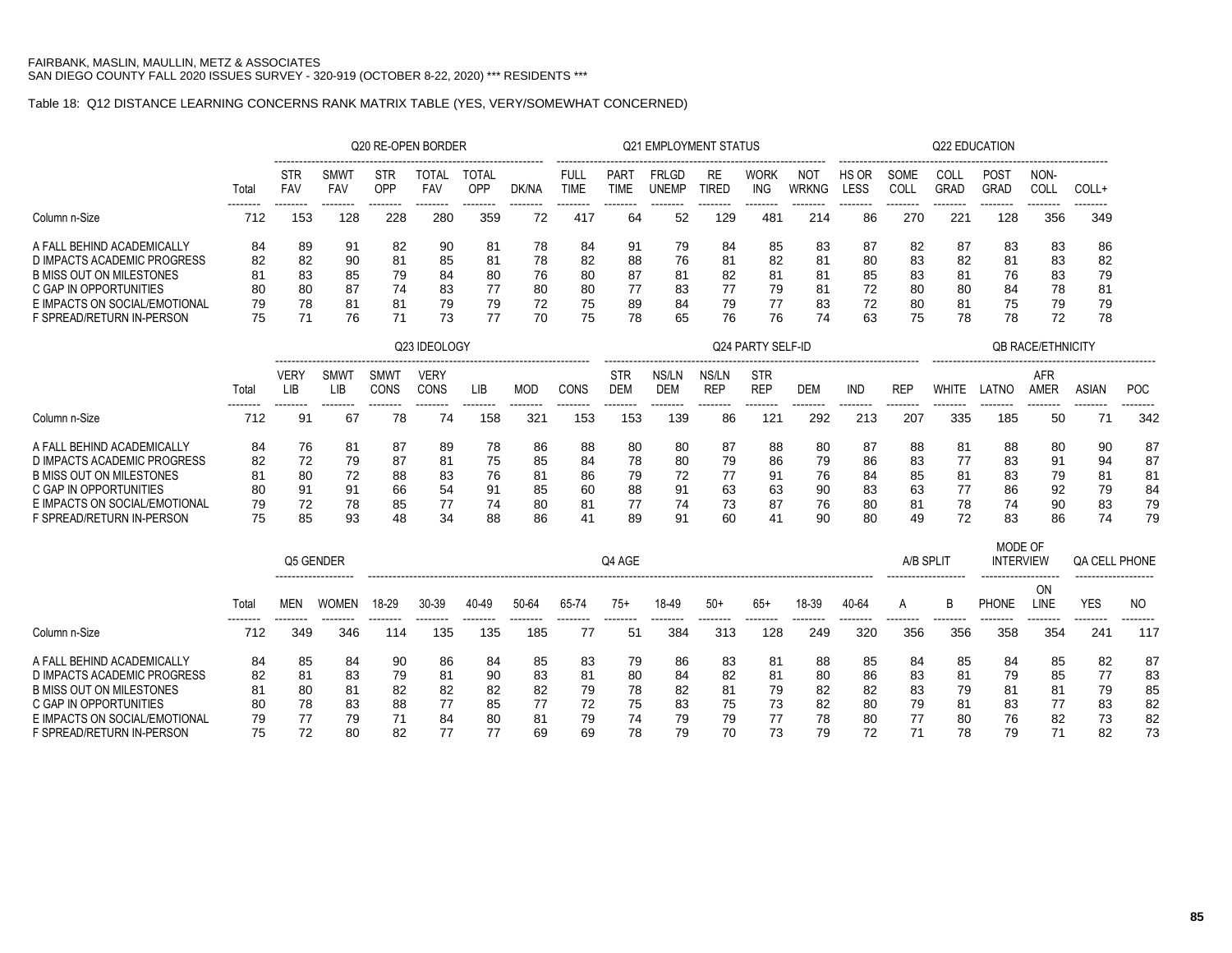FAIRBANK, MASLIN, MAULLIN, METZ & ASSOCIATES
SAN DIEGO COUNTY FALL 2020 ISSUES SURVEY - 320-919 (OCTOBER 8-22, 2020) *** RESIDENTS ***

Table 18: Q12 DISTANCE LEARNING CONCERNS RANK MATRIX TABLE (YES, VERY/SOMEWHAT CONCERNED)

| | Total | Q20 RE-OPEN BORDER | | | | | | Q21 EMPLOYMENT STATUS | | | | | | Q22 EDUCATION | | | | | |
|---|---|---|---|---|---|---|---|---|---|---|---|---|---|---|---|---|---|---|---|
| | | STR FAV | SMWT FAV | STR OPP | TOTAL FAV | TOTAL OPP | DK/NA | FULL TIME | PART TIME | FRLGD UNEMP | RE TIRED | WORK ING | NOT WRKNG | HS OR LESS | SOME COLL | COLL GRAD | POST GRAD | NON-COLL | COLL+ |
| Column n-Size | 712 | 153 | 128 | 228 | 280 | 359 | 72 | 417 | 64 | 52 | 129 | 481 | 214 | 86 | 270 | 221 | 128 | 356 | 349 |
| A FALL BEHIND ACADEMICALLY | 84 | 89 | 91 | 82 | 90 | 81 | 78 | 84 | 91 | 79 | 84 | 85 | 83 | 87 | 82 | 87 | 83 | 83 | 86 |
| D IMPACTS ACADEMIC PROGRESS | 82 | 82 | 90 | 81 | 85 | 81 | 78 | 82 | 88 | 76 | 81 | 82 | 81 | 80 | 83 | 82 | 81 | 83 | 82 |
| B MISS OUT ON MILESTONES | 81 | 83 | 85 | 79 | 84 | 80 | 76 | 80 | 87 | 81 | 82 | 81 | 81 | 85 | 83 | 81 | 76 | 83 | 79 |
| C GAP IN OPPORTUNITIES | 80 | 80 | 87 | 74 | 83 | 77 | 80 | 80 | 77 | 83 | 77 | 79 | 81 | 72 | 80 | 80 | 84 | 78 | 81 |
| E IMPACTS ON SOCIAL/EMOTIONAL | 79 | 78 | 81 | 81 | 79 | 79 | 72 | 75 | 89 | 84 | 79 | 77 | 83 | 72 | 80 | 81 | 75 | 79 | 79 |
| F SPREAD/RETURN IN-PERSON | 75 | 71 | 76 | 71 | 73 | 77 | 70 | 75 | 78 | 65 | 76 | 76 | 74 | 63 | 75 | 78 | 78 | 72 | 78 |

| | Total | Q23 IDEOLOGY | | | | | | | Q24 PARTY SELF-ID | | | | | | | QB RACE/ETHNICITY | | | | |
|---|---|---|---|---|---|---|---|---|---|---|---|---|---|---|---|---|---|---|---|---|
| | | VERY LIB | SMWT LIB | SMWT CONS | VERY CONS | LIB | MOD | CONS | STR DEM | NS/LN DEM | NS/LN REP | STR REP | DEM | IND | REP | WHITE | LATNO | AFR AMER | ASIAN | POC |
| Column n-Size | 712 | 91 | 67 | 78 | 74 | 158 | 321 | 153 | 153 | 139 | 86 | 121 | 292 | 213 | 207 | 335 | 185 | 50 | 71 | 342 |
| A FALL BEHIND ACADEMICALLY | 84 | 76 | 81 | 87 | 89 | 78 | 86 | 88 | 80 | 80 | 87 | 88 | 80 | 87 | 88 | 81 | 88 | 80 | 90 | 87 |
| D IMPACTS ACADEMIC PROGRESS | 82 | 72 | 79 | 87 | 81 | 75 | 85 | 84 | 78 | 80 | 79 | 86 | 79 | 86 | 83 | 77 | 83 | 91 | 94 | 87 |
| B MISS OUT ON MILESTONES | 81 | 80 | 72 | 88 | 83 | 76 | 81 | 86 | 79 | 72 | 77 | 91 | 76 | 84 | 85 | 81 | 83 | 79 | 81 | 81 |
| C GAP IN OPPORTUNITIES | 80 | 91 | 91 | 66 | 54 | 91 | 85 | 60 | 88 | 91 | 63 | 63 | 90 | 83 | 63 | 77 | 86 | 92 | 79 | 84 |
| E IMPACTS ON SOCIAL/EMOTIONAL | 79 | 72 | 78 | 85 | 77 | 74 | 80 | 81 | 77 | 74 | 73 | 87 | 76 | 80 | 81 | 78 | 74 | 90 | 83 | 79 |
| F SPREAD/RETURN IN-PERSON | 75 | 85 | 93 | 48 | 34 | 88 | 86 | 41 | 89 | 91 | 60 | 41 | 90 | 80 | 49 | 72 | 83 | 86 | 74 | 79 |

| | Total | Q5 GENDER | | Q4 AGE | | | | | | | | | | | A/B SPLIT | | MODE OF INTERVIEW | | QA CELL PHONE | |
|---|---|---|---|---|---|---|---|---|---|---|---|---|---|---|---|---|---|---|---|---|
| | | MEN | WOMEN | 18-29 | 30-39 | 40-49 | 50-64 | 65-74 | 75+ | 18-49 | 50+ | 65+ | 18-39 | 40-64 | A | B | PHONE | ON LINE | YES | NO |
| Column n-Size | 712 | 349 | 346 | 114 | 135 | 135 | 185 | 77 | 51 | 384 | 313 | 128 | 249 | 320 | 356 | 356 | 358 | 354 | 241 | 117 |
| A FALL BEHIND ACADEMICALLY | 84 | 85 | 84 | 90 | 86 | 84 | 85 | 83 | 79 | 86 | 83 | 81 | 88 | 85 | 84 | 85 | 84 | 85 | 82 | 87 |
| D IMPACTS ACADEMIC PROGRESS | 82 | 81 | 83 | 79 | 81 | 90 | 83 | 81 | 80 | 84 | 82 | 81 | 80 | 86 | 83 | 81 | 79 | 85 | 77 | 83 |
| B MISS OUT ON MILESTONES | 81 | 80 | 81 | 82 | 82 | 82 | 82 | 79 | 78 | 82 | 81 | 79 | 82 | 82 | 83 | 79 | 81 | 81 | 79 | 85 |
| C GAP IN OPPORTUNITIES | 80 | 78 | 83 | 88 | 77 | 85 | 77 | 72 | 75 | 83 | 75 | 73 | 82 | 80 | 79 | 81 | 83 | 77 | 83 | 82 |
| E IMPACTS ON SOCIAL/EMOTIONAL | 79 | 77 | 79 | 71 | 84 | 80 | 81 | 79 | 74 | 79 | 79 | 77 | 78 | 80 | 77 | 80 | 76 | 82 | 73 | 82 |
| F SPREAD/RETURN IN-PERSON | 75 | 72 | 80 | 82 | 77 | 77 | 69 | 69 | 78 | 79 | 70 | 73 | 79 | 72 | 71 | 78 | 79 | 71 | 82 | 73 |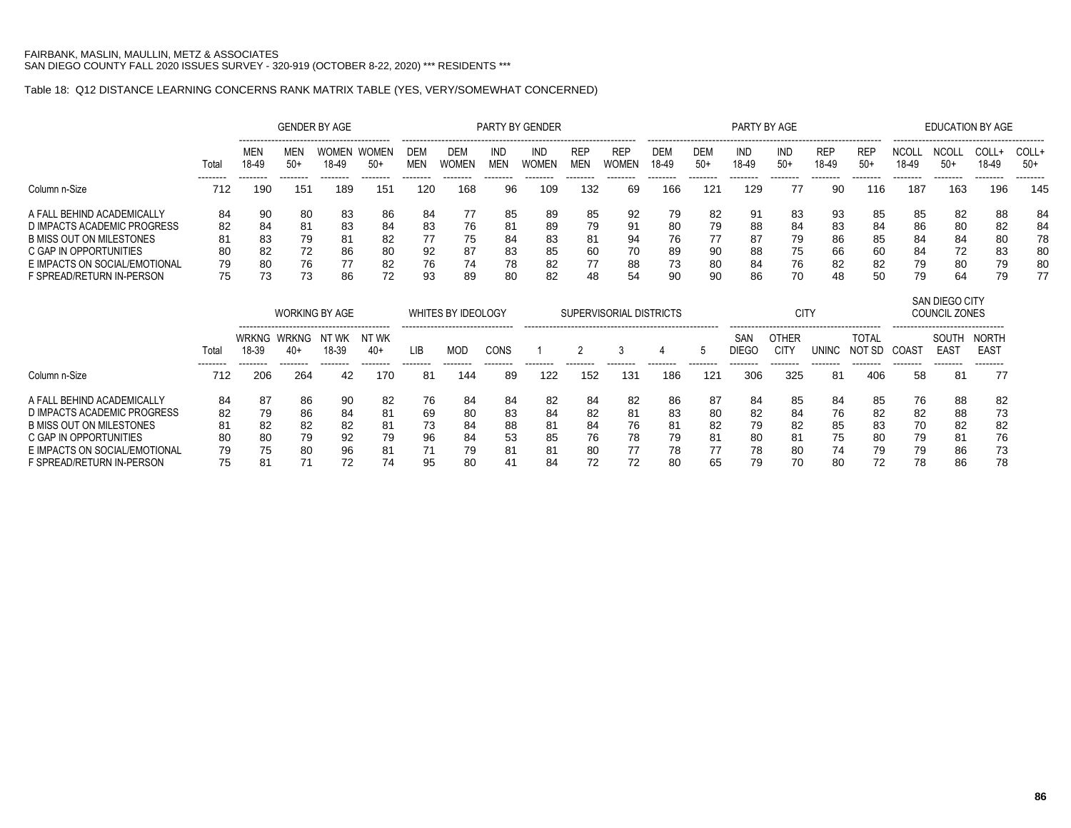FAIRBANK, MASLIN, MAULLIN, METZ & ASSOCIATES
SAN DIEGO COUNTY FALL 2020 ISSUES SURVEY - 320-919 (OCTOBER 8-22, 2020) *** RESIDENTS ***

Table 18: Q12 DISTANCE LEARNING CONCERNS RANK MATRIX TABLE (YES, VERY/SOMEWHAT CONCERNED)

| | | GENDER BY AGE | | | | PARTY BY GENDER | | | | | | PARTY BY AGE | | | | | | EDUCATION BY AGE | | | |
|---|---|---|---|---|---|---|---|---|---|---|---|---|---|---|---|---|---|---|---|---|---|
| | Total | MEN 18-49 | MEN 50+ | WOMEN 18-49 | WOMEN 50+ | DEM MEN | DEM WOMEN | IND MEN | IND WOMEN | REP MEN | REP WOMEN | DEM 18-49 | DEM 50+ | IND 18-49 | IND 50+ | REP 18-49 | REP 50+ | NCOLL 18-49 | NCOLL 50+ | COLL+ 18-49 | COLL+ 50+ |
| Column n-Size | 712 | 190 | 151 | 189 | 151 | 120 | 168 | 96 | 109 | 132 | 69 | 166 | 121 | 129 | 77 | 90 | 116 | 187 | 163 | 196 | 145 |
| A FALL BEHIND ACADEMICALLY | 84 | 90 | 80 | 83 | 86 | 84 | 77 | 85 | 89 | 85 | 92 | 79 | 82 | 91 | 83 | 93 | 85 | 85 | 82 | 88 | 84 |
| D IMPACTS ACADEMIC PROGRESS | 82 | 84 | 81 | 83 | 84 | 83 | 76 | 81 | 89 | 79 | 91 | 80 | 79 | 88 | 84 | 83 | 84 | 86 | 80 | 82 | 84 |
| B MISS OUT ON MILESTONES | 81 | 83 | 79 | 81 | 82 | 77 | 75 | 84 | 83 | 81 | 94 | 76 | 77 | 87 | 79 | 86 | 85 | 84 | 84 | 80 | 78 |
| C GAP IN OPPORTUNITIES | 80 | 82 | 72 | 86 | 80 | 92 | 87 | 83 | 85 | 60 | 70 | 89 | 90 | 88 | 75 | 66 | 60 | 84 | 72 | 83 | 80 |
| E IMPACTS ON SOCIAL/EMOTIONAL | 79 | 80 | 76 | 77 | 82 | 76 | 74 | 78 | 82 | 77 | 88 | 73 | 80 | 84 | 76 | 82 | 82 | 79 | 80 | 79 | 80 |
| F SPREAD/RETURN IN-PERSON | 75 | 73 | 73 | 86 | 72 | 93 | 89 | 80 | 82 | 48 | 54 | 90 | 90 | 86 | 70 | 48 | 50 | 79 | 64 | 79 | 77 |

| | | WORKING BY AGE | | | | WHITES BY IDEOLOGY | | | SUPERVISORIAL DISTRICTS | | | | | CITY | | | | SAN DIEGO CITY COUNCIL ZONES | | |
|---|---|---|---|---|---|---|---|---|---|---|---|---|---|---|---|---|---|---|---|---|
| | Total | WRKNG 18-39 | WRKNG 40+ | NT WK 18-39 | NT WK 40+ | LIB | MOD | CONS | 1 | 2 | 3 | 4 | 5 | SAN DIEGO | OTHER CITY | UNINC | TOTAL NOT SD | COAST | SOUTH EAST | NORTH EAST |
| Column n-Size | 712 | 206 | 264 | 42 | 170 | 81 | 144 | 89 | 122 | 152 | 131 | 186 | 121 | 306 | 325 | 81 | 406 | 58 | 81 | 77 |
| A FALL BEHIND ACADEMICALLY | 84 | 87 | 86 | 90 | 82 | 76 | 84 | 84 | 82 | 84 | 82 | 86 | 87 | 84 | 85 | 84 | 85 | 76 | 88 | 82 |
| D IMPACTS ACADEMIC PROGRESS | 82 | 79 | 86 | 84 | 81 | 69 | 80 | 83 | 84 | 82 | 81 | 83 | 80 | 82 | 84 | 76 | 82 | 82 | 88 | 73 |
| B MISS OUT ON MILESTONES | 81 | 82 | 82 | 82 | 81 | 73 | 84 | 88 | 81 | 84 | 76 | 81 | 82 | 79 | 82 | 85 | 83 | 70 | 82 | 82 |
| C GAP IN OPPORTUNITIES | 80 | 80 | 79 | 92 | 79 | 96 | 84 | 53 | 85 | 76 | 78 | 79 | 81 | 80 | 81 | 75 | 80 | 79 | 81 | 76 |
| E IMPACTS ON SOCIAL/EMOTIONAL | 79 | 75 | 80 | 96 | 81 | 71 | 79 | 81 | 81 | 80 | 77 | 78 | 77 | 78 | 80 | 74 | 79 | 79 | 86 | 73 |
| F SPREAD/RETURN IN-PERSON | 75 | 81 | 71 | 72 | 74 | 95 | 80 | 41 | 84 | 72 | 72 | 80 | 65 | 79 | 70 | 80 | 72 | 78 | 86 | 78 |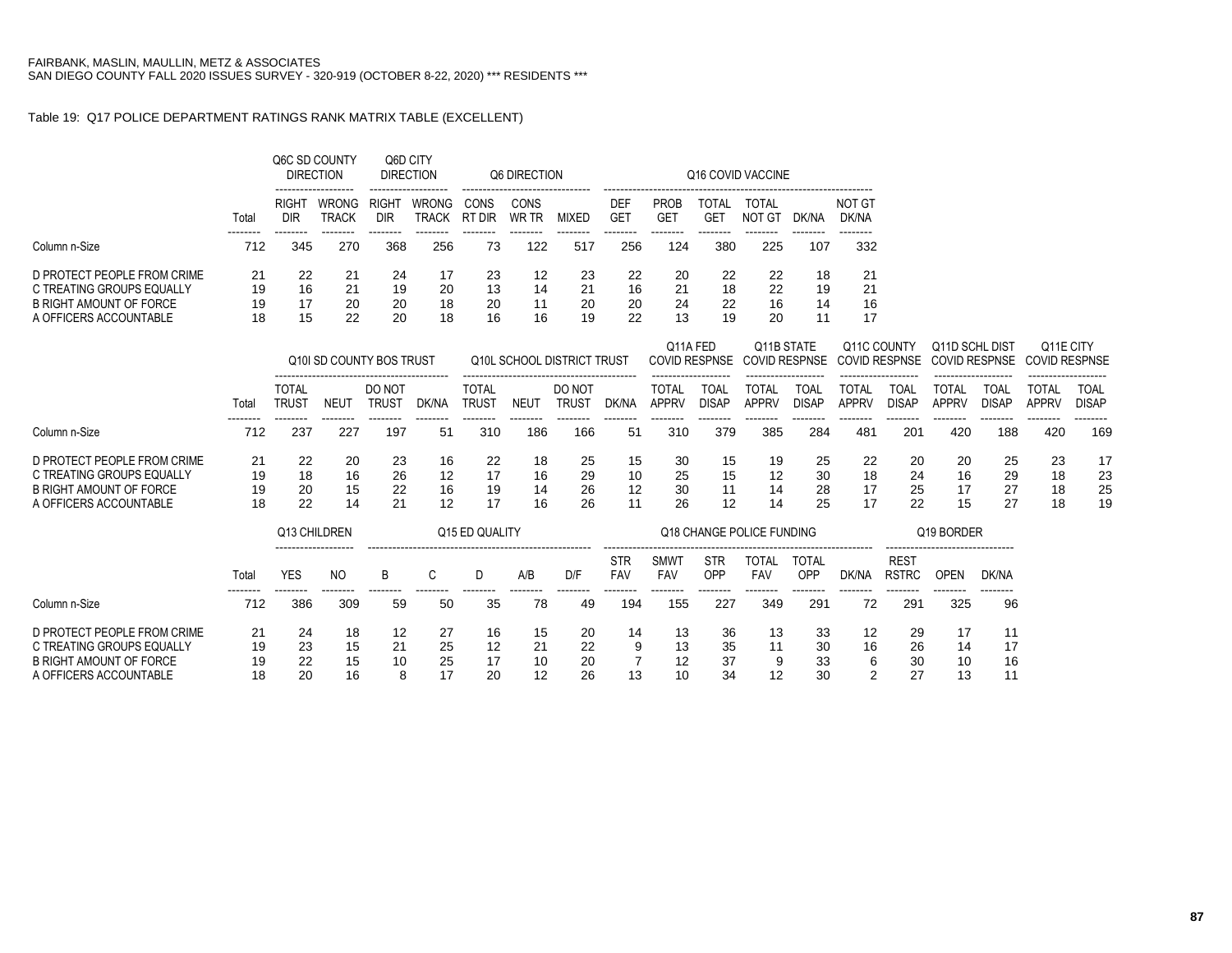FAIRBANK, MASLIN, MAULLIN, METZ & ASSOCIATES
SAN DIEGO COUNTY FALL 2020 ISSUES SURVEY - 320-919 (OCTOBER 8-22, 2020) *** RESIDENTS ***

Table 19: Q17 POLICE DEPARTMENT RATINGS RANK MATRIX TABLE (EXCELLENT)

| | | Q6C SD COUNTY DIRECTION | | Q6D CITY DIRECTION | | Q6 DIRECTION | | | Q16 COVID VACCINE | | | | | |
|---|---|---|---|---|---|---|---|---|---|---|---|---|---|---|
| | Total | RIGHT DIR | WRONG TRACK | RIGHT DIR | WRONG TRACK | CONS RT DIR | CONS WR TR | MIXED | DEF GET | PROB GET | TOTAL GET | TOTAL NOT GT | DK/NA | NOT GT DK/NA |
| Column n-Size | 712 | 345 | 270 | 368 | 256 | 73 | 122 | 517 | 256 | 124 | 380 | 225 | 107 | 332 |
| D PROTECT PEOPLE FROM CRIME | 21 | 22 | 21 | 24 | 17 | 23 | 12 | 23 | 22 | 20 | 22 | 22 | 18 | 21 |
| C TREATING GROUPS EQUALLY | 19 | 16 | 21 | 19 | 20 | 13 | 14 | 21 | 16 | 21 | 18 | 22 | 19 | 21 |
| B RIGHT AMOUNT OF FORCE | 19 | 17 | 20 | 20 | 18 | 20 | 11 | 20 | 20 | 24 | 22 | 16 | 14 | 16 |
| A OFFICERS ACCOUNTABLE | 18 | 15 | 22 | 20 | 18 | 16 | 16 | 19 | 22 | 13 | 19 | 20 | 11 | 17 |

| | | Q10I SD COUNTY BOS TRUST | | | | Q10L SCHOOL DISTRICT TRUST | | | | Q11A FED COVID RESPNSE | | Q11B STATE COVID RESPNSE | | Q11C COUNTY COVID RESPNSE | | Q11D SCHL DIST COVID RESPNSE | | Q11E CITY COVID RESPNSE | |
|---|---|---|---|---|---|---|---|---|---|---|---|---|---|---|---|---|---|---|---|
| | Total | TOTAL TRUST | NEUT | DO NOT TRUST | DK/NA | TOTAL TRUST | NEUT | DO NOT TRUST | DK/NA | TOTAL APPRV | TOAL DISAP | TOTAL APPRV | TOAL DISAP | TOTAL APPRV | TOAL DISAP | TOTAL APPRV | TOAL DISAP | TOTAL APPRV | TOAL DISAP |
| Column n-Size | 712 | 237 | 227 | 197 | 51 | 310 | 186 | 166 | 51 | 310 | 379 | 385 | 284 | 481 | 201 | 420 | 188 | 420 | 169 |
| D PROTECT PEOPLE FROM CRIME | 21 | 22 | 20 | 23 | 16 | 22 | 18 | 25 | 15 | 30 | 15 | 19 | 25 | 22 | 20 | 20 | 25 | 23 | 17 |
| C TREATING GROUPS EQUALLY | 19 | 18 | 16 | 26 | 12 | 17 | 16 | 29 | 10 | 25 | 15 | 12 | 30 | 18 | 24 | 16 | 29 | 18 | 23 |
| B RIGHT AMOUNT OF FORCE | 19 | 20 | 15 | 22 | 16 | 19 | 14 | 26 | 12 | 30 | 11 | 14 | 28 | 17 | 25 | 17 | 27 | 18 | 25 |
| A OFFICERS ACCOUNTABLE | 18 | 22 | 14 | 21 | 12 | 17 | 16 | 26 | 11 | 26 | 12 | 14 | 25 | 17 | 22 | 15 | 27 | 18 | 19 |

| | | Q13 CHILDREN | | Q15 ED QUALITY | | | | | Q18 CHANGE POLICE FUNDING | | | | | | Q19 BORDER | | |
|---|---|---|---|---|---|---|---|---|---|---|---|---|---|---|---|---|---|
| | Total | YES | NO | B | C | D | A/B | D/F | STR FAV | SMWT FAV | STR OPP | TOTAL FAV | TOTAL OPP | DK/NA | REST RSTRC | OPEN | DK/NA |
| Column n-Size | 712 | 386 | 309 | 59 | 50 | 35 | 78 | 49 | 194 | 155 | 227 | 349 | 291 | 72 | 291 | 325 | 96 |
| D PROTECT PEOPLE FROM CRIME | 21 | 24 | 18 | 12 | 27 | 16 | 15 | 20 | 14 | 13 | 36 | 13 | 33 | 12 | 29 | 17 | 11 |
| C TREATING GROUPS EQUALLY | 19 | 23 | 15 | 21 | 25 | 12 | 21 | 22 | 9 | 13 | 35 | 11 | 30 | 16 | 26 | 14 | 17 |
| B RIGHT AMOUNT OF FORCE | 19 | 22 | 15 | 10 | 25 | 17 | 10 | 20 | 7 | 12 | 37 | 9 | 33 | 6 | 30 | 10 | 16 |
| A OFFICERS ACCOUNTABLE | 18 | 20 | 16 | 8 | 17 | 20 | 12 | 26 | 13 | 10 | 34 | 12 | 30 | 2 | 27 | 13 | 11 |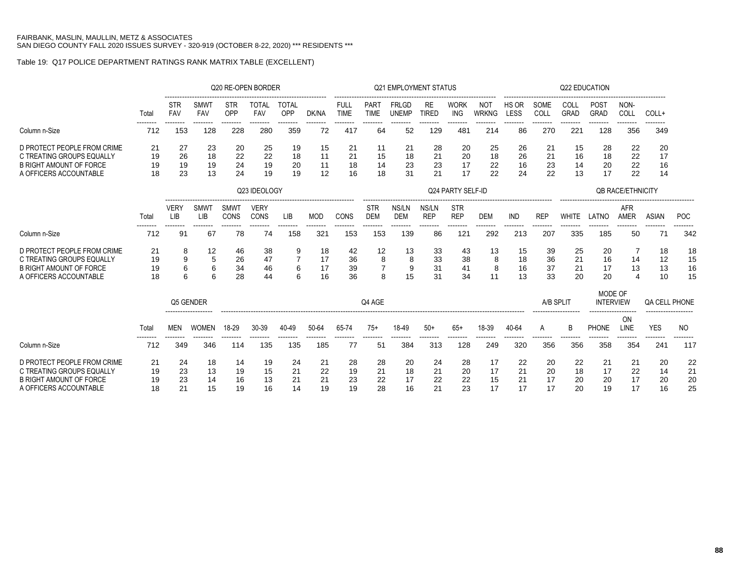FAIRBANK, MASLIN, MAULLIN, METZ & ASSOCIATES
SAN DIEGO COUNTY FALL 2020 ISSUES SURVEY - 320-919 (OCTOBER 8-22, 2020) *** RESIDENTS ***

Table 19: Q17 POLICE DEPARTMENT RATINGS RANK MATRIX TABLE (EXCELLENT)

| | | Q20 RE-OPEN BORDER | | | | | | Q21 EMPLOYMENT STATUS | | | | | | Q22 EDUCATION | | | | | |
|---|---|---|---|---|---|---|---|---|---|---|---|---|---|---|---|---|---|---|---|
| | Total | STR FAV | SMWT FAV | STR OPP | TOTAL FAV | TOTAL OPP | DK/NA | FULL TIME | PART TIME | FRLGD UNEMP | RE TIRED | WORK ING | NOT WRKNG | HS OR LESS | SOME COLL | COLL GRAD | POST GRAD | NON- COLL | COLL+ |
| Column n-Size | 712 | 153 | 128 | 228 | 280 | 359 | 72 | 417 | 64 | 52 | 129 | 481 | 214 | 86 | 270 | 221 | 128 | 356 | 349 |
| D PROTECT PEOPLE FROM CRIME | 21 | 27 | 23 | 20 | 25 | 19 | 15 | 21 | 11 | 21 | 28 | 20 | 25 | 26 | 21 | 15 | 28 | 22 | 20 |
| C TREATING GROUPS EQUALLY | 19 | 26 | 18 | 22 | 22 | 18 | 11 | 21 | 15 | 18 | 21 | 20 | 18 | 26 | 21 | 16 | 18 | 22 | 17 |
| B RIGHT AMOUNT OF FORCE | 19 | 19 | 19 | 24 | 19 | 20 | 11 | 18 | 14 | 23 | 23 | 17 | 22 | 16 | 23 | 14 | 20 | 22 | 16 |
| A OFFICERS ACCOUNTABLE | 18 | 23 | 13 | 24 | 19 | 19 | 12 | 16 | 18 | 31 | 21 | 17 | 22 | 24 | 22 | 13 | 17 | 22 | 14 |

| | | Q23 IDEOLOGY | | | | | | | Q24 PARTY SELF-ID | | | | | | | QB RACE/ETHNICITY | | | | |
|---|---|---|---|---|---|---|---|---|---|---|---|---|---|---|---|---|---|---|---|---|
| | Total | VERY LIB | SMWT LIB | SMWT CONS | VERY CONS | LIB | MOD | CONS | STR DEM | NS/LN DEM | NS/LN REP | STR REP | DEM | IND | REP | WHITE | LATNO | AFR AMER | ASIAN | POC |
| Column n-Size | 712 | 91 | 67 | 78 | 74 | 158 | 321 | 153 | 153 | 139 | 86 | 121 | 292 | 213 | 207 | 335 | 185 | 50 | 71 | 342 |
| D PROTECT PEOPLE FROM CRIME | 21 | 8 | 12 | 46 | 38 | 9 | 18 | 42 | 12 | 13 | 33 | 43 | 13 | 15 | 39 | 25 | 20 | 7 | 18 | 18 |
| C TREATING GROUPS EQUALLY | 19 | 9 | 5 | 26 | 47 | 7 | 17 | 36 | 8 | 8 | 33 | 38 | 8 | 18 | 36 | 21 | 16 | 14 | 12 | 15 |
| B RIGHT AMOUNT OF FORCE | 19 | 6 | 6 | 34 | 46 | 6 | 17 | 39 | 7 | 9 | 31 | 41 | 8 | 16 | 37 | 21 | 17 | 13 | 13 | 16 |
| A OFFICERS ACCOUNTABLE | 18 | 6 | 6 | 28 | 44 | 6 | 16 | 36 | 8 | 15 | 31 | 34 | 11 | 13 | 33 | 20 | 20 | 4 | 10 | 15 |

| | | Q5 GENDER | | Q4 AGE | | | | | | | | | | | A/B SPLIT | | MODE OF INTERVIEW | | QA CELL PHONE | |
|---|---|---|---|---|---|---|---|---|---|---|---|---|---|---|---|---|---|---|---|---|
| | Total | MEN | WOMEN | 18-29 | 30-39 | 40-49 | 50-64 | 65-74 | 75+ | 18-49 | 50+ | 65+ | 18-39 | 40-64 | A | B | PHONE | ON LINE | YES | NO |
| Column n-Size | 712 | 349 | 346 | 114 | 135 | 135 | 185 | 77 | 51 | 384 | 313 | 128 | 249 | 320 | 356 | 356 | 358 | 354 | 241 | 117 |
| D PROTECT PEOPLE FROM CRIME | 21 | 24 | 18 | 14 | 19 | 24 | 21 | 28 | 28 | 20 | 24 | 28 | 17 | 22 | 20 | 22 | 21 | 21 | 20 | 22 |
| C TREATING GROUPS EQUALLY | 19 | 23 | 13 | 19 | 15 | 21 | 22 | 19 | 21 | 18 | 21 | 20 | 17 | 21 | 20 | 18 | 17 | 22 | 14 | 21 |
| B RIGHT AMOUNT OF FORCE | 19 | 23 | 14 | 16 | 13 | 21 | 21 | 23 | 22 | 17 | 22 | 22 | 15 | 21 | 17 | 20 | 20 | 17 | 20 | 20 |
| A OFFICERS ACCOUNTABLE | 18 | 21 | 15 | 19 | 16 | 14 | 19 | 19 | 28 | 16 | 21 | 23 | 17 | 17 | 17 | 20 | 19 | 17 | 16 | 25 |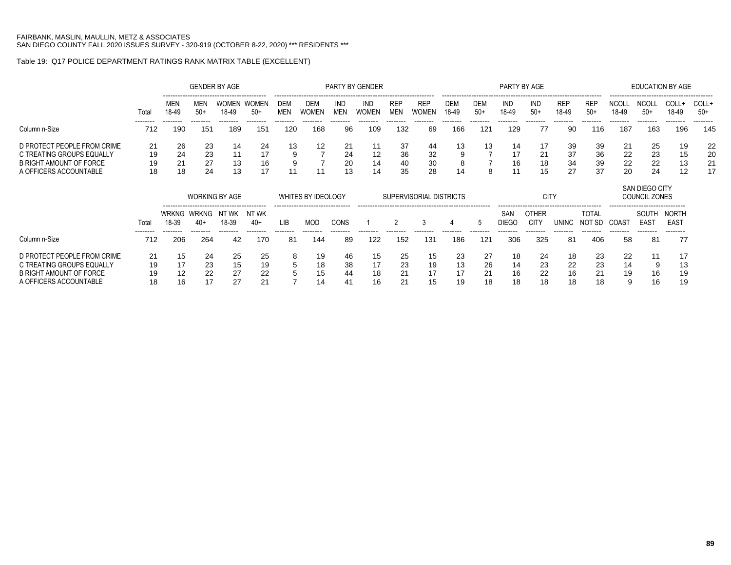FAIRBANK, MASLIN, MAULLIN, METZ & ASSOCIATES
SAN DIEGO COUNTY FALL 2020 ISSUES SURVEY - 320-919 (OCTOBER 8-22, 2020) *** RESIDENTS ***

Table 19: Q17 POLICE DEPARTMENT RATINGS RANK MATRIX TABLE (EXCELLENT)

| | Total | GENDER BY AGE | | | | PARTY BY GENDER | | | | | | PARTY BY AGE | | | | | | EDUCATION BY AGE | | | |
|---|---|---|---|---|---|---|---|---|---|---|---|---|---|---|---|---|---|---|---|---|---|
| | | MEN 18-49 | MEN 50+ | WOMEN 18-49 | WOMEN 50+ | DEM MEN | DEM WOMEN | IND MEN | IND WOMEN | REP MEN | REP WOMEN | DEM 18-49 | DEM 50+ | IND 18-49 | IND 50+ | REP 18-49 | REP 50+ | NCOLL 18-49 | NCOLL 50+ | COLL+ 18-49 | COLL+ 50+ |
| Column n-Size | 712 | 190 | 151 | 189 | 151 | 120 | 168 | 96 | 109 | 132 | 69 | 166 | 121 | 129 | 77 | 90 | 116 | 187 | 163 | 196 | 145 |
| D PROTECT PEOPLE FROM CRIME | 21 | 26 | 23 | 14 | 24 | 13 | 12 | 21 | 11 | 37 | 44 | 13 | 13 | 14 | 17 | 39 | 39 | 21 | 25 | 19 | 22 |
| C TREATING GROUPS EQUALLY | 19 | 24 | 23 | 11 | 17 | 9 | 7 | 24 | 12 | 36 | 32 | 9 | 7 | 17 | 21 | 37 | 36 | 22 | 23 | 15 | 20 |
| B RIGHT AMOUNT OF FORCE | 19 | 21 | 27 | 13 | 16 | 9 | 7 | 20 | 14 | 40 | 30 | 8 | 7 | 16 | 18 | 34 | 39 | 22 | 22 | 13 | 21 |
| A OFFICERS ACCOUNTABLE | 18 | 18 | 24 | 13 | 17 | 11 | 11 | 13 | 14 | 35 | 28 | 14 | 8 | 11 | 15 | 27 | 37 | 20 | 24 | 12 | 17 |

| | Total | WORKING BY AGE | | | | WHITES BY IDEOLOGY | | | SUPERVISORIAL DISTRICTS | | | | | CITY | | | | SAN DIEGO CITY COUNCIL ZONES | | |
|---|---|---|---|---|---|---|---|---|---|---|---|---|---|---|---|---|---|---|---|---|
| | | WRKNG 18-39 | WRKNG 40+ | NT WK 18-39 | NT WK 40+ | LIB | MOD | CONS | 1 | 2 | 3 | 4 | 5 | SAN DIEGO | OTHER CITY | UNINC | TOTAL NOT SD | COAST | SOUTH EAST | NORTH EAST |
| Column n-Size | 712 | 206 | 264 | 42 | 170 | 81 | 144 | 89 | 122 | 152 | 131 | 186 | 121 | 306 | 325 | 81 | 406 | 58 | 81 | 77 |
| D PROTECT PEOPLE FROM CRIME | 21 | 15 | 24 | 25 | 25 | 8 | 19 | 46 | 15 | 25 | 15 | 23 | 27 | 18 | 24 | 18 | 23 | 22 | 11 | 17 |
| C TREATING GROUPS EQUALLY | 19 | 17 | 23 | 15 | 19 | 5 | 18 | 38 | 17 | 23 | 19 | 13 | 26 | 14 | 23 | 22 | 23 | 14 | 9 | 13 |
| B RIGHT AMOUNT OF FORCE | 19 | 12 | 22 | 27 | 22 | 5 | 15 | 44 | 18 | 21 | 17 | 17 | 21 | 16 | 22 | 16 | 21 | 19 | 16 | 19 |
| A OFFICERS ACCOUNTABLE | 18 | 16 | 17 | 27 | 21 | 7 | 14 | 41 | 16 | 21 | 15 | 19 | 18 | 18 | 18 | 18 | 18 | 9 | 16 | 19 |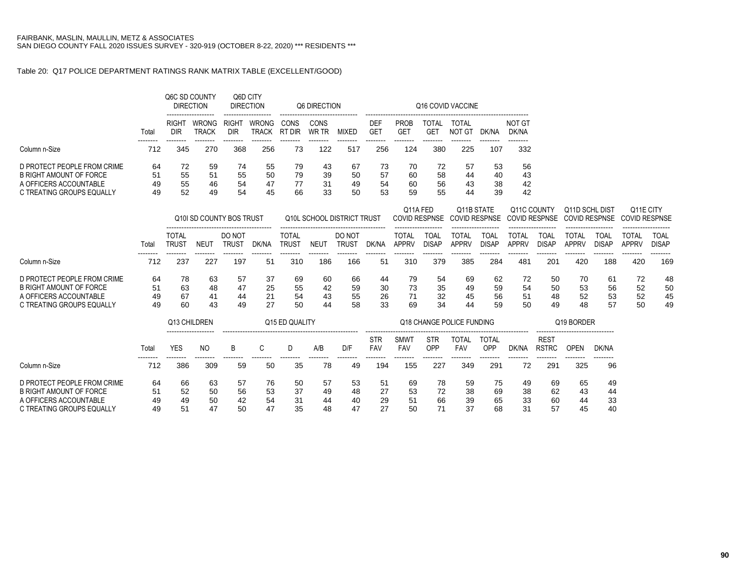FAIRBANK, MASLIN, MAULLIN, METZ & ASSOCIATES
SAN DIEGO COUNTY FALL 2020 ISSUES SURVEY - 320-919 (OCTOBER 8-22, 2020) *** RESIDENTS ***

Table 20: Q17 POLICE DEPARTMENT RATINGS RANK MATRIX TABLE (EXCELLENT/GOOD)

| | | Q6C SD COUNTY DIRECTION | | Q6D CITY DIRECTION | | Q6 DIRECTION | | | Q16 COVID VACCINE | | | | | |
|---|---|---|---|---|---|---|---|---|---|---|---|---|---|---|
| | Total | RIGHT DIR | WRONG TRACK | RIGHT DIR | WRONG TRACK | CONS RT DIR | CONS WR TR | MIXED | DEF GET | PROB GET | TOTAL GET | TOTAL NOT GT | DK/NA | NOT GT DK/NA |
| Column n-Size | 712 | 345 | 270 | 368 | 256 | 73 | 122 | 517 | 256 | 124 | 380 | 225 | 107 | 332 |
| D PROTECT PEOPLE FROM CRIME | 64 | 72 | 59 | 74 | 55 | 79 | 43 | 67 | 73 | 70 | 72 | 57 | 53 | 56 |
| B RIGHT AMOUNT OF FORCE | 51 | 55 | 51 | 55 | 50 | 79 | 39 | 50 | 57 | 60 | 58 | 44 | 40 | 43 |
| A OFFICERS ACCOUNTABLE | 49 | 55 | 46 | 54 | 47 | 77 | 31 | 49 | 54 | 60 | 56 | 43 | 38 | 42 |
| C TREATING GROUPS EQUALLY | 49 | 52 | 49 | 54 | 45 | 66 | 33 | 50 | 53 | 59 | 55 | 44 | 39 | 42 |

| | | Q10I SD COUNTY BOS TRUST | | | | Q10L SCHOOL DISTRICT TRUST | | | | Q11A FED COVID RESPNSE | | Q11B STATE COVID RESPNSE | | Q11C COUNTY COVID RESPNSE | | Q11D SCHL DIST COVID RESPNSE | | Q11E CITY COVID RESPNSE | |
|---|---|---|---|---|---|---|---|---|---|---|---|---|---|---|---|---|---|---|---|
| | Total | TOTAL TRUST | NEUT | DO NOT TRUST | DK/NA | TOTAL TRUST | NEUT | DO NOT TRUST | DK/NA | TOTAL APPRV | TOAL DISAP | TOTAL APPRV | TOAL DISAP | TOTAL APPRV | TOAL DISAP | TOTAL APPRV | TOAL DISAP | TOTAL APPRV | TOAL DISAP |
| Column n-Size | 712 | 237 | 227 | 197 | 51 | 310 | 186 | 166 | 51 | 310 | 379 | 385 | 284 | 481 | 201 | 420 | 188 | 420 | 169 |
| D PROTECT PEOPLE FROM CRIME | 64 | 78 | 63 | 57 | 37 | 69 | 60 | 66 | 44 | 79 | 54 | 69 | 62 | 72 | 50 | 70 | 61 | 72 | 48 |
| B RIGHT AMOUNT OF FORCE | 51 | 63 | 48 | 47 | 25 | 55 | 42 | 59 | 30 | 73 | 35 | 49 | 59 | 54 | 50 | 53 | 56 | 52 | 50 |
| A OFFICERS ACCOUNTABLE | 49 | 67 | 41 | 44 | 21 | 54 | 43 | 55 | 26 | 71 | 32 | 45 | 56 | 51 | 48 | 52 | 53 | 52 | 45 |
| C TREATING GROUPS EQUALLY | 49 | 60 | 43 | 49 | 27 | 50 | 44 | 58 | 33 | 69 | 34 | 44 | 59 | 50 | 49 | 48 | 57 | 50 | 49 |

| | | Q13 CHILDREN | | Q15 ED QUALITY | | | | | Q18 CHANGE POLICE FUNDING | | | | | | Q19 BORDER | | |
|---|---|---|---|---|---|---|---|---|---|---|---|---|---|---|---|---|---|
| | Total | YES | NO | B | C | D | A/B | D/F | STR FAV | SMWT FAV | STR OPP | TOTAL FAV | TOTAL OPP | DK/NA | REST RSTRC | OPEN | DK/NA |
| Column n-Size | 712 | 386 | 309 | 59 | 50 | 35 | 78 | 49 | 194 | 155 | 227 | 349 | 291 | 72 | 291 | 325 | 96 |
| D PROTECT PEOPLE FROM CRIME | 64 | 66 | 63 | 57 | 76 | 50 | 57 | 53 | 51 | 69 | 78 | 59 | 75 | 49 | 69 | 65 | 49 |
| B RIGHT AMOUNT OF FORCE | 51 | 52 | 50 | 56 | 53 | 37 | 49 | 48 | 27 | 53 | 72 | 38 | 69 | 38 | 62 | 43 | 44 |
| A OFFICERS ACCOUNTABLE | 49 | 49 | 50 | 42 | 54 | 31 | 44 | 40 | 29 | 51 | 66 | 39 | 65 | 33 | 60 | 44 | 33 |
| C TREATING GROUPS EQUALLY | 49 | 51 | 47 | 50 | 47 | 35 | 48 | 47 | 27 | 50 | 71 | 37 | 68 | 31 | 57 | 45 | 40 |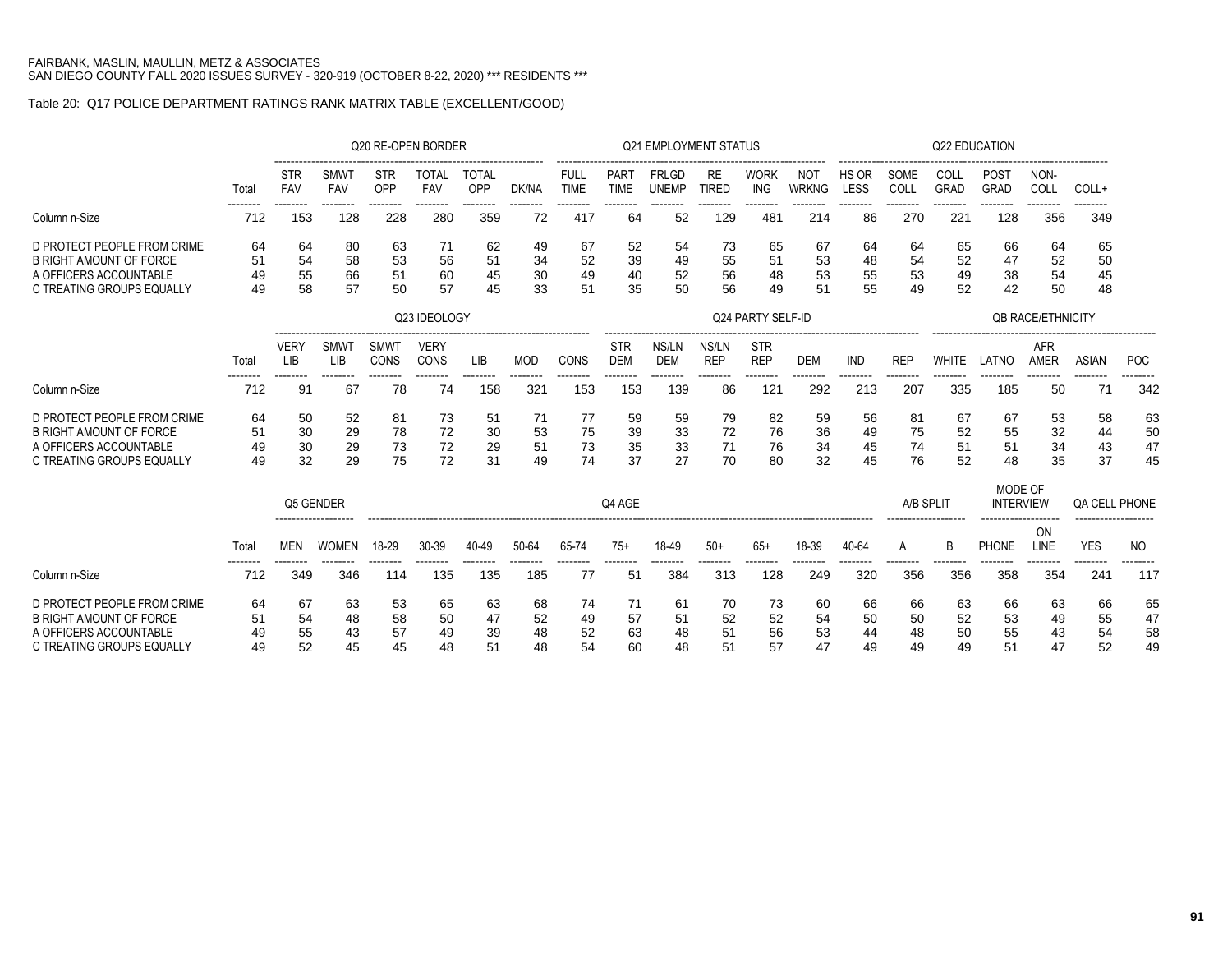FAIRBANK, MASLIN, MAULLIN, METZ & ASSOCIATES
SAN DIEGO COUNTY FALL 2020 ISSUES SURVEY - 320-919 (OCTOBER 8-22, 2020) *** RESIDENTS ***

Table 20: Q17 POLICE DEPARTMENT RATINGS RANK MATRIX TABLE (EXCELLENT/GOOD)

| | | Q20 RE-OPEN BORDER | | | | | | Q21 EMPLOYMENT STATUS | | | | | | Q22 EDUCATION | | | | | |
|---|---|---|---|---|---|---|---|---|---|---|---|---|---|---|---|---|---|---|---|
| | Total | STR FAV | SMWT FAV | STR OPP | TOTAL FAV | TOTAL OPP | DK/NA | FULL TIME | PART TIME | FRLGD UNEMP | RE TIRED | WORK ING | NOT WRKNG | HS OR LESS | SOME COLL | COLL GRAD | POST GRAD | NON-COLL | COLL+ |
| Column n-Size | 712 | 153 | 128 | 228 | 280 | 359 | 72 | 417 | 64 | 52 | 129 | 481 | 214 | 86 | 270 | 221 | 128 | 356 | 349 |
| D PROTECT PEOPLE FROM CRIME | 64 | 64 | 80 | 63 | 71 | 62 | 49 | 67 | 52 | 54 | 73 | 65 | 67 | 64 | 64 | 65 | 66 | 64 | 65 |
| B RIGHT AMOUNT OF FORCE | 51 | 54 | 58 | 53 | 56 | 51 | 34 | 52 | 39 | 49 | 55 | 51 | 53 | 48 | 54 | 52 | 47 | 52 | 50 |
| A OFFICERS ACCOUNTABLE | 49 | 55 | 66 | 51 | 60 | 45 | 30 | 49 | 40 | 52 | 56 | 48 | 53 | 55 | 53 | 49 | 38 | 54 | 45 |
| C TREATING GROUPS EQUALLY | 49 | 58 | 57 | 50 | 57 | 45 | 33 | 51 | 35 | 50 | 56 | 49 | 51 | 55 | 49 | 52 | 42 | 50 | 48 |

| | | Q23 IDEOLOGY | | | | | | | Q24 PARTY SELF-ID | | | | | | | QB RACE/ETHNICITY | | | | |
|---|---|---|---|---|---|---|---|---|---|---|---|---|---|---|---|---|---|---|---|---|
| | Total | VERY LIB | SMWT LIB | SMWT CONS | VERY CONS | LIB | MOD | CONS | STR DEM | NS/LN DEM | NS/LN REP | STR REP | DEM | IND | REP | WHITE | LATNO | AFR AMER | ASIAN | POC |
| Column n-Size | 712 | 91 | 67 | 78 | 74 | 158 | 321 | 153 | 153 | 139 | 86 | 121 | 292 | 213 | 207 | 335 | 185 | 50 | 71 | 342 |
| D PROTECT PEOPLE FROM CRIME | 64 | 50 | 52 | 81 | 73 | 51 | 71 | 77 | 59 | 59 | 79 | 82 | 59 | 56 | 81 | 67 | 67 | 53 | 58 | 63 |
| B RIGHT AMOUNT OF FORCE | 51 | 30 | 29 | 78 | 72 | 30 | 53 | 75 | 39 | 33 | 72 | 76 | 36 | 49 | 75 | 52 | 55 | 32 | 44 | 50 |
| A OFFICERS ACCOUNTABLE | 49 | 30 | 29 | 73 | 72 | 29 | 51 | 73 | 35 | 33 | 71 | 76 | 34 | 45 | 74 | 51 | 51 | 34 | 43 | 47 |
| C TREATING GROUPS EQUALLY | 49 | 32 | 29 | 75 | 72 | 31 | 49 | 74 | 37 | 27 | 70 | 80 | 32 | 45 | 76 | 52 | 48 | 35 | 37 | 45 |

| | | Q5 GENDER | | Q4 AGE | | | | | | | | | | | A/B SPLIT | | MODE OF INTERVIEW | | QA CELL PHONE | |
|---|---|---|---|---|---|---|---|---|---|---|---|---|---|---|---|---|---|---|---|---|
| | Total | MEN | WOMEN | 18-29 | 30-39 | 40-49 | 50-64 | 65-74 | 75+ | 18-49 | 50+ | 65+ | 18-39 | 40-64 | A | B | PHONE | ON LINE | YES | NO |
| Column n-Size | 712 | 349 | 346 | 114 | 135 | 135 | 185 | 77 | 51 | 384 | 313 | 128 | 249 | 320 | 356 | 356 | 358 | 354 | 241 | 117 |
| D PROTECT PEOPLE FROM CRIME | 64 | 67 | 63 | 53 | 65 | 63 | 68 | 74 | 71 | 61 | 70 | 73 | 60 | 66 | 66 | 63 | 66 | 63 | 66 | 65 |
| B RIGHT AMOUNT OF FORCE | 51 | 54 | 48 | 58 | 50 | 47 | 52 | 49 | 57 | 51 | 52 | 52 | 54 | 50 | 50 | 52 | 53 | 49 | 55 | 47 |
| A OFFICERS ACCOUNTABLE | 49 | 55 | 43 | 57 | 49 | 39 | 48 | 52 | 63 | 48 | 51 | 56 | 53 | 44 | 48 | 50 | 55 | 43 | 54 | 58 |
| C TREATING GROUPS EQUALLY | 49 | 52 | 45 | 45 | 48 | 51 | 48 | 54 | 60 | 48 | 51 | 57 | 47 | 49 | 49 | 49 | 51 | 47 | 52 | 49 |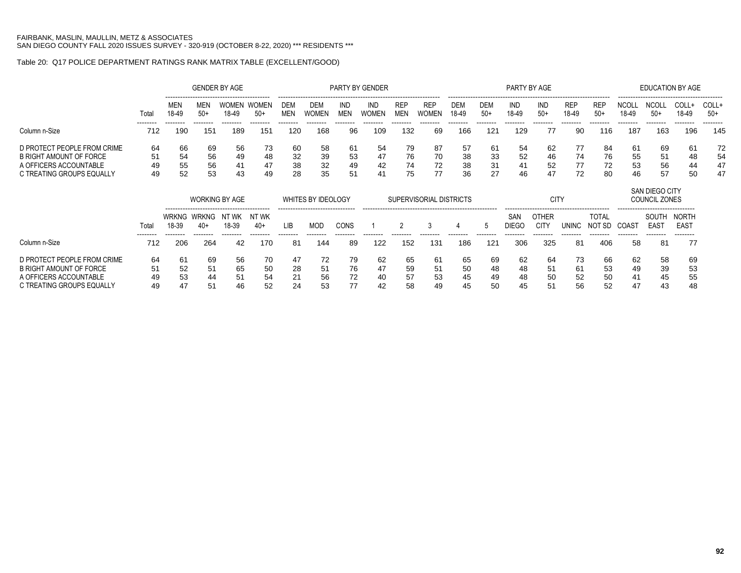FAIRBANK, MASLIN, MAULLIN, METZ & ASSOCIATES
SAN DIEGO COUNTY FALL 2020 ISSUES SURVEY - 320-919 (OCTOBER 8-22, 2020) *** RESIDENTS ***

Table 20: Q17 POLICE DEPARTMENT RATINGS RANK MATRIX TABLE (EXCELLENT/GOOD)

| | Total | GENDER BY AGE | | | | PARTY BY GENDER | | | | | | PARTY BY AGE | | | | | | EDUCATION BY AGE | | | |
|---|---|---|---|---|---|---|---|---|---|---|---|---|---|---|---|---|---|---|---|---|---|
| | | MEN 18-49 | MEN 50+ | WOMEN 18-49 | WOMEN 50+ | DEM MEN | DEM WOMEN | IND MEN | IND WOMEN | REP MEN | REP WOMEN | DEM 18-49 | DEM 50+ | IND 18-49 | IND 50+ | REP 18-49 | REP 50+ | NCOLL 18-49 | NCOLL 50+ | COLL+ 18-49 | COLL+ 50+ |
| Column n-Size | 712 | 190 | 151 | 189 | 151 | 120 | 168 | 96 | 109 | 132 | 69 | 166 | 121 | 129 | 77 | 90 | 116 | 187 | 163 | 196 | 145 |
| D PROTECT PEOPLE FROM CRIME | 64 | 66 | 69 | 56 | 73 | 60 | 58 | 61 | 54 | 79 | 87 | 57 | 61 | 54 | 62 | 77 | 84 | 61 | 69 | 61 | 72 |
| B RIGHT AMOUNT OF FORCE | 51 | 54 | 56 | 49 | 48 | 32 | 39 | 53 | 47 | 76 | 70 | 38 | 33 | 52 | 46 | 74 | 76 | 55 | 51 | 48 | 54 |
| A OFFICERS ACCOUNTABLE | 49 | 55 | 56 | 41 | 47 | 38 | 32 | 49 | 42 | 74 | 72 | 38 | 31 | 41 | 52 | 77 | 72 | 53 | 56 | 44 | 47 |
| C TREATING GROUPS EQUALLY | 49 | 52 | 53 | 43 | 49 | 28 | 35 | 51 | 41 | 75 | 77 | 36 | 27 | 46 | 47 | 72 | 80 | 46 | 57 | 50 | 47 |

| | Total | WORKING BY AGE | | | | WHITES BY IDEOLOGY | | | SUPERVISORIAL DISTRICTS | | | | | CITY | | | | SAN DIEGO CITY COUNCIL ZONES | | |
|---|---|---|---|---|---|---|---|---|---|---|---|---|---|---|---|---|---|---|---|---|
| | | WRKNG 18-39 | WRKNG 40+ | NT WK 18-39 | NT WK 40+ | LIB | MOD | CONS | 1 | 2 | 3 | 4 | 5 | SAN DIEGO | OTHER CITY | UNINC | TOTAL NOT SD | COAST | SOUTH EAST | NORTH EAST |
| Column n-Size | 712 | 206 | 264 | 42 | 170 | 81 | 144 | 89 | 122 | 152 | 131 | 186 | 121 | 306 | 325 | 81 | 406 | 58 | 81 | 77 |
| D PROTECT PEOPLE FROM CRIME | 64 | 61 | 69 | 56 | 70 | 47 | 72 | 79 | 62 | 65 | 61 | 65 | 69 | 62 | 64 | 73 | 66 | 62 | 58 | 69 |
| B RIGHT AMOUNT OF FORCE | 51 | 52 | 51 | 65 | 50 | 28 | 51 | 76 | 47 | 59 | 51 | 50 | 48 | 48 | 51 | 61 | 53 | 49 | 39 | 53 |
| A OFFICERS ACCOUNTABLE | 49 | 53 | 44 | 51 | 54 | 21 | 56 | 72 | 40 | 57 | 53 | 45 | 49 | 48 | 50 | 52 | 50 | 41 | 45 | 55 |
| C TREATING GROUPS EQUALLY | 49 | 47 | 51 | 46 | 52 | 24 | 53 | 77 | 42 | 58 | 49 | 45 | 50 | 45 | 51 | 56 | 52 | 47 | 43 | 48 |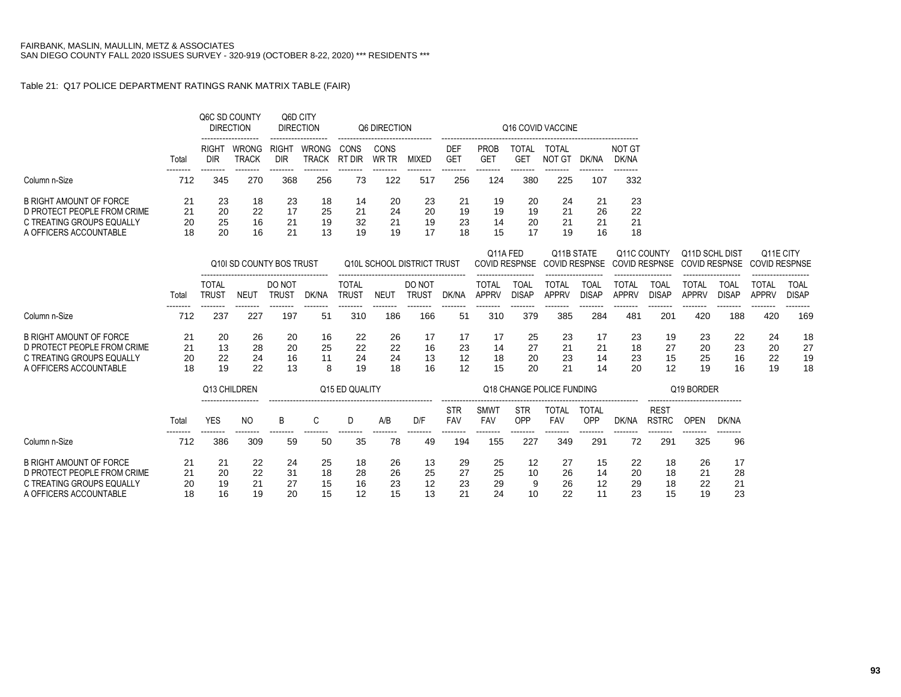FAIRBANK, MASLIN, MAULLIN, METZ & ASSOCIATES
SAN DIEGO COUNTY FALL 2020 ISSUES SURVEY - 320-919 (OCTOBER 8-22, 2020) *** RESIDENTS ***

Table 21: Q17 POLICE DEPARTMENT RATINGS RANK MATRIX TABLE (FAIR)

| | | Q6C SD COUNTY DIRECTION | | Q6D CITY DIRECTION | | Q6 DIRECTION | | | Q16 COVID VACCINE | | | | | |
|---|---|---|---|---|---|---|---|---|---|---|---|---|---|---|
| | Total | RIGHT DIR | WRONG TRACK | RIGHT DIR | WRONG TRACK | CONS RT DIR | CONS WR TR | MIXED | DEF GET | PROB GET | TOTAL GET | TOTAL NOT GT | DK/NA | NOT GT DK/NA |
| Column n-Size | 712 | 345 | 270 | 368 | 256 | 73 | 122 | 517 | 256 | 124 | 380 | 225 | 107 | 332 |
| B RIGHT AMOUNT OF FORCE | 21 | 23 | 18 | 23 | 18 | 14 | 20 | 23 | 21 | 19 | 20 | 24 | 21 | 23 |
| D PROTECT PEOPLE FROM CRIME | 21 | 20 | 22 | 17 | 25 | 21 | 24 | 20 | 19 | 19 | 19 | 21 | 26 | 22 |
| C TREATING GROUPS EQUALLY | 20 | 25 | 16 | 21 | 19 | 32 | 21 | 19 | 23 | 14 | 20 | 21 | 21 | 21 |
| A OFFICERS ACCOUNTABLE | 18 | 20 | 16 | 21 | 13 | 19 | 19 | 17 | 18 | 15 | 17 | 19 | 16 | 18 |

| | | Q10I SD COUNTY BOS TRUST | | | | Q10L SCHOOL DISTRICT TRUST | | | | Q11A FED COVID RESPNSE | | Q11B STATE COVID RESPNSE | | Q11C COUNTY COVID RESPNSE | | Q11D SCHL DIST COVID RESPNSE | | Q11E CITY COVID RESPNSE | |
|---|---|---|---|---|---|---|---|---|---|---|---|---|---|---|---|---|---|---|---|
| | Total | TOTAL TRUST | NEUT | DO NOT TRUST | DK/NA | TOTAL TRUST | NEUT | DO NOT TRUST | DK/NA | TOTAL APPRV | TOAL DISAP | TOTAL APPRV | TOAL DISAP | TOTAL APPRV | TOAL DISAP | TOTAL APPRV | TOAL DISAP | TOTAL APPRV | TOAL DISAP |
| Column n-Size | 712 | 237 | 227 | 197 | 51 | 310 | 186 | 166 | 51 | 310 | 379 | 385 | 284 | 481 | 201 | 420 | 188 | 420 | 169 |
| B RIGHT AMOUNT OF FORCE | 21 | 20 | 26 | 20 | 16 | 22 | 26 | 17 | 17 | 17 | 25 | 23 | 17 | 23 | 19 | 23 | 22 | 24 | 18 |
| D PROTECT PEOPLE FROM CRIME | 21 | 13 | 28 | 20 | 25 | 22 | 22 | 16 | 23 | 14 | 27 | 21 | 21 | 18 | 27 | 20 | 23 | 20 | 27 |
| C TREATING GROUPS EQUALLY | 20 | 22 | 24 | 16 | 11 | 24 | 24 | 13 | 12 | 18 | 20 | 23 | 14 | 23 | 15 | 25 | 16 | 22 | 19 |
| A OFFICERS ACCOUNTABLE | 18 | 19 | 22 | 13 | 8 | 19 | 18 | 16 | 12 | 15 | 20 | 21 | 14 | 20 | 12 | 19 | 16 | 19 | 18 |

| | | Q13 CHILDREN | | Q15 ED QUALITY | | | | | Q18 CHANGE POLICE FUNDING | | | | | | Q19 BORDER | | |
|---|---|---|---|---|---|---|---|---|---|---|---|---|---|---|---|---|---|
| | Total | YES | NO | B | C | D | A/B | D/F | STR FAV | SMWT FAV | STR OPP | TOTAL FAV | TOTAL OPP | DK/NA | REST RSTRC | OPEN | DK/NA |
| Column n-Size | 712 | 386 | 309 | 59 | 50 | 35 | 78 | 49 | 194 | 155 | 227 | 349 | 291 | 72 | 291 | 325 | 96 |
| B RIGHT AMOUNT OF FORCE | 21 | 21 | 22 | 24 | 25 | 18 | 26 | 13 | 29 | 25 | 12 | 27 | 15 | 22 | 18 | 26 | 17 |
| D PROTECT PEOPLE FROM CRIME | 21 | 20 | 22 | 31 | 18 | 28 | 26 | 25 | 27 | 25 | 10 | 26 | 14 | 20 | 18 | 21 | 28 |
| C TREATING GROUPS EQUALLY | 20 | 19 | 21 | 27 | 15 | 16 | 23 | 12 | 23 | 29 | 9 | 26 | 12 | 29 | 18 | 22 | 21 |
| A OFFICERS ACCOUNTABLE | 18 | 16 | 19 | 20 | 15 | 12 | 15 | 13 | 21 | 24 | 10 | 22 | 11 | 23 | 15 | 19 | 23 |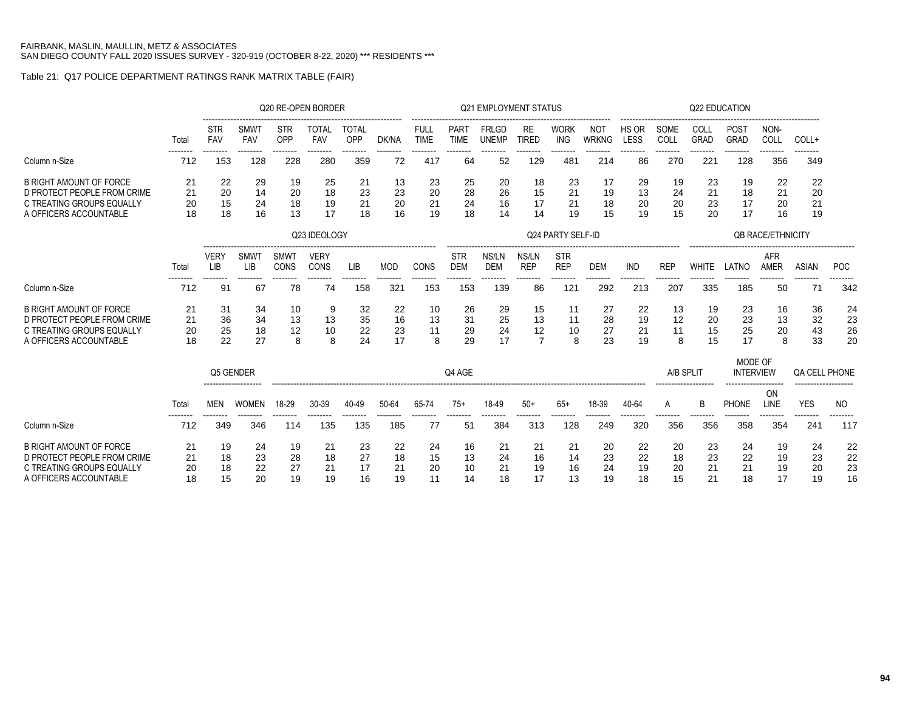FAIRBANK, MASLIN, MAULLIN, METZ & ASSOCIATES
SAN DIEGO COUNTY FALL 2020 ISSUES SURVEY - 320-919 (OCTOBER 8-22, 2020) *** RESIDENTS ***

Table 21: Q17 POLICE DEPARTMENT RATINGS RANK MATRIX TABLE (FAIR)

| | Total | Q20 RE-OPEN BORDER | | | | | | Q21 EMPLOYMENT STATUS | | | | | | Q22 EDUCATION | | | | | |
|---|---|---|---|---|---|---|---|---|---|---|---|---|---|---|---|---|---|---|---|
| | | STR FAV | SMWT FAV | STR OPP | TOTAL FAV | TOTAL OPP | DK/NA | FULL TIME | PART TIME | FRLGD UNEMP | RE TIRED | WORK ING | NOT WRKNG | HS OR LESS | SOME COLL | COLL GRAD | POST GRAD | NON-COLL | COLL+ |
| Column n-Size | 712 | 153 | 128 | 228 | 280 | 359 | 72 | 417 | 64 | 52 | 129 | 481 | 214 | 86 | 270 | 221 | 128 | 356 | 349 |
| B RIGHT AMOUNT OF FORCE | 21 | 22 | 29 | 19 | 25 | 21 | 13 | 23 | 25 | 20 | 18 | 23 | 17 | 29 | 19 | 23 | 19 | 22 | 22 |
| D PROTECT PEOPLE FROM CRIME | 21 | 20 | 14 | 20 | 18 | 23 | 23 | 20 | 28 | 26 | 15 | 21 | 19 | 13 | 24 | 21 | 18 | 21 | 20 |
| C TREATING GROUPS EQUALLY | 20 | 15 | 24 | 18 | 19 | 21 | 20 | 21 | 24 | 16 | 17 | 21 | 18 | 20 | 20 | 23 | 17 | 20 | 21 |
| A OFFICERS ACCOUNTABLE | 18 | 18 | 16 | 13 | 17 | 18 | 16 | 19 | 18 | 14 | 14 | 19 | 15 | 19 | 15 | 20 | 17 | 16 | 19 |

| | Total | Q23 IDEOLOGY | | | | | | | Q24 PARTY SELF-ID | | | | | | | QB RACE/ETHNICITY | | | | |
|---|---|---|---|---|---|---|---|---|---|---|---|---|---|---|---|---|---|---|---|---|
| | | VERY LIB | SMWT LIB | SMWT CONS | VERY CONS | LIB | MOD | CONS | STR DEM | NS/LN DEM | NS/LN REP | STR REP | DEM | IND | REP | WHITE | LATNO | AFR AMER | ASIAN | POC |
| Column n-Size | 712 | 91 | 67 | 78 | 74 | 158 | 321 | 153 | 153 | 139 | 86 | 121 | 292 | 213 | 207 | 335 | 185 | 50 | 71 | 342 |
| B RIGHT AMOUNT OF FORCE | 21 | 31 | 34 | 10 | 9 | 32 | 22 | 10 | 26 | 29 | 15 | 11 | 27 | 22 | 13 | 19 | 23 | 16 | 36 | 24 |
| D PROTECT PEOPLE FROM CRIME | 21 | 36 | 34 | 13 | 13 | 35 | 16 | 13 | 31 | 25 | 13 | 11 | 28 | 19 | 12 | 20 | 23 | 13 | 32 | 23 |
| C TREATING GROUPS EQUALLY | 20 | 25 | 18 | 12 | 10 | 22 | 23 | 11 | 29 | 24 | 12 | 10 | 27 | 21 | 11 | 15 | 25 | 20 | 43 | 26 |
| A OFFICERS ACCOUNTABLE | 18 | 22 | 27 | 8 | 8 | 24 | 17 | 8 | 29 | 17 | 7 | 8 | 23 | 19 | 8 | 15 | 17 | 8 | 33 | 20 |

| | Total | Q5 GENDER | | Q4 AGE | | | | | | | | | | | A/B SPLIT | | MODE OF INTERVIEW | | QA CELL PHONE | |
|---|---|---|---|---|---|---|---|---|---|---|---|---|---|---|---|---|---|---|---|---|
| | | MEN | WOMEN | 18-29 | 30-39 | 40-49 | 50-64 | 65-74 | 75+ | 18-49 | 50+ | 65+ | 18-39 | 40-64 | A | B | PHONE | ON LINE | YES | NO |
| Column n-Size | 712 | 349 | 346 | 114 | 135 | 135 | 185 | 77 | 51 | 384 | 313 | 128 | 249 | 320 | 356 | 356 | 358 | 354 | 241 | 117 |
| B RIGHT AMOUNT OF FORCE | 21 | 19 | 24 | 19 | 21 | 23 | 22 | 24 | 16 | 21 | 21 | 21 | 20 | 22 | 20 | 23 | 24 | 19 | 24 | 22 |
| D PROTECT PEOPLE FROM CRIME | 21 | 18 | 23 | 28 | 18 | 27 | 18 | 15 | 13 | 24 | 16 | 14 | 23 | 22 | 18 | 23 | 22 | 19 | 23 | 22 |
| C TREATING GROUPS EQUALLY | 20 | 18 | 22 | 27 | 21 | 17 | 21 | 20 | 10 | 21 | 19 | 16 | 24 | 19 | 20 | 21 | 21 | 19 | 20 | 23 |
| A OFFICERS ACCOUNTABLE | 18 | 15 | 20 | 19 | 19 | 16 | 19 | 11 | 14 | 18 | 17 | 13 | 19 | 18 | 15 | 21 | 18 | 17 | 19 | 16 |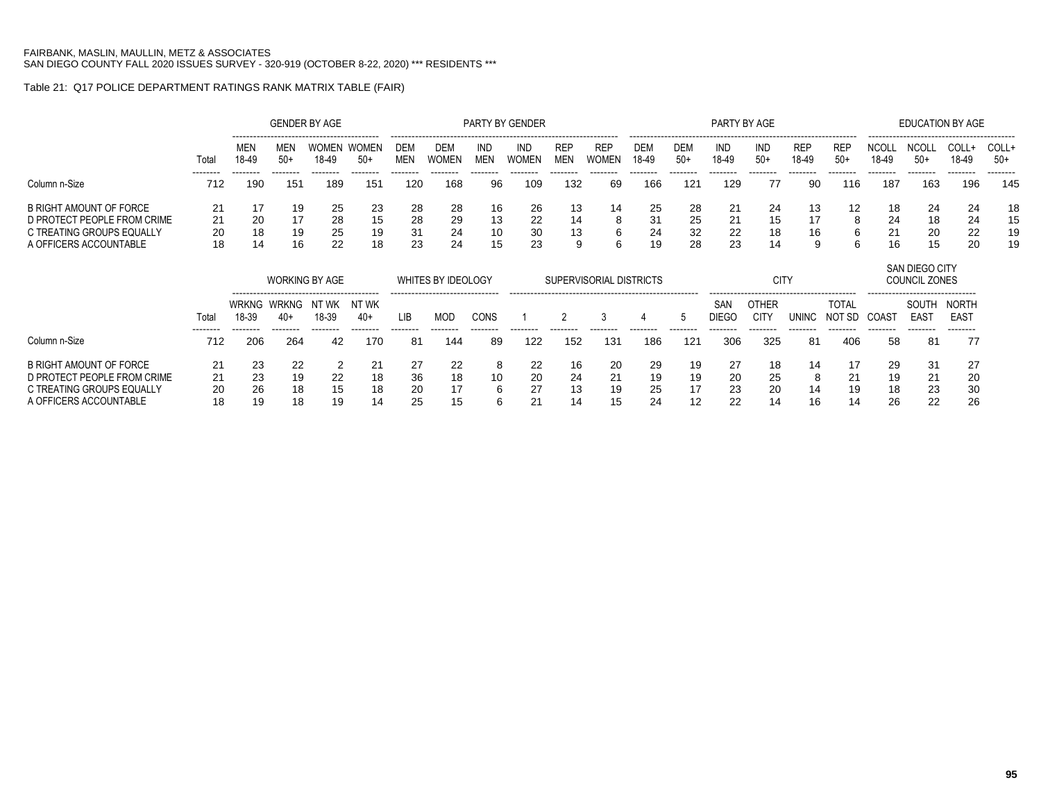FAIRBANK, MASLIN, MAULLIN, METZ & ASSOCIATES
SAN DIEGO COUNTY FALL 2020 ISSUES SURVEY - 320-919 (OCTOBER 8-22, 2020) *** RESIDENTS ***

Table 21: Q17 POLICE DEPARTMENT RATINGS RANK MATRIX TABLE (FAIR)

| | | GENDER BY AGE | | | | PARTY BY GENDER | | | | | | PARTY BY AGE | | | | | | EDUCATION BY AGE | | | |
|---|---|---|---|---|---|---|---|---|---|---|---|---|---|---|---|---|---|---|---|---|---|
| | Total | MEN 18-49 | MEN 50+ | WOMEN 18-49 | WOMEN 50+ | DEM MEN | DEM WOMEN | IND MEN | IND WOMEN | REP MEN | REP WOMEN | DEM 18-49 | DEM 50+ | IND 18-49 | IND 50+ | REP 18-49 | REP 50+ | NCOLL 18-49 | NCOLL 50+ | COLL+ 18-49 | COLL+ 50+ |
| Column n-Size | 712 | 190 | 151 | 189 | 151 | 120 | 168 | 96 | 109 | 132 | 69 | 166 | 121 | 129 | 77 | 90 | 116 | 187 | 163 | 196 | 145 |
| B RIGHT AMOUNT OF FORCE | 21 | 17 | 19 | 25 | 23 | 28 | 28 | 16 | 26 | 13 | 14 | 25 | 28 | 21 | 24 | 13 | 12 | 18 | 24 | 24 | 18 |
| D PROTECT PEOPLE FROM CRIME | 21 | 20 | 17 | 28 | 15 | 28 | 29 | 13 | 22 | 14 | 8 | 31 | 25 | 21 | 15 | 17 | 8 | 24 | 18 | 24 | 15 |
| C TREATING GROUPS EQUALLY | 20 | 18 | 19 | 25 | 19 | 31 | 24 | 10 | 30 | 13 | 6 | 24 | 32 | 22 | 18 | 16 | 6 | 21 | 20 | 22 | 19 |
| A OFFICERS ACCOUNTABLE | 18 | 14 | 16 | 22 | 18 | 23 | 24 | 15 | 23 | 9 | 6 | 19 | 28 | 23 | 14 | 9 | 6 | 16 | 15 | 20 | 19 |

| | | WORKING BY AGE | | | | WHITES BY IDEOLOGY | | | SUPERVISORIAL DISTRICTS | | | | | CITY | | | | SAN DIEGO CITY COUNCIL ZONES | | |
|---|---|---|---|---|---|---|---|---|---|---|---|---|---|---|---|---|---|---|---|---|
| | Total | WRKNG 18-39 | WRKNG 40+ | NT WK 18-39 | NT WK 40+ | LIB | MOD | CONS | 1 | 2 | 3 | 4 | 5 | SAN DIEGO | OTHER CITY | UNINC | TOTAL NOT SD | COAST | SOUTH EAST | NORTH EAST |
| Column n-Size | 712 | 206 | 264 | 42 | 170 | 81 | 144 | 89 | 122 | 152 | 131 | 186 | 121 | 306 | 325 | 81 | 406 | 58 | 81 | 77 |
| B RIGHT AMOUNT OF FORCE | 21 | 23 | 22 | 2 | 21 | 27 | 22 | 8 | 22 | 16 | 20 | 29 | 19 | 27 | 18 | 14 | 17 | 29 | 31 | 27 |
| D PROTECT PEOPLE FROM CRIME | 21 | 23 | 19 | 22 | 18 | 36 | 18 | 10 | 20 | 24 | 21 | 19 | 19 | 20 | 25 | 8 | 21 | 19 | 21 | 20 |
| C TREATING GROUPS EQUALLY | 20 | 26 | 18 | 15 | 18 | 20 | 17 | 6 | 27 | 13 | 19 | 25 | 17 | 23 | 20 | 14 | 19 | 18 | 23 | 30 |
| A OFFICERS ACCOUNTABLE | 18 | 19 | 18 | 19 | 14 | 25 | 15 | 6 | 21 | 14 | 15 | 24 | 12 | 22 | 14 | 16 | 14 | 26 | 22 | 26 |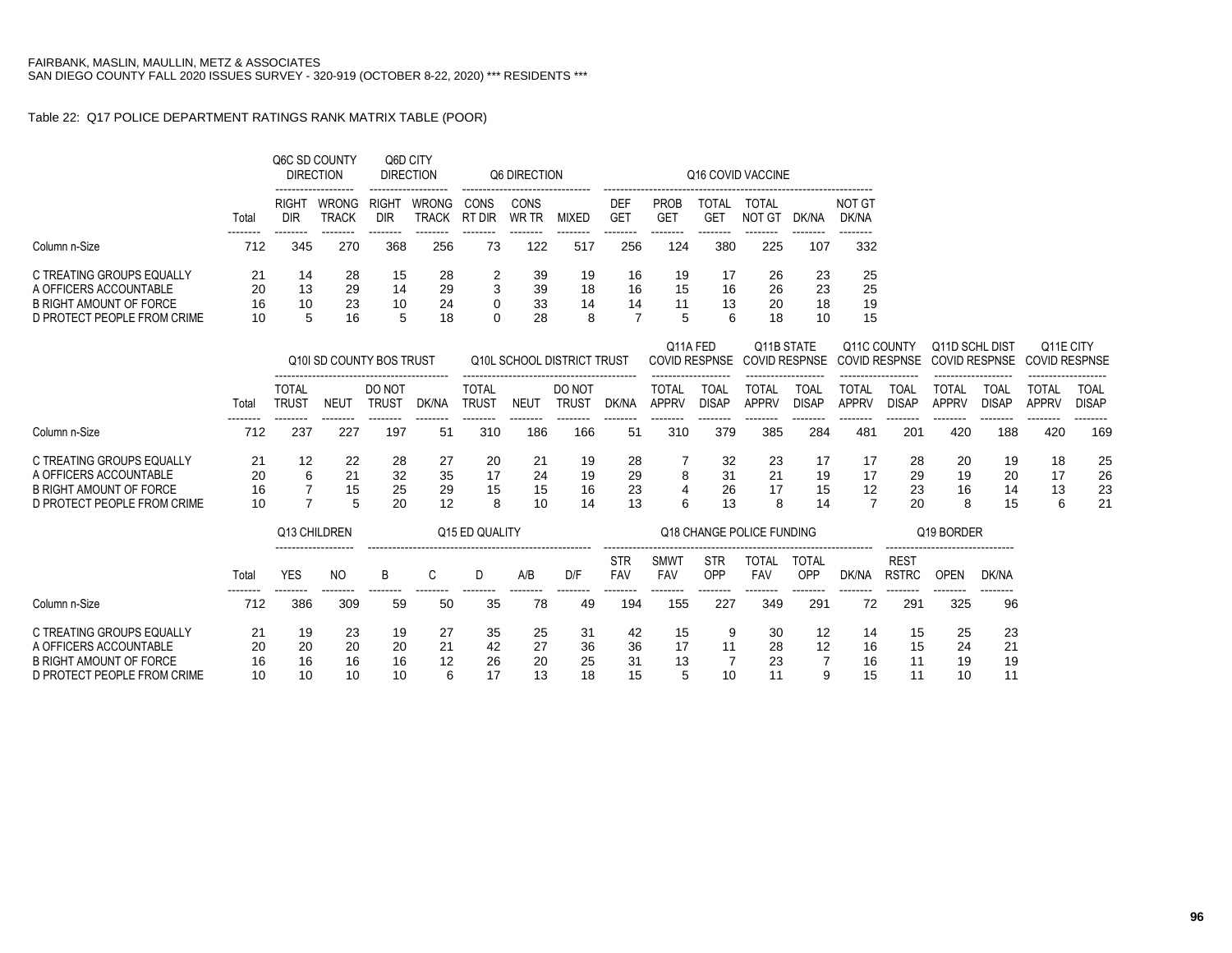FAIRBANK, MASLIN, MAULLIN, METZ & ASSOCIATES
SAN DIEGO COUNTY FALL 2020 ISSUES SURVEY - 320-919 (OCTOBER 8-22, 2020) *** RESIDENTS ***

Table 22: Q17 POLICE DEPARTMENT RATINGS RANK MATRIX TABLE (POOR)

| | Total | Q6C SD COUNTY DIRECTION | | Q6D CITY DIRECTION | | Q6 DIRECTION | | | Q16 COVID VACCINE | | | | | |
|---|---|---|---|---|---|---|---|---|---|---|---|---|---|---|
| | | RIGHT DIR | WRONG TRACK | RIGHT DIR | WRONG TRACK | CONS RT DIR | CONS WR TR | MIXED | DEF GET | PROB GET | TOTAL GET | TOTAL NOT GT | DK/NA | NOT GT DK/NA |
| Column n-Size | 712 | 345 | 270 | 368 | 256 | 73 | 122 | 517 | 256 | 124 | 380 | 225 | 107 | 332 |
| C TREATING GROUPS EQUALLY | 21 | 14 | 28 | 15 | 28 | 2 | 39 | 19 | 16 | 19 | 17 | 26 | 23 | 25 |
| A OFFICERS ACCOUNTABLE | 20 | 13 | 29 | 14 | 29 | 3 | 39 | 18 | 16 | 15 | 16 | 26 | 23 | 25 |
| B RIGHT AMOUNT OF FORCE | 16 | 10 | 23 | 10 | 24 | 0 | 33 | 14 | 14 | 11 | 13 | 20 | 18 | 19 |
| D PROTECT PEOPLE FROM CRIME | 10 | 5 | 16 | 5 | 18 | 0 | 28 | 8 | 7 | 5 | 6 | 18 | 10 | 15 |

| | Total | Q10I SD COUNTY BOS TRUST | | | | Q10L SCHOOL DISTRICT TRUST | | | | Q11A FED COVID RESPNSE | | Q11B STATE COVID RESPNSE | | Q11C COUNTY COVID RESPNSE | | Q11D SCHL DIST COVID RESPNSE | | Q11E CITY COVID RESPNSE | |
|---|---|---|---|---|---|---|---|---|---|---|---|---|---|---|---|---|---|---|---|
| | | TOTAL TRUST | NEUT | DO NOT TRUST | DK/NA | TOTAL TRUST | NEUT | DO NOT TRUST | DK/NA | TOTAL APPRV | TOAL DISAP | TOTAL APPRV | TOAL DISAP | TOTAL APPRV | TOAL DISAP | TOTAL APPRV | TOAL DISAP | TOTAL APPRV | TOAL DISAP |
| Column n-Size | 712 | 237 | 227 | 197 | 51 | 310 | 186 | 166 | 51 | 310 | 379 | 385 | 284 | 481 | 201 | 420 | 188 | 420 | 169 |
| C TREATING GROUPS EQUALLY | 21 | 12 | 22 | 28 | 27 | 20 | 21 | 19 | 28 | 7 | 32 | 23 | 17 | 17 | 28 | 20 | 19 | 18 | 25 |
| A OFFICERS ACCOUNTABLE | 20 | 6 | 21 | 32 | 35 | 17 | 24 | 19 | 29 | 8 | 31 | 21 | 19 | 17 | 29 | 19 | 20 | 17 | 26 |
| B RIGHT AMOUNT OF FORCE | 16 | 7 | 15 | 25 | 29 | 15 | 15 | 16 | 23 | 4 | 26 | 17 | 15 | 12 | 23 | 16 | 14 | 13 | 23 |
| D PROTECT PEOPLE FROM CRIME | 10 | 7 | 5 | 20 | 12 | 8 | 10 | 14 | 13 | 6 | 13 | 8 | 14 | 7 | 20 | 8 | 15 | 6 | 21 |

| | Total | Q13 CHILDREN | | Q15 ED QUALITY | | | | | Q18 CHANGE POLICE FUNDING | | | | | | Q19 BORDER | | |
|---|---|---|---|---|---|---|---|---|---|---|---|---|---|---|---|---|---|
| | | YES | NO | B | C | D | A/B | D/F | STR FAV | SMWT FAV | STR OPP | TOTAL FAV | TOTAL OPP | DK/NA | REST RSTRC | OPEN | DK/NA |
| Column n-Size | 712 | 386 | 309 | 59 | 50 | 35 | 78 | 49 | 194 | 155 | 227 | 349 | 291 | 72 | 291 | 325 | 96 |
| C TREATING GROUPS EQUALLY | 21 | 19 | 23 | 19 | 27 | 35 | 25 | 31 | 42 | 15 | 9 | 30 | 12 | 14 | 15 | 25 | 23 |
| A OFFICERS ACCOUNTABLE | 20 | 20 | 20 | 20 | 21 | 42 | 27 | 36 | 36 | 17 | 11 | 28 | 12 | 16 | 15 | 24 | 21 |
| B RIGHT AMOUNT OF FORCE | 16 | 16 | 16 | 16 | 12 | 26 | 20 | 25 | 31 | 13 | 7 | 23 | 7 | 16 | 11 | 19 | 19 |
| D PROTECT PEOPLE FROM CRIME | 10 | 10 | 10 | 10 | 6 | 17 | 13 | 18 | 15 | 5 | 10 | 11 | 9 | 15 | 11 | 10 | 11 |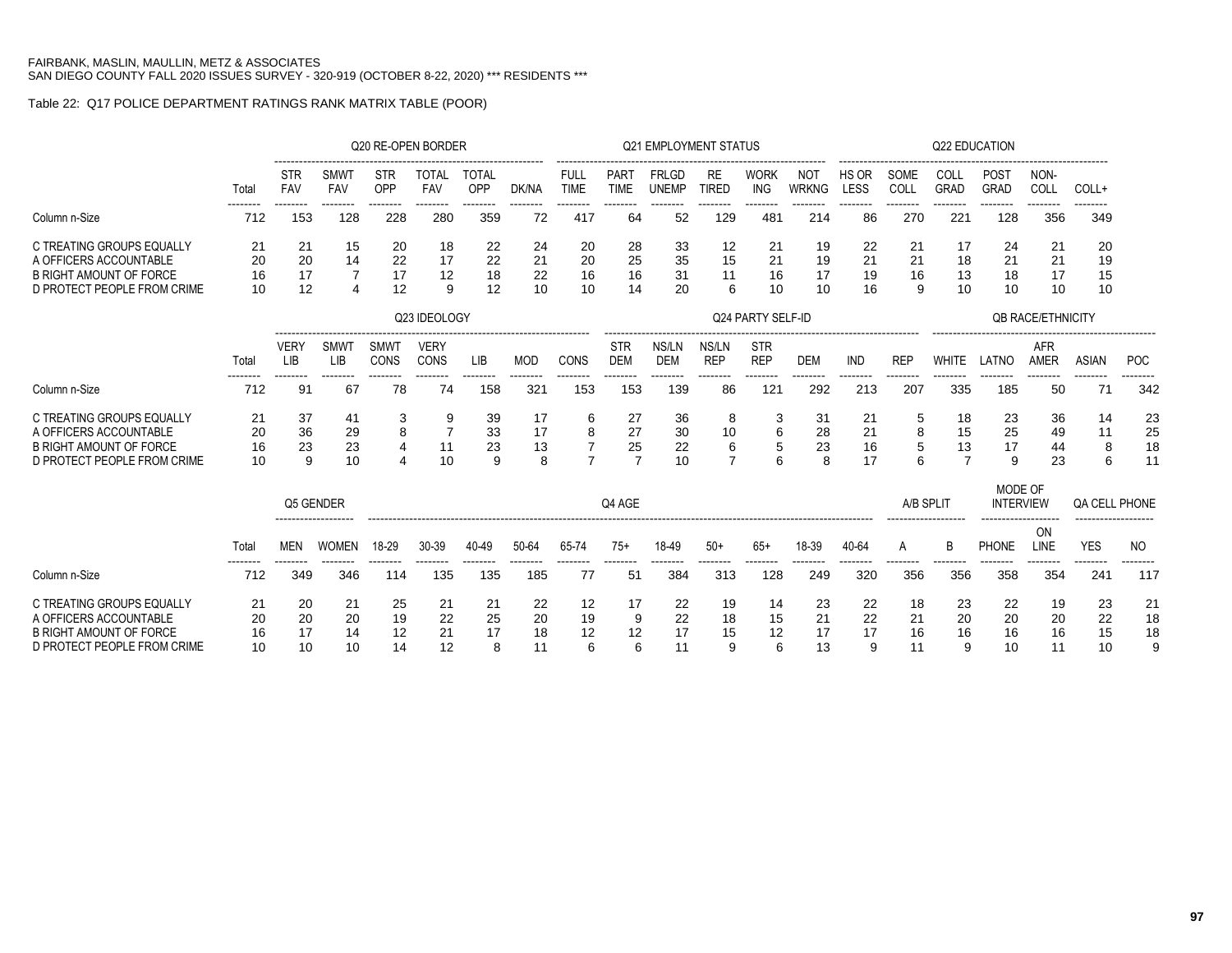FAIRBANK, MASLIN, MAULLIN, METZ & ASSOCIATES
SAN DIEGO COUNTY FALL 2020 ISSUES SURVEY - 320-919 (OCTOBER 8-22, 2020) *** RESIDENTS ***

Table 22: Q17 POLICE DEPARTMENT RATINGS RANK MATRIX TABLE (POOR)

| | | Q20 RE-OPEN BORDER | | | | | | Q21 EMPLOYMENT STATUS | | | | | | Q22 EDUCATION | | | | | |
|---|---|---|---|---|---|---|---|---|---|---|---|---|---|---|---|---|---|---|---|
| | Total | STR FAV | SMWT FAV | STR OPP | TOTAL FAV | TOTAL OPP | DK/NA | FULL TIME | PART TIME | FRLGD UNEMP | RE TIRED | WORK ING | NOT WRKNG | HS OR LESS | SOME COLL | COLL GRAD | POST GRAD | NON-COLL | COLL+ |
| Column n-Size | 712 | 153 | 128 | 228 | 280 | 359 | 72 | 417 | 64 | 52 | 129 | 481 | 214 | 86 | 270 | 221 | 128 | 356 | 349 |
| C TREATING GROUPS EQUALLY | 21 | 21 | 15 | 20 | 18 | 22 | 24 | 20 | 28 | 33 | 12 | 21 | 19 | 22 | 21 | 17 | 24 | 21 | 20 |
| A OFFICERS ACCOUNTABLE | 20 | 20 | 14 | 22 | 17 | 22 | 21 | 20 | 25 | 35 | 15 | 21 | 19 | 21 | 21 | 18 | 21 | 21 | 19 |
| B RIGHT AMOUNT OF FORCE | 16 | 17 | 7 | 17 | 12 | 18 | 22 | 16 | 16 | 31 | 11 | 16 | 17 | 19 | 16 | 13 | 18 | 17 | 15 |
| D PROTECT PEOPLE FROM CRIME | 10 | 12 | 4 | 12 | 9 | 12 | 10 | 10 | 14 | 20 | 6 | 10 | 10 | 16 | 9 | 10 | 10 | 10 | 10 |

| | | Q23 IDEOLOGY | | | | | | | Q24 PARTY SELF-ID | | | | | | | QB RACE/ETHNICITY | | | | |
|---|---|---|---|---|---|---|---|---|---|---|---|---|---|---|---|---|---|---|---|---|
| | Total | VERY LIB | SMWT LIB | SMWT CONS | VERY CONS | LIB | MOD | CONS | STR DEM | NS/LN DEM | NS/LN REP | STR REP | DEM | IND | REP | WHITE | LATNO | AFR AMER | ASIAN | POC |
| Column n-Size | 712 | 91 | 67 | 78 | 74 | 158 | 321 | 153 | 153 | 139 | 86 | 121 | 292 | 213 | 207 | 335 | 185 | 50 | 71 | 342 |
| C TREATING GROUPS EQUALLY | 21 | 37 | 41 | 3 | 9 | 39 | 17 | 6 | 27 | 36 | 8 | 3 | 31 | 21 | 5 | 18 | 23 | 36 | 14 | 23 |
| A OFFICERS ACCOUNTABLE | 20 | 36 | 29 | 8 | 7 | 33 | 17 | 8 | 27 | 30 | 10 | 6 | 28 | 21 | 8 | 15 | 25 | 49 | 11 | 25 |
| B RIGHT AMOUNT OF FORCE | 16 | 23 | 23 | 4 | 11 | 23 | 13 | 7 | 25 | 22 | 6 | 5 | 23 | 16 | 5 | 13 | 17 | 44 | 8 | 18 |
| D PROTECT PEOPLE FROM CRIME | 10 | 9 | 10 | 4 | 10 | 9 | 8 | 7 | 7 | 10 | 7 | 6 | 8 | 17 | 6 | 7 | 9 | 23 | 6 | 11 |

| | | Q5 GENDER | | Q4 AGE | | | | | | | | | | | A/B SPLIT | | MODE OF INTERVIEW | | QA CELL PHONE | |
|---|---|---|---|---|---|---|---|---|---|---|---|---|---|---|---|---|---|---|---|---|
| | Total | MEN | WOMEN | 18-29 | 30-39 | 40-49 | 50-64 | 65-74 | 75+ | 18-49 | 50+ | 65+ | 18-39 | 40-64 | A | B | PHONE | ON LINE | YES | NO |
| Column n-Size | 712 | 349 | 346 | 114 | 135 | 135 | 185 | 77 | 51 | 384 | 313 | 128 | 249 | 320 | 356 | 356 | 358 | 354 | 241 | 117 |
| C TREATING GROUPS EQUALLY | 21 | 20 | 21 | 25 | 21 | 21 | 22 | 12 | 17 | 22 | 19 | 14 | 23 | 22 | 18 | 23 | 22 | 19 | 23 | 21 |
| A OFFICERS ACCOUNTABLE | 20 | 20 | 20 | 19 | 22 | 25 | 20 | 19 | 9 | 22 | 18 | 15 | 21 | 22 | 21 | 20 | 20 | 20 | 22 | 18 |
| B RIGHT AMOUNT OF FORCE | 16 | 17 | 14 | 12 | 21 | 17 | 18 | 12 | 12 | 17 | 15 | 12 | 17 | 17 | 16 | 16 | 16 | 16 | 15 | 18 |
| D PROTECT PEOPLE FROM CRIME | 10 | 10 | 10 | 14 | 12 | 8 | 11 | 6 | 6 | 11 | 9 | 6 | 13 | 9 | 11 | 9 | 10 | 11 | 10 | 9 |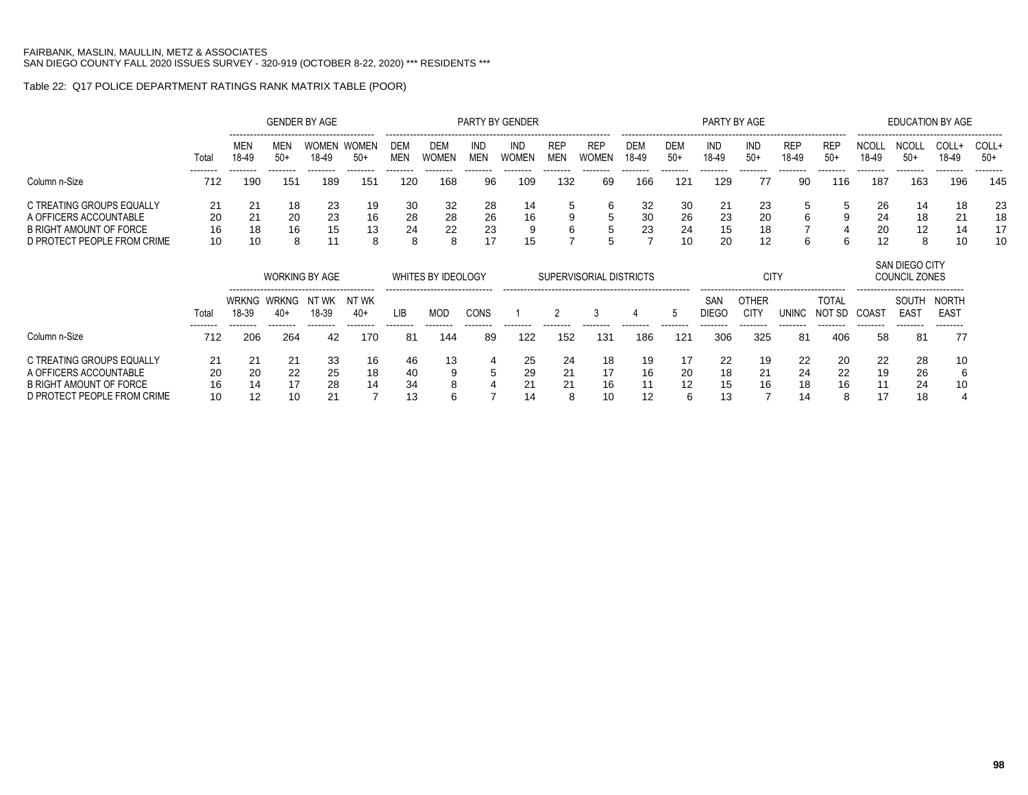FAIRBANK, MASLIN, MAULLIN, METZ & ASSOCIATES
SAN DIEGO COUNTY FALL 2020 ISSUES SURVEY - 320-919 (OCTOBER 8-22, 2020) *** RESIDENTS ***

Table 22: Q17 POLICE DEPARTMENT RATINGS RANK MATRIX TABLE (POOR)

| | | GENDER BY AGE | | | | PARTY BY GENDER | | | | | | PARTY BY AGE | | | | | | EDUCATION BY AGE | | | |
|---|---|---|---|---|---|---|---|---|---|---|---|---|---|---|---|---|---|---|---|---|---|
| | Total | MEN 18-49 | MEN 50+ | WOMEN 18-49 | WOMEN 50+ | DEM MEN | DEM WOMEN | IND MEN | IND WOMEN | REP MEN | REP WOMEN | DEM 18-49 | DEM 50+ | IND 18-49 | IND 50+ | REP 18-49 | REP 50+ | NCOLL 18-49 | NCOLL 50+ | COLL+ 18-49 | COLL+ 50+ |
| Column n-Size | 712 | 190 | 151 | 189 | 151 | 120 | 168 | 96 | 109 | 132 | 69 | 166 | 121 | 129 | 77 | 90 | 116 | 187 | 163 | 196 | 145 |
| C TREATING GROUPS EQUALLY | 21 | 21 | 18 | 23 | 19 | 30 | 32 | 28 | 14 | 5 | 6 | 32 | 30 | 21 | 23 | 5 | 5 | 26 | 14 | 18 | 23 |
| A OFFICERS ACCOUNTABLE | 20 | 21 | 20 | 23 | 16 | 28 | 28 | 26 | 16 | 9 | 5 | 30 | 26 | 23 | 20 | 6 | 9 | 24 | 18 | 21 | 18 |
| B RIGHT AMOUNT OF FORCE | 16 | 18 | 16 | 15 | 13 | 24 | 22 | 23 | 9 | 6 | 5 | 23 | 24 | 15 | 18 | 7 | 4 | 20 | 12 | 14 | 17 |
| D PROTECT PEOPLE FROM CRIME | 10 | 10 | 8 | 11 | 8 | 8 | 8 | 17 | 15 | 7 | 5 | 7 | 10 | 20 | 12 | 6 | 6 | 12 | 8 | 10 | 10 |

| | | WORKING BY AGE | | | | WHITES BY IDEOLOGY | | | SUPERVISORIAL DISTRICTS | | | | | CITY | | | | SAN DIEGO CITY COUNCIL ZONES | | |
|---|---|---|---|---|---|---|---|---|---|---|---|---|---|---|---|---|---|---|---|---|
| | Total | WRKNG 18-39 | WRKNG 40+ | NT WK 18-39 | NT WK 40+ | LIB | MOD | CONS | 1 | 2 | 3 | 4 | 5 | SAN DIEGO | OTHER CITY | UNINC | TOTAL NOT SD | COAST | SOUTH EAST | NORTH EAST |
| Column n-Size | 712 | 206 | 264 | 42 | 170 | 81 | 144 | 89 | 122 | 152 | 131 | 186 | 121 | 306 | 325 | 81 | 406 | 58 | 81 | 77 |
| C TREATING GROUPS EQUALLY | 21 | 21 | 21 | 33 | 16 | 46 | 13 | 4 | 25 | 24 | 18 | 19 | 17 | 22 | 19 | 22 | 20 | 22 | 28 | 10 |
| A OFFICERS ACCOUNTABLE | 20 | 20 | 22 | 25 | 18 | 40 | 9 | 5 | 29 | 21 | 17 | 16 | 20 | 18 | 21 | 24 | 22 | 19 | 26 | 6 |
| B RIGHT AMOUNT OF FORCE | 16 | 14 | 17 | 28 | 14 | 34 | 8 | 4 | 21 | 21 | 16 | 11 | 12 | 15 | 16 | 18 | 16 | 11 | 24 | 10 |
| D PROTECT PEOPLE FROM CRIME | 10 | 12 | 10 | 21 | 7 | 13 | 6 | 7 | 14 | 8 | 10 | 12 | 6 | 13 | 7 | 14 | 8 | 17 | 18 | 4 |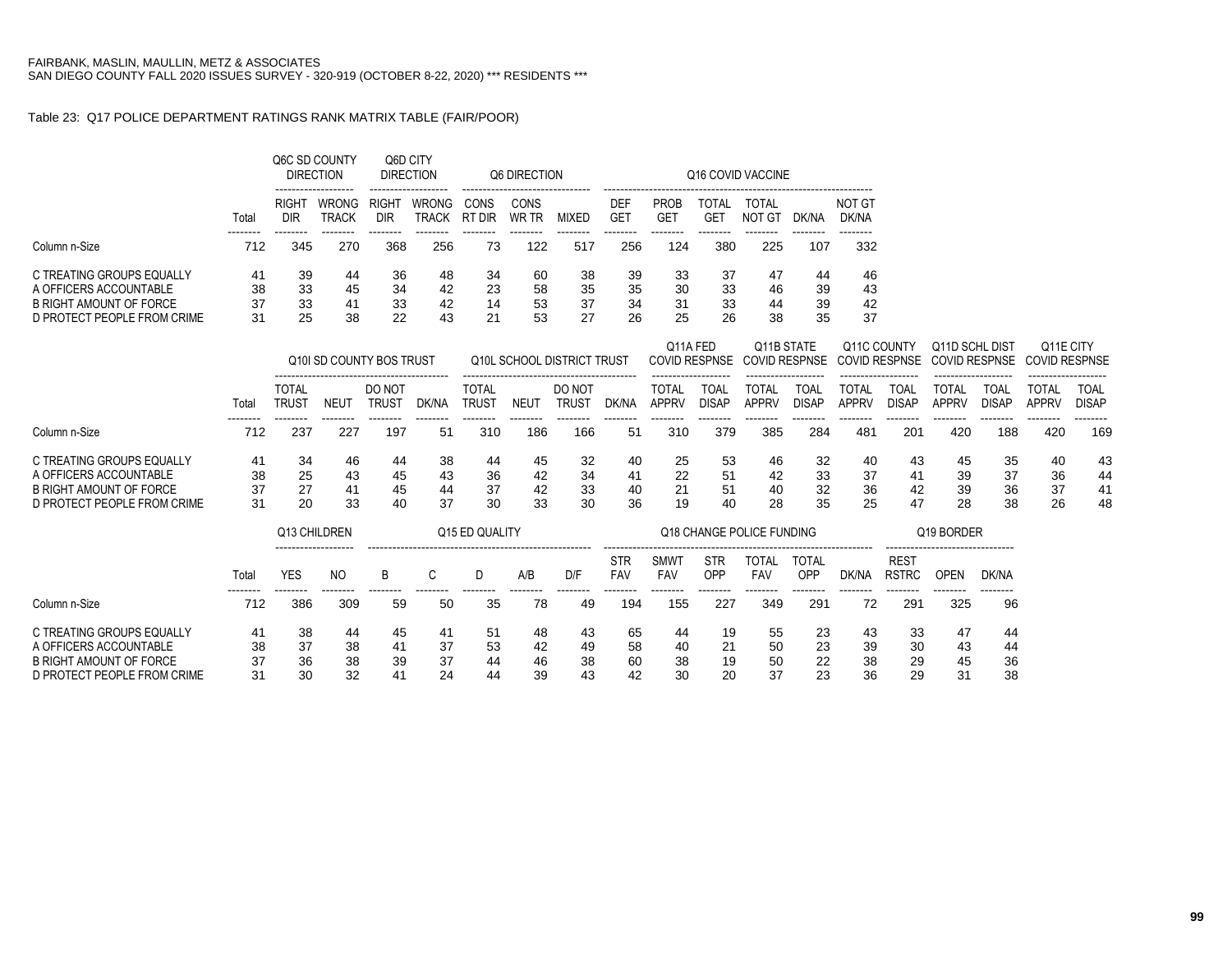FAIRBANK, MASLIN, MAULLIN, METZ & ASSOCIATES
SAN DIEGO COUNTY FALL 2020 ISSUES SURVEY - 320-919 (OCTOBER 8-22, 2020) *** RESIDENTS ***

Table 23: Q17 POLICE DEPARTMENT RATINGS RANK MATRIX TABLE (FAIR/POOR)

| | | Q6C SD COUNTY DIRECTION | | Q6D CITY DIRECTION | | Q6 DIRECTION | | | Q16 COVID VACCINE | | | | | |
|---|---|---|---|---|---|---|---|---|---|---|---|---|---|---|
| | Total | RIGHT DIR | WRONG TRACK | RIGHT DIR | WRONG TRACK | CONS RT DIR | CONS WR TR | MIXED | DEF GET | PROB GET | TOTAL GET | TOTAL NOT GT | DK/NA | NOT GT DK/NA |
| Column n-Size | 712 | 345 | 270 | 368 | 256 | 73 | 122 | 517 | 256 | 124 | 380 | 225 | 107 | 332 |
| C TREATING GROUPS EQUALLY | 41 | 39 | 44 | 36 | 48 | 34 | 60 | 38 | 39 | 33 | 37 | 47 | 44 | 46 |
| A OFFICERS ACCOUNTABLE | 38 | 33 | 45 | 34 | 42 | 23 | 58 | 35 | 35 | 30 | 33 | 46 | 39 | 43 |
| B RIGHT AMOUNT OF FORCE | 37 | 33 | 41 | 33 | 42 | 14 | 53 | 37 | 34 | 31 | 33 | 44 | 39 | 42 |
| D PROTECT PEOPLE FROM CRIME | 31 | 25 | 38 | 22 | 43 | 21 | 53 | 27 | 26 | 25 | 26 | 38 | 35 | 37 |

| | | Q10I SD COUNTY BOS TRUST | | | | Q10L SCHOOL DISTRICT TRUST | | | | Q11A FED COVID RESPNSE | | Q11B STATE COVID RESPNSE | | Q11C COUNTY COVID RESPNSE | | Q11D SCHL DIST COVID RESPNSE | | Q11E CITY COVID RESPNSE | |
|---|---|---|---|---|---|---|---|---|---|---|---|---|---|---|---|---|---|---|---|
| | Total | TOTAL TRUST | NEUT | DO NOT TRUST | DK/NA | TOTAL TRUST | NEUT | DO NOT TRUST | DK/NA | TOTAL APPRV | TOAL DISAP | TOTAL APPRV | TOAL DISAP | TOTAL APPRV | TOAL DISAP | TOTAL APPRV | TOAL DISAP | TOTAL APPRV | TOAL DISAP |
| Column n-Size | 712 | 237 | 227 | 197 | 51 | 310 | 186 | 166 | 51 | 310 | 379 | 385 | 284 | 481 | 201 | 420 | 188 | 420 | 169 |
| C TREATING GROUPS EQUALLY | 41 | 34 | 46 | 44 | 38 | 44 | 45 | 32 | 40 | 25 | 53 | 46 | 32 | 40 | 43 | 45 | 35 | 40 | 43 |
| A OFFICERS ACCOUNTABLE | 38 | 25 | 43 | 45 | 43 | 36 | 42 | 34 | 41 | 22 | 51 | 42 | 33 | 37 | 41 | 39 | 37 | 36 | 44 |
| B RIGHT AMOUNT OF FORCE | 37 | 27 | 41 | 45 | 44 | 37 | 42 | 33 | 40 | 21 | 51 | 40 | 32 | 36 | 42 | 39 | 36 | 37 | 41 |
| D PROTECT PEOPLE FROM CRIME | 31 | 20 | 33 | 40 | 37 | 30 | 33 | 30 | 36 | 19 | 40 | 28 | 35 | 25 | 47 | 28 | 38 | 26 | 48 |

| | | Q13 CHILDREN | | Q15 ED QUALITY | | | | | Q18 CHANGE POLICE FUNDING | | | | | | Q19 BORDER | | |
|---|---|---|---|---|---|---|---|---|---|---|---|---|---|---|---|---|---|
| | Total | YES | NO | B | C | D | A/B | D/F | STR FAV | SMWT FAV | STR OPP | TOTAL FAV | TOTAL OPP | DK/NA | REST RSTRC | OPEN | DK/NA |
| Column n-Size | 712 | 386 | 309 | 59 | 50 | 35 | 78 | 49 | 194 | 155 | 227 | 349 | 291 | 72 | 291 | 325 | 96 |
| C TREATING GROUPS EQUALLY | 41 | 38 | 44 | 45 | 41 | 51 | 48 | 43 | 65 | 44 | 19 | 55 | 23 | 43 | 33 | 47 | 44 |
| A OFFICERS ACCOUNTABLE | 38 | 37 | 38 | 41 | 37 | 53 | 42 | 49 | 58 | 40 | 21 | 50 | 23 | 39 | 30 | 43 | 44 |
| B RIGHT AMOUNT OF FORCE | 37 | 36 | 38 | 39 | 37 | 44 | 46 | 38 | 60 | 38 | 19 | 50 | 22 | 38 | 29 | 45 | 36 |
| D PROTECT PEOPLE FROM CRIME | 31 | 30 | 32 | 41 | 24 | 44 | 39 | 43 | 42 | 30 | 20 | 37 | 23 | 36 | 29 | 31 | 38 |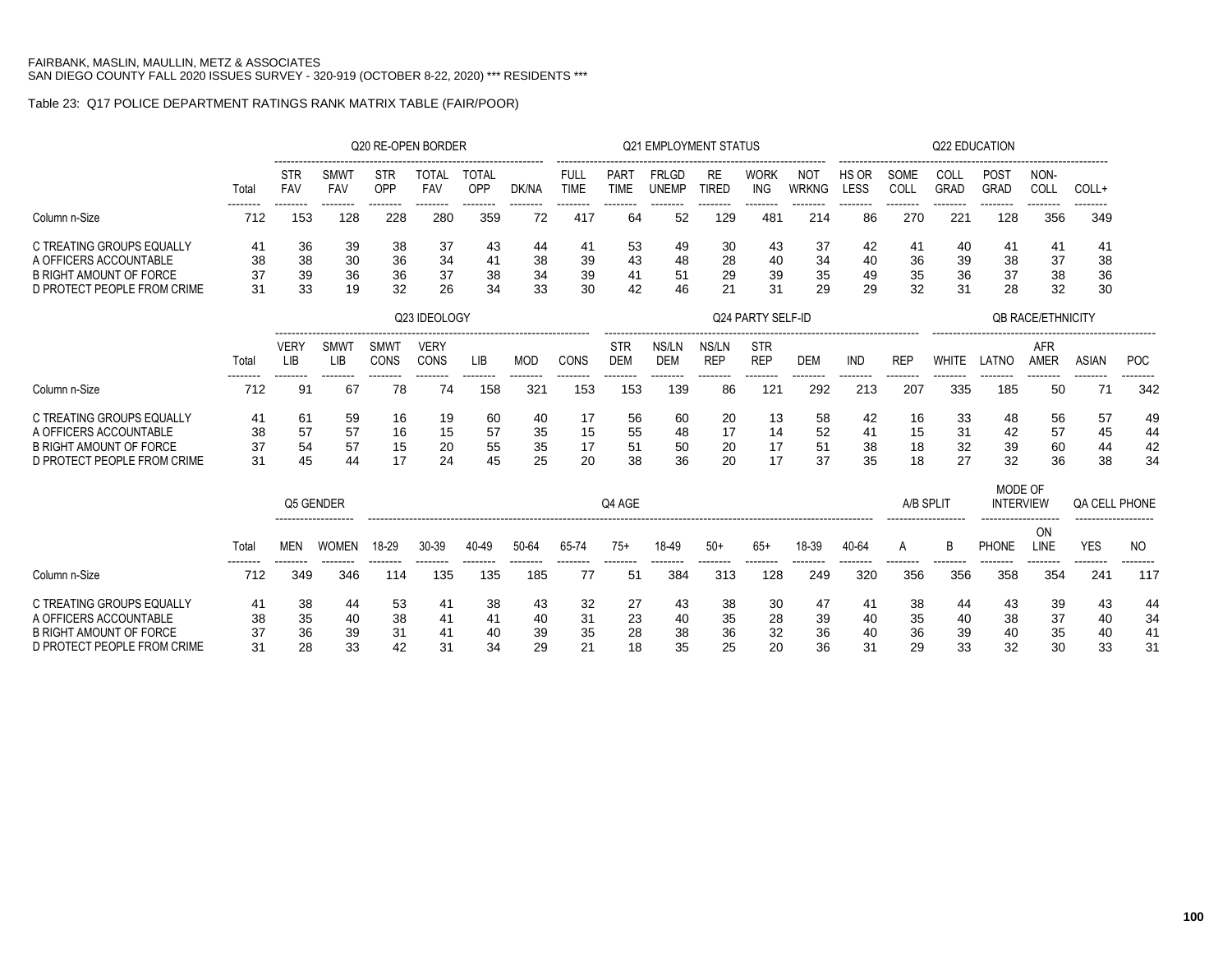FAIRBANK, MASLIN, MAULLIN, METZ & ASSOCIATES
SAN DIEGO COUNTY FALL 2020 ISSUES SURVEY - 320-919 (OCTOBER 8-22, 2020) *** RESIDENTS ***

Table 23: Q17 POLICE DEPARTMENT RATINGS RANK MATRIX TABLE (FAIR/POOR)

| | | Q20 RE-OPEN BORDER | | | | | | Q21 EMPLOYMENT STATUS | | | | | | Q22 EDUCATION | | | | | |
|---|---|---|---|---|---|---|---|---|---|---|---|---|---|---|---|---|---|---|---|
| | Total | STR FAV | SMWT FAV | STR OPP | TOTAL FAV | TOTAL OPP | DK/NA | FULL TIME | PART TIME | FRLGD UNEMP | RE TIRED | WORK ING | NOT WRKNG | HS OR LESS | SOME COLL | COLL GRAD | POST GRAD | NON-COLL | COLL+ |
| Column n-Size | 712 | 153 | 128 | 228 | 280 | 359 | 72 | 417 | 64 | 52 | 129 | 481 | 214 | 86 | 270 | 221 | 128 | 356 | 349 |
| C TREATING GROUPS EQUALLY | 41 | 36 | 39 | 38 | 37 | 43 | 44 | 41 | 53 | 49 | 30 | 43 | 37 | 42 | 41 | 40 | 41 | 41 | 41 |
| A OFFICERS ACCOUNTABLE | 38 | 38 | 30 | 36 | 34 | 41 | 38 | 39 | 43 | 48 | 28 | 40 | 34 | 40 | 36 | 39 | 38 | 37 | 38 |
| B RIGHT AMOUNT OF FORCE | 37 | 39 | 36 | 36 | 37 | 38 | 34 | 39 | 41 | 51 | 29 | 39 | 35 | 49 | 35 | 36 | 37 | 38 | 36 |
| D PROTECT PEOPLE FROM CRIME | 31 | 33 | 19 | 32 | 26 | 34 | 33 | 30 | 42 | 46 | 21 | 31 | 29 | 29 | 32 | 31 | 28 | 32 | 30 |

| | | Q23 IDEOLOGY | | | | | | | Q24 PARTY SELF-ID | | | | | | | QB RACE/ETHNICITY | | | | |
|---|---|---|---|---|---|---|---|---|---|---|---|---|---|---|---|---|---|---|---|---|
| | Total | VERY LIB | SMWT LIB | SMWT CONS | VERY CONS | LIB | MOD | CONS | STR DEM | NS/LN DEM | NS/LN REP | STR REP | DEM | IND | REP | WHITE | LATNO | AFR AMER | ASIAN | POC |
| Column n-Size | 712 | 91 | 67 | 78 | 74 | 158 | 321 | 153 | 153 | 139 | 86 | 121 | 292 | 213 | 207 | 335 | 185 | 50 | 71 | 342 |
| C TREATING GROUPS EQUALLY | 41 | 61 | 59 | 16 | 19 | 60 | 40 | 17 | 56 | 60 | 20 | 13 | 58 | 42 | 16 | 33 | 48 | 56 | 57 | 49 |
| A OFFICERS ACCOUNTABLE | 38 | 57 | 57 | 16 | 15 | 57 | 35 | 15 | 55 | 48 | 17 | 14 | 52 | 41 | 15 | 31 | 42 | 57 | 45 | 44 |
| B RIGHT AMOUNT OF FORCE | 37 | 54 | 57 | 15 | 20 | 55 | 35 | 17 | 51 | 50 | 20 | 17 | 51 | 38 | 18 | 32 | 39 | 60 | 44 | 42 |
| D PROTECT PEOPLE FROM CRIME | 31 | 45 | 44 | 17 | 24 | 45 | 25 | 20 | 38 | 36 | 20 | 17 | 37 | 35 | 18 | 27 | 32 | 36 | 38 | 34 |

| | | Q5 GENDER | | Q4 AGE | | | | | | | | | | | A/B SPLIT | | MODE OF INTERVIEW | | QA CELL PHONE | |
|---|---|---|---|---|---|---|---|---|---|---|---|---|---|---|---|---|---|---|---|---|
| | Total | MEN | WOMEN | 18-29 | 30-39 | 40-49 | 50-64 | 65-74 | 75+ | 18-49 | 50+ | 65+ | 18-39 | 40-64 | A | B | PHONE | ON LINE | YES | NO |
| Column n-Size | 712 | 349 | 346 | 114 | 135 | 135 | 185 | 77 | 51 | 384 | 313 | 128 | 249 | 320 | 356 | 356 | 358 | 354 | 241 | 117 |
| C TREATING GROUPS EQUALLY | 41 | 38 | 44 | 53 | 41 | 38 | 43 | 32 | 27 | 43 | 38 | 30 | 47 | 41 | 38 | 44 | 43 | 39 | 43 | 44 |
| A OFFICERS ACCOUNTABLE | 38 | 35 | 40 | 38 | 41 | 41 | 40 | 31 | 23 | 40 | 35 | 28 | 39 | 40 | 35 | 40 | 38 | 37 | 40 | 34 |
| B RIGHT AMOUNT OF FORCE | 37 | 36 | 39 | 31 | 41 | 40 | 39 | 35 | 28 | 38 | 36 | 32 | 36 | 40 | 36 | 39 | 40 | 35 | 40 | 41 |
| D PROTECT PEOPLE FROM CRIME | 31 | 28 | 33 | 42 | 31 | 34 | 29 | 21 | 18 | 35 | 25 | 20 | 36 | 31 | 29 | 33 | 32 | 30 | 33 | 31 |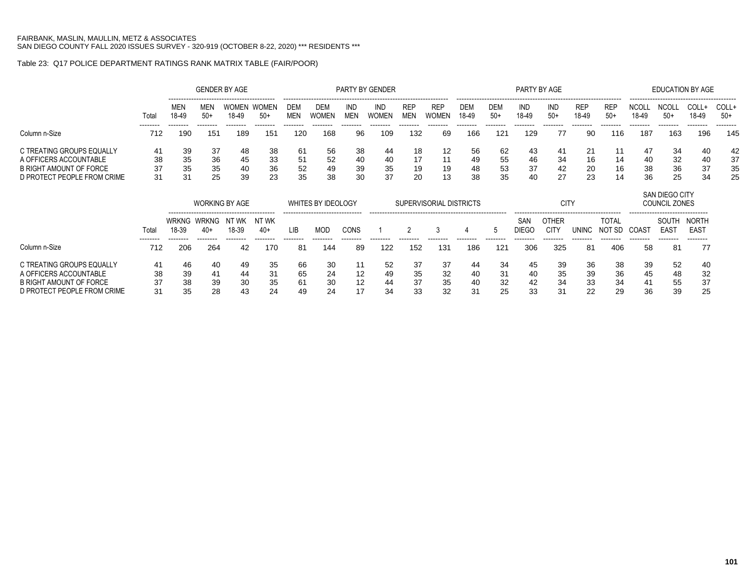FAIRBANK, MASLIN, MAULLIN, METZ & ASSOCIATES
SAN DIEGO COUNTY FALL 2020 ISSUES SURVEY - 320-919 (OCTOBER 8-22, 2020) *** RESIDENTS ***

Table 23: Q17 POLICE DEPARTMENT RATINGS RANK MATRIX TABLE (FAIR/POOR)

| | | GENDER BY AGE | | | | PARTY BY GENDER | | | | | | PARTY BY AGE | | | | | | EDUCATION BY AGE | | | |
|---|---|---|---|---|---|---|---|---|---|---|---|---|---|---|---|---|---|---|---|---|---|
| | Total | MEN 18-49 | MEN 50+ | WOMEN 18-49 | WOMEN 50+ | DEM MEN | DEM WOMEN | IND MEN | IND WOMEN | REP MEN | REP WOMEN | DEM 18-49 | DEM 50+ | IND 18-49 | IND 50+ | REP 18-49 | REP 50+ | NCOLL 18-49 | NCOLL 50+ | COLL+ 18-49 | COLL+ 50+ |
| Column n-Size | 712 | 190 | 151 | 189 | 151 | 120 | 168 | 96 | 109 | 132 | 69 | 166 | 121 | 129 | 77 | 90 | 116 | 187 | 163 | 196 | 145 |
| C TREATING GROUPS EQUALLY | 41 | 39 | 37 | 48 | 38 | 61 | 56 | 38 | 44 | 18 | 12 | 56 | 62 | 43 | 41 | 21 | 11 | 47 | 34 | 40 | 42 |
| A OFFICERS ACCOUNTABLE | 38 | 35 | 36 | 45 | 33 | 51 | 52 | 40 | 40 | 17 | 11 | 49 | 55 | 46 | 34 | 16 | 14 | 40 | 32 | 40 | 37 |
| B RIGHT AMOUNT OF FORCE | 37 | 35 | 35 | 40 | 36 | 52 | 49 | 39 | 35 | 19 | 19 | 48 | 53 | 37 | 42 | 20 | 16 | 38 | 36 | 37 | 35 |
| D PROTECT PEOPLE FROM CRIME | 31 | 31 | 25 | 39 | 23 | 35 | 38 | 30 | 37 | 20 | 13 | 38 | 35 | 40 | 27 | 23 | 14 | 36 | 25 | 34 | 25 |

| | | WORKING BY AGE | | | | WHITES BY IDEOLOGY | | | SUPERVISORIAL DISTRICTS | | | | | CITY | | | | SAN DIEGO CITY COUNCIL ZONES | | |
|---|---|---|---|---|---|---|---|---|---|---|---|---|---|---|---|---|---|---|---|---|
| | Total | WRKNG 18-39 | WRKNG 40+ | NT WK 18-39 | NT WK 40+ | LIB | MOD | CONS | 1 | 2 | 3 | 4 | 5 | SAN DIEGO | OTHER CITY | UNINC | TOTAL NOT SD | COAST | SOUTH EAST | NORTH EAST |
| Column n-Size | 712 | 206 | 264 | 42 | 170 | 81 | 144 | 89 | 122 | 152 | 131 | 186 | 121 | 306 | 325 | 81 | 406 | 58 | 81 | 77 |
| C TREATING GROUPS EQUALLY | 41 | 46 | 40 | 49 | 35 | 66 | 30 | 11 | 52 | 37 | 37 | 44 | 34 | 45 | 39 | 36 | 38 | 39 | 52 | 40 |
| A OFFICERS ACCOUNTABLE | 38 | 39 | 41 | 44 | 31 | 65 | 24 | 12 | 49 | 35 | 32 | 40 | 31 | 40 | 35 | 39 | 36 | 45 | 48 | 32 |
| B RIGHT AMOUNT OF FORCE | 37 | 38 | 39 | 30 | 35 | 61 | 30 | 12 | 44 | 37 | 35 | 40 | 32 | 42 | 34 | 33 | 34 | 41 | 55 | 37 |
| D PROTECT PEOPLE FROM CRIME | 31 | 35 | 28 | 43 | 24 | 49 | 24 | 17 | 34 | 33 | 32 | 31 | 25 | 33 | 31 | 22 | 29 | 36 | 39 | 25 |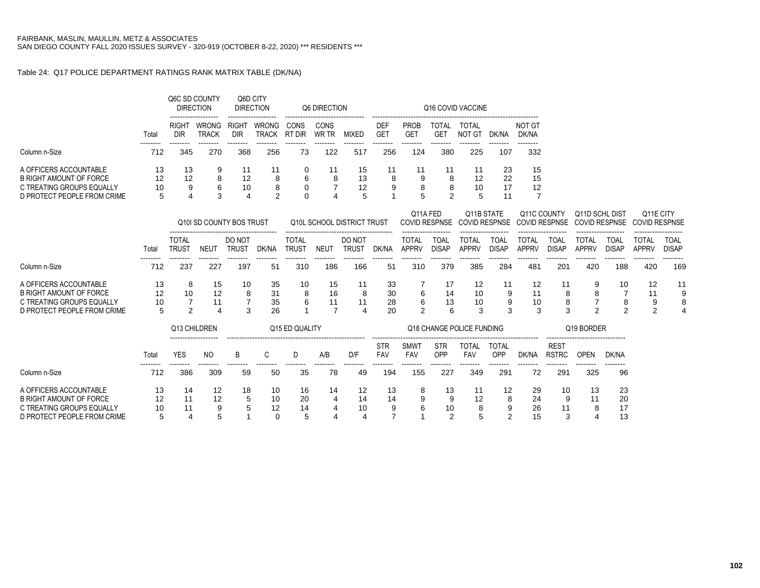FAIRBANK, MASLIN, MAULLIN, METZ & ASSOCIATES
SAN DIEGO COUNTY FALL 2020 ISSUES SURVEY - 320-919 (OCTOBER 8-22, 2020) *** RESIDENTS ***

Table 24: Q17 POLICE DEPARTMENT RATINGS RANK MATRIX TABLE (DK/NA)

| | | Q6C SD COUNTY DIRECTION | | Q6D CITY DIRECTION | | Q6 DIRECTION | | | Q16 COVID VACCINE | | | | | |
|---|---|---|---|---|---|---|---|---|---|---|---|---|---|---|
| | Total | RIGHT DIR | WRONG TRACK | RIGHT DIR | WRONG TRACK | CONS RT DIR | CONS WR TR | MIXED | DEF GET | PROB GET | TOTAL GET | TOTAL NOT GT | DK/NA | NOT GT DK/NA |
| Column n-Size | 712 | 345 | 270 | 368 | 256 | 73 | 122 | 517 | 256 | 124 | 380 | 225 | 107 | 332 |
| A OFFICERS ACCOUNTABLE | 13 | 13 | 9 | 11 | 11 | 0 | 11 | 15 | 11 | 11 | 11 | 11 | 23 | 15 |
| B RIGHT AMOUNT OF FORCE | 12 | 12 | 8 | 12 | 8 | 6 | 8 | 13 | 8 | 9 | 8 | 12 | 22 | 15 |
| C TREATING GROUPS EQUALLY | 10 | 9 | 6 | 10 | 8 | 0 | 7 | 12 | 9 | 8 | 8 | 10 | 17 | 12 |
| D PROTECT PEOPLE FROM CRIME | 5 | 4 | 3 | 4 | 2 | 0 | 4 | 5 | 1 | 5 | 2 | 5 | 11 | 7 |

| | | Q10I SD COUNTY BOS TRUST | | | | Q10L SCHOOL DISTRICT TRUST | | | | Q11A FED COVID RESPNSE | | Q11B STATE COVID RESPNSE | | Q11C COUNTY COVID RESPNSE | | Q11D SCHL DIST COVID RESPNSE | | Q11E CITY COVID RESPNSE | |
|---|---|---|---|---|---|---|---|---|---|---|---|---|---|---|---|---|---|---|---|
| | Total | TOTAL TRUST | NEUT | DO NOT TRUST | DK/NA | TOTAL TRUST | NEUT | DO NOT TRUST | DK/NA | TOTAL APPRV | TOAL DISAP | TOTAL APPRV | TOAL DISAP | TOTAL APPRV | TOAL DISAP | TOTAL APPRV | TOAL DISAP | TOTAL APPRV | TOAL DISAP |
| Column n-Size | 712 | 237 | 227 | 197 | 51 | 310 | 186 | 166 | 51 | 310 | 379 | 385 | 284 | 481 | 201 | 420 | 188 | 420 | 169 |
| A OFFICERS ACCOUNTABLE | 13 | 8 | 15 | 10 | 35 | 10 | 15 | 11 | 33 | 7 | 17 | 12 | 11 | 12 | 11 | 9 | 10 | 12 | 11 |
| B RIGHT AMOUNT OF FORCE | 12 | 10 | 12 | 8 | 31 | 8 | 16 | 8 | 30 | 6 | 14 | 10 | 9 | 11 | 8 | 8 | 7 | 11 | 9 |
| C TREATING GROUPS EQUALLY | 10 | 7 | 11 | 7 | 35 | 6 | 11 | 11 | 28 | 6 | 13 | 10 | 9 | 10 | 8 | 7 | 8 | 9 | 8 |
| D PROTECT PEOPLE FROM CRIME | 5 | 2 | 4 | 3 | 26 | 1 | 7 | 4 | 20 | 2 | 6 | 3 | 3 | 3 | 3 | 2 | 2 | 2 | 4 |

| | | Q13 CHILDREN | | Q15 ED QUALITY | | | | | Q18 CHANGE POLICE FUNDING | | | | | | Q19 BORDER | | |
|---|---|---|---|---|---|---|---|---|---|---|---|---|---|---|---|---|---|
| | Total | YES | NO | B | C | D | A/B | D/F | STR FAV | SMWT FAV | STR OPP | TOTAL FAV | TOTAL OPP | DK/NA | REST RSTRC | OPEN | DK/NA |
| Column n-Size | 712 | 386 | 309 | 59 | 50 | 35 | 78 | 49 | 194 | 155 | 227 | 349 | 291 | 72 | 291 | 325 | 96 |
| A OFFICERS ACCOUNTABLE | 13 | 14 | 12 | 18 | 10 | 16 | 14 | 12 | 13 | 8 | 13 | 11 | 12 | 29 | 10 | 13 | 23 |
| B RIGHT AMOUNT OF FORCE | 12 | 11 | 12 | 5 | 10 | 20 | 4 | 14 | 14 | 9 | 9 | 12 | 8 | 24 | 9 | 11 | 20 |
| C TREATING GROUPS EQUALLY | 10 | 11 | 9 | 5 | 12 | 14 | 4 | 10 | 9 | 6 | 10 | 8 | 9 | 26 | 11 | 8 | 17 |
| D PROTECT PEOPLE FROM CRIME | 5 | 4 | 5 | 1 | 0 | 5 | 4 | 4 | 7 | 1 | 2 | 5 | 2 | 15 | 3 | 4 | 13 |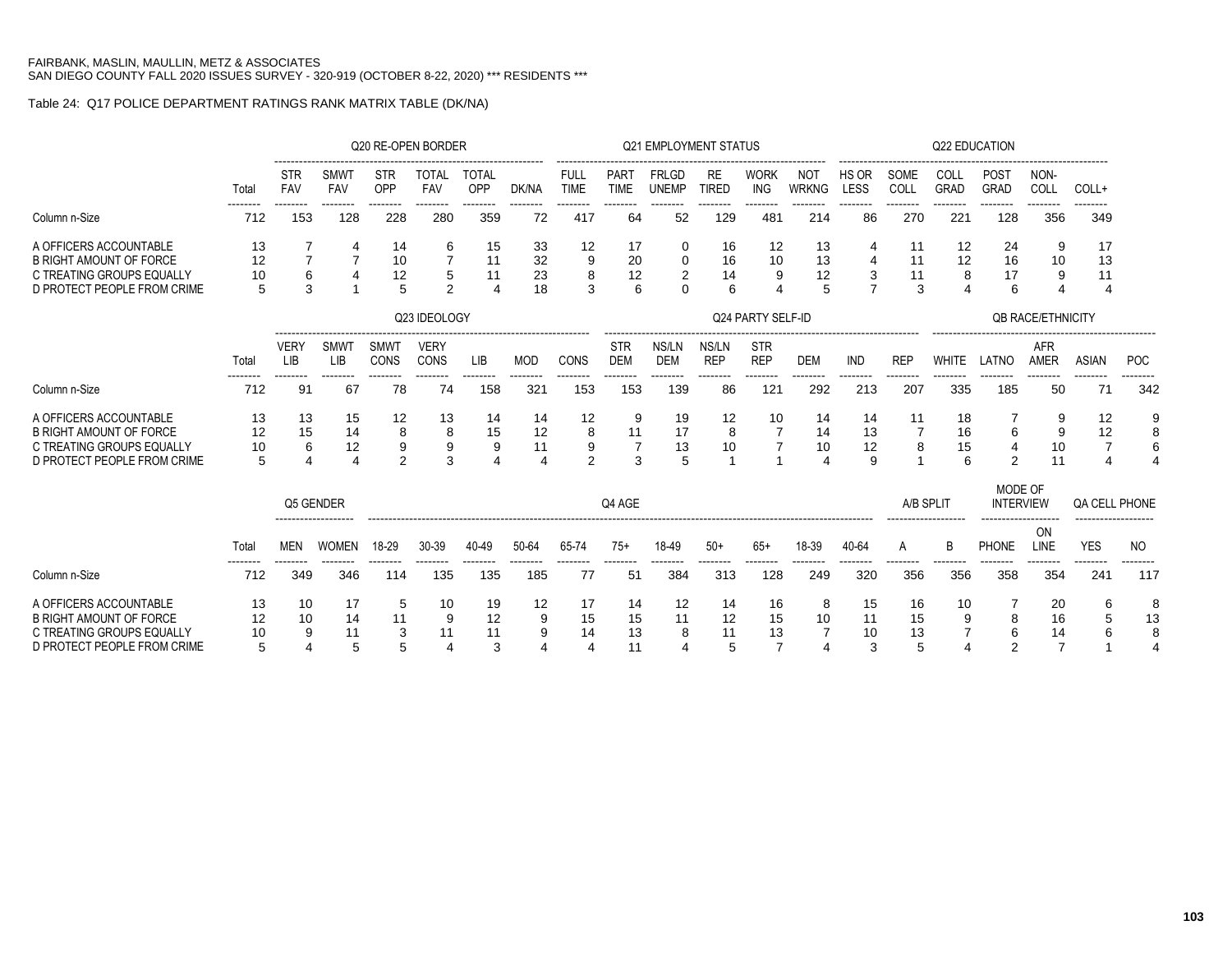FAIRBANK, MASLIN, MAULLIN, METZ & ASSOCIATES
SAN DIEGO COUNTY FALL 2020 ISSUES SURVEY - 320-919 (OCTOBER 8-22, 2020) *** RESIDENTS ***

Table 24: Q17 POLICE DEPARTMENT RATINGS RANK MATRIX TABLE (DK/NA)

| | | Q20 RE-OPEN BORDER | | | | | | Q21 EMPLOYMENT STATUS | | | | | | Q22 EDUCATION | | | | | |
|---|---|---|---|---|---|---|---|---|---|---|---|---|---|---|---|---|---|---|---|
| | Total | STR FAV | SMWT FAV | STR OPP | TOTAL FAV | TOTAL OPP | DK/NA | FULL TIME | PART TIME | FRLGD UNEMP | RE TIRED | WORK ING | NOT WRKNG | HS OR LESS | SOME COLL | COLL GRAD | POST GRAD | NON-COLL | COLL+ |
| Column n-Size | 712 | 153 | 128 | 228 | 280 | 359 | 72 | 417 | 64 | 52 | 129 | 481 | 214 | 86 | 270 | 221 | 128 | 356 | 349 |
| A OFFICERS ACCOUNTABLE | 13 | 7 | 4 | 14 | 6 | 15 | 33 | 12 | 17 | 0 | 16 | 12 | 13 | 4 | 11 | 12 | 24 | 9 | 17 |
| B RIGHT AMOUNT OF FORCE | 12 | 7 | 7 | 10 | 7 | 11 | 32 | 9 | 20 | 0 | 16 | 10 | 13 | 4 | 11 | 12 | 16 | 10 | 13 |
| C TREATING GROUPS EQUALLY | 10 | 6 | 4 | 12 | 5 | 11 | 23 | 8 | 12 | 2 | 14 | 9 | 12 | 3 | 11 | 8 | 17 | 9 | 11 |
| D PROTECT PEOPLE FROM CRIME | 5 | 3 | 1 | 5 | 2 | 4 | 18 | 3 | 6 | 0 | 6 | 4 | 5 | 7 | 3 | 4 | 6 | 4 | 4 |

| | | Q23 IDEOLOGY | | | | | | | Q24 PARTY SELF-ID | | | | | | | QB RACE/ETHNICITY | | | | |
|---|---|---|---|---|---|---|---|---|---|---|---|---|---|---|---|---|---|---|---|---|
| | Total | VERY LIB | SMWT LIB | SMWT CONS | VERY CONS | LIB | MOD | CONS | STR DEM | NS/LN DEM | NS/LN REP | STR REP | DEM | IND | REP | WHITE | LATNO | AFR AMER | ASIAN | POC |
| Column n-Size | 712 | 91 | 67 | 78 | 74 | 158 | 321 | 153 | 153 | 139 | 86 | 121 | 292 | 213 | 207 | 335 | 185 | 50 | 71 | 342 |
| A OFFICERS ACCOUNTABLE | 13 | 13 | 15 | 12 | 13 | 14 | 14 | 12 | 9 | 19 | 12 | 10 | 14 | 14 | 11 | 18 | 7 | 9 | 12 | 9 |
| B RIGHT AMOUNT OF FORCE | 12 | 15 | 14 | 8 | 8 | 15 | 12 | 8 | 11 | 17 | 8 | 7 | 14 | 13 | 7 | 16 | 6 | 9 | 12 | 8 |
| C TREATING GROUPS EQUALLY | 10 | 6 | 12 | 9 | 9 | 9 | 11 | 9 | 7 | 13 | 10 | 7 | 10 | 12 | 8 | 15 | 4 | 10 | 7 | 6 |
| D PROTECT PEOPLE FROM CRIME | 5 | 4 | 4 | 2 | 3 | 4 | 4 | 2 | 3 | 5 | 1 | 1 | 4 | 9 | 1 | 6 | 2 | 11 | 4 | 4 |

| | | Q5 GENDER | | Q4 AGE | | | | | | | | | | | A/B SPLIT | | MODE OF INTERVIEW | | QA CELL PHONE | |
|---|---|---|---|---|---|---|---|---|---|---|---|---|---|---|---|---|---|---|---|---|
| | Total | MEN | WOMEN | 18-29 | 30-39 | 40-49 | 50-64 | 65-74 | 75+ | 18-49 | 50+ | 65+ | 18-39 | 40-64 | A | B | PHONE | ON LINE | YES | NO |
| Column n-Size | 712 | 349 | 346 | 114 | 135 | 135 | 185 | 77 | 51 | 384 | 313 | 128 | 249 | 320 | 356 | 356 | 358 | 354 | 241 | 117 |
| A OFFICERS ACCOUNTABLE | 13 | 10 | 17 | 5 | 10 | 19 | 12 | 17 | 14 | 12 | 14 | 16 | 8 | 15 | 16 | 10 | 7 | 20 | 6 | 8 |
| B RIGHT AMOUNT OF FORCE | 12 | 10 | 14 | 11 | 9 | 12 | 9 | 15 | 15 | 11 | 12 | 15 | 10 | 11 | 15 | 9 | 8 | 16 | 5 | 13 |
| C TREATING GROUPS EQUALLY | 10 | 9 | 11 | 3 | 11 | 11 | 9 | 14 | 13 | 8 | 11 | 13 | 7 | 10 | 13 | 7 | 6 | 14 | 6 | 8 |
| D PROTECT PEOPLE FROM CRIME | 5 | 4 | 5 | 5 | 4 | 3 | 4 | 4 | 11 | 4 | 5 | 7 | 4 | 3 | 5 | 4 | 2 | 7 | 1 | 4 |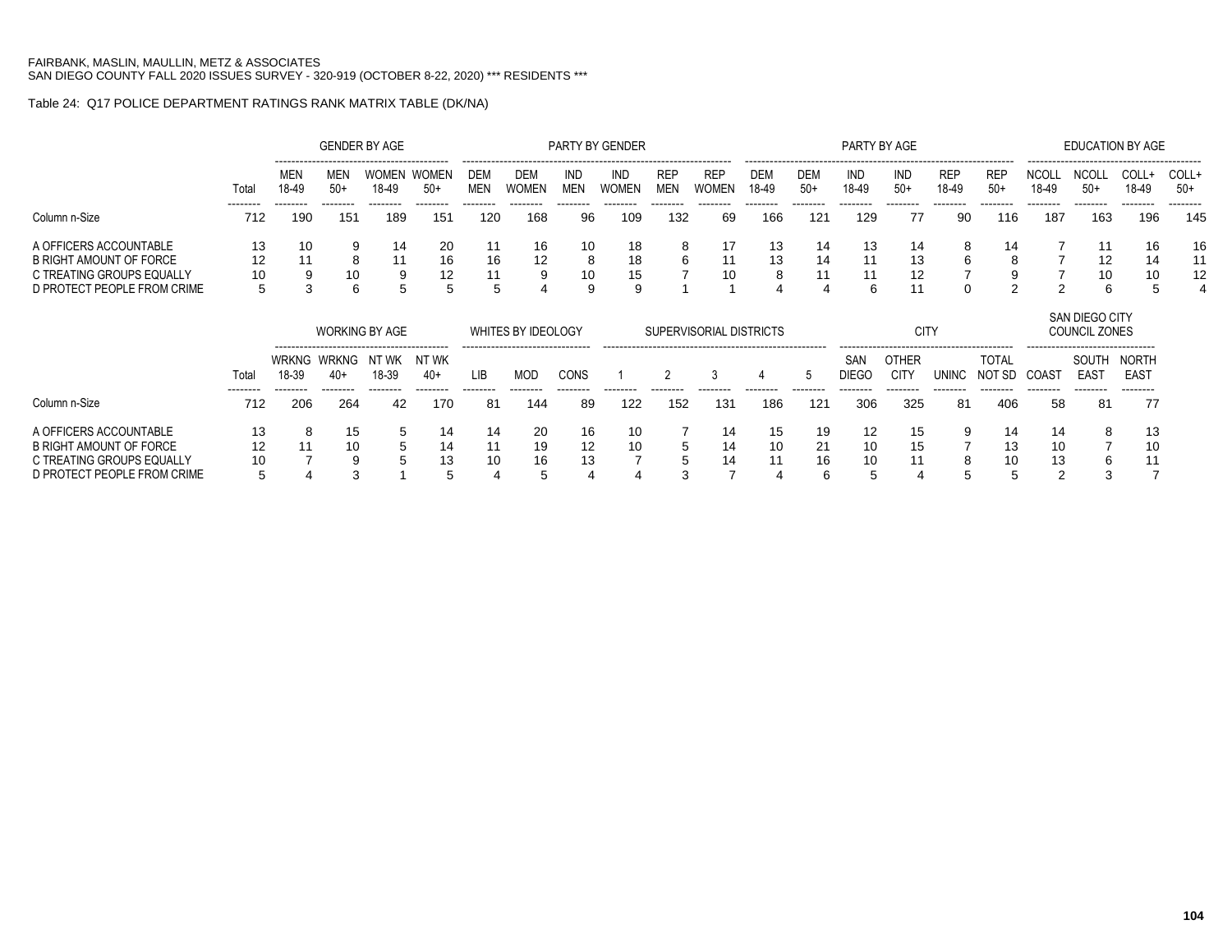FAIRBANK, MASLIN, MAULLIN, METZ & ASSOCIATES
SAN DIEGO COUNTY FALL 2020 ISSUES SURVEY - 320-919 (OCTOBER 8-22, 2020) *** RESIDENTS ***

Table 24: Q17 POLICE DEPARTMENT RATINGS RANK MATRIX TABLE (DK/NA)

| | | GENDER BY AGE | | | | PARTY BY GENDER | | | | | | PARTY BY AGE | | | | | | EDUCATION BY AGE | | | |
|---|---|---|---|---|---|---|---|---|---|---|---|---|---|---|---|---|---|---|---|---|---|
| | Total | MEN 18-49 | MEN 50+ | WOMEN 18-49 | WOMEN 50+ | DEM MEN | DEM WOMEN | IND MEN | IND WOMEN | REP MEN | REP WOMEN | DEM 18-49 | DEM 50+ | IND 18-49 | IND 50+ | REP 18-49 | REP 50+ | NCOLL 18-49 | NCOLL 50+ | COLL+ 18-49 | COLL+ 50+ |
| Column n-Size | 712 | 190 | 151 | 189 | 151 | 120 | 168 | 96 | 109 | 132 | 69 | 166 | 121 | 129 | 77 | 90 | 116 | 187 | 163 | 196 | 145 |
| A OFFICERS ACCOUNTABLE | 13 | 10 | 9 | 14 | 20 | 11 | 16 | 10 | 18 | 8 | 17 | 13 | 14 | 13 | 14 | 8 | 14 | 7 | 11 | 16 | 16 |
| B RIGHT AMOUNT OF FORCE | 12 | 11 | 8 | 11 | 16 | 16 | 12 | 8 | 18 | 6 | 11 | 13 | 14 | 11 | 13 | 6 | 8 | 7 | 12 | 14 | 11 |
| C TREATING GROUPS EQUALLY | 10 | 9 | 10 | 9 | 12 | 11 | 9 | 10 | 15 | 7 | 10 | 8 | 11 | 11 | 12 | 7 | 9 | 7 | 10 | 10 | 12 |
| D PROTECT PEOPLE FROM CRIME | 5 | 3 | 6 | 5 | 5 | 5 | 4 | 9 | 9 | 1 | 1 | 4 | 4 | 6 | 11 | 0 | 2 | 2 | 6 | 5 | 4 |

| | | WORKING BY AGE | | | | WHITES BY IDEOLOGY | | | SUPERVISORIAL DISTRICTS | | | | | CITY | | | | SAN DIEGO CITY COUNCIL ZONES | | |
|---|---|---|---|---|---|---|---|---|---|---|---|---|---|---|---|---|---|---|---|---|
| | Total | WRKNG 18-39 | WRKNG 40+ | NT WK 18-39 | NT WK 40+ | LIB | MOD | CONS | 1 | 2 | 3 | 4 | 5 | SAN DIEGO | OTHER CITY | UNINC | TOTAL NOT SD | COAST | SOUTH EAST | NORTH EAST |
| Column n-Size | 712 | 206 | 264 | 42 | 170 | 81 | 144 | 89 | 122 | 152 | 131 | 186 | 121 | 306 | 325 | 81 | 406 | 58 | 81 | 77 |
| A OFFICERS ACCOUNTABLE | 13 | 8 | 15 | 5 | 14 | 14 | 20 | 16 | 10 | 7 | 14 | 15 | 19 | 12 | 15 | 9 | 14 | 14 | 8 | 13 |
| B RIGHT AMOUNT OF FORCE | 12 | 11 | 10 | 5 | 14 | 11 | 19 | 12 | 10 | 5 | 14 | 10 | 21 | 10 | 15 | 7 | 13 | 10 | 7 | 10 |
| C TREATING GROUPS EQUALLY | 10 | 7 | 9 | 5 | 13 | 10 | 16 | 13 | 7 | 5 | 14 | 11 | 16 | 10 | 11 | 8 | 10 | 13 | 6 | 11 |
| D PROTECT PEOPLE FROM CRIME | 5 | 4 | 3 | 1 | 5 | 4 | 5 | 4 | 4 | 3 | 7 | 4 | 6 | 5 | 4 | 5 | 5 | 2 | 3 | 7 |